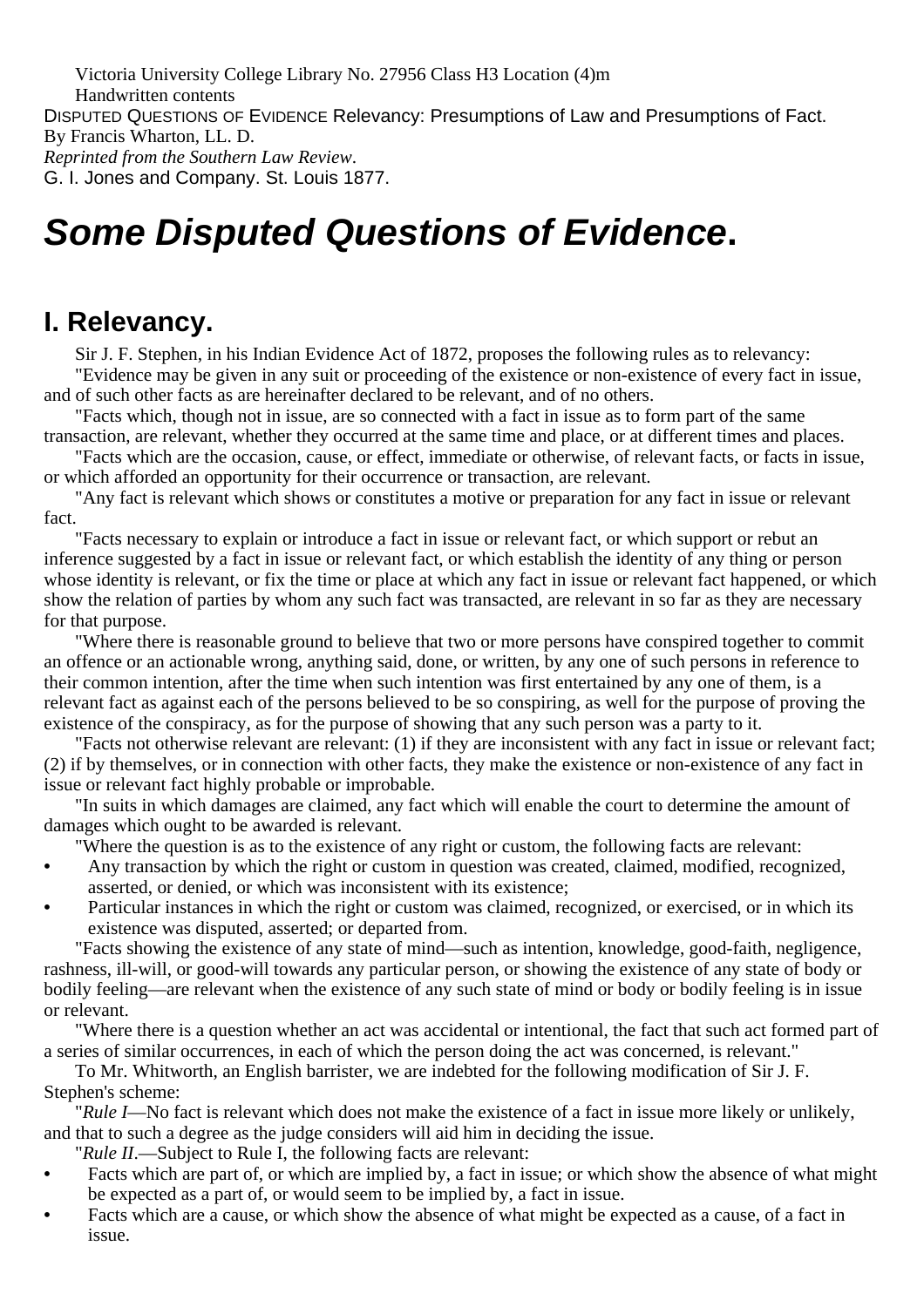Victoria University College Library No. 27956 Class H3 Location (4)m

Handwritten contents

DISPUTED QUESTIONS OF EVIDENCE Relevancy: Presumptions of Law and Presumptions of Fact.

By Francis Wharton, LL. D.

*Reprinted from the Southern Law Review*.

G. I. Jones and Company. St. Louis 1877.

# *Some Disputed Questions of Evidence*.

## I. Relevancy.

Sir J. F. Stephen, in his Indian Evidence Act of 1872, proposes the following rules as to relevancy:

"Evidence may be given in any suit or proceeding of the existence or non-existence of every fact in issue, and of such other facts as are hereinafter declared to be relevant, and of no others.

"Facts which, though not in issue, are so connected with a fact in issue as to form part of the same transaction, are relevant, whether they occurred at the same time and place, or at different times and places.

"Facts which are the occasion, cause, or effect, immediate or otherwise, of relevant facts, or facts in issue, or which afforded an opportunity for their occurrence or transaction, are relevant.

"Any fact is relevant which shows or constitutes a motive or preparation for any fact in issue or relevant fact.

"Facts necessary to explain or introduce a fact in issue or relevant fact, or which support or rebut an inference suggested by a fact in issue or relevant fact, or which establish the identity of any thing or person whose identity is relevant, or fix the time or place at which any fact in issue or relevant fact happened, or which show the relation of parties by whom any such fact was transacted, are relevant in so far as they are necessary for that purpose.

"Where there is reasonable ground to believe that two or more persons have conspired together to commit an offence or an actionable wrong, anything said, done, or written, by any one of such persons in reference to their common intention, after the time when such intention was first entertained by any one of them, is a relevant fact as against each of the persons believed to be so conspiring, as well for the purpose of proving the existence of the conspiracy, as for the purpose of showing that any such person was a party to it.

"Facts not otherwise relevant are relevant: (1) if they are inconsistent with any fact in issue or relevant fact; (2) if by themselves, or in connection with other facts, they make the existence or non-existence of any fact in issue or relevant fact highly probable or improbable.

"In suits in which damages are claimed, any fact which will enable the court to determine the amount of damages which ought to be awarded is relevant.

"Where the question is as to the existence of any right or custom, the following facts are relevant:

- Any transaction by which the right or custom in question was created, claimed, modified, recognized, asserted, or denied, or which was inconsistent with its existence;
- Particular instances in which the right or custom was claimed, recognized, or exercised, or in which its existence was disputed, asserted; or departed from.

"Facts showing the existence of any state of mind—such as intention, knowledge, good-faith, negligence, rashness, ill-will, or good-will towards any particular person, or showing the existence of any state of body or bodily feeling—are relevant when the existence of any such state of mind or body or bodily feeling is in issue or relevant.

"Where there is a question whether an act was accidental or intentional, the fact that such act formed part of a series of similar occurrences, in each of which the person doing the act was concerned, is relevant."

To Mr. Whitworth, an English barrister, we are indebted for the following modification of Sir J. F. Stephen's scheme:

"*Rule I*—No fact is relevant which does not make the existence of a fact in issue more likely or unlikely, and that to such a degree as the judge considers will aid him in deciding the issue.

"*Rule II*.—Subject to Rule I, the following facts are relevant:

- Facts which are part of, or which are implied by, a fact in issue; or which show the absence of what might be expected as a part of, or would seem to be implied by, a fact in issue.
- Facts which are a cause, or which show the absence of what might be expected as a cause, of a fact in issue.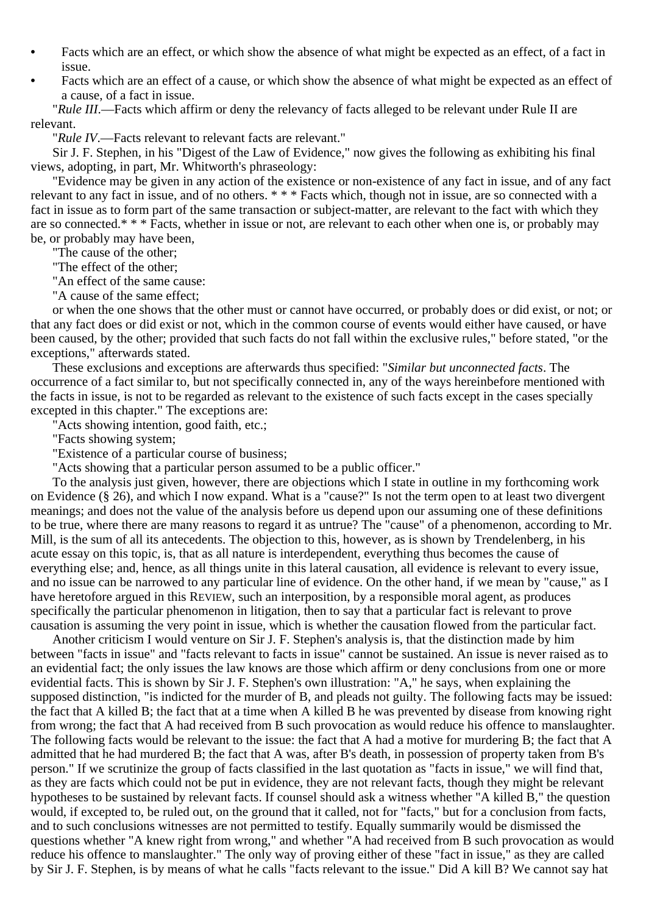- Facts which are an effect, or which show the absence of what might be expected as an effect, of a fact in issue.
- Facts which are an effect of a cause, or which show the absence of what might be expected as an effect of a cause, of a fact in issue.

"*Rule III*.—Facts which affirm or deny the relevancy of facts alleged to be relevant under Rule II are relevant.

"*Rule IV*.—Facts relevant to relevant facts are relevant."

Sir J. F. Stephen, in his "Digest of the Law of Evidence," now gives the following as exhibiting his final views, adopting, in part, Mr. Whitworth's phraseology:

"Evidence may be given in any action of the existence or non-existence of any fact in issue, and of any fact relevant to any fact in issue, and of no others. * * * Facts which, though not in issue, are so connected with a fact in issue as to form part of the same transaction or subject-matter, are relevant to the fact with which they are so connected.* * * Facts, whether in issue or not, are relevant to each other when one is, or probably may be, or probably may have been,

"The cause of the other;

"The effect of the other;

"An effect of the same cause:

"A cause of the same effect;

or when the one shows that the other must or cannot have occurred, or probably does or did exist, or not; or that any fact does or did exist or not, which in the common course of events would either have caused, or have been caused, by the other; provided that such facts do not fall within the exclusive rules," before stated, "or the exceptions," afterwards stated.

These exclusions and exceptions are afterwards thus specified: "*Similar but unconnected facts*. The occurrence of a fact similar to, but not specifically connected in, any of the ways hereinbefore mentioned with the facts in issue, is not to be regarded as relevant to the existence of such facts except in the cases specially excepted in this chapter." The exceptions are:

"Acts showing intention, good faith, etc.;

"Facts showing system;

"Existence of a particular course of business;

"Acts showing that a particular person assumed to be a public officer."

To the analysis just given, however, there are objections which I state in outline in my forthcoming work on Evidence (§ 26), and which I now expand. What is a "cause?" Is not the term open to at least two divergent meanings; and does not the value of the analysis before us depend upon our assuming one of these definitions to be true, where there are many reasons to regard it as untrue? The "cause" of a phenomenon, according to Mr. Mill, is the sum of all its antecedents. The objection to this, however, as is shown by Trendelenberg, in his acute essay on this topic, is, that as all nature is interdependent, everything thus becomes the cause of everything else; and, hence, as all things unite in this lateral causation, all evidence is relevant to every issue, and no issue can be narrowed to any particular line of evidence. On the other hand, if we mean by "cause," as I have heretofore argued in this REVIEW, such an interposition, by a responsible moral agent, as produces specifically the particular phenomenon in litigation, then to say that a particular fact is relevant to prove causation is assuming the very point in issue, which is whether the causation flowed from the particular fact.

Another criticism I would venture on Sir J. F. Stephen's analysis is, that the distinction made by him between "facts in issue" and "facts relevant to facts in issue" cannot be sustained. An issue is never raised as to an evidential fact; the only issues the law knows are those which affirm or deny conclusions from one or more evidential facts. This is shown by Sir J. F. Stephen's own illustration: "A," he says, when explaining the supposed distinction, "is indicted for the murder of B, and pleads not guilty. The following facts may be issued: the fact that A killed B; the fact that at a time when A killed B he was prevented by disease from knowing right from wrong; the fact that A had received from B such provocation as would reduce his offence to manslaughter. The following facts would be relevant to the issue: the fact that A had a motive for murdering B; the fact that A admitted that he had murdered B; the fact that A was, after B's death, in possession of property taken from B's person." If we scrutinize the group of facts classified in the last quotation as "facts in issue," we will find that, as they are facts which could not be put in evidence, they are not relevant facts, though they might be relevant hypotheses to be sustained by relevant facts. If counsel should ask a witness whether "A killed B," the question would, if excepted to, be ruled out, on the ground that it called, not for "facts," but for a conclusion from facts, and to such conclusions witnesses are not permitted to testify. Equally summarily would be dismissed the questions whether "A knew right from wrong," and whether "A had received from B such provocation as would reduce his offence to manslaughter." The only way of proving either of these "fact in issue," as they are called by Sir J. F. Stephen, is by means of what he calls "facts relevant to the issue." Did A kill B? We cannot say hat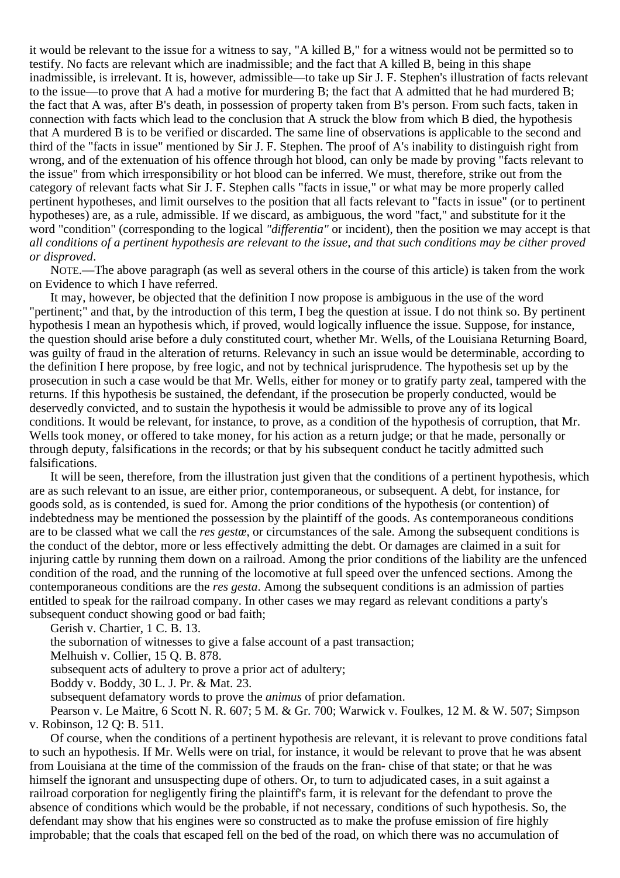it would be relevant to the issue for a witness to say, "A killed B," for a witness would not be permitted so to testify. No facts are relevant which are inadmissible; and the fact that A killed B, being in this shape inadmissible, is irrelevant. It is, however, admissible—to take up Sir J. F. Stephen's illustration of facts relevant to the issue—to prove that A had a motive for murdering B; the fact that A admitted that he had murdered B; the fact that A was, after B's death, in possession of property taken from B's person. From such facts, taken in connection with facts which lead to the conclusion that A struck the blow from which B died, the hypothesis that A murdered B is to be verified or discarded. The same line of observations is applicable to the second and third of the "facts in issue" mentioned by Sir J. F. Stephen. The proof of A's inability to distinguish right from wrong, and of the extenuation of his offence through hot blood, can only be made by proving "facts relevant to the issue" from which irresponsibility or hot blood can be inferred. We must, therefore, strike out from the category of relevant facts what Sir J. F. Stephen calls "facts in issue," or what may be more properly called pertinent hypotheses, and limit ourselves to the position that all facts relevant to "facts in issue" (or to pertinent hypotheses) are, as a rule, admissible. If we discard, as ambiguous, the word "fact," and substitute for it the word "condition" (corresponding to the logical *"differentia"* or incident), then the position we may accept is that *all conditions of a pertinent hypothesis are relevant to the issue, and that such conditions may be either proved or disproved*.

NOTE.—The above paragraph (as well as several others in the course of this article) is taken from the work on Evidence to which I have referred.

It may, however, be objected that the definition I now propose is ambiguous in the use of the word "pertinent;" and that, by the introduction of this term, I beg the question at issue. I do not think so. By pertinent hypothesis I mean an hypothesis which, if proved, would logically influence the issue. Suppose, for instance, the question should arise before a duly constituted court, whether Mr. Wells, of the Louisiana Returning Board, was guilty of fraud in the alteration of returns. Relevancy in such an issue would be determinable, according to the definition I here propose, by free logic, and not by technical jurisprudence. The hypothesis set up by the prosecution in such a case would be that Mr. Wells, either for money or to gratify party zeal, tampered with the returns. If this hypothesis be sustained, the defendant, if the prosecution be properly conducted, would be deservedly convicted, and to sustain the hypothesis it would be admissible to prove any of its logical conditions. It would be relevant, for instance, to prove, as a condition of the hypothesis of corruption, that Mr. Wells took money, or offered to take money, for his action as a return judge; or that he made, personally or through deputy, falsifications in the records; or that by his subsequent conduct he tacitly admitted such falsifications.

It will be seen, therefore, from the illustration just given that the conditions of a pertinent hypothesis, which are as such relevant to an issue, are either prior, contemporaneous, or subsequent. A debt, for instance, for goods sold, as is contended, is sued for. Among the prior conditions of the hypothesis (or contention) of indebtedness may be mentioned the possession by the plaintiff of the goods. As contemporaneous conditions are to be classed what we call the *res gestæ*, or circumstances of the sale. Among the subsequent conditions is the conduct of the debtor, more or less effectively admitting the debt. Or damages are claimed in a suit for injuring cattle by running them down on a railroad. Among the prior conditions of the liability are the unfenced condition of the road, and the running of the locomotive at full speed over the unfenced sections. Among the contemporaneous conditions are the *res gesta*. Among the subsequent conditions is an admission of parties entitled to speak for the railroad company. In other cases we may regard as relevant conditions a party's subsequent conduct showing good or bad faith;

Gerish v. Chartier, 1 C. B. 13.

the subornation of witnesses to give a false account of a past transaction;

Melhuish v. Collier, 15 Q. B. 878.

subsequent acts of adultery to prove a prior act of adultery;

Boddy v. Boddy, 30 L. J. Pr. & Mat. 23.

subsequent defamatory words to prove the *animus* of prior defamation.

Pearson v. Le Maitre, 6 Scott N. R. 607; 5 M. & Gr. 700; Warwick v. Foulkes, 12 M. & W. 507; Simpson v. Robinson, 12 Q: B. 511.

Of course, when the conditions of a pertinent hypothesis are relevant, it is relevant to prove conditions fatal to such an hypothesis. If Mr. Wells were on trial, for instance, it would be relevant to prove that he was absent from Louisiana at the time of the commission of the frauds on the fran- chise of that state; or that he was himself the ignorant and unsuspecting dupe of others. Or, to turn to adjudicated cases, in a suit against a railroad corporation for negligently firing the plaintiff's farm, it is relevant for the defendant to prove the absence of conditions which would be the probable, if not necessary, conditions of such hypothesis. So, the defendant may show that his engines were so constructed as to make the profuse emission of fire highly improbable; that the coals that escaped fell on the bed of the road, on which there was no accumulation of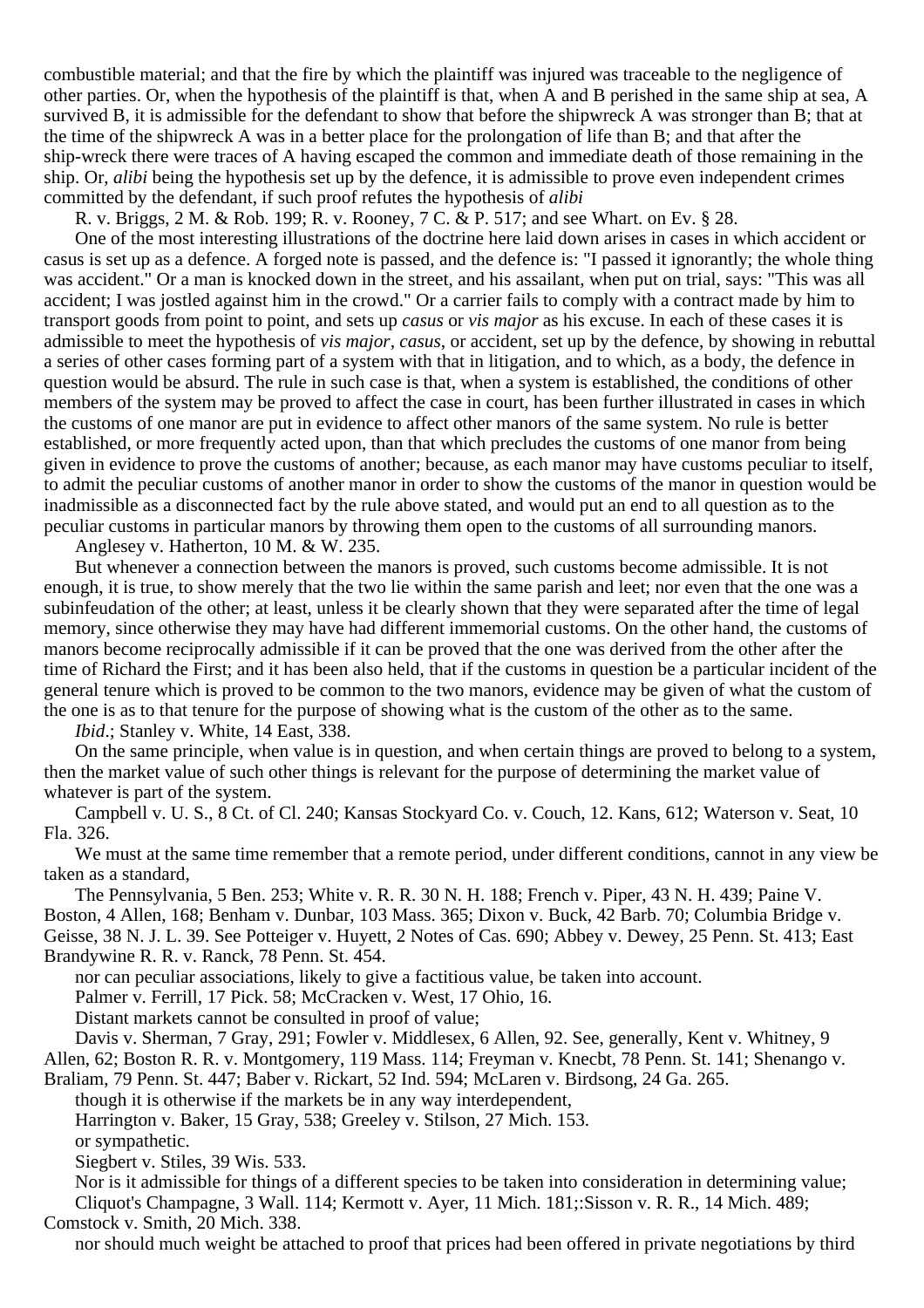combustible material; and that the fire by which the plaintiff was injured was traceable to the negligence of other parties. Or, when the hypothesis of the plaintiff is that, when A and B perished in the same ship at sea, A survived B, it is admissible for the defendant to show that before the shipwreck A was stronger than B; that at the time of the shipwreck A was in a better place for the prolongation of life than B; and that after the ship-wreck there were traces of A having escaped the common and immediate death of those remaining in the ship. Or, *alibi* being the hypothesis set up by the defence, it is admissible to prove even independent crimes committed by the defendant, if such proof refutes the hypothesis of *alibi*

R. v. Briggs, 2 M. & Rob. 199; R. v. Rooney, 7 C. & P. 517; and see Whart. on Ev. § 28.

One of the most interesting illustrations of the doctrine here laid down arises in cases in which accident or casus is set up as a defence. A forged note is passed, and the defence is: "I passed it ignorantly; the whole thing was accident." Or a man is knocked down in the street, and his assailant, when put on trial, says: "This was all accident; I was jostled against him in the crowd." Or a carrier fails to comply with a contract made by him to transport goods from point to point, and sets up *casus* or *vis major* as his excuse. In each of these cases it is admissible to meet the hypothesis of *vis major*, *casus*, or accident, set up by the defence, by showing in rebuttal a series of other cases forming part of a system with that in litigation, and to which, as a body, the defence in question would be absurd. The rule in such case is that, when a system is established, the conditions of other members of the system may be proved to affect the case in court, has been further illustrated in cases in which the customs of one manor are put in evidence to affect other manors of the same system. No rule is better established, or more frequently acted upon, than that which precludes the customs of one manor from being given in evidence to prove the customs of another; because, as each manor may have customs peculiar to itself, to admit the peculiar customs of another manor in order to show the customs of the manor in question would be inadmissible as a disconnected fact by the rule above stated, and would put an end to all question as to the peculiar customs in particular manors by throwing them open to the customs of all surrounding manors.

Anglesey v. Hatherton, 10 M. & W. 235.

But whenever a connection between the manors is proved, such customs become admissible. It is not enough, it is true, to show merely that the two lie within the same parish and leet; nor even that the one was a subinfeudation of the other; at least, unless it be clearly shown that they were separated after the time of legal memory, since otherwise they may have had different immemorial customs. On the other hand, the customs of manors become reciprocally admissible if it can be proved that the one was derived from the other after the time of Richard the First; and it has been also held, that if the customs in question be a particular incident of the general tenure which is proved to be common to the two manors, evidence may be given of what the custom of the one is as to that tenure for the purpose of showing what is the custom of the other as to the same.

*Ibid*.; Stanley v. White, 14 East, 338.

On the same principle, when value is in question, and when certain things are proved to belong to a system, then the market value of such other things is relevant for the purpose of determining the market value of whatever is part of the system.

Campbell v. U. S., 8 Ct. of Cl. 240; Kansas Stockyard Co. v. Couch, 12. Kans, 612; Waterson v. Seat, 10 Fla. 326.

We must at the same time remember that a remote period, under different conditions, cannot in any view be taken as a standard,

The Pennsylvania, 5 Ben. 253; White v. R. R. 30 N. H. 188; French v. Piper, 43 N. H. 439; Paine V. Boston, 4 Allen, 168; Benham v. Dunbar, 103 Mass. 365; Dixon v. Buck, 42 Barb. 70; Columbia Bridge v. Geisse, 38 N. J. L. 39. See Potteiger v. Huyett, 2 Notes of Cas. 690; Abbey v. Dewey, 25 Penn. St. 413; East Brandywine R. R. v. Ranck, 78 Penn. St. 454.

nor can peculiar associations, likely to give a factitious value, be taken into account.

Palmer v. Ferrill, 17 Pick. 58; McCracken v. West, 17 Ohio, 16.

Distant markets cannot be consulted in proof of value;

Davis v. Sherman, 7 Gray, 291; Fowler v. Middlesex, 6 Allen, 92. See, generally, Kent v. Whitney, 9 Allen, 62; Boston R. R. v. Montgomery, 119 Mass. 114; Freyman v. Knecbt, 78 Penn. St. 141; Shenango v. Braliam, 79 Penn. St. 447; Baber v. Rickart, 52 Ind. 594; McLaren v. Birdsong, 24 Ga. 265.

though it is otherwise if the markets be in any way interdependent,

Harrington v. Baker, 15 Gray, 538; Greeley v. Stilson, 27 Mich. 153.

or sympathetic.

Siegbert v. Stiles, 39 Wis. 533.

Nor is it admissible for things of a different species to be taken into consideration in determining value;

Cliquot's Champagne, 3 Wall. 114; Kermott v. Ayer, 11 Mich. 181;:Sisson v. R. R., 14 Mich. 489; Comstock v. Smith, 20 Mich. 338.

nor should much weight be attached to proof that prices had been offered in private negotiations by third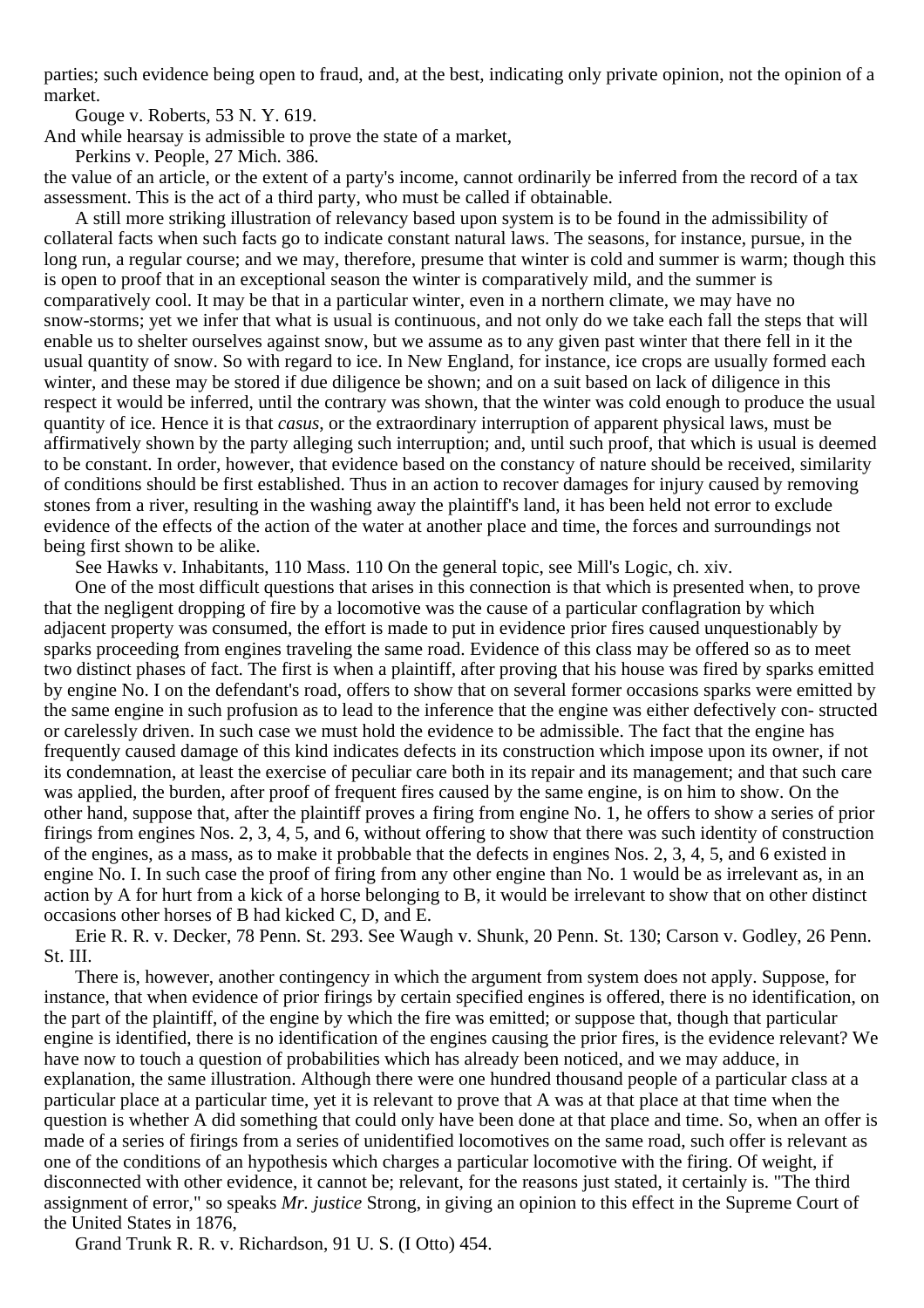parties; such evidence being open to fraud, and, at the best, indicating only private opinion, not the opinion of a market.

Gouge v. Roberts, 53 N. Y. 619.

And while hearsay is admissible to prove the state of a market,

Perkins v. People, 27 Mich. 386.

the value of an article, or the extent of a party's income, cannot ordinarily be inferred from the record of a tax assessment. This is the act of a third party, who must be called if obtainable.

A still more striking illustration of relevancy based upon system is to be found in the admissibility of collateral facts when such facts go to indicate constant natural laws. The seasons, for instance, pursue, in the long run, a regular course; and we may, therefore, presume that winter is cold and summer is warm; though this is open to proof that in an exceptional season the winter is comparatively mild, and the summer is comparatively cool. It may be that in a particular winter, even in a northern climate, we may have no snow-storms; yet we infer that what is usual is continuous, and not only do we take each fall the steps that will enable us to shelter ourselves against snow, but we assume as to any given past winter that there fell in it the usual quantity of snow. So with regard to ice. In New England, for instance, ice crops are usually formed each winter, and these may be stored if due diligence be shown; and on a suit based on lack of diligence in this respect it would be inferred, until the contrary was shown, that the winter was cold enough to produce the usual quantity of ice. Hence it is that *casus*, or the extraordinary interruption of apparent physical laws, must be affirmatively shown by the party alleging such interruption; and, until such proof, that which is usual is deemed to be constant. In order, however, that evidence based on the constancy of nature should be received, similarity of conditions should be first established. Thus in an action to recover damages for injury caused by removing stones from a river, resulting in the washing away the plaintiff's land, it has been held not error to exclude evidence of the effects of the action of the water at another place and time, the forces and surroundings not being first shown to be alike.

See Hawks v. Inhabitants, 110 Mass. 110 On the general topic, see Mill's Logic, ch. xiv.

One of the most difficult questions that arises in this connection is that which is presented when, to prove that the negligent dropping of fire by a locomotive was the cause of a particular conflagration by which adjacent property was consumed, the effort is made to put in evidence prior fires caused unquestionably by sparks proceeding from engines traveling the same road. Evidence of this class may be offered so as to meet two distinct phases of fact. The first is when a plaintiff, after proving that his house was fired by sparks emitted by engine No. I on the defendant's road, offers to show that on several former occasions sparks were emitted by the same engine in such profusion as to lead to the inference that the engine was either defectively con- structed or carelessly driven. In such case we must hold the evidence to be admissible. The fact that the engine has frequently caused damage of this kind indicates defects in its construction which impose upon its owner, if not its condemnation, at least the exercise of peculiar care both in its repair and its management; and that such care was applied, the burden, after proof of frequent fires caused by the same engine, is on him to show. On the other hand, suppose that, after the plaintiff proves a firing from engine No. 1, he offers to show a series of prior firings from engines Nos. 2, 3, 4, 5, and 6, without offering to show that there was such identity of construction of the engines, as a mass, as to make it probbable that the defects in engines Nos. 2, 3, 4, 5, and 6 existed in engine No. I. In such case the proof of firing from any other engine than No. 1 would be as irrelevant as, in an action by A for hurt from a kick of a horse belonging to B, it would be irrelevant to show that on other distinct occasions other horses of B had kicked C, D, and E.

Erie R. R. v. Decker, 78 Penn. St. 293. See Waugh v. Shunk, 20 Penn. St. 130; Carson v. Godley, 26 Penn. St. III.

There is, however, another contingency in which the argument from system does not apply. Suppose, for instance, that when evidence of prior firings by certain specified engines is offered, there is no identification, on the part of the plaintiff, of the engine by which the fire was emitted; or suppose that, though that particular engine is identified, there is no identification of the engines causing the prior fires, is the evidence relevant? We have now to touch a question of probabilities which has already been noticed, and we may adduce, in explanation, the same illustration. Although there were one hundred thousand people of a particular class at a particular place at a particular time, yet it is relevant to prove that A was at that place at that time when the question is whether A did something that could only have been done at that place and time. So, when an offer is made of a series of firings from a series of unidentified locomotives on the same road, such offer is relevant as one of the conditions of an hypothesis which charges a particular locomotive with the firing. Of weight, if disconnected with other evidence, it cannot be; relevant, for the reasons just stated, it certainly is. "The third assignment of error," so speaks *Mr. justice* Strong, in giving an opinion to this effect in the Supreme Court of the United States in 1876,

Grand Trunk R. R. v. Richardson, 91 U. S. (I Otto) 454.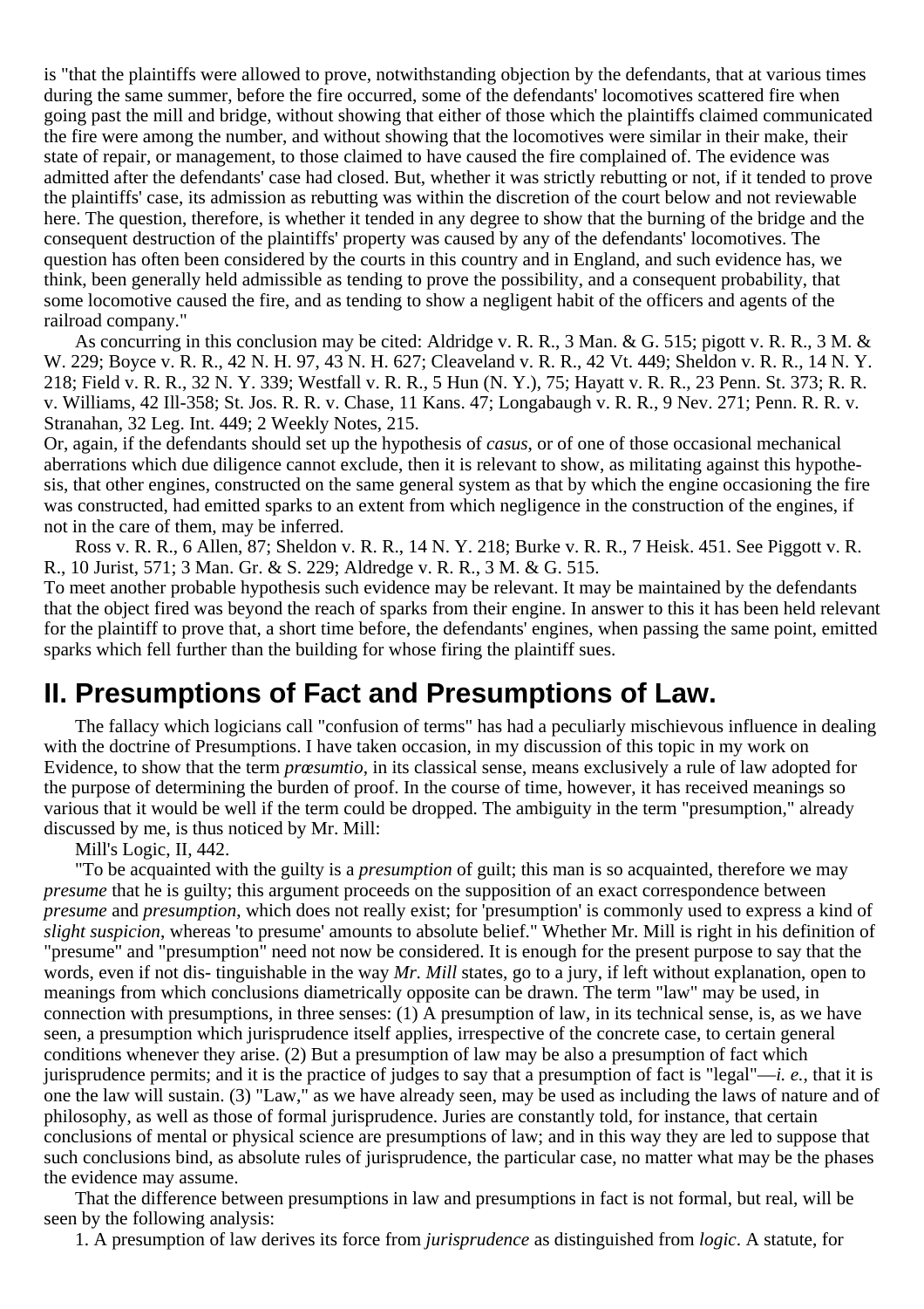is "that the plaintiffs were allowed to prove, notwithstanding objection by the defendants, that at various times during the same summer, before the fire occurred, some of the defendants' locomotives scattered fire when going past the mill and bridge, without showing that either of those which the plaintiffs claimed communicated the fire were among the number, and without showing that the locomotives were similar in their make, their state of repair, or management, to those claimed to have caused the fire complained of. The evidence was admitted after the defendants' case had closed. But, whether it was strictly rebutting or not, if it tended to prove the plaintiffs' case, its admission as rebutting was within the discretion of the court below and not reviewable here. The question, therefore, is whether it tended in any degree to show that the burning of the bridge and the consequent destruction of the plaintiffs' property was caused by any of the defendants' locomotives. The question has often been considered by the courts in this country and in England, and such evidence has, we think, been generally held admissible as tending to prove the possibility, and a consequent probability, that some locomotive caused the fire, and as tending to show a negligent habit of the officers and agents of the railroad company."

As concurring in this conclusion may be cited: Aldridge v. R. R., 3 Man. & G. 515; pigott v. R. R., 3 M. & W. 229; Boyce v. R. R., 42 N. H. 97, 43 N. H. 627; Cleaveland v. R. R., 42 Vt. 449; Sheldon v. R. R., 14 N. Y. 218; Field v. R. R., 32 N. Y. 339; Westfall v. R. R., 5 Hun (N. Y.), 75; Hayatt v. R. R., 23 Penn. St. 373; R. R. v. Williams, 42 Ill-358; St. Jos. R. R. v. Chase, 11 Kans. 47; Longabaugh v. R. R., 9 Nev. 271; Penn. R. R. v. Stranahan, 32 Leg. Int. 449; 2 Weekly Notes, 215.

Or, again, if the defendants should set up the hypothesis of *casus*, or of one of those occasional mechanical aberrations which due diligence cannot exclude, then it is relevant to show, as militating against this hypothesis, that other engines, constructed on the same general system as that by which the engine occasioning the fire was constructed, had emitted sparks to an extent from which negligence in the construction of the engines, if not in the care of them, may be inferred.

Ross v. R. R., 6 Allen, 87; Sheldon v. R. R., 14 N. Y. 218; Burke v. R. R., 7 Heisk. 451. See Piggott v. R. R., 10 Jurist, 571; 3 Man. Gr. & S. 229; Aldredge v. R. R., 3 M. & G. 515.

To meet another probable hypothesis such evidence may be relevant. It may be maintained by the defendants that the object fired was beyond the reach of sparks from their engine. In answer to this it has been held relevant for the plaintiff to prove that, a short time before, the defendants' engines, when passing the same point, emitted sparks which fell further than the building for whose firing the plaintiff sues.

## II. Presumptions of Fact and Presumptions of Law.

The fallacy which logicians call "confusion of terms" has had a peculiarly mischievous influence in dealing with the doctrine of Presumptions. I have taken occasion, in my discussion of this topic in my work on Evidence, to show that the term *præsumtio*, in its classical sense, means exclusively a rule of law adopted for the purpose of determining the burden of proof. In the course of time, however, it has received meanings so various that it would be well if the term could be dropped. The ambiguity in the term "presumption," already discussed by me, is thus noticed by Mr. Mill:

Mill's Logic, II, 442.

"To be acquainted with the guilty is a *presumption* of guilt; this man is so acquainted, therefore we may *presume* that he is guilty; this argument proceeds on the supposition of an exact correspondence between *presume* and *presumption*, which does not really exist; for 'presumption' is commonly used to express a kind of *slight suspicion*, whereas 'to presume' amounts to absolute belief." Whether Mr. Mill is right in his definition of "presume" and "presumption" need not now be considered. It is enough for the present purpose to say that the words, even if not dis- tinguishable in the way *Mr. Mill* states, go to a jury, if left without explanation, open to meanings from which conclusions diametrically opposite can be drawn. The term "law" may be used, in connection with presumptions, in three senses: (1) A presumption of law, in its technical sense, is, as we have seen, a presumption which jurisprudence itself applies, irrespective of the concrete case, to certain general conditions whenever they arise. (2) But a presumption of law may be also a presumption of fact which jurisprudence permits; and it is the practice of judges to say that a presumption of fact is "legal"—*i. e.*, that it is one the law will sustain. (3) "Law," as we have already seen, may be used as including the laws of nature and of philosophy, as well as those of formal jurisprudence. Juries are constantly told, for instance, that certain conclusions of mental or physical science are presumptions of law; and in this way they are led to suppose that such conclusions bind, as absolute rules of jurisprudence, the particular case, no matter what may be the phases the evidence may assume.

That the difference between presumptions in law and presumptions in fact is not formal, but real, will be seen by the following analysis:

1. A presumption of law derives its force from *jurisprudence* as distinguished from *logic*. A statute, for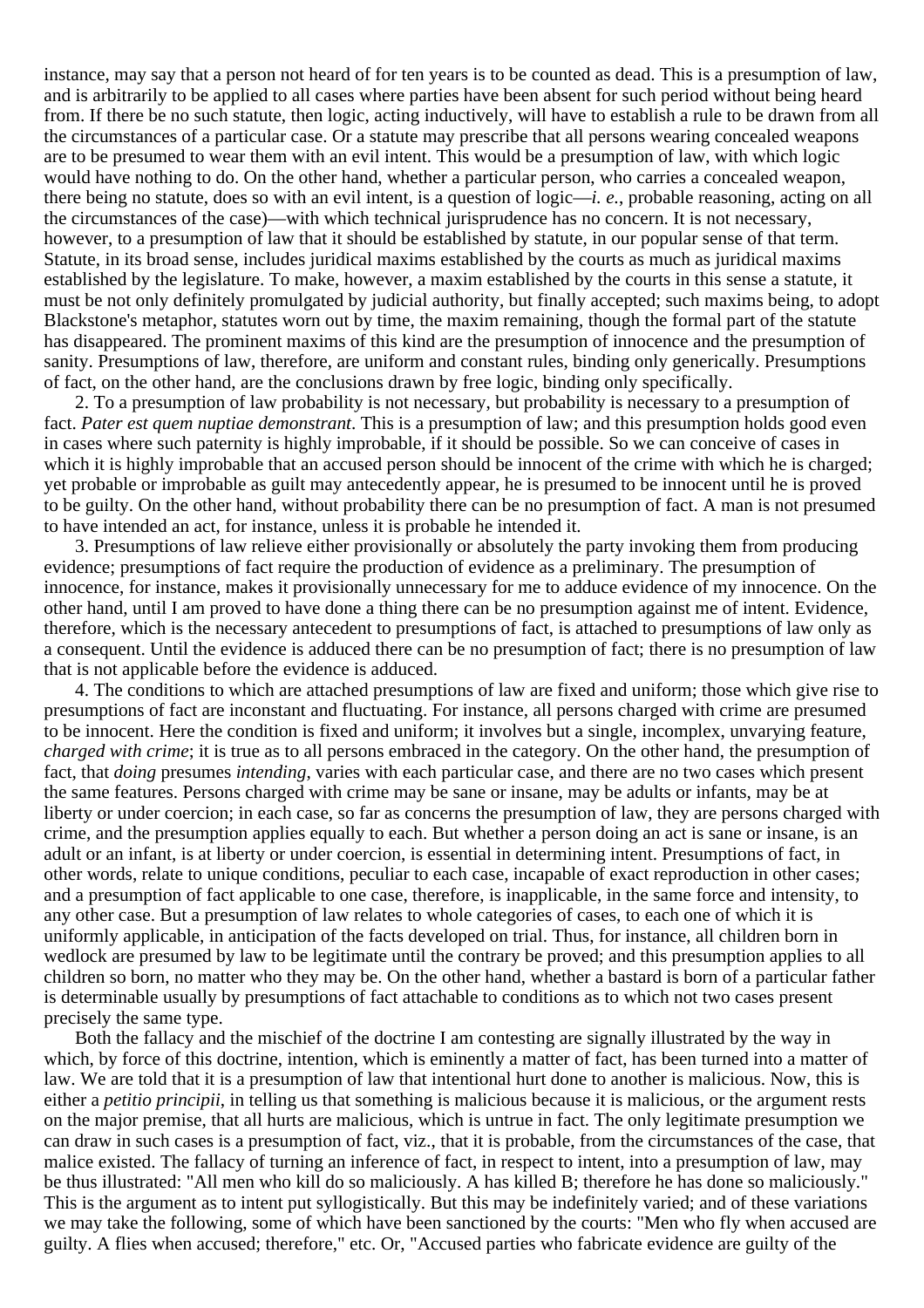instance, may say that a person not heard of for ten years is to be counted as dead. This is a presumption of law, and is arbitrarily to be applied to all cases where parties have been absent for such period without being heard from. If there be no such statute, then logic, acting inductively, will have to establish a rule to be drawn from all the circumstances of a particular case. Or a statute may prescribe that all persons wearing concealed weapons are to be presumed to wear them with an evil intent. This would be a presumption of law, with which logic would have nothing to do. On the other hand, whether a particular person, who carries a concealed weapon, there being no statute, does so with an evil intent, is a question of logic—*i. e.*, probable reasoning, acting on all the circumstances of the case)—with which technical jurisprudence has no concern. It is not necessary, however, to a presumption of law that it should be established by statute, in our popular sense of that term. Statute, in its broad sense, includes juridical maxims established by the courts as much as juridical maxims established by the legislature. To make, however, a maxim established by the courts in this sense a statute, it must be not only definitely promulgated by judicial authority, but finally accepted; such maxims being, to adopt Blackstone's metaphor, statutes worn out by time, the maxim remaining, though the formal part of the statute has disappeared. The prominent maxims of this kind are the presumption of innocence and the presumption of sanity. Presumptions of law, therefore, are uniform and constant rules, binding only generically. Presumptions of fact, on the other hand, are the conclusions drawn by free logic, binding only specifically.

2. To a presumption of law probability is not necessary, but probability is necessary to a presumption of fact. *Pater est quem nuptiae demonstrant*. This is a presumption of law; and this presumption holds good even in cases where such paternity is highly improbable, if it should be possible. So we can conceive of cases in which it is highly improbable that an accused person should be innocent of the crime with which he is charged; yet probable or improbable as guilt may antecedently appear, he is presumed to be innocent until he is proved to be guilty. On the other hand, without probability there can be no presumption of fact. A man is not presumed to have intended an act, for instance, unless it is probable he intended it.

3. Presumptions of law relieve either provisionally or absolutely the party invoking them from producing evidence; presumptions of fact require the production of evidence as a preliminary. The presumption of innocence, for instance, makes it provisionally unnecessary for me to adduce evidence of my innocence. On the other hand, until I am proved to have done a thing there can be no presumption against me of intent. Evidence, therefore, which is the necessary antecedent to presumptions of fact, is attached to presumptions of law only as a consequent. Until the evidence is adduced there can be no presumption of fact; there is no presumption of law that is not applicable before the evidence is adduced.

4. The conditions to which are attached presumptions of law are fixed and uniform; those which give rise to presumptions of fact are inconstant and fluctuating. For instance, all persons charged with crime are presumed to be innocent. Here the condition is fixed and uniform; it involves but a single, incomplex, unvarying feature, *charged with crime*; it is true as to all persons embraced in the category. On the other hand, the presumption of fact, that *doing* presumes *intending*, varies with each particular case, and there are no two cases which present the same features. Persons charged with crime may be sane or insane, may be adults or infants, may be at liberty or under coercion; in each case, so far as concerns the presumption of law, they are persons charged with crime, and the presumption applies equally to each. But whether a person doing an act is sane or insane, is an adult or an infant, is at liberty or under coercion, is essential in determining intent. Presumptions of fact, in other words, relate to unique conditions, peculiar to each case, incapable of exact reproduction in other cases; and a presumption of fact applicable to one case, therefore, is inapplicable, in the same force and intensity, to any other case. But a presumption of law relates to whole categories of cases, to each one of which it is uniformly applicable, in anticipation of the facts developed on trial. Thus, for instance, all children born in wedlock are presumed by law to be legitimate until the contrary be proved; and this presumption applies to all children so born, no matter who they may be. On the other hand, whether a bastard is born of a particular father is determinable usually by presumptions of fact attachable to conditions as to which not two cases present precisely the same type.

Both the fallacy and the mischief of the doctrine I am contesting are signally illustrated by the way in which, by force of this doctrine, intention, which is eminently a matter of fact, has been turned into a matter of law. We are told that it is a presumption of law that intentional hurt done to another is malicious. Now, this is either a *petitio principii*, in telling us that something is malicious because it is malicious, or the argument rests on the major premise, that all hurts are malicious, which is untrue in fact. The only legitimate presumption we can draw in such cases is a presumption of fact, viz., that it is probable, from the circumstances of the case, that malice existed. The fallacy of turning an inference of fact, in respect to intent, into a presumption of law, may be thus illustrated: "All men who kill do so maliciously. A has killed B; therefore he has done so maliciously." This is the argument as to intent put syllogistically. But this may be indefinitely varied; and of these variations we may take the following, some of which have been sanctioned by the courts: "Men who fly when accused are guilty. A flies when accused; therefore," etc. Or, "Accused parties who fabricate evidence are guilty of the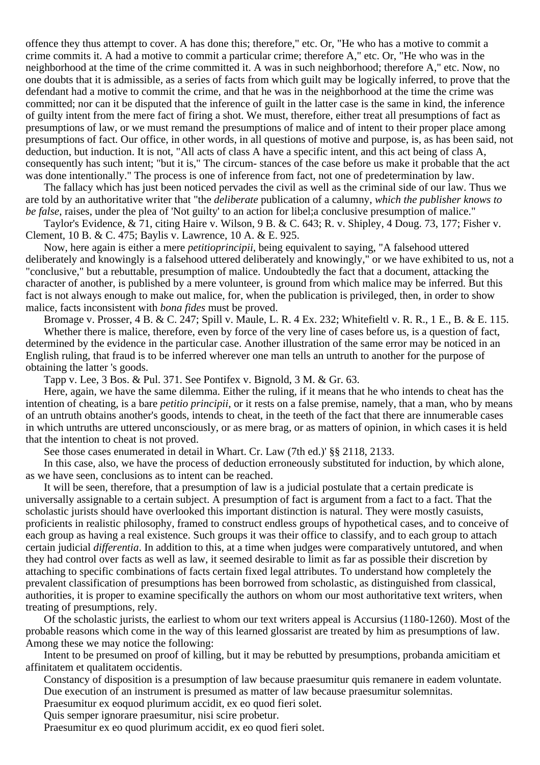offence they thus attempt to cover. A has done this; therefore," etc. Or, "He who has a motive to commit a crime commits it. A had a motive to commit a particular crime; therefore A," etc. Or, "He who was in the neighborhood at the time of the crime committed it. A was in such neighborhood; therefore A," etc. Now, no one doubts that it is admissible, as a series of facts from which guilt may be logically inferred, to prove that the defendant had a motive to commit the crime, and that he was in the neighborhood at the time the crime was committed; nor can it be disputed that the inference of guilt in the latter case is the same in kind, the inference of guilty intent from the mere fact of firing a shot. We must, therefore, either treat all presumptions of fact as presumptions of law, or we must remand the presumptions of malice and of intent to their proper place among presumptions of fact. Our office, in other words, in all questions of motive and purpose, is, as has been said, not deduction, but induction. It is not, "All acts of class A have a specific intent, and this act being of class A, consequently has such intent; "but it is," The circum- stances of the case before us make it probable that the act was done intentionally." The process is one of inference from fact, not one of predetermination by law.

The fallacy which has just been noticed pervades the civil as well as the criminal side of our law. Thus we are told by an authoritative writer that "the *deliberate* publication of a calumny, *which the publisher knows to be false*, raises, under the plea of 'Not guilty' to an action for libel;a conclusive presumption of malice."

Taylor's Evidence, & 71, citing Haire v. Wilson, 9 B. & C. 643; R. v. Shipley, 4 Doug. 73, 177; Fisher v. Clement, 10 B. & C. 475; Baylis v. Lawrence, 10 A. & E. 925.

Now, here again is either a mere *petitioprincipii*, being equivalent to saying, "A falsehood uttered deliberately and knowingly is a falsehood uttered deliberately and knowingly," or we have exhibited to us, not a "conclusive," but a rebuttable, presumption of malice. Undoubtedly the fact that a document, attacking the character of another, is published by a mere volunteer, is ground from which malice may be inferred. But this fact is not always enough to make out malice, for, when the publication is privileged, then, in order to show malice, facts inconsistent with *bona fides* must be proved.

Bromage v. Prosser, 4 B. & C. 247; Spill v. Maule, L. R. 4 Ex. 232; Whitefieltl v. R. R., 1 E., B. & E. 115.

Whether there is malice, therefore, even by force of the very line of cases before us, is a question of fact, determined by the evidence in the particular case. Another illustration of the same error may be noticed in an English ruling, that fraud is to be inferred wherever one man tells an untruth to another for the purpose of obtaining the latter 's goods.

Tapp v. Lee, 3 Bos. & Pul. 371. See Pontifex v. Bignold, 3 M. & Gr. 63.

Here, again, we have the same dilemma. Either the ruling, if it means that he who intends to cheat has the intention of cheating, is a bare *petitio principii*, or it rests on a false premise, namely, that a man, who by means of an untruth obtains another's goods, intends to cheat, in the teeth of the fact that there are innumerable cases in which untruths are uttered unconsciously, or as mere brag, or as matters of opinion, in which cases it is held that the intention to cheat is not proved.

See those cases enumerated in detail in Whart. Cr. Law (7th ed.)' §§ 2118, 2133.

In this case, also, we have the process of deduction erroneously substituted for induction, by which alone, as we have seen, conclusions as to intent can be reached.

It will be seen, therefore, that a presumption of law is a judicial postulate that a certain predicate is universally assignable to a certain subject. A presumption of fact is argument from a fact to a fact. That the scholastic jurists should have overlooked this important distinction is natural. They were mostly casuists, proficients in realistic philosophy, framed to construct endless groups of hypothetical cases, and to conceive of each group as having a real existence. Such groups it was their office to classify, and to each group to attach certain judicial *differentia*. In addition to this, at a time when judges were comparatively untutored, and when they had control over facts as well as law, it seemed desirable to limit as far as possible their discretion by attaching to specific combinations of facts certain fixed legal attributes. To understand how completely the prevalent classification of presumptions has been borrowed from scholastic, as distinguished from classical, authorities, it is proper to examine specifically the authors on whom our most authoritative text writers, when treating of presumptions, rely.

Of the scholastic jurists, the earliest to whom our text writers appeal is Accursius (1180-1260). Most of the probable reasons which come in the way of this learned glossarist are treated by him as presumptions of law. Among these we may notice the following:

Intent to be presumed on proof of killing, but it may be rebutted by presumptions, probanda amicitiam et affinitatem et qualitatem occidentis.

Constancy of disposition is a presumption of law because praesumitur quis remanere in eadem voluntate.

Due execution of an instrument is presumed as matter of law because praesumitur solemnitas.

Praesumitur ex eoquod plurimum accidit, ex eo quod fieri solet.

Quis semper ignorare praesumitur, nisi scire probetur.

Praesumitur ex eo quod plurimum accidit, ex eo quod fieri solet.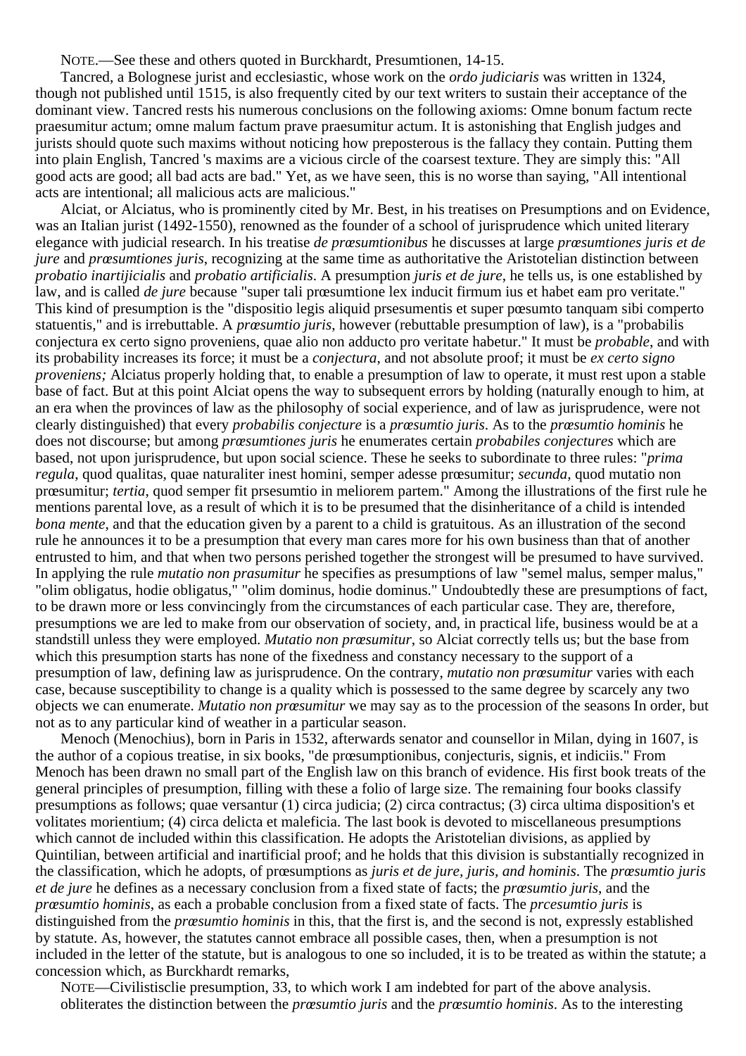NOTE.—See these and others quoted in Burckhardt, Presumtionen, 14-15.

Tancred, a Bolognese jurist and ecclesiastic, whose work on the *ordo judiciaris* was written in 1324, though not published until 1515, is also frequently cited by our text writers to sustain their acceptance of the dominant view. Tancred rests his numerous conclusions on the following axioms: Omne bonum factum recte praesumitur actum; omne malum factum prave praesumitur actum. It is astonishing that English judges and jurists should quote such maxims without noticing how preposterous is the fallacy they contain. Putting them into plain English, Tancred 's maxims are a vicious circle of the coarsest texture. They are simply this: "All good acts are good; all bad acts are bad." Yet, as we have seen, this is no worse than saying, "All intentional acts are intentional; all malicious acts are malicious."

Alciat, or Alciatus, who is prominently cited by Mr. Best, in his treatises on Presumptions and on Evidence, was an Italian jurist (1492-1550), renowned as the founder of a school of jurisprudence which united literary elegance with judicial research. In his treatise *de præsumtionibus* he discusses at large *præsumtiones juris et de jure* and *præsumtiones juris*, recognizing at the same time as authoritative the Aristotelian distinction between *probatio inartijicialis* and *probatio artificialis*. A presumption *juris et de jure*, he tells us, is one established by law, and is called *de jure* because "super tali præsumtione lex inducit firmum ius et habet eam pro veritate." This kind of presumption is the "dispositio legis aliquid prsesumentis et super pœsumto tanquam sibi comperto statuentis," and is irrebuttable. A *præsumtio juris*, however (rebuttable presumption of law), is a "probabilis conjectura ex certo signo proveniens, quae alio non adducto pro veritate habetur." It must be *probable*, and with its probability increases its force; it must be a *conjectura*, and not absolute proof; it must be *ex certo signo proveniens;* Alciatus properly holding that, to enable a presumption of law to operate, it must rest upon a stable base of fact. But at this point Alciat opens the way to subsequent errors by holding (naturally enough to him, at an era when the provinces of law as the philosophy of social experience, and of law as jurisprudence, were not clearly distinguished) that every *probabilis conjecture* is a *præsumtio juris*. As to the *præsumtio hominis* he does not discourse; but among *præsumtiones juris* he enumerates certain *probabiles conjectures* which are based, not upon jurisprudence, but upon social science. These he seeks to subordinate to three rules: "*prima regula*, quod qualitas, quae naturaliter inest homini, semper adesse præsumitur; *secunda*, quod mutatio non præsumitur; *tertia*, quod semper fit prsesumtio in meliorem partem." Among the illustrations of the first rule he mentions parental love, as a result of which it is to be presumed that the disinheritance of a child is intended *bona mente*, and that the education given by a parent to a child is gratuitous. As an illustration of the second rule he announces it to be a presumption that every man cares more for his own business than that of another entrusted to him, and that when two persons perished together the strongest will be presumed to have survived. In applying the rule *mutatio non prasumitur* he specifies as presumptions of law "semel malus, semper malus," "olim obligatus, hodie obligatus," "olim dominus, hodie dominus." Undoubtedly these are presumptions of fact, to be drawn more or less convincingly from the circumstances of each particular case. They are, therefore, presumptions we are led to make from our observation of society, and, in practical life, business would be at a standstill unless they were employed. *Mutatio non præsumitur*, so Alciat correctly tells us; but the base from which this presumption starts has none of the fixedness and constancy necessary to the support of a presumption of law, defining law as jurisprudence. On the contrary, *mutatio non præsumitur* varies with each case, because susceptibility to change is a quality which is possessed to the same degree by scarcely any two objects we can enumerate. *Mutatio non præsumitur* we may say as to the procession of the seasons In order, but not as to any particular kind of weather in a particular season.

Menoch (Menochius), born in Paris in 1532, afterwards senator and counsellor in Milan, dying in 1607, is the author of a copious treatise, in six books, "de præsumptionibus, conjecturis, signis, et indiciis." From Menoch has been drawn no small part of the English law on this branch of evidence. His first book treats of the general principles of presumption, filling with these a folio of large size. The remaining four books classify presumptions as follows; quae versantur (1) circa judicia; (2) circa contractus; (3) circa ultima disposition's et volitates morientium; (4) circa delicta et maleficia. The last book is devoted to miscellaneous presumptions which cannot de included within this classification. He adopts the Aristotelian divisions, as applied by Quintilian, between artificial and inartificial proof; and he holds that this division is substantially recognized in the classification, which he adopts, of prœsumptions as *juris et de jure, juris, and hominis*. The *præsumtio juris et de jure* he defines as a necessary conclusion from a fixed state of facts; the *præsumtio juris*, and the *præsumtio hominis*, as each a probable conclusion from a fixed state of facts. The *prcesumtio juris* is distinguished from the *præsumtio hominis* in this, that the first is, and the second is not, expressly established by statute. As, however, the statutes cannot embrace all possible cases, then, when a presumption is not included in the letter of the statute, but is analogous to one so included, it is to be treated as within the statute; a concession which, as Burckhardt remarks,

NOTE—Civilistisclie presumption, 33, to which work I am indebted for part of the above analysis.

obliterates the distinction between the *præsumtio juris* and the *præsumtio hominis*. As to the interesting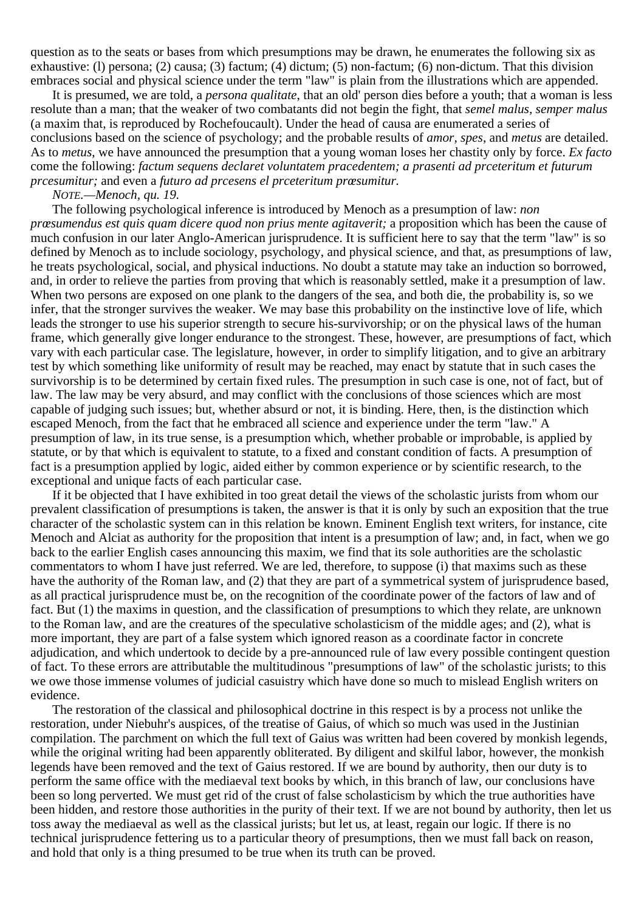question as to the seats or bases from which presumptions may be drawn, he enumerates the following six as exhaustive: (l) persona; (2) causa; (3) factum; (4) dictum; (5) non-factum; (6) non-dictum. That this division embraces social and physical science under the term "law" is plain from the illustrations which are appended.

It is presumed, we are told, a *persona qualitate*, that an old' person dies before a youth; that a woman is less resolute than a man; that the weaker of two combatants did not begin the fight, that *semel malus, semper malus* (a maxim that, is reproduced by Rochefoucault). Under the head of causa are enumerated a series of conclusions based on the science of psychology; and the probable results of *amor*, *spes*, and *metus* are detailed. As to *metus*, we have announced the presumption that a young woman loses her chastity only by force. *Ex facto* come the following: *factum sequens declaret voluntatem pracedentem; a prasenti ad prceteritum et futurum prcesumitur;* and even a *futuro ad prcesens el prceteritum præsumitur.*

*NOTE.—Menoch, qu. 19.*

The following psychological inference is introduced by Menoch as a presumption of law: *non præsumendus est quis quam dicere quod non prius mente agitaverit;* a proposition which has been the cause of much confusion in our later Anglo-American jurisprudence. It is sufficient here to say that the term "law" is so defined by Menoch as to include sociology, psychology, and physical science, and that, as presumptions of law, he treats psychological, social, and physical inductions. No doubt a statute may take an induction so borrowed, and, in order to relieve the parties from proving that which is reasonably settled, make it a presumption of law. When two persons are exposed on one plank to the dangers of the sea, and both die, the probability is, so we infer, that the stronger survives the weaker. We may base this probability on the instinctive love of life, which leads the stronger to use his superior strength to secure his-survivorship; or on the physical laws of the human frame, which generally give longer endurance to the strongest. These, however, are presumptions of fact, which vary with each particular case. The legislature, however, in order to simplify litigation, and to give an arbitrary test by which something like uniformity of result may be reached, may enact by statute that in such cases the survivorship is to be determined by certain fixed rules. The presumption in such case is one, not of fact, but of law. The law may be very absurd, and may conflict with the conclusions of those sciences which are most capable of judging such issues; but, whether absurd or not, it is binding. Here, then, is the distinction which escaped Menoch, from the fact that he embraced all science and experience under the term "law." A presumption of law, in its true sense, is a presumption which, whether probable or improbable, is applied by statute, or by that which is equivalent to statute, to a fixed and constant condition of facts. A presumption of fact is a presumption applied by logic, aided either by common experience or by scientific research, to the exceptional and unique facts of each particular case.

If it be objected that I have exhibited in too great detail the views of the scholastic jurists from whom our prevalent classification of presumptions is taken, the answer is that it is only by such an exposition that the true character of the scholastic system can in this relation be known. Eminent English text writers, for instance, cite Menoch and Alciat as authority for the proposition that intent is a presumption of law; and, in fact, when we go back to the earlier English cases announcing this maxim, we find that its sole authorities are the scholastic commentators to whom I have just referred. We are led, therefore, to suppose (i) that maxims such as these have the authority of the Roman law, and (2) that they are part of a symmetrical system of jurisprudence based, as all practical jurisprudence must be, on the recognition of the coordinate power of the factors of law and of fact. But (1) the maxims in question, and the classification of presumptions to which they relate, are unknown to the Roman law, and are the creatures of the speculative scholasticism of the middle ages; and (2), what is more important, they are part of a false system which ignored reason as a coordinate factor in concrete adjudication, and which undertook to decide by a pre-announced rule of law every possible contingent question of fact. To these errors are attributable the multitudinous "presumptions of law" of the scholastic jurists; to this we owe those immense volumes of judicial casuistry which have done so much to mislead English writers on evidence.

The restoration of the classical and philosophical doctrine in this respect is by a process not unlike the restoration, under Niebuhr's auspices, of the treatise of Gaius, of which so much was used in the Justinian compilation. The parchment on which the full text of Gaius was written had been covered by monkish legends, while the original writing had been apparently obliterated. By diligent and skilful labor, however, the monkish legends have been removed and the text of Gaius restored. If we are bound by authority, then our duty is to perform the same office with the mediaeval text books by which, in this branch of law, our conclusions have been so long perverted. We must get rid of the crust of false scholasticism by which the true authorities have been hidden, and restore those authorities in the purity of their text. If we are not bound by authority, then let us toss away the mediaeval as well as the classical jurists; but let us, at least, regain our logic. If there is no technical jurisprudence fettering us to a particular theory of presumptions, then we must fall back on reason, and hold that only is a thing presumed to be true when its truth can be proved.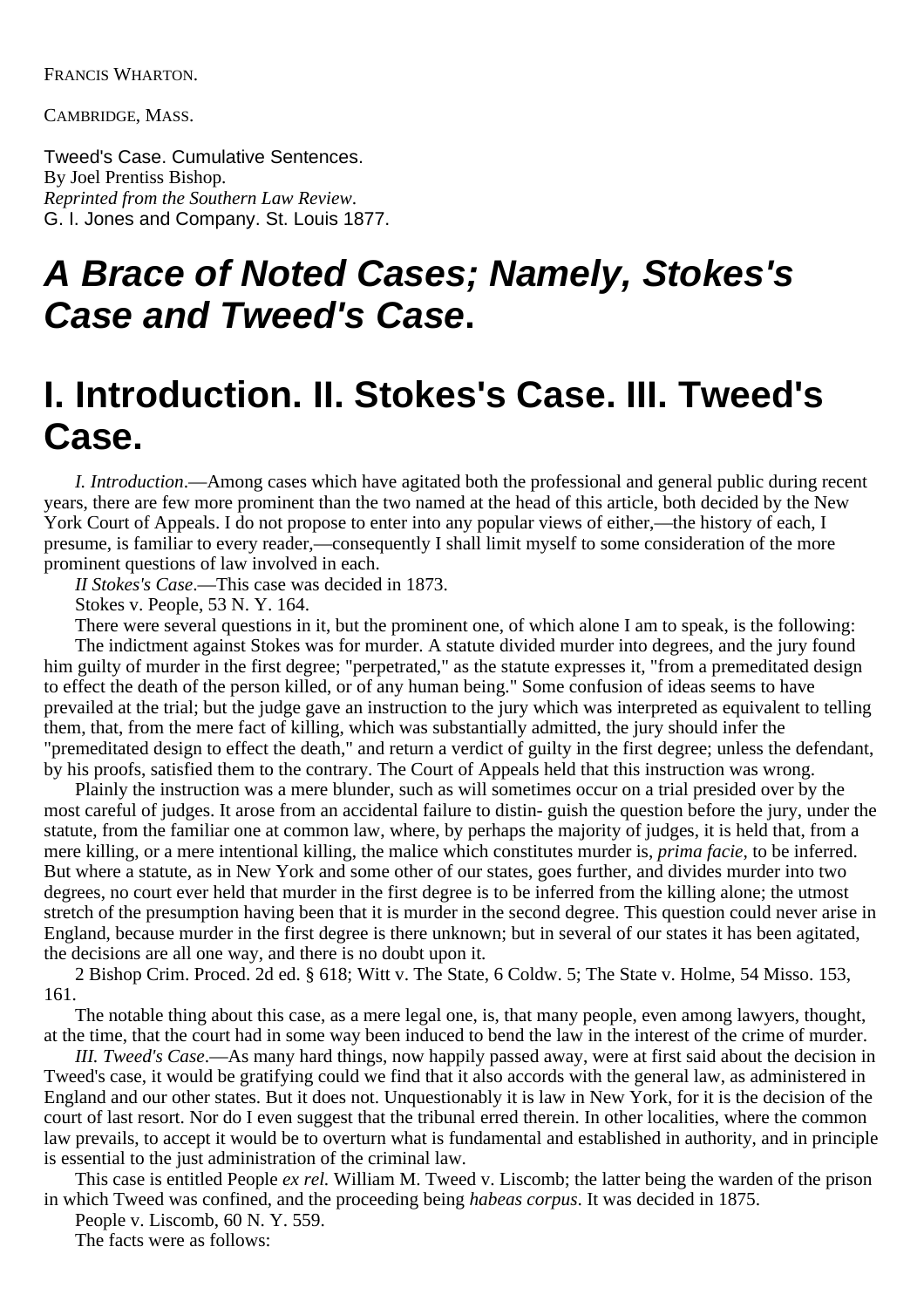Francis Wharton.

Cambridge, Mass.

Tweed's Case. Cumulative Sentences.
By Joel Prentiss Bishop.
*Reprinted from the Southern Law Review*.
G. I. Jones and Company. St. Louis 1877.

# ***A Brace of Noted Cases; Namely, Stokes's Case and Tweed's Case***.

# I. Introduction. II. Stokes's Case. III. Tweed's Case.

*I. Introduction*.—Among cases which have agitated both the professional and general public during recent years, there are few more prominent than the two named at the head of this article, both decided by the New York Court of Appeals. I do not propose to enter into any popular views of either,—the history of each, I presume, is familiar to every reader,—consequently I shall limit myself to some consideration of the more prominent questions of law involved in each.

*II Stokes's Case*.—This case was decided in 1873.

Stokes v. People, 53 N. Y. 164.

There were several questions in it, but the prominent one, of which alone I am to speak, is the following:

The indictment against Stokes was for murder. A statute divided murder into degrees, and the jury found him guilty of murder in the first degree; "perpetrated," as the statute expresses it, "from a premeditated design to effect the death of the person killed, or of any human being." Some confusion of ideas seems to have prevailed at the trial; but the judge gave an instruction to the jury which was interpreted as equivalent to telling them, that, from the mere fact of killing, which was substantially admitted, the jury should infer the "premeditated design to effect the death," and return a verdict of guilty in the first degree; unless the defendant, by his proofs, satisfied them to the contrary. The Court of Appeals held that this instruction was wrong.

Plainly the instruction was a mere blunder, such as will sometimes occur on a trial presided over by the most careful of judges. It arose from an accidental failure to distin- guish the question before the jury, under the statute, from the familiar one at common law, where, by perhaps the majority of judges, it is held that, from a mere killing, or a mere intentional killing, the malice which constitutes murder is, *prima facie,* to be inferred. But where a statute, as in New York and some other of our states, goes further, and divides murder into two degrees, no court ever held that murder in the first degree is to be inferred from the killing alone; the utmost stretch of the presumption having been that it is murder in the second degree. This question could never arise in England, because murder in the first degree is there unknown; but in several of our states it has been agitated, the decisions are all one way, and there is no doubt upon it.

2 Bishop Crim. Proced. 2d ed. § 618; Witt v. The State, 6 Coldw. 5; The State v. Holme, 54 Misso. 153, 161.

The notable thing about this case, as a mere legal one, is, that many people, even among lawyers, thought, at the time, that the court had in some way been induced to bend the law in the interest of the crime of murder.

*III. Tweed's Case*.—As many hard things, now happily passed away, were at first said about the decision in Tweed's case, it would be gratifying could we find that it also accords with the general law, as administered in England and our other states. But it does not. Unquestionably it is law in New York, for it is the decision of the court of last resort. Nor do I even suggest that the tribunal erred therein. In other localities, where the common law prevails, to accept it would be to overturn what is fundamental and established in authority, and in principle is essential to the just administration of the criminal law.

This case is entitled People *ex rel.* William M. Tweed v. Liscomb; the latter being the warden of the prison in which Tweed was confined, and the proceeding being *habeas corpus*. It was decided in 1875.

People v. Liscomb, 60 N. Y. 559.

The facts were as follows: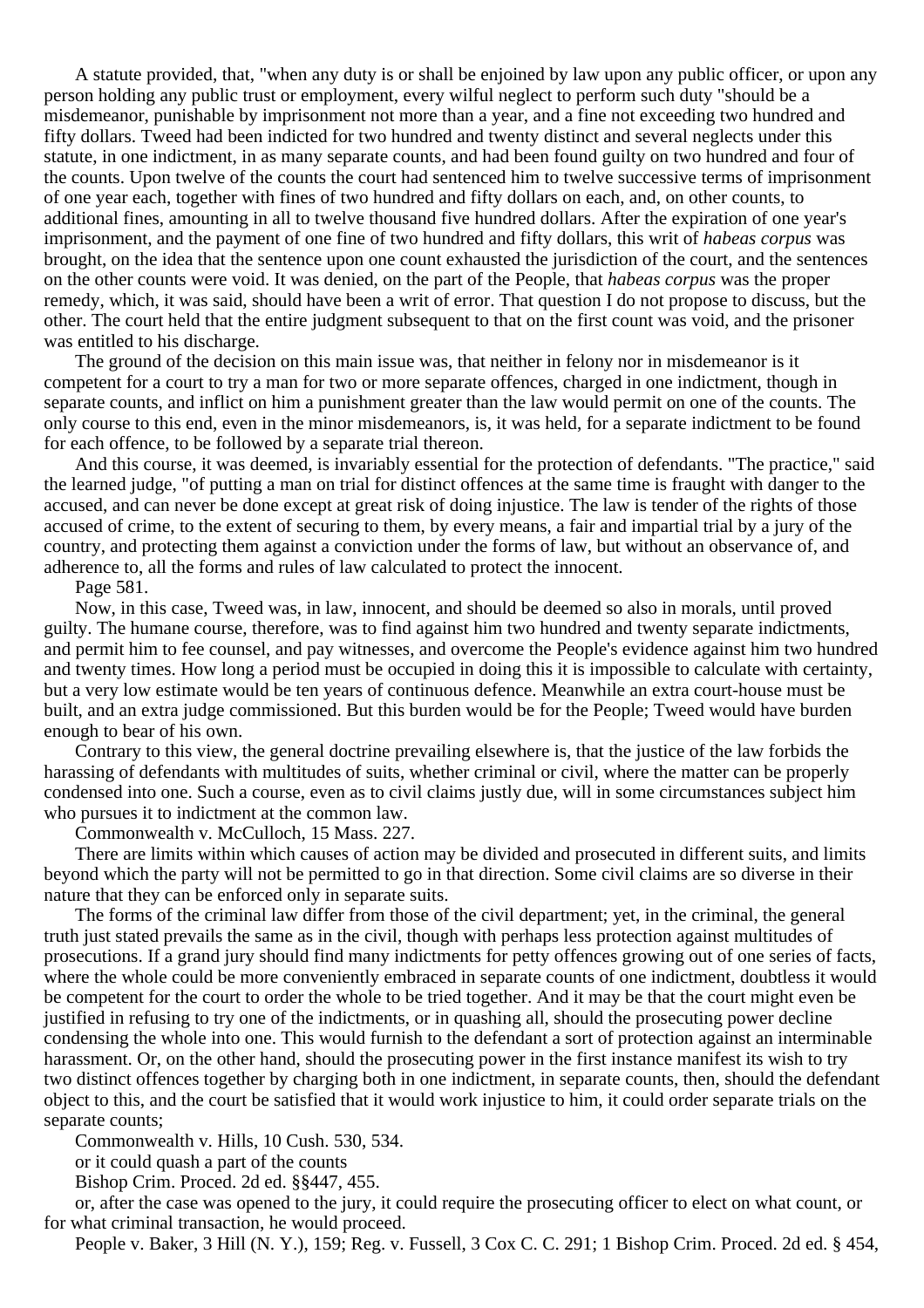A statute provided, that, "when any duty is or shall be enjoined by law upon any public officer, or upon any person holding any public trust or employment, every wilful neglect to perform such duty "should be a misdemeanor, punishable by imprisonment not more than a year, and a fine not exceeding two hundred and fifty dollars. Tweed had been indicted for two hundred and twenty distinct and several neglects under this statute, in one indictment, in as many separate counts, and had been found guilty on two hundred and four of the counts. Upon twelve of the counts the court had sentenced him to twelve successive terms of imprisonment of one year each, together with fines of two hundred and fifty dollars on each, and, on other counts, to additional fines, amounting in all to twelve thousand five hundred dollars. After the expiration of one year's imprisonment, and the payment of one fine of two hundred and fifty dollars, this writ of *habeas corpus* was brought, on the idea that the sentence upon one count exhausted the jurisdiction of the court, and the sentences on the other counts were void. It was denied, on the part of the People, that *habeas corpus* was the proper remedy, which, it was said, should have been a writ of error. That question I do not propose to discuss, but the other. The court held that the entire judgment subsequent to that on the first count was void, and the prisoner was entitled to his discharge.

The ground of the decision on this main issue was, that neither in felony nor in misdemeanor is it competent for a court to try a man for two or more separate offences, charged in one indictment, though in separate counts, and inflict on him a punishment greater than the law would permit on one of the counts. The only course to this end, even in the minor misdemeanors, is, it was held, for a separate indictment to be found for each offence, to be followed by a separate trial thereon.

And this course, it was deemed, is invariably essential for the protection of defendants. "The practice," said the learned judge, "of putting a man on trial for distinct offences at the same time is fraught with danger to the accused, and can never be done except at great risk of doing injustice. The law is tender of the rights of those accused of crime, to the extent of securing to them, by every means, a fair and impartial trial by a jury of the country, and protecting them against a conviction under the forms of law, but without an observance of, and adherence to, all the forms and rules of law calculated to protect the innocent.

Page 581.

Now, in this case, Tweed was, in law, innocent, and should be deemed so also in morals, until proved guilty. The humane course, therefore, was to find against him two hundred and twenty separate indictments, and permit him to fee counsel, and pay witnesses, and overcome the People's evidence against him two hundred and twenty times. How long a period must be occupied in doing this it is impossible to calculate with certainty, but a very low estimate would be ten years of continuous defence. Meanwhile an extra court-house must be built, and an extra judge commissioned. But this burden would be for the People; Tweed would have burden enough to bear of his own.

Contrary to this view, the general doctrine prevailing elsewhere is, that the justice of the law forbids the harassing of defendants with multitudes of suits, whether criminal or civil, where the matter can be properly condensed into one. Such a course, even as to civil claims justly due, will in some circumstances subject him who pursues it to indictment at the common law.

Commonwealth v. McCulloch, 15 Mass. 227.

There are limits within which causes of action may be divided and prosecuted in different suits, and limits beyond which the party will not be permitted to go in that direction. Some civil claims are so diverse in their nature that they can be enforced only in separate suits.

The forms of the criminal law differ from those of the civil department; yet, in the criminal, the general truth just stated prevails the same as in the civil, though with perhaps less protection against multitudes of prosecutions. If a grand jury should find many indictments for petty offences growing out of one series of facts, where the whole could be more conveniently embraced in separate counts of one indictment, doubtless it would be competent for the court to order the whole to be tried together. And it may be that the court might even be justified in refusing to try one of the indictments, or in quashing all, should the prosecuting power decline condensing the whole into one. This would furnish to the defendant a sort of protection against an interminable harassment. Or, on the other hand, should the prosecuting power in the first instance manifest its wish to try two distinct offences together by charging both in one indictment, in separate counts, then, should the defendant object to this, and the court be satisfied that it would work injustice to him, it could order separate trials on the separate counts;

Commonwealth v. Hills, 10 Cush. 530, 534.

or it could quash a part of the counts

Bishop Crim. Proced. 2d ed. §§447, 455.

or, after the case was opened to the jury, it could require the prosecuting officer to elect on what count, or for what criminal transaction, he would proceed.

People v. Baker, 3 Hill (N. Y.), 159; Reg. v. Fussell, 3 Cox C. C. 291; 1 Bishop Crim. Proced. 2d ed. § 454,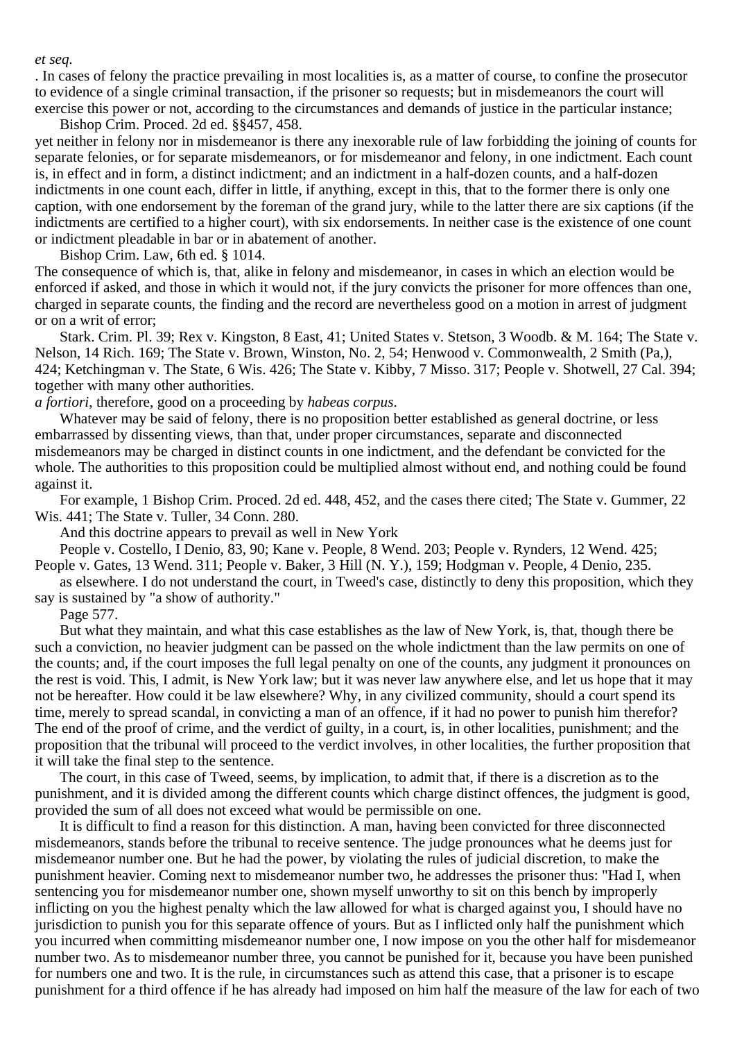*et seq.*

. In cases of felony the practice prevailing in most localities is, as a matter of course, to confine the prosecutor to evidence of a single criminal transaction, if the prisoner so requests; but in misdemeanors the court will exercise this power or not, according to the circumstances and demands of justice in the particular instance;

Bishop Crim. Proced. 2d ed. §§457, 458.

yet neither in felony nor in misdemeanor is there any inexorable rule of law forbidding the joining of counts for separate felonies, or for separate misdemeanors, or for misdemeanor and felony, in one indictment. Each count is, in effect and in form, a distinct indictment; and an indictment in a half-dozen counts, and a half-dozen indictments in one count each, differ in little, if anything, except in this, that to the former there is only one caption, with one endorsement by the foreman of the grand jury, while to the latter there are six captions (if the indictments are certified to a higher court), with six endorsements. In neither case is the existence of one count or indictment pleadable in bar or in abatement of another.

Bishop Crim. Law, 6th ed. § 1014.

The consequence of which is, that, alike in felony and misdemeanor, in cases in which an election would be enforced if asked, and those in which it would not, if the jury convicts the prisoner for more offences than one, charged in separate counts, the finding and the record are nevertheless good on a motion in arrest of judgment or on a writ of error;

Stark. Crim. Pl. 39; Rex v. Kingston, 8 East, 41; United States v. Stetson, 3 Woodb. & M. 164; The State v. Nelson, 14 Rich. 169; The State v. Brown, Winston, No. 2, 54; Henwood v. Commonwealth, 2 Smith (Pa,), 424; Ketchingman v. The State, 6 Wis. 426; The State v. Kibby, 7 Misso. 317; People v. Shotwell, 27 Cal. 394; together with many other authorities.

*a fortiori*, therefore, good on a proceeding by *habeas corpus*.

Whatever may be said of felony, there is no proposition better established as general doctrine, or less embarrassed by dissenting views, than that, under proper circumstances, separate and disconnected misdemeanors may be charged in distinct counts in one indictment, and the defendant be convicted for the whole. The authorities to this proposition could be multiplied almost without end, and nothing could be found against it.

For example, 1 Bishop Crim. Proced. 2d ed. 448, 452, and the cases there cited; The State v. Gummer, 22 Wis. 441; The State v. Tuller, 34 Conn. 280.

And this doctrine appears to prevail as well in New York

People v. Costello, I Denio, 83, 90; Kane v. People, 8 Wend. 203; People v. Rynders, 12 Wend. 425; People v. Gates, 13 Wend. 311; People v. Baker, 3 Hill (N. Y.), 159; Hodgman v. People, 4 Denio, 235.

as elsewhere. I do not understand the court, in Tweed's case, distinctly to deny this proposition, which they say is sustained by "a show of authority."

Page 577.

But what they maintain, and what this case establishes as the law of New York, is, that, though there be such a conviction, no heavier judgment can be passed on the whole indictment than the law permits on one of the counts; and, if the court imposes the full legal penalty on one of the counts, any judgment it pronounces on the rest is void. This, I admit, is New York law; but it was never law anywhere else, and let us hope that it may not be hereafter. How could it be law elsewhere? Why, in any civilized community, should a court spend its time, merely to spread scandal, in convicting a man of an offence, if it had no power to punish him therefor? The end of the proof of crime, and the verdict of guilty, in a court, is, in other localities, punishment; and the proposition that the tribunal will proceed to the verdict involves, in other localities, the further proposition that it will take the final step to the sentence.

The court, in this case of Tweed, seems, by implication, to admit that, if there is a discretion as to the punishment, and it is divided among the different counts which charge distinct offences, the judgment is good, provided the sum of all does not exceed what would be permissible on one.

It is difficult to find a reason for this distinction. A man, having been convicted for three disconnected misdemeanors, stands before the tribunal to receive sentence. The judge pronounces what he deems just for misdemeanor number one. But he had the power, by violating the rules of judicial discretion, to make the punishment heavier. Coming next to misdemeanor number two, he addresses the prisoner thus: "Had I, when sentencing you for misdemeanor number one, shown myself unworthy to sit on this bench by improperly inflicting on you the highest penalty which the law allowed for what is charged against you, I should have no jurisdiction to punish you for this separate offence of yours. But as I inflicted only half the punishment which you incurred when committing misdemeanor number one, I now impose on you the other half for misdemeanor number two. As to misdemeanor number three, you cannot be punished for it, because you have been punished for numbers one and two. It is the rule, in circumstances such as attend this case, that a prisoner is to escape punishment for a third offence if he has already had imposed on him half the measure of the law for each of two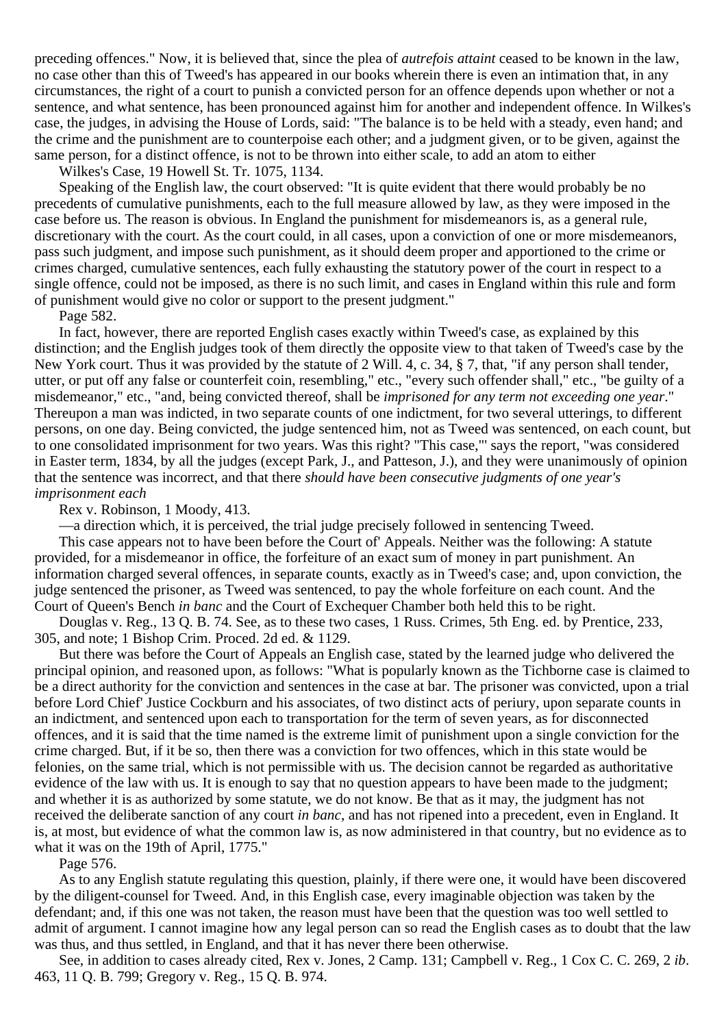preceding offences." Now, it is believed that, since the plea of *autrefois attaint* ceased to be known in the law, no case other than this of Tweed's has appeared in our books wherein there is even an intimation that, in any circumstances, the right of a court to punish a convicted person for an offence depends upon whether or not a sentence, and what sentence, has been pronounced against him for another and independent offence. In Wilkes's case, the judges, in advising the House of Lords, said: "The balance is to be held with a steady, even hand; and the crime and the punishment are to counterpoise each other; and a judgment given, or to be given, against the same person, for a distinct offence, is not to be thrown into either scale, to add an atom to either

Wilkes's Case, 19 Howell St. Tr. 1075, 1134.

Speaking of the English law, the court observed: "It is quite evident that there would probably be no precedents of cumulative punishments, each to the full measure allowed by law, as they were imposed in the case before us. The reason is obvious. In England the punishment for misdemeanors is, as a general rule, discretionary with the court. As the court could, in all cases, upon a conviction of one or more misdemeanors, pass such judgment, and impose such punishment, as it should deem proper and apportioned to the crime or crimes charged, cumulative sentences, each fully exhausting the statutory power of the court in respect to a single offence, could not be imposed, as there is no such limit, and cases in England within this rule and form of punishment would give no color or support to the present judgment."

Page 582.

In fact, however, there are reported English cases exactly within Tweed's case, as explained by this distinction; and the English judges took of them directly the opposite view to that taken of Tweed's case by the New York court. Thus it was provided by the statute of 2 Will. 4, c. 34, § 7, that, "if any person shall tender, utter, or put off any false or counterfeit coin, resembling," etc., "every such offender shall," etc., "be guilty of a misdemeanor," etc., "and, being convicted thereof, shall be *imprisoned for any term not exceeding one year*." Thereupon a man was indicted, in two separate counts of one indictment, for two several utterings, to different persons, on one day. Being convicted, the judge sentenced him, not as Tweed was sentenced, on each count, but to one consolidated imprisonment for two years. Was this right? "This case,'" says the report, "was considered in Easter term, 1834, by all the judges (except Park, J., and Patteson, J.), and they were unanimously of opinion that the sentence was incorrect, and that there *should have been consecutive judgments of one year's imprisonment each*

Rex v. Robinson, 1 Moody, 413.

—a direction which, it is perceived, the trial judge precisely followed in sentencing Tweed.

This case appears not to have been before the Court of' Appeals. Neither was the following: A statute provided, for a misdemeanor in office, the forfeiture of an exact sum of money in part punishment. An information charged several offences, in separate counts, exactly as in Tweed's case; and, upon conviction, the judge sentenced the prisoner, as Tweed was sentenced, to pay the whole forfeiture on each count. And the Court of Queen's Bench *in banc* and the Court of Exchequer Chamber both held this to be right.

Douglas v. Reg., 13 Q. B. 74. See, as to these two cases, 1 Russ. Crimes, 5th Eng. ed. by Prentice, 233, 305, and note; 1 Bishop Crim. Proced. 2d ed. & 1129.

But there was before the Court of Appeals an English case, stated by the learned judge who delivered the principal opinion, and reasoned upon, as follows: "What is popularly known as the Tichborne case is claimed to be a direct authority for the conviction and sentences in the case at bar. The prisoner was convicted, upon a trial before Lord Chief' Justice Cockburn and his associates, of two distinct acts of periury, upon separate counts in an indictment, and sentenced upon each to transportation for the term of seven years, as for disconnected offences, and it is said that the time named is the extreme limit of punishment upon a single conviction for the crime charged. But, if it be so, then there was a conviction for two offences, which in this state would be felonies, on the same trial, which is not permissible with us. The decision cannot be regarded as authoritative evidence of the law with us. It is enough to say that no question appears to have been made to the judgment; and whether it is as authorized by some statute, we do not know. Be that as it may, the judgment has not received the deliberate sanction of any court *in banc*, and has not ripened into a precedent, even in England. It is, at most, but evidence of what the common law is, as now administered in that country, but no evidence as to what it was on the 19th of April, 1775."

Page 576.

As to any English statute regulating this question, plainly, if there were one, it would have been discovered by the diligent-counsel for Tweed. And, in this English case, every imaginable objection was taken by the defendant; and, if this one was not taken, the reason must have been that the question was too well settled to admit of argument. I cannot imagine how any legal person can so read the English cases as to doubt that the law was thus, and thus settled, in England, and that it has never there been otherwise.

See, in addition to cases already cited, Rex v. Jones, 2 Camp. 131; Campbell v. Reg., 1 Cox C. C. 269, 2 *ib*. 463, 11 Q. B. 799; Gregory v. Reg., 15 Q. B. 974.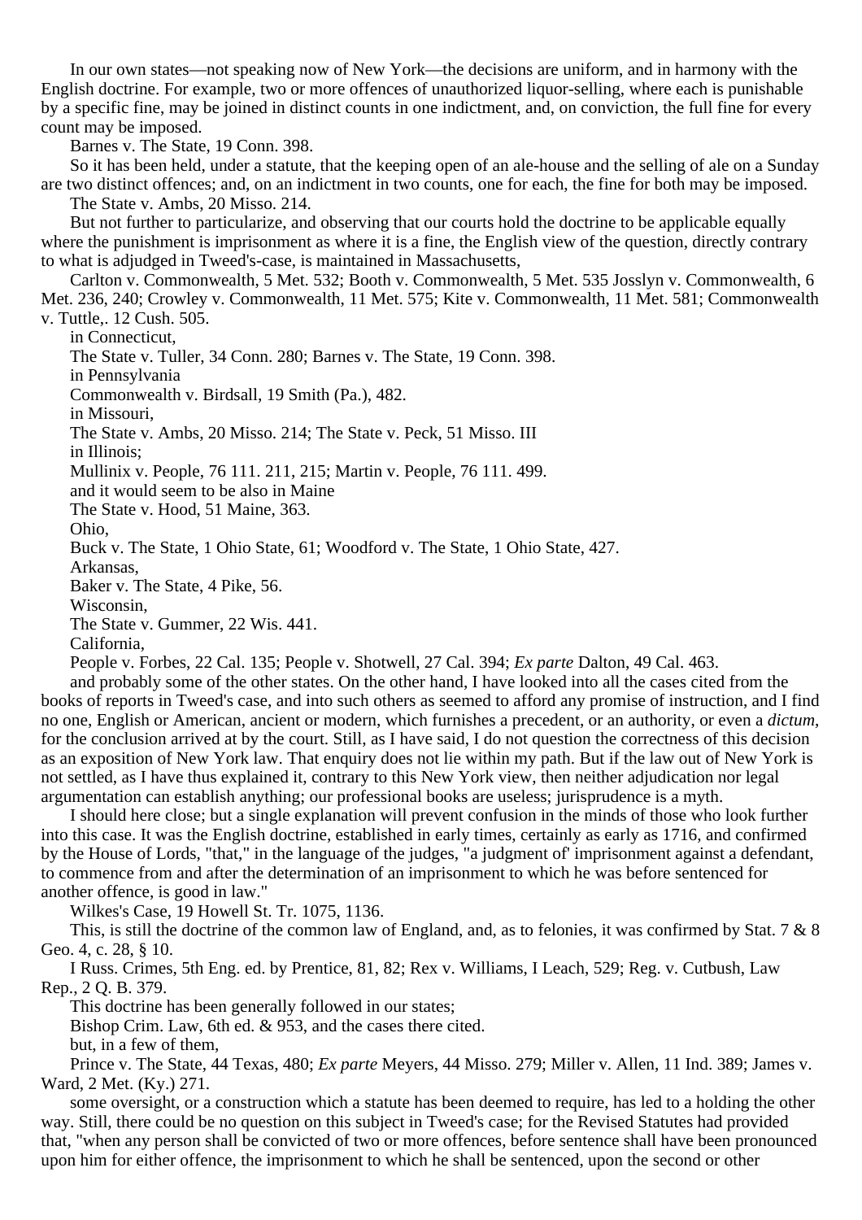In our own states—not speaking now of New York—the decisions are uniform, and in harmony with the English doctrine. For example, two or more offences of unauthorized liquor-selling, where each is punishable by a specific fine, may be joined in distinct counts in one indictment, and, on conviction, the full fine for every count may be imposed.

Barnes v. The State, 19 Conn. 398.

So it has been held, under a statute, that the keeping open of an ale-house and the selling of ale on a Sunday are two distinct offences; and, on an indictment in two counts, one for each, the fine for both may be imposed.

The State v. Ambs, 20 Misso. 214.

But not further to particularize, and observing that our courts hold the doctrine to be applicable equally where the punishment is imprisonment as where it is a fine, the English view of the question, directly contrary to what is adjudged in Tweed's-case, is maintained in Massachusetts,

Carlton v. Commonwealth, 5 Met. 532; Booth v. Commonwealth, 5 Met. 535 Josslyn v. Commonwealth, 6 Met. 236, 240; Crowley v. Commonwealth, 11 Met. 575; Kite v. Commonwealth, 11 Met. 581; Commonwealth v. Tuttle,. 12 Cush. 505.

in Connecticut,

The State v. Tuller, 34 Conn. 280; Barnes v. The State, 19 Conn. 398.

in Pennsylvania

Commonwealth v. Birdsall, 19 Smith (Pa.), 482.

in Missouri,

The State v. Ambs, 20 Misso. 214; The State v. Peck, 51 Misso. III

in Illinois;

Mullinix v. People, 76 111. 211, 215; Martin v. People, 76 111. 499.

and it would seem to be also in Maine

The State v. Hood, 51 Maine, 363.

Ohio,

Buck v. The State, 1 Ohio State, 61; Woodford v. The State, 1 Ohio State, 427.

Arkansas,

Baker v. The State, 4 Pike, 56.

Wisconsin,

The State v. Gummer, 22 Wis. 441.

California,

People v. Forbes, 22 Cal. 135; People v. Shotwell, 27 Cal. 394; *Ex parte* Dalton, 49 Cal. 463.

and probably some of the other states. On the other hand, I have looked into all the cases cited from the books of reports in Tweed's case, and into such others as seemed to afford any promise of instruction, and I find no one, English or American, ancient or modern, which furnishes a precedent, or an authority, or even a *dictum*, for the conclusion arrived at by the court. Still, as I have said, I do not question the correctness of this decision as an exposition of New York law. That enquiry does not lie within my path. But if the law out of New York is not settled, as I have thus explained it, contrary to this New York view, then neither adjudication nor legal argumentation can establish anything; our professional books are useless; jurisprudence is a myth.

I should here close; but a single explanation will prevent confusion in the minds of those who look further into this case. It was the English doctrine, established in early times, certainly as early as 1716, and confirmed by the House of Lords, "that," in the language of the judges, "a judgment of' imprisonment against a defendant, to commence from and after the determination of an imprisonment to which he was before sentenced for another offence, is good in law."

Wilkes's Case, 19 Howell St. Tr. 1075, 1136.

This, is still the doctrine of the common law of England, and, as to felonies, it was confirmed by Stat. 7 & 8 Geo. 4, c. 28, § 10.

I Russ. Crimes, 5th Eng. ed. by Prentice, 81, 82; Rex v. Williams, I Leach, 529; Reg. v. Cutbush, Law Rep., 2 Q. B. 379.

This doctrine has been generally followed in our states;

Bishop Crim. Law, 6th ed. & 953, and the cases there cited.

but, in a few of them,

Prince v. The State, 44 Texas, 480; *Ex parte* Meyers, 44 Misso. 279; Miller v. Allen, 11 Ind. 389; James v. Ward, 2 Met. (Ky.) 271.

some oversight, or a construction which a statute has been deemed to require, has led to a holding the other way. Still, there could be no question on this subject in Tweed's case; for the Revised Statutes had provided that, "when any person shall be convicted of two or more offences, before sentence shall have been pronounced upon him for either offence, the imprisonment to which he shall be sentenced, upon the second or other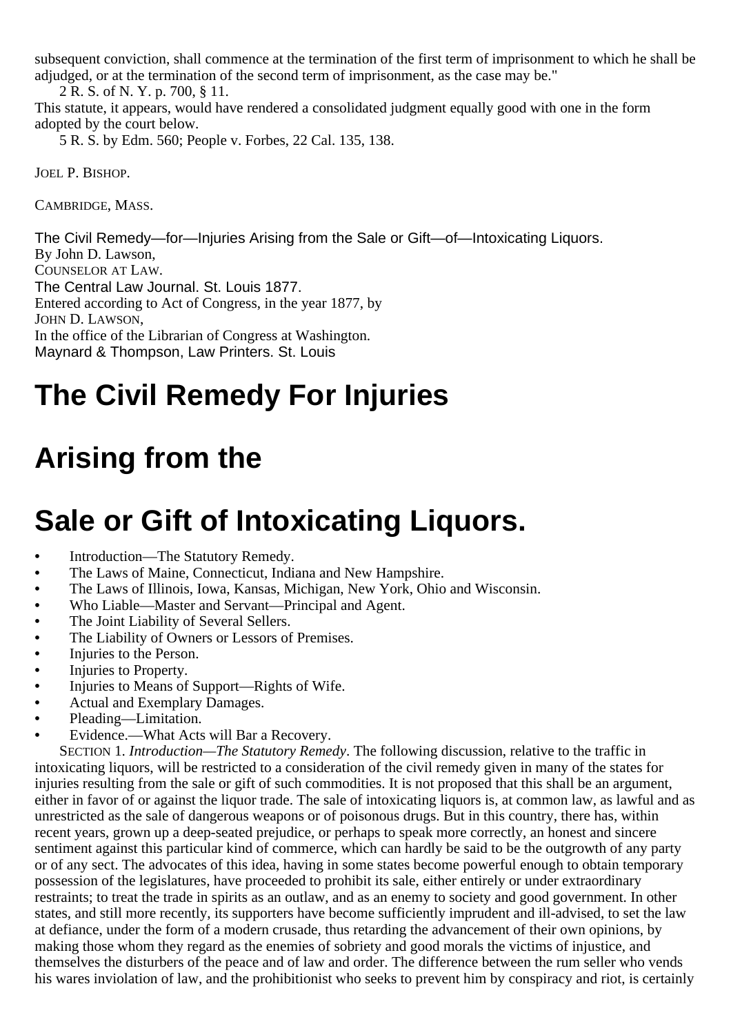subsequent conviction, shall commence at the termination of the first term of imprisonment to which he shall be adjudged, or at the termination of the second term of imprisonment, as the case may be."

2 R. S. of N. Y. p. 700, § 11.

This statute, it appears, would have rendered a consolidated judgment equally good with one in the form adopted by the court below.

5 R. S. by Edm. 560; People v. Forbes, 22 Cal. 135, 138.

JOEL P. BISHOP.

CAMBRIDGE, MASS.

The Civil Remedy—for—Injuries Arising from the Sale or Gift—of—Intoxicating Liquors.
By John D. Lawson,
COUNSELOR AT LAW.
The Central Law Journal. St. Louis 1877.
Entered according to Act of Congress, in the year 1877, by
JOHN D. LAWSON,
In the office of the Librarian of Congress at Washington.
Maynard & Thompson, Law Printers. St. Louis

# The Civil Remedy For Injuries

# Arising from the

# Sale or Gift of Intoxicating Liquors.

- Introduction—The Statutory Remedy.
- The Laws of Maine, Connecticut, Indiana and New Hampshire.
- The Laws of Illinois, Iowa, Kansas, Michigan, New York, Ohio and Wisconsin.
- Who Liable—Master and Servant—Principal and Agent.
- The Joint Liability of Several Sellers.
- The Liability of Owners or Lessors of Premises.
- Injuries to the Person.
- Injuries to Property.
- Injuries to Means of Support—Rights of Wife.
- Actual and Exemplary Damages.
- Pleading—Limitation.
- Evidence.—What Acts will Bar a Recovery.

SECTION 1. *Introduction—The Statutory Remedy.* The following discussion, relative to the traffic in intoxicating liquors, will be restricted to a consideration of the civil remedy given in many of the states for injuries resulting from the sale or gift of such commodities. It is not proposed that this shall be an argument, either in favor of or against the liquor trade. The sale of intoxicating liquors is, at common law, as lawful and as unrestricted as the sale of dangerous weapons or of poisonous drugs. But in this country, there has, within recent years, grown up a deep-seated prejudice, or perhaps to speak more correctly, an honest and sincere sentiment against this particular kind of commerce, which can hardly be said to be the outgrowth of any party or of any sect. The advocates of this idea, having in some states become powerful enough to obtain temporary possession of the legislatures, have proceeded to prohibit its sale, either entirely or under extraordinary restraints; to treat the trade in spirits as an outlaw, and as an enemy to society and good government. In other states, and still more recently, its supporters have become sufficiently imprudent and ill-advised, to set the law at defiance, under the form of a modern crusade, thus retarding the advancement of their own opinions, by making those whom they regard as the enemies of sobriety and good morals the victims of injustice, and themselves the disturbers of the peace and of law and order. The difference between the rum seller who vends his wares inviolation of law, and the prohibitionist who seeks to prevent him by conspiracy and riot, is certainly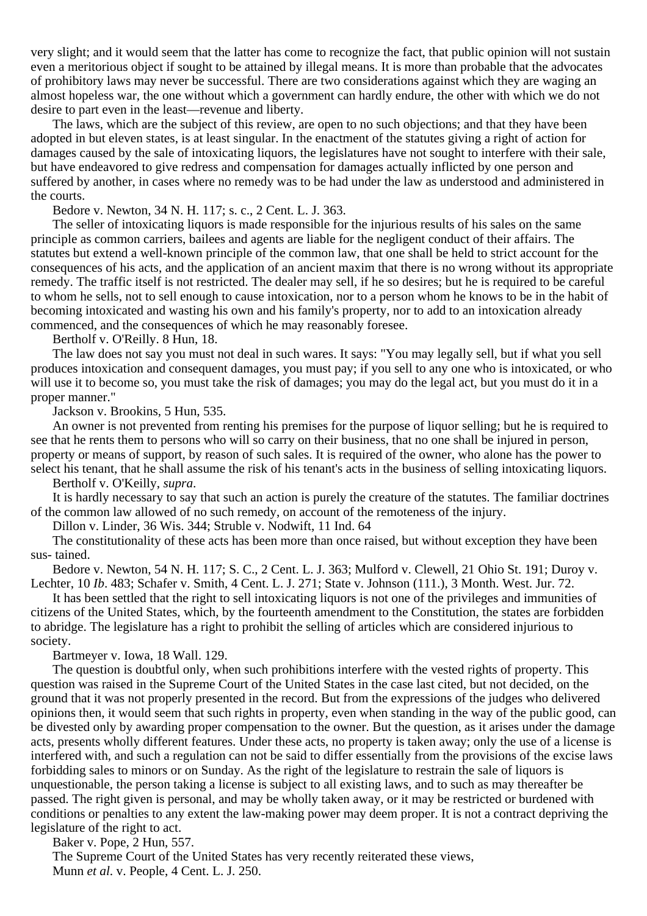very slight; and it would seem that the latter has come to recognize the fact, that public opinion will not sustain even a meritorious object if sought to be attained by illegal means. It is more than probable that the advocates of prohibitory laws may never be successful. There are two considerations against which they are waging an almost hopeless war, the one without which a government can hardly endure, the other with which we do not desire to part even in the least—revenue and liberty.

The laws, which are the subject of this review, are open to no such objections; and that they have been adopted in but eleven states, is at least singular. In the enactment of the statutes giving a right of action for damages caused by the sale of intoxicating liquors, the legislatures have not sought to interfere with their sale, but have endeavored to give redress and compensation for damages actually inflicted by one person and suffered by another, in cases where no remedy was to be had under the law as understood and administered in the courts.

Bedore v. Newton, 34 N. H. 117; s. c., 2 Cent. L. J. 363.

The seller of intoxicating liquors is made responsible for the injurious results of his sales on the same principle as common carriers, bailees and agents are liable for the negligent conduct of their affairs. The statutes but extend a well-known principle of the common law, that one shall be held to strict account for the consequences of his acts, and the application of an ancient maxim that there is no wrong without its appropriate remedy. The traffic itself is not restricted. The dealer may sell, if he so desires; but he is required to be careful to whom he sells, not to sell enough to cause intoxication, nor to a person whom he knows to be in the habit of becoming intoxicated and wasting his own and his family's property, nor to add to an intoxication already commenced, and the consequences of which he may reasonably foresee.

Bertholf v. O'Reilly. 8 Hun, 18.

The law does not say you must not deal in such wares. It says: "You may legally sell, but if what you sell produces intoxication and consequent damages, you must pay; if you sell to any one who is intoxicated, or who will use it to become so, you must take the risk of damages; you may do the legal act, but you must do it in a proper manner."

Jackson v. Brookins, 5 Hun, 535.

An owner is not prevented from renting his premises for the purpose of liquor selling; but he is required to see that he rents them to persons who will so carry on their business, that no one shall be injured in person, property or means of support, by reason of such sales. It is required of the owner, who alone has the power to select his tenant, that he shall assume the risk of his tenant's acts in the business of selling intoxicating liquors.

Bertholf v. O'Keilly, *supra*.

It is hardly necessary to say that such an action is purely the creature of the statutes. The familiar doctrines of the common law allowed of no such remedy, on account of the remoteness of the injury.

Dillon v. Linder, 36 Wis. 344; Struble v. Nodwift, 11 Ind. 64

The constitutionality of these acts has been more than once raised, but without exception they have been sus- tained.

Bedore v. Newton, 54 N. H. 117; S. C., 2 Cent. L. J. 363; Mulford v. Clewell, 21 Ohio St. 191; Duroy v. Lechter, 10 *Ib*. 483; Schafer v. Smith, 4 Cent. L. J. 271; State v. Johnson (111.), 3 Month. West. Jur. 72.

It has been settled that the right to sell intoxicating liquors is not one of the privileges and immunities of citizens of the United States, which, by the fourteenth amendment to the Constitution, the states are forbidden to abridge. The legislature has a right to prohibit the selling of articles which are considered injurious to society.

Bartmeyer v. Iowa, 18 Wall. 129.

The question is doubtful only, when such prohibitions interfere with the vested rights of property. This question was raised in the Supreme Court of the United States in the case last cited, but not decided, on the ground that it was not properly presented in the record. But from the expressions of the judges who delivered opinions then, it would seem that such rights in property, even when standing in the way of the public good, can be divested only by awarding proper compensation to the owner. But the question, as it arises under the damage acts, presents wholly different features. Under these acts, no property is taken away; only the use of a license is interfered with, and such a regulation can not be said to differ essentially from the provisions of the excise laws forbidding sales to minors or on Sunday. As the right of the legislature to restrain the sale of liquors is unquestionable, the person taking a license is subject to all existing laws, and to such as may thereafter be passed. The right given is personal, and may be wholly taken away, or it may be restricted or burdened with conditions or penalties to any extent the law-making power may deem proper. It is not a contract depriving the legislature of the right to act.

Baker v. Pope, 2 Hun, 557.

The Supreme Court of the United States has very recently reiterated these views,

Munn *et al*. v. People, 4 Cent. L. J. 250.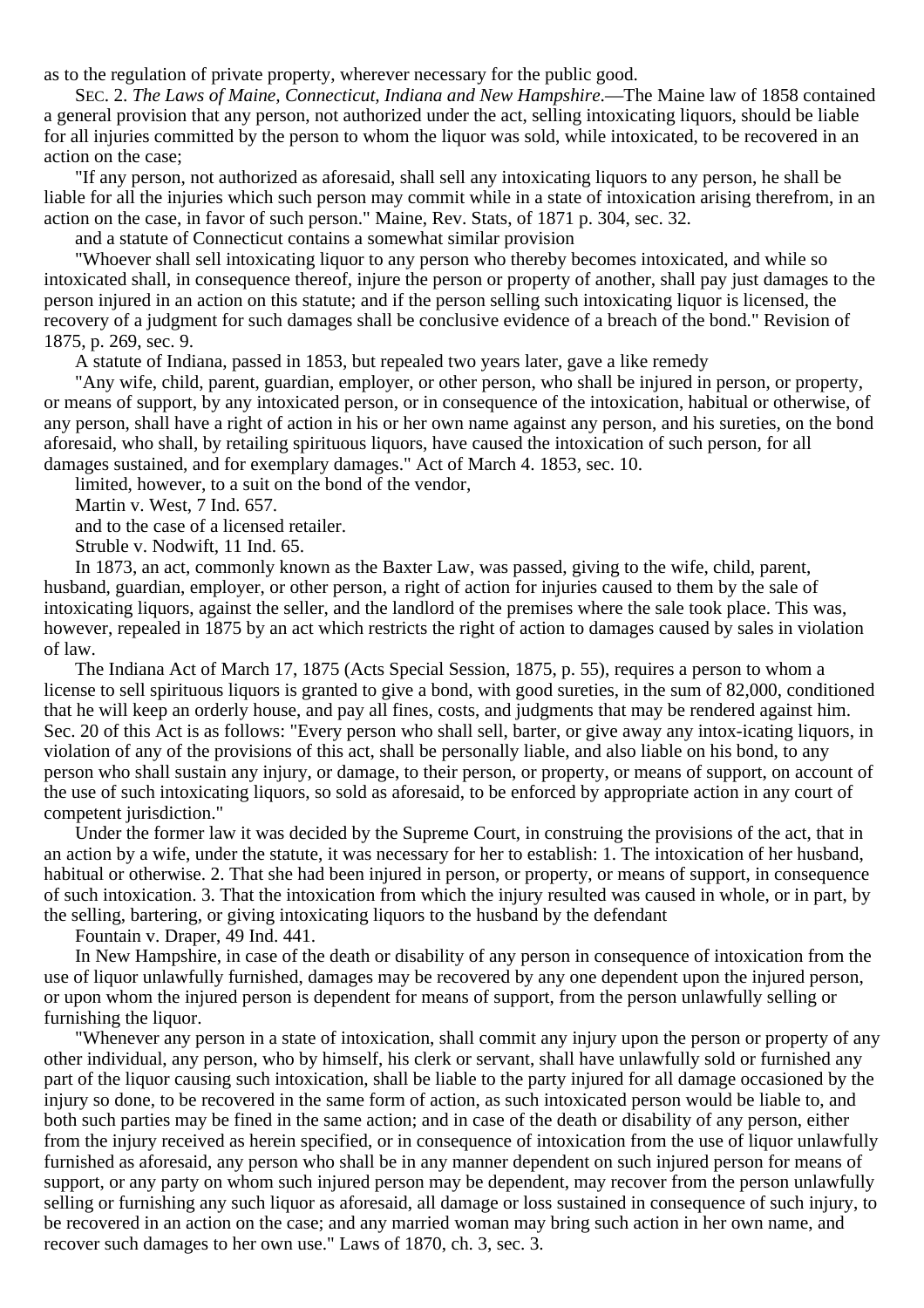as to the regulation of private property, wherever necessary for the public good.

SEC. 2. *The Laws of Maine, Connecticut, Indiana and New Hampshire.*—The Maine law of 1858 contained a general provision that any person, not authorized under the act, selling intoxicating liquors, should be liable for all injuries committed by the person to whom the liquor was sold, while intoxicated, to be recovered in an action on the case;

"If any person, not authorized as aforesaid, shall sell any intoxicating liquors to any person, he shall be liable for all the injuries which such person may commit while in a state of intoxication arising therefrom, in an action on the case, in favor of such person." Maine, Rev. Stats, of 1871 p. 304, sec. 32.

and a statute of Connecticut contains a somewhat similar provision

"Whoever shall sell intoxicating liquor to any person who thereby becomes intoxicated, and while so intoxicated shall, in consequence thereof, injure the person or property of another, shall pay just damages to the person injured in an action on this statute; and if the person selling such intoxicating liquor is licensed, the recovery of a judgment for such damages shall be conclusive evidence of a breach of the bond." Revision of 1875, p. 269, sec. 9.

A statute of Indiana, passed in 1853, but repealed two years later, gave a like remedy

"Any wife, child, parent, guardian, employer, or other person, who shall be injured in person, or property, or means of support, by any intoxicated person, or in consequence of the intoxication, habitual or otherwise, of any person, shall have a right of action in his or her own name against any person, and his sureties, on the bond aforesaid, who shall, by retailing spirituous liquors, have caused the intoxication of such person, for all damages sustained, and for exemplary damages." Act of March 4. 1853, sec. 10.

limited, however, to a suit on the bond of the vendor,

Martin v. West, 7 Ind. 657.

and to the case of a licensed retailer.

Struble v. Nodwift, 11 Ind. 65.

In 1873, an act, commonly known as the Baxter Law, was passed, giving to the wife, child, parent, husband, guardian, employer, or other person, a right of action for injuries caused to them by the sale of intoxicating liquors, against the seller, and the landlord of the premises where the sale took place. This was, however, repealed in 1875 by an act which restricts the right of action to damages caused by sales in violation of law.

The Indiana Act of March 17, 1875 (Acts Special Session, 1875, p. 55), requires a person to whom a license to sell spirituous liquors is granted to give a bond, with good sureties, in the sum of 82,000, conditioned that he will keep an orderly house, and pay all fines, costs, and judgments that may be rendered against him. Sec. 20 of this Act is as follows: "Every person who shall sell, barter, or give away any intox-icating liquors, in violation of any of the provisions of this act, shall be personally liable, and also liable on his bond, to any person who shall sustain any injury, or damage, to their person, or property, or means of support, on account of the use of such intoxicating liquors, so sold as aforesaid, to be enforced by appropriate action in any court of competent jurisdiction."

Under the former law it was decided by the Supreme Court, in construing the provisions of the act, that in an action by a wife, under the statute, it was necessary for her to establish: 1. The intoxication of her husband, habitual or otherwise. 2. That she had been injured in person, or property, or means of support, in consequence of such intoxication. 3. That the intoxication from which the injury resulted was caused in whole, or in part, by the selling, bartering, or giving intoxicating liquors to the husband by the defendant

Fountain v. Draper, 49 Ind. 441.

In New Hampshire, in case of the death or disability of any person in consequence of intoxication from the use of liquor unlawfully furnished, damages may be recovered by any one dependent upon the injured person, or upon whom the injured person is dependent for means of support, from the person unlawfully selling or furnishing the liquor.

"Whenever any person in a state of intoxication, shall commit any injury upon the person or property of any other individual, any person, who by himself, his clerk or servant, shall have unlawfully sold or furnished any part of the liquor causing such intoxication, shall be liable to the party injured for all damage occasioned by the injury so done, to be recovered in the same form of action, as such intoxicated person would be liable to, and both such parties may be fined in the same action; and in case of the death or disability of any person, either from the injury received as herein specified, or in consequence of intoxication from the use of liquor unlawfully furnished as aforesaid, any person who shall be in any manner dependent on such injured person for means of support, or any party on whom such injured person may be dependent, may recover from the person unlawfully selling or furnishing any such liquor as aforesaid, all damage or loss sustained in consequence of such injury, to be recovered in an action on the case; and any married woman may bring such action in her own name, and recover such damages to her own use." Laws of 1870, ch. 3, sec. 3.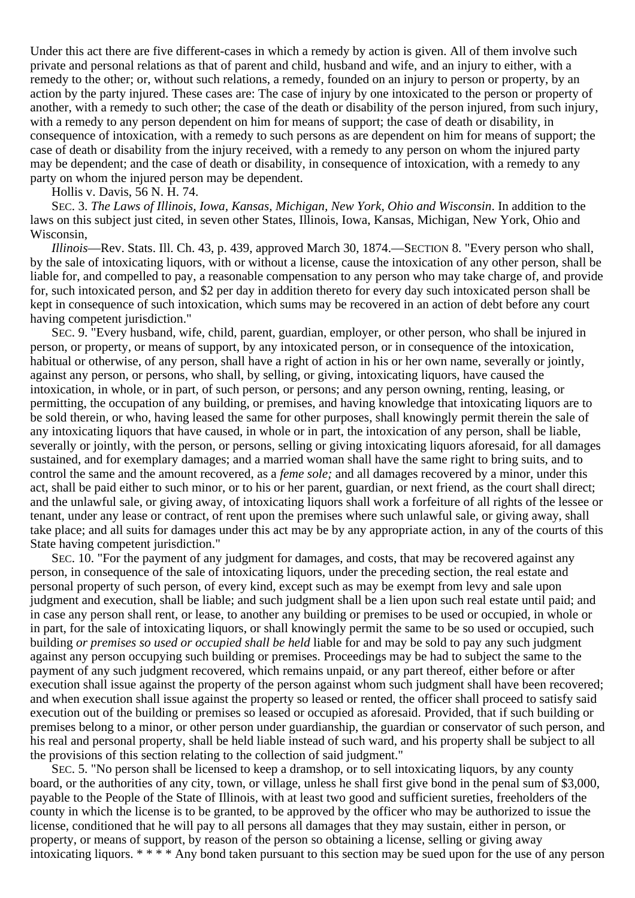Under this act there are five different-cases in which a remedy by action is given. All of them involve such private and personal relations as that of parent and child, husband and wife, and an injury to either, with a remedy to the other; or, without such relations, a remedy, founded on an injury to person or property, by an action by the party injured. These cases are: The case of injury by one intoxicated to the person or property of another, with a remedy to such other; the case of the death or disability of the person injured, from such injury, with a remedy to any person dependent on him for means of support; the case of death or disability, in consequence of intoxication, with a remedy to such persons as are dependent on him for means of support; the case of death or disability from the injury received, with a remedy to any person on whom the injured party may be dependent; and the case of death or disability, in consequence of intoxication, with a remedy to any party on whom the injured person may be dependent.

Hollis v. Davis, 56 N. H. 74.

SEC. 3. *The Laws of Illinois, Iowa, Kansas, Michigan, New York, Ohio and Wisconsin*. In addition to the laws on this subject just cited, in seven other States, Illinois, Iowa, Kansas, Michigan, New York, Ohio and Wisconsin,

*Illinois*—Rev. Stats. Ill. Ch. 43, p. 439, approved March 30, 1874.—SECTION 8. "Every person who shall, by the sale of intoxicating liquors, with or without a license, cause the intoxication of any other person, shall be liable for, and compelled to pay, a reasonable compensation to any person who may take charge of, and provide for, such intoxicated person, and $2 per day in addition thereto for every day such intoxicated person shall be kept in consequence of such intoxication, which sums may be recovered in an action of debt before any court having competent jurisdiction."

SEC. 9. "Every husband, wife, child, parent, guardian, employer, or other person, who shall be injured in person, or property, or means of support, by any intoxicated person, or in consequence of the intoxication, habitual or otherwise, of any person, shall have a right of action in his or her own name, severally or jointly, against any person, or persons, who shall, by selling, or giving, intoxicating liquors, have caused the intoxication, in whole, or in part, of such person, or persons; and any person owning, renting, leasing, or permitting, the occupation of any building, or premises, and having knowledge that intoxicating liquors are to be sold therein, or who, having leased the same for other purposes, shall knowingly permit therein the sale of any intoxicating liquors that have caused, in whole or in part, the intoxication of any person, shall be liable, severally or jointly, with the person, or persons, selling or giving intoxicating liquors aforesaid, for all damages sustained, and for exemplary damages; and a married woman shall have the same right to bring suits, and to control the same and the amount recovered, as a *feme sole;* and all damages recovered by a minor, under this act, shall be paid either to such minor, or to his or her parent, guardian, or next friend, as the court shall direct; and the unlawful sale, or giving away, of intoxicating liquors shall work a forfeiture of all rights of the lessee or tenant, under any lease or contract, of rent upon the premises where such unlawful sale, or giving away, shall take place; and all suits for damages under this act may be by any appropriate action, in any of the courts of this State having competent jurisdiction."

SEC. 10. "For the payment of any judgment for damages, and costs, that may be recovered against any person, in consequence of the sale of intoxicating liquors, under the preceding section, the real estate and personal property of such person, of every kind, except such as may be exempt from levy and sale upon judgment and execution, shall be liable; and such judgment shall be a lien upon such real estate until paid; and in case any person shall rent, or lease, to another any building or premises to be used or occupied, in whole or in part, for the sale of intoxicating liquors, or shall knowingly permit the same to be so used or occupied, such building *or premises so used or occupied shall be held* liable for and may be sold to pay any such judgment against any person occupying such building or premises. Proceedings may be had to subject the same to the payment of any such judgment recovered, which remains unpaid, or any part thereof, either before or after execution shall issue against the property of the person against whom such judgment shall have been recovered; and when execution shall issue against the property so leased or rented, the officer shall proceed to satisfy said execution out of the building or premises so leased or occupied as aforesaid. Provided, that if such building or premises belong to a minor, or other person under guardianship, the guardian or conservator of such person, and his real and personal property, shall be held liable instead of such ward, and his property shall be subject to all the provisions of this section relating to the collection of said judgment."

SEC. 5. "No person shall be licensed to keep a dramshop, or to sell intoxicating liquors, by any county board, or the authorities of any city, town, or village, unless he shall first give bond in the penal sum of $3,000, payable to the People of the State of Illinois, with at least two good and sufficient sureties, freeholders of the county in which the license is to be granted, to be approved by the officer who may be authorized to issue the license, conditioned that he will pay to all persons all damages that they may sustain, either in person, or property, or means of support, by reason of the person so obtaining a license, selling or giving away intoxicating liquors. * * * * Any bond taken pursuant to this section may be sued upon for the use of any person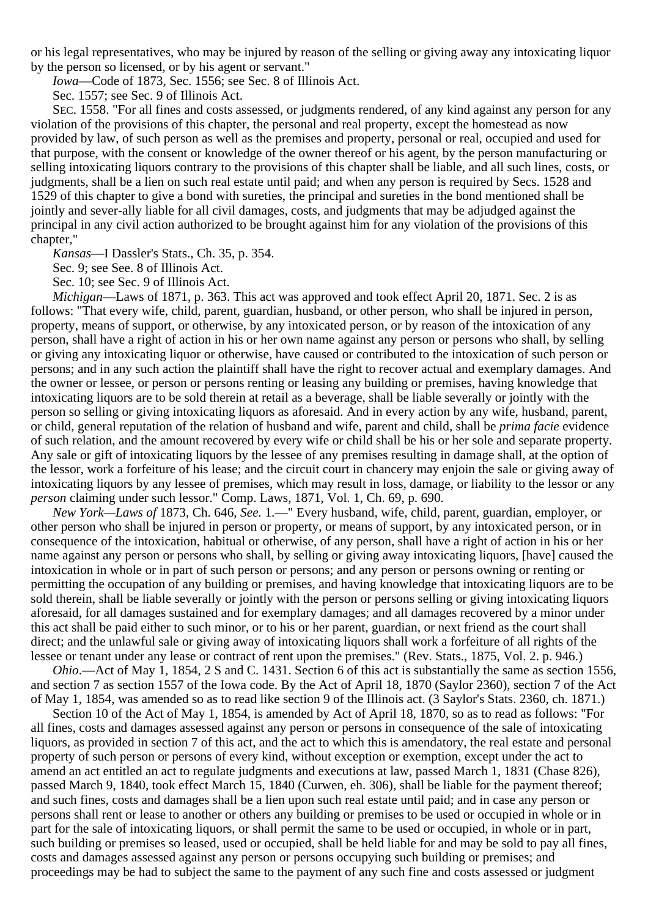or his legal representatives, who may be injured by reason of the selling or giving away any intoxicating liquor by the person so licensed, or by his agent or servant."

*Iowa*—Code of 1873, Sec. 1556; see Sec. 8 of Illinois Act.

Sec. 1557; see Sec. 9 of Illinois Act.

SEC. 1558. "For all fines and costs assessed, or judgments rendered, of any kind against any person for any violation of the provisions of this chapter, the personal and real property, except the homestead as now provided by law, of such person as well as the premises and property, personal or real, occupied and used for that purpose, with the consent or knowledge of the owner thereof or his agent, by the person manufacturing or selling intoxicating liquors contrary to the provisions of this chapter shall be liable, and all such lines, costs, or judgments, shall be a lien on such real estate until paid; and when any person is required by Secs. 1528 and 1529 of this chapter to give a bond with sureties, the principal and sureties in the bond mentioned shall be jointly and sever-ally liable for all civil damages, costs, and judgments that may be adjudged against the principal in any civil action authorized to be brought against him for any violation of the provisions of this chapter,"

*Kansas*—I Dassler's Stats., Ch. 35, p. 354.

Sec. 9; see See. 8 of Illinois Act.

Sec. 10; see Sec. 9 of Illinois Act.

*Michigan*—Laws of 1871, p. 363. This act was approved and took effect April 20, 1871. Sec. 2 is as follows: "That every wife, child, parent, guardian, husband, or other person, who shall be injured in person, property, means of support, or otherwise, by any intoxicated person, or by reason of the intoxication of any person, shall have a right of action in his or her own name against any person or persons who shall, by selling or giving any intoxicating liquor or otherwise, have caused or contributed to the intoxication of such person or persons; and in any such action the plaintiff shall have the right to recover actual and exemplary damages. And the owner or lessee, or person or persons renting or leasing any building or premises, having knowledge that intoxicating liquors are to be sold therein at retail as a beverage, shall be liable severally or jointly with the person so selling or giving intoxicating liquors as aforesaid. And in every action by any wife, husband, parent, or child, general reputation of the relation of husband and wife, parent and child, shall be *prima facie* evidence of such relation, and the amount recovered by every wife or child shall be his or her sole and separate property. Any sale or gift of intoxicating liquors by the lessee of any premises resulting in damage shall, at the option of the lessor, work a forfeiture of his lease; and the circuit court in chancery may enjoin the sale or giving away of intoxicating liquors by any lessee of premises, which may result in loss, damage, or liability to the lessor or any *person* claiming under such lessor." Comp. Laws, 1871, Vol. 1, Ch. 69, p. 690.

*New York—Laws of* 1873, Ch. 646, *See.* 1.—" Every husband, wife, child, parent, guardian, employer, or other person who shall be injured in person or property, or means of support, by any intoxicated person, or in consequence of the intoxication, habitual or otherwise, of any person, shall have a right of action in his or her name against any person or persons who shall, by selling or giving away intoxicating liquors, [have] caused the intoxication in whole or in part of such person or persons; and any person or persons owning or renting or permitting the occupation of any building or premises, and having knowledge that intoxicating liquors are to be sold therein, shall be liable severally or jointly with the person or persons selling or giving intoxicating liquors aforesaid, for all damages sustained and for exemplary damages; and all damages recovered by a minor under this act shall be paid either to such minor, or to his or her parent, guardian, or next friend as the court shall direct; and the unlawful sale or giving away of intoxicating liquors shall work a forfeiture of all rights of the lessee or tenant under any lease or contract of rent upon the premises." (Rev. Stats., 1875, Vol. 2. p. 946.)

*Ohio*.—Act of May 1, 1854, 2 S and C. 1431. Section 6 of this act is substantially the same as section 1556, and section 7 as section 1557 of the Iowa code. By the Act of April 18, 1870 (Saylor 2360), section 7 of the Act of May 1, 1854, was amended so as to read like section 9 of the Illinois act. (3 Saylor's Stats. 2360, ch. 1871.)

Section 10 of the Act of May 1, 1854, is amended by Act of April 18, 1870, so as to read as follows: "For all fines, costs and damages assessed against any person or persons in consequence of the sale of intoxicating liquors, as provided in section 7 of this act, and the act to which this is amendatory, the real estate and personal property of such person or persons of every kind, without exception or exemption, except under the act to amend an act entitled an act to regulate judgments and executions at law, passed March 1, 1831 (Chase 826), passed March 9, 1840, took effect March 15, 1840 (Curwen, eh. 306), shall be liable for the payment thereof; and such fines, costs and damages shall be a lien upon such real estate until paid; and in case any person or persons shall rent or lease to another or others any building or premises to be used or occupied in whole or in part for the sale of intoxicating liquors, or shall permit the same to be used or occupied, in whole or in part, such building or premises so leased, used or occupied, shall be held liable for and may be sold to pay all fines, costs and damages assessed against any person or persons occupying such building or premises; and proceedings may be had to subject the same to the payment of any such fine and costs assessed or judgment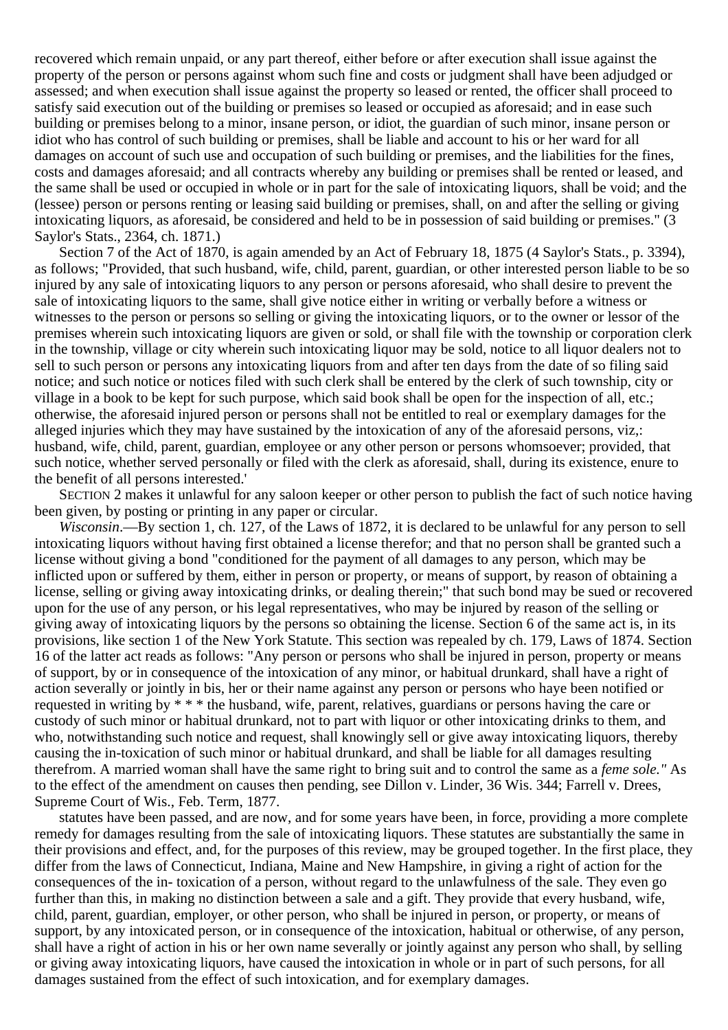recovered which remain unpaid, or any part thereof, either before or after execution shall issue against the property of the person or persons against whom such fine and costs or judgment shall have been adjudged or assessed; and when execution shall issue against the property so leased or rented, the officer shall proceed to satisfy said execution out of the building or premises so leased or occupied as aforesaid; and in ease such building or premises belong to a minor, insane person, or idiot, the guardian of such minor, insane person or idiot who has control of such building or premises, shall be liable and account to his or her ward for all damages on account of such use and occupation of such building or premises, and the liabilities for the fines, costs and damages aforesaid; and all contracts whereby any building or premises shall be rented or leased, and the same shall be used or occupied in whole or in part for the sale of intoxicating liquors, shall be void; and the (lessee) person or persons renting or leasing said building or premises, shall, on and after the selling or giving intoxicating liquors, as aforesaid, be considered and held to be in possession of said building or premises." (3 Saylor's Stats., 2364, ch. 1871.)

Section 7 of the Act of 1870, is again amended by an Act of February 18, 1875 (4 Saylor's Stats., p. 3394), as follows; "Provided, that such husband, wife, child, parent, guardian, or other interested person liable to be so injured by any sale of intoxicating liquors to any person or persons aforesaid, who shall desire to prevent the sale of intoxicating liquors to the same, shall give notice either in writing or verbally before a witness or witnesses to the person or persons so selling or giving the intoxicating liquors, or to the owner or lessor of the premises wherein such intoxicating liquors are given or sold, or shall file with the township or corporation clerk in the township, village or city wherein such intoxicating liquor may be sold, notice to all liquor dealers not to sell to such person or persons any intoxicating liquors from and after ten days from the date of so filing said notice; and such notice or notices filed with such clerk shall be entered by the clerk of such township, city or village in a book to be kept for such purpose, which said book shall be open for the inspection of all, etc.; otherwise, the aforesaid injured person or persons shall not be entitled to real or exemplary damages for the alleged injuries which they may have sustained by the intoxication of any of the aforesaid persons, viz,: husband, wife, child, parent, guardian, employee or any other person or persons whomsoever; provided, that such notice, whether served personally or filed with the clerk as aforesaid, shall, during its existence, enure to the benefit of all persons interested.'

SECTION 2 makes it unlawful for any saloon keeper or other person to publish the fact of such notice having been given, by posting or printing in any paper or circular.

*Wisconsin*.—By section 1, ch. 127, of the Laws of 1872, it is declared to be unlawful for any person to sell intoxicating liquors without having first obtained a license therefor; and that no person shall be granted such a license without giving a bond "conditioned for the payment of all damages to any person, which may be inflicted upon or suffered by them, either in person or property, or means of support, by reason of obtaining a license, selling or giving away intoxicating drinks, or dealing therein;" that such bond may be sued or recovered upon for the use of any person, or his legal representatives, who may be injured by reason of the selling or giving away of intoxicating liquors by the persons so obtaining the license. Section 6 of the same act is, in its provisions, like section 1 of the New York Statute. This section was repealed by ch. 179, Laws of 1874. Section 16 of the latter act reads as follows: "Any person or persons who shall be injured in person, property or means of support, by or in consequence of the intoxication of any minor, or habitual drunkard, shall have a right of action severally or jointly in bis, her or their name against any person or persons who haye been notified or requested in writing by * * * the husband, wife, parent, relatives, guardians or persons having the care or custody of such minor or habitual drunkard, not to part with liquor or other intoxicating drinks to them, and who, notwithstanding such notice and request, shall knowingly sell or give away intoxicating liquors, thereby causing the in-toxication of such minor or habitual drunkard, and shall be liable for all damages resulting therefrom. A married woman shall have the same right to bring suit and to control the same as a *feme sole."* As to the effect of the amendment on causes then pending, see Dillon v. Linder, 36 Wis. 344; Farrell v. Drees, Supreme Court of Wis., Feb. Term, 1877.

statutes have been passed, and are now, and for some years have been, in force, providing a more complete remedy for damages resulting from the sale of intoxicating liquors. These statutes are substantially the same in their provisions and effect, and, for the purposes of this review, may be grouped together. In the first place, they differ from the laws of Connecticut, Indiana, Maine and New Hampshire, in giving a right of action for the consequences of the in- toxication of a person, without regard to the unlawfulness of the sale. They even go further than this, in making no distinction between a sale and a gift. They provide that every husband, wife, child, parent, guardian, employer, or other person, who shall be injured in person, or property, or means of support, by any intoxicated person, or in consequence of the intoxication, habitual or otherwise, of any person, shall have a right of action in his or her own name severally or jointly against any person who shall, by selling or giving away intoxicating liquors, have caused the intoxication in whole or in part of such persons, for all damages sustained from the effect of such intoxication, and for exemplary damages.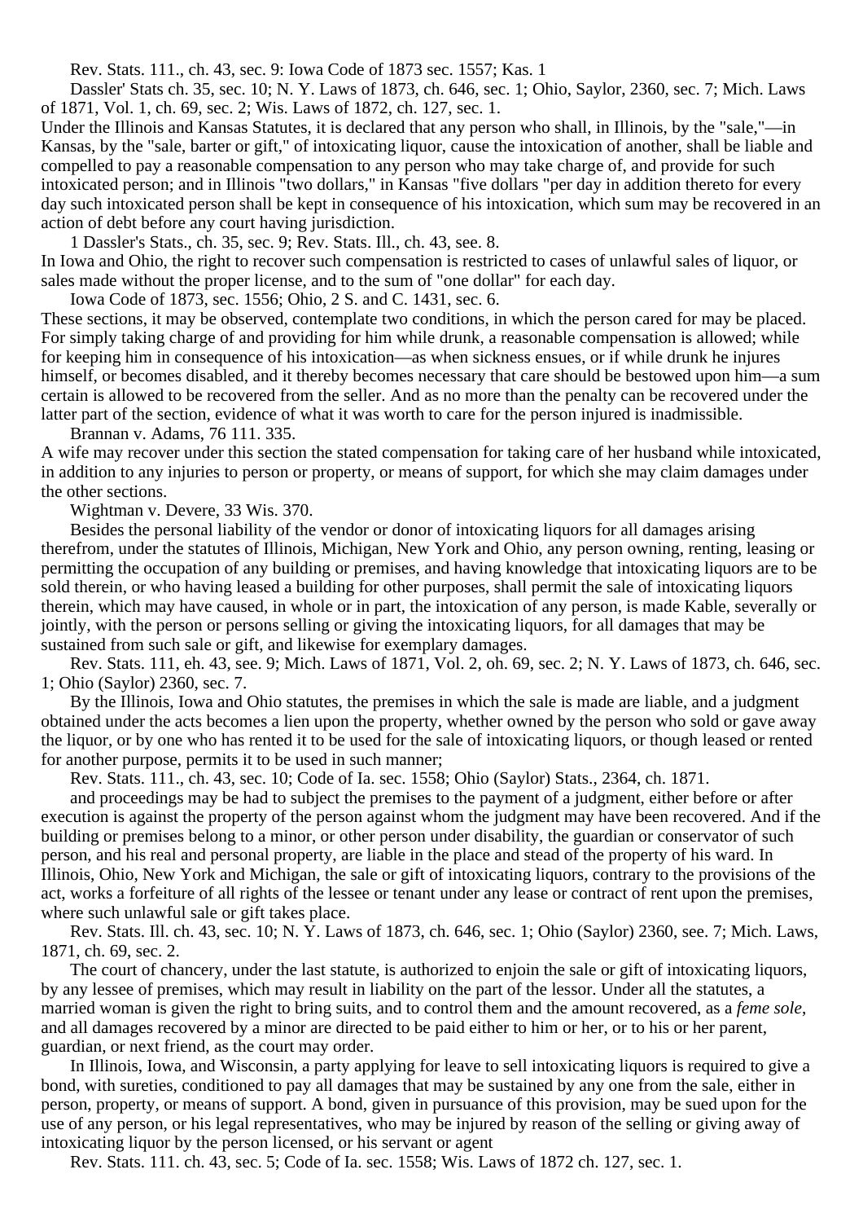Rev. Stats. 111., ch. 43, sec. 9: Iowa Code of 1873 sec. 1557; Kas. 1

Dassler' Stats ch. 35, sec. 10; N. Y. Laws of 1873, ch. 646, sec. 1; Ohio, Saylor, 2360, sec. 7; Mich. Laws of 1871, Vol. 1, ch. 69, sec. 2; Wis. Laws of 1872, ch. 127, sec. 1.

Under the Illinois and Kansas Statutes, it is declared that any person who shall, in Illinois, by the "sale,"—in Kansas, by the "sale, barter or gift," of intoxicating liquor, cause the intoxication of another, shall be liable and compelled to pay a reasonable compensation to any person who may take charge of, and provide for such intoxicated person; and in Illinois "two dollars," in Kansas "five dollars "per day in addition thereto for every day such intoxicated person shall be kept in consequence of his intoxication, which sum may be recovered in an action of debt before any court having jurisdiction.

1 Dassler's Stats., ch. 35, sec. 9; Rev. Stats. Ill., ch. 43, see. 8.

In Iowa and Ohio, the right to recover such compensation is restricted to cases of unlawful sales of liquor, or sales made without the proper license, and to the sum of "one dollar" for each day.

Iowa Code of 1873, sec. 1556; Ohio, 2 S. and C. 1431, sec. 6.

These sections, it may be observed, contemplate two conditions, in which the person cared for may be placed. For simply taking charge of and providing for him while drunk, a reasonable compensation is allowed; while for keeping him in consequence of his intoxication—as when sickness ensues, or if while drunk he injures himself, or becomes disabled, and it thereby becomes necessary that care should be bestowed upon him—a sum certain is allowed to be recovered from the seller. And as no more than the penalty can be recovered under the latter part of the section, evidence of what it was worth to care for the person injured is inadmissible.

Brannan v. Adams, 76 111. 335.

A wife may recover under this section the stated compensation for taking care of her husband while intoxicated, in addition to any injuries to person or property, or means of support, for which she may claim damages under the other sections.

Wightman v. Devere, 33 Wis. 370.

Besides the personal liability of the vendor or donor of intoxicating liquors for all damages arising therefrom, under the statutes of Illinois, Michigan, New York and Ohio, any person owning, renting, leasing or permitting the occupation of any building or premises, and having knowledge that intoxicating liquors are to be sold therein, or who having leased a building for other purposes, shall permit the sale of intoxicating liquors therein, which may have caused, in whole or in part, the intoxication of any person, is made Kable, severally or jointly, with the person or persons selling or giving the intoxicating liquors, for all damages that may be sustained from such sale or gift, and likewise for exemplary damages.

Rev. Stats. 111, eh. 43, see. 9; Mich. Laws of 1871, Vol. 2, oh. 69, sec. 2; N. Y. Laws of 1873, ch. 646, sec. 1; Ohio (Saylor) 2360, sec. 7.

By the Illinois, Iowa and Ohio statutes, the premises in which the sale is made are liable, and a judgment obtained under the acts becomes a lien upon the property, whether owned by the person who sold or gave away the liquor, or by one who has rented it to be used for the sale of intoxicating liquors, or though leased or rented for another purpose, permits it to be used in such manner;

Rev. Stats. 111., ch. 43, sec. 10; Code of Ia. sec. 1558; Ohio (Saylor) Stats., 2364, ch. 1871.

and proceedings may be had to subject the premises to the payment of a judgment, either before or after execution is against the property of the person against whom the judgment may have been recovered. And if the building or premises belong to a minor, or other person under disability, the guardian or conservator of such person, and his real and personal property, are liable in the place and stead of the property of his ward. In Illinois, Ohio, New York and Michigan, the sale or gift of intoxicating liquors, contrary to the provisions of the act, works a forfeiture of all rights of the lessee or tenant under any lease or contract of rent upon the premises, where such unlawful sale or gift takes place.

Rev. Stats. Ill. ch. 43, sec. 10; N. Y. Laws of 1873, ch. 646, sec. 1; Ohio (Saylor) 2360, see. 7; Mich. Laws, 1871, ch. 69, sec. 2.

The court of chancery, under the last statute, is authorized to enjoin the sale or gift of intoxicating liquors, by any lessee of premises, which may result in liability on the part of the lessor. Under all the statutes, a married woman is given the right to bring suits, and to control them and the amount recovered, as a *feme sole*, and all damages recovered by a minor are directed to be paid either to him or her, or to his or her parent, guardian, or next friend, as the court may order.

In Illinois, Iowa, and Wisconsin, a party applying for leave to sell intoxicating liquors is required to give a bond, with sureties, conditioned to pay all damages that may be sustained by any one from the sale, either in person, property, or means of support. A bond, given in pursuance of this provision, may be sued upon for the use of any person, or his legal representatives, who may be injured by reason of the selling or giving away of intoxicating liquor by the person licensed, or his servant or agent

Rev. Stats. 111. ch. 43, sec. 5; Code of Ia. sec. 1558; Wis. Laws of 1872 ch. 127, sec. 1.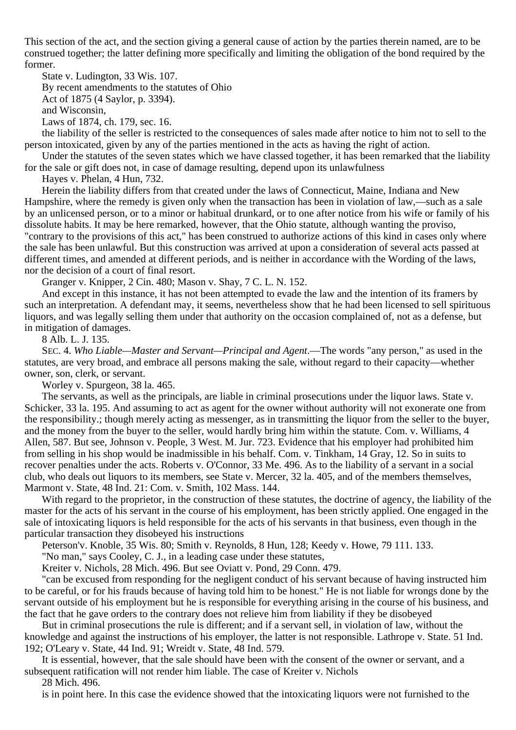This section of the act, and the section giving a general cause of action by the parties therein named, are to be construed together; the latter defining more specifically and limiting the obligation of the bond required by the former.

State v. Ludington, 33 Wis. 107.

By recent amendments to the statutes of Ohio

Act of 1875 (4 Saylor, p. 3394).

and Wisconsin,

Laws of 1874, ch. 179, sec. 16.

the liability of the seller is restricted to the consequences of sales made after notice to him not to sell to the person intoxicated, given by any of the parties mentioned in the acts as having the right of action.

Under the statutes of the seven states which we have classed together, it has been remarked that the liability for the sale or gift does not, in case of damage resulting, depend upon its unlawfulness

Hayes v. Phelan, 4 Hun, 732.

Herein the liability differs from that created under the laws of Connecticut, Maine, Indiana and New Hampshire, where the remedy is given only when the transaction has been in violation of law,—such as a sale by an unlicensed person, or to a minor or habitual drunkard, or to one after notice from his wife or family of his dissolute habits. It may be here remarked, however, that the Ohio statute, although wanting the proviso, "contrary to the provisions of this act," has been construed to authorize actions of this kind in cases only where the sale has been unlawful. But this construction was arrived at upon a consideration of several acts passed at different times, and amended at different periods, and is neither in accordance with the Wording of the laws, nor the decision of a court of final resort.

Granger v. Knipper, 2 Cin. 480; Mason v. Shay, 7 C. L. N. 152.

And except in this instance, it has not been attempted to evade the law and the intention of its framers by such an interpretation. A defendant may, it seems, nevertheless show that he had been licensed to sell spirituous liquors, and was legally selling them under that authority on the occasion complained of, not as a defense, but in mitigation of damages.

8 Alb. L. J. 135.

SEC. 4. *Who Liable—Master and Servant—Principal and Agent*.—The words "any person," as used in the statutes, are very broad, and embrace all persons making the sale, without regard to their capacity—whether owner, son, clerk, or servant.

Worley v. Spurgeon, 38 la. 465.

The servants, as well as the principals, are liable in criminal prosecutions under the liquor laws. State v. Schicker, 33 la. 195. And assuming to act as agent for the owner without authority will not exonerate one from the responsibility.; though merely acting as messenger, as in transmitting the liquor from the seller to the buyer, and the money from the buyer to the seller, would hardly bring him within the statute. Com. v. Williams, 4 Allen, 587. But see, Johnson v. People, 3 West. M. Jur. 723. Evidence that his employer had prohibited him from selling in his shop would be inadmissible in his behalf. Com. v. Tinkham, 14 Gray, 12. So in suits to recover penalties under the acts. Roberts v. O'Connor, 33 Me. 496. As to the liability of a servant in a social club, who deals out liquors to its members, see State v. Mercer, 32 la. 405, and of the members themselves, Marmont v. State, 48 Ind. 21: Com. v. Smith, 102 Mass. 144.

With regard to the proprietor, in the construction of these statutes, the doctrine of agency, the liability of the master for the acts of his servant in the course of his employment, has been strictly applied. One engaged in the sale of intoxicating liquors is held responsible for the acts of his servants in that business, even though in the particular transaction they disobeyed his instructions

Peterson'v. Knoble, 35 Wis. 80; Smith v. Reynolds, 8 Hun, 128; Keedy v. Howe, 79 111. 133.

"No man," says Cooley, C. J., in a leading case under these statutes,

Kreiter v. Nichols, 28 Mich. 496. But see Oviatt v. Pond, 29 Conn. 479.

"can be excused from responding for the negligent conduct of his servant because of having instructed him to be careful, or for his frauds because of having told him to be honest." He is not liable for wrongs done by the servant outside of his employment but he is responsible for everything arising in the course of his business, and the fact that he gave orders to the contrary does not relieve him from liability if they be disobeyed

But in criminal prosecutions the rule is different; and if a servant sell, in violation of law, without the knowledge and against the instructions of his employer, the latter is not responsible. Lathrope v. State. 51 Ind. 192; O'Leary v. State, 44 Ind. 91; Wreidt v. State, 48 Ind. 579.

It is essential, however, that the sale should have been with the consent of the owner or servant, and a subsequent ratification will not render him liable. The case of Kreiter v. Nichols

28 Mich. 496.

is in point here. In this case the evidence showed that the intoxicating liquors were not furnished to the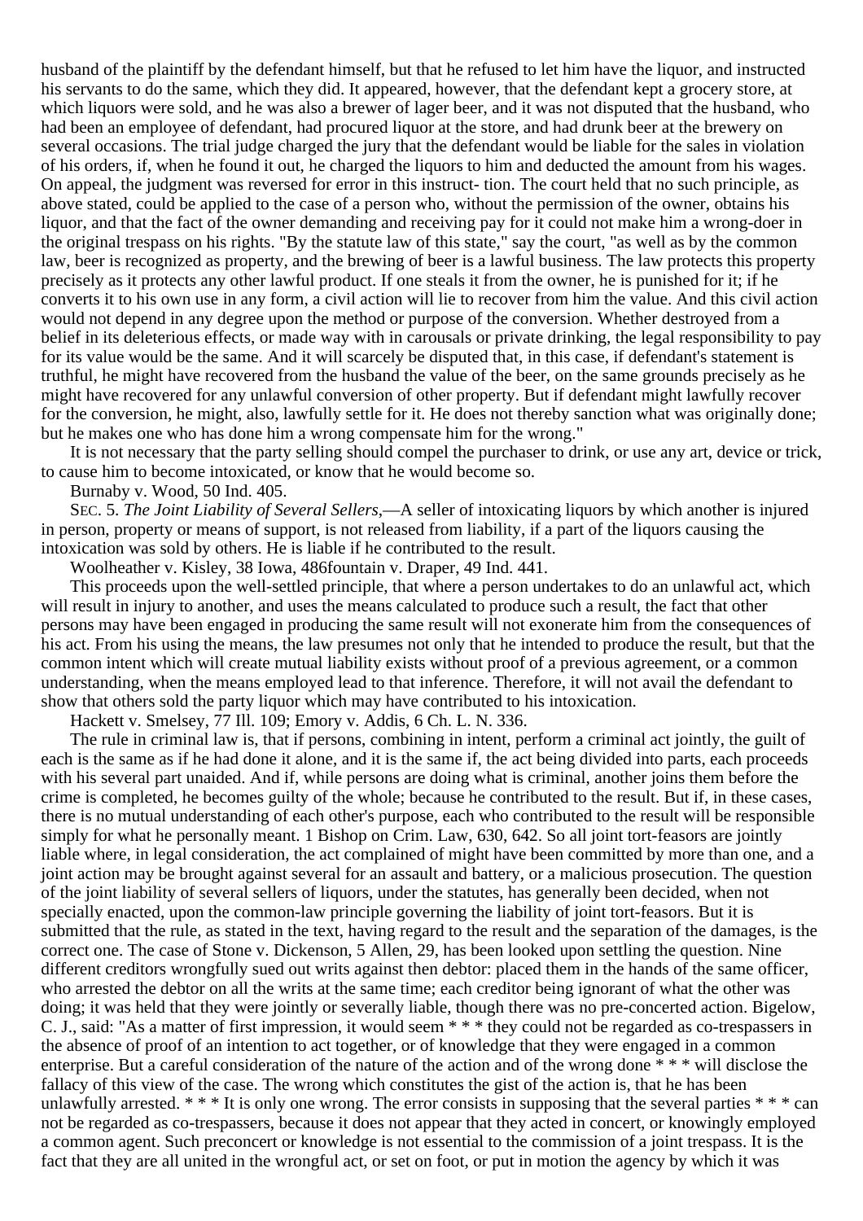husband of the plaintiff by the defendant himself, but that he refused to let him have the liquor, and instructed his servants to do the same, which they did. It appeared, however, that the defendant kept a grocery store, at which liquors were sold, and he was also a brewer of lager beer, and it was not disputed that the husband, who had been an employee of defendant, had procured liquor at the store, and had drunk beer at the brewery on several occasions. The trial judge charged the jury that the defendant would be liable for the sales in violation of his orders, if, when he found it out, he charged the liquors to him and deducted the amount from his wages. On appeal, the judgment was reversed for error in this instruct- tion. The court held that no such principle, as above stated, could be applied to the case of a person who, without the permission of the owner, obtains his liquor, and that the fact of the owner demanding and receiving pay for it could not make him a wrong-doer in the original trespass on his rights. "By the statute law of this state," say the court, "as well as by the common law, beer is recognized as property, and the brewing of beer is a lawful business. The law protects this property precisely as it protects any other lawful product. If one steals it from the owner, he is punished for it; if he converts it to his own use in any form, a civil action will lie to recover from him the value. And this civil action would not depend in any degree upon the method or purpose of the conversion. Whether destroyed from a belief in its deleterious effects, or made way with in carousals or private drinking, the legal responsibility to pay for its value would be the same. And it will scarcely be disputed that, in this case, if defendant's statement is truthful, he might have recovered from the husband the value of the beer, on the same grounds precisely as he might have recovered for any unlawful conversion of other property. But if defendant might lawfully recover for the conversion, he might, also, lawfully settle for it. He does not thereby sanction what was originally done; but he makes one who has done him a wrong compensate him for the wrong."

It is not necessary that the party selling should compel the purchaser to drink, or use any art, device or trick, to cause him to become intoxicated, or know that he would become so.

Burnaby v. Wood, 50 Ind. 405.

SEC. 5. *The Joint Liability of Several Sellers*,—A seller of intoxicating liquors by which another is injured in person, property or means of support, is not released from liability, if a part of the liquors causing the intoxication was sold by others. He is liable if he contributed to the result.

Woolheather v. Kisley, 38 Iowa, 486fountain v. Draper, 49 Ind. 441.

This proceeds upon the well-settled principle, that where a person undertakes to do an unlawful act, which will result in injury to another, and uses the means calculated to produce such a result, the fact that other persons may have been engaged in producing the same result will not exonerate him from the consequences of his act. From his using the means, the law presumes not only that he intended to produce the result, but that the common intent which will create mutual liability exists without proof of a previous agreement, or a common understanding, when the means employed lead to that inference. Therefore, it will not avail the defendant to show that others sold the party liquor which may have contributed to his intoxication.

Hackett v. Smelsey, 77 Ill. 109; Emory v. Addis, 6 Ch. L. N. 336.

The rule in criminal law is, that if persons, combining in intent, perform a criminal act jointly, the guilt of each is the same as if he had done it alone, and it is the same if, the act being divided into parts, each proceeds with his several part unaided. And if, while persons are doing what is criminal, another joins them before the crime is completed, he becomes guilty of the whole; because he contributed to the result. But if, in these cases, there is no mutual understanding of each other's purpose, each who contributed to the result will be responsible simply for what he personally meant. 1 Bishop on Crim. Law, 630, 642. So all joint tort-feasors are jointly liable where, in legal consideration, the act complained of might have been committed by more than one, and a joint action may be brought against several for an assault and battery, or a malicious prosecution. The question of the joint liability of several sellers of liquors, under the statutes, has generally been decided, when not specially enacted, upon the common-law principle governing the liability of joint tort-feasors. But it is submitted that the rule, as stated in the text, having regard to the result and the separation of the damages, is the correct one. The case of Stone v. Dickenson, 5 Allen, 29, has been looked upon settling the question. Nine different creditors wrongfully sued out writs against then debtor: placed them in the hands of the same officer, who arrested the debtor on all the writs at the same time; each creditor being ignorant of what the other was doing; it was held that they were jointly or severally liable, though there was no pre-concerted action. Bigelow, C. J., said: "As a matter of first impression, it would seem * * * they could not be regarded as co-trespassers in the absence of proof of an intention to act together, or of knowledge that they were engaged in a common enterprise. But a careful consideration of the nature of the action and of the wrong done * * * will disclose the fallacy of this view of the case. The wrong which constitutes the gist of the action is, that he has been unlawfully arrested. * * * It is only one wrong. The error consists in supposing that the several parties * * * can not be regarded as co-trespassers, because it does not appear that they acted in concert, or knowingly employed a common agent. Such preconcert or knowledge is not essential to the commission of a joint trespass. It is the fact that they are all united in the wrongful act, or set on foot, or put in motion the agency by which it was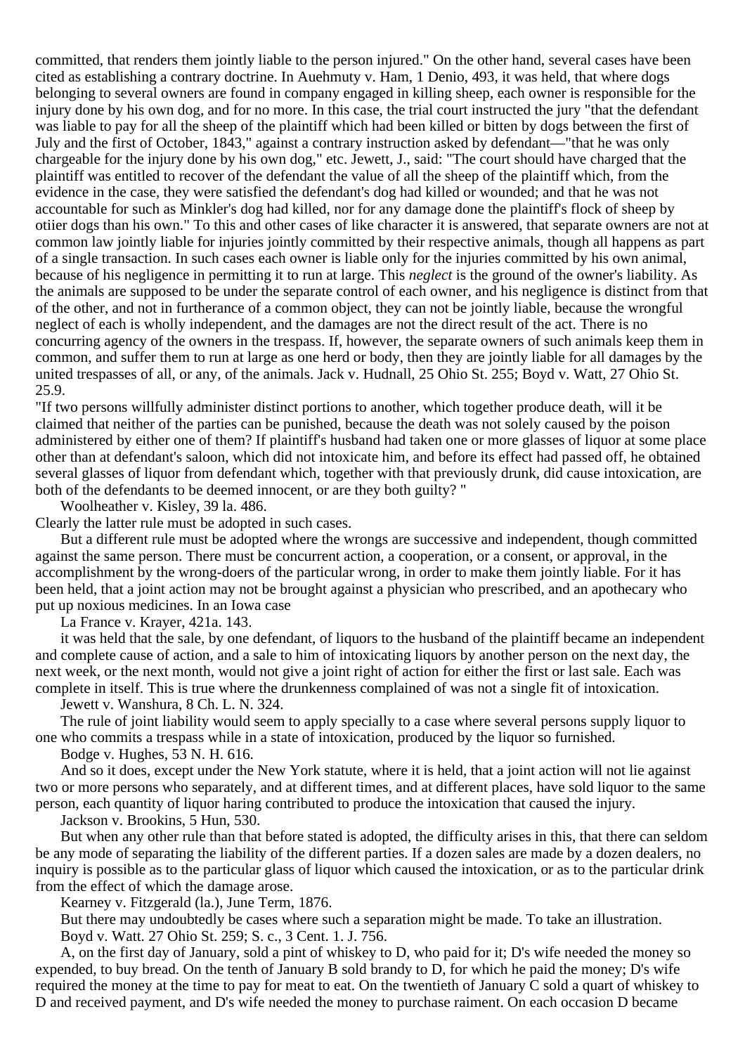committed, that renders them jointly liable to the person injured." On the other hand, several cases have been cited as establishing a contrary doctrine. In Auehmuty v. Ham, 1 Denio, 493, it was held, that where dogs belonging to several owners are found in company engaged in killing sheep, each owner is responsible for the injury done by his own dog, and for no more. In this case, the trial court instructed the jury "that the defendant was liable to pay for all the sheep of the plaintiff which had been killed or bitten by dogs between the first of July and the first of October, 1843," against a contrary instruction asked by defendant—"that he was only chargeable for the injury done by his own dog," etc. Jewett, J., said: "The court should have charged that the plaintiff was entitled to recover of the defendant the value of all the sheep of the plaintiff which, from the evidence in the case, they were satisfied the defendant's dog had killed or wounded; and that he was not accountable for such as Minkler's dog had killed, nor for any damage done the plaintiff's flock of sheep by otiier dogs than his own." To this and other cases of like character it is answered, that separate owners are not at common law jointly liable for injuries jointly committed by their respective animals, though all happens as part of a single transaction. In such cases each owner is liable only for the injuries committed by his own animal, because of his negligence in permitting it to run at large. This *neglect* is the ground of the owner's liability. As the animals are supposed to be under the separate control of each owner, and his negligence is distinct from that of the other, and not in furtherance of a common object, they can not be jointly liable, because the wrongful neglect of each is wholly independent, and the damages are not the direct result of the act. There is no concurring agency of the owners in the trespass. If, however, the separate owners of such animals keep them in common, and suffer them to run at large as one herd or body, then they are jointly liable for all damages by the united trespasses of all, or any, of the animals. Jack v. Hudnall, 25 Ohio St. 255; Boyd v. Watt, 27 Ohio St. 25.9.

"If two persons willfully administer distinct portions to another, which together produce death, will it be claimed that neither of the parties can be punished, because the death was not solely caused by the poison administered by either one of them? If plaintiff's husband had taken one or more glasses of liquor at some place other than at defendant's saloon, which did not intoxicate him, and before its effect had passed off, he obtained several glasses of liquor from defendant which, together with that previously drunk, did cause intoxication, are both of the defendants to be deemed innocent, or are they both guilty? "

Woolheather v. Kisley, 39 la. 486.

Clearly the latter rule must be adopted in such cases.

But a different rule must be adopted where the wrongs are successive and independent, though committed against the same person. There must be concurrent action, a cooperation, or a consent, or approval, in the accomplishment by the wrong-doers of the particular wrong, in order to make them jointly liable. For it has been held, that a joint action may not be brought against a physician who prescribed, and an apothecary who put up noxious medicines. In an Iowa case

La France v. Krayer, 421a. 143.

it was held that the sale, by one defendant, of liquors to the husband of the plaintiff became an independent and complete cause of action, and a sale to him of intoxicating liquors by another person on the next day, the next week, or the next month, would not give a joint right of action for either the first or last sale. Each was complete in itself. This is true where the drunkenness complained of was not a single fit of intoxication.

Jewett v. Wanshura, 8 Ch. L. N. 324.

The rule of joint liability would seem to apply specially to a case where several persons supply liquor to one who commits a trespass while in a state of intoxication, produced by the liquor so furnished.

Bodge v. Hughes, 53 N. H. 616.

And so it does, except under the New York statute, where it is held, that a joint action will not lie against two or more persons who separately, and at different times, and at different places, have sold liquor to the same person, each quantity of liquor haring contributed to produce the intoxication that caused the injury.

Jackson v. Brookins, 5 Hun, 530.

But when any other rule than that before stated is adopted, the difficulty arises in this, that there can seldom be any mode of separating the liability of the different parties. If a dozen sales are made by a dozen dealers, no inquiry is possible as to the particular glass of liquor which caused the intoxication, or as to the particular drink from the effect of which the damage arose.

Kearney v. Fitzgerald (la.), June Term, 1876.

But there may undoubtedly be cases where such a separation might be made. To take an illustration.

Boyd v. Watt. 27 Ohio St. 259; S. c., 3 Cent. 1. J. 756.

A, on the first day of January, sold a pint of whiskey to D, who paid for it; D's wife needed the money so expended, to buy bread. On the tenth of January B sold brandy to D, for which he paid the money; D's wife required the money at the time to pay for meat to eat. On the twentieth of January C sold a quart of whiskey to D and received payment, and D's wife needed the money to purchase raiment. On each occasion D became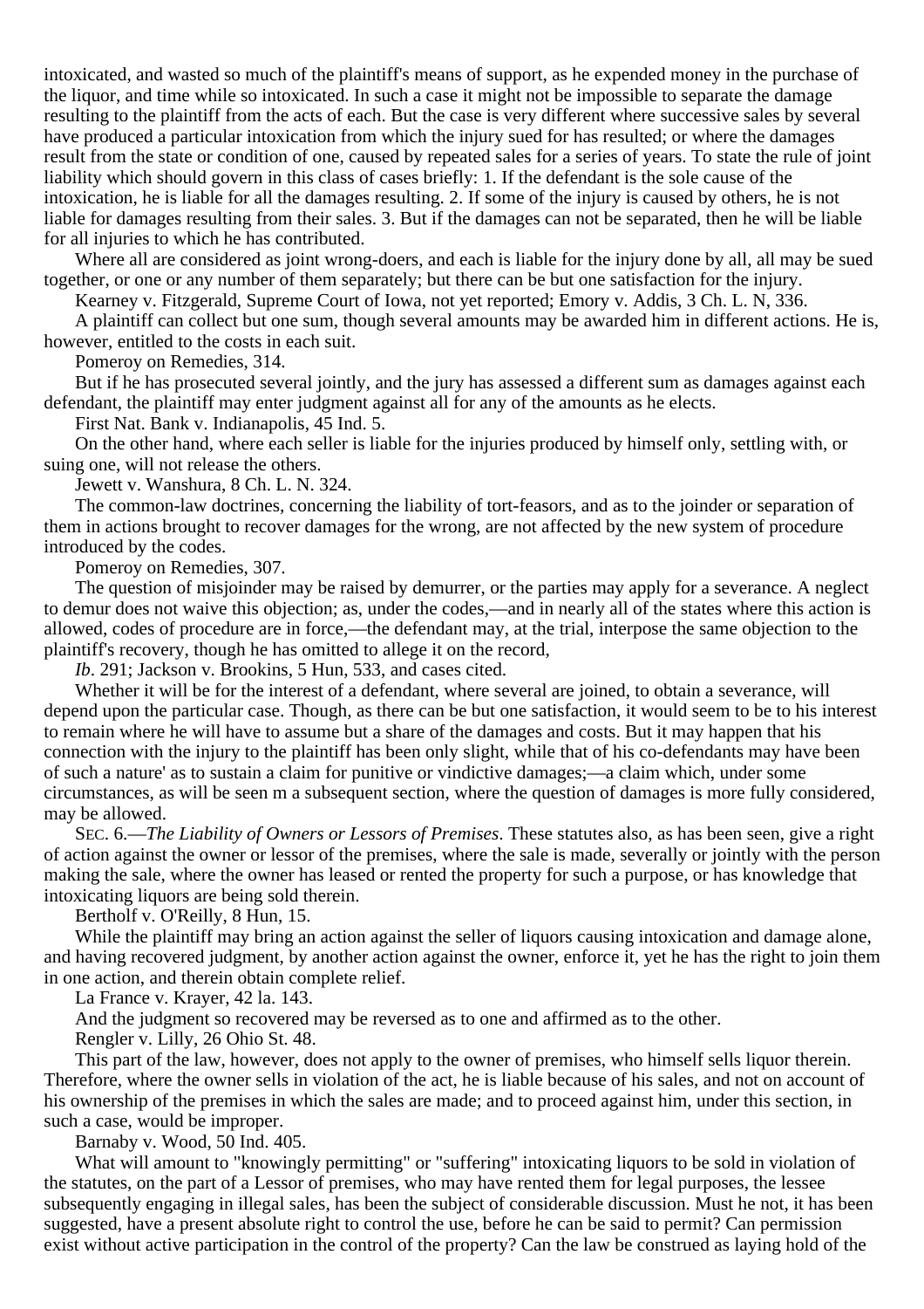intoxicated, and wasted so much of the plaintiff's means of support, as he expended money in the purchase of the liquor, and time while so intoxicated. In such a case it might not be impossible to separate the damage resulting to the plaintiff from the acts of each. But the case is very different where successive sales by several have produced a particular intoxication from which the injury sued for has resulted; or where the damages result from the state or condition of one, caused by repeated sales for a series of years. To state the rule of joint liability which should govern in this class of cases briefly: 1. If the defendant is the sole cause of the intoxication, he is liable for all the damages resulting. 2. If some of the injury is caused by others, he is not liable for damages resulting from their sales. 3. But if the damages can not be separated, then he will be liable for all injuries to which he has contributed.

Where all are considered as joint wrong-doers, and each is liable for the injury done by all, all may be sued together, or one or any number of them separately; but there can be but one satisfaction for the injury.

Kearney v. Fitzgerald, Supreme Court of Iowa, not yet reported; Emory v. Addis, 3 Ch. L. N, 336.

A plaintiff can collect but one sum, though several amounts may be awarded him in different actions. He is, however, entitled to the costs in each suit.

Pomeroy on Remedies, 314.

But if he has prosecuted several jointly, and the jury has assessed a different sum as damages against each defendant, the plaintiff may enter judgment against all for any of the amounts as he elects.

First Nat. Bank v. Indianapolis, 45 Ind. 5.

On the other hand, where each seller is liable for the injuries produced by himself only, settling with, or suing one, will not release the others.

Jewett v. Wanshura, 8 Ch. L. N. 324.

The common-law doctrines, concerning the liability of tort-feasors, and as to the joinder or separation of them in actions brought to recover damages for the wrong, are not affected by the new system of procedure introduced by the codes.

Pomeroy on Remedies, 307.

The question of misjoinder may be raised by demurrer, or the parties may apply for a severance. A neglect to demur does not waive this objection; as, under the codes,—and in nearly all of the states where this action is allowed, codes of procedure are in force,—the defendant may, at the trial, interpose the same objection to the plaintiff's recovery, though he has omitted to allege it on the record,

*Ib*. 291; Jackson v. Brookins, 5 Hun, 533, and cases cited.

Whether it will be for the interest of a defendant, where several are joined, to obtain a severance, will depend upon the particular case. Though, as there can be but one satisfaction, it would seem to be to his interest to remain where he will have to assume but a share of the damages and costs. But it may happen that his connection with the injury to the plaintiff has been only slight, while that of his co-defendants may have been of such a nature' as to sustain a claim for punitive or vindictive damages;—a claim which, under some circumstances, as will be seen m a subsequent section, where the question of damages is more fully considered, may be allowed.

SEC. 6.—*The Liability of Owners or Lessors of Premises*. These statutes also, as has been seen, give a right of action against the owner or lessor of the premises, where the sale is made, severally or jointly with the person making the sale, where the owner has leased or rented the property for such a purpose, or has knowledge that intoxicating liquors are being sold therein.

Bertholf v. O'Reilly, 8 Hun, 15.

While the plaintiff may bring an action against the seller of liquors causing intoxication and damage alone, and having recovered judgment, by another action against the owner, enforce it, yet he has the right to join them in one action, and therein obtain complete relief.

La France v. Krayer, 42 la. 143.

And the judgment so recovered may be reversed as to one and affirmed as to the other.

Rengler v. Lilly, 26 Ohio St. 48.

This part of the law, however, does not apply to the owner of premises, who himself sells liquor therein. Therefore, where the owner sells in violation of the act, he is liable because of his sales, and not on account of his ownership of the premises in which the sales are made; and to proceed against him, under this section, in such a case, would be improper.

Barnaby v. Wood, 50 Ind. 405.

What will amount to "knowingly permitting" or "suffering" intoxicating liquors to be sold in violation of the statutes, on the part of a Lessor of premises, who may have rented them for legal purposes, the lessee subsequently engaging in illegal sales, has been the subject of considerable discussion. Must he not, it has been suggested, have a present absolute right to control the use, before he can be said to permit? Can permission exist without active participation in the control of the property? Can the law be construed as laying hold of the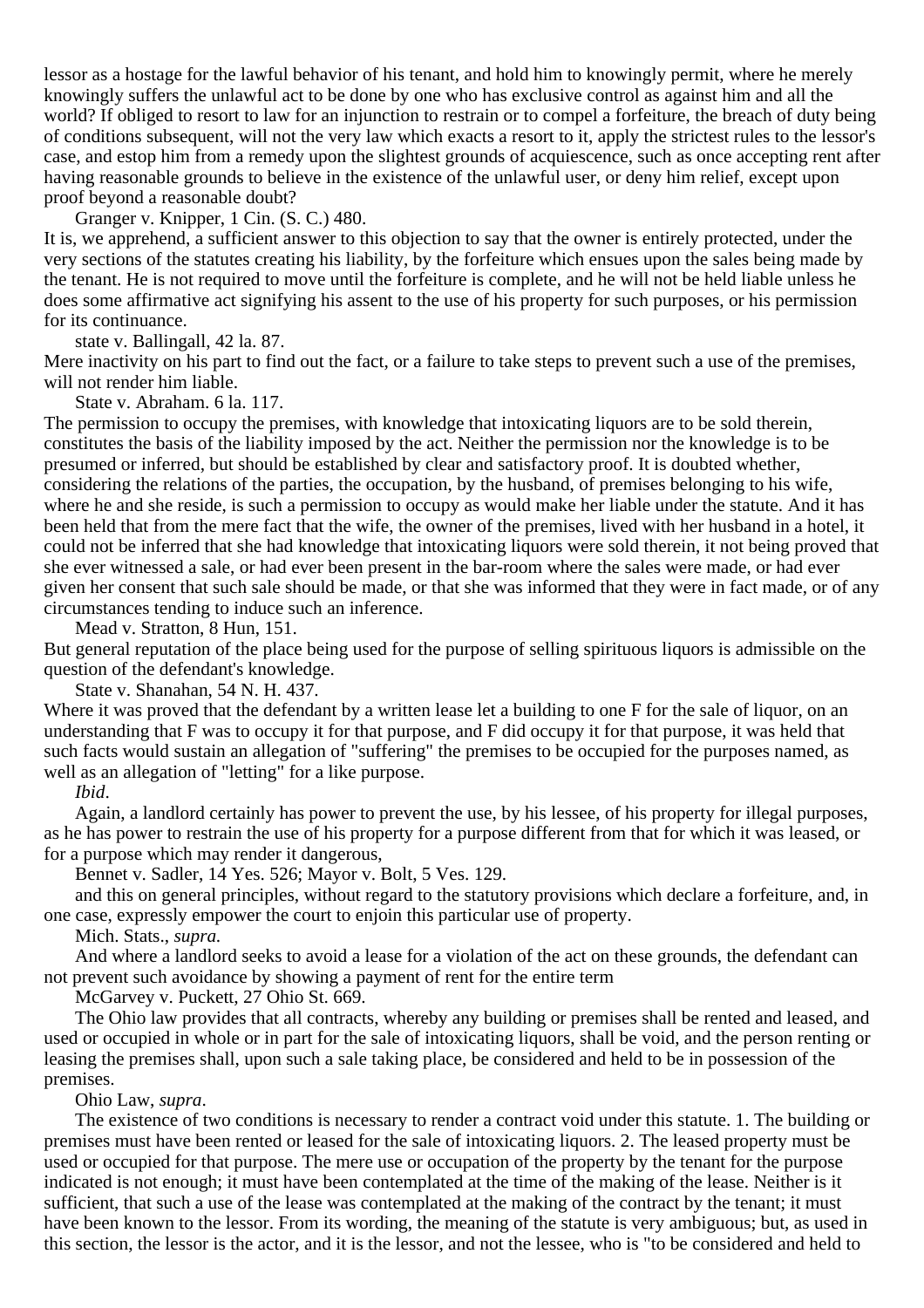lessor as a hostage for the lawful behavior of his tenant, and hold him to knowingly permit, where he merely knowingly suffers the unlawful act to be done by one who has exclusive control as against him and all the world? If obliged to resort to law for an injunction to restrain or to compel a forfeiture, the breach of duty being of conditions subsequent, will not the very law which exacts a resort to it, apply the strictest rules to the lessor's case, and estop him from a remedy upon the slightest grounds of acquiescence, such as once accepting rent after having reasonable grounds to believe in the existence of the unlawful user, or deny him relief, except upon proof beyond a reasonable doubt?

Granger v. Knipper, 1 Cin. (S. C.) 480.

It is, we apprehend, a sufficient answer to this objection to say that the owner is entirely protected, under the very sections of the statutes creating his liability, by the forfeiture which ensues upon the sales being made by the tenant. He is not required to move until the forfeiture is complete, and he will not be held liable unless he does some affirmative act signifying his assent to the use of his property for such purposes, or his permission for its continuance.

state v. Ballingall, 42 la. 87.

Mere inactivity on his part to find out the fact, or a failure to take steps to prevent such a use of the premises, will not render him liable.

State v. Abraham. 6 la. 117.

The permission to occupy the premises, with knowledge that intoxicating liquors are to be sold therein, constitutes the basis of the liability imposed by the act. Neither the permission nor the knowledge is to be presumed or inferred, but should be established by clear and satisfactory proof. It is doubted whether, considering the relations of the parties, the occupation, by the husband, of premises belonging to his wife, where he and she reside, is such a permission to occupy as would make her liable under the statute. And it has been held that from the mere fact that the wife, the owner of the premises, lived with her husband in a hotel, it could not be inferred that she had knowledge that intoxicating liquors were sold therein, it not being proved that she ever witnessed a sale, or had ever been present in the bar-room where the sales were made, or had ever given her consent that such sale should be made, or that she was informed that they were in fact made, or of any circumstances tending to induce such an inference.

Mead v. Stratton, 8 Hun, 151.

But general reputation of the place being used for the purpose of selling spirituous liquors is admissible on the question of the defendant's knowledge.

State v. Shanahan, 54 N. H. 437.

Where it was proved that the defendant by a written lease let a building to one F for the sale of liquor, on an understanding that F was to occupy it for that purpose, and F did occupy it for that purpose, it was held that such facts would sustain an allegation of "suffering" the premises to be occupied for the purposes named, as well as an allegation of "letting" for a like purpose.

*Ibid*.

Again, a landlord certainly has power to prevent the use, by his lessee, of his property for illegal purposes, as he has power to restrain the use of his property for a purpose different from that for which it was leased, or for a purpose which may render it dangerous,

Bennet v. Sadler, 14 Yes. 526; Mayor v. Bolt, 5 Ves. 129.

and this on general principles, without regard to the statutory provisions which declare a forfeiture, and, in one case, expressly empower the court to enjoin this particular use of property.

Mich. Stats., *supra.*

And where a landlord seeks to avoid a lease for a violation of the act on these grounds, the defendant can not prevent such avoidance by showing a payment of rent for the entire term

McGarvey v. Puckett, 27 Ohio St. 669.

The Ohio law provides that all contracts, whereby any building or premises shall be rented and leased, and used or occupied in whole or in part for the sale of intoxicating liquors, shall be void, and the person renting or leasing the premises shall, upon such a sale taking place, be considered and held to be in possession of the premises.

Ohio Law, *supra*.

The existence of two conditions is necessary to render a contract void under this statute. 1. The building or premises must have been rented or leased for the sale of intoxicating liquors. 2. The leased property must be used or occupied for that purpose. The mere use or occupation of the property by the tenant for the purpose indicated is not enough; it must have been contemplated at the time of the making of the lease. Neither is it sufficient, that such a use of the lease was contemplated at the making of the contract by the tenant; it must have been known to the lessor. From its wording, the meaning of the statute is very ambiguous; but, as used in this section, the lessor is the actor, and it is the lessor, and not the lessee, who is "to be considered and held to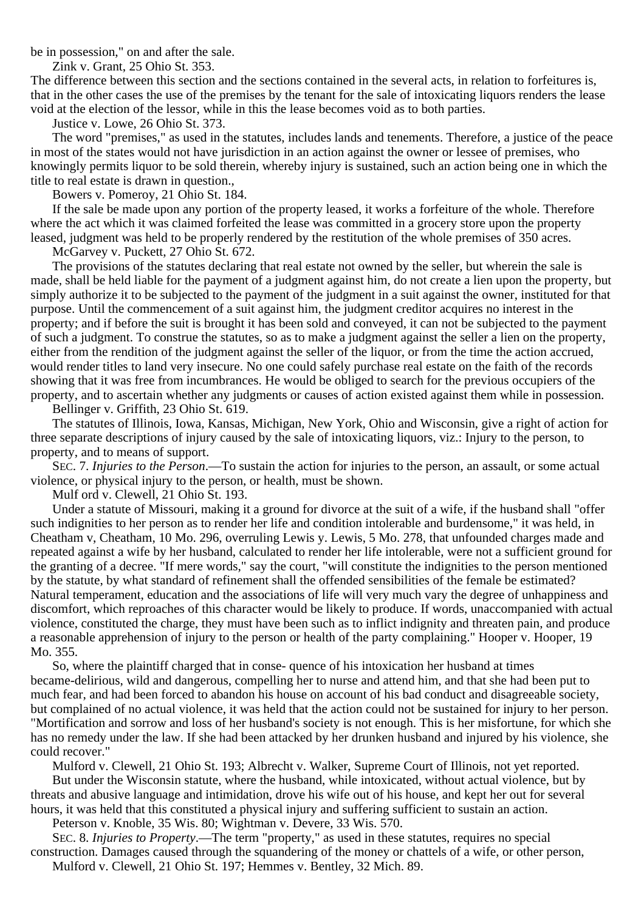be in possession," on and after the sale.

Zink v. Grant, 25 Ohio St. 353.

The difference between this section and the sections contained in the several acts, in relation to forfeitures is, that in the other cases the use of the premises by the tenant for the sale of intoxicating liquors renders the lease void at the election of the lessor, while in this the lease becomes void as to both parties.

Justice v. Lowe, 26 Ohio St. 373.

The word "premises," as used in the statutes, includes lands and tenements. Therefore, a justice of the peace in most of the states would not have jurisdiction in an action against the owner or lessee of premises, who knowingly permits liquor to be sold therein, whereby injury is sustained, such an action being one in which the title to real estate is drawn in question.,

Bowers v. Pomeroy, 21 Ohio St. 184.

If the sale be made upon any portion of the property leased, it works a forfeiture of the whole. Therefore where the act which it was claimed forfeited the lease was committed in a grocery store upon the property leased, judgment was held to be properly rendered by the restitution of the whole premises of 350 acres.

McGarvey v. Puckett, 27 Ohio St. 672.

The provisions of the statutes declaring that real estate not owned by the seller, but wherein the sale is made, shall be held liable for the payment of a judgment against him, do not create a lien upon the property, but simply authorize it to be subjected to the payment of the judgment in a suit against the owner, instituted for that purpose. Until the commencement of a suit against him, the judgment creditor acquires no interest in the property; and if before the suit is brought it has been sold and conveyed, it can not be subjected to the payment of such a judgment. To construe the statutes, so as to make a judgment against the seller a lien on the property, either from the rendition of the judgment against the seller of the liquor, or from the time the action accrued, would render titles to land very insecure. No one could safely purchase real estate on the faith of the records showing that it was free from incumbrances. He would be obliged to search for the previous occupiers of the property, and to ascertain whether any judgments or causes of action existed against them while in possession.

Bellinger v. Griffith, 23 Ohio St. 619.

The statutes of Illinois, Iowa, Kansas, Michigan, New York, Ohio and Wisconsin, give a right of action for three separate descriptions of injury caused by the sale of intoxicating liquors, viz.: Injury to the person, to property, and to means of support.

SEC. 7. *Injuries to the Person*.—To sustain the action for injuries to the person, an assault, or some actual violence, or physical injury to the person, or health, must be shown.

Mulf ord v. Clewell, 21 Ohio St. 193.

Under a statute of Missouri, making it a ground for divorce at the suit of a wife, if the husband shall "offer such indignities to her person as to render her life and condition intolerable and burdensome," it was held, in Cheatham v, Cheatham, 10 Mo. 296, overruling Lewis y. Lewis, 5 Mo. 278, that unfounded charges made and repeated against a wife by her husband, calculated to render her life intolerable, were not a sufficient ground for the granting of a decree. "If mere words," say the court, "will constitute the indignities to the person mentioned by the statute, by what standard of refinement shall the offended sensibilities of the female be estimated? Natural temperament, education and the associations of life will very much vary the degree of unhappiness and discomfort, which reproaches of this character would be likely to produce. If words, unaccompanied with actual violence, constituted the charge, they must have been such as to inflict indignity and threaten pain, and produce a reasonable apprehension of injury to the person or health of the party complaining." Hooper v. Hooper, 19 Mo. 355.

So, where the plaintiff charged that in conse- quence of his intoxication her husband at times became-delirious, wild and dangerous, compelling her to nurse and attend him, and that she had been put to much fear, and had been forced to abandon his house on account of his bad conduct and disagreeable society, but complained of no actual violence, it was held that the action could not be sustained for injury to her person. "Mortification and sorrow and loss of her husband's society is not enough. This is her misfortune, for which she has no remedy under the law. If she had been attacked by her drunken husband and injured by his violence, she could recover."

Mulford v. Clewell, 21 Ohio St. 193; Albrecht v. Walker, Supreme Court of Illinois, not yet reported.

But under the Wisconsin statute, where the husband, while intoxicated, without actual violence, but by threats and abusive language and intimidation, drove his wife out of his house, and kept her out for several hours, it was held that this constituted a physical injury and suffering sufficient to sustain an action.

Peterson v. Knoble, 35 Wis. 80; Wightman v. Devere, 33 Wis. 570.

SEC. 8. *Injuries to Property*.—The term "property," as used in these statutes, requires no special construction. Damages caused through the squandering of the money or chattels of a wife, or other person,

Mulford v. Clewell, 21 Ohio St. 197; Hemmes v. Bentley, 32 Mich. 89.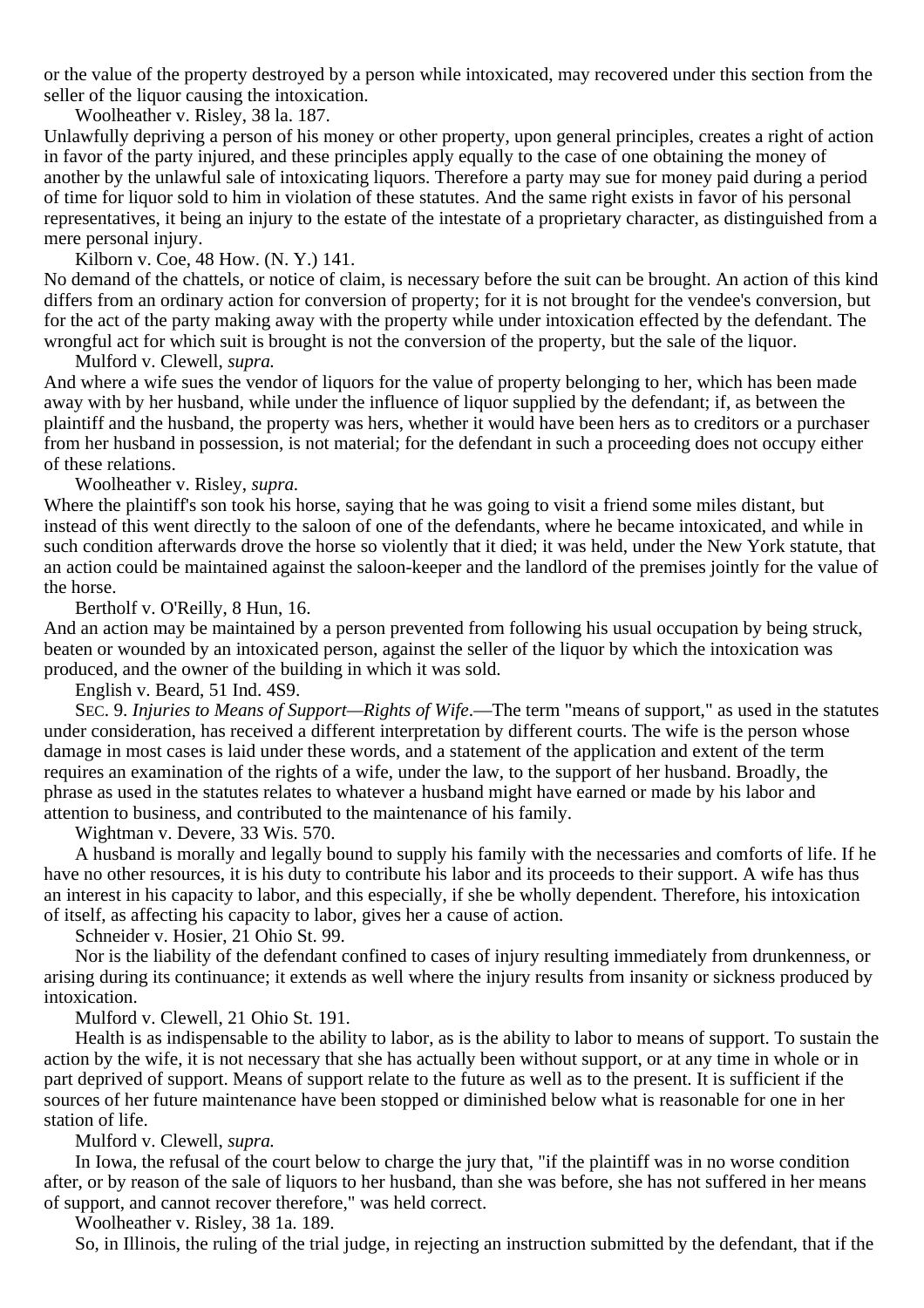or the value of the property destroyed by a person while intoxicated, may recovered under this section from the seller of the liquor causing the intoxication.

Woolheather v. Risley, 38 la. 187.

Unlawfully depriving a person of his money or other property, upon general principles, creates a right of action in favor of the party injured, and these principles apply equally to the case of one obtaining the money of another by the unlawful sale of intoxicating liquors. Therefore a party may sue for money paid during a period of time for liquor sold to him in violation of these statutes. And the same right exists in favor of his personal representatives, it being an injury to the estate of the intestate of a proprietary character, as distinguished from a mere personal injury.

Kilborn v. Coe, 48 How. (N. Y.) 141.

No demand of the chattels, or notice of claim, is necessary before the suit can be brought. An action of this kind differs from an ordinary action for conversion of property; for it is not brought for the vendee's conversion, but for the act of the party making away with the property while under intoxication effected by the defendant. The wrongful act for which suit is brought is not the conversion of the property, but the sale of the liquor.

Mulford v. Clewell, *supra.*

And where a wife sues the vendor of liquors for the value of property belonging to her, which has been made away with by her husband, while under the influence of liquor supplied by the defendant; if, as between the plaintiff and the husband, the property was hers, whether it would have been hers as to creditors or a purchaser from her husband in possession, is not material; for the defendant in such a proceeding does not occupy either of these relations.

Woolheather v. Risley, *supra.*

Where the plaintiff's son took his horse, saying that he was going to visit a friend some miles distant, but instead of this went directly to the saloon of one of the defendants, where he became intoxicated, and while in such condition afterwards drove the horse so violently that it died; it was held, under the New York statute, that an action could be maintained against the saloon-keeper and the landlord of the premises jointly for the value of the horse.

Bertholf v. O'Reilly, 8 Hun, 16.

And an action may be maintained by a person prevented from following his usual occupation by being struck, beaten or wounded by an intoxicated person, against the seller of the liquor by which the intoxication was produced, and the owner of the building in which it was sold.

English v. Beard, 51 Ind. 4S9.

SEC. 9. *Injuries to Means of Support—Rights of Wife*.—The term "means of support," as used in the statutes under consideration, has received a different interpretation by different courts. The wife is the person whose damage in most cases is laid under these words, and a statement of the application and extent of the term requires an examination of the rights of a wife, under the law, to the support of her husband. Broadly, the phrase as used in the statutes relates to whatever a husband might have earned or made by his labor and attention to business, and contributed to the maintenance of his family.

Wightman v. Devere, 33 Wis. 570.

A husband is morally and legally bound to supply his family with the necessaries and comforts of life. If he have no other resources, it is his duty to contribute his labor and its proceeds to their support. A wife has thus an interest in his capacity to labor, and this especially, if she be wholly dependent. Therefore, his intoxication of itself, as affecting his capacity to labor, gives her a cause of action.

Schneider v. Hosier, 21 Ohio St. 99.

Nor is the liability of the defendant confined to cases of injury resulting immediately from drunkenness, or arising during its continuance; it extends as well where the injury results from insanity or sickness produced by intoxication.

Mulford v. Clewell, 21 Ohio St. 191.

Health is as indispensable to the ability to labor, as is the ability to labor to means of support. To sustain the action by the wife, it is not necessary that she has actually been without support, or at any time in whole or in part deprived of support. Means of support relate to the future as well as to the present. It is sufficient if the sources of her future maintenance have been stopped or diminished below what is reasonable for one in her station of life.

Mulford v. Clewell, *supra.*

In Iowa, the refusal of the court below to charge the jury that, "if the plaintiff was in no worse condition after, or by reason of the sale of liquors to her husband, than she was before, she has not suffered in her means of support, and cannot recover therefore," was held correct.

Woolheather v. Risley, 38 1a. 189.

So, in Illinois, the ruling of the trial judge, in rejecting an instruction submitted by the defendant, that if the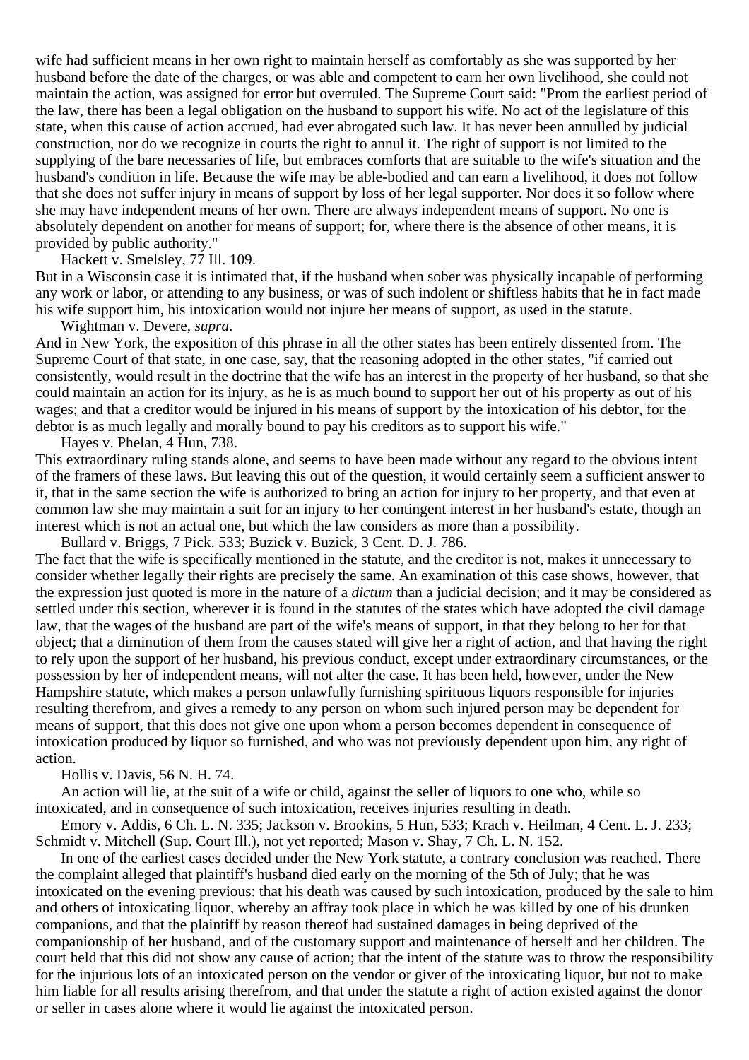wife had sufficient means in her own right to maintain herself as comfortably as she was supported by her husband before the date of the charges, or was able and competent to earn her own livelihood, she could not maintain the action, was assigned for error but overruled. The Supreme Court said: "Prom the earliest period of the law, there has been a legal obligation on the husband to support his wife. No act of the legislature of this state, when this cause of action accrued, had ever abrogated such law. It has never been annulled by judicial construction, nor do we recognize in courts the right to annul it. The right of support is not limited to the supplying of the bare necessaries of life, but embraces comforts that are suitable to the wife's situation and the husband's condition in life. Because the wife may be able-bodied and can earn a livelihood, it does not follow that she does not suffer injury in means of support by loss of her legal supporter. Nor does it so follow where she may have independent means of her own. There are always independent means of support. No one is absolutely dependent on another for means of support; for, where there is the absence of other means, it is provided by public authority."

Hackett v. Smelsley, 77 Ill. 109.

But in a Wisconsin case it is intimated that, if the husband when sober was physically incapable of performing any work or labor, or attending to any business, or was of such indolent or shiftless habits that he in fact made his wife support him, his intoxication would not injure her means of support, as used in the statute.

Wightman v. Devere, *supra*.

And in New York, the exposition of this phrase in all the other states has been entirely dissented from. The Supreme Court of that state, in one case, say, that the reasoning adopted in the other states, "if carried out consistently, would result in the doctrine that the wife has an interest in the property of her husband, so that she could maintain an action for its injury, as he is as much bound to support her out of his property as out of his wages; and that a creditor would be injured in his means of support by the intoxication of his debtor, for the debtor is as much legally and morally bound to pay his creditors as to support his wife."

Hayes v. Phelan, 4 Hun, 738.

This extraordinary ruling stands alone, and seems to have been made without any regard to the obvious intent of the framers of these laws. But leaving this out of the question, it would certainly seem a sufficient answer to it, that in the same section the wife is authorized to bring an action for injury to her property, and that even at common law she may maintain a suit for an injury to her contingent interest in her husband's estate, though an interest which is not an actual one, but which the law considers as more than a possibility.

Bullard v. Briggs, 7 Pick. 533; Buzick v. Buzick, 3 Cent. D. J. 786.

The fact that the wife is specifically mentioned in the statute, and the creditor is not, makes it unnecessary to consider whether legally their rights are precisely the same. An examination of this case shows, however, that the expression just quoted is more in the nature of a *dictum* than a judicial decision; and it may be considered as settled under this section, wherever it is found in the statutes of the states which have adopted the civil damage law, that the wages of the husband are part of the wife's means of support, in that they belong to her for that object; that a diminution of them from the causes stated will give her a right of action, and that having the right to rely upon the support of her husband, his previous conduct, except under extraordinary circumstances, or the possession by her of independent means, will not alter the case. It has been held, however, under the New Hampshire statute, which makes a person unlawfully furnishing spirituous liquors responsible for injuries resulting therefrom, and gives a remedy to any person on whom such injured person may be dependent for means of support, that this does not give one upon whom a person becomes dependent in consequence of intoxication produced by liquor so furnished, and who was not previously dependent upon him, any right of action.

Hollis v. Davis, 56 N. H. 74.

An action will lie, at the suit of a wife or child, against the seller of liquors to one who, while so intoxicated, and in consequence of such intoxication, receives injuries resulting in death.

Emory v. Addis, 6 Ch. L. N. 335; Jackson v. Brookins, 5 Hun, 533; Krach v. Heilman, 4 Cent. L. J. 233; Schmidt v. Mitchell (Sup. Court Ill.), not yet reported; Mason v. Shay, 7 Ch. L. N. 152.

In one of the earliest cases decided under the New York statute, a contrary conclusion was reached. There the complaint alleged that plaintiff's husband died early on the morning of the 5th of July; that he was intoxicated on the evening previous: that his death was caused by such intoxication, produced by the sale to him and others of intoxicating liquor, whereby an affray took place in which he was killed by one of his drunken companions, and that the plaintiff by reason thereof had sustained damages in being deprived of the companionship of her husband, and of the customary support and maintenance of herself and her children. The court held that this did not show any cause of action; that the intent of the statute was to throw the responsibility for the injurious lots of an intoxicated person on the vendor or giver of the intoxicating liquor, but not to make him liable for all results arising therefrom, and that under the statute a right of action existed against the donor or seller in cases alone where it would lie against the intoxicated person.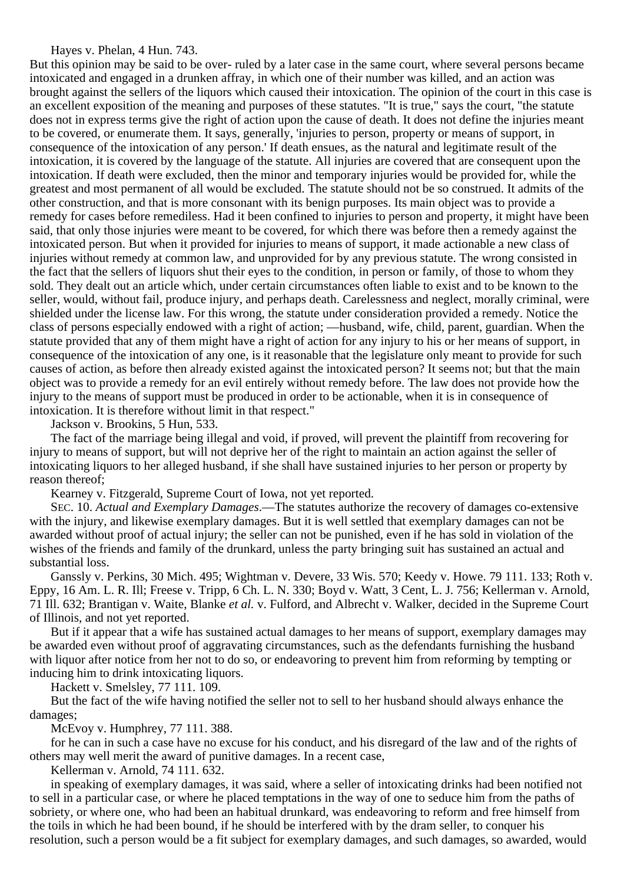Hayes v. Phelan, 4 Hun. 743.

But this opinion may be said to be over- ruled by a later case in the same court, where several persons became intoxicated and engaged in a drunken affray, in which one of their number was killed, and an action was brought against the sellers of the liquors which caused their intoxication. The opinion of the court in this case is an excellent exposition of the meaning and purposes of these statutes. "It is true," says the court, "the statute does not in express terms give the right of action upon the cause of death. It does not define the injuries meant to be covered, or enumerate them. It says, generally, 'injuries to person, property or means of support, in consequence of the intoxication of any person.' If death ensues, as the natural and legitimate result of the intoxication, it is covered by the language of the statute. All injuries are covered that are consequent upon the intoxication. If death were excluded, then the minor and temporary injuries would be provided for, while the greatest and most permanent of all would be excluded. The statute should not be so construed. It admits of the other construction, and that is more consonant with its benign purposes. Its main object was to provide a remedy for cases before remediless. Had it been confined to injuries to person and property, it might have been said, that only those injuries were meant to be covered, for which there was before then a remedy against the intoxicated person. But when it provided for injuries to means of support, it made actionable a new class of injuries without remedy at common law, and unprovided for by any previous statute. The wrong consisted in the fact that the sellers of liquors shut their eyes to the condition, in person or family, of those to whom they sold. They dealt out an article which, under certain circumstances often liable to exist and to be known to the seller, would, without fail, produce injury, and perhaps death. Carelessness and neglect, morally criminal, were shielded under the license law. For this wrong, the statute under consideration provided a remedy. Notice the class of persons especially endowed with a right of action; —husband, wife, child, parent, guardian. When the statute provided that any of them might have a right of action for any injury to his or her means of support, in consequence of the intoxication of any one, is it reasonable that the legislature only meant to provide for such causes of action, as before then already existed against the intoxicated person? It seems not; but that the main object was to provide a remedy for an evil entirely without remedy before. The law does not provide how the injury to the means of support must be produced in order to be actionable, when it is in consequence of intoxication. It is therefore without limit in that respect."

Jackson v. Brookins, 5 Hun, 533.

The fact of the marriage being illegal and void, if proved, will prevent the plaintiff from recovering for injury to means of support, but will not deprive her of the right to maintain an action against the seller of intoxicating liquors to her alleged husband, if she shall have sustained injuries to her person or property by reason thereof;

Kearney v. Fitzgerald, Supreme Court of Iowa, not yet reported.

SEC. 10. *Actual and Exemplary Damages*.—The statutes authorize the recovery of damages co-extensive with the injury, and likewise exemplary damages. But it is well settled that exemplary damages can not be awarded without proof of actual injury; the seller can not be punished, even if he has sold in violation of the wishes of the friends and family of the drunkard, unless the party bringing suit has sustained an actual and substantial loss.

Ganssly v. Perkins, 30 Mich. 495; Wightman v. Devere, 33 Wis. 570; Keedy v. Howe. 79 111. 133; Roth v. Eppy, 16 Am. L. R. Ill; Freese v. Tripp, 6 Ch. L. N. 330; Boyd v. Watt, 3 Cent, L. J. 756; Kellerman v. Arnold, 71 Ill. 632; Brantigan v. Waite, Blanke *et al.* v. Fulford, and Albrecht v. Walker, decided in the Supreme Court of Illinois, and not yet reported.

But if it appear that a wife has sustained actual damages to her means of support, exemplary damages may be awarded even without proof of aggravating circumstances, such as the defendants furnishing the husband with liquor after notice from her not to do so, or endeavoring to prevent him from reforming by tempting or inducing him to drink intoxicating liquors.

Hackett v. Smelsley, 77 111. 109.

But the fact of the wife having notified the seller not to sell to her husband should always enhance the damages;

McEvoy v. Humphrey, 77 111. 388.

for he can in such a case have no excuse for his conduct, and his disregard of the law and of the rights of others may well merit the award of punitive damages. In a recent case,

Kellerman v. Arnold, 74 111. 632.

in speaking of exemplary damages, it was said, where a seller of intoxicating drinks had been notified not to sell in a particular case, or where he placed temptations in the way of one to seduce him from the paths of sobriety, or where one, who had been an habitual drunkard, was endeavoring to reform and free himself from the toils in which he had been bound, if he should be interfered with by the dram seller, to conquer his resolution, such a person would be a fit subject for exemplary damages, and such damages, so awarded, would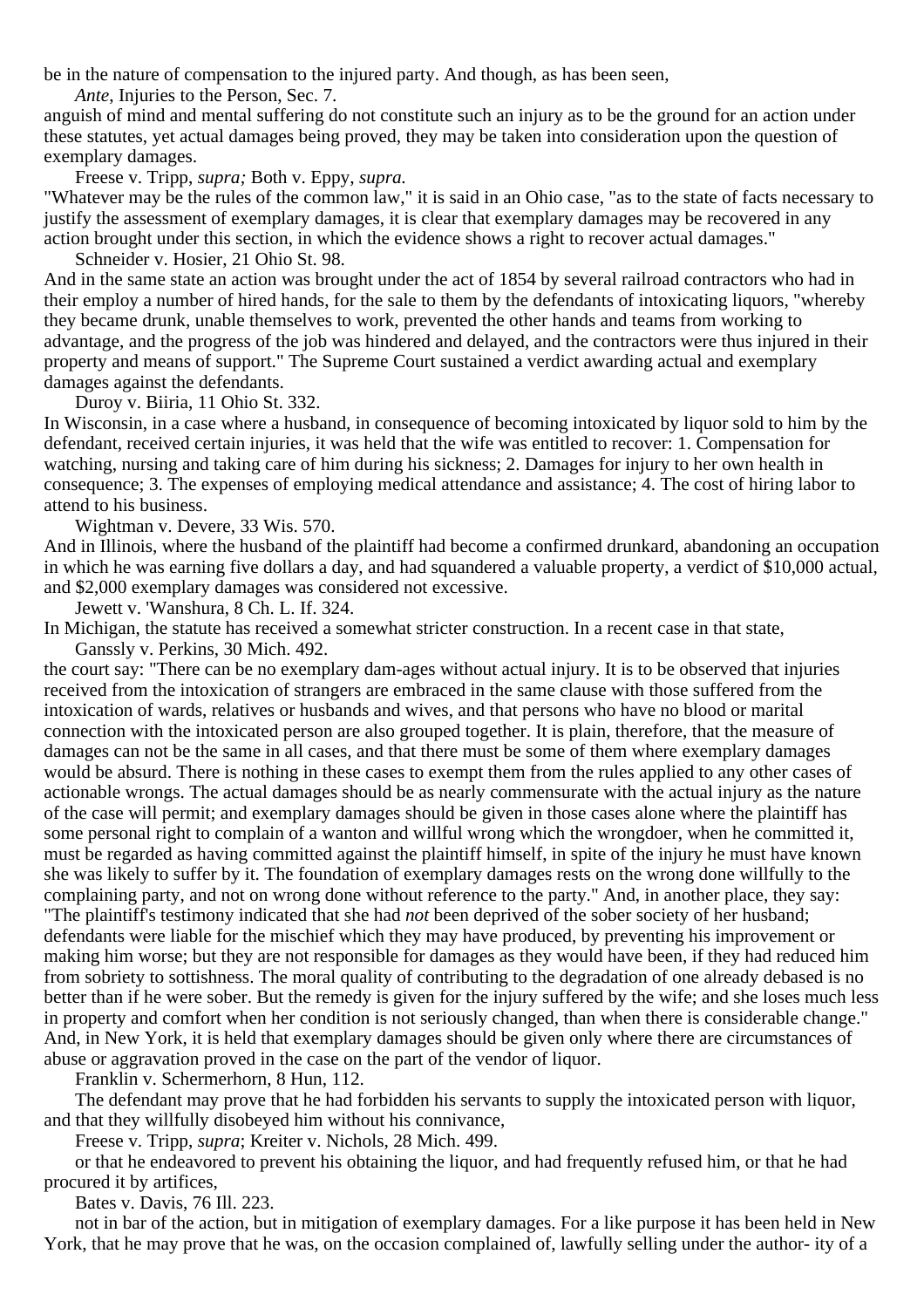be in the nature of compensation to the injured party. And though, as has been seen,

*Ante,* Injuries to the Person, Sec. 7.

anguish of mind and mental suffering do not constitute such an injury as to be the ground for an action under these statutes, yet actual damages being proved, they may be taken into consideration upon the question of exemplary damages.

Freese v. Tripp, *supra;* Both v. Eppy, *supra.*

"Whatever may be the rules of the common law," it is said in an Ohio case, "as to the state of facts necessary to justify the assessment of exemplary damages, it is clear that exemplary damages may be recovered in any action brought under this section, in which the evidence shows a right to recover actual damages."

Schneider v. Hosier, 21 Ohio St. 98.

And in the same state an action was brought under the act of 1854 by several railroad contractors who had in their employ a number of hired hands, for the sale to them by the defendants of intoxicating liquors, "whereby they became drunk, unable themselves to work, prevented the other hands and teams from working to advantage, and the progress of the job was hindered and delayed, and the contractors were thus injured in their property and means of support." The Supreme Court sustained a verdict awarding actual and exemplary damages against the defendants.

Duroy v. Biiria, 11 Ohio St. 332.

In Wisconsin, in a case where a husband, in consequence of becoming intoxicated by liquor sold to him by the defendant, received certain injuries, it was held that the wife was entitled to recover: 1. Compensation for watching, nursing and taking care of him during his sickness; 2. Damages for injury to her own health in consequence; 3. The expenses of employing medical attendance and assistance; 4. The cost of hiring labor to attend to his business.

Wightman v. Devere, 33 Wis. 570.

And in Illinois, where the husband of the plaintiff had become a confirmed drunkard, abandoning an occupation in which he was earning five dollars a day, and had squandered a valuable property, a verdict of $10,000 actual, and $2,000 exemplary damages was considered not excessive.

Jewett v. 'Wanshura, 8 Ch. L. If. 324.

In Michigan, the statute has received a somewhat stricter construction. In a recent case in that state,

Ganssly v. Perkins, 30 Mich. 492.

the court say: "There can be no exemplary dam-ages without actual injury. It is to be observed that injuries received from the intoxication of strangers are embraced in the same clause with those suffered from the intoxication of wards, relatives or husbands and wives, and that persons who have no blood or marital connection with the intoxicated person are also grouped together. It is plain, therefore, that the measure of damages can not be the same in all cases, and that there must be some of them where exemplary damages would be absurd. There is nothing in these cases to exempt them from the rules applied to any other cases of actionable wrongs. The actual damages should be as nearly commensurate with the actual injury as the nature of the case will permit; and exemplary damages should be given in those cases alone where the plaintiff has some personal right to complain of a wanton and willful wrong which the wrongdoer, when he committed it, must be regarded as having committed against the plaintiff himself, in spite of the injury he must have known she was likely to suffer by it. The foundation of exemplary damages rests on the wrong done willfully to the complaining party, and not on wrong done without reference to the party." And, in another place, they say: "The plaintiff's testimony indicated that she had *not* been deprived of the sober society of her husband; defendants were liable for the mischief which they may have produced, by preventing his improvement or making him worse; but they are not responsible for damages as they would have been, if they had reduced him from sobriety to sottishness. The moral quality of contributing to the degradation of one already debased is no better than if he were sober. But the remedy is given for the injury suffered by the wife; and she loses much less in property and comfort when her condition is not seriously changed, than when there is considerable change." And, in New York, it is held that exemplary damages should be given only where there are circumstances of abuse or aggravation proved in the case on the part of the vendor of liquor.

Franklin v. Schermerhorn, 8 Hun, 112.

The defendant may prove that he had forbidden his servants to supply the intoxicated person with liquor, and that they willfully disobeyed him without his connivance,

Freese v. Tripp, *supra*; Kreiter v. Nichols, 28 Mich. 499.

or that he endeavored to prevent his obtaining the liquor, and had frequently refused him, or that he had procured it by artifices,

Bates v. Davis, 76 Ill. 223.

not in bar of the action, but in mitigation of exemplary damages. For a like purpose it has been held in New York, that he may prove that he was, on the occasion complained of, lawfully selling under the author- ity of a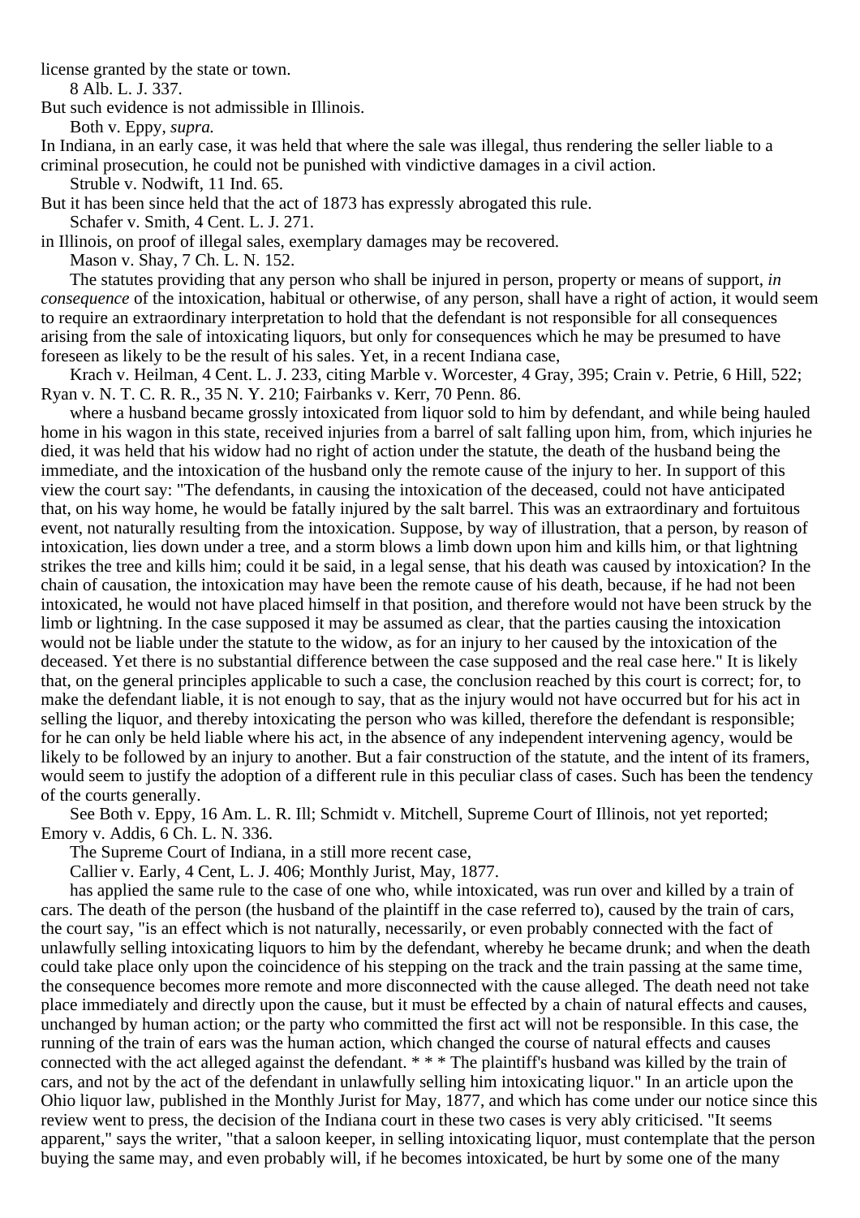license granted by the state or town.

8 Alb. L. J. 337.

But such evidence is not admissible in Illinois.

Both v. Eppy, *supra.*

In Indiana, in an early case, it was held that where the sale was illegal, thus rendering the seller liable to a criminal prosecution, he could not be punished with vindictive damages in a civil action.

Struble v. Nodwift, 11 Ind. 65.

But it has been since held that the act of 1873 has expressly abrogated this rule.

Schafer v. Smith, 4 Cent. L. J. 271.

in Illinois, on proof of illegal sales, exemplary damages may be recovered.

Mason v. Shay, 7 Ch. L. N. 152.

The statutes providing that any person who shall be injured in person, property or means of support, *in consequence* of the intoxication, habitual or otherwise, of any person, shall have a right of action, it would seem to require an extraordinary interpretation to hold that the defendant is not responsible for all consequences arising from the sale of intoxicating liquors, but only for consequences which he may be presumed to have foreseen as likely to be the result of his sales. Yet, in a recent Indiana case,

Krach v. Heilman, 4 Cent. L. J. 233, citing Marble v. Worcester, 4 Gray, 395; Crain v. Petrie, 6 Hill, 522; Ryan v. N. T. C. R. R., 35 N. Y. 210; Fairbanks v. Kerr, 70 Penn. 86.

where a husband became grossly intoxicated from liquor sold to him by defendant, and while being hauled home in his wagon in this state, received injuries from a barrel of salt falling upon him, from, which injuries he died, it was held that his widow had no right of action under the statute, the death of the husband being the immediate, and the intoxication of the husband only the remote cause of the injury to her. In support of this view the court say: "The defendants, in causing the intoxication of the deceased, could not have anticipated that, on his way home, he would be fatally injured by the salt barrel. This was an extraordinary and fortuitous event, not naturally resulting from the intoxication. Suppose, by way of illustration, that a person, by reason of intoxication, lies down under a tree, and a storm blows a limb down upon him and kills him, or that lightning strikes the tree and kills him; could it be said, in a legal sense, that his death was caused by intoxication? In the chain of causation, the intoxication may have been the remote cause of his death, because, if he had not been intoxicated, he would not have placed himself in that position, and therefore would not have been struck by the limb or lightning. In the case supposed it may be assumed as clear, that the parties causing the intoxication would not be liable under the statute to the widow, as for an injury to her caused by the intoxication of the deceased. Yet there is no substantial difference between the case supposed and the real case here." It is likely that, on the general principles applicable to such a case, the conclusion reached by this court is correct; for, to make the defendant liable, it is not enough to say, that as the injury would not have occurred but for his act in selling the liquor, and thereby intoxicating the person who was killed, therefore the defendant is responsible; for he can only be held liable where his act, in the absence of any independent intervening agency, would be likely to be followed by an injury to another. But a fair construction of the statute, and the intent of its framers, would seem to justify the adoption of a different rule in this peculiar class of cases. Such has been the tendency of the courts generally.

See Both v. Eppy, 16 Am. L. R. Ill; Schmidt v. Mitchell, Supreme Court of Illinois, not yet reported; Emory v. Addis, 6 Ch. L. N. 336.

The Supreme Court of Indiana, in a still more recent case,

Callier v. Early, 4 Cent, L. J. 406; Monthly Jurist, May, 1877.

has applied the same rule to the case of one who, while intoxicated, was run over and killed by a train of cars. The death of the person (the husband of the plaintiff in the case referred to), caused by the train of cars, the court say, "is an effect which is not naturally, necessarily, or even probably connected with the fact of unlawfully selling intoxicating liquors to him by the defendant, whereby he became drunk; and when the death could take place only upon the coincidence of his stepping on the track and the train passing at the same time, the consequence becomes more remote and more disconnected with the cause alleged. The death need not take place immediately and directly upon the cause, but it must be effected by a chain of natural effects and causes, unchanged by human action; or the party who committed the first act will not be responsible. In this case, the running of the train of ears was the human action, which changed the course of natural effects and causes connected with the act alleged against the defendant. * * * The plaintiff's husband was killed by the train of cars, and not by the act of the defendant in unlawfully selling him intoxicating liquor." In an article upon the Ohio liquor law, published in the Monthly Jurist for May, 1877, and which has come under our notice since this review went to press, the decision of the Indiana court in these two cases is very ably criticised. "It seems apparent," says the writer, "that a saloon keeper, in selling intoxicating liquor, must contemplate that the person buying the same may, and even probably will, if he becomes intoxicated, be hurt by some one of the many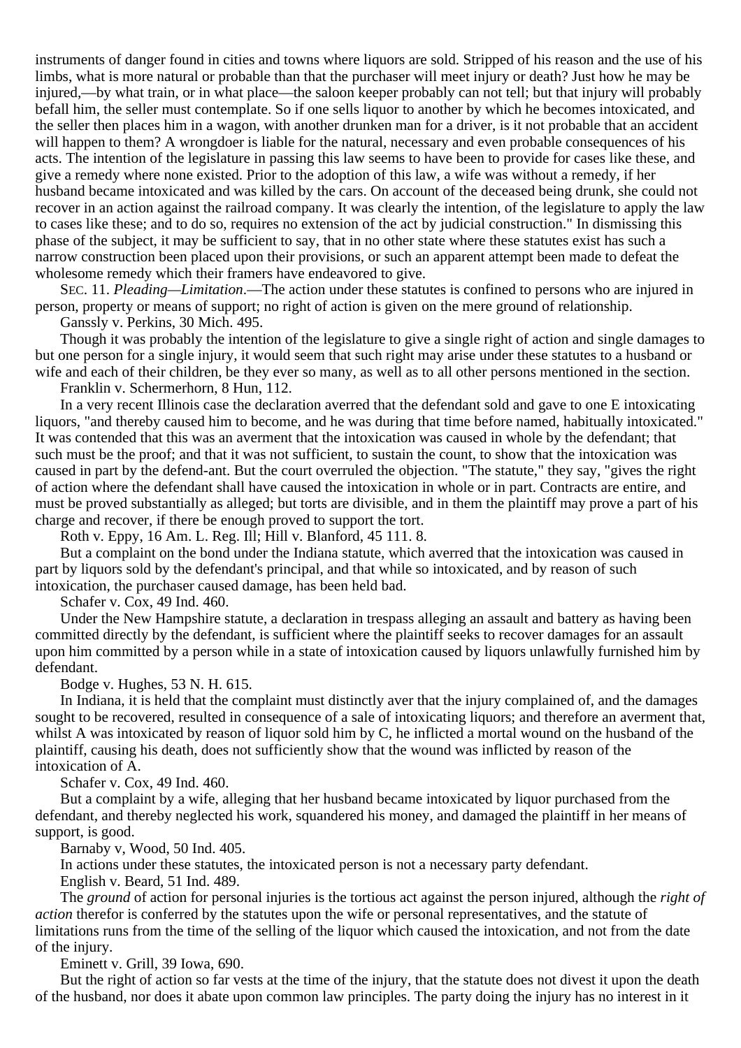instruments of danger found in cities and towns where liquors are sold. Stripped of his reason and the use of his limbs, what is more natural or probable than that the purchaser will meet injury or death? Just how he may be injured,—by what train, or in what place—the saloon keeper probably can not tell; but that injury will probably befall him, the seller must contemplate. So if one sells liquor to another by which he becomes intoxicated, and the seller then places him in a wagon, with another drunken man for a driver, is it not probable that an accident will happen to them? A wrongdoer is liable for the natural, necessary and even probable consequences of his acts. The intention of the legislature in passing this law seems to have been to provide for cases like these, and give a remedy where none existed. Prior to the adoption of this law, a wife was without a remedy, if her husband became intoxicated and was killed by the cars. On account of the deceased being drunk, she could not recover in an action against the railroad company. It was clearly the intention, of the legislature to apply the law to cases like these; and to do so, requires no extension of the act by judicial construction." In dismissing this phase of the subject, it may be sufficient to say, that in no other state where these statutes exist has such a narrow construction been placed upon their provisions, or such an apparent attempt been made to defeat the wholesome remedy which their framers have endeavored to give.

SEC. 11. *Pleading—Limitation*.—The action under these statutes is confined to persons who are injured in person, property or means of support; no right of action is given on the mere ground of relationship.

Ganssly v. Perkins, 30 Mich. 495.

Though it was probably the intention of the legislature to give a single right of action and single damages to but one person for a single injury, it would seem that such right may arise under these statutes to a husband or wife and each of their children, be they ever so many, as well as to all other persons mentioned in the section.

Franklin v. Schermerhorn, 8 Hun, 112.

In a very recent Illinois case the declaration averred that the defendant sold and gave to one E intoxicating liquors, "and thereby caused him to become, and he was during that time before named, habitually intoxicated." It was contended that this was an averment that the intoxication was caused in whole by the defendant; that such must be the proof; and that it was not sufficient, to sustain the count, to show that the intoxication was caused in part by the defend-ant. But the court overruled the objection. "The statute," they say, "gives the right of action where the defendant shall have caused the intoxication in whole or in part. Contracts are entire, and must be proved substantially as alleged; but torts are divisible, and in them the plaintiff may prove a part of his charge and recover, if there be enough proved to support the tort.

Roth v. Eppy, 16 Am. L. Reg. Ill; Hill v. Blanford, 45 111. 8.

But a complaint on the bond under the Indiana statute, which averred that the intoxication was caused in part by liquors sold by the defendant's principal, and that while so intoxicated, and by reason of such intoxication, the purchaser caused damage, has been held bad.

Schafer v. Cox, 49 Ind. 460.

Under the New Hampshire statute, a declaration in trespass alleging an assault and battery as having been committed directly by the defendant, is sufficient where the plaintiff seeks to recover damages for an assault upon him committed by a person while in a state of intoxication caused by liquors unlawfully furnished him by defendant.

Bodge v. Hughes, 53 N. H. 615.

In Indiana, it is held that the complaint must distinctly aver that the injury complained of, and the damages sought to be recovered, resulted in consequence of a sale of intoxicating liquors; and therefore an averment that, whilst A was intoxicated by reason of liquor sold him by C, he inflicted a mortal wound on the husband of the plaintiff, causing his death, does not sufficiently show that the wound was inflicted by reason of the intoxication of A.

Schafer v. Cox, 49 Ind. 460.

But a complaint by a wife, alleging that her husband became intoxicated by liquor purchased from the defendant, and thereby neglected his work, squandered his money, and damaged the plaintiff in her means of support, is good.

Barnaby v, Wood, 50 Ind. 405.

In actions under these statutes, the intoxicated person is not a necessary party defendant.

English v. Beard, 51 Ind. 489.

The *ground* of action for personal injuries is the tortious act against the person injured, although the *right of action* therefor is conferred by the statutes upon the wife or personal representatives, and the statute of limitations runs from the time of the selling of the liquor which caused the intoxication, and not from the date of the injury.

Eminett v. Grill, 39 Iowa, 690.

But the right of action so far vests at the time of the injury, that the statute does not divest it upon the death of the husband, nor does it abate upon common law principles. The party doing the injury has no interest in it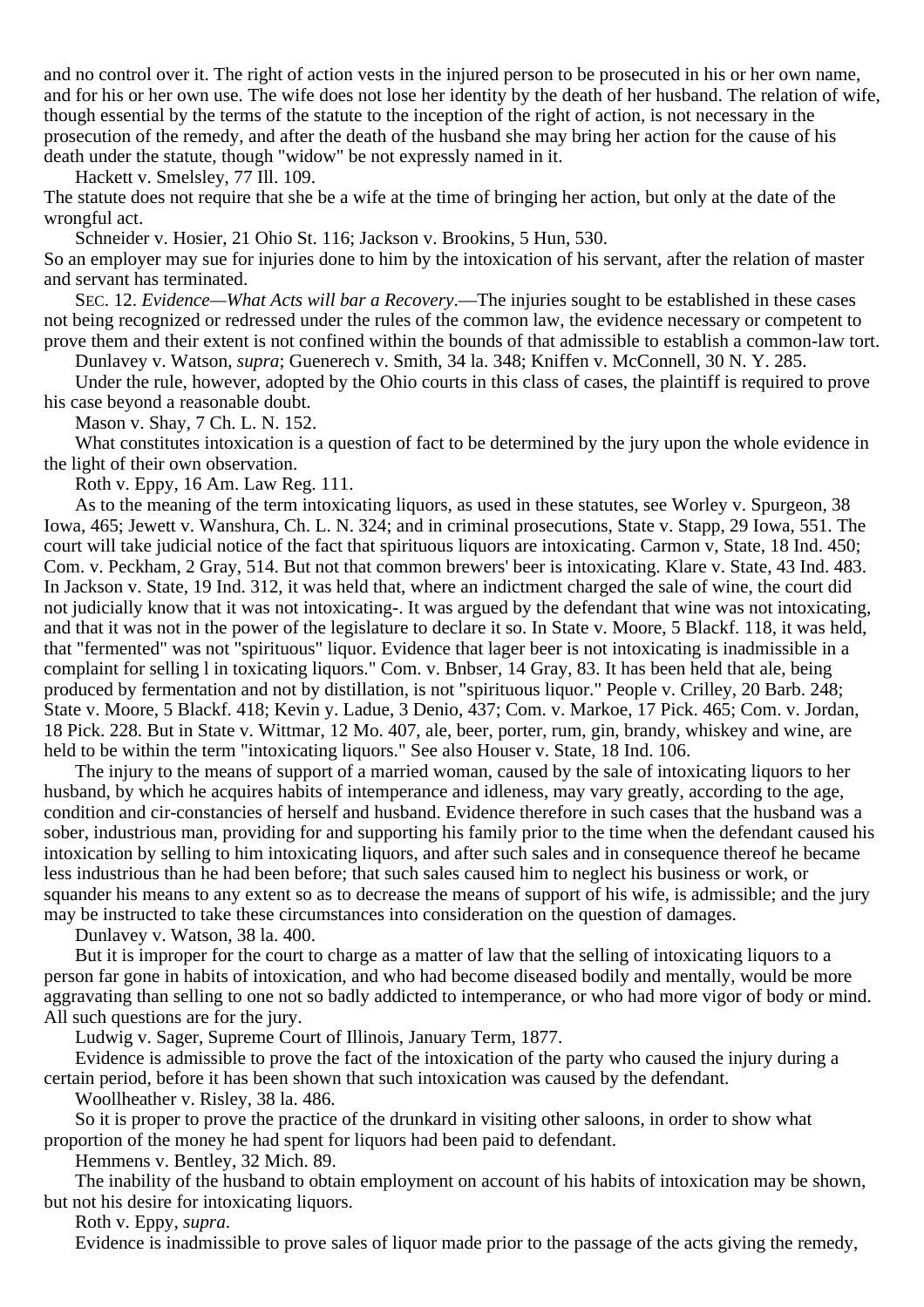and no control over it. The right of action vests in the injured person to be prosecuted in his or her own name, and for his or her own use. The wife does not lose her identity by the death of her husband. The relation of wife, though essential by the terms of the statute to the inception of the right of action, is not necessary in the prosecution of the remedy, and after the death of the husband she may bring her action for the cause of his death under the statute, though "widow" be not expressly named in it.

Hackett v. Smelsley, 77 Ill. 109.

The statute does not require that she be a wife at the time of bringing her action, but only at the date of the wrongful act.

Schneider v. Hosier, 21 Ohio St. 116; Jackson v. Brookins, 5 Hun, 530.

So an employer may sue for injuries done to him by the intoxication of his servant, after the relation of master and servant has terminated.

SEC. 12. *Evidence—What Acts will bar a Recovery*.—The injuries sought to be established in these cases not being recognized or redressed under the rules of the common law, the evidence necessary or competent to prove them and their extent is not confined within the bounds of that admissible to establish a common-law tort.

Dunlavey v. Watson, *supra*; Guenerech v. Smith, 34 la. 348; Kniffen v. McConnell, 30 N. Y. 285.

Under the rule, however, adopted by the Ohio courts in this class of cases, the plaintiff is required to prove his case beyond a reasonable doubt.

Mason v. Shay, 7 Ch. L. N. 152.

What constitutes intoxication is a question of fact to be determined by the jury upon the whole evidence in the light of their own observation.

Roth v. Eppy, 16 Am. Law Reg. 111.

As to the meaning of the term intoxicating liquors, as used in these statutes, see Worley v. Spurgeon, 38 Iowa, 465; Jewett v. Wanshura, Ch. L. N. 324; and in criminal prosecutions, State v. Stapp, 29 Iowa, 551. The court will take judicial notice of the fact that spirituous liquors are intoxicating. Carmon v, State, 18 Ind. 450; Com. v. Peckham, 2 Gray, 514. But not that common brewers' beer is intoxicating. Klare v. State, 43 Ind. 483. In Jackson v. State, 19 Ind. 312, it was held that, where an indictment charged the sale of wine, the court did not judicially know that it was not intoxicating-. It was argued by the defendant that wine was not intoxicating, and that it was not in the power of the legislature to declare it so. In State v. Moore, 5 Blackf. 118, it was held, that "fermented" was not "spirituous" liquor. Evidence that lager beer is not intoxicating is inadmissible in a complaint for selling l in toxicating liquors." Com. v. Bnbser, 14 Gray, 83. It has been held that ale, being produced by fermentation and not by distillation, is not "spirituous liquor." People v. Crilley, 20 Barb. 248; State v. Moore, 5 Blackf. 418; Kevin y. Ladue, 3 Denio, 437; Com. v. Markoe, 17 Pick. 465; Com. v. Jordan, 18 Pick. 228. But in State v. Wittmar, 12 Mo. 407, ale, beer, porter, rum, gin, brandy, whiskey and wine, are held to be within the term "intoxicating liquors." See also Houser v. State, 18 Ind. 106.

The injury to the means of support of a married woman, caused by the sale of intoxicating liquors to her husband, by which he acquires habits of intemperance and idleness, may vary greatly, according to the age, condition and cir-constancies of herself and husband. Evidence therefore in such cases that the husband was a sober, industrious man, providing for and supporting his family prior to the time when the defendant caused his intoxication by selling to him intoxicating liquors, and after such sales and in consequence thereof he became less industrious than he had been before; that such sales caused him to neglect his business or work, or squander his means to any extent so as to decrease the means of support of his wife, is admissible; and the jury may be instructed to take these circumstances into consideration on the question of damages.

Dunlavey v. Watson, 38 la. 400.

But it is improper for the court to charge as a matter of law that the selling of intoxicating liquors to a person far gone in habits of intoxication, and who had become diseased bodily and mentally, would be more aggravating than selling to one not so badly addicted to intemperance, or who had more vigor of body or mind. All such questions are for the jury.

Ludwig v. Sager, Supreme Court of Illinois, January Term, 1877.

Evidence is admissible to prove the fact of the intoxication of the party who caused the injury during a certain period, before it has been shown that such intoxication was caused by the defendant.

Woollheather v. Risley, 38 la. 486.

So it is proper to prove the practice of the drunkard in visiting other saloons, in order to show what proportion of the money he had spent for liquors had been paid to defendant.

Hemmens v. Bentley, 32 Mich. 89.

The inability of the husband to obtain employment on account of his habits of intoxication may be shown, but not his desire for intoxicating liquors.

Roth v. Eppy, *supra*.

Evidence is inadmissible to prove sales of liquor made prior to the passage of the acts giving the remedy,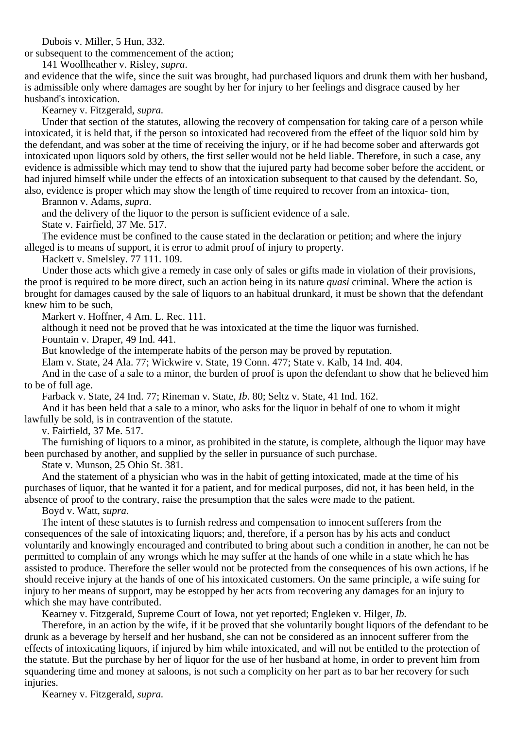Dubois v. Miller, 5 Hun, 332.

or subsequent to the commencement of the action;

141 Woollheather v. Risley, *supra*.

and evidence that the wife, since the suit was brought, had purchased liquors and drunk them with her husband, is admissible only where damages are sought by her for injury to her feelings and disgrace caused by her husband's intoxication.

Kearney v. Fitzgerald, *supra*.

Under that section of the statutes, allowing the recovery of compensation for taking care of a person while intoxicated, it is held that, if the person so intoxicated had recovered from the effeet of the liquor sold him by the defendant, and was sober at the time of receiving the injury, or if he had become sober and afterwards got intoxicated upon liquors sold by others, the first seller would not be held liable. Therefore, in such a case, any evidence is admissible which may tend to show that the iujured party had become sober before the accident, or had injured himself while under the effects of an intoxication subsequent to that caused by the defendant. So, also, evidence is proper which may show the length of time required to recover from an intoxica- tion,

Brannon v. Adams, *supra*.

and the delivery of the liquor to the person is sufficient evidence of a sale.

State v. Fairfield, 37 Me. 517.

The evidence must be confined to the cause stated in the declaration or petition; and where the injury alleged is to means of support, it is error to admit proof of injury to property.

Hackett v. Smelsley. 77 111. 109.

Under those acts which give a remedy in case only of sales or gifts made in violation of their provisions, the proof is required to be more direct, such an action being in its nature *quasi* criminal. Where the action is brought for damages caused by the sale of liquors to an habitual drunkard, it must be shown that the defendant knew him to be such,

Markert v. Hoffner, 4 Am. L. Rec. 111.

although it need not be proved that he was intoxicated at the time the liquor was furnished.

Fountain v. Draper, 49 Ind. 441.

But knowledge of the intemperate habits of the person may be proved by reputation.

Elam v. State, 24 Ala. 77; Wickwire v. State, 19 Conn. 477; State v. Kalb, 14 Ind. 404.

And in the case of a sale to a minor, the burden of proof is upon the defendant to show that he believed him to be of full age.

Farback v. State, 24 Ind. 77; Rineman v. State, *Ib*. 80; Seltz v. State, 41 Ind. 162.

And it has been held that a sale to a minor, who asks for the liquor in behalf of one to whom it might lawfully be sold, is in contravention of the statute.

v. Fairfield, 37 Me. 517.

The furnishing of liquors to a minor, as prohibited in the statute, is complete, although the liquor may have been purchased by another, and supplied by the seller in pursuance of such purchase.

State v. Munson, 25 Ohio St. 381.

And the statement of a physician who was in the habit of getting intoxicated, made at the time of his purchases of liquor, that he wanted it for a patient, and for medical purposes, did not, it has been held, in the absence of proof to the contrary, raise the presumption that the sales were made to the patient.

Boyd v. Watt, *supra*.

The intent of these statutes is to furnish redress and compensation to innocent sufferers from the consequences of the sale of intoxicating liquors; and, therefore, if a person has by his acts and conduct voluntarily and knowingly encouraged and contributed to bring about such a condition in another, he can not be permitted to complain of any wrongs which he may suffer at the hands of one while in a state which he has assisted to produce. Therefore the seller would not be protected from the consequences of his own actions, if he should receive injury at the hands of one of his intoxicated customers. On the same principle, a wife suing for injury to her means of support, may be estopped by her acts from recovering any damages for an injury to which she may have contributed.

Kearney v. Fitzgerald, Supreme Court of Iowa, not yet reported; Engleken v. Hilger, *Ib.*

Therefore, in an action by the wife, if it be proved that she voluntarily bought liquors of the defendant to be drunk as a beverage by herself and her husband, she can not be considered as an innocent sufferer from the effects of intoxicating liquors, if injured by him while intoxicated, and will not be entitled to the protection of the statute. But the purchase by her of liquor for the use of her husband at home, in order to prevent him from squandering time and money at saloons, is not such a complicity on her part as to bar her recovery for such injuries.

Kearney v. Fitzgerald, *supra.*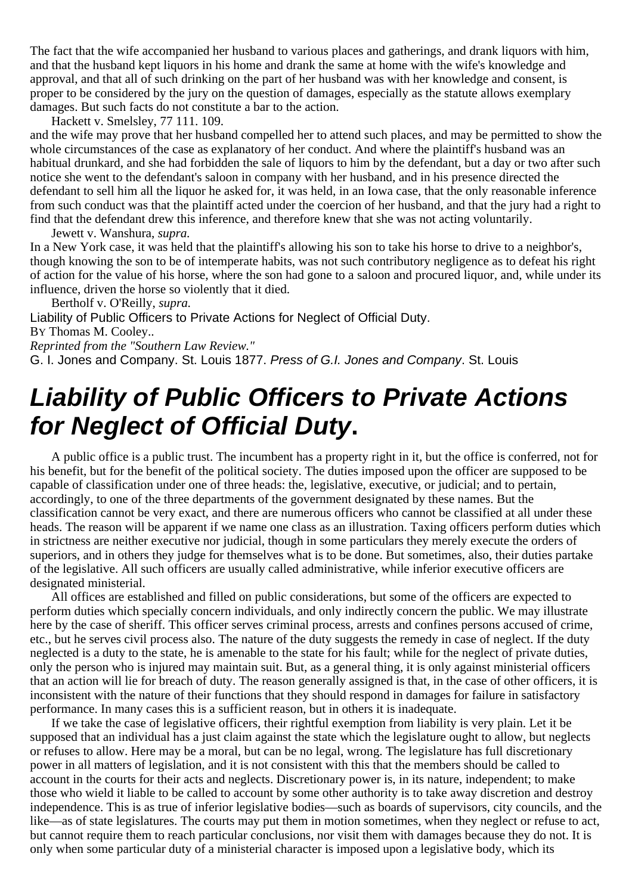The fact that the wife accompanied her husband to various places and gatherings, and drank liquors with him, and that the husband kept liquors in his home and drank the same at home with the wife's knowledge and approval, and that all of such drinking on the part of her husband was with her knowledge and consent, is proper to be considered by the jury on the question of damages, especially as the statute allows exemplary damages. But such facts do not constitute a bar to the action.

Hackett v. Smelsley, 77 111. 109.

and the wife may prove that her husband compelled her to attend such places, and may be permitted to show the whole circumstances of the case as explanatory of her conduct. And where the plaintiff's husband was an habitual drunkard, and she had forbidden the sale of liquors to him by the defendant, but a day or two after such notice she went to the defendant's saloon in company with her husband, and in his presence directed the defendant to sell him all the liquor he asked for, it was held, in an Iowa case, that the only reasonable inference from such conduct was that the plaintiff acted under the coercion of her husband, and that the jury had a right to find that the defendant drew this inference, and therefore knew that she was not acting voluntarily.

Jewett v. Wanshura, *supra.*

In a New York case, it was held that the plaintiff's allowing his son to take his horse to drive to a neighbor's, though knowing the son to be of intemperate habits, was not such contributory negligence as to defeat his right of action for the value of his horse, where the son had gone to a saloon and procured liquor, and, while under its influence, driven the horse so violently that it died.

Bertholf v. O'Reilly, *supra.*

Liability of Public Officers to Private Actions for Neglect of Official Duty.

By Thomas M. Cooley..

*Reprinted from the "Southern Law Review."*

G. I. Jones and Company. St. Louis 1877. *Press of G.I. Jones and Company*. St. Louis

# ***Liability of Public Officers to Private Actions for Neglect of Official Duty*.**

A public office is a public trust. The incumbent has a property right in it, but the office is conferred, not for his benefit, but for the benefit of the political society. The duties imposed upon the officer are supposed to be capable of classification under one of three heads: the, legislative, executive, or judicial; and to pertain, accordingly, to one of the three departments of the government designated by these names. But the classification cannot be very exact, and there are numerous officers who cannot be classified at all under these heads. The reason will be apparent if we name one class as an illustration. Taxing officers perform duties which in strictness are neither executive nor judicial, though in some particulars they merely execute the orders of superiors, and in others they judge for themselves what is to be done. But sometimes, also, their duties partake of the legislative. All such officers are usually called administrative, while inferior executive officers are designated ministerial.

All offices are established and filled on public considerations, but some of the officers are expected to perform duties which specially concern individuals, and only indirectly concern the public. We may illustrate here by the case of sheriff. This officer serves criminal process, arrests and confines persons accused of crime, etc., but he serves civil process also. The nature of the duty suggests the remedy in case of neglect. If the duty neglected is a duty to the state, he is amenable to the state for his fault; while for the neglect of private duties, only the person who is injured may maintain suit. But, as a general thing, it is only against ministerial officers that an action will lie for breach of duty. The reason generally assigned is that, in the case of other officers, it is inconsistent with the nature of their functions that they should respond in damages for failure in satisfactory performance. In many cases this is a sufficient reason, but in others it is inadequate.

If we take the case of legislative officers, their rightful exemption from liability is very plain. Let it be supposed that an individual has a just claim against the state which the legislature ought to allow, but neglects or refuses to allow. Here may be a moral, but can be no legal, wrong. The legislature has full discretionary power in all matters of legislation, and it is not consistent with this that the members should be called to account in the courts for their acts and neglects. Discretionary power is, in its nature, independent; to make those who wield it liable to be called to account by some other authority is to take away discretion and destroy independence. This is as true of inferior legislative bodies—such as boards of supervisors, city councils, and the like—as of state legislatures. The courts may put them in motion sometimes, when they neglect or refuse to act, but cannot require them to reach particular conclusions, nor visit them with damages because they do not. It is only when some particular duty of a ministerial character is imposed upon a legislative body, which its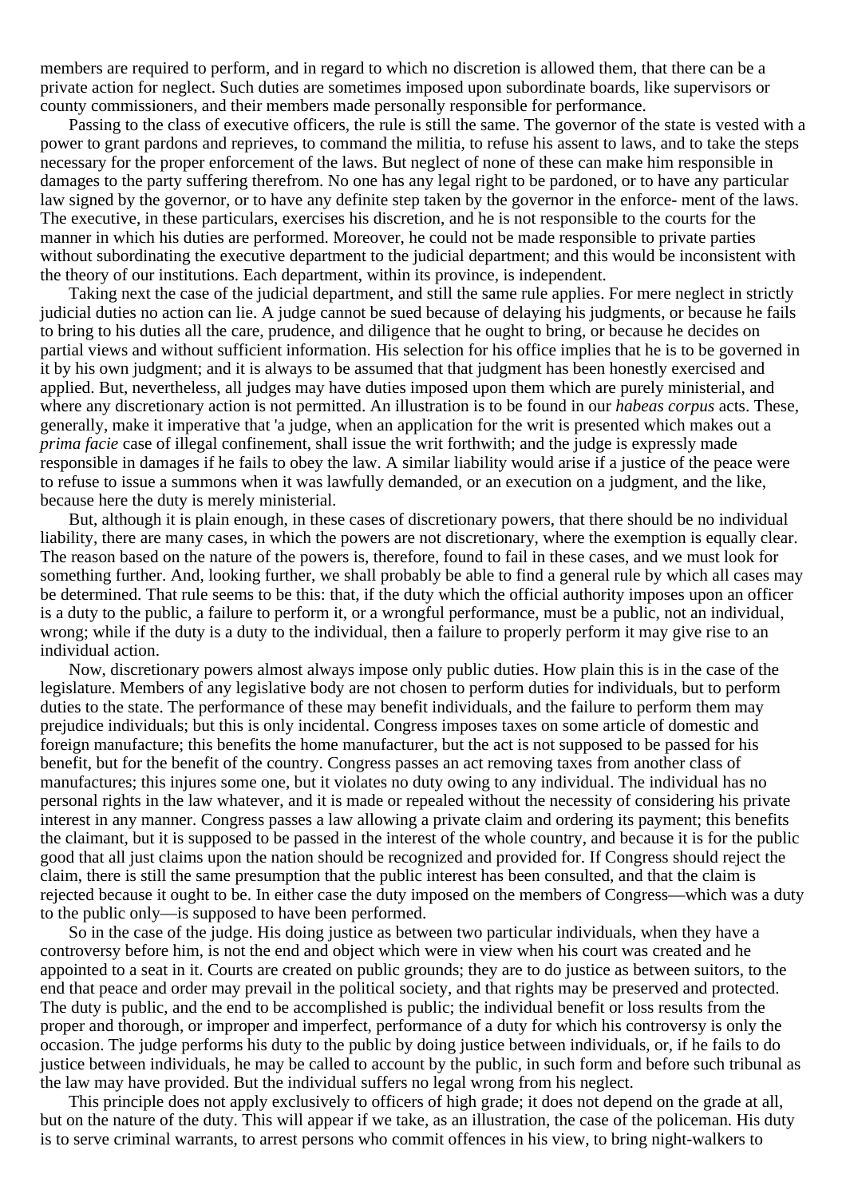members are required to perform, and in regard to which no discretion is allowed them, that there can be a private action for neglect. Such duties are sometimes imposed upon subordinate boards, like supervisors or county commissioners, and their members made personally responsible for performance.

Passing to the class of executive officers, the rule is still the same. The governor of the state is vested with a power to grant pardons and reprieves, to command the militia, to refuse his assent to laws, and to take the steps necessary for the proper enforcement of the laws. But neglect of none of these can make him responsible in damages to the party suffering therefrom. No one has any legal right to be pardoned, or to have any particular law signed by the governor, or to have any definite step taken by the governor in the enforce- ment of the laws. The executive, in these particulars, exercises his discretion, and he is not responsible to the courts for the manner in which his duties are performed. Moreover, he could not be made responsible to private parties without subordinating the executive department to the judicial department; and this would be inconsistent with the theory of our institutions. Each department, within its province, is independent.

Taking next the case of the judicial department, and still the same rule applies. For mere neglect in strictly judicial duties no action can lie. A judge cannot be sued because of delaying his judgments, or because he fails to bring to his duties all the care, prudence, and diligence that he ought to bring, or because he decides on partial views and without sufficient information. His selection for his office implies that he is to be governed in it by his own judgment; and it is always to be assumed that that judgment has been honestly exercised and applied. But, nevertheless, all judges may have duties imposed upon them which are purely ministerial, and where any discretionary action is not permitted. An illustration is to be found in our *habeas corpus* acts. These, generally, make it imperative that 'a judge, when an application for the writ is presented which makes out a *prima facie* case of illegal confinement, shall issue the writ forthwith; and the judge is expressly made responsible in damages if he fails to obey the law. A similar liability would arise if a justice of the peace were to refuse to issue a summons when it was lawfully demanded, or an execution on a judgment, and the like, because here the duty is merely ministerial.

But, although it is plain enough, in these cases of discretionary powers, that there should be no individual liability, there are many cases, in which the powers are not discretionary, where the exemption is equally clear. The reason based on the nature of the powers is, therefore, found to fail in these cases, and we must look for something further. And, looking further, we shall probably be able to find a general rule by which all cases may be determined. That rule seems to be this: that, if the duty which the official authority imposes upon an officer is a duty to the public, a failure to perform it, or a wrongful performance, must be a public, not an individual, wrong; while if the duty is a duty to the individual, then a failure to properly perform it may give rise to an individual action.

Now, discretionary powers almost always impose only public duties. How plain this is in the case of the legislature. Members of any legislative body are not chosen to perform duties for individuals, but to perform duties to the state. The performance of these may benefit individuals, and the failure to perform them may prejudice individuals; but this is only incidental. Congress imposes taxes on some article of domestic and foreign manufacture; this benefits the home manufacturer, but the act is not supposed to be passed for his benefit, but for the benefit of the country. Congress passes an act removing taxes from another class of manufactures; this injures some one, but it violates no duty owing to any individual. The individual has no personal rights in the law whatever, and it is made or repealed without the necessity of considering his private interest in any manner. Congress passes a law allowing a private claim and ordering its payment; this benefits the claimant, but it is supposed to be passed in the interest of the whole country, and because it is for the public good that all just claims upon the nation should be recognized and provided for. If Congress should reject the claim, there is still the same presumption that the public interest has been consulted, and that the claim is rejected because it ought to be. In either case the duty imposed on the members of Congress—which was a duty to the public only—is supposed to have been performed.

So in the case of the judge. His doing justice as between two particular individuals, when they have a controversy before him, is not the end and object which were in view when his court was created and he appointed to a seat in it. Courts are created on public grounds; they are to do justice as between suitors, to the end that peace and order may prevail in the political society, and that rights may be preserved and protected. The duty is public, and the end to be accomplished is public; the individual benefit or loss results from the proper and thorough, or improper and imperfect, performance of a duty for which his controversy is only the occasion. The judge performs his duty to the public by doing justice between individuals, or, if he fails to do justice between individuals, he may be called to account by the public, in such form and before such tribunal as the law may have provided. But the individual suffers no legal wrong from his neglect.

This principle does not apply exclusively to officers of high grade; it does not depend on the grade at all, but on the nature of the duty. This will appear if we take, as an illustration, the case of the policeman. His duty is to serve criminal warrants, to arrest persons who commit offences in his view, to bring night-walkers to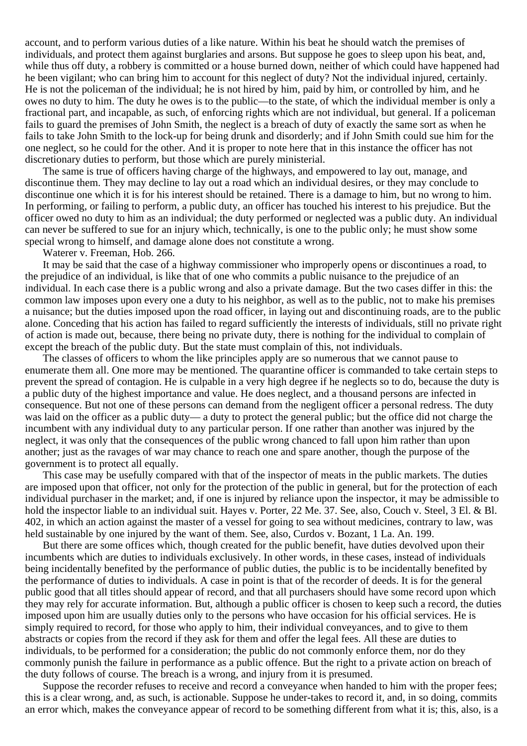account, and to perform various duties of a like nature. Within his beat he should watch the premises of individuals, and protect them against burglaries and arsons. But suppose he goes to sleep upon his beat, and, while thus off duty, a robbery is committed or a house burned down, neither of which could have happened had he been vigilant; who can bring him to account for this neglect of duty? Not the individual injured, certainly. He is not the policeman of the individual; he is not hired by him, paid by him, or controlled by him, and he owes no duty to him. The duty he owes is to the public—to the state, of which the individual member is only a fractional part, and incapable, as such, of enforcing rights which are not individual, but general. If a policeman fails to guard the premises of John Smith, the neglect is a breach of duty of exactly the same sort as when he fails to take John Smith to the lock-up for being drunk and disorderly; and if John Smith could sue him for the one neglect, so he could for the other. And it is proper to note here that in this instance the officer has not discretionary duties to perform, but those which are purely ministerial.

The same is true of officers having charge of the highways, and empowered to lay out, manage, and discontinue them. They may decline to lay out a road which an individual desires, or they may conclude to discontinue one which it is for his interest should be retained. There is a damage to him, but no wrong to him. In performing, or failing to perform, a public duty, an officer has touched his interest to his prejudice. But the officer owed no duty to him as an individual; the duty performed or neglected was a public duty. An individual can never be suffered to sue for an injury which, technically, is one to the public only; he must show some special wrong to himself, and damage alone does not constitute a wrong.

Waterer v. Freeman, Hob. 266.

It may be said that the case of a highway commissioner who improperly opens or discontinues a road, to the prejudice of an individual, is like that of one who commits a public nuisance to the prejudice of an individual. In each case there is a public wrong and also a private damage. But the two cases differ in this: the common law imposes upon every one a duty to his neighbor, as well as to the public, not to make his premises a nuisance; but the duties imposed upon the road officer, in laying out and discontinuing roads, are to the public alone. Conceding that his action has failed to regard sufficiently the interests of individuals, still no private right of action is made out, because, there being no private duty, there is nothing for the individual to complain of except the breach of the public duty. But the state must complain of this, not individuals.

The classes of officers to whom the like principles apply are so numerous that we cannot pause to enumerate them all. One more may be mentioned. The quarantine officer is commanded to take certain steps to prevent the spread of contagion. He is culpable in a very high degree if he neglects so to do, because the duty is a public duty of the highest importance and value. He does neglect, and a thousand persons are infected in consequence. But not one of these persons can demand from the negligent officer a personal redress. The duty was laid on the officer as a public duty— a duty to protect the general public; but the office did not charge the incumbent with any individual duty to any particular person. If one rather than another was injured by the neglect, it was only that the consequences of the public wrong chanced to fall upon him rather than upon another; just as the ravages of war may chance to reach one and spare another, though the purpose of the government is to protect all equally.

This case may be usefully compared with that of the inspector of meats in the public markets. The duties are imposed upon that officer, not only for the protection of the public in general, but for the protection of each individual purchaser in the market; and, if one is injured by reliance upon the inspector, it may be admissible to hold the inspector liable to an individual suit. Hayes v. Porter, 22 Me. 37. See, also, Couch v. Steel, 3 El. & Bl. 402, in which an action against the master of a vessel for going to sea without medicines, contrary to law, was held sustainable by one injured by the want of them. See, also, Curdos v. Bozant, 1 La. An. 199.

But there are some offices which, though created for the public benefit, have duties devolved upon their incumbents which are duties to individuals exclusively. In other words, in these cases, instead of individuals being incidentally benefited by the performance of public duties, the public is to be incidentally benefited by the performance of duties to individuals. A case in point is that of the recorder of deeds. It is for the general public good that all titles should appear of record, and that all purchasers should have some record upon which they may rely for accurate information. But, although a public officer is chosen to keep such a record, the duties imposed upon him are usually duties only to the persons who have occasion for his official services. He is simply required to record, for those who apply to him, their individual conveyances, and to give to them abstracts or copies from the record if they ask for them and offer the legal fees. All these are duties to individuals, to be performed for a consideration; the public do not commonly enforce them, nor do they commonly punish the failure in performance as a public offence. But the right to a private action on breach of the duty follows of course. The breach is a wrong, and injury from it is presumed.

Suppose the recorder refuses to receive and record a conveyance when handed to him with the proper fees; this is a clear wrong, and, as such, is actionable. Suppose he under-takes to record it, and, in so doing, commits an error which, makes the conveyance appear of record to be something different from what it is; this, also, is a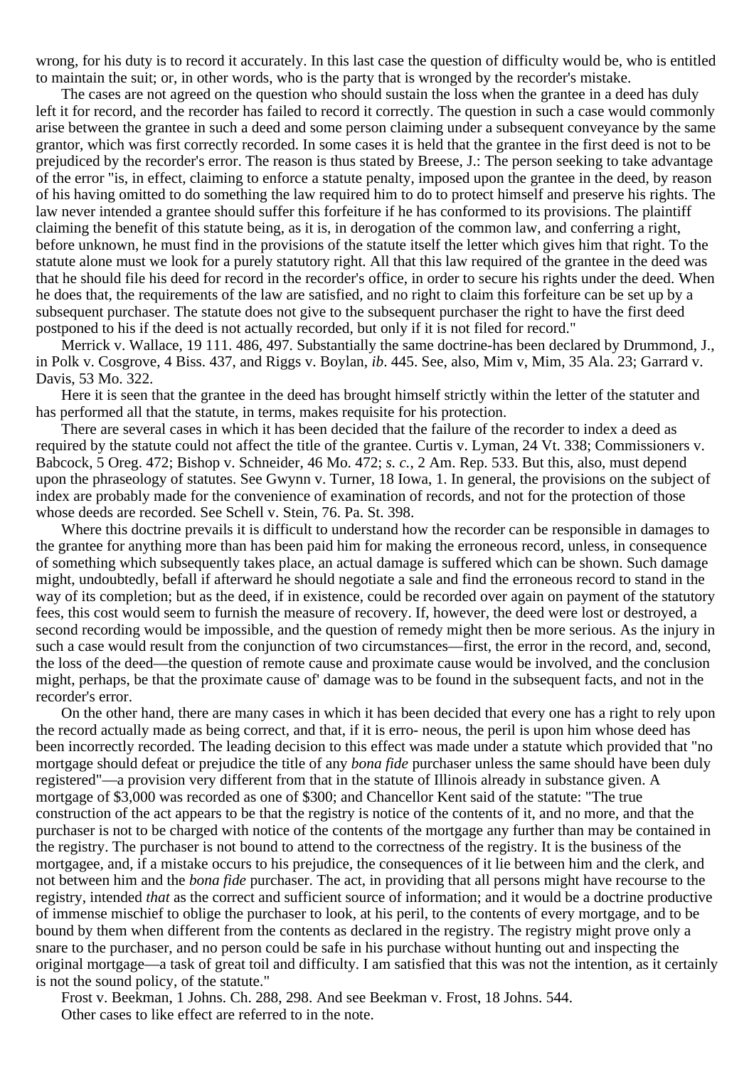wrong, for his duty is to record it accurately. In this last case the question of difficulty would be, who is entitled to maintain the suit; or, in other words, who is the party that is wronged by the recorder's mistake.

The cases are not agreed on the question who should sustain the loss when the grantee in a deed has duly left it for record, and the recorder has failed to record it correctly. The question in such a case would commonly arise between the grantee in such a deed and some person claiming under a subsequent conveyance by the same grantor, which was first correctly recorded. In some cases it is held that the grantee in the first deed is not to be prejudiced by the recorder's error. The reason is thus stated by Breese, J.: The person seeking to take advantage of the error "is, in effect, claiming to enforce a statute penalty, imposed upon the grantee in the deed, by reason of his having omitted to do something the law required him to do to protect himself and preserve his rights. The law never intended a grantee should suffer this forfeiture if he has conformed to its provisions. The plaintiff claiming the benefit of this statute being, as it is, in derogation of the common law, and conferring a right, before unknown, he must find in the provisions of the statute itself the letter which gives him that right. To the statute alone must we look for a purely statutory right. All that this law required of the grantee in the deed was that he should file his deed for record in the recorder's office, in order to secure his rights under the deed. When he does that, the requirements of the law are satisfied, and no right to claim this forfeiture can be set up by a subsequent purchaser. The statute does not give to the subsequent purchaser the right to have the first deed postponed to his if the deed is not actually recorded, but only if it is not filed for record."

Merrick v. Wallace, 19 111. 486, 497. Substantially the same doctrine-has been declared by Drummond, J., in Polk v. Cosgrove, 4 Biss. 437, and Riggs v. Boylan, *ib*. 445. See, also, Mim v, Mim, 35 Ala. 23; Garrard v. Davis, 53 Mo. 322.

Here it is seen that the grantee in the deed has brought himself strictly within the letter of the statuter and has performed all that the statute, in terms, makes requisite for his protection.

There are several cases in which it has been decided that the failure of the recorder to index a deed as required by the statute could not affect the title of the grantee. Curtis v. Lyman, 24 Vt. 338; Commissioners v. Babcock, 5 Oreg. 472; Bishop v. Schneider, 46 Mo. 472; *s. c.*, 2 Am. Rep. 533. But this, also, must depend upon the phraseology of statutes. See Gwynn v. Turner, 18 Iowa, 1. In general, the provisions on the subject of index are probably made for the convenience of examination of records, and not for the protection of those whose deeds are recorded. See Schell v. Stein, 76. Pa. St. 398.

Where this doctrine prevails it is difficult to understand how the recorder can be responsible in damages to the grantee for anything more than has been paid him for making the erroneous record, unless, in consequence of something which subsequently takes place, an actual damage is suffered which can be shown. Such damage might, undoubtedly, befall if afterward he should negotiate a sale and find the erroneous record to stand in the way of its completion; but as the deed, if in existence, could be recorded over again on payment of the statutory fees, this cost would seem to furnish the measure of recovery. If, however, the deed were lost or destroyed, a second recording would be impossible, and the question of remedy might then be more serious. As the injury in such a case would result from the conjunction of two circumstances—first, the error in the record, and, second, the loss of the deed—the question of remote cause and proximate cause would be involved, and the conclusion might, perhaps, be that the proximate cause of' damage was to be found in the subsequent facts, and not in the recorder's error.

On the other hand, there are many cases in which it has been decided that every one has a right to rely upon the record actually made as being correct, and that, if it is erro- neous, the peril is upon him whose deed has been incorrectly recorded. The leading decision to this effect was made under a statute which provided that "no mortgage should defeat or prejudice the title of any *bona fide* purchaser unless the same should have been duly registered"—a provision very different from that in the statute of Illinois already in substance given. A mortgage of $3,000 was recorded as one of $300; and Chancellor Kent said of the statute: "The true construction of the act appears to be that the registry is notice of the contents of it, and no more, and that the purchaser is not to be charged with notice of the contents of the mortgage any further than may be contained in the registry. The purchaser is not bound to attend to the correctness of the registry. It is the business of the mortgagee, and, if a mistake occurs to his prejudice, the consequences of it lie between him and the clerk, and not between him and the *bona fide* purchaser. The act, in providing that all persons might have recourse to the registry, intended *that* as the correct and sufficient source of information; and it would be a doctrine productive of immense mischief to oblige the purchaser to look, at his peril, to the contents of every mortgage, and to be bound by them when different from the contents as declared in the registry. The registry might prove only a snare to the purchaser, and no person could be safe in his purchase without hunting out and inspecting the original mortgage—a task of great toil and difficulty. I am satisfied that this was not the intention, as it certainly is not the sound policy, of the statute."

Frost v. Beekman, 1 Johns. Ch. 288, 298. And see Beekman v. Frost, 18 Johns. 544.

Other cases to like effect are referred to in the note.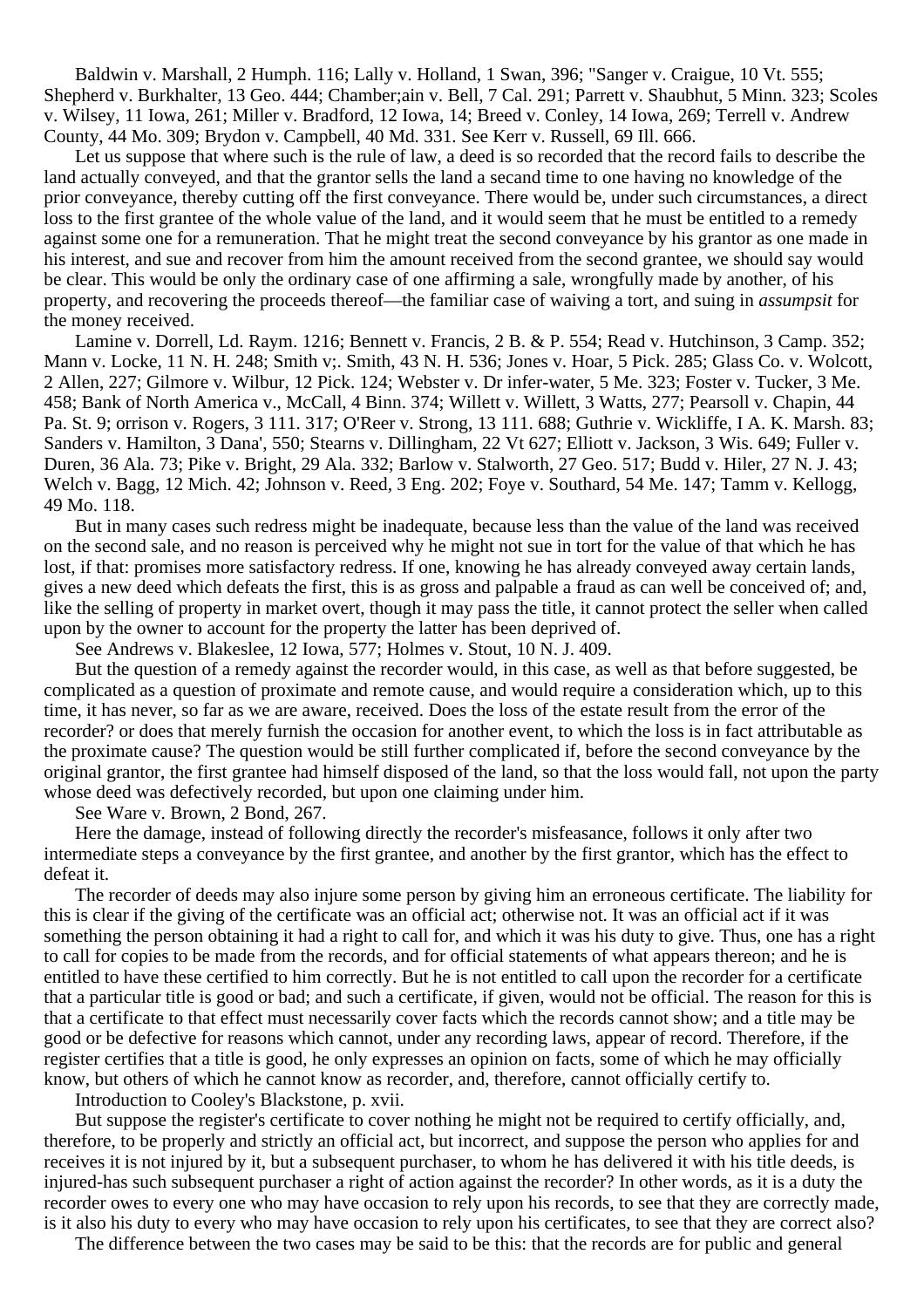Baldwin v. Marshall, 2 Humph. 116; Lally v. Holland, 1 Swan, 396; "Sanger v. Craigue, 10 Vt. 555; Shepherd v. Burkhalter, 13 Geo. 444; Chamber;ain v. Bell, 7 Cal. 291; Parrett v. Shaubhut, 5 Minn. 323; Scoles v. Wilsey, 11 Iowa, 261; Miller v. Bradford, 12 Iowa, 14; Breed v. Conley, 14 Iowa, 269; Terrell v. Andrew County, 44 Mo. 309; Brydon v. Campbell, 40 Md. 331. See Kerr v. Russell, 69 Ill. 666.

Let us suppose that where such is the rule of law, a deed is so recorded that the record fails to describe the land actually conveyed, and that the grantor sells the land a second time to one having no knowledge of the prior conveyance, thereby cutting off the first conveyance. There would be, under such circumstances, a direct loss to the first grantee of the whole value of the land, and it would seem that he must be entitled to a remedy against some one for a remuneration. That he might treat the second conveyance by his grantor as one made in his interest, and sue and recover from him the amount received from the second grantee, we should say would be clear. This would be only the ordinary case of one affirming a sale, wrongfully made by another, of his property, and recovering the proceeds thereof—the familiar case of waiving a tort, and suing in *assumpsit* for the money received.

Lamine v. Dorrell, Ld. Raym. 1216; Bennett v. Francis, 2 B. & P. 554; Read v. Hutchinson, 3 Camp. 352; Mann v. Locke, 11 N. H. 248; Smith v;. Smith, 43 N. H. 536; Jones v. Hoar, 5 Pick. 285; Glass Co. v. Wolcott, 2 Allen, 227; Gilmore v. Wilbur, 12 Pick. 124; Webster v. Dr infer-water, 5 Me. 323; Foster v. Tucker, 3 Me. 458; Bank of North America v., McCall, 4 Binn. 374; Willett v. Willett, 3 Watts, 277; Pearsoll v. Chapin, 44 Pa. St. 9; orrison v. Rogers, 3 111. 317; O'Reer v. Strong, 13 111. 688; Guthrie v. Wickliffe, I A. K. Marsh. 83; Sanders v. Hamilton, 3 Dana', 550; Stearns v. Dillingham, 22 Vt 627; Elliott v. Jackson, 3 Wis. 649; Fuller v. Duren, 36 Ala. 73; Pike v. Bright, 29 Ala. 332; Barlow v. Stalworth, 27 Geo. 517; Budd v. Hiler, 27 N. J. 43; Welch v. Bagg, 12 Mich. 42; Johnson v. Reed, 3 Eng. 202; Foye v. Southard, 54 Me. 147; Tamm v. Kellogg, 49 Mo. 118.

But in many cases such redress might be inadequate, because less than the value of the land was received on the second sale, and no reason is perceived why he might not sue in tort for the value of that which he has lost, if that: promises more satisfactory redress. If one, knowing he has already conveyed away certain lands, gives a new deed which defeats the first, this is as gross and palpable a fraud as can well be conceived of; and, like the selling of property in market overt, though it may pass the title, it cannot protect the seller when called upon by the owner to account for the property the latter has been deprived of.

See Andrews v. Blakeslee, 12 Iowa, 577; Holmes v. Stout, 10 N. J. 409.

But the question of a remedy against the recorder would, in this case, as well as that before suggested, be complicated as a question of proximate and remote cause, and would require a consideration which, up to this time, it has never, so far as we are aware, received. Does the loss of the estate result from the error of the recorder? or does that merely furnish the occasion for another event, to which the loss is in fact attributable as the proximate cause? The question would be still further complicated if, before the second conveyance by the original grantor, the first grantee had himself disposed of the land, so that the loss would fall, not upon the party whose deed was defectively recorded, but upon one claiming under him.

See Ware v. Brown, 2 Bond, 267.

Here the damage, instead of following directly the recorder's misfeasance, follows it only after two intermediate steps a conveyance by the first grantee, and another by the first grantor, which has the effect to defeat it.

The recorder of deeds may also injure some person by giving him an erroneous certificate. The liability for this is clear if the giving of the certificate was an official act; otherwise not. It was an official act if it was something the person obtaining it had a right to call for, and which it was his duty to give. Thus, one has a right to call for copies to be made from the records, and for official statements of what appears thereon; and he is entitled to have these certified to him correctly. But he is not entitled to call upon the recorder for a certificate that a particular title is good or bad; and such a certificate, if given, would not be official. The reason for this is that a certificate to that effect must necessarily cover facts which the records cannot show; and a title may be good or be defective for reasons which cannot, under any recording laws, appear of record. Therefore, if the register certifies that a title is good, he only expresses an opinion on facts, some of which he may officially know, but others of which he cannot know as recorder, and, therefore, cannot officially certify to.

Introduction to Cooley's Blackstone, p. xvii.

But suppose the register's certificate to cover nothing he might not be required to certify officially, and, therefore, to be properly and strictly an official act, but incorrect, and suppose the person who applies for and receives it is not injured by it, but a subsequent purchaser, to whom he has delivered it with his title deeds, is injured-has such subsequent purchaser a right of action against the recorder? In other words, as it is a duty the recorder owes to every one who may have occasion to rely upon his records, to see that they are correctly made, is it also his duty to every who may have occasion to rely upon his certificates, to see that they are correct also?

The difference between the two cases may be said to be this: that the records are for public and general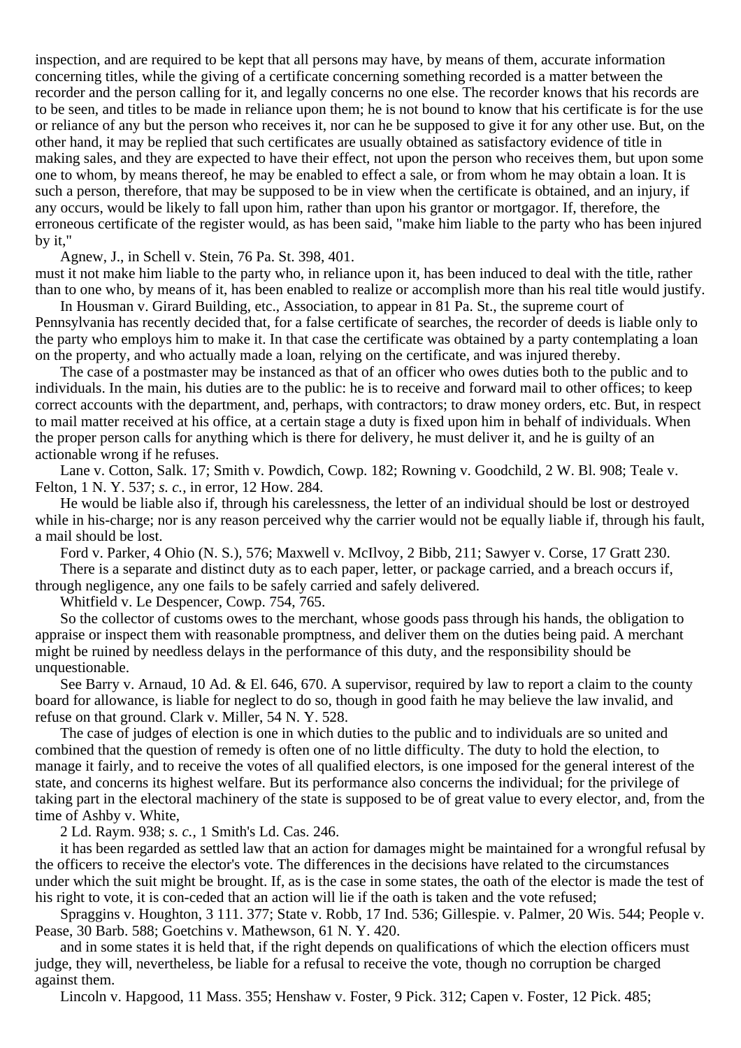inspection, and are required to be kept that all persons may have, by means of them, accurate information concerning titles, while the giving of a certificate concerning something recorded is a matter between the recorder and the person calling for it, and legally concerns no one else. The recorder knows that his records are to be seen, and titles to be made in reliance upon them; he is not bound to know that his certificate is for the use or reliance of any but the person who receives it, nor can he be supposed to give it for any other use. But, on the other hand, it may be replied that such certificates are usually obtained as satisfactory evidence of title in making sales, and they are expected to have their effect, not upon the person who receives them, but upon some one to whom, by means thereof, he may be enabled to effect a sale, or from whom he may obtain a loan. It is such a person, therefore, that may be supposed to be in view when the certificate is obtained, and an injury, if any occurs, would be likely to fall upon him, rather than upon his grantor or mortgagor. If, therefore, the erroneous certificate of the register would, as has been said, "make him liable to the party who has been injured by it,"

Agnew, J., in Schell v. Stein, 76 Pa. St. 398, 401.

must it not make him liable to the party who, in reliance upon it, has been induced to deal with the title, rather than to one who, by means of it, has been enabled to realize or accomplish more than his real title would justify.

In Housman v. Girard Building, etc., Association, to appear in 81 Pa. St., the supreme court of Pennsylvania has recently decided that, for a false certificate of searches, the recorder of deeds is liable only to the party who employs him to make it. In that case the certificate was obtained by a party contemplating a loan on the property, and who actually made a loan, relying on the certificate, and was injured thereby.

The case of a postmaster may be instanced as that of an officer who owes duties both to the public and to individuals. In the main, his duties are to the public: he is to receive and forward mail to other offices; to keep correct accounts with the department, and, perhaps, with contractors; to draw money orders, etc. But, in respect to mail matter received at his office, at a certain stage a duty is fixed upon him in behalf of individuals. When the proper person calls for anything which is there for delivery, he must deliver it, and he is guilty of an actionable wrong if he refuses.

Lane v. Cotton, Salk. 17; Smith v. Powdich, Cowp. 182; Rowning v. Goodchild, 2 W. Bl. 908; Teale v. Felton, 1 N. Y. 537; *s. c.*, in error, 12 How. 284.

He would be liable also if, through his carelessness, the letter of an individual should be lost or destroyed while in his-charge; nor is any reason perceived why the carrier would not be equally liable if, through his fault, a mail should be lost.

Ford v. Parker, 4 Ohio (N. S.), 576; Maxwell v. McIlvoy, 2 Bibb, 211; Sawyer v. Corse, 17 Gratt 230.

There is a separate and distinct duty as to each paper, letter, or package carried, and a breach occurs if, through negligence, any one fails to be safely carried and safely delivered.

Whitfield v. Le Despencer, Cowp. 754, 765.

So the collector of customs owes to the merchant, whose goods pass through his hands, the obligation to appraise or inspect them with reasonable promptness, and deliver them on the duties being paid. A merchant might be ruined by needless delays in the performance of this duty, and the responsibility should be unquestionable.

See Barry v. Arnaud, 10 Ad. & El. 646, 670. A supervisor, required by law to report a claim to the county board for allowance, is liable for neglect to do so, though in good faith he may believe the law invalid, and refuse on that ground. Clark v. Miller, 54 N. Y. 528.

The case of judges of election is one in which duties to the public and to individuals are so united and combined that the question of remedy is often one of no little difficulty. The duty to hold the election, to manage it fairly, and to receive the votes of all qualified electors, is one imposed for the general interest of the state, and concerns its highest welfare. But its performance also concerns the individual; for the privilege of taking part in the electoral machinery of the state is supposed to be of great value to every elector, and, from the time of Ashby v. White,

2 Ld. Raym. 938; *s. c.*, 1 Smith's Ld. Cas. 246.

it has been regarded as settled law that an action for damages might be maintained for a wrongful refusal by the officers to receive the elector's vote. The differences in the decisions have related to the circumstances under which the suit might be brought. If, as is the case in some states, the oath of the elector is made the test of his right to vote, it is con-ceded that an action will lie if the oath is taken and the vote refused;

Spraggins v. Houghton, 3 111. 377; State v. Robb, 17 Ind. 536; Gillespie. v. Palmer, 20 Wis. 544; People v. Pease, 30 Barb. 588; Goetchins v. Mathewson, 61 N. Y. 420.

and in some states it is held that, if the right depends on qualifications of which the election officers must judge, they will, nevertheless, be liable for a refusal to receive the vote, though no corruption be charged against them.

Lincoln v. Hapgood, 11 Mass. 355; Henshaw v. Foster, 9 Pick. 312; Capen v. Foster, 12 Pick. 485;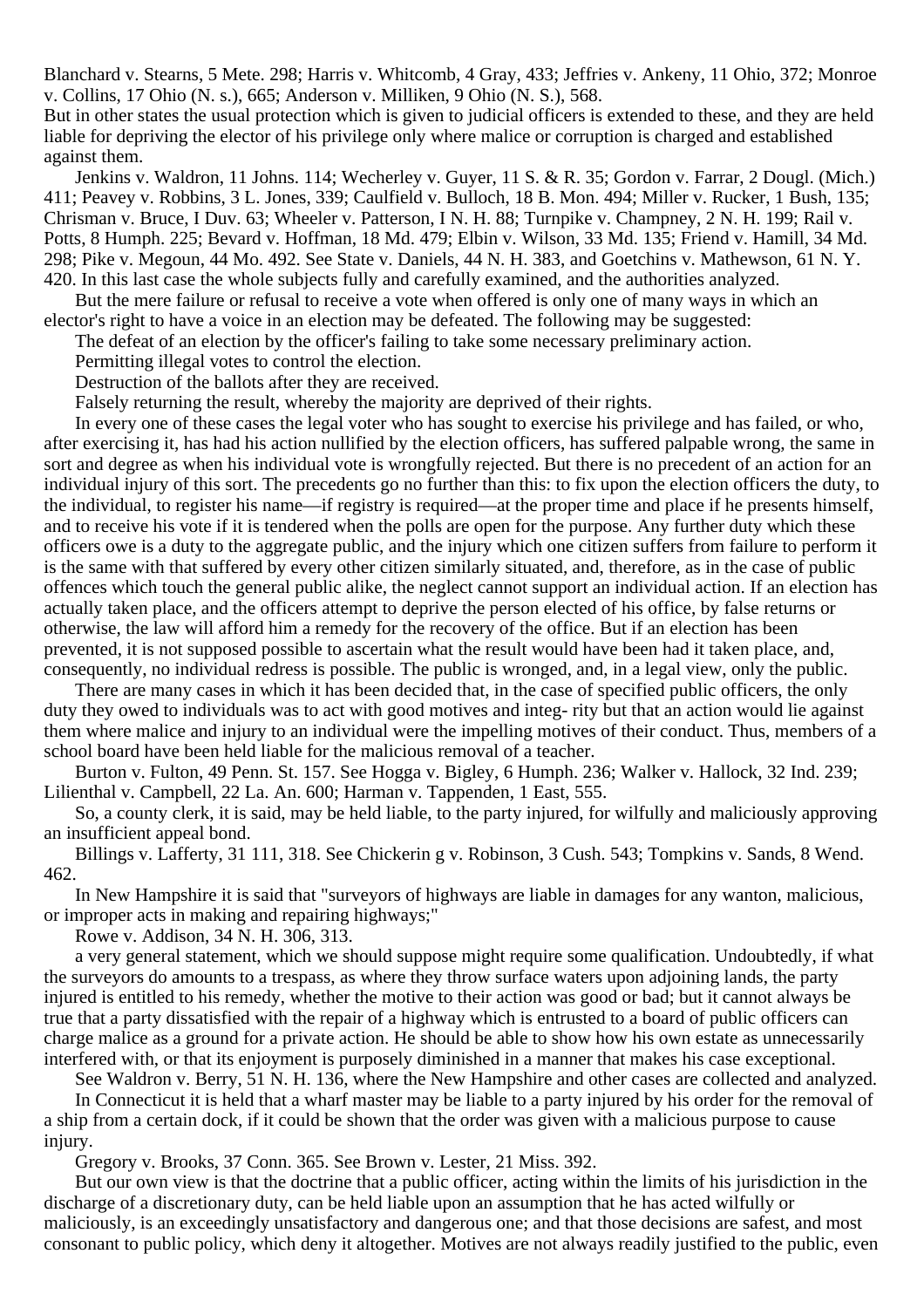Blanchard v. Stearns, 5 Metc. 298; Harris v. Whitcomb, 4 Gray, 433; Jeffries v. Ankeny, 11 Ohio, 372; Monroe v. Collins, 17 Ohio (N. s.), 665; Anderson v. Milliken, 9 Ohio (N. S.), 568.

But in other states the usual protection which is given to judicial officers is extended to these, and they are held liable for depriving the elector of his privilege only where malice or corruption is charged and established against them.

Jenkins v. Waldron, 11 Johns. 114; Wecherley v. Guyer, 11 S. & R. 35; Gordon v. Farrar, 2 Dougl. (Mich.) 411; Peavey v. Robbins, 3 L. Jones, 339; Caulfield v. Bulloch, 18 B. Mon. 494; Miller v. Rucker, 1 Bush, 135; Chrisman v. Bruce, I Duv. 63; Wheeler v. Patterson, I N. H. 88; Turnpike v. Champney, 2 N. H. 199; Rail v. Potts, 8 Humph. 225; Bevard v. Hoffman, 18 Md. 479; Elbin v. Wilson, 33 Md. 135; Friend v. Hamill, 34 Md. 298; Pike v. Megoun, 44 Mo. 492. See State v. Daniels, 44 N. H. 383, and Goetchins v. Mathewson, 61 N. Y. 420. In this last case the whole subjects fully and carefully examined, and the authorities analyzed.

But the mere failure or refusal to receive a vote when offered is only one of many ways in which an elector's right to have a voice in an election may be defeated. The following may be suggested:

The defeat of an election by the officer's failing to take some necessary preliminary action.

Permitting illegal votes to control the election.

Destruction of the ballots after they are received.

Falsely returning the result, whereby the majority are deprived of their rights.

In every one of these cases the legal voter who has sought to exercise his privilege and has failed, or who, after exercising it, has had his action nullified by the election officers, has suffered palpable wrong, the same in sort and degree as when his individual vote is wrongfully rejected. But there is no precedent of an action for an individual injury of this sort. The precedents go no further than this: to fix upon the election officers the duty, to the individual, to register his name—if registry is required—at the proper time and place if he presents himself, and to receive his vote if it is tendered when the polls are open for the purpose. Any further duty which these officers owe is a duty to the aggregate public, and the injury which one citizen suffers from failure to perform it is the same with that suffered by every other citizen similarly situated, and, therefore, as in the case of public offences which touch the general public alike, the neglect cannot support an individual action. If an election has actually taken place, and the officers attempt to deprive the person elected of his office, by false returns or otherwise, the law will afford him a remedy for the recovery of the office. But if an election has been prevented, it is not supposed possible to ascertain what the result would have been had it taken place, and, consequently, no individual redress is possible. The public is wronged, and, in a legal view, only the public.

There are many cases in which it has been decided that, in the case of specified public officers, the only duty they owed to individuals was to act with good motives and integ- rity but that an action would lie against them where malice and injury to an individual were the impelling motives of their conduct. Thus, members of a school board have been held liable for the malicious removal of a teacher.

Burton v. Fulton, 49 Penn. St. 157. See Hogga v. Bigley, 6 Humph. 236; Walker v. Hallock, 32 Ind. 239; Lilienthal v. Campbell, 22 La. An. 600; Harman v. Tappenden, 1 East, 555.

So, a county clerk, it is said, may be held liable, to the party injured, for wilfully and maliciously approving an insufficient appeal bond.

Billings v. Lafferty, 31 111, 318. See Chickerin g v. Robinson, 3 Cush. 543; Tompkins v. Sands, 8 Wend. 462.

In New Hampshire it is said that "surveyors of highways are liable in damages for any wanton, malicious, or improper acts in making and repairing highways;"

Rowe v. Addison, 34 N. H. 306, 313.

a very general statement, which we should suppose might require some qualification. Undoubtedly, if what the surveyors do amounts to a trespass, as where they throw surface waters upon adjoining lands, the party injured is entitled to his remedy, whether the motive to their action was good or bad; but it cannot always be true that a party dissatisfied with the repair of a highway which is entrusted to a board of public officers can charge malice as a ground for a private action. He should be able to show how his own estate as unnecessarily interfered with, or that its enjoyment is purposely diminished in a manner that makes his case exceptional.

See Waldron v. Berry, 51 N. H. 136, where the New Hampshire and other cases are collected and analyzed.

In Connecticut it is held that a wharf master may be liable to a party injured by his order for the removal of a ship from a certain dock, if it could be shown that the order was given with a malicious purpose to cause injury.

Gregory v. Brooks, 37 Conn. 365. See Brown v. Lester, 21 Miss. 392.

But our own view is that the doctrine that a public officer, acting within the limits of his jurisdiction in the discharge of a discretionary duty, can be held liable upon an assumption that he has acted wilfully or maliciously, is an exceedingly unsatisfactory and dangerous one; and that those decisions are safest, and most consonant to public policy, which deny it altogether. Motives are not always readily justified to the public, even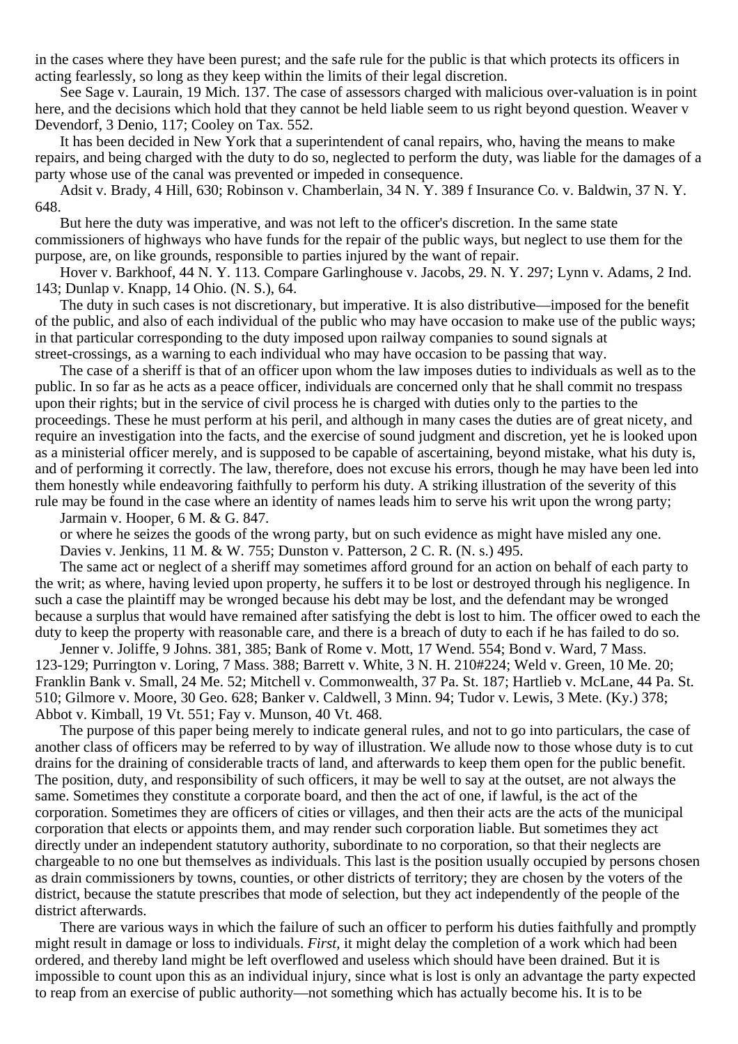in the cases where they have been purest; and the safe rule for the public is that which protects its officers in acting fearlessly, so long as they keep within the limits of their legal discretion.

See Sage v. Laurain, 19 Mich. 137. The case of assessors charged with malicious over-valuation is in point here, and the decisions which hold that they cannot be held liable seem to us right beyond question. Weaver v Devendorf, 3 Denio, 117; Cooley on Tax. 552.

It has been decided in New York that a superintendent of canal repairs, who, having the means to make repairs, and being charged with the duty to do so, neglected to perform the duty, was liable for the damages of a party whose use of the canal was prevented or impeded in consequence.

Adsit v. Brady, 4 Hill, 630; Robinson v. Chamberlain, 34 N. Y. 389 f Insurance Co. v. Baldwin, 37 N. Y. 648.

But here the duty was imperative, and was not left to the officer's discretion. In the same state commissioners of highways who have funds for the repair of the public ways, but neglect to use them for the purpose, are, on like grounds, responsible to parties injured by the want of repair.

Hover v. Barkhoof, 44 N. Y. 113. Compare Garlinghouse v. Jacobs, 29. N. Y. 297; Lynn v. Adams, 2 Ind. 143; Dunlap v. Knapp, 14 Ohio. (N. S.), 64.

The duty in such cases is not discretionary, but imperative. It is also distributive—imposed for the benefit of the public, and also of each individual of the public who may have occasion to make use of the public ways; in that particular corresponding to the duty imposed upon railway companies to sound signals at street-crossings, as a warning to each individual who may have occasion to be passing that way.

The case of a sheriff is that of an officer upon whom the law imposes duties to individuals as well as to the public. In so far as he acts as a peace officer, individuals are concerned only that he shall commit no trespass upon their rights; but in the service of civil process he is charged with duties only to the parties to the proceedings. These he must perform at his peril, and although in many cases the duties are of great nicety, and require an investigation into the facts, and the exercise of sound judgment and discretion, yet he is looked upon as a ministerial officer merely, and is supposed to be capable of ascertaining, beyond mistake, what his duty is, and of performing it correctly. The law, therefore, does not excuse his errors, though he may have been led into them honestly while endeavoring faithfully to perform his duty. A striking illustration of the severity of this rule may be found in the case where an identity of names leads him to serve his writ upon the wrong party;

Jarmain v. Hooper, 6 M. & G. 847.

or where he seizes the goods of the wrong party, but on such evidence as might have misled any one.

Davies v. Jenkins, 11 M. & W. 755; Dunston v. Patterson, 2 C. R. (N. s.) 495.

The same act or neglect of a sheriff may sometimes afford ground for an action on behalf of each party to the writ; as where, having levied upon property, he suffers it to be lost or destroyed through his negligence. In such a case the plaintiff may be wronged because his debt may be lost, and the defendant may be wronged because a surplus that would have remained after satisfying the debt is lost to him. The officer owed to each the duty to keep the property with reasonable care, and there is a breach of duty to each if he has failed to do so.

Jenner v. Joliffe, 9 Johns. 381, 385; Bank of Rome v. Mott, 17 Wend. 554; Bond v. Ward, 7 Mass. 123-129; Purrington v. Loring, 7 Mass. 388; Barrett v. White, 3 N. H. 210#224; Weld v. Green, 10 Me. 20; Franklin Bank v. Small, 24 Me. 52; Mitchell v. Commonwealth, 37 Pa. St. 187; Hartlieb v. McLane, 44 Pa. St. 510; Gilmore v. Moore, 30 Geo. 628; Banker v. Caldwell, 3 Minn. 94; Tudor v. Lewis, 3 Metc. (Ky.) 378; Abbot v. Kimball, 19 Vt. 551; Fay v. Munson, 40 Vt. 468.

The purpose of this paper being merely to indicate general rules, and not to go into particulars, the case of another class of officers may be referred to by way of illustration. We allude now to those whose duty is to cut drains for the draining of considerable tracts of land, and afterwards to keep them open for the public benefit. The position, duty, and responsibility of such officers, it may be well to say at the outset, are not always the same. Sometimes they constitute a corporate board, and then the act of one, if lawful, is the act of the corporation. Sometimes they are officers of cities or villages, and then their acts are the acts of the municipal corporation that elects or appoints them, and may render such corporation liable. But sometimes they act directly under an independent statutory authority, subordinate to no corporation, so that their neglects are chargeable to no one but themselves as individuals. This last is the position usually occupied by persons chosen as drain commissioners by towns, counties, or other districts of territory; they are chosen by the voters of the district, because the statute prescribes that mode of selection, but they act independently of the people of the district afterwards.

There are various ways in which the failure of such an officer to perform his duties faithfully and promptly might result in damage or loss to individuals. *First*, it might delay the completion of a work which had been ordered, and thereby land might be left overflowed and useless which should have been drained. But it is impossible to count upon this as an individual injury, since what is lost is only an advantage the party expected to reap from an exercise of public authority—not something which has actually become his. It is to be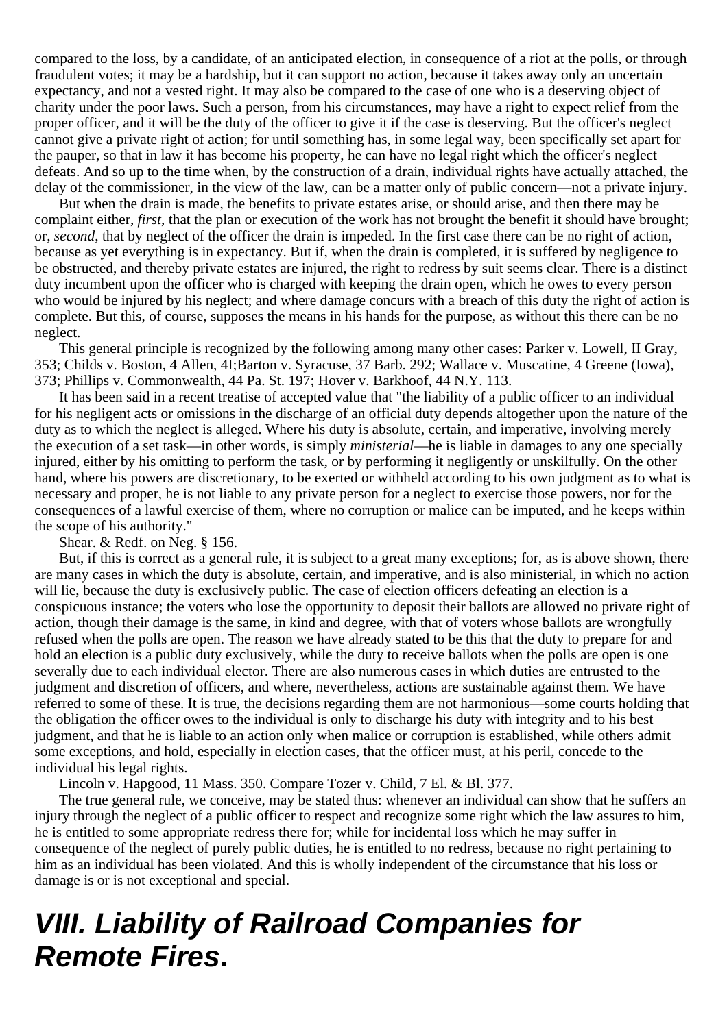compared to the loss, by a candidate, of an anticipated election, in consequence of a riot at the polls, or through fraudulent votes; it may be a hardship, but it can support no action, because it takes away only an uncertain expectancy, and not a vested right. It may also be compared to the case of one who is a deserving object of charity under the poor laws. Such a person, from his circumstances, may have a right to expect relief from the proper officer, and it will be the duty of the officer to give it if the case is deserving. But the officer's neglect cannot give a private right of action; for until something has, in some legal way, been specifically set apart for the pauper, so that in law it has become his property, he can have no legal right which the officer's neglect defeats. And so up to the time when, by the construction of a drain, individual rights have actually attached, the delay of the commissioner, in the view of the law, can be a matter only of public concern—not a private injury.

But when the drain is made, the benefits to private estates arise, or should arise, and then there may be complaint either, *first*, that the plan or execution of the work has not brought the benefit it should have brought; or, *second*, that by neglect of the officer the drain is impeded. In the first case there can be no right of action, because as yet everything is in expectancy. But if, when the drain is completed, it is suffered by negligence to be obstructed, and thereby private estates are injured, the right to redress by suit seems clear. There is a distinct duty incumbent upon the officer who is charged with keeping the drain open, which he owes to every person who would be injured by his neglect; and where damage concurs with a breach of this duty the right of action is complete. But this, of course, supposes the means in his hands for the purpose, as without this there can be no neglect.

This general principle is recognized by the following among many other cases: Parker v. Lowell, II Gray, 353; Childs v. Boston, 4 Allen, 4I;Barton v. Syracuse, 37 Barb. 292; Wallace v. Muscatine, 4 Greene (Iowa), 373; Phillips v. Commonwealth, 44 Pa. St. 197; Hover v. Barkhoof, 44 N.Y. 113.

It has been said in a recent treatise of accepted value that "the liability of a public officer to an individual for his negligent acts or omissions in the discharge of an official duty depends altogether upon the nature of the duty as to which the neglect is alleged. Where his duty is absolute, certain, and imperative, involving merely the execution of a set task—in other words, is simply *ministerial*—he is liable in damages to any one specially injured, either by his omitting to perform the task, or by performing it negligently or unskilfully. On the other hand, where his powers are discretionary, to be exerted or withheld according to his own judgment as to what is necessary and proper, he is not liable to any private person for a neglect to exercise those powers, nor for the consequences of a lawful exercise of them, where no corruption or malice can be imputed, and he keeps within the scope of his authority."

Shear. & Redf. on Neg. § 156.

But, if this is correct as a general rule, it is subject to a great many exceptions; for, as is above shown, there are many cases in which the duty is absolute, certain, and imperative, and is also ministerial, in which no action will lie, because the duty is exclusively public. The case of election officers defeating an election is a conspicuous instance; the voters who lose the opportunity to deposit their ballots are allowed no private right of action, though their damage is the same, in kind and degree, with that of voters whose ballots are wrongfully refused when the polls are open. The reason we have already stated to be this that the duty to prepare for and hold an election is a public duty exclusively, while the duty to receive ballots when the polls are open is one severally due to each individual elector. There are also numerous cases in which duties are entrusted to the judgment and discretion of officers, and where, nevertheless, actions are sustainable against them. We have referred to some of these. It is true, the decisions regarding them are not harmonious—some courts holding that the obligation the officer owes to the individual is only to discharge his duty with integrity and to his best judgment, and that he is liable to an action only when malice or corruption is established, while others admit some exceptions, and hold, especially in election cases, that the officer must, at his peril, concede to the individual his legal rights.

Lincoln v. Hapgood, 11 Mass. 350. Compare Tozer v. Child, 7 El. & Bl. 377.

The true general rule, we conceive, may be stated thus: whenever an individual can show that he suffers an injury through the neglect of a public officer to respect and recognize some right which the law assures to him, he is entitled to some appropriate redress there for; while for incidental loss which he may suffer in consequence of the neglect of purely public duties, he is entitled to no redress, because no right pertaining to him as an individual has been violated. And this is wholly independent of the circumstance that his loss or damage is or is not exceptional and special.

## *VIII. Liability of Railroad Companies for Remote Fires*.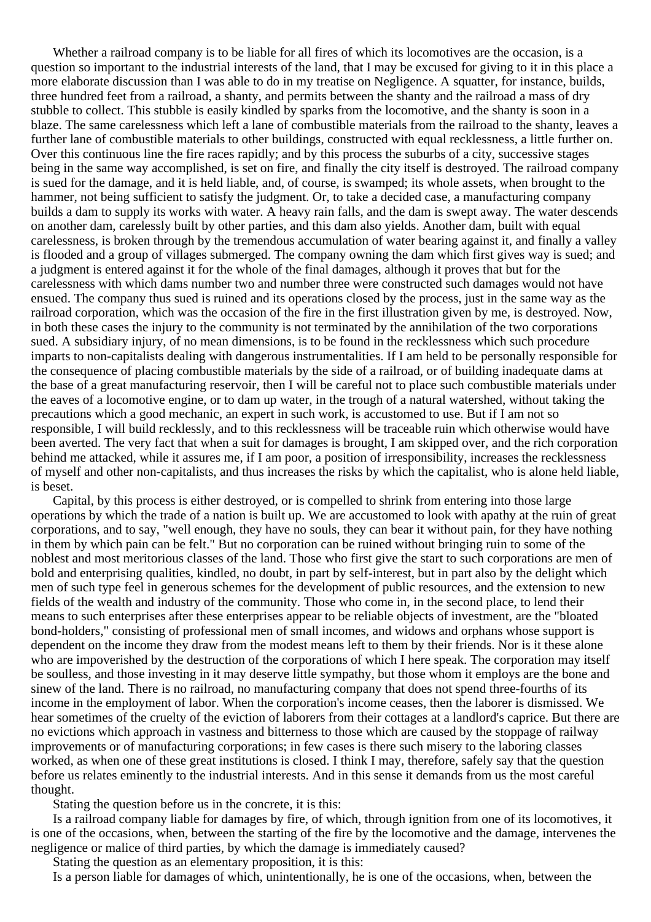Whether a railroad company is to be liable for all fires of which its locomotives are the occasion, is a question so important to the industrial interests of the land, that I may be excused for giving to it in this place a more elaborate discussion than I was able to do in my treatise on Negligence. A squatter, for instance, builds, three hundred feet from a railroad, a shanty, and permits between the shanty and the railroad a mass of dry stubble to collect. This stubble is easily kindled by sparks from the locomotive, and the shanty is soon in a blaze. The same carelessness which left a lane of combustible materials from the railroad to the shanty, leaves a further lane of combustible materials to other buildings, constructed with equal recklessness, a little further on. Over this continuous line the fire races rapidly; and by this process the suburbs of a city, successive stages being in the same way accomplished, is set on fire, and finally the city itself is destroyed. The railroad company is sued for the damage, and it is held liable, and, of course, is swamped; its whole assets, when brought to the hammer, not being sufficient to satisfy the judgment. Or, to take a decided case, a manufacturing company builds a dam to supply its works with water. A heavy rain falls, and the dam is swept away. The water descends on another dam, carelessly built by other parties, and this dam also yields. Another dam, built with equal carelessness, is broken through by the tremendous accumulation of water bearing against it, and finally a valley is flooded and a group of villages submerged. The company owning the dam which first gives way is sued; and a judgment is entered against it for the whole of the final damages, although it proves that but for the carelessness with which dams number two and number three were constructed such damages would not have ensued. The company thus sued is ruined and its operations closed by the process, just in the same way as the railroad corporation, which was the occasion of the fire in the first illustration given by me, is destroyed. Now, in both these cases the injury to the community is not terminated by the annihilation of the two corporations sued. A subsidiary injury, of no mean dimensions, is to be found in the recklessness which such procedure imparts to non-capitalists dealing with dangerous instrumentalities. If I am held to be personally responsible for the consequence of placing combustible materials by the side of a railroad, or of building inadequate dams at the base of a great manufacturing reservoir, then I will be careful not to place such combustible materials under the eaves of a locomotive engine, or to dam up water, in the trough of a natural watershed, without taking the precautions which a good mechanic, an expert in such work, is accustomed to use. But if I am not so responsible, I will build recklessly, and to this recklessness will be traceable ruin which otherwise would have been averted. The very fact that when a suit for damages is brought, I am skipped over, and the rich corporation behind me attacked, while it assures me, if I am poor, a position of irresponsibility, increases the recklessness of myself and other non-capitalists, and thus increases the risks by which the capitalist, who is alone held liable, is beset.

Capital, by this process is either destroyed, or is compelled to shrink from entering into those large operations by which the trade of a nation is built up. We are accustomed to look with apathy at the ruin of great corporations, and to say, "well enough, they have no souls, they can bear it without pain, for they have nothing in them by which pain can be felt." But no corporation can be ruined without bringing ruin to some of the noblest and most meritorious classes of the land. Those who first give the start to such corporations are men of bold and enterprising qualities, kindled, no doubt, in part by self-interest, but in part also by the delight which men of such type feel in generous schemes for the development of public resources, and the extension to new fields of the wealth and industry of the community. Those who come in, in the second place, to lend their means to such enterprises after these enterprises appear to be reliable objects of investment, are the "bloated bond-holders," consisting of professional men of small incomes, and widows and orphans whose support is dependent on the income they draw from the modest means left to them by their friends. Nor is it these alone who are impoverished by the destruction of the corporations of which I here speak. The corporation may itself be soulless, and those investing in it may deserve little sympathy, but those whom it employs are the bone and sinew of the land. There is no railroad, no manufacturing company that does not spend three-fourths of its income in the employment of labor. When the corporation's income ceases, then the laborer is dismissed. We hear sometimes of the cruelty of the eviction of laborers from their cottages at a landlord's caprice. But there are no evictions which approach in vastness and bitterness to those which are caused by the stoppage of railway improvements or of manufacturing corporations; in few cases is there such misery to the laboring classes worked, as when one of these great institutions is closed. I think I may, therefore, safely say that the question before us relates eminently to the industrial interests. And in this sense it demands from us the most careful thought.

Stating the question before us in the concrete, it is this:

Is a railroad company liable for damages by fire, of which, through ignition from one of its locomotives, it is one of the occasions, when, between the starting of the fire by the locomotive and the damage, intervenes the negligence or malice of third parties, by which the damage is immediately caused?

Stating the question as an elementary proposition, it is this:

Is a person liable for damages of which, unintentionally, he is one of the occasions, when, between the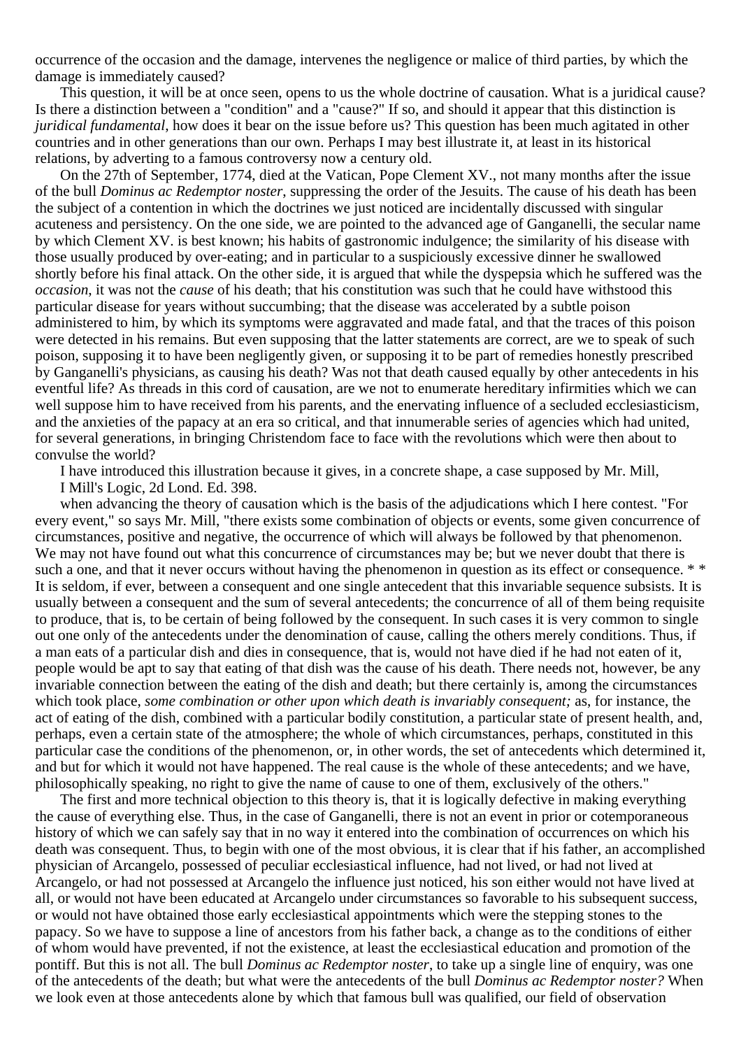occurrence of the occasion and the damage, intervenes the negligence or malice of third parties, by which the damage is immediately caused?

This question, it will be at once seen, opens to us the whole doctrine of causation. What is a juridical cause? Is there a distinction between a "condition" and a "cause?" If so, and should it appear that this distinction is *juridical fundamental*, how does it bear on the issue before us? This question has been much agitated in other countries and in other generations than our own. Perhaps I may best illustrate it, at least in its historical relations, by adverting to a famous controversy now a century old.

On the 27th of September, 1774, died at the Vatican, Pope Clement XV., not many months after the issue of the bull *Dominus ac Redemptor noster*, suppressing the order of the Jesuits. The cause of his death has been the subject of a contention in which the doctrines we just noticed are incidentally discussed with singular acuteness and persistency. On the one side, we are pointed to the advanced age of Ganganelli, the secular name by which Clement XV. is best known; his habits of gastronomic indulgence; the similarity of his disease with those usually produced by over-eating; and in particular to a suspiciously excessive dinner he swallowed shortly before his final attack. On the other side, it is argued that while the dyspepsia which he suffered was the *occasion*, it was not the *cause* of his death; that his constitution was such that he could have withstood this particular disease for years without succumbing; that the disease was accelerated by a subtle poison administered to him, by which its symptoms were aggravated and made fatal, and that the traces of this poison were detected in his remains. But even supposing that the latter statements are correct, are we to speak of such poison, supposing it to have been negligently given, or supposing it to be part of remedies honestly prescribed by Ganganelli's physicians, as causing his death? Was not that death caused equally by other antecedents in his eventful life? As threads in this cord of causation, are we not to enumerate hereditary infirmities which we can well suppose him to have received from his parents, and the enervating influence of a secluded ecclesiasticism, and the anxieties of the papacy at an era so critical, and that innumerable series of agencies which had united, for several generations, in bringing Christendom face to face with the revolutions which were then about to convulse the world?

I have introduced this illustration because it gives, in a concrete shape, a case supposed by Mr. Mill,

I Mill's Logic, 2d Lond. Ed. 398.

when advancing the theory of causation which is the basis of the adjudications which I here contest. "For every event," so says Mr. Mill, "there exists some combination of objects or events, some given concurrence of circumstances, positive and negative, the occurrence of which will always be followed by that phenomenon. We may not have found out what this concurrence of circumstances may be; but we never doubt that there is such a one, and that it never occurs without having the phenomenon in question as its effect or consequence. * * It is seldom, if ever, between a consequent and one single antecedent that this invariable sequence subsists. It is usually between a consequent and the sum of several antecedents; the concurrence of all of them being requisite to produce, that is, to be certain of being followed by the consequent. In such cases it is very common to single out one only of the antecedents under the denomination of cause, calling the others merely conditions. Thus, if a man eats of a particular dish and dies in consequence, that is, would not have died if he had not eaten of it, people would be apt to say that eating of that dish was the cause of his death. There needs not, however, be any invariable connection between the eating of the dish and death; but there certainly is, among the circumstances which took place, *some combination or other upon which death is invariably consequent;* as, for instance, the act of eating of the dish, combined with a particular bodily constitution, a particular state of present health, and, perhaps, even a certain state of the atmosphere; the whole of which circumstances, perhaps, constituted in this particular case the conditions of the phenomenon, or, in other words, the set of antecedents which determined it, and but for which it would not have happened. The real cause is the whole of these antecedents; and we have, philosophically speaking, no right to give the name of cause to one of them, exclusively of the others."

The first and more technical objection to this theory is, that it is logically defective in making everything the cause of everything else. Thus, in the case of Ganganelli, there is not an event in prior or cotemporaneous history of which we can safely say that in no way it entered into the combination of occurrences on which his death was consequent. Thus, to begin with one of the most obvious, it is clear that if his father, an accomplished physician of Arcangelo, possessed of peculiar ecclesiastical influence, had not lived, or had not lived at Arcangelo, or had not possessed at Arcangelo the influence just noticed, his son either would not have lived at all, or would not have been educated at Arcangelo under circumstances so favorable to his subsequent success, or would not have obtained those early ecclesiastical appointments which were the stepping stones to the papacy. So we have to suppose a line of ancestors from his father back, a change as to the conditions of either of whom would have prevented, if not the existence, at least the ecclesiastical education and promotion of the pontiff. But this is not all. The bull *Dominus ac Redemptor noster*, to take up a single line of enquiry, was one of the antecedents of the death; but what were the antecedents of the bull *Dominus ac Redemptor noster?* When we look even at those antecedents alone by which that famous bull was qualified, our field of observation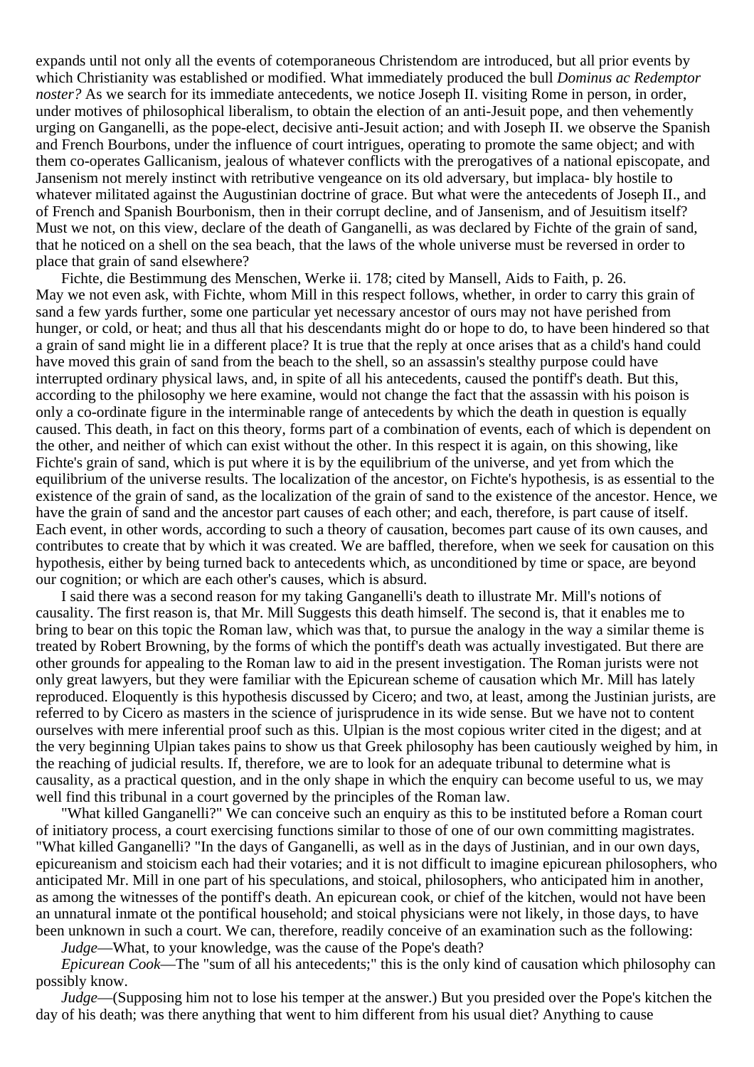expands until not only all the events of cotemporaneous Christendom are introduced, but all prior events by which Christianity was established or modified. What immediately produced the bull *Dominus ac Redemptor noster?* As we search for its immediate antecedents, we notice Joseph II. visiting Rome in person, in order, under motives of philosophical liberalism, to obtain the election of an anti-Jesuit pope, and then vehemently urging on Ganganelli, as the pope-elect, decisive anti-Jesuit action; and with Joseph II. we observe the Spanish and French Bourbons, under the influence of court intrigues, operating to promote the same object; and with them co-operates Gallicanism, jealous of whatever conflicts with the prerogatives of a national episcopate, and Jansenism not merely instinct with retributive vengeance on its old adversary, but implaca- bly hostile to whatever militated against the Augustinian doctrine of grace. But what were the antecedents of Joseph II., and of French and Spanish Bourbonism, then in their corrupt decline, and of Jansenism, and of Jesuitism itself? Must we not, on this view, declare of the death of Ganganelli, as was declared by Fichte of the grain of sand, that he noticed on a shell on the sea beach, that the laws of the whole universe must be reversed in order to place that grain of sand elsewhere?

Fichte, die Bestimmung des Menschen, Werke ii. 178; cited by Mansell, Aids to Faith, p. 26.

May we not even ask, with Fichte, whom Mill in this respect follows, whether, in order to carry this grain of sand a few yards further, some one particular yet necessary ancestor of ours may not have perished from hunger, or cold, or heat; and thus all that his descendants might do or hope to do, to have been hindered so that a grain of sand might lie in a different place? It is true that the reply at once arises that as a child's hand could have moved this grain of sand from the beach to the shell, so an assassin's stealthy purpose could have interrupted ordinary physical laws, and, in spite of all his antecedents, caused the pontiff's death. But this, according to the philosophy we here examine, would not change the fact that the assassin with his poison is only a co-ordinate figure in the interminable range of antecedents by which the death in question is equally caused. This death, in fact on this theory, forms part of a combination of events, each of which is dependent on the other, and neither of which can exist without the other. In this respect it is again, on this showing, like Fichte's grain of sand, which is put where it is by the equilibrium of the universe, and yet from which the equilibrium of the universe results. The localization of the ancestor, on Fichte's hypothesis, is as essential to the existence of the grain of sand, as the localization of the grain of sand to the existence of the ancestor. Hence, we have the grain of sand and the ancestor part causes of each other; and each, therefore, is part cause of itself. Each event, in other words, according to such a theory of causation, becomes part cause of its own causes, and contributes to create that by which it was created. We are baffled, therefore, when we seek for causation on this hypothesis, either by being turned back to antecedents which, as unconditioned by time or space, are beyond our cognition; or which are each other's causes, which is absurd.

I said there was a second reason for my taking Ganganelli's death to illustrate Mr. Mill's notions of causality. The first reason is, that Mr. Mill Suggests this death himself. The second is, that it enables me to bring to bear on this topic the Roman law, which was that, to pursue the analogy in the way a similar theme is treated by Robert Browning, by the forms of which the pontiff's death was actually investigated. But there are other grounds for appealing to the Roman law to aid in the present investigation. The Roman jurists were not only great lawyers, but they were familiar with the Epicurean scheme of causation which Mr. Mill has lately reproduced. Eloquently is this hypothesis discussed by Cicero; and two, at least, among the Justinian jurists, are referred to by Cicero as masters in the science of jurisprudence in its wide sense. But we have not to content ourselves with mere inferential proof such as this. Ulpian is the most copious writer cited in the digest; and at the very beginning Ulpian takes pains to show us that Greek philosophy has been cautiously weighed by him, in the reaching of judicial results. If, therefore, we are to look for an adequate tribunal to determine what is causality, as a practical question, and in the only shape in which the enquiry can become useful to us, we may well find this tribunal in a court governed by the principles of the Roman law.

"What killed Ganganelli?" We can conceive such an enquiry as this to be instituted before a Roman court of initiatory process, a court exercising functions similar to those of one of our own committing magistrates. "What killed Ganganelli? "In the days of Ganganelli, as well as in the days of Justinian, and in our own days, epicureanism and stoicism each had their votaries; and it is not difficult to imagine epicurean philosophers, who anticipated Mr. Mill in one part of his speculations, and stoical, philosophers, who anticipated him in another, as among the witnesses of the pontiff's death. An epicurean cook, or chief of the kitchen, would not have been an unnatural inmate ot the pontifical household; and stoical physicians were not likely, in those days, to have been unknown in such a court. We can, therefore, readily conceive of an examination such as the following:

*Judge*—What, to your knowledge, was the cause of the Pope's death?

*Epicurean Cook*—The "sum of all his antecedents;" this is the only kind of causation which philosophy can possibly know.

*Judge*—(Supposing him not to lose his temper at the answer.) But you presided over the Pope's kitchen the day of his death; was there anything that went to him different from his usual diet? Anything to cause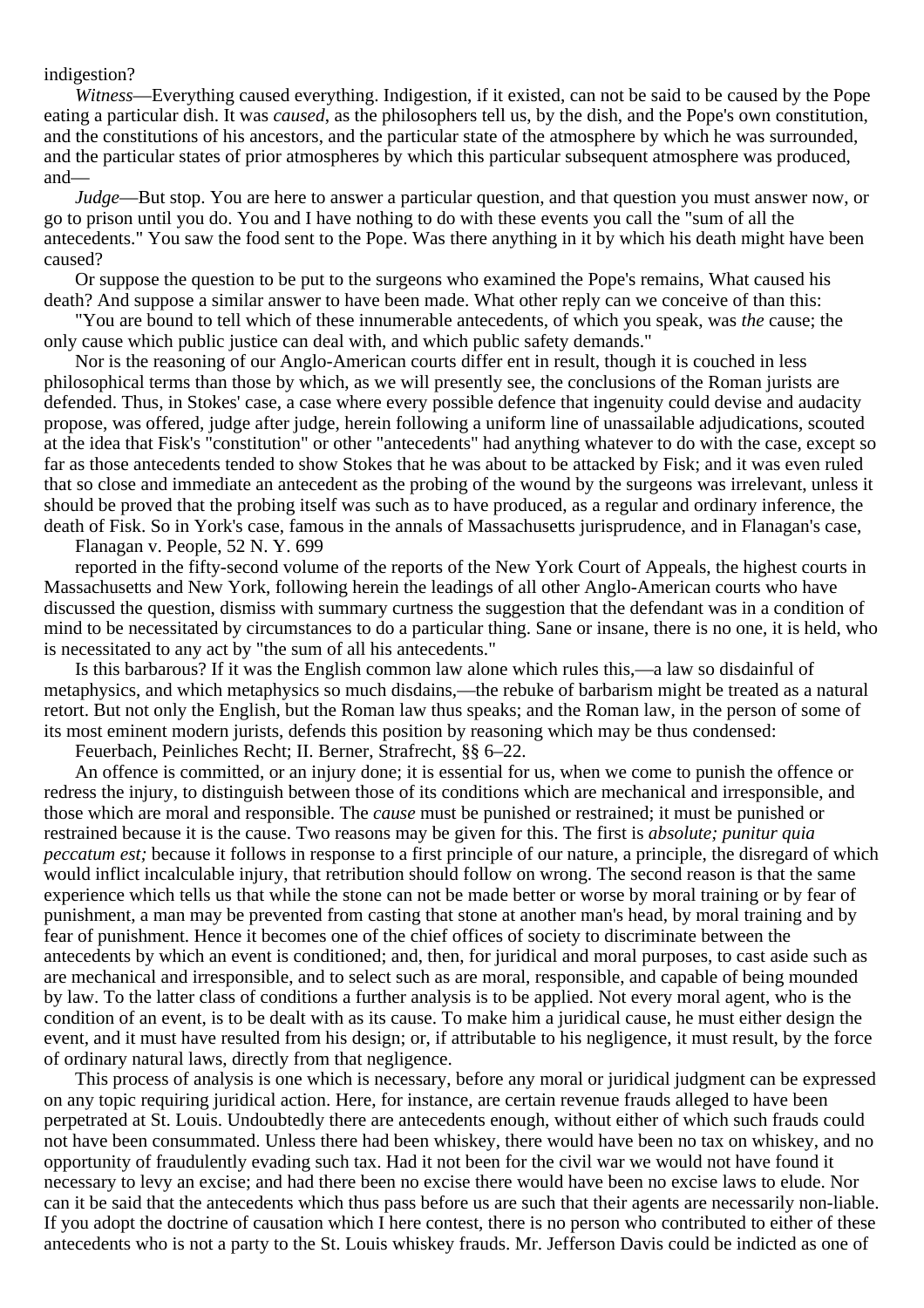indigestion?

*Witness*—Everything caused everything. Indigestion, if it existed, can not be said to be caused by the Pope eating a particular dish. It was *caused*, as the philosophers tell us, by the dish, and the Pope's own constitution, and the constitutions of his ancestors, and the particular state of the atmosphere by which he was surrounded, and the particular states of prior atmospheres by which this particular subsequent atmosphere was produced, and—

*Judge*—But stop. You are here to answer a particular question, and that question you must answer now, or go to prison until you do. You and I have nothing to do with these events you call the "sum of all the antecedents." You saw the food sent to the Pope. Was there anything in it by which his death might have been caused?

Or suppose the question to be put to the surgeons who examined the Pope's remains, What caused his death? And suppose a similar answer to have been made. What other reply can we conceive of than this:

"You are bound to tell which of these innumerable antecedents, of which you speak, was *the* cause; the only cause which public justice can deal with, and which public safety demands."

Nor is the reasoning of our Anglo-American courts differ ent in result, though it is couched in less philosophical terms than those by which, as we will presently see, the conclusions of the Roman jurists are defended. Thus, in Stokes' case, a case where every possible defence that ingenuity could devise and audacity propose, was offered, judge after judge, herein following a uniform line of unassailable adjudications, scouted at the idea that Fisk's "constitution" or other "antecedents" had anything whatever to do with the case, except so far as those antecedents tended to show Stokes that he was about to be attacked by Fisk; and it was even ruled that so close and immediate an antecedent as the probing of the wound by the surgeons was irrelevant, unless it should be proved that the probing itself was such as to have produced, as a regular and ordinary inference, the death of Fisk. So in York's case, famous in the annals of Massachusetts jurisprudence, and in Flanagan's case,

Flanagan v. People, 52 N. Y. 699

reported in the fifty-second volume of the reports of the New York Court of Appeals, the highest courts in Massachusetts and New York, following herein the leadings of all other Anglo-American courts who have discussed the question, dismiss with summary curtness the suggestion that the defendant was in a condition of mind to be necessitated by circumstances to do a particular thing. Sane or insane, there is no one, it is held, who is necessitated to any act by "the sum of all his antecedents."

Is this barbarous? If it was the English common law alone which rules this,—a law so disdainful of metaphysics, and which metaphysics so much disdains,—the rebuke of barbarism might be treated as a natural retort. But not only the English, but the Roman law thus speaks; and the Roman law, in the person of some of its most eminent modern jurists, defends this position by reasoning which may be thus condensed:

Feuerbach, Peinliches Recht; II. Berner, Strafrecht, §§ 6–22.

An offence is committed, or an injury done; it is essential for us, when we come to punish the offence or redress the injury, to distinguish between those of its conditions which are mechanical and irresponsible, and those which are moral and responsible. The *cause* must be punished or restrained; it must be punished or restrained because it is the cause. Two reasons may be given for this. The first is *absolute; punitur quia peccatum est;* because it follows in response to a first principle of our nature, a principle, the disregard of which would inflict incalculable injury, that retribution should follow on wrong. The second reason is that the same experience which tells us that while the stone can not be made better or worse by moral training or by fear of punishment, a man may be prevented from casting that stone at another man's head, by moral training and by fear of punishment. Hence it becomes one of the chief offices of society to discriminate between the antecedents by which an event is conditioned; and, then, for juridical and moral purposes, to cast aside such as are mechanical and irresponsible, and to select such as are moral, responsible, and capable of being mounded by law. To the latter class of conditions a further analysis is to be applied. Not every moral agent, who is the condition of an event, is to be dealt with as its cause. To make him a juridical cause, he must either design the event, and it must have resulted from his design; or, if attributable to his negligence, it must result, by the force of ordinary natural laws, directly from that negligence.

This process of analysis is one which is necessary, before any moral or juridical judgment can be expressed on any topic requiring juridical action. Here, for instance, are certain revenue frauds alleged to have been perpetrated at St. Louis. Undoubtedly there are antecedents enough, without either of which such frauds could not have been consummated. Unless there had been whiskey, there would have been no tax on whiskey, and no opportunity of fraudulently evading such tax. Had it not been for the civil war we would not have found it necessary to levy an excise; and had there been no excise there would have been no excise laws to elude. Nor can it be said that the antecedents which thus pass before us are such that their agents are necessarily non-liable. If you adopt the doctrine of causation which I here contest, there is no person who contributed to either of these antecedents who is not a party to the St. Louis whiskey frauds. Mr. Jefferson Davis could be indicted as one of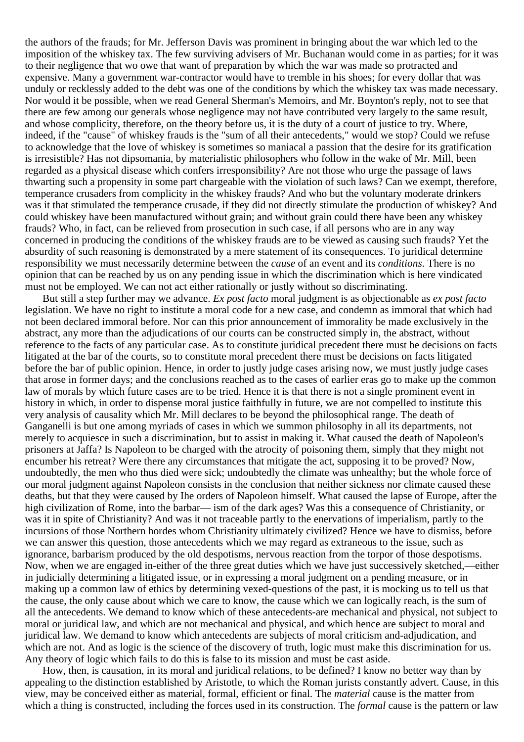the authors of the frauds; for Mr. Jefferson Davis was prominent in bringing about the war which led to the imposition of the whiskey tax. The few surviving advisers of Mr. Buchanan would come in as parties; for it was to their negligence that wo owe that want of preparation by which the war was made so protracted and expensive. Many a government war-contractor would have to tremble in his shoes; for every dollar that was unduly or recklessly added to the debt was one of the conditions by which the whiskey tax was made necessary. Nor would it be possible, when we read General Sherman's Memoirs, and Mr. Boynton's reply, not to see that there are few among our generals whose negligence may not have contributed very largely to the same result, and whose complicity, therefore, on the theory before us, it is the duty of a court of justice to try. Where, indeed, if the "cause" of whiskey frauds is the "sum of all their antecedents," would we stop? Could we refuse to acknowledge that the love of whiskey is sometimes so maniacal a passion that the desire for its gratification is irresistible? Has not dipsomania, by materialistic philosophers who follow in the wake of Mr. Mill, been regarded as a physical disease which confers irresponsibility? Are not those who urge the passage of laws thwarting such a propensity in some part chargeable with the violation of such laws? Can we exempt, therefore, temperance crusaders from complicity in the whiskey frauds? And who but the voluntary moderate drinkers was it that stimulated the temperance crusade, if they did not directly stimulate the production of whiskey? And could whiskey have been manufactured without grain; and without grain could there have been any whiskey frauds? Who, in fact, can be relieved from prosecution in such case, if all persons who are in any way concerned in producing the conditions of the whiskey frauds are to be viewed as causing such frauds? Yet the absurdity of such reasoning is demonstrated by a mere statement of its consequences. To juridical determine responsibility we must necessarily determine between the *cause* of an event and its *conditions*. There is no opinion that can be reached by us on any pending issue in which the discrimination which is here vindicated must not be employed. We can not act either rationally or justly without so discriminating.

But still a step further may we advance. *Ex post facto* moral judgment is as objectionable as *ex post facto* legislation. We have no right to institute a moral code for a new case, and condemn as immoral that which had not been declared immoral before. Nor can this prior announcement of immorality be made exclusively in the abstract, any more than the adjudications of our courts can be constructed simply in, the abstract, without reference to the facts of any particular case. As to constitute juridical precedent there must be decisions on facts litigated at the bar of the courts, so to constitute moral precedent there must be decisions on facts litigated before the bar of public opinion. Hence, in order to justly judge cases arising now, we must justly judge cases that arose in former days; and the conclusions reached as to the cases of earlier eras go to make up the common law of morals by which future cases are to be tried. Hence it is that there is not a single prominent event in history in which, in order to dispense moral justice faithfully in future, we are not compelled to institute this very analysis of causality which Mr. Mill declares to be beyond the philosophical range. The death of Ganganelli is but one among myriads of cases in which we summon philosophy in all its departments, not merely to acquiesce in such a discrimination, but to assist in making it. What caused the death of Napoleon's prisoners at Jaffa? Is Napoleon to be charged with the atrocity of poisoning them, simply that they might not encumber his retreat? Were there any circumstances that mitigate the act, supposing it to be proved? Now, undoubtedly, the men who thus died were sick; undoubtedly the climate was unhealthy; but the whole force of our moral judgment against Napoleon consists in the conclusion that neither sickness nor climate caused these deaths, but that they were caused by Ihe orders of Napoleon himself. What caused the lapse of Europe, after the high civilization of Rome, into the barbar— ism of the dark ages? Was this a consequence of Christianity, or was it in spite of Christianity? And was it not traceable partly to the enervations of imperialism, partly to the incursions of those Northern hordes whom Christianity ultimately civilized? Hence we have to dismiss, before we can answer this question, those antecedents which we may regard as extraneous to the issue, such as ignorance, barbarism produced by the old despotisms, nervous reaction from the torpor of those despotisms. Now, when we are engaged in-either of the three great duties which we have just successively sketched,—either in judicially determining a litigated issue, or in expressing a moral judgment on a pending measure, or in making up a common law of ethics by determining vexed-questions of the past, it is mocking us to tell us that the cause, the only cause about which we care to know, the cause which we can logically reach, is the sum of all the antecedents. We demand to know which of these antecedents-are mechanical and physical, not subject to moral or juridical law, and which are not mechanical and physical, and which hence are subject to moral and juridical law. We demand to know which antecedents are subjects of moral criticism and-adjudication, and which are not. And as logic is the science of the discovery of truth, logic must make this discrimination for us. Any theory of logic which fails to do this is false to its mission and must be cast aside.

How, then, is causation, in its moral and juridical relations, to be defined? I know no better way than by appealing to the distinction established by Aristotle, to which the Roman jurists constantly advert. Cause, in this view, may be conceived either as material, formal, efficient or final. The *material* cause is the matter from which a thing is constructed, including the forces used in its construction. The *formal* cause is the pattern or law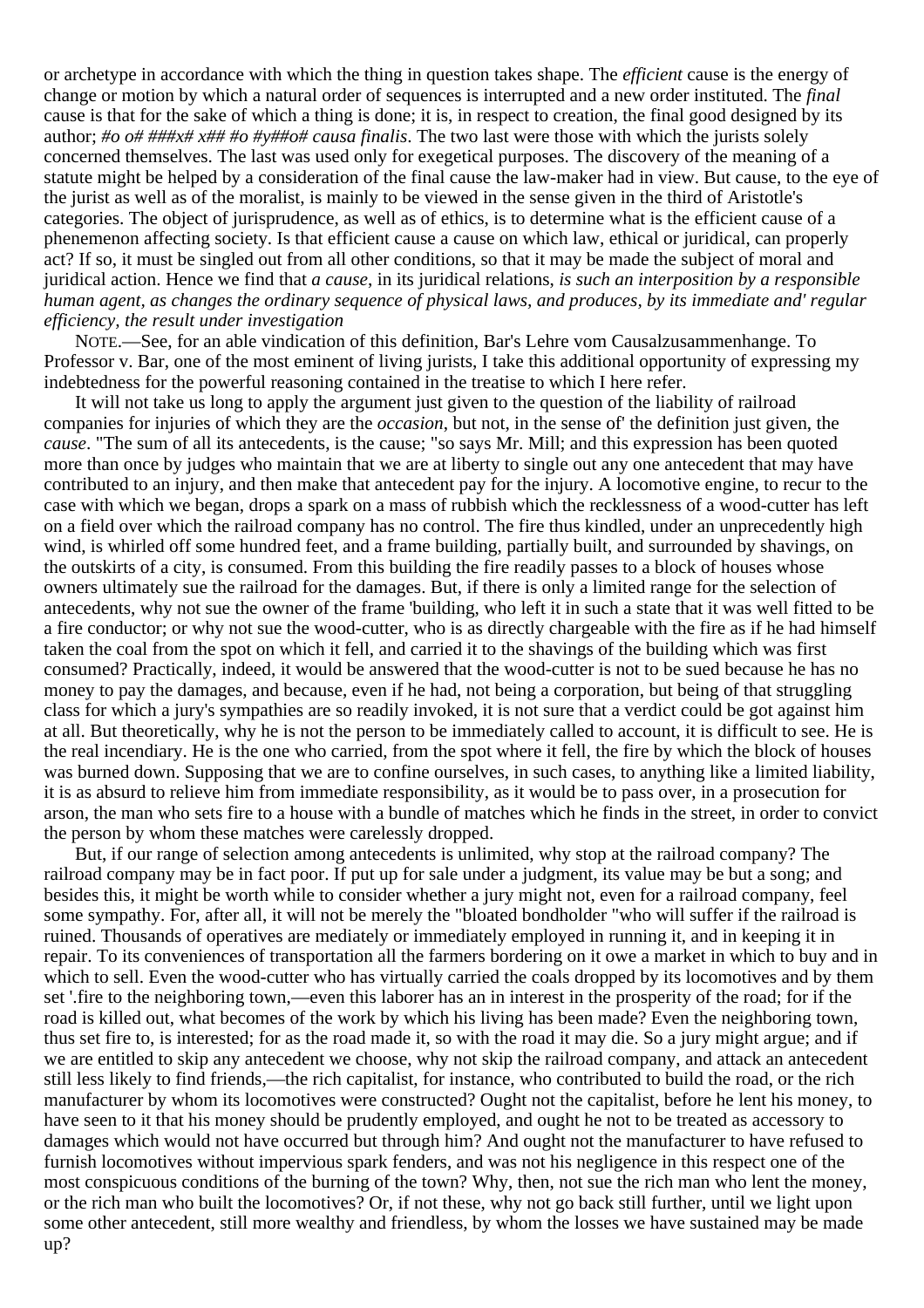or archetype in accordance with which the thing in question takes shape. The *efficient* cause is the energy of change or motion by which a natural order of sequences is interrupted and a new order instituted. The *final* cause is that for the sake of which a thing is done; it is, in respect to creation, the final good designed by its author; *#o o# ###x# x## #o #y##o# causa finalis*. The two last were those with which the jurists solely concerned themselves. The last was used only for exegetical purposes. The discovery of the meaning of a statute might be helped by a consideration of the final cause the law-maker had in view. But cause, to the eye of the jurist as well as of the moralist, is mainly to be viewed in the sense given in the third of Aristotle's categories. The object of jurisprudence, as well as of ethics, is to determine what is the efficient cause of a phenemenon affecting society. Is that efficient cause a cause on which law, ethical or juridical, can properly act? If so, it must be singled out from all other conditions, so that it may be made the subject of moral and juridical action. Hence we find that *a cause*, in its juridical relations, *is such an interposition by a responsible human agent, as changes the ordinary sequence of physical laws, and produces, by its immediate and' regular efficiency, the result under investigation*

NOTE.—See, for an able vindication of this definition, Bar's Lehre vom Causalzusammenhange. To Professor v. Bar, one of the most eminent of living jurists, I take this additional opportunity of expressing my indebtedness for the powerful reasoning contained in the treatise to which I here refer.

It will not take us long to apply the argument just given to the question of the liability of railroad companies for injuries of which they are the *occasion*, but not, in the sense of' the definition just given, the *cause*. "The sum of all its antecedents, is the cause; "so says Mr. Mill; and this expression has been quoted more than once by judges who maintain that we are at liberty to single out any one antecedent that may have contributed to an injury, and then make that antecedent pay for the injury. A locomotive engine, to recur to the case with which we began, drops a spark on a mass of rubbish which the recklessness of a wood-cutter has left on a field over which the railroad company has no control. The fire thus kindled, under an unprecedently high wind, is whirled off some hundred feet, and a frame building, partially built, and surrounded by shavings, on the outskirts of a city, is consumed. From this building the fire readily passes to a block of houses whose owners ultimately sue the railroad for the damages. But, if there is only a limited range for the selection of antecedents, why not sue the owner of the frame 'building, who left it in such a state that it was well fitted to be a fire conductor; or why not sue the wood-cutter, who is as directly chargeable with the fire as if he had himself taken the coal from the spot on which it fell, and carried it to the shavings of the building which was first consumed? Practically, indeed, it would be answered that the wood-cutter is not to be sued because he has no money to pay the damages, and because, even if he had, not being a corporation, but being of that struggling class for which a jury's sympathies are so readily invoked, it is not sure that a verdict could be got against him at all. But theoretically, why he is not the person to be immediately called to account, it is difficult to see. He is the real incendiary. He is the one who carried, from the spot where it fell, the fire by which the block of houses was burned down. Supposing that we are to confine ourselves, in such cases, to anything like a limited liability, it is as absurd to relieve him from immediate responsibility, as it would be to pass over, in a prosecution for arson, the man who sets fire to a house with a bundle of matches which he finds in the street, in order to convict the person by whom these matches were carelessly dropped.

But, if our range of selection among antecedents is unlimited, why stop at the railroad company? The railroad company may be in fact poor. If put up for sale under a judgment, its value may be but a song; and besides this, it might be worth while to consider whether a jury might not, even for a railroad company, feel some sympathy. For, after all, it will not be merely the "bloated bondholder "who will suffer if the railroad is ruined. Thousands of operatives are mediately or immediately employed in running it, and in keeping it in repair. To its conveniences of transportation all the farmers bordering on it owe a market in which to buy and in which to sell. Even the wood-cutter who has virtually carried the coals dropped by its locomotives and by them set '.fire to the neighboring town,—even this laborer has an in interest in the prosperity of the road; for if the road is killed out, what becomes of the work by which his living has been made? Even the neighboring town, thus set fire to, is interested; for as the road made it, so with the road it may die. So a jury might argue; and if we are entitled to skip any antecedent we choose, why not skip the railroad company, and attack an antecedent still less likely to find friends,—the rich capitalist, for instance, who contributed to build the road, or the rich manufacturer by whom its locomotives were constructed? Ought not the capitalist, before he lent his money, to have seen to it that his money should be prudently employed, and ought he not to be treated as accessory to damages which would not have occurred but through him? And ought not the manufacturer to have refused to furnish locomotives without impervious spark fenders, and was not his negligence in this respect one of the most conspicuous conditions of the burning of the town? Why, then, not sue the rich man who lent the money, or the rich man who built the locomotives? Or, if not these, why not go back still further, until we light upon some other antecedent, still more wealthy and friendless, by whom the losses we have sustained may be made up?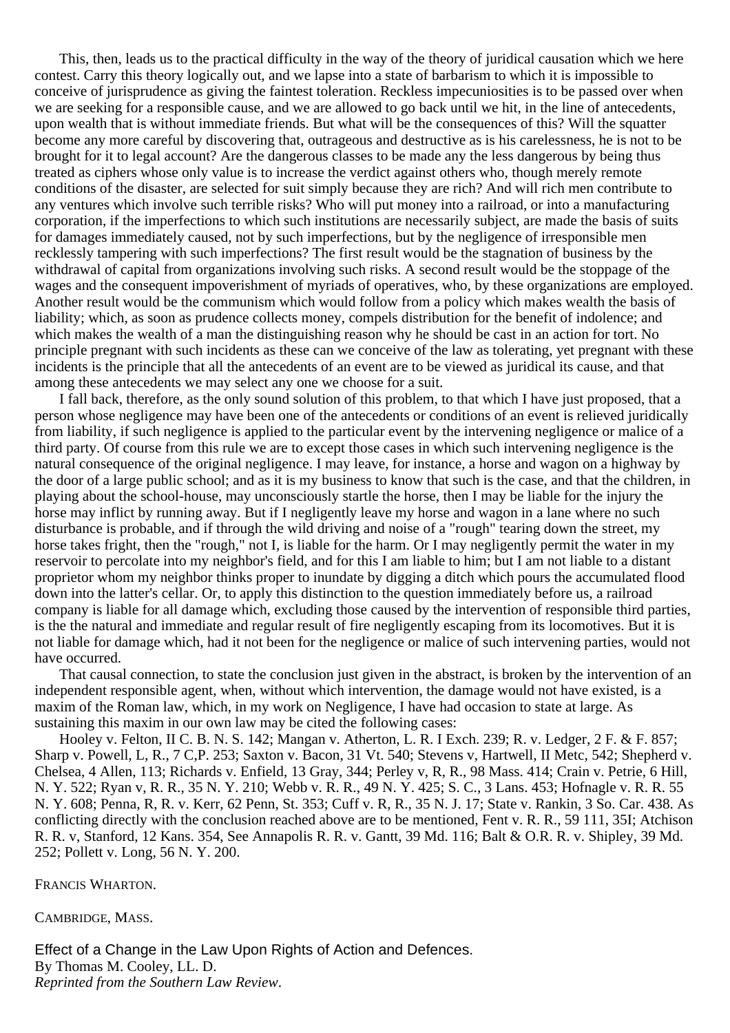This, then, leads us to the practical difficulty in the way of the theory of juridical causation which we here contest. Carry this theory logically out, and we lapse into a state of barbarism to which it is impossible to conceive of jurisprudence as giving the faintest toleration. Reckless impecuniosities is to be passed over when we are seeking for a responsible cause, and we are allowed to go back until we hit, in the line of antecedents, upon wealth that is without immediate friends. But what will be the consequences of this? Will the squatter become any more careful by discovering that, outrageous and destructive as is his carelessness, he is not to be brought for it to legal account? Are the dangerous classes to be made any the less dangerous by being thus treated as ciphers whose only value is to increase the verdict against others who, though merely remote conditions of the disaster, are selected for suit simply because they are rich? And will rich men contribute to any ventures which involve such terrible risks? Who will put money into a railroad, or into a manufacturing corporation, if the imperfections to which such institutions are necessarily subject, are made the basis of suits for damages immediately caused, not by such imperfections, but by the negligence of irresponsible men recklessly tampering with such imperfections? The first result would be the stagnation of business by the withdrawal of capital from organizations involving such risks. A second result would be the stoppage of the wages and the consequent impoverishment of myriads of operatives, who, by these organizations are employed. Another result would be the communism which would follow from a policy which makes wealth the basis of liability; which, as soon as prudence collects money, compels distribution for the benefit of indolence; and which makes the wealth of a man the distinguishing reason why he should be cast in an action for tort. No principle pregnant with such incidents as these can we conceive of the law as tolerating, yet pregnant with these incidents is the principle that all the antecedents of an event are to be viewed as juridical its cause, and that among these antecedents we may select any one we choose for a suit.

I fall back, therefore, as the only sound solution of this problem, to that which I have just proposed, that a person whose negligence may have been one of the antecedents or conditions of an event is relieved juridically from liability, if such negligence is applied to the particular event by the intervening negligence or malice of a third party. Of course from this rule we are to except those cases in which such intervening negligence is the natural consequence of the original negligence. I may leave, for instance, a horse and wagon on a highway by the door of a large public school; and as it is my business to know that such is the case, and that the children, in playing about the school-house, may unconsciously startle the horse, then I may be liable for the injury the horse may inflict by running away. But if I negligently leave my horse and wagon in a lane where no such disturbance is probable, and if through the wild driving and noise of a "rough" tearing down the street, my horse takes fright, then the "rough," not I, is liable for the harm. Or I may negligently permit the water in my reservoir to percolate into my neighbor's field, and for this I am liable to him; but I am not liable to a distant proprietor whom my neighbor thinks proper to inundate by digging a ditch which pours the accumulated flood down into the latter's cellar. Or, to apply this distinction to the question immediately before us, a railroad company is liable for all damage which, excluding those caused by the intervention of responsible third parties, is the the natural and immediate and regular result of fire negligently escaping from its locomotives. But it is not liable for damage which, had it not been for the negligence or malice of such intervening parties, would not have occurred.

That causal connection, to state the conclusion just given in the abstract, is broken by the intervention of an independent responsible agent, when, without which intervention, the damage would not have existed, is a maxim of the Roman law, which, in my work on Negligence, I have had occasion to state at large. As sustaining this maxim in our own law may be cited the following cases:

Hooley v. Felton, II C. B. N. S. 142; Mangan v. Atherton, L. R. I Exch. 239; R. v. Ledger, 2 F. & F. 857; Sharp v. Powell, L, R., 7 C,P. 253; Saxton v. Bacon, 31 Vt. 540; Stevens v, Hartwell, II Metc, 542; Shepherd v. Chelsea, 4 Allen, 113; Richards v. Enfield, 13 Gray, 344; Perley v, R, R., 98 Mass. 414; Crain v. Petrie, 6 Hill, N. Y. 522; Ryan v, R. R., 35 N. Y. 210; Webb v. R. R., 49 N. Y. 425; S. C., 3 Lans. 453; Hofnagle v. R. R. 55 N. Y. 608; Penna, R, R. v. Kerr, 62 Penn, St. 353; Cuff v. R, R., 35 N. J. 17; State v. Rankin, 3 So. Car. 438. As conflicting directly with the conclusion reached above are to be mentioned, Fent v. R. R., 59 111, 35I; Atchison R. R. v, Stanford, 12 Kans. 354, See Annapolis R. R. v. Gantt, 39 Md. 116; Balt & O.R. R. v. Shipley, 39 Md. 252; Pollett v. Long, 56 N. Y. 200.

FRANCIS WHARTON.

CAMBRIDGE, MASS.

## Effect of a Change in the Law Upon Rights of Action and Defences.

By Thomas M. Cooley, LL. D.
*Reprinted from the Southern Law Review.*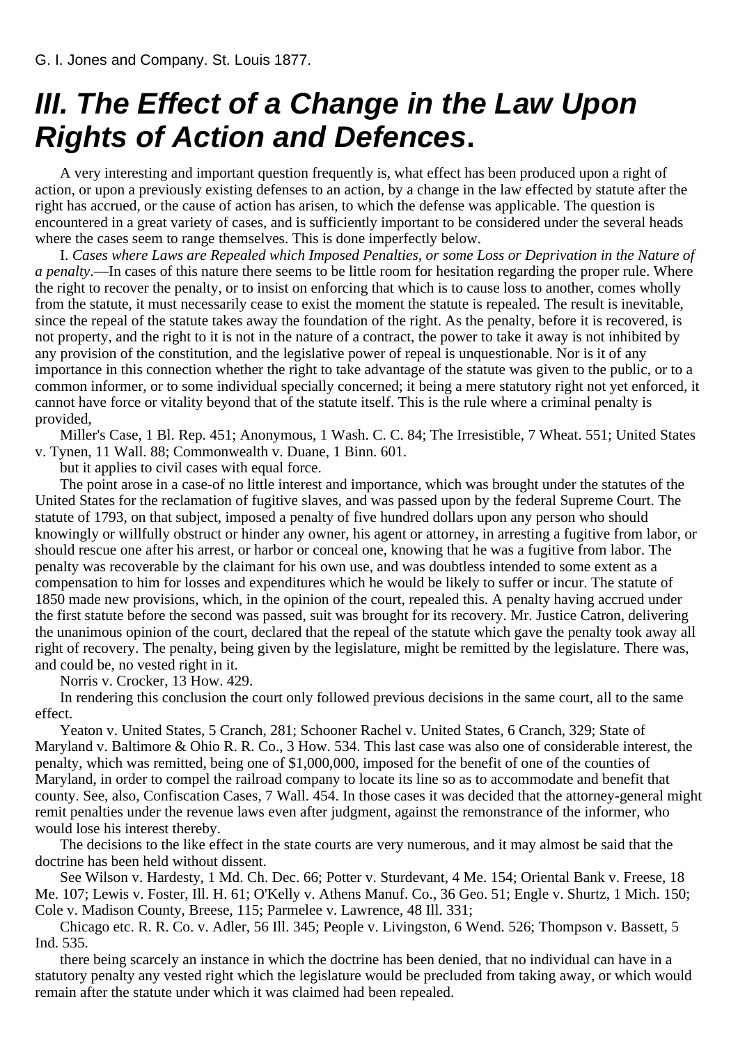G. I. Jones and Company. St. Louis 1877.

# *III. The Effect of a Change in the Law Upon Rights of Action and Defences*.

A very interesting and important question frequently is, what effect has been produced upon a right of action, or upon a previously existing defenses to an action, by a change in the law effected by statute after the right has accrued, or the cause of action has arisen, to which the defense was applicable. The question is encountered in a great variety of cases, and is sufficiently important to be considered under the several heads where the cases seem to range themselves. This is done imperfectly below.

I. *Cases where Laws are Repealed which Imposed Penalties, or some Loss or Deprivation in the Nature of a penalty*.—In cases of this nature there seems to be little room for hesitation regarding the proper rule. Where the right to recover the penalty, or to insist on enforcing that which is to cause loss to another, comes wholly from the statute, it must necessarily cease to exist the moment the statute is repealed. The result is inevitable, since the repeal of the statute takes away the foundation of the right. As the penalty, before it is recovered, is not property, and the right to it is not in the nature of a contract, the power to take it away is not inhibited by any provision of the constitution, and the legislative power of repeal is unquestionable. Nor is it of any importance in this connection whether the right to take advantage of the statute was given to the public, or to a common informer, or to some individual specially concerned; it being a mere statutory right not yet enforced, it cannot have force or vitality beyond that of the statute itself. This is the rule where a criminal penalty is provided,

Miller's Case, 1 Bl. Rep. 451; Anonymous, 1 Wash. C. C. 84; The Irresistible, 7 Wheat. 551; United States v. Tynen, 11 Wall. 88; Commonwealth v. Duane, 1 Binn. 601.

but it applies to civil cases with equal force.

The point arose in a case-of no little interest and importance, which was brought under the statutes of the United States for the reclamation of fugitive slaves, and was passed upon by the federal Supreme Court. The statute of 1793, on that subject, imposed a penalty of five hundred dollars upon any person who should knowingly or willfully obstruct or hinder any owner, his agent or attorney, in arresting a fugitive from labor, or should rescue one after his arrest, or harbor or conceal one, knowing that he was a fugitive from labor. The penalty was recoverable by the claimant for his own use, and was doubtless intended to some extent as a compensation to him for losses and expenditures which he would be likely to suffer or incur. The statute of 1850 made new provisions, which, in the opinion of the court, repealed this. A penalty having accrued under the first statute before the second was passed, suit was brought for its recovery. Mr. Justice Catron, delivering the unanimous opinion of the court, declared that the repeal of the statute which gave the penalty took away all right of recovery. The penalty, being given by the legislature, might be remitted by the legislature. There was, and could be, no vested right in it.

Norris v. Crocker, 13 How. 429.

In rendering this conclusion the court only followed previous decisions in the same court, all to the same effect.

Yeaton v. United States, 5 Cranch, 281; Schooner Rachel v. United States, 6 Cranch, 329; State of Maryland v. Baltimore & Ohio R. R. Co., 3 How. 534. This last case was also one of considerable interest, the penalty, which was remitted, being one of $1,000,000, imposed for the benefit of one of the counties of Maryland, in order to compel the railroad company to locate its line so as to accommodate and benefit that county. See, also, Confiscation Cases, 7 Wall. 454. In those cases it was decided that the attorney-general might remit penalties under the revenue laws even after judgment, against the remonstrance of the informer, who would lose his interest thereby.

The decisions to the like effect in the state courts are very numerous, and it may almost be said that the doctrine has been held without dissent.

See Wilson v. Hardesty, 1 Md. Ch. Dec. 66; Potter v. Sturdevant, 4 Me. 154; Oriental Bank v. Freese, 18 Me. 107; Lewis v. Foster, Ill. H. 61; O'Kelly v. Athens Manuf. Co., 36 Geo. 51; Engle v. Shurtz, 1 Mich. 150; Cole v. Madison County, Breese, 115; Parmelee v. Lawrence, 48 Ill. 331;

Chicago etc. R. R. Co. v. Adler, 56 Ill. 345; People v. Livingston, 6 Wend. 526; Thompson v. Bassett, 5 Ind. 535.

there being scarcely an instance in which the doctrine has been denied, that no individual can have in a statutory penalty any vested right which the legislature would be precluded from taking away, or which would remain after the statute under which it was claimed had been repealed.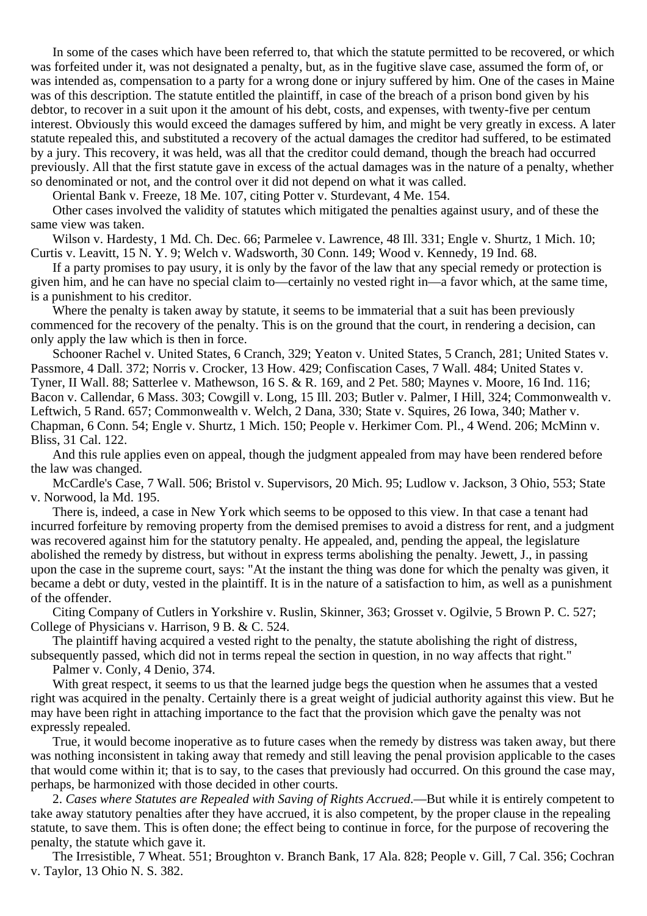In some of the cases which have been referred to, that which the statute permitted to be recovered, or which was forfeited under it, was not designated a penalty, but, as in the fugitive slave case, assumed the form of, or was intended as, compensation to a party for a wrong done or injury suffered by him. One of the cases in Maine was of this description. The statute entitled the plaintiff, in case of the breach of a prison bond given by his debtor, to recover in a suit upon it the amount of his debt, costs, and expenses, with twenty-five per centum interest. Obviously this would exceed the damages suffered by him, and might be very greatly in excess. A later statute repealed this, and substituted a recovery of the actual damages the creditor had suffered, to be estimated by a jury. This recovery, it was held, was all that the creditor could demand, though the breach had occurred previously. All that the first statute gave in excess of the actual damages was in the nature of a penalty, whether so denominated or not, and the control over it did not depend on what it was called.

Oriental Bank v. Freeze, 18 Me. 107, citing Potter v. Sturdevant, 4 Me. 154.

Other cases involved the validity of statutes which mitigated the penalties against usury, and of these the same view was taken.

Wilson v. Hardesty, 1 Md. Ch. Dec. 66; Parmelee v. Lawrence, 48 Ill. 331; Engle v. Shurtz, 1 Mich. 10; Curtis v. Leavitt, 15 N. Y. 9; Welch v. Wadsworth, 30 Conn. 149; Wood v. Kennedy, 19 Ind. 68.

If a party promises to pay usury, it is only by the favor of the law that any special remedy or protection is given him, and he can have no special claim to—certainly no vested right in—a favor which, at the same time, is a punishment to his creditor.

Where the penalty is taken away by statute, it seems to be immaterial that a suit has been previously commenced for the recovery of the penalty. This is on the ground that the court, in rendering a decision, can only apply the law which is then in force.

Schooner Rachel v. United States, 6 Cranch, 329; Yeaton v. United States, 5 Cranch, 281; United States v. Passmore, 4 Dall. 372; Norris v. Crocker, 13 How. 429; Confiscation Cases, 7 Wall. 484; United States v. Tyner, II Wall. 88; Satterlee v. Mathewson, 16 S. & R. 169, and 2 Pet. 580; Maynes v. Moore, 16 Ind. 116; Bacon v. Callendar, 6 Mass. 303; Cowgill v. Long, 15 Ill. 203; Butler v. Palmer, I Hill, 324; Commonwealth v. Leftwich, 5 Rand. 657; Commonwealth v. Welch, 2 Dana, 330; State v. Squires, 26 Iowa, 340; Mather v. Chapman, 6 Conn. 54; Engle v. Shurtz, 1 Mich. 150; People v. Herkimer Com. Pl., 4 Wend. 206; McMinn v. Bliss, 31 Cal. 122.

And this rule applies even on appeal, though the judgment appealed from may have been rendered before the law was changed.

McCardle's Case, 7 Wall. 506; Bristol v. Supervisors, 20 Mich. 95; Ludlow v. Jackson, 3 Ohio, 553; State v. Norwood, la Md. 195.

There is, indeed, a case in New York which seems to be opposed to this view. In that case a tenant had incurred forfeiture by removing property from the demised premises to avoid a distress for rent, and a judgment was recovered against him for the statutory penalty. He appealed, and, pending the appeal, the legislature abolished the remedy by distress, but without in express terms abolishing the penalty. Jewett, J., in passing upon the case in the supreme court, says: "At the instant the thing was done for which the penalty was given, it became a debt or duty, vested in the plaintiff. It is in the nature of a satisfaction to him, as well as a punishment of the offender.

Citing Company of Cutlers in Yorkshire v. Ruslin, Skinner, 363; Grosset v. Ogilvie, 5 Brown P. C. 527; College of Physicians v. Harrison, 9 B. & C. 524.

The plaintiff having acquired a vested right to the penalty, the statute abolishing the right of distress, subsequently passed, which did not in terms repeal the section in question, in no way affects that right."

Palmer v. Conly, 4 Denio, 374.

With great respect, it seems to us that the learned judge begs the question when he assumes that a vested right was acquired in the penalty. Certainly there is a great weight of judicial authority against this view. But he may have been right in attaching importance to the fact that the provision which gave the penalty was not expressly repealed.

True, it would become inoperative as to future cases when the remedy by distress was taken away, but there was nothing inconsistent in taking away that remedy and still leaving the penal provision applicable to the cases that would come within it; that is to say, to the cases that previously had occurred. On this ground the case may, perhaps, be harmonized with those decided in other courts.

2. *Cases where Statutes are Repealed with Saving of Rights Accrued*.—But while it is entirely competent to take away statutory penalties after they have accrued, it is also competent, by the proper clause in the repealing statute, to save them. This is often done; the effect being to continue in force, for the purpose of recovering the penalty, the statute which gave it.

The Irresistible, 7 Wheat. 551; Broughton v. Branch Bank, 17 Ala. 828; People v. Gill, 7 Cal. 356; Cochran v. Taylor, 13 Ohio N. S. 382.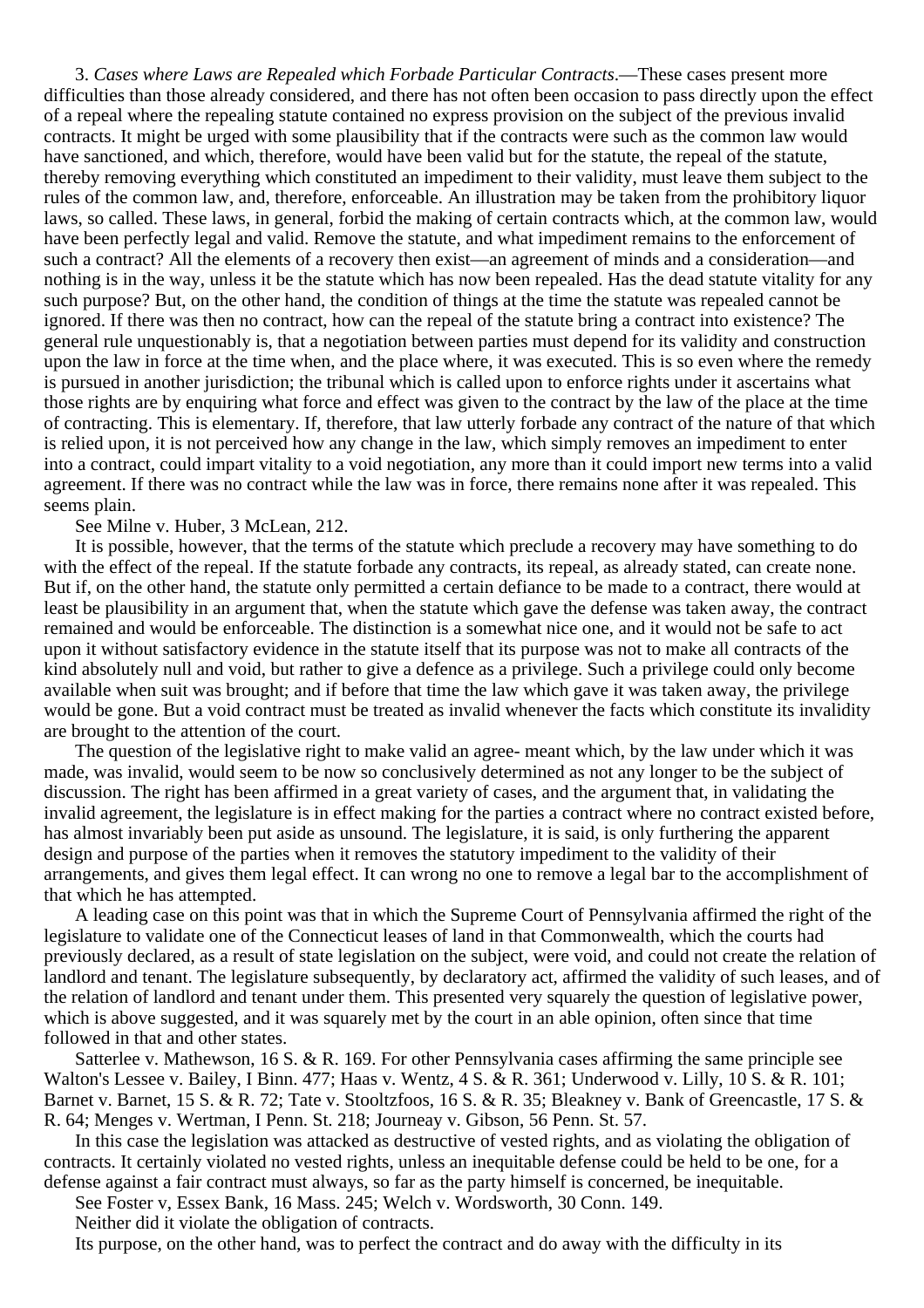3. *Cases where Laws are Repealed which Forbade Particular Contracts*.—These cases present more difficulties than those already considered, and there has not often been occasion to pass directly upon the effect of a repeal where the repealing statute contained no express provision on the subject of the previous invalid contracts. It might be urged with some plausibility that if the contracts were such as the common law would have sanctioned, and which, therefore, would have been valid but for the statute, the repeal of the statute, thereby removing everything which constituted an impediment to their validity, must leave them subject to the rules of the common law, and, therefore, enforceable. An illustration may be taken from the prohibitory liquor laws, so called. These laws, in general, forbid the making of certain contracts which, at the common law, would have been perfectly legal and valid. Remove the statute, and what impediment remains to the enforcement of such a contract? All the elements of a recovery then exist—an agreement of minds and a consideration—and nothing is in the way, unless it be the statute which has now been repealed. Has the dead statute vitality for any such purpose? But, on the other hand, the condition of things at the time the statute was repealed cannot be ignored. If there was then no contract, how can the repeal of the statute bring a contract into existence? The general rule unquestionably is, that a negotiation between parties must depend for its validity and construction upon the law in force at the time when, and the place where, it was executed. This is so even where the remedy is pursued in another jurisdiction; the tribunal which is called upon to enforce rights under it ascertains what those rights are by enquiring what force and effect was given to the contract by the law of the place at the time of contracting. This is elementary. If, therefore, that law utterly forbade any contract of the nature of that which is relied upon, it is not perceived how any change in the law, which simply removes an impediment to enter into a contract, could impart vitality to a void negotiation, any more than it could import new terms into a valid agreement. If there was no contract while the law was in force, there remains none after it was repealed. This seems plain.

See Milne v. Huber, 3 McLean, 212.

It is possible, however, that the terms of the statute which preclude a recovery may have something to do with the effect of the repeal. If the statute forbade any contracts, its repeal, as already stated, can create none. But if, on the other hand, the statute only permitted a certain defiance to be made to a contract, there would at least be plausibility in an argument that, when the statute which gave the defense was taken away, the contract remained and would be enforceable. The distinction is a somewhat nice one, and it would not be safe to act upon it without satisfactory evidence in the statute itself that its purpose was not to make all contracts of the kind absolutely null and void, but rather to give a defence as a privilege. Such a privilege could only become available when suit was brought; and if before that time the law which gave it was taken away, the privilege would be gone. But a void contract must be treated as invalid whenever the facts which constitute its invalidity are brought to the attention of the court.

The question of the legislative right to make valid an agree- meant which, by the law under which it was made, was invalid, would seem to be now so conclusively determined as not any longer to be the subject of discussion. The right has been affirmed in a great variety of cases, and the argument that, in validating the invalid agreement, the legislature is in effect making for the parties a contract where no contract existed before, has almost invariably been put aside as unsound. The legislature, it is said, is only furthering the apparent design and purpose of the parties when it removes the statutory impediment to the validity of their arrangements, and gives them legal effect. It can wrong no one to remove a legal bar to the accomplishment of that which he has attempted.

A leading case on this point was that in which the Supreme Court of Pennsylvania affirmed the right of the legislature to validate one of the Connecticut leases of land in that Commonwealth, which the courts had previously declared, as a result of state legislation on the subject, were void, and could not create the relation of landlord and tenant. The legislature subsequently, by declaratory act, affirmed the validity of such leases, and of the relation of landlord and tenant under them. This presented very squarely the question of legislative power, which is above suggested, and it was squarely met by the court in an able opinion, often since that time followed in that and other states.

Satterlee v. Mathewson, 16 S. & R. 169. For other Pennsylvania cases affirming the same principle see Walton's Lessee v. Bailey, I Binn. 477; Haas v. Wentz, 4 S. & R. 361; Underwood v. Lilly, 10 S. & R. 101; Barnet v. Barnet, 15 S. & R. 72; Tate v. Stooltzfoos, 16 S. & R. 35; Bleakney v. Bank of Greencastle, 17 S. & R. 64; Menges v. Wertman, I Penn. St. 218; Journeay v. Gibson, 56 Penn. St. 57.

In this case the legislation was attacked as destructive of vested rights, and as violating the obligation of contracts. It certainly violated no vested rights, unless an inequitable defense could be held to be one, for a defense against a fair contract must always, so far as the party himself is concerned, be inequitable.

See Foster v, Essex Bank, 16 Mass. 245; Welch v. Wordsworth, 30 Conn. 149.

Neither did it violate the obligation of contracts.

Its purpose, on the other hand, was to perfect the contract and do away with the difficulty in its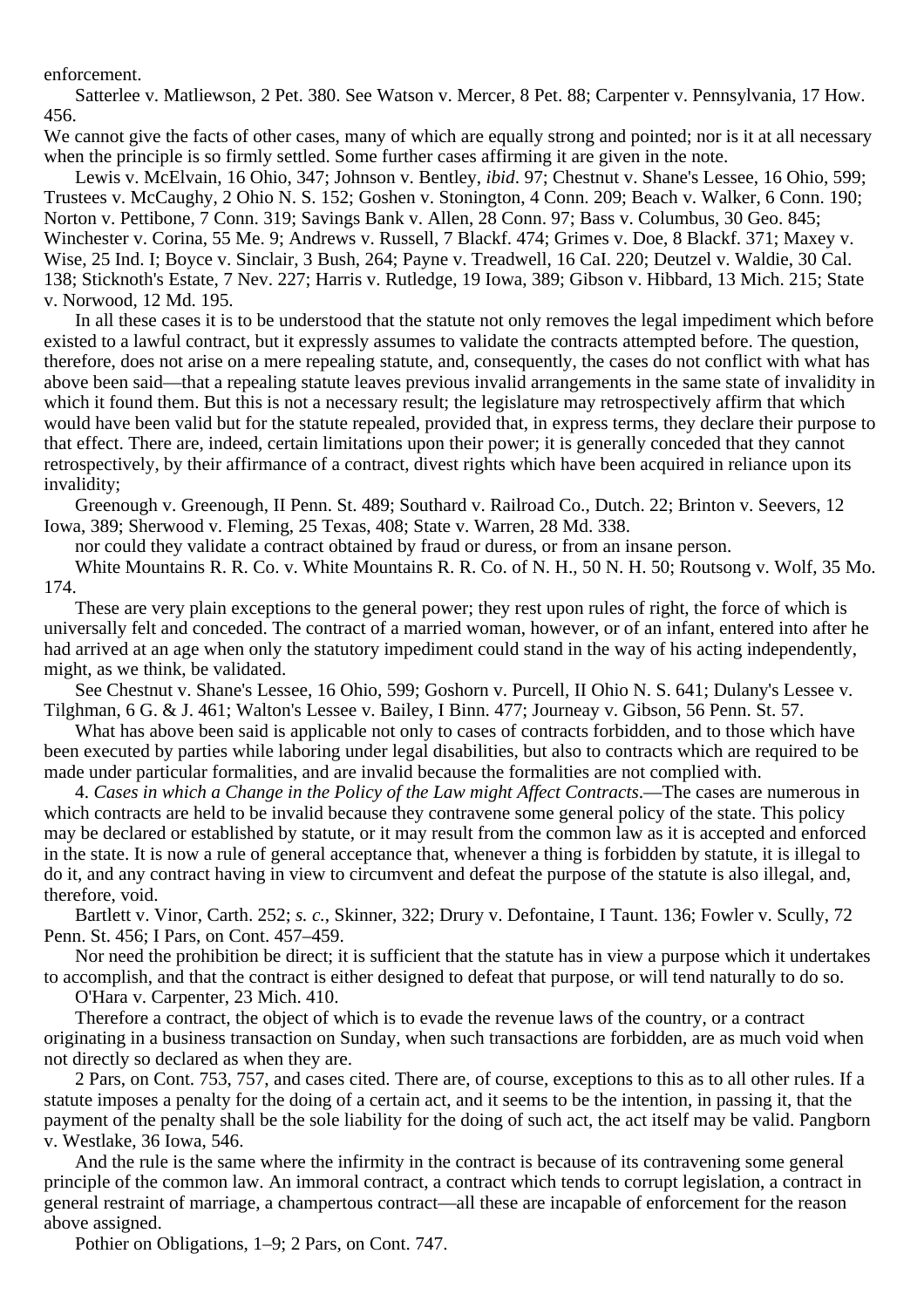enforcement.

Satterlee v. Matliewson, 2 Pet. 380. See Watson v. Mercer, 8 Pet. 88; Carpenter v. Pennsylvania, 17 How. 456.

We cannot give the facts of other cases, many of which are equally strong and pointed; nor is it at all necessary when the principle is so firmly settled. Some further cases affirming it are given in the note.

Lewis v. McElvain, 16 Ohio, 347; Johnson v. Bentley, *ibid*. 97; Chestnut v. Shane's Lessee, 16 Ohio, 599; Trustees v. McCaughy, 2 Ohio N. S. 152; Goshen v. Stonington, 4 Conn. 209; Beach v. Walker, 6 Conn. 190; Norton v. Pettibone, 7 Conn. 319; Savings Bank v. Allen, 28 Conn. 97; Bass v. Columbus, 30 Geo. 845; Winchester v. Corina, 55 Me. 9; Andrews v. Russell, 7 Blackf. 474; Grimes v. Doe, 8 Blackf. 371; Maxey v. Wise, 25 Ind. I; Boyce v. Sinclair, 3 Bush, 264; Payne v. Treadwell, 16 CaI. 220; Deutzel v. Waldie, 30 Cal. 138; Sticknoth's Estate, 7 Nev. 227; Harris v. Rutledge, 19 Iowa, 389; Gibson v. Hibbard, 13 Mich. 215; State v. Norwood, 12 Md. 195.

In all these cases it is to be understood that the statute not only removes the legal impediment which before existed to a lawful contract, but it expressly assumes to validate the contracts attempted before. The question, therefore, does not arise on a mere repealing statute, and, consequently, the cases do not conflict with what has above been said—that a repealing statute leaves previous invalid arrangements in the same state of invalidity in which it found them. But this is not a necessary result; the legislature may retrospectively affirm that which would have been valid but for the statute repealed, provided that, in express terms, they declare their purpose to that effect. There are, indeed, certain limitations upon their power; it is generally conceded that they cannot retrospectively, by their affirmance of a contract, divest rights which have been acquired in reliance upon its invalidity;

Greenough v. Greenough, II Penn. St. 489; Southard v. Railroad Co., Dutch. 22; Brinton v. Seevers, 12 Iowa, 389; Sherwood v. Fleming, 25 Texas, 408; State v. Warren, 28 Md. 338.

nor could they validate a contract obtained by fraud or duress, or from an insane person.

White Mountains R. R. Co. v. White Mountains R. R. Co. of N. H., 50 N. H. 50; Routsong v. Wolf, 35 Mo. 174.

These are very plain exceptions to the general power; they rest upon rules of right, the force of which is universally felt and conceded. The contract of a married woman, however, or of an infant, entered into after he had arrived at an age when only the statutory impediment could stand in the way of his acting independently, might, as we think, be validated.

See Chestnut v. Shane's Lessee, 16 Ohio, 599; Goshorn v. Purcell, II Ohio N. S. 641; Dulany's Lessee v. Tilghman, 6 G. & J. 461; Walton's Lessee v. Bailey, I Binn. 477; Journeay v. Gibson, 56 Penn. St. 57.

What has above been said is applicable not only to cases of contracts forbidden, and to those which have been executed by parties while laboring under legal disabilities, but also to contracts which are required to be made under particular formalities, and are invalid because the formalities are not complied with.

4. *Cases in which a Change in the Policy of the Law might Affect Contracts*.—The cases are numerous in which contracts are held to be invalid because they contravene some general policy of the state. This policy may be declared or established by statute, or it may result from the common law as it is accepted and enforced in the state. It is now a rule of general acceptance that, whenever a thing is forbidden by statute, it is illegal to do it, and any contract having in view to circumvent and defeat the purpose of the statute is also illegal, and, therefore, void.

Bartlett v. Vinor, Carth. 252; *s. c.*, Skinner, 322; Drury v. Defontaine, I Taunt. 136; Fowler v. Scully, 72 Penn. St. 456; I Pars, on Cont. 457–459.

Nor need the prohibition be direct; it is sufficient that the statute has in view a purpose which it undertakes to accomplish, and that the contract is either designed to defeat that purpose, or will tend naturally to do so.

O'Hara v. Carpenter, 23 Mich. 410.

Therefore a contract, the object of which is to evade the revenue laws of the country, or a contract originating in a business transaction on Sunday, when such transactions are forbidden, are as much void when not directly so declared as when they are.

2 Pars, on Cont. 753, 757, and cases cited. There are, of course, exceptions to this as to all other rules. If a statute imposes a penalty for the doing of a certain act, and it seems to be the intention, in passing it, that the payment of the penalty shall be the sole liability for the doing of such act, the act itself may be valid. Pangborn v. Westlake, 36 Iowa, 546.

And the rule is the same where the infirmity in the contract is because of its contravening some general principle of the common law. An immoral contract, a contract which tends to corrupt legislation, a contract in general restraint of marriage, a champertous contract—all these are incapable of enforcement for the reason above assigned.

Pothier on Obligations, 1–9; 2 Pars, on Cont. 747.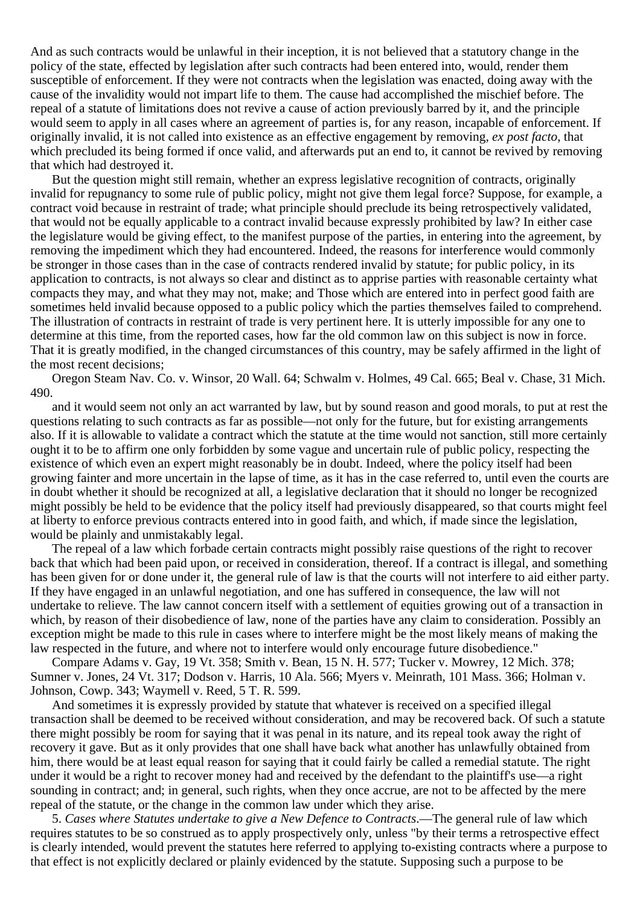And as such contracts would be unlawful in their inception, it is not believed that a statutory change in the policy of the state, effected by legislation after such contracts had been entered into, would, render them susceptible of enforcement. If they were not contracts when the legislation was enacted, doing away with the cause of the invalidity would not impart life to them. The cause had accomplished the mischief before. The repeal of a statute of limitations does not revive a cause of action previously barred by it, and the principle would seem to apply in all cases where an agreement of parties is, for any reason, incapable of enforcement. If originally invalid, it is not called into existence as an effective engagement by removing, *ex post facto*, that which precluded its being formed if once valid, and afterwards put an end to, it cannot be revived by removing that which had destroyed it.

But the question might still remain, whether an express legislative recognition of contracts, originally invalid for repugnancy to some rule of public policy, might not give them legal force? Suppose, for example, a contract void because in restraint of trade; what principle should preclude its being retrospectively validated, that would not be equally applicable to a contract invalid because expressly prohibited by law? In either case the legislature would be giving effect, to the manifest purpose of the parties, in entering into the agreement, by removing the impediment which they had encountered. Indeed, the reasons for interference would commonly be stronger in those cases than in the case of contracts rendered invalid by statute; for public policy, in its application to contracts, is not always so clear and distinct as to apprise parties with reasonable certainty what compacts they may, and what they may not, make; and Those which are entered into in perfect good faith are sometimes held invalid because opposed to a public policy which the parties themselves failed to comprehend. The illustration of contracts in restraint of trade is very pertinent here. It is utterly impossible for any one to determine at this time, from the reported cases, how far the old common law on this subject is now in force. That it is greatly modified, in the changed circumstances of this country, may be safely affirmed in the light of the most recent decisions;

Oregon Steam Nav. Co. v. Winsor, 20 Wall. 64; Schwalm v. Holmes, 49 Cal. 665; Beal v. Chase, 31 Mich. 490.

and it would seem not only an act warranted by law, but by sound reason and good morals, to put at rest the questions relating to such contracts as far as possible—not only for the future, but for existing arrangements also. If it is allowable to validate a contract which the statute at the time would not sanction, still more certainly ought it to be to affirm one only forbidden by some vague and uncertain rule of public policy, respecting the existence of which even an expert might reasonably be in doubt. Indeed, where the policy itself had been growing fainter and more uncertain in the lapse of time, as it has in the case referred to, until even the courts are in doubt whether it should be recognized at all, a legislative declaration that it should no longer be recognized might possibly be held to be evidence that the policy itself had previously disappeared, so that courts might feel at liberty to enforce previous contracts entered into in good faith, and which, if made since the legislation, would be plainly and unmistakably legal.

The repeal of a law which forbade certain contracts might possibly raise questions of the right to recover back that which had been paid upon, or received in consideration, thereof. If a contract is illegal, and something has been given for or done under it, the general rule of law is that the courts will not interfere to aid either party. If they have engaged in an unlawful negotiation, and one has suffered in consequence, the law will not undertake to relieve. The law cannot concern itself with a settlement of equities growing out of a transaction in which, by reason of their disobedience of law, none of the parties have any claim to consideration. Possibly an exception might be made to this rule in cases where to interfere might be the most likely means of making the law respected in the future, and where not to interfere would only encourage future disobedience."

Compare Adams v. Gay, 19 Vt. 358; Smith v. Bean, 15 N. H. 577; Tucker v. Mowrey, 12 Mich. 378; Sumner v. Jones, 24 Vt. 317; Dodson v. Harris, 10 Ala. 566; Myers v. Meinrath, 101 Mass. 366; Holman v. Johnson, Cowp. 343; Waymell v. Reed, 5 T. R. 599.

And sometimes it is expressly provided by statute that whatever is received on a specified illegal transaction shall be deemed to be received without consideration, and may be recovered back. Of such a statute there might possibly be so room for saying that it was penal in its nature, and its repeal took away the right of recovery it gave. But as it only provides that one shall have back what another has unlawfully obtained from him, there would be at least equal reason for saying that it could fairly be called a remedial statute. The right under it would be a right to recover money had and received by the defendant to the plaintiff's use—a right sounding in contract; and; in general, such rights, when they once accrue, are not to be affected by the mere repeal of the statute, or the change in the common law under which they arise.

5. *Cases where Statutes undertake to give a New Defence to Contracts*.—The general rule of law which requires statutes to be so construed as to apply prospectively only, unless "by their terms a retrospective effect is clearly intended, would prevent the statutes here referred to applying to-existing contracts where a purpose to that effect is not explicitly declared or plainly evidenced by the statute. Supposing such a purpose to be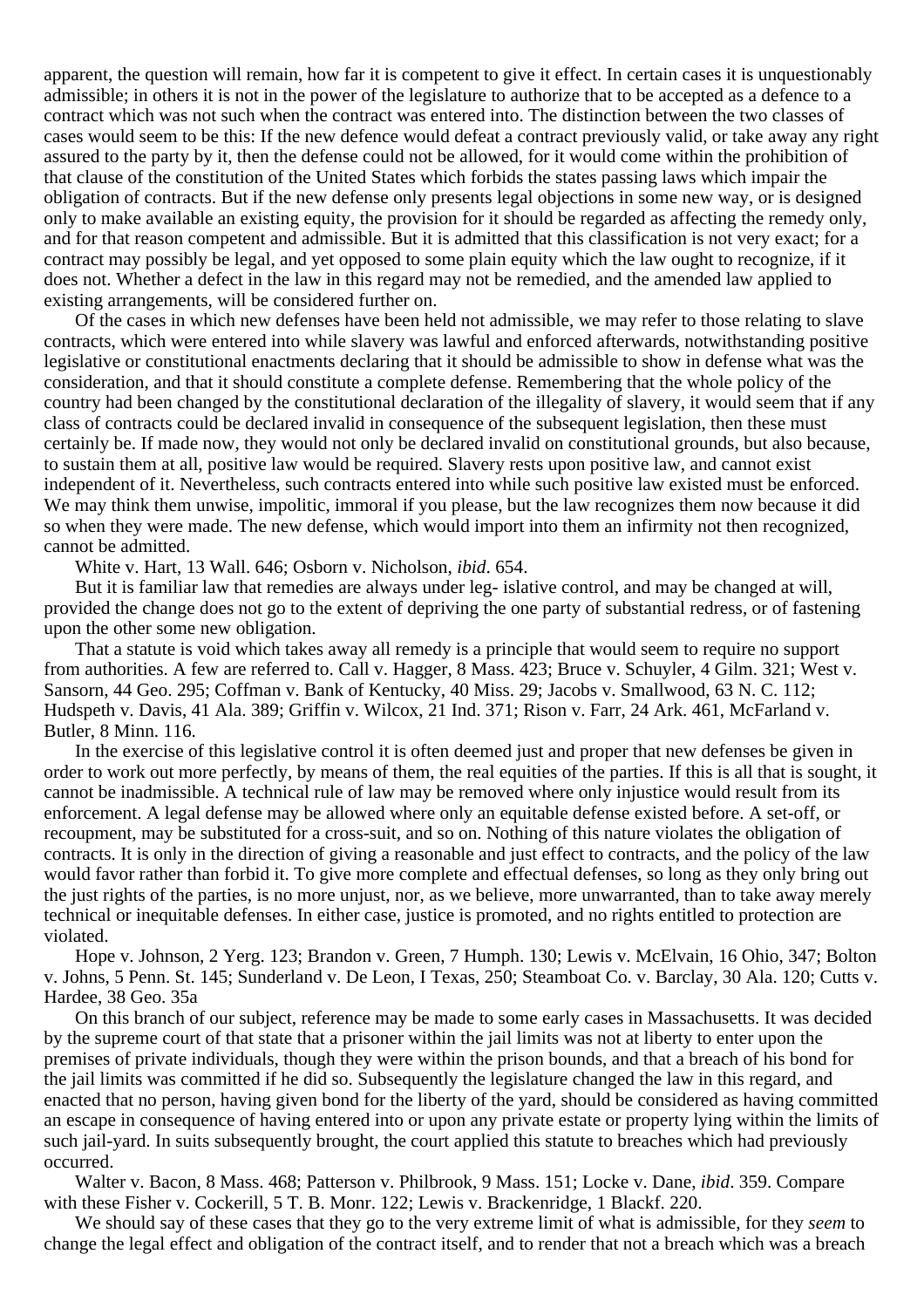apparent, the question will remain, how far it is competent to give it effect. In certain cases it is unquestionably admissible; in others it is not in the power of the legislature to authorize that to be accepted as a defence to a contract which was not such when the contract was entered into. The distinction between the two classes of cases would seem to be this: If the new defence would defeat a contract previously valid, or take away any right assured to the party by it, then the defense could not be allowed, for it would come within the prohibition of that clause of the constitution of the United States which forbids the states passing laws which impair the obligation of contracts. But if the new defense only presents legal objections in some new way, or is designed only to make available an existing equity, the provision for it should be regarded as affecting the remedy only, and for that reason competent and admissible. But it is admitted that this classification is not very exact; for a contract may possibly be legal, and yet opposed to some plain equity which the law ought to recognize, if it does not. Whether a defect in the law in this regard may not be remedied, and the amended law applied to existing arrangements, will be considered further on.

Of the cases in which new defenses have been held not admissible, we may refer to those relating to slave contracts, which were entered into while slavery was lawful and enforced afterwards, notwithstanding positive legislative or constitutional enactments declaring that it should be admissible to show in defense what was the consideration, and that it should constitute a complete defense. Remembering that the whole policy of the country had been changed by the constitutional declaration of the illegality of slavery, it would seem that if any class of contracts could be declared invalid in consequence of the subsequent legislation, then these must certainly be. If made now, they would not only be declared invalid on constitutional grounds, but also because, to sustain them at all, positive law would be required. Slavery rests upon positive law, and cannot exist independent of it. Nevertheless, such contracts entered into while such positive law existed must be enforced. We may think them unwise, impolitic, immoral if you please, but the law recognizes them now because it did so when they were made. The new defense, which would import into them an infirmity not then recognized, cannot be admitted.

White v. Hart, 13 Wall. 646; Osborn v. Nicholson, *ibid*. 654.

But it is familiar law that remedies are always under leg- islative control, and may be changed at will, provided the change does not go to the extent of depriving the one party of substantial redress, or of fastening upon the other some new obligation.

That a statute is void which takes away all remedy is a principle that would seem to require no support from authorities. A few are referred to. Call v. Hagger, 8 Mass. 423; Bruce v. Schuyler, 4 Gilm. 321; West v. Sansorn, 44 Geo. 295; Coffman v. Bank of Kentucky, 40 Miss. 29; Jacobs v. Smallwood, 63 N. C. 112; Hudspeth v. Davis, 41 Ala. 389; Griffin v. Wilcox, 21 Ind. 371; Rison v. Farr, 24 Ark. 461, McFarland v. Butler, 8 Minn. 116.

In the exercise of this legislative control it is often deemed just and proper that new defenses be given in order to work out more perfectly, by means of them, the real equities of the parties. If this is all that is sought, it cannot be inadmissible. A technical rule of law may be removed where only injustice would result from its enforcement. A legal defense may be allowed where only an equitable defense existed before. A set-off, or recoupment, may be substituted for a cross-suit, and so on. Nothing of this nature violates the obligation of contracts. It is only in the direction of giving a reasonable and just effect to contracts, and the policy of the law would favor rather than forbid it. To give more complete and effectual defenses, so long as they only bring out the just rights of the parties, is no more unjust, nor, as we believe, more unwarranted, than to take away merely technical or inequitable defenses. In either case, justice is promoted, and no rights entitled to protection are violated.

Hope v. Johnson, 2 Yerg. 123; Brandon v. Green, 7 Humph. 130; Lewis v. McElvain, 16 Ohio, 347; Bolton v. Johns, 5 Penn. St. 145; Sunderland v. De Leon, I Texas, 250; Steamboat Co. v. Barclay, 30 Ala. 120; Cutts v. Hardee, 38 Geo. 35a

On this branch of our subject, reference may be made to some early cases in Massachusetts. It was decided by the supreme court of that state that a prisoner within the jail limits was not at liberty to enter upon the premises of private individuals, though they were within the prison bounds, and that a breach of his bond for the jail limits was committed if he did so. Subsequently the legislature changed the law in this regard, and enacted that no person, having given bond for the liberty of the yard, should be considered as having committed an escape in consequence of having entered into or upon any private estate or property lying within the limits of such jail-yard. In suits subsequently brought, the court applied this statute to breaches which had previously occurred.

Walter v. Bacon, 8 Mass. 468; Patterson v. Philbrook, 9 Mass. 151; Locke v. Dane, *ibid*. 359. Compare with these Fisher v. Cockerill, 5 T. B. Monr. 122; Lewis v. Brackenridge, 1 Blackf. 220.

We should say of these cases that they go to the very extreme limit of what is admissible, for they *seem* to change the legal effect and obligation of the contract itself, and to render that not a breach which was a breach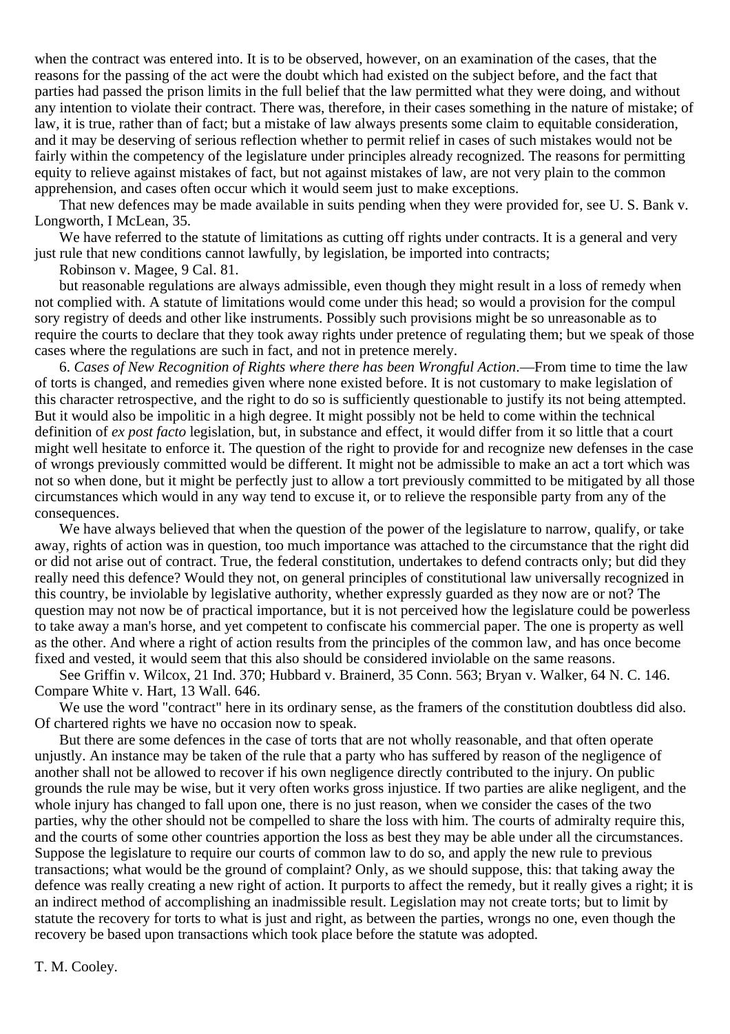when the contract was entered into. It is to be observed, however, on an examination of the cases, that the reasons for the passing of the act were the doubt which had existed on the subject before, and the fact that parties had passed the prison limits in the full belief that the law permitted what they were doing, and without any intention to violate their contract. There was, therefore, in their cases something in the nature of mistake; of law, it is true, rather than of fact; but a mistake of law always presents some claim to equitable consideration, and it may be deserving of serious reflection whether to permit relief in cases of such mistakes would not be fairly within the competency of the legislature under principles already recognized. The reasons for permitting equity to relieve against mistakes of fact, but not against mistakes of law, are not very plain to the common apprehension, and cases often occur which it would seem just to make exceptions.

That new defences may be made available in suits pending when they were provided for, see U. S. Bank v. Longworth, I McLean, 35.

We have referred to the statute of limitations as cutting off rights under contracts. It is a general and very just rule that new conditions cannot lawfully, by legislation, be imported into contracts;

Robinson v. Magee, 9 Cal. 81.

but reasonable regulations are always admissible, even though they might result in a loss of remedy when not complied with. A statute of limitations would come under this head; so would a provision for the compul sory registry of deeds and other like instruments. Possibly such provisions might be so unreasonable as to require the courts to declare that they took away rights under pretence of regulating them; but we speak of those cases where the regulations are such in fact, and not in pretence merely.

6. *Cases of New Recognition of Rights where there has been Wrongful Action*.—From time to time the law of torts is changed, and remedies given where none existed before. It is not customary to make legislation of this character retrospective, and the right to do so is sufficiently questionable to justify its not being attempted. But it would also be impolitic in a high degree. It might possibly not be held to come within the technical definition of *ex post facto* legislation, but, in substance and effect, it would differ from it so little that a court might well hesitate to enforce it. The question of the right to provide for and recognize new defenses in the case of wrongs previously committed would be different. It might not be admissible to make an act a tort which was not so when done, but it might be perfectly just to allow a tort previously committed to be mitigated by all those circumstances which would in any way tend to excuse it, or to relieve the responsible party from any of the consequences.

We have always believed that when the question of the power of the legislature to narrow, qualify, or take away, rights of action was in question, too much importance was attached to the circumstance that the right did or did not arise out of contract. True, the federal constitution, undertakes to defend contracts only; but did they really need this defence? Would they not, on general principles of constitutional law universally recognized in this country, be inviolable by legislative authority, whether expressly guarded as they now are or not? The question may not now be of practical importance, but it is not perceived how the legislature could be powerless to take away a man's horse, and yet competent to confiscate his commercial paper. The one is property as well as the other. And where a right of action results from the principles of the common law, and has once become fixed and vested, it would seem that this also should be considered inviolable on the same reasons.

See Griffin v. Wilcox, 21 Ind. 370; Hubbard v. Brainerd, 35 Conn. 563; Bryan v. Walker, 64 N. C. 146. Compare White v. Hart, 13 Wall. 646.

We use the word "contract" here in its ordinary sense, as the framers of the constitution doubtless did also. Of chartered rights we have no occasion now to speak.

But there are some defences in the case of torts that are not wholly reasonable, and that often operate unjustly. An instance may be taken of the rule that a party who has suffered by reason of the negligence of another shall not be allowed to recover if his own negligence directly contributed to the injury. On public grounds the rule may be wise, but it very often works gross injustice. If two parties are alike negligent, and the whole injury has changed to fall upon one, there is no just reason, when we consider the cases of the two parties, why the other should not be compelled to share the loss with him. The courts of admiralty require this, and the courts of some other countries apportion the loss as best they may be able under all the circumstances. Suppose the legislature to require our courts of common law to do so, and apply the new rule to previous transactions; what would be the ground of complaint? Only, as we should suppose, this: that taking away the defence was really creating a new right of action. It purports to affect the remedy, but it really gives a right; it is an indirect method of accomplishing an inadmissible result. Legislation may not create torts; but to limit by statute the recovery for torts to what is just and right, as between the parties, wrongs no one, even though the recovery be based upon transactions which took place before the statute was adopted.

T. M. Cooley.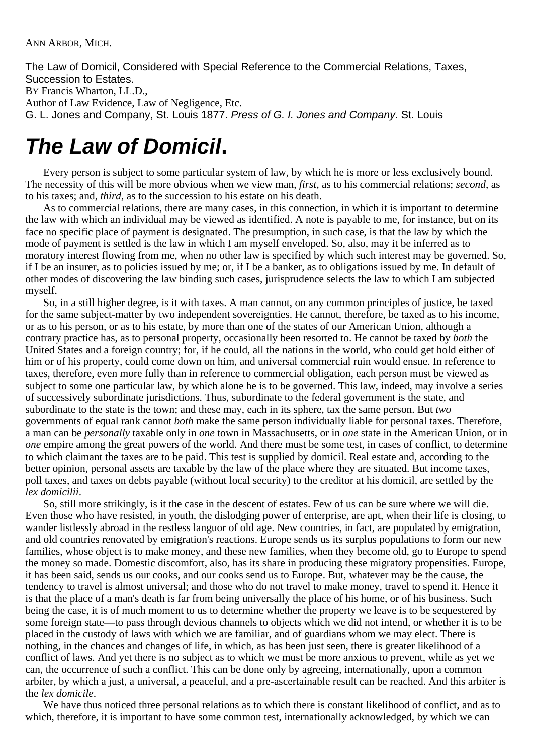Ann Arbor, Mich.

The Law of Domicil, Considered with Special Reference to the Commercial Relations, Taxes, Succession to Estates.
By Francis Wharton, LL.D.,
Author of Law Evidence, Law of Negligence, Etc.
G. L. Jones and Company, St. Louis 1877. *Press of G. I. Jones and Company*. St. Louis

# ***The Law of Domicil*.**

Every person is subject to some particular system of law, by which he is more or less exclusively bound. The necessity of this will be more obvious when we view man, *first*, as to his commercial relations; *second*, as to his taxes; and, *third*, as to the succession to his estate on his death.

As to commercial relations, there are many cases, in this connection, in which it is important to determine the law with which an individual may be viewed as identified. A note is payable to me, for instance, but on its face no specific place of payment is designated. The presumption, in such case, is that the law by which the mode of payment is settled is the law in which I am myself enveloped. So, also, may it be inferred as to moratory interest flowing from me, when no other law is specified by which such interest may be governed. So, if I be an insurer, as to policies issued by me; or, if I be a banker, as to obligations issued by me. In default of other modes of discovering the law binding such cases, jurisprudence selects the law to which I am subjected myself.

So, in a still higher degree, is it with taxes. A man cannot, on any common principles of justice, be taxed for the same subject-matter by two independent sovereignties. He cannot, therefore, be taxed as to his income, or as to his person, or as to his estate, by more than one of the states of our American Union, although a contrary practice has, as to personal property, occasionally been resorted to. He cannot be taxed by *both* the United States and a foreign country; for, if he could, all the nations in the world, who could get hold either of him or of his property, could come down on him, and universal commercial ruin would ensue. In reference to taxes, therefore, even more fully than in reference to commercial obligation, each person must be viewed as subject to some one particular law, by which alone he is to be governed. This law, indeed, may involve a series of successively subordinate jurisdictions. Thus, subordinate to the federal government is the state, and subordinate to the state is the town; and these may, each in its sphere, tax the same person. But *two* governments of equal rank cannot *both* make the same person individually liable for personal taxes. Therefore, a man can be *personally* taxable only in *one* town in Massachusetts, or in *one* state in the American Union, or in *one* empire among the great powers of the world. And there must be some test, in cases of conflict, to determine to which claimant the taxes are to be paid. This test is supplied by domicil. Real estate and, according to the better opinion, personal assets are taxable by the law of the place where they are situated. But income taxes, poll taxes, and taxes on debts payable (without local security) to the creditor at his domicil, are settled by the *lex domicilii*.

So, still more strikingly, is it the case in the descent of estates. Few of us can be sure where we will die. Even those who have resisted, in youth, the dislodging power of enterprise, are apt, when their life is closing, to wander listlessly abroad in the restless languor of old age. New countries, in fact, are populated by emigration, and old countries renovated by emigration's reactions. Europe sends us its surplus populations to form our new families, whose object is to make money, and these new families, when they become old, go to Europe to spend the money so made. Domestic discomfort, also, has its share in producing these migratory propensities. Europe, it has been said, sends us our cooks, and our cooks send us to Europe. But, whatever may be the cause, the tendency to travel is almost universal; and those who do not travel to make money, travel to spend it. Hence it is that the place of a man's death is far from being universally the place of his home, or of his business. Such being the case, it is of much moment to us to determine whether the property we leave is to be sequestered by some foreign state—to pass through devious channels to objects which we did not intend, or whether it is to be placed in the custody of laws with which we are familiar, and of guardians whom we may elect. There is nothing, in the chances and changes of life, in which, as has been just seen, there is greater likelihood of a conflict of laws. And yet there is no subject as to which we must be more anxious to prevent, while as yet we can, the occurrence of such a conflict. This can be done only by agreeing, internationally, upon a common arbiter, by which a just, a universal, a peaceful, and a pre-ascertainable result can be reached. And this arbiter is the *lex domicile*.

We have thus noticed three personal relations as to which there is constant likelihood of conflict, and as to which, therefore, it is important to have some common test, internationally acknowledged, by which we can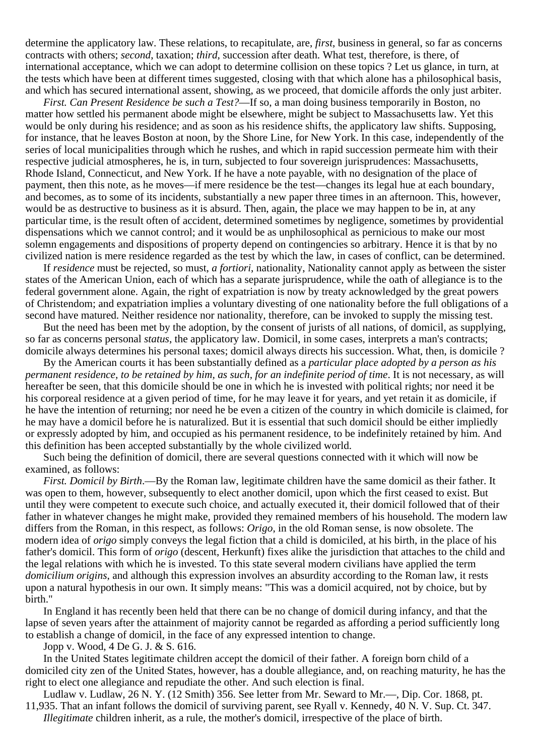determine the applicatory law. These relations, to recapitulate, are, *first*, business in general, so far as concerns contracts with others; *second*, taxation; *third*, succession after death. What test, therefore, is there, of international acceptance, which we can adopt to determine collision on these topics ? Let us glance, in turn, at the tests which have been at different times suggested, closing with that which alone has a philosophical basis, and which has secured international assent, showing, as we proceed, that domicile affords the only just arbiter.

*First. Can Present Residence be such a Test?*—If so, a man doing business temporarily in Boston, no matter how settled his permanent abode might be elsewhere, might be subject to Massachusetts law. Yet this would be only during his residence; and as soon as his residence shifts, the applicatory law shifts. Supposing, for instance, that he leaves Boston at noon, by the Shore Line, for New York. In this case, independently of the series of local municipalities through which he rushes, and which in rapid succession permeate him with their respective judicial atmospheres, he is, in turn, subjected to four sovereign jurisprudences: Massachusetts, Rhode Island, Connecticut, and New York. If he have a note payable, with no designation of the place of payment, then this note, as he moves—if mere residence be the test—changes its legal hue at each boundary, and becomes, as to some of its incidents, substantially a new paper three times in an afternoon. This, however, would be as destructive to business as it is absurd. Then, again, the place we may happen to be in, at any particular time, is the result often of accident, determined sometimes by negligence, sometimes by providential dispensations which we cannot control; and it would be as unphilosophical as pernicious to make our most solemn engagements and dispositions of property depend on contingencies so arbitrary. Hence it is that by no civilized nation is mere residence regarded as the test by which the law, in cases of conflict, can be determined.

If *residence* must be rejected, so must, *a fortiori*, nationality, Nationality cannot apply as between the sister states of the American Union, each of which has a separate jurisprudence, while the oath of allegiance is to the federal government alone. Again, the right of expatriation is now by treaty acknowledged by the great powers of Christendom; and expatriation implies a voluntary divesting of one nationality before the full obligations of a second have matured. Neither residence nor nationality, therefore, can be invoked to supply the missing test.

But the need has been met by the adoption, by the consent of jurists of all nations, of domicil, as supplying, so far as concerns personal *status*, the applicatory law. Domicil, in some cases, interprets a man's contracts; domicile always determines his personal taxes; domicil always directs his succession. What, then, is domicile ?

By the American courts it has been substantially defined as a *particular place adopted by a person as his permanent residence, to be retained by him, as such, for an indefinite period of time*. It is not necessary, as will hereafter be seen, that this domicile should be one in which he is invested with political rights; nor need it be his corporeal residence at a given period of time, for he may leave it for years, and yet retain it as domicile, if he have the intention of returning; nor need he be even a citizen of the country in which domicile is claimed, for he may have a domicil before he is naturalized. But it is essential that such domicil should be either impliedly or expressly adopted by him, and occupied as his permanent residence, to be indefinitely retained by him. And this definition has been accepted substantially by the whole civilized world.

Such being the definition of domicil, there are several questions connected with it which will now be examined, as follows:

*First. Domicil by Birth*.—By the Roman law, legitimate children have the same domicil as their father. It was open to them, however, subsequently to elect another domicil, upon which the first ceased to exist. But until they were competent to execute such choice, and actually executed it, their domicil followed that of their father in whatever changes he might make, provided they remained members of his household. The modern law differs from the Roman, in this respect, as follows: *Origo*, in the old Roman sense, is now obsolete. The modern idea of *origo* simply conveys the legal fiction that a child is domiciled, at his birth, in the place of his father's domicil. This form of *origo* (descent, Herkunft) fixes alike the jurisdiction that attaches to the child and the legal relations with which he is invested. To this state several modern civilians have applied the term *domicilium origins*, and although this expression involves an absurdity according to the Roman law, it rests upon a natural hypothesis in our own. It simply means: "This was a domicil acquired, not by choice, but by birth."

In England it has recently been held that there can be no change of domicil during infancy, and that the lapse of seven years after the attainment of majority cannot be regarded as affording a period sufficiently long to establish a change of domicil, in the face of any expressed intention to change.

Jopp v. Wood, 4 De G. J. & S. 616.

In the United States legitimate children accept the domicil of their father. A foreign born child of a domiciled city zen of the United States, however, has a double allegiance, and, on reaching maturity, he has the right to elect one allegiance and repudiate the other. And such election is final.

Ludlaw v. Ludlaw, 26 N. Y. (12 Smith) 356. See letter from Mr. Seward to Mr.—, Dip. Cor. 1868, pt. 11,935. That an infant follows the domicil of surviving parent, see Ryall v. Kennedy, 40 N. V. Sup. Ct. 347.

*Illegitimate* children inherit, as a rule, the mother's domicil, irrespective of the place of birth.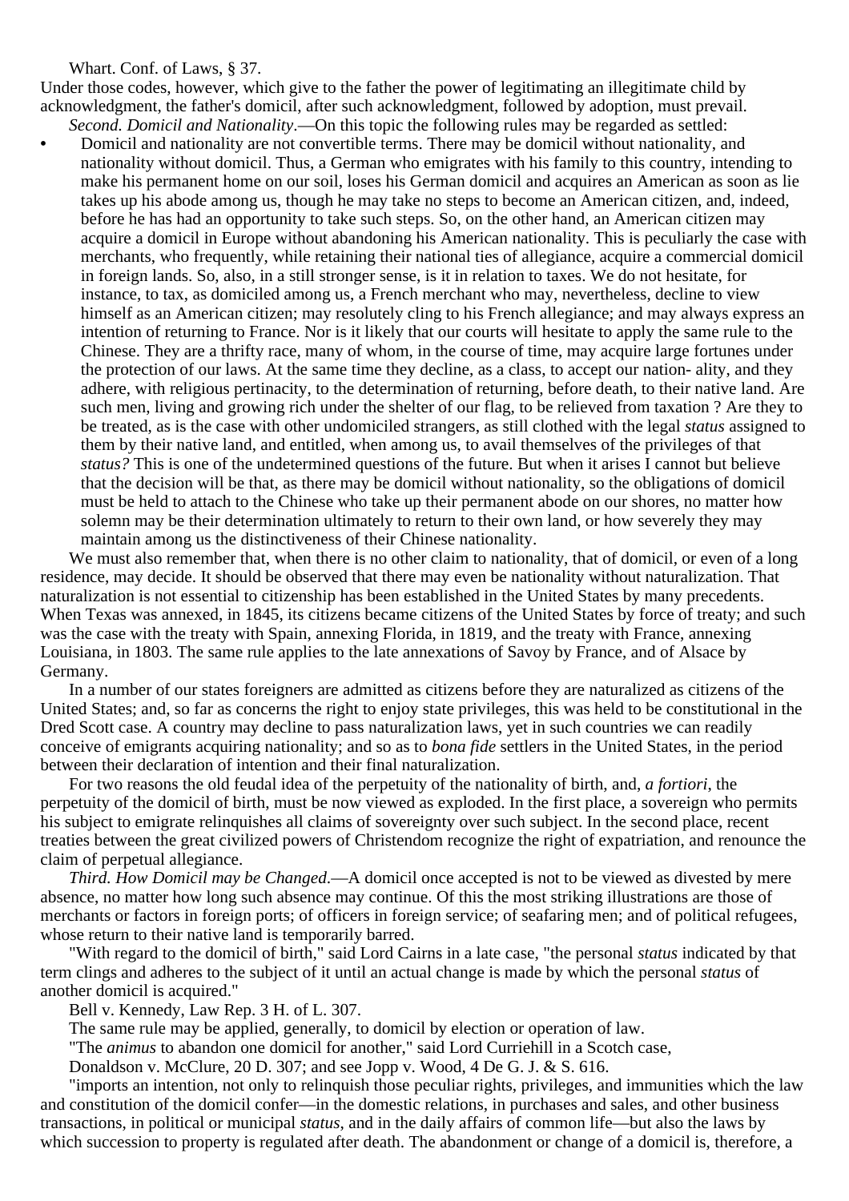Whart. Conf. of Laws, § 37.

Under those codes, however, which give to the father the power of legitimating an illegitimate child by acknowledgment, the father's domicil, after such acknowledgment, followed by adoption, must prevail.

*Second. Domicil and Nationality*.—On this topic the following rules may be regarded as settled:

- Domicil and nationality are not convertible terms. There may be domicil without nationality, and nationality without domicil. Thus, a German who emigrates with his family to this country, intending to make his permanent home on our soil, loses his German domicil and acquires an American as soon as lie takes up his abode among us, though he may take no steps to become an American citizen, and, indeed, before he has had an opportunity to take such steps. So, on the other hand, an American citizen may acquire a domicil in Europe without abandoning his American nationality. This is peculiarly the case with merchants, who frequently, while retaining their national ties of allegiance, acquire a commercial domicil in foreign lands. So, also, in a still stronger sense, is it in relation to taxes. We do not hesitate, for instance, to tax, as domiciled among us, a French merchant who may, nevertheless, decline to view himself as an American citizen; may resolutely cling to his French allegiance; and may always express an intention of returning to France. Nor is it likely that our courts will hesitate to apply the same rule to the Chinese. They are a thrifty race, many of whom, in the course of time, may acquire large fortunes under the protection of our laws. At the same time they decline, as a class, to accept our nation- ality, and they adhere, with religious pertinacity, to the determination of returning, before death, to their native land. Are such men, living and growing rich under the shelter of our flag, to be relieved from taxation ? Are they to be treated, as is the case with other undomiciled strangers, as still clothed with the legal *status* assigned to them by their native land, and entitled, when among us, to avail themselves of the privileges of that *status?* This is one of the undetermined questions of the future. But when it arises I cannot but believe that the decision will be that, as there may be domicil without nationality, so the obligations of domicil must be held to attach to the Chinese who take up their permanent abode on our shores, no matter how solemn may be their determination ultimately to return to their own land, or how severely they may maintain among us the distinctiveness of their Chinese nationality.

We must also remember that, when there is no other claim to nationality, that of domicil, or even of a long residence, may decide. It should be observed that there may even be nationality without naturalization. That naturalization is not essential to citizenship has been established in the United States by many precedents. When Texas was annexed, in 1845, its citizens became citizens of the United States by force of treaty; and such was the case with the treaty with Spain, annexing Florida, in 1819, and the treaty with France, annexing Louisiana, in 1803. The same rule applies to the late annexations of Savoy by France, and of Alsace by Germany.

In a number of our states foreigners are admitted as citizens before they are naturalized as citizens of the United States; and, so far as concerns the right to enjoy state privileges, this was held to be constitutional in the Dred Scott case. A country may decline to pass naturalization laws, yet in such countries we can readily conceive of emigrants acquiring nationality; and so as to *bona fide* settlers in the United States, in the period between their declaration of intention and their final naturalization.

For two reasons the old feudal idea of the perpetuity of the nationality of birth, and, *a fortiori*, the perpetuity of the domicil of birth, must be now viewed as exploded. In the first place, a sovereign who permits his subject to emigrate relinquishes all claims of sovereignty over such subject. In the second place, recent treaties between the great civilized powers of Christendom recognize the right of expatriation, and renounce the claim of perpetual allegiance.

*Third. How Domicil may be Changed*.—A domicil once accepted is not to be viewed as divested by mere absence, no matter how long such absence may continue. Of this the most striking illustrations are those of merchants or factors in foreign ports; of officers in foreign service; of seafaring men; and of political refugees, whose return to their native land is temporarily barred.

"With regard to the domicil of birth," said Lord Cairns in a late case, "the personal *status* indicated by that term clings and adheres to the subject of it until an actual change is made by which the personal *status* of another domicil is acquired."

Bell v. Kennedy, Law Rep. 3 H. of L. 307.

The same rule may be applied, generally, to domicil by election or operation of law.

"The *animus* to abandon one domicil for another," said Lord Curriehill in a Scotch case,

Donaldson v. McClure, 20 D. 307; and see Jopp v. Wood, 4 De G. J. & S. 616.

"imports an intention, not only to relinquish those peculiar rights, privileges, and immunities which the law and constitution of the domicil confer—in the domestic relations, in purchases and sales, and other business transactions, in political or municipal *status*, and in the daily affairs of common life—but also the laws by which succession to property is regulated after death. The abandonment or change of a domicil is, therefore, a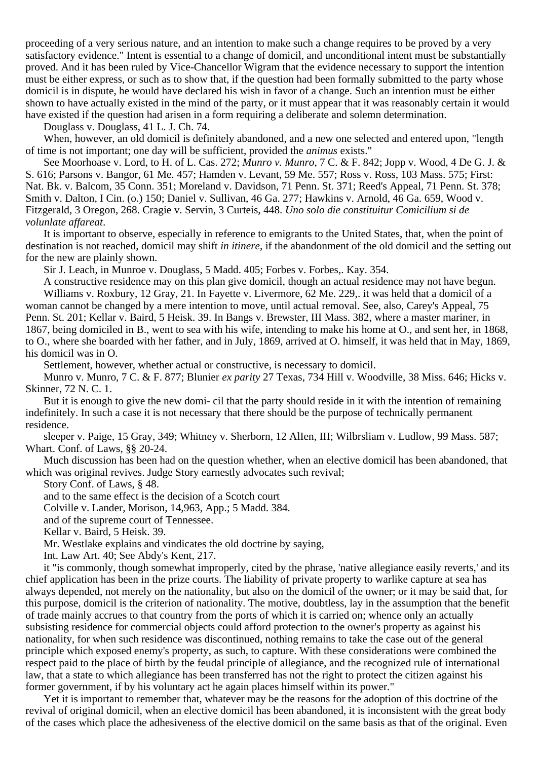proceeding of a very serious nature, and an intention to make such a change requires to be proved by a very satisfactory evidence." Intent is essential to a change of domicil, and unconditional intent must be substantially proved. And it has been ruled by Vice-Chancellor Wigram that the evidence necessary to support the intention must be either express, or such as to show that, if the question had been formally submitted to the party whose domicil is in dispute, he would have declared his wish in favor of a change. Such an intention must be either shown to have actually existed in the mind of the party, or it must appear that it was reasonably certain it would have existed if the question had arisen in a form requiring a deliberate and solemn determination.

Douglass v. Douglass, 41 L. J. Ch. 74.

When, however, an old domicil is definitely abandoned, and a new one selected and entered upon, "length of time is not important; one day will be sufficient, provided the *animus* exists."

See Moorhoase v. Lord, to H. of L. Cas. 272; *Munro v. Munro,* 7 C. & F. 842; Jopp v. Wood, 4 De G. J. & S. 616; Parsons v. Bangor, 61 Me. 457; Hamden v. Levant, 59 Me. 557; Ross v. Ross, 103 Mass. 575; First: Nat. Bk. v. Balcom, 35 Conn. 351; Moreland v. Davidson, 71 Penn. St. 371; Reed's Appeal, 71 Penn. St. 378; Smith v. Dalton, I Cin. (o.) 150; Daniel v. Sullivan, 46 Ga. 277; Hawkins v. Arnold, 46 Ga. 659, Wood v. Fitzgerald, 3 Oregon, 268. Cragie v. Servin, 3 Curteis, 448. *Uno solo die constituitur Comicilium si de volunlate affareat*.

It is important to observe, especially in reference to emigrants to the United States, that, when the point of destination is not reached, domicil may shift *in itinere*, if the abandonment of the old domicil and the setting out for the new are plainly shown.

Sir J. Leach, in Munroe v. Douglass, 5 Madd. 405; Forbes v. Forbes,. Kay. 354.

A constructive residence may on this plan give domicil, though an actual residence may not have begun.

Williams v. Roxbury, 12 Gray, 21. In Fayette v. Livermore, 62 Me. 229,. it was held that a domicil of a woman cannot be changed by a mere intention to move, until actual removal. See, also, Carey's Appeal, 75 Penn. St. 201; Kellar v. Baird, 5 Heisk. 39. In Bangs v. Brewster, III Mass. 382, where a master mariner, in 1867, being domiciled in B., went to sea with his wife, intending to make his home at O., and sent her, in 1868, to O., where she boarded with her father, and in July, 1869, arrived at O. himself, it was held that in May, 1869, his domicil was in O.

Settlement, however, whether actual or constructive, is necessary to domicil.

Munro v. Munro, 7 C. & F. 877; Blunier *ex parity* 27 Texas, 734 Hill v. Woodville, 38 Miss. 646; Hicks v. Skinner, 72 N. C. 1.

But it is enough to give the new domi- cil that the party should reside in it with the intention of remaining indefinitely. In such a case it is not necessary that there should be the purpose of technically permanent residence.

sleeper v. Paige, 15 Gray, 349; Whitney v. Sherborn, 12 AlIen, III; Wilbrsliam v. Ludlow, 99 Mass. 587; Whart. Conf. of Laws, §§ 20-24.

Much discussion has been had on the question whether, when an elective domicil has been abandoned, that which was original revives. Judge Story earnestly advocates such revival;

Story Conf. of Laws, § 48.

and to the same effect is the decision of a Scotch court

Colville v. Lander, Morison, 14,963, App.; 5 Madd. 384.

and of the supreme court of Tennessee.

Kellar v. Baird, 5 Heisk. 39.

Mr. Westlake explains and vindicates the old doctrine by saying,

Int. Law Art. 40; See Abdy's Kent, 217.

it "is commonly, though somewhat improperly, cited by the phrase, 'native allegiance easily reverts,' and its chief application has been in the prize courts. The liability of private property to warlike capture at sea has always depended, not merely on the nationality, but also on the domicil of the owner; or it may be said that, for this purpose, domicil is the criterion of nationality. The motive, doubtless, lay in the assumption that the benefit of trade mainly accrues to that country from the ports of which it is carried on; whence only an actually subsisting residence for commercial objects could afford protection to the owner's property as against his nationality, for when such residence was discontinued, nothing remains to take the case out of the general principle which exposed enemy's property, as such, to capture. With these considerations were combined the respect paid to the place of birth by the feudal principle of allegiance, and the recognized rule of international law, that a state to which allegiance has been transferred has not the right to protect the citizen against his former government, if by his voluntary act he again places himself within its power."

Yet it is important to remember that, whatever may be the reasons for the adoption of this doctrine of the revival of original domicil, when an elective domicil has been abandoned, it is inconsistent with the great body of the cases which place the adhesiveness of the elective domicil on the same basis as that of the original. Even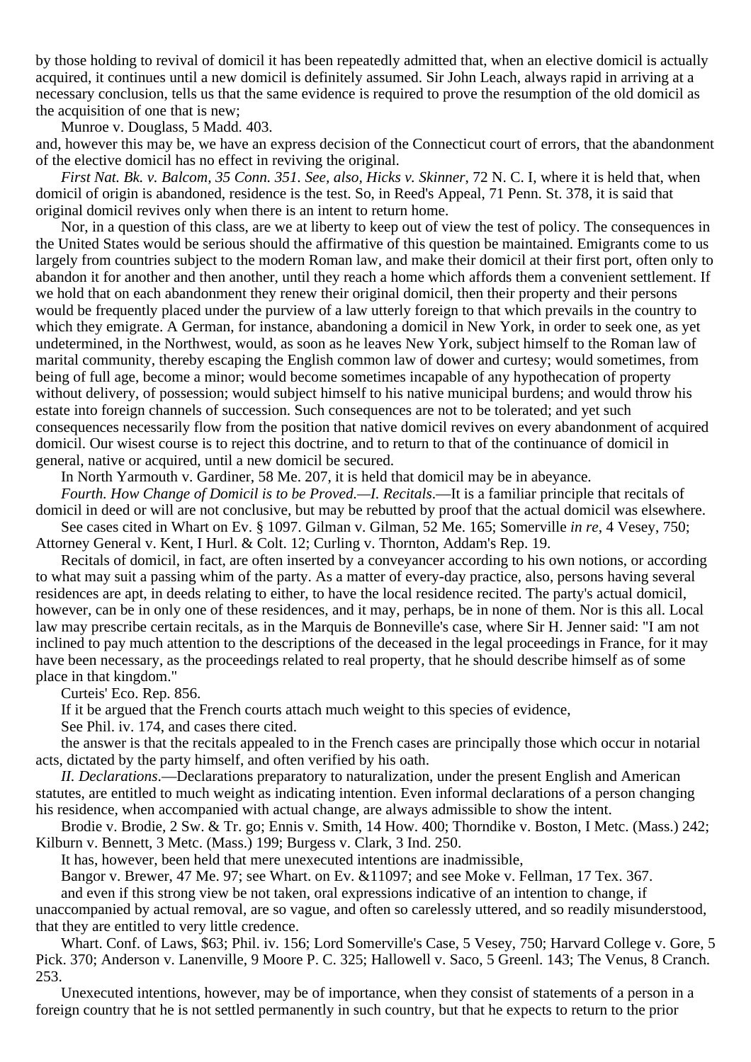by those holding to revival of domicil it has been repeatedly admitted that, when an elective domicil is actually acquired, it continues until a new domicil is definitely assumed. Sir John Leach, always rapid in arriving at a necessary conclusion, tells us that the same evidence is required to prove the resumption of the old domicil as the acquisition of one that is new;

Munroe v. Douglass, 5 Madd. 403.

and, however this may be, we have an express decision of the Connecticut court of errors, that the abandonment of the elective domicil has no effect in reviving the original.

*First Nat. Bk. v. Balcom, 35 Conn. 351. See, also, Hicks v. Skinner*, 72 N. C. I, where it is held that, when domicil of origin is abandoned, residence is the test. So, in Reed's Appeal, 71 Penn. St. 378, it is said that original domicil revives only when there is an intent to return home.

Nor, in a question of this class, are we at liberty to keep out of view the test of policy. The consequences in the United States would be serious should the affirmative of this question be maintained. Emigrants come to us largely from countries subject to the modern Roman law, and make their domicil at their first port, often only to abandon it for another and then another, until they reach a home which affords them a convenient settlement. If we hold that on each abandonment they renew their original domicil, then their property and their persons would be frequently placed under the purview of a law utterly foreign to that which prevails in the country to which they emigrate. A German, for instance, abandoning a domicil in New York, in order to seek one, as yet undetermined, in the Northwest, would, as soon as he leaves New York, subject himself to the Roman law of marital community, thereby escaping the English common law of dower and curtesy; would sometimes, from being of full age, become a minor; would become sometimes incapable of any hypothecation of property without delivery, of possession; would subject himself to his native municipal burdens; and would throw his estate into foreign channels of succession. Such consequences are not to be tolerated; and yet such consequences necessarily flow from the position that native domicil revives on every abandonment of acquired domicil. Our wisest course is to reject this doctrine, and to return to that of the continuance of domicil in general, native or acquired, until a new domicil be secured.

In North Yarmouth v. Gardiner, 58 Me. 207, it is held that domicil may be in abeyance.

*Fourth. How Change of Domicil is to be Proved.—I. Recitals*.—It is a familiar principle that recitals of domicil in deed or will are not conclusive, but may be rebutted by proof that the actual domicil was elsewhere.

See cases cited in Whart on Ev. § 1097. Gilman v. Gilman, 52 Me. 165; Somerville *in re*, 4 Vesey, 750; Attorney General v. Kent, I Hurl. & Colt. 12; Curling v. Thornton, Addam's Rep. 19.

Recitals of domicil, in fact, are often inserted by a conveyancer according to his own notions, or according to what may suit a passing whim of the party. As a matter of every-day practice, also, persons having several residences are apt, in deeds relating to either, to have the local residence recited. The party's actual domicil, however, can be in only one of these residences, and it may, perhaps, be in none of them. Nor is this all. Local law may prescribe certain recitals, as in the Marquis de Bonneville's case, where Sir H. Jenner said: "I am not inclined to pay much attention to the descriptions of the deceased in the legal proceedings in France, for it may have been necessary, as the proceedings related to real property, that he should describe himself as of some place in that kingdom."

Curteis' Eco. Rep. 856.

If it be argued that the French courts attach much weight to this species of evidence,

See Phil. iv. 174, and cases there cited.

the answer is that the recitals appealed to in the French cases are principally those which occur in notarial acts, dictated by the party himself, and often verified by his oath.

*II. Declarations*.—Declarations preparatory to naturalization, under the present English and American statutes, are entitled to much weight as indicating intention. Even informal declarations of a person changing his residence, when accompanied with actual change, are always admissible to show the intent.

Brodie v. Brodie, 2 Sw. & Tr. go; Ennis v. Smith, 14 How. 400; Thorndike v. Boston, I Metc. (Mass.) 242; Kilburn v. Bennett, 3 Metc. (Mass.) 199; Burgess v. Clark, 3 Ind. 250.

It has, however, been held that mere unexecuted intentions are inadmissible,

Bangor v. Brewer, 47 Me. 97; see Whart. on Ev. &11097; and see Moke v. Fellman, 17 Tex. 367.

and even if this strong view be not taken, oral expressions indicative of an intention to change, if unaccompanied by actual removal, are so vague, and often so carelessly uttered, and so readily misunderstood, that they are entitled to very little credence.

Whart. Conf. of Laws, $63; Phil. iv. 156; Lord Somerville's Case, 5 Vesey, 750; Harvard College v. Gore, 5 Pick. 370; Anderson v. Lanenville, 9 Moore P. C. 325; Hallowell v. Saco, 5 Greenl. 143; The Venus, 8 Cranch. 253.

Unexecuted intentions, however, may be of importance, when they consist of statements of a person in a foreign country that he is not settled permanently in such country, but that he expects to return to the prior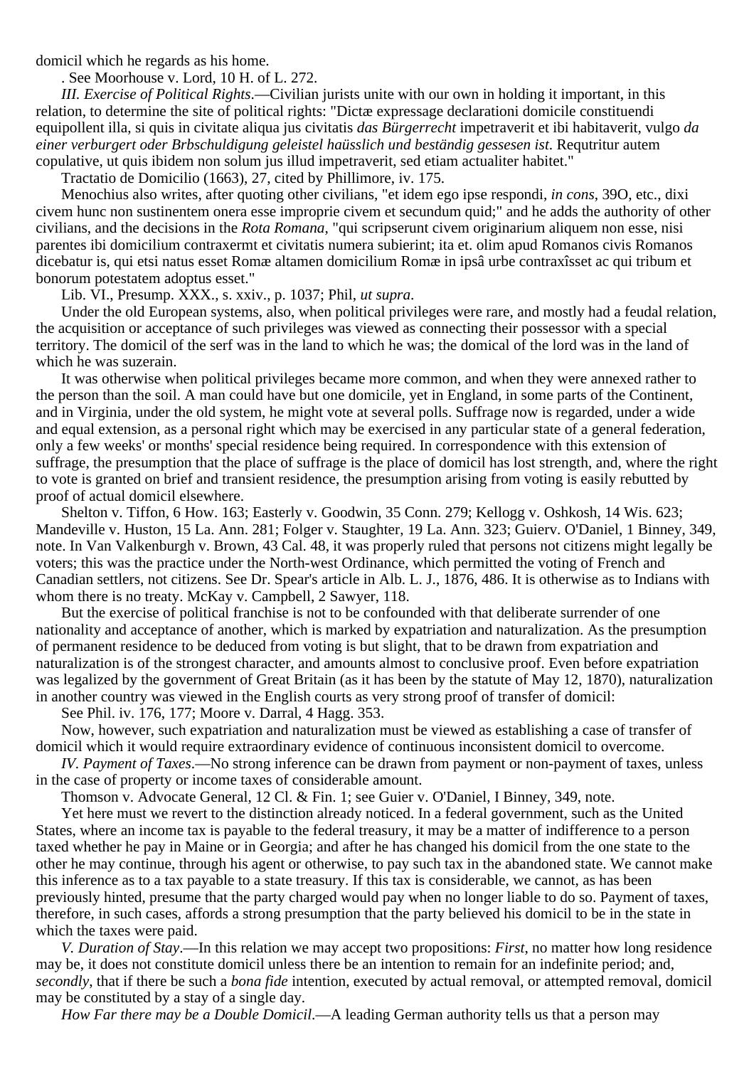domicil which he regards as his home.

. See Moorhouse v. Lord, 10 H. of L. 272.

*III. Exercise of Political Rights*.—Civilian jurists unite with our own in holding it important, in this relation, to determine the site of political rights: "Dictæ expressage declarationi domicile constituendi equipollent illa, si quis in civitate aliqua jus civitatis *das Bürgerrecht* impetraverit et ibi habitaverit, vulgo *da einer verburgert oder Brbschuldigung geleistel haüsslich und beständig gessesen ist*. Requtritur autem copulative, ut quis ibidem non solum jus illud impetraverit, sed etiam actualiter habitet."

Tractatio de Domicilio (1663), 27, cited by Phillimore, iv. 175.

Menochius also writes, after quoting other civilians, "et idem ego ipse respondi, *in cons*, 39O, etc., dixi civem hunc non sustinentem onera esse improprie civem et secundum quid;" and he adds the authority of other civilians, and the decisions in the *Rota Romana*, "qui scripserunt civem originarium aliquem non esse, nisi parentes ibi domicilium contraxermt et civitatis numera subierint; ita et. olim apud Romanos civis Romanos dicebatur is, qui etsi natus esset Romæ altamen domicilium Romæ in ipsâ urbe contraxîsset ac qui tribum et bonorum potestatem adoptus esset."

Lib. VI., Presump. XXX., s. xxiv., p. 1037; Phil, *ut supra*.

Under the old European systems, also, when political privileges were rare, and mostly had a feudal relation, the acquisition or acceptance of such privileges was viewed as connecting their possessor with a special territory. The domicil of the serf was in the land to which he was; the domical of the lord was in the land of which he was suzerain.

It was otherwise when political privileges became more common, and when they were annexed rather to the person than the soil. A man could have but one domicile, yet in England, in some parts of the Continent, and in Virginia, under the old system, he might vote at several polls. Suffrage now is regarded, under a wide and equal extension, as a personal right which may be exercised in any particular state of a general federation, only a few weeks' or months' special residence being required. In correspondence with this extension of suffrage, the presumption that the place of suffrage is the place of domicil has lost strength, and, where the right to vote is granted on brief and transient residence, the presumption arising from voting is easily rebutted by proof of actual domicil elsewhere.

Shelton v. Tiffon, 6 How. 163; Easterly v. Goodwin, 35 Conn. 279; Kellogg v. Oshkosh, 14 Wis. 623; Mandeville v. Huston, 15 La. Ann. 281; Folger v. Staughter, 19 La. Ann. 323; Guierv. O'Daniel, 1 Binney, 349, note. In Van Valkenburgh v. Brown, 43 Cal. 48, it was properly ruled that persons not citizens might legally be voters; this was the practice under the North-west Ordinance, which permitted the voting of French and Canadian settlers, not citizens. See Dr. Spear's article in Alb. L. J., 1876, 486. It is otherwise as to Indians with whom there is no treaty. McKay v. Campbell, 2 Sawyer, 118.

But the exercise of political franchise is not to be confounded with that deliberate surrender of one nationality and acceptance of another, which is marked by expatriation and naturalization. As the presumption of permanent residence to be deduced from voting is but slight, that to be drawn from expatriation and naturalization is of the strongest character, and amounts almost to conclusive proof. Even before expatriation was legalized by the government of Great Britain (as it has been by the statute of May 12, 1870), naturalization in another country was viewed in the English courts as very strong proof of transfer of domicil:

See Phil. iv. 176, 177; Moore v. Darral, 4 Hagg. 353.

Now, however, such expatriation and naturalization must be viewed as establishing a case of transfer of domicil which it would require extraordinary evidence of continuous inconsistent domicil to overcome.

*IV. Payment of Taxes*.—No strong inference can be drawn from payment or non-payment of taxes, unless in the case of property or income taxes of considerable amount.

Thomson v. Advocate General, 12 Cl. & Fin. 1; see Guier v. O'Daniel, I Binney, 349, note.

Yet here must we revert to the distinction already noticed. In a federal government, such as the United States, where an income tax is payable to the federal treasury, it may be a matter of indifference to a person taxed whether he pay in Maine or in Georgia; and after he has changed his domicil from the one state to the other he may continue, through his agent or otherwise, to pay such tax in the abandoned state. We cannot make this inference as to a tax payable to a state treasury. If this tax is considerable, we cannot, as has been previously hinted, presume that the party charged would pay when no longer liable to do so. Payment of taxes, therefore, in such cases, affords a strong presumption that the party believed his domicil to be in the state in which the taxes were paid.

*V. Duration of Stay*.—In this relation we may accept two propositions: *First*, no matter how long residence may be, it does not constitute domicil unless there be an intention to remain for an indefinite period; and, *secondly*, that if there be such a *bona fide* intention, executed by actual removal, or attempted removal, domicil may be constituted by a stay of a single day.

*How Far there may be a Double Domicil*.—A leading German authority tells us that a person may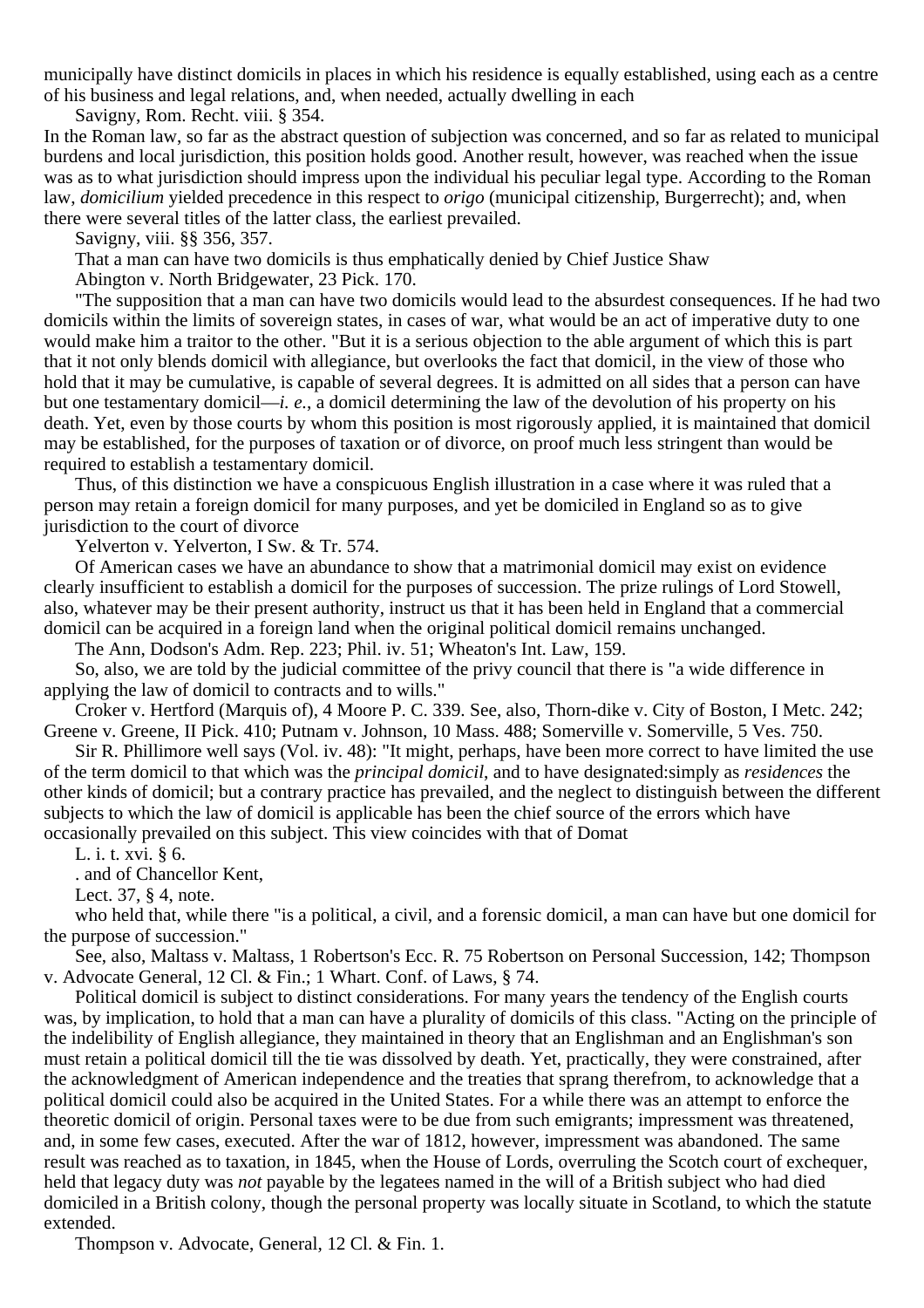municipally have distinct domicils in places in which his residence is equally established, using each as a centre of his business and legal relations, and, when needed, actually dwelling in each

Savigny, Rom. Recht. viii. § 354.

In the Roman law, so far as the abstract question of subjection was concerned, and so far as related to municipal burdens and local jurisdiction, this position holds good. Another result, however, was reached when the issue was as to what jurisdiction should impress upon the individual his peculiar legal type. According to the Roman law, *domicilium* yielded precedence in this respect to *origo* (municipal citizenship, Burgerrecht); and, when there were several titles of the latter class, the earliest prevailed.

Savigny, viii. §§ 356, 357.

That a man can have two domicils is thus emphatically denied by Chief Justice Shaw

Abington v. North Bridgewater, 23 Pick. 170.

"The supposition that a man can have two domicils would lead to the absurdest consequences. If he had two domicils within the limits of sovereign states, in cases of war, what would be an act of imperative duty to one would make him a traitor to the other. "But it is a serious objection to the able argument of which this is part that it not only blends domicil with allegiance, but overlooks the fact that domicil, in the view of those who hold that it may be cumulative, is capable of several degrees. It is admitted on all sides that a person can have but one testamentary domicil—*i. e.*, a domicil determining the law of the devolution of his property on his death. Yet, even by those courts by whom this position is most rigorously applied, it is maintained that domicil may be established, for the purposes of taxation or of divorce, on proof much less stringent than would be required to establish a testamentary domicil.

Thus, of this distinction we have a conspicuous English illustration in a case where it was ruled that a person may retain a foreign domicil for many purposes, and yet be domiciled in England so as to give jurisdiction to the court of divorce

Yelverton v. Yelverton, I Sw. & Tr. 574.

Of American cases we have an abundance to show that a matrimonial domicil may exist on evidence clearly insufficient to establish a domicil for the purposes of succession. The prize rulings of Lord Stowell, also, whatever may be their present authority, instruct us that it has been held in England that a commercial domicil can be acquired in a foreign land when the original political domicil remains unchanged.

The Ann, Dodson's Adm. Rep. 223; Phil. iv. 51; Wheaton's Int. Law, 159.

So, also, we are told by the judicial committee of the privy council that there is "a wide difference in applying the law of domicil to contracts and to wills."

Croker v. Hertford (Marquis of), 4 Moore P. C. 339. See, also, Thorn-dike v. City of Boston, I Metc. 242; Greene v. Greene, II Pick. 410; Putnam v. Johnson, 10 Mass. 488; Somerville v. Somerville, 5 Ves. 750.

Sir R. Phillimore well says (Vol. iv. 48): "It might, perhaps, have been more correct to have limited the use of the term domicil to that which was the *principal domicil*, and to have designated:simply as *residences* the other kinds of domicil; but a contrary practice has prevailed, and the neglect to distinguish between the different subjects to which the law of domicil is applicable has been the chief source of the errors which have occasionally prevailed on this subject. This view coincides with that of Domat

L. i. t. xvi. § 6.

. and of Chancellor Kent,

Lect. 37, § 4, note.

who held that, while there "is a political, a civil, and a forensic domicil, a man can have but one domicil for the purpose of succession."

See, also, Maltass v. Maltass, 1 Robertson's Ecc. R. 75 Robertson on Personal Succession, 142; Thompson v. Advocate General, 12 Cl. & Fin.; 1 Whart. Conf. of Laws, § 74.

Political domicil is subject to distinct considerations. For many years the tendency of the English courts was, by implication, to hold that a man can have a plurality of domicils of this class. "Acting on the principle of the indelibility of English allegiance, they maintained in theory that an Englishman and an Englishman's son must retain a political domicil till the tie was dissolved by death. Yet, practically, they were constrained, after the acknowledgment of American independence and the treaties that sprang therefrom, to acknowledge that a political domicil could also be acquired in the United States. For a while there was an attempt to enforce the theoretic domicil of origin. Personal taxes were to be due from such emigrants; impressment was threatened, and, in some few cases, executed. After the war of 1812, however, impressment was abandoned. The same result was reached as to taxation, in 1845, when the House of Lords, overruling the Scotch court of exchequer, held that legacy duty was *not* payable by the legatees named in the will of a British subject who had died domiciled in a British colony, though the personal property was locally situate in Scotland, to which the statute extended.

Thompson v. Advocate, General, 12 Cl. & Fin. 1.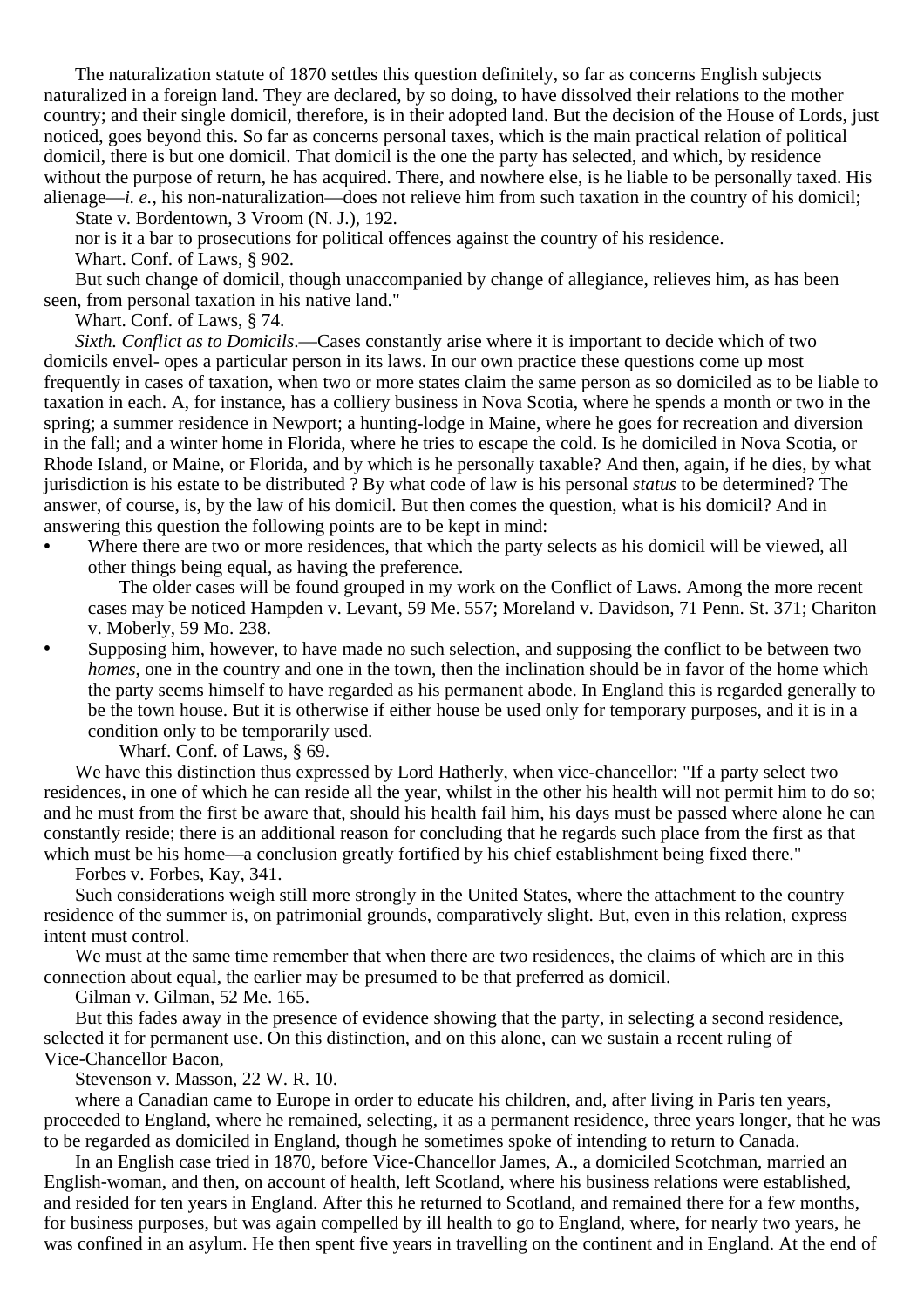The naturalization statute of 1870 settles this question definitely, so far as concerns English subjects naturalized in a foreign land. They are declared, by so doing, to have dissolved their relations to the mother country; and their single domicil, therefore, is in their adopted land. But the decision of the House of Lords, just noticed, goes beyond this. So far as concerns personal taxes, which is the main practical relation of political domicil, there is but one domicil. That domicil is the one the party has selected, and which, by residence without the purpose of return, he has acquired. There, and nowhere else, is he liable to be personally taxed. His alienage—*i. e.*, his non-naturalization—does not relieve him from such taxation in the country of his domicil;

State v. Bordentown, 3 Vroom (N. J.), 192.

nor is it a bar to prosecutions for political offences against the country of his residence.

Whart. Conf. of Laws, § 902.

But such change of domicil, though unaccompanied by change of allegiance, relieves him, as has been seen, from personal taxation in his native land."

Whart. Conf. of Laws, § 74.

*Sixth. Conflict as to Domicils*.—Cases constantly arise where it is important to decide which of two domicils envel- opes a particular person in its laws. In our own practice these questions come up most frequently in cases of taxation, when two or more states claim the same person as so domiciled as to be liable to taxation in each. A, for instance, has a colliery business in Nova Scotia, where he spends a month or two in the spring; a summer residence in Newport; a hunting-lodge in Maine, where he goes for recreation and diversion in the fall; and a winter home in Florida, where he tries to escape the cold. Is he domiciled in Nova Scotia, or Rhode Island, or Maine, or Florida, and by which is he personally taxable? And then, again, if he dies, by what jurisdiction is his estate to be distributed ? By what code of law is his personal *status* to be determined? The answer, of course, is, by the law of his domicil. But then comes the question, what is his domicil? And in answering this question the following points are to be kept in mind:

- Where there are two or more residences, that which the party selects as his domicil will be viewed, all other things being equal, as having the preference.

  The older cases will be found grouped in my work on the Conflict of Laws. Among the more recent cases may be noticed Hampden v. Levant, 59 Me. 557; Moreland v. Davidson, 71 Penn. St. 371; Chariton v. Moberly, 59 Mo. 238.

- Supposing him, however, to have made no such selection, and supposing the conflict to be between two *homes*, one in the country and one in the town, then the inclination should be in favor of the home which the party seems himself to have regarded as his permanent abode. In England this is regarded generally to be the town house. But it is otherwise if either house be used only for temporary purposes, and it is in a condition only to be temporarily used.

  Wharf. Conf. of Laws, § 69.

We have this distinction thus expressed by Lord Hatherly, when vice-chancellor: "If a party select two residences, in one of which he can reside all the year, whilst in the other his health will not permit him to do so; and he must from the first be aware that, should his health fail him, his days must be passed where alone he can constantly reside; there is an additional reason for concluding that he regards such place from the first as that which must be his home—a conclusion greatly fortified by his chief establishment being fixed there."

Forbes v. Forbes, Kay, 341.

Such considerations weigh still more strongly in the United States, where the attachment to the country residence of the summer is, on patrimonial grounds, comparatively slight. But, even in this relation, express intent must control.

We must at the same time remember that when there are two residences, the claims of which are in this connection about equal, the earlier may be presumed to be that preferred as domicil.

Gilman v. Gilman, 52 Me. 165.

But this fades away in the presence of evidence showing that the party, in selecting a second residence, selected it for permanent use. On this distinction, and on this alone, can we sustain a recent ruling of Vice-Chancellor Bacon,

Stevenson v. Masson, 22 W. R. 10.

where a Canadian came to Europe in order to educate his children, and, after living in Paris ten years, proceeded to England, where he remained, selecting, it as a permanent residence, three years longer, that he was to be regarded as domiciled in England, though he sometimes spoke of intending to return to Canada.

In an English case tried in 1870, before Vice-Chancellor James, A., a domiciled Scotchman, married an English-woman, and then, on account of health, left Scotland, where his business relations were established, and resided for ten years in England. After this he returned to Scotland, and remained there for a few months, for business purposes, but was again compelled by ill health to go to England, where, for nearly two years, he was confined in an asylum. He then spent five years in travelling on the continent and in England. At the end of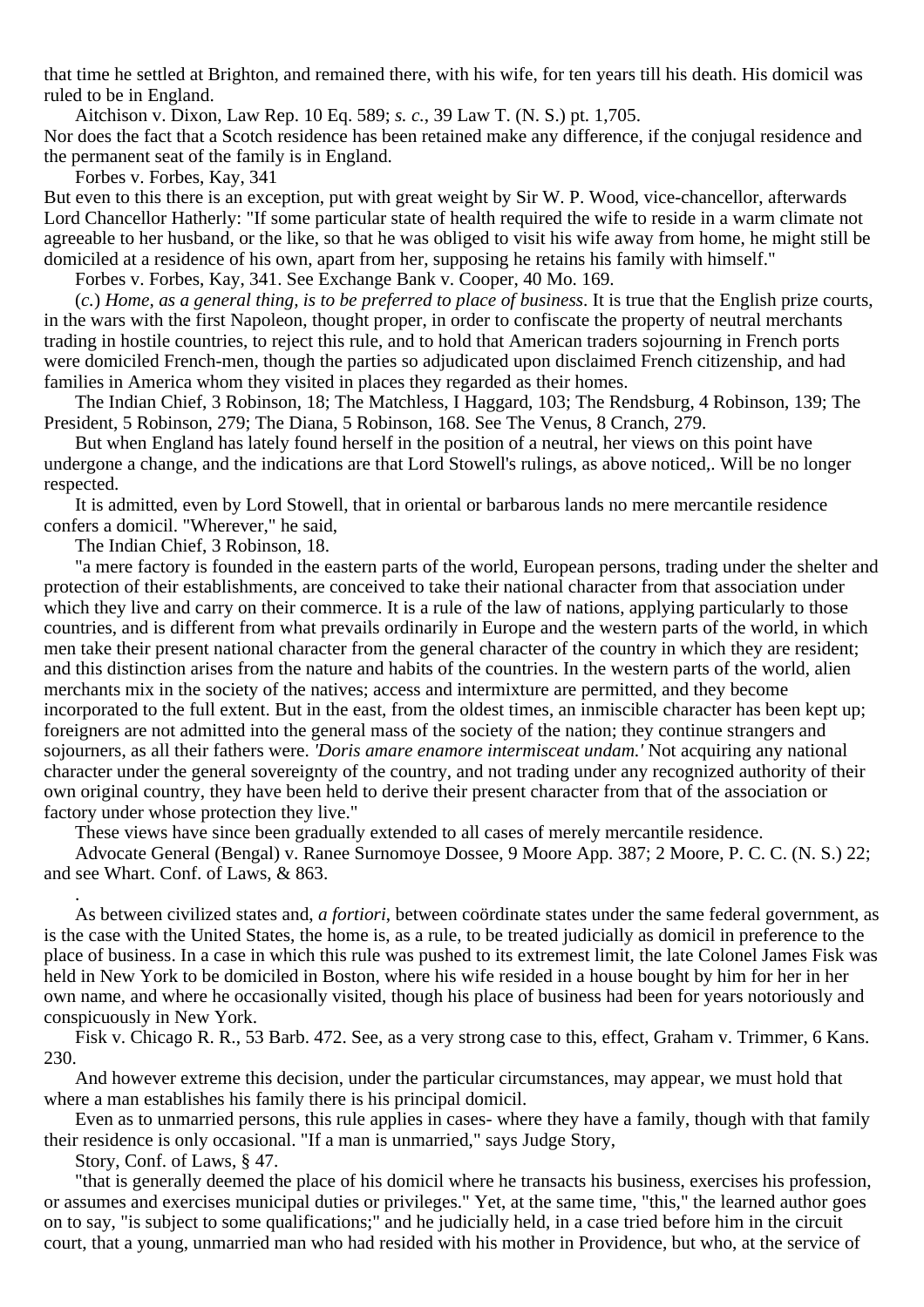that time he settled at Brighton, and remained there, with his wife, for ten years till his death. His domicil was ruled to be in England.

Aitchison v. Dixon, Law Rep. 10 Eq. 589; *s. c.*, 39 Law T. (N. S.) pt. 1,705.

Nor does the fact that a Scotch residence has been retained make any difference, if the conjugal residence and the permanent seat of the family is in England.

Forbes v. Forbes, Kay, 341

But even to this there is an exception, put with great weight by Sir W. P. Wood, vice-chancellor, afterwards Lord Chancellor Hatherly: "If some particular state of health required the wife to reside in a warm climate not agreeable to her husband, or the like, so that he was obliged to visit his wife away from home, he might still be domiciled at a residence of his own, apart from her, supposing he retains his family with himself."

Forbes v. Forbes, Kay, 341. See Exchange Bank v. Cooper, 40 Mo. 169.

(*c.*) *Home, as a general thing, is to be preferred to place of business*. It is true that the English prize courts, in the wars with the first Napoleon, thought proper, in order to confiscate the property of neutral merchants trading in hostile countries, to reject this rule, and to hold that American traders sojourning in French ports were domiciled French-men, though the parties so adjudicated upon disclaimed French citizenship, and had families in America whom they visited in places they regarded as their homes.

The Indian Chief, 3 Robinson, 18; The Matchless, I Haggard, 103; The Rendsburg, 4 Robinson, 139; The President, 5 Robinson, 279; The Diana, 5 Robinson, 168. See The Venus, 8 Cranch, 279.

But when England has lately found herself in the position of a neutral, her views on this point have undergone a change, and the indications are that Lord Stowell's rulings, as above noticed,. Will be no longer respected.

It is admitted, even by Lord Stowell, that in oriental or barbarous lands no mere mercantile residence confers a domicil. "Wherever," he said,

The Indian Chief, 3 Robinson, 18.

"a mere factory is founded in the eastern parts of the world, European persons, trading under the shelter and protection of their establishments, are conceived to take their national character from that association under which they live and carry on their commerce. It is a rule of the law of nations, applying particularly to those countries, and is different from what prevails ordinarily in Europe and the western parts of the world, in which men take their present national character from the general character of the country in which they are resident; and this distinction arises from the nature and habits of the countries. In the western parts of the world, alien merchants mix in the society of the natives; access and intermixture are permitted, and they become incorporated to the full extent. But in the east, from the oldest times, an inmiscible character has been kept up; foreigners are not admitted into the general mass of the society of the nation; they continue strangers and sojourners, as all their fathers were. *'Doris amare enamore intermisceat undam.'* Not acquiring any national character under the general sovereignty of the country, and not trading under any recognized authority of their own original country, they have been held to derive their present character from that of the association or factory under whose protection they live."

These views have since been gradually extended to all cases of merely mercantile residence.

Advocate General (Bengal) v. Ranee Surnomoye Dossee, 9 Moore App. 387; 2 Moore, P. C. C. (N. S.) 22; and see Whart. Conf. of Laws, & 863.

.

As between civilized states and, *a fortiori*, between coördinate states under the same federal government, as is the case with the United States, the home is, as a rule, to be treated judicially as domicil in preference to the place of business. In a case in which this rule was pushed to its extremest limit, the late Colonel James Fisk was held in New York to be domiciled in Boston, where his wife resided in a house bought by him for her in her own name, and where he occasionally visited, though his place of business had been for years notoriously and conspicuously in New York.

Fisk v. Chicago R. R., 53 Barb. 472. See, as a very strong case to this, effect, Graham v. Trimmer, 6 Kans. 230.

And however extreme this decision, under the particular circumstances, may appear, we must hold that where a man establishes his family there is his principal domicil.

Even as to unmarried persons, this rule applies in cases- where they have a family, though with that family their residence is only occasional. "If a man is unmarried," says Judge Story,

Story, Conf. of Laws, § 47.

"that is generally deemed the place of his domicil where he transacts his business, exercises his profession, or assumes and exercises municipal duties or privileges." Yet, at the same time, "this," the learned author goes on to say, "is subject to some qualifications;" and he judicially held, in a case tried before him in the circuit court, that a young, unmarried man who had resided with his mother in Providence, but who, at the service of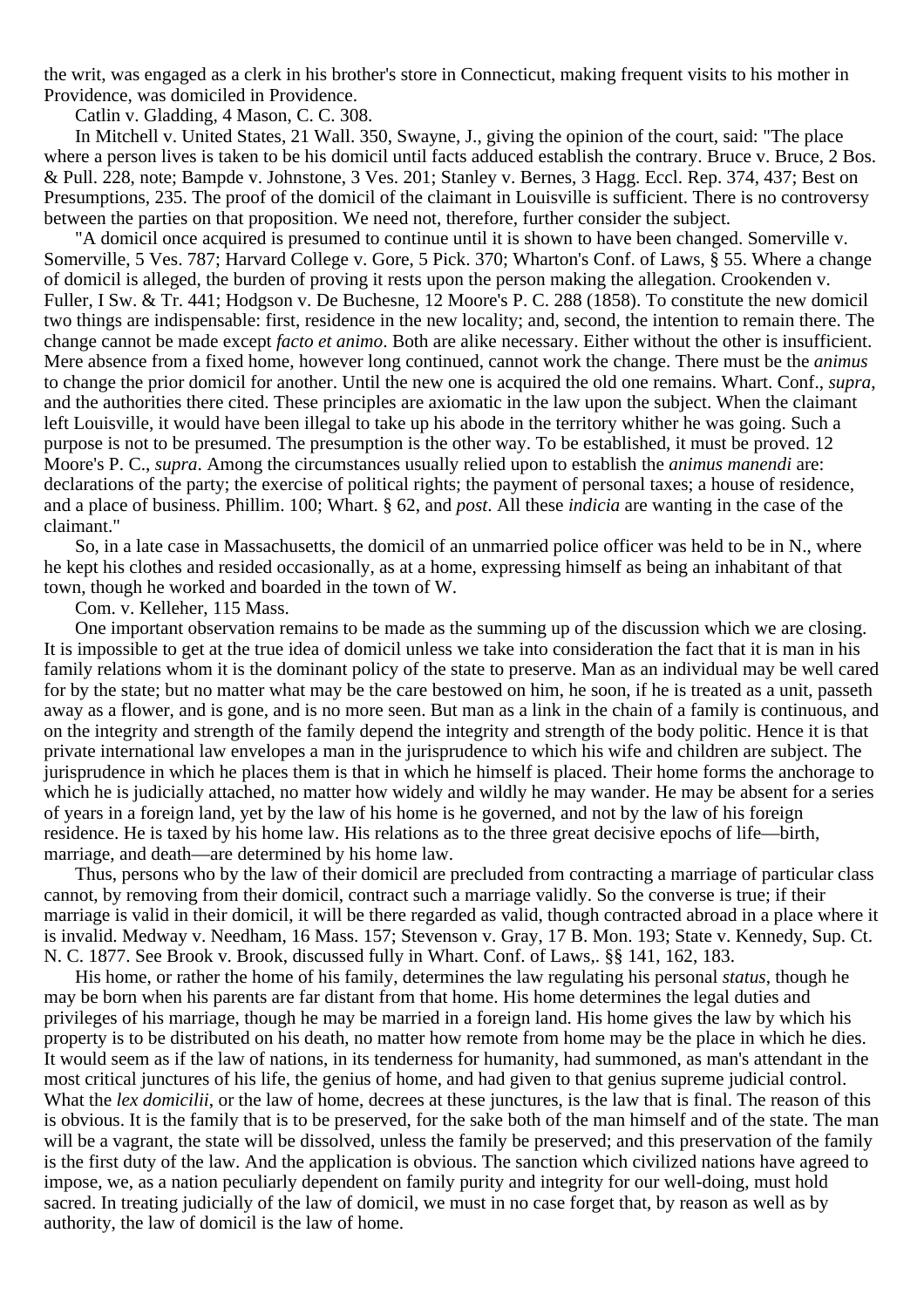the writ, was engaged as a clerk in his brother's store in Connecticut, making frequent visits to his mother in Providence, was domiciled in Providence.

Catlin v. Gladding, 4 Mason, C. C. 308.

In Mitchell v. United States, 21 Wall. 350, Swayne, J., giving the opinion of the court, said: "The place where a person lives is taken to be his domicil until facts adduced establish the contrary. Bruce v. Bruce, 2 Bos. & Pull. 228, note; Bampde v. Johnstone, 3 Ves. 201; Stanley v. Bernes, 3 Hagg. Eccl. Rep. 374, 437; Best on Presumptions, 235. The proof of the domicil of the claimant in Louisville is sufficient. There is no controversy between the parties on that proposition. We need not, therefore, further consider the subject.

"A domicil once acquired is presumed to continue until it is shown to have been changed. Somerville v. Somerville, 5 Ves. 787; Harvard College v. Gore, 5 Pick. 370; Wharton's Conf. of Laws, § 55. Where a change of domicil is alleged, the burden of proving it rests upon the person making the allegation. Crookenden v. Fuller, I Sw. & Tr. 441; Hodgson v. De Buchesne, 12 Moore's P. C. 288 (1858). To constitute the new domicil two things are indispensable: first, residence in the new locality; and, second, the intention to remain there. The change cannot be made except *facto et animo*. Both are alike necessary. Either without the other is insufficient. Mere absence from a fixed home, however long continued, cannot work the change. There must be the *animus* to change the prior domicil for another. Until the new one is acquired the old one remains. Whart. Conf., *supra*, and the authorities there cited. These principles are axiomatic in the law upon the subject. When the claimant left Louisville, it would have been illegal to take up his abode in the territory whither he was going. Such a purpose is not to be presumed. The presumption is the other way. To be established, it must be proved. 12 Moore's P. C., *supra*. Among the circumstances usually relied upon to establish the *animus manendi* are: declarations of the party; the exercise of political rights; the payment of personal taxes; a house of residence, and a place of business. Phillim. 100; Whart. § 62, and *post*. All these *indicia* are wanting in the case of the claimant."

So, in a late case in Massachusetts, the domicil of an unmarried police officer was held to be in N., where he kept his clothes and resided occasionally, as at a home, expressing himself as being an inhabitant of that town, though he worked and boarded in the town of W.

Com. v. Kelleher, 115 Mass.

One important observation remains to be made as the summing up of the discussion which we are closing. It is impossible to get at the true idea of domicil unless we take into consideration the fact that it is man in his family relations whom it is the dominant policy of the state to preserve. Man as an individual may be well cared for by the state; but no matter what may be the care bestowed on him, he soon, if he is treated as a unit, passeth away as a flower, and is gone, and is no more seen. But man as a link in the chain of a family is continuous, and on the integrity and strength of the family depend the integrity and strength of the body politic. Hence it is that private international law envelopes a man in the jurisprudence to which his wife and children are subject. The jurisprudence in which he places them is that in which he himself is placed. Their home forms the anchorage to which he is judicially attached, no matter how widely and wildly he may wander. He may be absent for a series of years in a foreign land, yet by the law of his home is he governed, and not by the law of his foreign residence. He is taxed by his home law. His relations as to the three great decisive epochs of life—birth, marriage, and death—are determined by his home law.

Thus, persons who by the law of their domicil are precluded from contracting a marriage of particular class cannot, by removing from their domicil, contract such a marriage validly. So the converse is true; if their marriage is valid in their domicil, it will be there regarded as valid, though contracted abroad in a place where it is invalid. Medway v. Needham, 16 Mass. 157; Stevenson v. Gray, 17 B. Mon. 193; State v. Kennedy, Sup. Ct. N. C. 1877. See Brook v. Brook, discussed fully in Whart. Conf. of Laws,. §§ 141, 162, 183.

His home, or rather the home of his family, determines the law regulating his personal *status*, though he may be born when his parents are far distant from that home. His home determines the legal duties and privileges of his marriage, though he may be married in a foreign land. His home gives the law by which his property is to be distributed on his death, no matter how remote from home may be the place in which he dies. It would seem as if the law of nations, in its tenderness for humanity, had summoned, as man's attendant in the most critical junctures of his life, the genius of home, and had given to that genius supreme judicial control. What the *lex domicilii*, or the law of home, decrees at these junctures, is the law that is final. The reason of this is obvious. It is the family that is to be preserved, for the sake both of the man himself and of the state. The man will be a vagrant, the state will be dissolved, unless the family be preserved; and this preservation of the family is the first duty of the law. And the application is obvious. The sanction which civilized nations have agreed to impose, we, as a nation peculiarly dependent on family purity and integrity for our well-doing, must hold sacred. In treating judicially of the law of domicil, we must in no case forget that, by reason as well as by authority, the law of domicil is the law of home.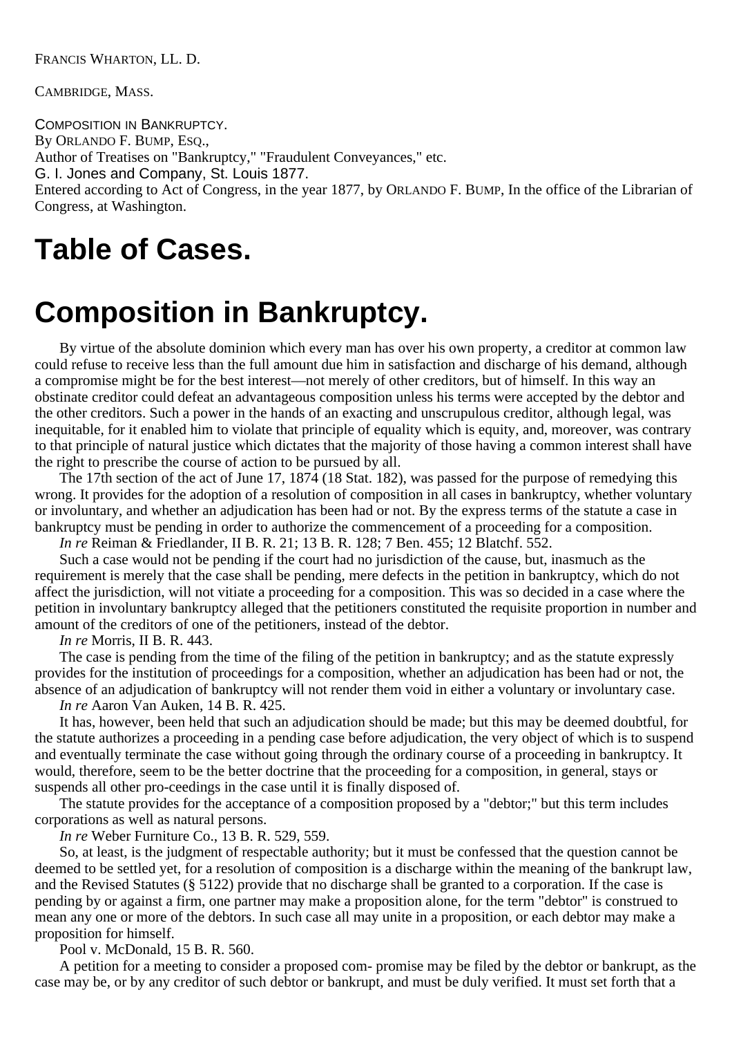Francis Wharton, LL. D.

Cambridge, Mass.

Composition in Bankruptcy.
By Orlando F. Bump, Esq.,
Author of Treatises on "Bankruptcy," "Fraudulent Conveyances," etc.
G. I. Jones and Company, St. Louis 1877.
Entered according to Act of Congress, in the year 1877, by Orlando F. Bump, In the office of the Librarian of Congress, at Washington.

# Table of Cases.

# Composition in Bankruptcy.

By virtue of the absolute dominion which every man has over his own property, a creditor at common law could refuse to receive less than the full amount due him in satisfaction and discharge of his demand, although a compromise might be for the best interest—not merely of other creditors, but of himself. In this way an obstinate creditor could defeat an advantageous composition unless his terms were accepted by the debtor and the other creditors. Such a power in the hands of an exacting and unscrupulous creditor, although legal, was inequitable, for it enabled him to violate that principle of equality which is equity, and, moreover, was contrary to that principle of natural justice which dictates that the majority of those having a common interest shall have the right to prescribe the course of action to be pursued by all.

The 17th section of the act of June 17, 1874 (18 Stat. 182), was passed for the purpose of remedying this wrong. It provides for the adoption of a resolution of composition in all cases in bankruptcy, whether voluntary or involuntary, and whether an adjudication has been had or not. By the express terms of the statute a case in bankruptcy must be pending in order to authorize the commencement of a proceeding for a composition.

*In re* Reiman & Friedlander, II B. R. 21; 13 B. R. 128; 7 Ben. 455; 12 Blatchf. 552.

Such a case would not be pending if the court had no jurisdiction of the cause, but, inasmuch as the requirement is merely that the case shall be pending, mere defects in the petition in bankruptcy, which do not affect the jurisdiction, will not vitiate a proceeding for a composition. This was so decided in a case where the petition in involuntary bankruptcy alleged that the petitioners constituted the requisite proportion in number and amount of the creditors of one of the petitioners, instead of the debtor.

*In re* Morris, II B. R. 443.

The case is pending from the time of the filing of the petition in bankruptcy; and as the statute expressly provides for the institution of proceedings for a composition, whether an adjudication has been had or not, the absence of an adjudication of bankruptcy will not render them void in either a voluntary or involuntary case.

*In re* Aaron Van Auken, 14 B. R. 425.

It has, however, been held that such an adjudication should be made; but this may be deemed doubtful, for the statute authorizes a proceeding in a pending case before adjudication, the very object of which is to suspend and eventually terminate the case without going through the ordinary course of a proceeding in bankruptcy. It would, therefore, seem to be the better doctrine that the proceeding for a composition, in general, stays or suspends all other pro-ceedings in the case until it is finally disposed of.

The statute provides for the acceptance of a composition proposed by a "debtor;" but this term includes corporations as well as natural persons.

*In re* Weber Furniture Co., 13 B. R. 529, 559.

So, at least, is the judgment of respectable authority; but it must be confessed that the question cannot be deemed to be settled yet, for a resolution of composition is a discharge within the meaning of the bankrupt law, and the Revised Statutes (§ 5122) provide that no discharge shall be granted to a corporation. If the case is pending by or against a firm, one partner may make a proposition alone, for the term "debtor" is construed to mean any one or more of the debtors. In such case all may unite in a proposition, or each debtor may make a proposition for himself.

Pool v. McDonald, 15 B. R. 560.

A petition for a meeting to consider a proposed com- promise may be filed by the debtor or bankrupt, as the case may be, or by any creditor of such debtor or bankrupt, and must be duly verified. It must set forth that a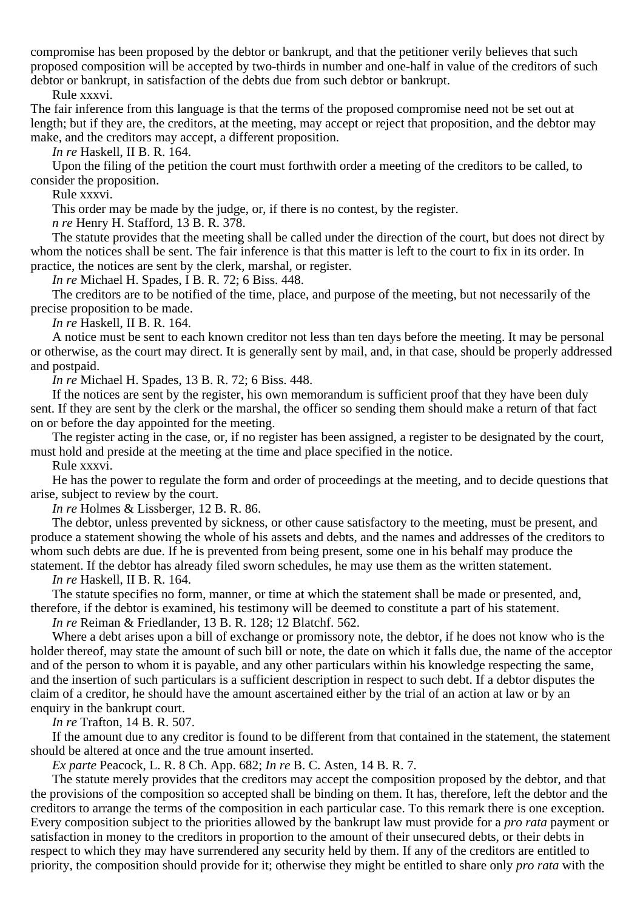compromise has been proposed by the debtor or bankrupt, and that the petitioner verily believes that such proposed composition will be accepted by two-thirds in number and one-half in value of the creditors of such debtor or bankrupt, in satisfaction of the debts due from such debtor or bankrupt.

Rule xxxvi.

The fair inference from this language is that the terms of the proposed compromise need not be set out at length; but if they are, the creditors, at the meeting, may accept or reject that proposition, and the debtor may make, and the creditors may accept, a different proposition.

*In re* Haskell, II B. R. 164.

Upon the filing of the petition the court must forthwith order a meeting of the creditors to be called, to consider the proposition.

Rule xxxvi.

This order may be made by the judge, or, if there is no contest, by the register.

*n re* Henry H. Stafford, 13 B. R. 378.

The statute provides that the meeting shall be called under the direction of the court, but does not direct by whom the notices shall be sent. The fair inference is that this matter is left to the court to fix in its order. In practice, the notices are sent by the clerk, marshal, or register.

*In re* Michael H. Spades, I B. R. 72; 6 Biss. 448.

The creditors are to be notified of the time, place, and purpose of the meeting, but not necessarily of the precise proposition to be made.

*In re* Haskell, II B. R. 164.

A notice must be sent to each known creditor not less than ten days before the meeting. It may be personal or otherwise, as the court may direct. It is generally sent by mail, and, in that case, should be properly addressed and postpaid.

*In re* Michael H. Spades, 13 B. R. 72; 6 Biss. 448.

If the notices are sent by the register, his own memorandum is sufficient proof that they have been duly sent. If they are sent by the clerk or the marshal, the officer so sending them should make a return of that fact on or before the day appointed for the meeting.

The register acting in the case, or, if no register has been assigned, a register to be designated by the court, must hold and preside at the meeting at the time and place specified in the notice.

Rule xxxvi.

He has the power to regulate the form and order of proceedings at the meeting, and to decide questions that arise, subject to review by the court.

*In re* Holmes & Lissberger, 12 B. R. 86.

The debtor, unless prevented by sickness, or other cause satisfactory to the meeting, must be present, and produce a statement showing the whole of his assets and debts, and the names and addresses of the creditors to whom such debts are due. If he is prevented from being present, some one in his behalf may produce the statement. If the debtor has already filed sworn schedules, he may use them as the written statement.

*In re* Haskell, II B. R. 164.

The statute specifies no form, manner, or time at which the statement shall be made or presented, and, therefore, if the debtor is examined, his testimony will be deemed to constitute a part of his statement.

*In re* Reiman & Friedlander, 13 B. R. 128; 12 Blatchf. 562.

Where a debt arises upon a bill of exchange or promissory note, the debtor, if he does not know who is the holder thereof, may state the amount of such bill or note, the date on which it falls due, the name of the acceptor and of the person to whom it is payable, and any other particulars within his knowledge respecting the same, and the insertion of such particulars is a sufficient description in respect to such debt. If a debtor disputes the claim of a creditor, he should have the amount ascertained either by the trial of an action at law or by an enquiry in the bankrupt court.

*In re* Trafton, 14 B. R. 507.

If the amount due to any creditor is found to be different from that contained in the statement, the statement should be altered at once and the true amount inserted.

*Ex parte* Peacock, L. R. 8 Ch. App. 682; *In re* B. C. Asten, 14 B. R. 7.

The statute merely provides that the creditors may accept the composition proposed by the debtor, and that the provisions of the composition so accepted shall be binding on them. It has, therefore, left the debtor and the creditors to arrange the terms of the composition in each particular case. To this remark there is one exception. Every composition subject to the priorities allowed by the bankrupt law must provide for a *pro rata* payment or satisfaction in money to the creditors in proportion to the amount of their unsecured debts, or their debts in respect to which they may have surrendered any security held by them. If any of the creditors are entitled to priority, the composition should provide for it; otherwise they might be entitled to share only *pro rata* with the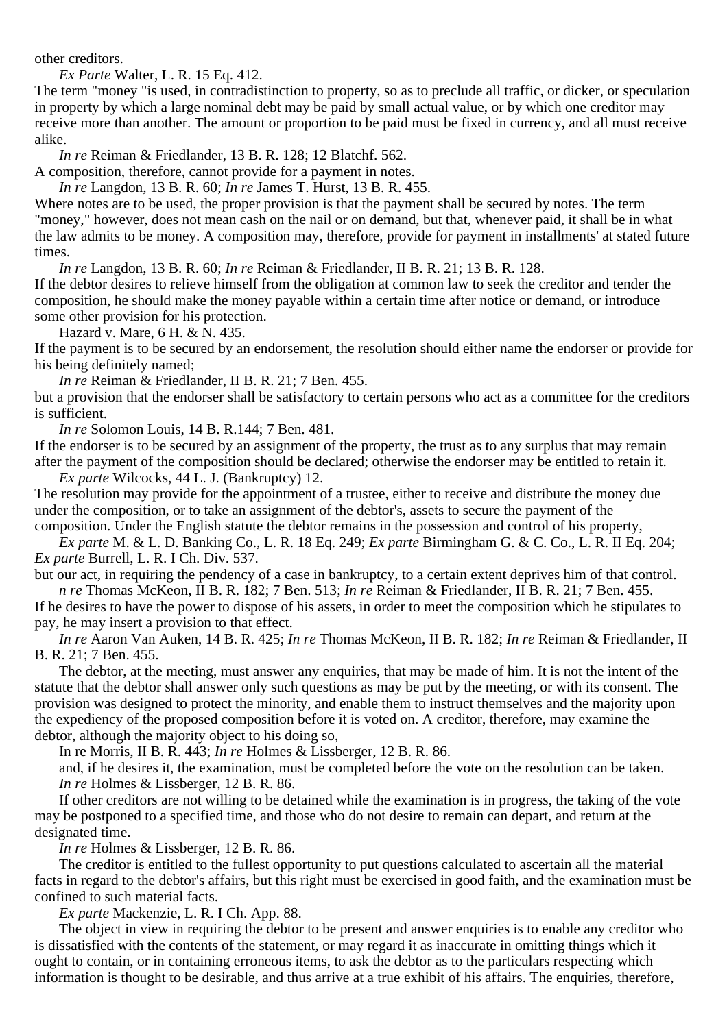other creditors.

*Ex Parte* Walter, L. R. 15 Eq. 412.

The term "money "is used, in contradistinction to property, so as to preclude all traffic, or dicker, or speculation in property by which a large nominal debt may be paid by small actual value, or by which one creditor may receive more than another. The amount or proportion to be paid must be fixed in currency, and all must receive alike.

*In re* Reiman & Friedlander, 13 B. R. 128; 12 Blatchf. 562.

A composition, therefore, cannot provide for a payment in notes.

*In re* Langdon, 13 B. R. 60; *In re* James T. Hurst, 13 B. R. 455.

Where notes are to be used, the proper provision is that the payment shall be secured by notes. The term "money," however, does not mean cash on the nail or on demand, but that, whenever paid, it shall be in what the law admits to be money. A composition may, therefore, provide for payment in installments' at stated future times.

*In re* Langdon, 13 B. R. 60; *In re* Reiman & Friedlander, II B. R. 21; 13 B. R. 128.

If the debtor desires to relieve himself from the obligation at common law to seek the creditor and tender the composition, he should make the money payable within a certain time after notice or demand, or introduce some other provision for his protection.

Hazard v. Mare, 6 H. & N. 435.

If the payment is to be secured by an endorsement, the resolution should either name the endorser or provide for his being definitely named;

*In re* Reiman & Friedlander, II B. R. 21; 7 Ben. 455.

but a provision that the endorser shall be satisfactory to certain persons who act as a committee for the creditors is sufficient.

*In re* Solomon Louis, 14 B. R.144; 7 Ben. 481.

If the endorser is to be secured by an assignment of the property, the trust as to any surplus that may remain after the payment of the composition should be declared; otherwise the endorser may be entitled to retain it.

*Ex parte* Wilcocks, 44 L. J. (Bankruptcy) 12.

The resolution may provide for the appointment of a trustee, either to receive and distribute the money due under the composition, or to take an assignment of the debtor's, assets to secure the payment of the composition. Under the English statute the debtor remains in the possession and control of his property,

*Ex parte* M. & L. D. Banking Co., L. R. 18 Eq. 249; *Ex parte* Birmingham G. & C. Co., L. R. II Eq. 204; *Ex parte* Burrell, L. R. I Ch. Div. 537.

but our act, in requiring the pendency of a case in bankruptcy, to a certain extent deprives him of that control.

*n re* Thomas McKeon, II B. R. 182; 7 Ben. 513; *In re* Reiman & Friedlander, II B. R. 21; 7 Ben. 455.

If he desires to have the power to dispose of his assets, in order to meet the composition which he stipulates to pay, he may insert a provision to that effect.

*In re* Aaron Van Auken, 14 B. R. 425; *In re* Thomas McKeon, II B. R. 182; *In re* Reiman & Friedlander, II B. R. 21; 7 Ben. 455.

The debtor, at the meeting, must answer any enquiries, that may be made of him. It is not the intent of the statute that the debtor shall answer only such questions as may be put by the meeting, or with its consent. The provision was designed to protect the minority, and enable them to instruct themselves and the majority upon the expediency of the proposed composition before it is voted on. A creditor, therefore, may examine the debtor, although the majority object to his doing so,

In re Morris, II B. R. 443; *In re* Holmes & Lissberger, 12 B. R. 86.

and, if he desires it, the examination, must be completed before the vote on the resolution can be taken.

*In re* Holmes & Lissberger, 12 B. R. 86.

If other creditors are not willing to be detained while the examination is in progress, the taking of the vote may be postponed to a specified time, and those who do not desire to remain can depart, and return at the designated time.

*In re* Holmes & Lissberger, 12 B. R. 86.

The creditor is entitled to the fullest opportunity to put questions calculated to ascertain all the material facts in regard to the debtor's affairs, but this right must be exercised in good faith, and the examination must be confined to such material facts.

*Ex parte* Mackenzie, L. R. I Ch. App. 88.

The object in view in requiring the debtor to be present and answer enquiries is to enable any creditor who is dissatisfied with the contents of the statement, or may regard it as inaccurate in omitting things which it ought to contain, or in containing erroneous items, to ask the debtor as to the particulars respecting which information is thought to be desirable, and thus arrive at a true exhibit of his affairs. The enquiries, therefore,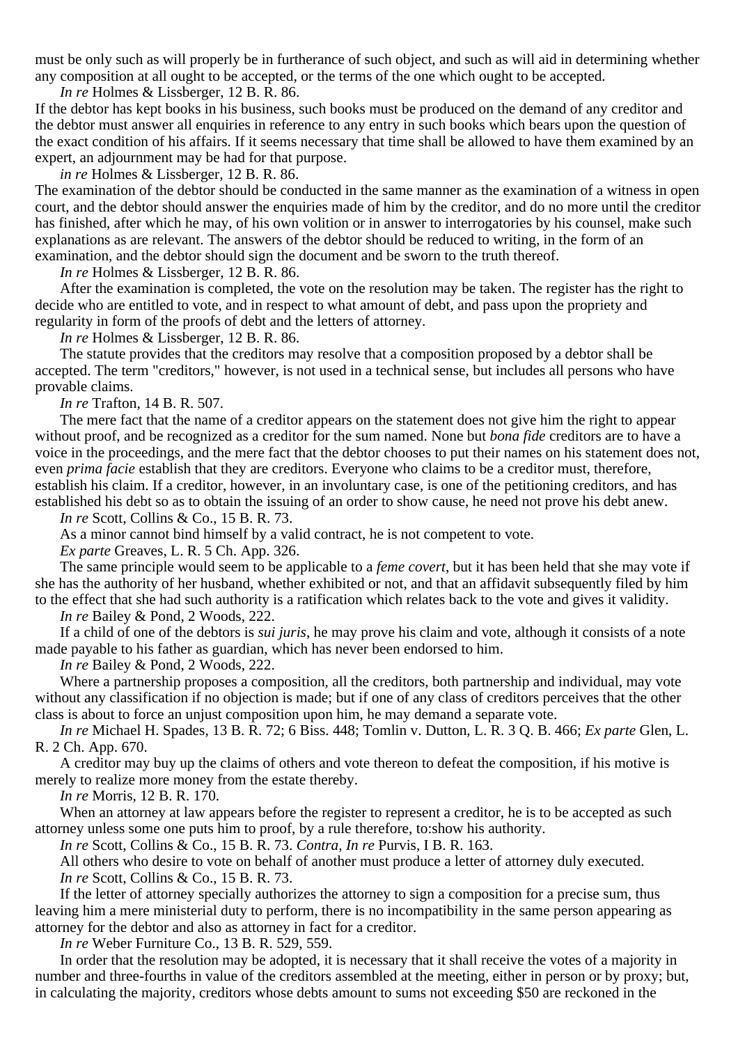must be only such as will properly be in furtherance of such object, and such as will aid in determining whether any composition at all ought to be accepted, or the terms of the one which ought to be accepted.

*In re* Holmes & Lissberger, 12 B. R. 86.

If the debtor has kept books in his business, such books must be produced on the demand of any creditor and the debtor must answer all enquiries in reference to any entry in such books which bears upon the question of the exact condition of his affairs. If it seems necessary that time shall be allowed to have them examined by an expert, an adjournment may be had for that purpose.

*in re* Holmes & Lissberger, 12 B. R. 86.

The examination of the debtor should be conducted in the same manner as the examination of a witness in open court, and the debtor should answer the enquiries made of him by the creditor, and do no more until the creditor has finished, after which he may, of his own volition or in answer to interrogatories by his counsel, make such explanations as are relevant. The answers of the debtor should be reduced to writing, in the form of an examination, and the debtor should sign the document and be sworn to the truth thereof.

*In re* Holmes & Lissberger, 12 B. R. 86.

After the examination is completed, the vote on the resolution may be taken. The register has the right to decide who are entitled to vote, and in respect to what amount of debt, and pass upon the propriety and regularity in form of the proofs of debt and the letters of attorney.

*In re* Holmes & Lissberger, 12 B. R. 86.

The statute provides that the creditors may resolve that a composition proposed by a debtor shall be accepted. The term "creditors," however, is not used in a technical sense, but includes all persons who have provable claims.

*In re* Trafton, 14 B. R. 507.

The mere fact that the name of a creditor appears on the statement does not give him the right to appear without proof, and be recognized as a creditor for the sum named. None but *bona fide* creditors are to have a voice in the proceedings, and the mere fact that the debtor chooses to put their names on his statement does not, even *prima facie* establish that they are creditors. Everyone who claims to be a creditor must, therefore, establish his claim. If a creditor, however, in an involuntary case, is one of the petitioning creditors, and has established his debt so as to obtain the issuing of an order to show cause, he need not prove his debt anew.

*In re* Scott, Collins & Co., 15 B. R. 73.

As a minor cannot bind himself by a valid contract, he is not competent to vote.

*Ex parte* Greaves, L. R. 5 Ch. App. 326.

The same principle would seem to be applicable to a *feme covert*, but it has been held that she may vote if she has the authority of her husband, whether exhibited or not, and that an affidavit subsequently filed by him to the effect that she had such authority is a ratification which relates back to the vote and gives it validity.

*In re* Bailey & Pond, 2 Woods, 222.

If a child of one of the debtors is *sui juris*, he may prove his claim and vote, although it consists of a note made payable to his father as guardian, which has never been endorsed to him.

*In re* Bailey & Pond, 2 Woods, 222.

Where a partnership proposes a composition, all the creditors, both partnership and individual, may vote without any classification if no objection is made; but if one of any class of creditors perceives that the other class is about to force an unjust composition upon him, he may demand a separate vote.

*In re* Michael H. Spades, 13 B. R. 72; 6 Biss. 448; Tomlin v. Dutton, L. R. 3 Q. B. 466; *Ex parte* Glen, L. R. 2 Ch. App. 670.

A creditor may buy up the claims of others and vote thereon to defeat the composition, if his motive is merely to realize more money from the estate thereby.

*In re* Morris, 12 B. R. 170.

When an attorney at law appears before the register to represent a creditor, he is to be accepted as such attorney unless some one puts him to proof, by a rule therefore, to:show his authority.

*In re* Scott, Collins & Co., 15 B. R. 73. *Contra*, *In re* Purvis, I B. R. 163.

All others who desire to vote on behalf of another must produce a letter of attorney duly executed.

*In re* Scott, Collins & Co., 15 B. R. 73.

If the letter of attorney specially authorizes the attorney to sign a composition for a precise sum, thus leaving him a mere ministerial duty to perform, there is no incompatibility in the same person appearing as attorney for the debtor and also as attorney in fact for a creditor.

*In re* Weber Furniture Co., 13 B. R. 529, 559.

In order that the resolution may be adopted, it is necessary that it shall receive the votes of a majority in number and three-fourths in value of the creditors assembled at the meeting, either in person or by proxy; but, in calculating the majority, creditors whose debts amount to sums not exceeding $50 are reckoned in the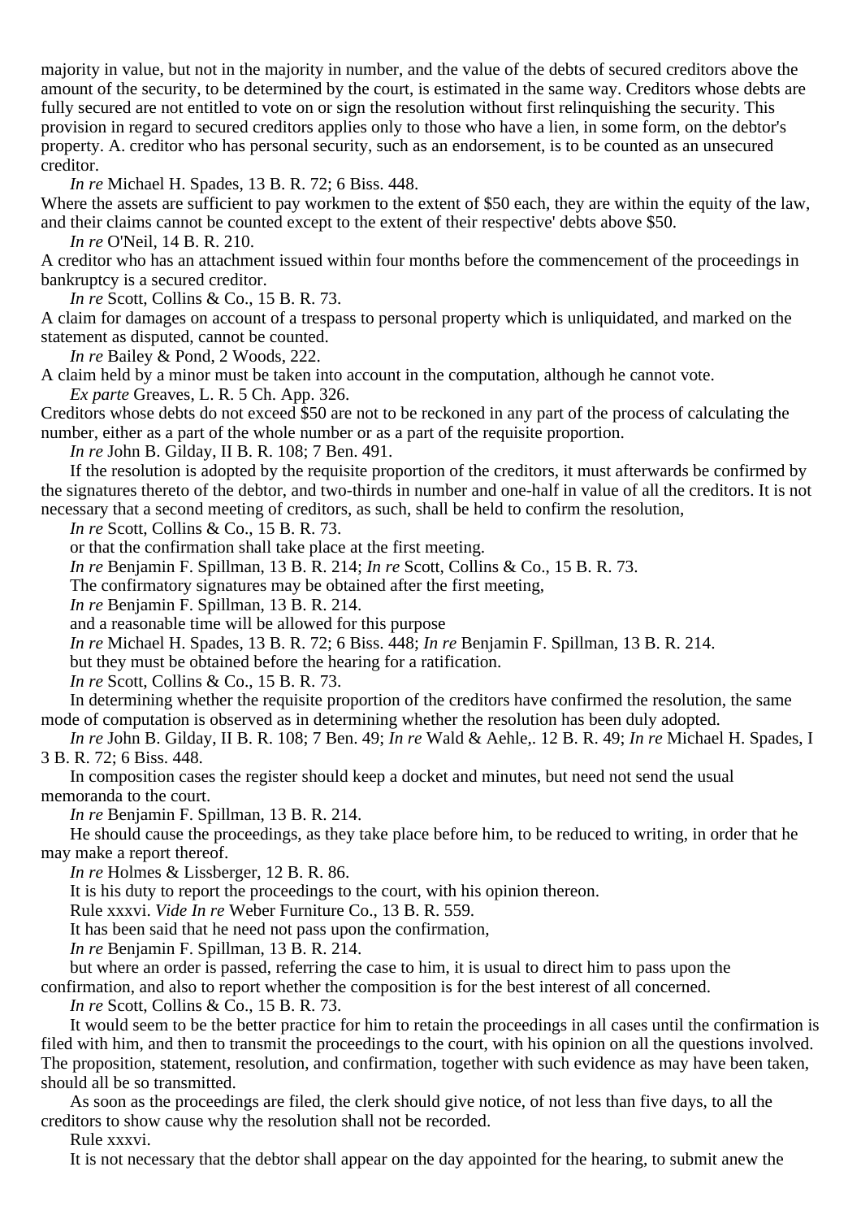majority in value, but not in the majority in number, and the value of the debts of secured creditors above the amount of the security, to be determined by the court, is estimated in the same way. Creditors whose debts are fully secured are not entitled to vote on or sign the resolution without first relinquishing the security. This provision in regard to secured creditors applies only to those who have a lien, in some form, on the debtor's property. A. creditor who has personal security, such as an endorsement, is to be counted as an unsecured creditor.

*In re* Michael H. Spades, 13 B. R. 72; 6 Biss. 448.

Where the assets are sufficient to pay workmen to the extent of $50 each, they are within the equity of the law, and their claims cannot be counted except to the extent of their respective' debts above $50.

*In re* O'Neil, 14 B. R. 210.

A creditor who has an attachment issued within four months before the commencement of the proceedings in bankruptcy is a secured creditor.

*In re* Scott, Collins & Co., 15 B. R. 73.

A claim for damages on account of a trespass to personal property which is unliquidated, and marked on the statement as disputed, cannot be counted.

*In re* Bailey & Pond, 2 Woods, 222.

A claim held by a minor must be taken into account in the computation, although he cannot vote.

*Ex parte* Greaves, L. R. 5 Ch. App. 326.

Creditors whose debts do not exceed $50 are not to be reckoned in any part of the process of calculating the number, either as a part of the whole number or as a part of the requisite proportion.

*In re* John B. Gilday, II B. R. 108; 7 Ben. 491.

If the resolution is adopted by the requisite proportion of the creditors, it must afterwards be confirmed by the signatures thereto of the debtor, and two-thirds in number and one-half in value of all the creditors. It is not necessary that a second meeting of creditors, as such, shall be held to confirm the resolution,

*In re* Scott, Collins & Co., 15 B. R. 73.

or that the confirmation shall take place at the first meeting.

*In re* Benjamin F. Spillman, 13 B. R. 214; *In re* Scott, Collins & Co., 15 B. R. 73.

The confirmatory signatures may be obtained after the first meeting,

*In re* Benjamin F. Spillman, 13 B. R. 214.

and a reasonable time will be allowed for this purpose

*In re* Michael H. Spades, 13 B. R. 72; 6 Biss. 448; *In re* Benjamin F. Spillman, 13 B. R. 214.

but they must be obtained before the hearing for a ratification.

*In re* Scott, Collins & Co., 15 B. R. 73.

In determining whether the requisite proportion of the creditors have confirmed the resolution, the same mode of computation is observed as in determining whether the resolution has been duly adopted.

*In re* John B. Gilday, II B. R. 108; 7 Ben. 49; *In re* Wald & Aehle,. 12 B. R. 49; *In re* Michael H. Spades, I 3 B. R. 72; 6 Biss. 448.

In composition cases the register should keep a docket and minutes, but need not send the usual memoranda to the court.

*In re* Benjamin F. Spillman, 13 B. R. 214.

He should cause the proceedings, as they take place before him, to be reduced to writing, in order that he may make a report thereof.

*In re* Holmes & Lissberger, 12 B. R. 86.

It is his duty to report the proceedings to the court, with his opinion thereon.

Rule xxxvi. *Vide In re* Weber Furniture Co., 13 B. R. 559.

It has been said that he need not pass upon the confirmation,

*In re* Benjamin F. Spillman, 13 B. R. 214.

but where an order is passed, referring the case to him, it is usual to direct him to pass upon the confirmation, and also to report whether the composition is for the best interest of all concerned.

*In re* Scott, Collins & Co., 15 B. R. 73.

It would seem to be the better practice for him to retain the proceedings in all cases until the confirmation is filed with him, and then to transmit the proceedings to the court, with his opinion on all the questions involved. The proposition, statement, resolution, and confirmation, together with such evidence as may have been taken, should all be so transmitted.

As soon as the proceedings are filed, the clerk should give notice, of not less than five days, to all the creditors to show cause why the resolution shall not be recorded.

Rule xxxvi.

It is not necessary that the debtor shall appear on the day appointed for the hearing, to submit anew the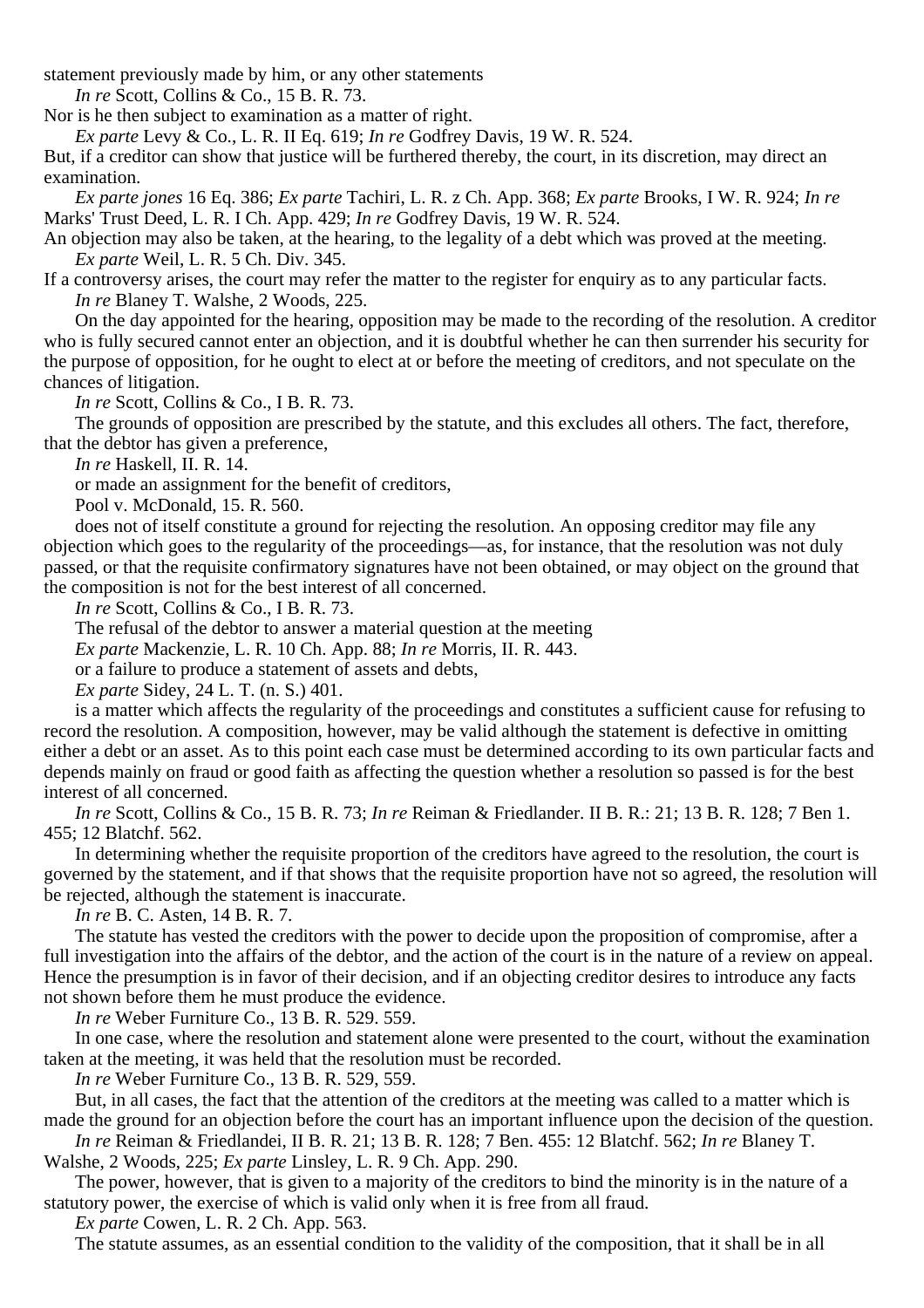statement previously made by him, or any other statements

*In re* Scott, Collins & Co., 15 B. R. 73.

Nor is he then subject to examination as a matter of right.

*Ex parte* Levy & Co., L. R. II Eq. 619; *In re* Godfrey Davis, 19 W. R. 524.

But, if a creditor can show that justice will be furthered thereby, the court, in its discretion, may direct an examination.

*Ex parte jones* 16 Eq. 386; *Ex parte* Tachiri, L. R. z Ch. App. 368; *Ex parte* Brooks, I W. R. 924; *In re* Marks' Trust Deed, L. R. I Ch. App. 429; *In re* Godfrey Davis, 19 W. R. 524.

An objection may also be taken, at the hearing, to the legality of a debt which was proved at the meeting.

*Ex parte* Weil, L. R. 5 Ch. Div. 345.

If a controversy arises, the court may refer the matter to the register for enquiry as to any particular facts.

*In re* Blaney T. Walshe, 2 Woods, 225.

On the day appointed for the hearing, opposition may be made to the recording of the resolution. A creditor who is fully secured cannot enter an objection, and it is doubtful whether he can then surrender his security for the purpose of opposition, for he ought to elect at or before the meeting of creditors, and not speculate on the chances of litigation.

*In re* Scott, Collins & Co., I B. R. 73.

The grounds of opposition are prescribed by the statute, and this excludes all others. The fact, therefore, that the debtor has given a preference,

*In re* Haskell, II. R. 14.

or made an assignment for the benefit of creditors,

Pool v. McDonald, 15. R. 560.

does not of itself constitute a ground for rejecting the resolution. An opposing creditor may file any objection which goes to the regularity of the proceedings—as, for instance, that the resolution was not duly passed, or that the requisite confirmatory signatures have not been obtained, or may object on the ground that the composition is not for the best interest of all concerned.

*In re* Scott, Collins & Co., I B. R. 73.

The refusal of the debtor to answer a material question at the meeting

*Ex parte* Mackenzie, L. R. 10 Ch. App. 88; *In re* Morris, II. R. 443.

or a failure to produce a statement of assets and debts,

*Ex parte* Sidey, 24 L. T. (n. S.) 401.

is a matter which affects the regularity of the proceedings and constitutes a sufficient cause for refusing to record the resolution. A composition, however, may be valid although the statement is defective in omitting either a debt or an asset. As to this point each case must be determined according to its own particular facts and depends mainly on fraud or good faith as affecting the question whether a resolution so passed is for the best interest of all concerned.

*In re* Scott, Collins & Co., 15 B. R. 73; *In re* Reiman & Friedlander. II B. R.: 21; 13 B. R. 128; 7 Ben 1. 455; 12 Blatchf. 562.

In determining whether the requisite proportion of the creditors have agreed to the resolution, the court is governed by the statement, and if that shows that the requisite proportion have not so agreed, the resolution will be rejected, although the statement is inaccurate.

*In re* B. C. Asten, 14 B. R. 7.

The statute has vested the creditors with the power to decide upon the proposition of compromise, after a full investigation into the affairs of the debtor, and the action of the court is in the nature of a review on appeal. Hence the presumption is in favor of their decision, and if an objecting creditor desires to introduce any facts not shown before them he must produce the evidence.

*In re* Weber Furniture Co., 13 B. R. 529. 559.

In one case, where the resolution and statement alone were presented to the court, without the examination taken at the meeting, it was held that the resolution must be recorded.

*In re* Weber Furniture Co., 13 B. R. 529, 559.

But, in all cases, the fact that the attention of the creditors at the meeting was called to a matter which is made the ground for an objection before the court has an important influence upon the decision of the question.

*In re* Reiman & Friedlandei, II B. R. 21; 13 B. R. 128; 7 Ben. 455: 12 Blatchf. 562; *In re* Blaney T. Walshe, 2 Woods, 225; *Ex parte* Linsley, L. R. 9 Ch. App. 290.

The power, however, that is given to a majority of the creditors to bind the minority is in the nature of a statutory power, the exercise of which is valid only when it is free from all fraud.

*Ex parte* Cowen, L. R. 2 Ch. App. 563.

The statute assumes, as an essential condition to the validity of the composition, that it shall be in all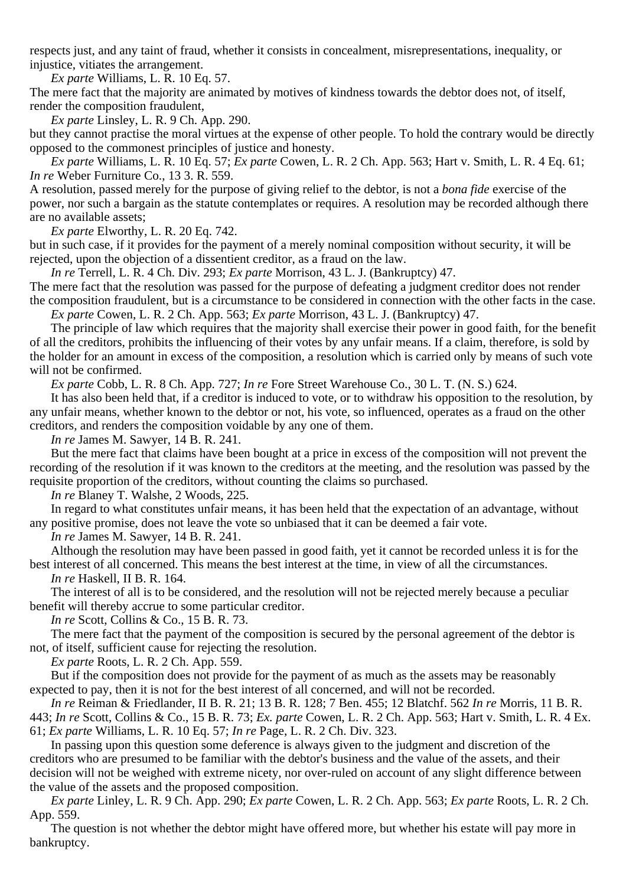respects just, and any taint of fraud, whether it consists in concealment, misrepresentations, inequality, or injustice, vitiates the arrangement.

*Ex parte* Williams, L. R. 10 Eq. 57.

The mere fact that the majority are animated by motives of kindness towards the debtor does not, of itself, render the composition fraudulent,

*Ex parte* Linsley, L. R. 9 Ch. App. 290.

but they cannot practise the moral virtues at the expense of other people. To hold the contrary would be directly opposed to the commonest principles of justice and honesty.

*Ex parte* Williams, L. R. 10 Eq. 57; *Ex parte* Cowen, L. R. 2 Ch. App. 563; Hart v. Smith, L. R. 4 Eq. 61; *In re* Weber Furniture Co., 13 3. R. 559.

A resolution, passed merely for the purpose of giving relief to the debtor, is not a *bona fide* exercise of the power, nor such a bargain as the statute contemplates or requires. A resolution may be recorded although there are no available assets;

*Ex parte* Elworthy, L. R. 20 Eq. 742.

but in such case, if it provides for the payment of a merely nominal composition without security, it will be rejected, upon the objection of a dissentient creditor, as a fraud on the law.

*In re* Terrell, L. R. 4 Ch. Div. 293; *Ex parte* Morrison, 43 L. J. (Bankruptcy) 47.

The mere fact that the resolution was passed for the purpose of defeating a judgment creditor does not render the composition fraudulent, but is a circumstance to be considered in connection with the other facts in the case.

*Ex parte* Cowen, L. R. 2 Ch. App. 563; *Ex parte* Morrison, 43 L. J. (Bankruptcy) 47.

The principle of law which requires that the majority shall exercise their power in good faith, for the benefit of all the creditors, prohibits the influencing of their votes by any unfair means. If a claim, therefore, is sold by the holder for an amount in excess of the composition, a resolution which is carried only by means of such vote will not be confirmed.

*Ex parte* Cobb, L. R. 8 Ch. App. 727; *In re* Fore Street Warehouse Co., 30 L. T. (N. S.) 624.

It has also been held that, if a creditor is induced to vote, or to withdraw his opposition to the resolution, by any unfair means, whether known to the debtor or not, his vote, so influenced, operates as a fraud on the other creditors, and renders the composition voidable by any one of them.

*In re* James M. Sawyer, 14 B. R. 241.

But the mere fact that claims have been bought at a price in excess of the composition will not prevent the recording of the resolution if it was known to the creditors at the meeting, and the resolution was passed by the requisite proportion of the creditors, without counting the claims so purchased.

*In re* Blaney T. Walshe, 2 Woods, 225.

In regard to what constitutes unfair means, it has been held that the expectation of an advantage, without any positive promise, does not leave the vote so unbiased that it can be deemed a fair vote.

*In re* James M. Sawyer, 14 B. R. 241.

Although the resolution may have been passed in good faith, yet it cannot be recorded unless it is for the best interest of all concerned. This means the best interest at the time, in view of all the circumstances.

*In re* Haskell, II B. R. 164.

The interest of all is to be considered, and the resolution will not be rejected merely because a peculiar benefit will thereby accrue to some particular creditor.

*In re* Scott, Collins & Co., 15 B. R. 73.

The mere fact that the payment of the composition is secured by the personal agreement of the debtor is not, of itself, sufficient cause for rejecting the resolution.

*Ex parte* Roots, L. R. 2 Ch. App. 559.

But if the composition does not provide for the payment of as much as the assets may be reasonably expected to pay, then it is not for the best interest of all concerned, and will not be recorded.

*In re* Reiman & Friedlander, II B. R. 21; 13 B. R. 128; 7 Ben. 455; 12 Blatchf. 562 *In re* Morris, 11 B. R. 443; *In re* Scott, Collins & Co., 15 B. R. 73; *Ex. parte* Cowen, L. R. 2 Ch. App. 563; Hart v. Smith, L. R. 4 Ex. 61; *Ex parte* Williams, L. R. 10 Eq. 57; *In re* Page, L. R. 2 Ch. Div. 323.

In passing upon this question some deference is always given to the judgment and discretion of the creditors who are presumed to be familiar with the debtor's business and the value of the assets, and their decision will not be weighed with extreme nicety, nor over-ruled on account of any slight difference between the value of the assets and the proposed composition.

*Ex parte* Linley, L. R. 9 Ch. App. 290; *Ex parte* Cowen, L. R. 2 Ch. App. 563; *Ex parte* Roots, L. R. 2 Ch. App. 559.

The question is not whether the debtor might have offered more, but whether his estate will pay more in bankruptcy.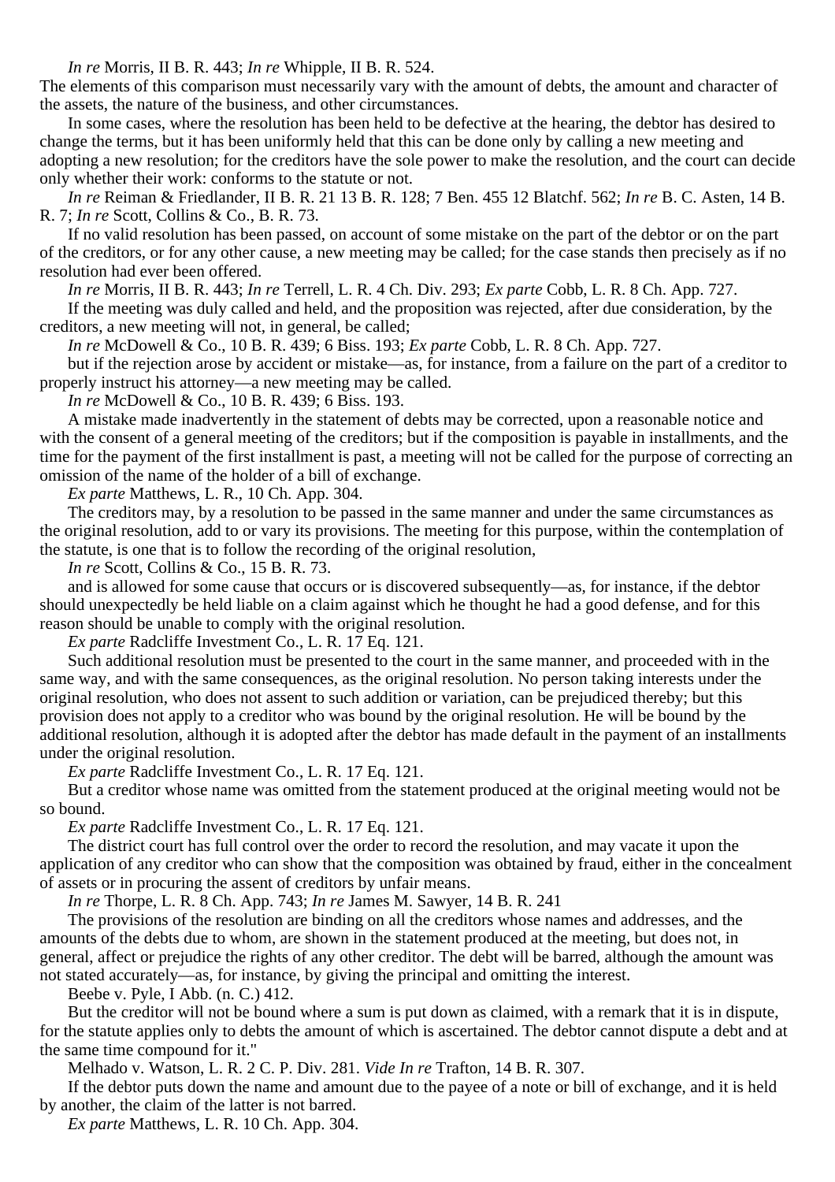*In re* Morris, II B. R. 443; *In re* Whipple, II B. R. 524.

The elements of this comparison must necessarily vary with the amount of debts, the amount and character of the assets, the nature of the business, and other circumstances.

In some cases, where the resolution has been held to be defective at the hearing, the debtor has desired to change the terms, but it has been uniformly held that this can be done only by calling a new meeting and adopting a new resolution; for the creditors have the sole power to make the resolution, and the court can decide only whether their work: conforms to the statute or not.

*In re* Reiman & Friedlander, II B. R. 21 13 B. R. 128; 7 Ben. 455 12 Blatchf. 562; *In re* B. C. Asten, 14 B. R. 7; *In re* Scott, Collins & Co., B. R. 73.

If no valid resolution has been passed, on account of some mistake on the part of the debtor or on the part of the creditors, or for any other cause, a new meeting may be called; for the case stands then precisely as if no resolution had ever been offered.

*In re* Morris, II B. R. 443; *In re* Terrell, L. R. 4 Ch. Div. 293; *Ex parte* Cobb, L. R. 8 Ch. App. 727.

If the meeting was duly called and held, and the proposition was rejected, after due consideration, by the creditors, a new meeting will not, in general, be called;

*In re* McDowell & Co., 10 B. R. 439; 6 Biss. 193; *Ex parte* Cobb, L. R. 8 Ch. App. 727.

but if the rejection arose by accident or mistake—as, for instance, from a failure on the part of a creditor to properly instruct his attorney—a new meeting may be called.

*In re* McDowell & Co., 10 B. R. 439; 6 Biss. 193.

A mistake made inadvertently in the statement of debts may be corrected, upon a reasonable notice and with the consent of a general meeting of the creditors; but if the composition is payable in installments, and the time for the payment of the first installment is past, a meeting will not be called for the purpose of correcting an omission of the name of the holder of a bill of exchange.

*Ex parte* Matthews, L. R., 10 Ch. App. 304.

The creditors may, by a resolution to be passed in the same manner and under the same circumstances as the original resolution, add to or vary its provisions. The meeting for this purpose, within the contemplation of the statute, is one that is to follow the recording of the original resolution,

*In re* Scott, Collins & Co., 15 B. R. 73.

and is allowed for some cause that occurs or is discovered subsequently—as, for instance, if the debtor should unexpectedly be held liable on a claim against which he thought he had a good defense, and for this reason should be unable to comply with the original resolution.

*Ex parte* Radcliffe Investment Co., L. R. 17 Eq. 121.

Such additional resolution must be presented to the court in the same manner, and proceeded with in the same way, and with the same consequences, as the original resolution. No person taking interests under the original resolution, who does not assent to such addition or variation, can be prejudiced thereby; but this provision does not apply to a creditor who was bound by the original resolution. He will be bound by the additional resolution, although it is adopted after the debtor has made default in the payment of an installments under the original resolution.

*Ex parte* Radcliffe Investment Co., L. R. 17 Eq. 121.

But a creditor whose name was omitted from the statement produced at the original meeting would not be so bound.

*Ex parte* Radcliffe Investment Co., L. R. 17 Eq. 121.

The district court has full control over the order to record the resolution, and may vacate it upon the application of any creditor who can show that the composition was obtained by fraud, either in the concealment of assets or in procuring the assent of creditors by unfair means.

*In re* Thorpe, L. R. 8 Ch. App. 743; *In re* James M. Sawyer, 14 B. R. 241

The provisions of the resolution are binding on all the creditors whose names and addresses, and the amounts of the debts due to whom, are shown in the statement produced at the meeting, but does not, in general, affect or prejudice the rights of any other creditor. The debt will be barred, although the amount was not stated accurately—as, for instance, by giving the principal and omitting the interest.

Beebe v. Pyle, I Abb. (n. C.) 412.

But the creditor will not be bound where a sum is put down as claimed, with a remark that it is in dispute, for the statute applies only to debts the amount of which is ascertained. The debtor cannot dispute a debt and at the same time compound for it."

Melhado v. Watson, L. R. 2 C. P. Div. 281. *Vide In re* Trafton, 14 B. R. 307.

If the debtor puts down the name and amount due to the payee of a note or bill of exchange, and it is held by another, the claim of the latter is not barred.

*Ex parte* Matthews, L. R. 10 Ch. App. 304.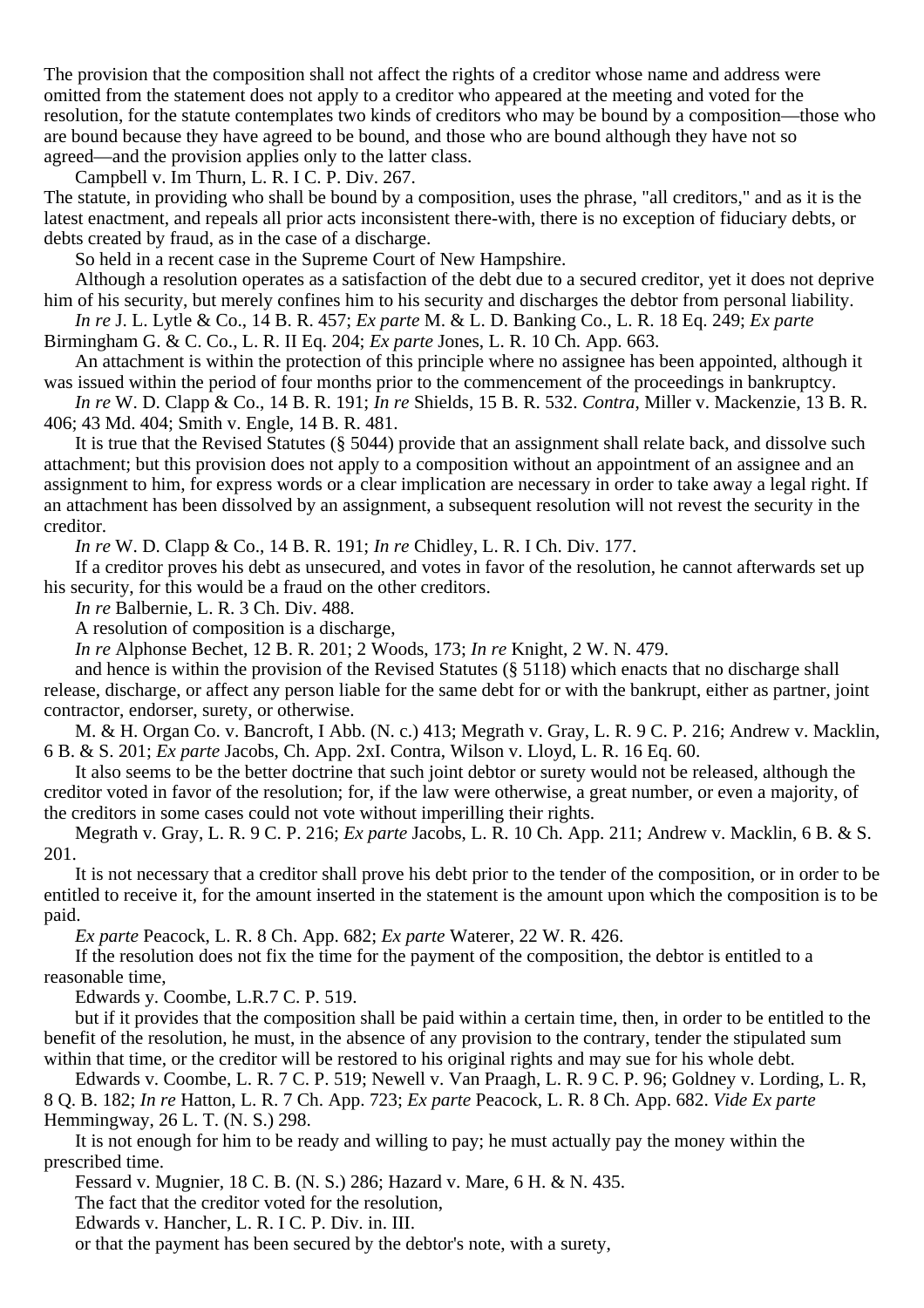The provision that the composition shall not affect the rights of a creditor whose name and address were omitted from the statement does not apply to a creditor who appeared at the meeting and voted for the resolution, for the statute contemplates two kinds of creditors who may be bound by a composition—those who are bound because they have agreed to be bound, and those who are bound although they have not so agreed—and the provision applies only to the latter class.

Campbell v. Im Thurn, L. R. I C. P. Div. 267.

The statute, in providing who shall be bound by a composition, uses the phrase, "all creditors," and as it is the latest enactment, and repeals all prior acts inconsistent there-with, there is no exception of fiduciary debts, or debts created by fraud, as in the case of a discharge.

So held in a recent case in the Supreme Court of New Hampshire.

Although a resolution operates as a satisfaction of the debt due to a secured creditor, yet it does not deprive him of his security, but merely confines him to his security and discharges the debtor from personal liability.

*In re* J. L. Lytle & Co., 14 B. R. 457; *Ex parte* M. & L. D. Banking Co., L. R. 18 Eq. 249; *Ex parte* Birmingham G. & C. Co., L. R. II Eq. 204; *Ex parte* Jones, L. R. 10 Ch. App. 663.

An attachment is within the protection of this principle where no assignee has been appointed, although it was issued within the period of four months prior to the commencement of the proceedings in bankruptcy.

*In re* W. D. Clapp & Co., 14 B. R. 191; *In re* Shields, 15 B. R. 532. *Contra*, Miller v. Mackenzie, 13 B. R. 406; 43 Md. 404; Smith v. Engle, 14 B. R. 481.

It is true that the Revised Statutes (§ 5044) provide that an assignment shall relate back, and dissolve such attachment; but this provision does not apply to a composition without an appointment of an assignee and an assignment to him, for express words or a clear implication are necessary in order to take away a legal right. If an attachment has been dissolved by an assignment, a subsequent resolution will not revest the security in the creditor.

*In re* W. D. Clapp & Co., 14 B. R. 191; *In re* Chidley, L. R. I Ch. Div. 177.

If a creditor proves his debt as unsecured, and votes in favor of the resolution, he cannot afterwards set up his security, for this would be a fraud on the other creditors.

*In re* Balbernie, L. R. 3 Ch. Div. 488.

A resolution of composition is a discharge,

*In re* Alphonse Bechet, 12 B. R. 201; 2 Woods, 173; *In re* Knight, 2 W. N. 479.

and hence is within the provision of the Revised Statutes (§ 5118) which enacts that no discharge shall release, discharge, or affect any person liable for the same debt for or with the bankrupt, either as partner, joint contractor, endorser, surety, or otherwise.

M. & H. Organ Co. v. Bancroft, I Abb. (N. c.) 413; Megrath v. Gray, L. R. 9 C. P. 216; Andrew v. Macklin, 6 B. & S. 201; *Ex parte* Jacobs, Ch. App. 2xI. Contra, Wilson v. Lloyd, L. R. 16 Eq. 60.

It also seems to be the better doctrine that such joint debtor or surety would not be released, although the creditor voted in favor of the resolution; for, if the law were otherwise, a great number, or even a majority, of the creditors in some cases could not vote without imperilling their rights.

Megrath v. Gray, L. R. 9 C. P. 216; *Ex parte* Jacobs, L. R. 10 Ch. App. 211; Andrew v. Macklin, 6 B. & S. 201.

It is not necessary that a creditor shall prove his debt prior to the tender of the composition, or in order to be entitled to receive it, for the amount inserted in the statement is the amount upon which the composition is to be paid.

*Ex parte* Peacock, L. R. 8 Ch. App. 682; *Ex parte* Waterer, 22 W. R. 426.

If the resolution does not fix the time for the payment of the composition, the debtor is entitled to a reasonable time,

Edwards y. Coombe, L.R.7 C. P. 519.

but if it provides that the composition shall be paid within a certain time, then, in order to be entitled to the benefit of the resolution, he must, in the absence of any provision to the contrary, tender the stipulated sum within that time, or the creditor will be restored to his original rights and may sue for his whole debt.

Edwards v. Coombe, L. R. 7 C. P. 519; Newell v. Van Praagh, L. R. 9 C. P. 96; Goldney v. Lording, L. R, 8 Q. B. 182; *In re* Hatton, L. R. 7 Ch. App. 723; *Ex parte* Peacock, L. R. 8 Ch. App. 682. *Vide Ex parte* Hemmingway, 26 L. T. (N. S.) 298.

It is not enough for him to be ready and willing to pay; he must actually pay the money within the prescribed time.

Fessard v. Mugnier, 18 C. B. (N. S.) 286; Hazard v. Mare, 6 H. & N. 435.

The fact that the creditor voted for the resolution,

Edwards v. Hancher, L. R. I C. P. Div. in. III.

or that the payment has been secured by the debtor's note, with a surety,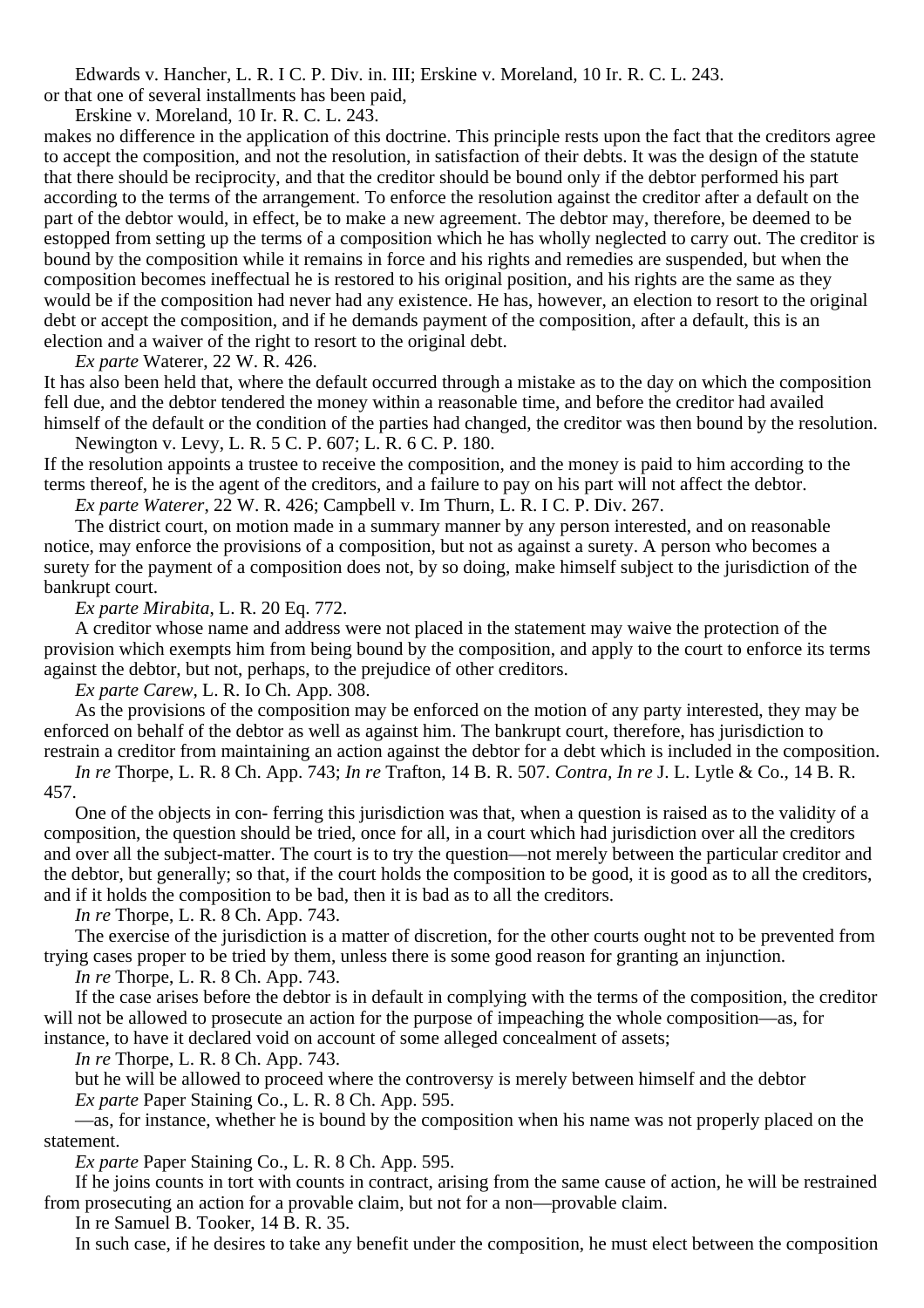Edwards v. Hancher, L. R. I C. P. Div. in. III; Erskine v. Moreland, 10 Ir. R. C. L. 243.

or that one of several installments has been paid,

Erskine v. Moreland, 10 Ir. R. C. L. 243.

makes no difference in the application of this doctrine. This principle rests upon the fact that the creditors agree to accept the composition, and not the resolution, in satisfaction of their debts. It was the design of the statute that there should be reciprocity, and that the creditor should be bound only if the debtor performed his part according to the terms of the arrangement. To enforce the resolution against the creditor after a default on the part of the debtor would, in effect, be to make a new agreement. The debtor may, therefore, be deemed to be estopped from setting up the terms of a composition which he has wholly neglected to carry out. The creditor is bound by the composition while it remains in force and his rights and remedies are suspended, but when the composition becomes ineffectual he is restored to his original position, and his rights are the same as they would be if the composition had never had any existence. He has, however, an election to resort to the original debt or accept the composition, and if he demands payment of the composition, after a default, this is an election and a waiver of the right to resort to the original debt.

*Ex parte* Waterer, 22 W. R. 426.

It has also been held that, where the default occurred through a mistake as to the day on which the composition fell due, and the debtor tendered the money within a reasonable time, and before the creditor had availed himself of the default or the condition of the parties had changed, the creditor was then bound by the resolution.

Newington v. Levy, L. R. 5 C. P. 607; L. R. 6 C. P. 180.

If the resolution appoints a trustee to receive the composition, and the money is paid to him according to the terms thereof, he is the agent of the creditors, and a failure to pay on his part will not affect the debtor.

*Ex parte Waterer*, 22 W. R. 426; Campbell v. Im Thurn, L. R. I C. P. Div. 267.

The district court, on motion made in a summary manner by any person interested, and on reasonable notice, may enforce the provisions of a composition, but not as against a surety. A person who becomes a surety for the payment of a composition does not, by so doing, make himself subject to the jurisdiction of the bankrupt court.

*Ex parte Mirabita*, L. R. 20 Eq. 772.

A creditor whose name and address were not placed in the statement may waive the protection of the provision which exempts him from being bound by the composition, and apply to the court to enforce its terms against the debtor, but not, perhaps, to the prejudice of other creditors.

*Ex parte Carew*, L. R. Io Ch. App. 308.

As the provisions of the composition may be enforced on the motion of any party interested, they may be enforced on behalf of the debtor as well as against him. The bankrupt court, therefore, has jurisdiction to restrain a creditor from maintaining an action against the debtor for a debt which is included in the composition.

*In re* Thorpe, L. R. 8 Ch. App. 743; *In re* Trafton, 14 B. R. 507. *Contra, In re* J. L. Lytle & Co., 14 B. R. 457.

One of the objects in con- ferring this jurisdiction was that, when a question is raised as to the validity of a composition, the question should be tried, once for all, in a court which had jurisdiction over all the creditors and over all the subject-matter. The court is to try the question—not merely between the particular creditor and the debtor, but generally; so that, if the court holds the composition to be good, it is good as to all the creditors, and if it holds the composition to be bad, then it is bad as to all the creditors.

*In re* Thorpe, L. R. 8 Ch. App. 743.

The exercise of the jurisdiction is a matter of discretion, for the other courts ought not to be prevented from trying cases proper to be tried by them, unless there is some good reason for granting an injunction.

*In re* Thorpe, L. R. 8 Ch. App. 743.

If the case arises before the debtor is in default in complying with the terms of the composition, the creditor will not be allowed to prosecute an action for the purpose of impeaching the whole composition—as, for instance, to have it declared void on account of some alleged concealment of assets;

*In re* Thorpe, L. R. 8 Ch. App. 743.

but he will be allowed to proceed where the controversy is merely between himself and the debtor

*Ex parte* Paper Staining Co., L. R. 8 Ch. App. 595.

—as, for instance, whether he is bound by the composition when his name was not properly placed on the statement.

*Ex parte* Paper Staining Co., L. R. 8 Ch. App. 595.

If he joins counts in tort with counts in contract, arising from the same cause of action, he will be restrained from prosecuting an action for a provable claim, but not for a non—provable claim.

In re Samuel B. Tooker, 14 B. R. 35.

In such case, if he desires to take any benefit under the composition, he must elect between the composition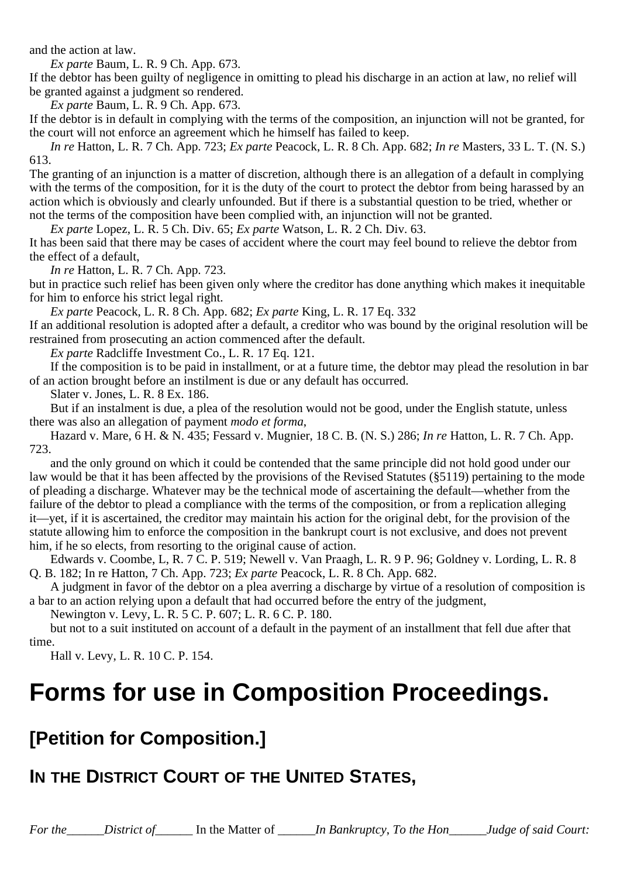and the action at law.

*Ex parte* Baum, L. R. 9 Ch. App. 673.

If the debtor has been guilty of negligence in omitting to plead his discharge in an action at law, no relief will be granted against a judgment so rendered.

*Ex parte* Baum, L. R. 9 Ch. App. 673.

If the debtor is in default in complying with the terms of the composition, an injunction will not be granted, for the court will not enforce an agreement which he himself has failed to keep.

*In re* Hatton, L. R. 7 Ch. App. 723; *Ex parte* Peacock, L. R. 8 Ch. App. 682; *In re* Masters, 33 L. T. (N. S.) 613.

The granting of an injunction is a matter of discretion, although there is an allegation of a default in complying with the terms of the composition, for it is the duty of the court to protect the debtor from being harassed by an action which is obviously and clearly unfounded. But if there is a substantial question to be tried, whether or not the terms of the composition have been complied with, an injunction will not be granted.

*Ex parte* Lopez, L. R. 5 Ch. Div. 65; *Ex parte* Watson, L. R. 2 Ch. Div. 63.

It has been said that there may be cases of accident where the court may feel bound to relieve the debtor from the effect of a default,

*In re* Hatton, L. R. 7 Ch. App. 723.

but in practice such relief has been given only where the creditor has done anything which makes it inequitable for him to enforce his strict legal right.

*Ex parte* Peacock, L. R. 8 Ch. App. 682; *Ex parte* King, L. R. 17 Eq. 332

If an additional resolution is adopted after a default, a creditor who was bound by the original resolution will be restrained from prosecuting an action commenced after the default.

*Ex parte* Radcliffe Investment Co., L. R. 17 Eq. 121.

If the composition is to be paid in installment, or at a future time, the debtor may plead the resolution in bar of an action brought before an instilment is due or any default has occurred.

Slater v. Jones, L. R. 8 Ex. 186.

But if an instalment is due, a plea of the resolution would not be good, under the English statute, unless there was also an allegation of payment *modo et forma*,

Hazard v. Mare, 6 H. & N. 435; Fessard v. Mugnier, 18 C. B. (N. S.) 286; *In re* Hatton, L. R. 7 Ch. App. 723.

and the only ground on which it could be contended that the same principle did not hold good under our law would be that it has been affected by the provisions of the Revised Statutes (§5119) pertaining to the mode of pleading a discharge. Whatever may be the technical mode of ascertaining the default—whether from the failure of the debtor to plead a compliance with the terms of the composition, or from a replication alleging it—yet, if it is ascertained, the creditor may maintain his action for the original debt, for the provision of the statute allowing him to enforce the composition in the bankrupt court is not exclusive, and does not prevent him, if he so elects, from resorting to the original cause of action.

Edwards v. Coombe, L, R. 7 C. P. 519; Newell v. Van Praagh, L. R. 9 P. 96; Goldney v. Lording, L. R. 8 Q. B. 182; In re Hatton, 7 Ch. App. 723; *Ex parte* Peacock, L. R. 8 Ch. App. 682.

A judgment in favor of the debtor on a plea averring a discharge by virtue of a resolution of composition is a bar to an action relying upon a default that had occurred before the entry of the judgment,

Newington v. Levy, L. R. 5 C. P. 607; L. R. 6 C. P. 180.

but not to a suit instituted on account of a default in the payment of an installment that fell due after that time.

Hall v. Levy, L. R. 10 C. P. 154.

# Forms for use in Composition Proceedings.

## [Petition for Composition.]

### IN THE DISTRICT COURT OF THE UNITED STATES,

*For the______District of______* In the Matter of ______*In Bankruptcy*, *To the Hon______Judge of said Court:*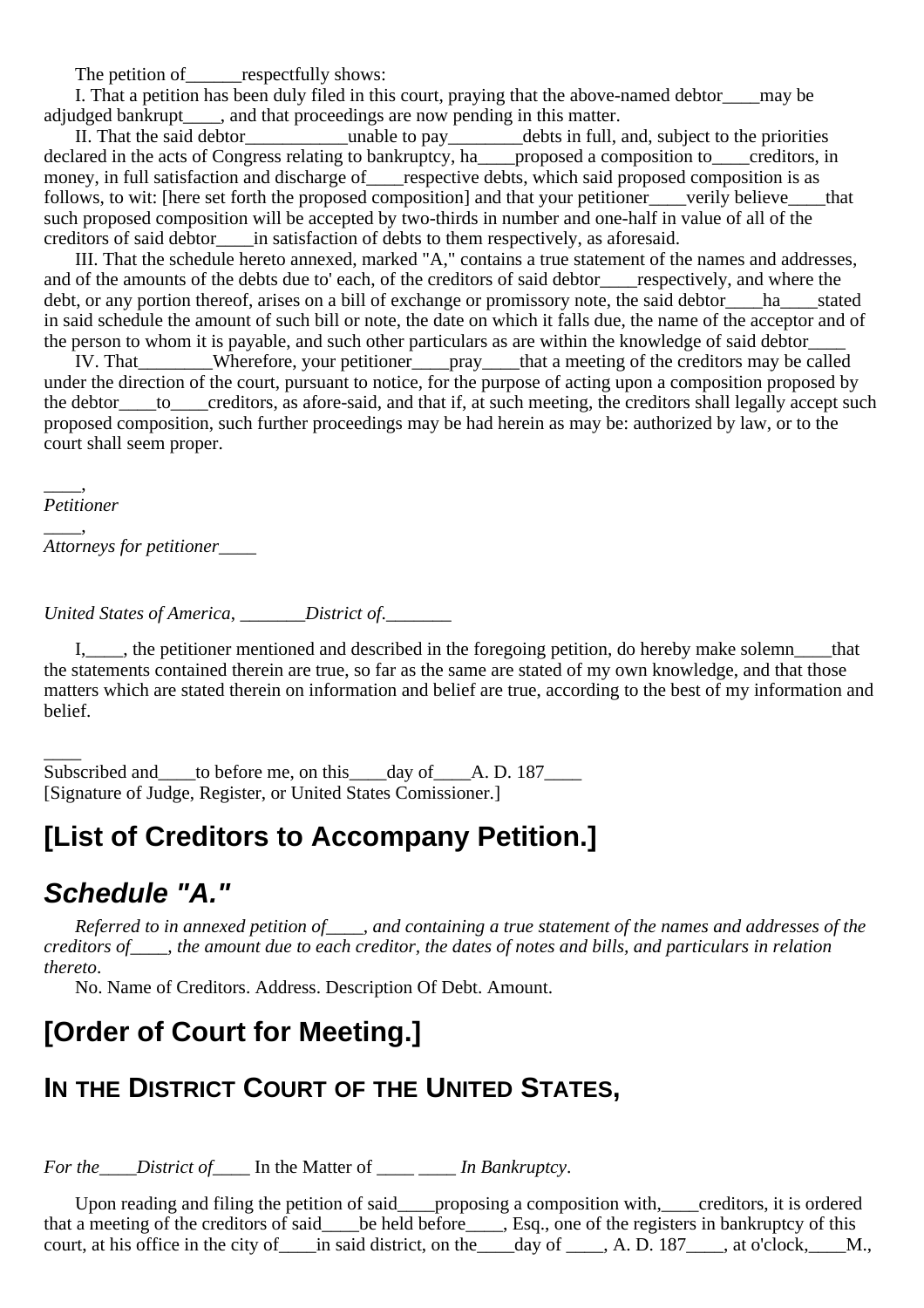The petition of______respectfully shows:

I. That a petition has been duly filed in this court, praying that the above-named debtor____may be adjudged bankrupt____, and that proceedings are now pending in this matter.

II. That the said debtor___________unable to pay________debts in full, and, subject to the priorities declared in the acts of Congress relating to bankruptcy, ha____proposed a composition to____creditors, in money, in full satisfaction and discharge of____respective debts, which said proposed composition is as follows, to wit: [here set forth the proposed composition] and that your petitioner____verily believe____that such proposed composition will be accepted by two-thirds in number and one-half in value of all of the creditors of said debtor____in satisfaction of debts to them respectively, as aforesaid.

III. That the schedule hereto annexed, marked "A," contains a true statement of the names and addresses, and of the amounts of the debts due to' each, of the creditors of said debtor____respectively, and where the debt, or any portion thereof, arises on a bill of exchange or promissory note, the said debtor____ha____stated in said schedule the amount of such bill or note, the date on which it falls due, the name of the acceptor and of the person to whom it is payable, and such other particulars as are within the knowledge of said debtor____

IV. That________Wherefore, your petitioner____pray____that a meeting of the creditors may be called under the direction of the court, pursuant to notice, for the purpose of acting upon a composition proposed by the debtor____to____creditors, as afore-said, and that if, at such meeting, the creditors shall legally accept such proposed composition, such further proceedings may be had herein as may be: authorized by law, or to the court shall seem proper.

____,
*Petitioner*

____,
*Attorneys for petitioner____*

*United States of America*, _______*District of.*_______

I,____, the petitioner mentioned and described in the foregoing petition, do hereby make solemn____that the statements contained therein are true, so far as the same are stated of my own knowledge, and that those matters which are stated therein on information and belief are true, according to the best of my information and belief.

____
Subscribed and____to before me, on this____day of____A. D. 187____
[Signature of Judge, Register, or United States Comissioner.]

## [List of Creditors to Accompany Petition.]

## *Schedule "A."*

*Referred to in annexed petition of____, and containing a true statement of the names and addresses of the creditors of____, the amount due to each creditor, the dates of notes and bills, and particulars in relation thereto*.

No. Name of Creditors. Address. Description Of Debt. Amount.

## [Order of Court for Meeting.]

### IN THE DISTRICT COURT OF THE UNITED STATES,

*For the____District of____* In the Matter of ____ ____ *In Bankruptcy*.

Upon reading and filing the petition of said____proposing a composition with,____creditors, it is ordered that a meeting of the creditors of said____be held before____, Esq., one of the registers in bankruptcy of this court, at his office in the city of____in said district, on the____day of ____, A. D. 187____, at o'clock,____M.,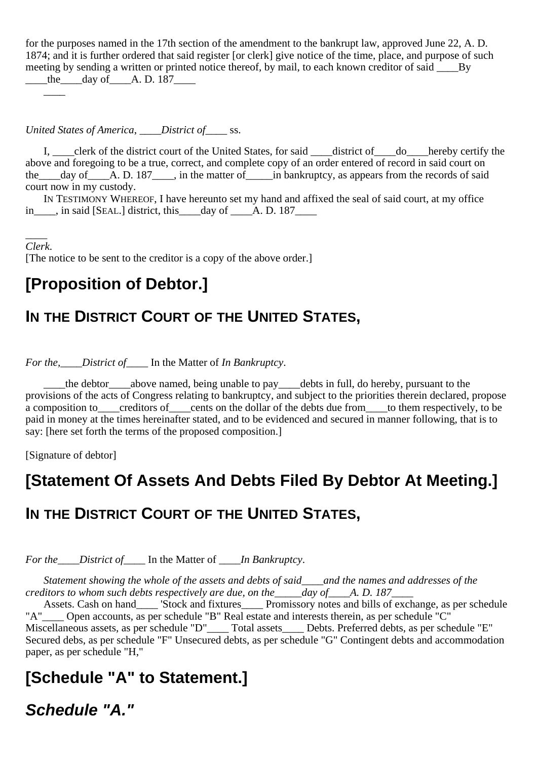for the purposes named in the 17th section of the amendment to the bankrupt law, approved June 22, A. D. 1874; and it is further ordered that said register [or clerk] give notice of the time, place, and purpose of such meeting by sending a written or printed notice thereof, by mail, to each known creditor of said ____By ____the____day of____A. D. 187____

____

*United States of America, ____District of____* ss.

I, ____clerk of the district court of the United States, for said ____district of____do____hereby certify the above and foregoing to be a true, correct, and complete copy of an order entered of record in said court on the____day of____A. D. 187____, in the matter of_____in bankruptcy, as appears from the records of said court now in my custody.

IN TESTIMONY WHEREOF, I have hereunto set my hand and affixed the seal of said court, at my office in____, in said [SEAL.] district, this____day of ____A. D. 187____

____
*Clerk.*
[The notice to be sent to the creditor is a copy of the above order.]

# [Proposition of Debtor.]

## IN THE DISTRICT COURT OF THE UNITED STATES,

*For the,____District of____* In the Matter of *In Bankruptcy*.

____the debtor____above named, being unable to pay____debts in full, do hereby, pursuant to the provisions of the acts of Congress relating to bankruptcy, and subject to the priorities therein declared, propose a composition to____creditors of____cents on the dollar of the debts due from____to them respectively, to be paid in money at the times hereinafter stated, and to be evidenced and secured in manner following, that is to say: [here set forth the terms of the proposed composition.]

[Signature of debtor]

# [Statement Of Assets And Debts Filed By Debtor At Meeting.]

## IN THE DISTRICT COURT OF THE UNITED STATES,

*For the____District of____* In the Matter of ____*In Bankruptcy*.

*Statement showing the whole of the assets and debts of said____and the names and addresses of the creditors to whom such debts respectively are due, on the_____day of____A. D. 187____*

Assets. Cash on hand____ 'Stock and fixtures____ Promissory notes and bills of exchange, as per schedule "A"____ Open accounts, as per schedule "B" Real estate and interests therein, as per schedule "C" Miscellaneous assets, as per schedule "D"____ Total assets____ Debts. Preferred debts, as per schedule "E" Secured debs, as per schedule "F" Unsecured debts, as per schedule "G" Contingent debts and accommodation paper, as per schedule "H,"

# [Schedule "A" to Statement.]

## *Schedule "A."*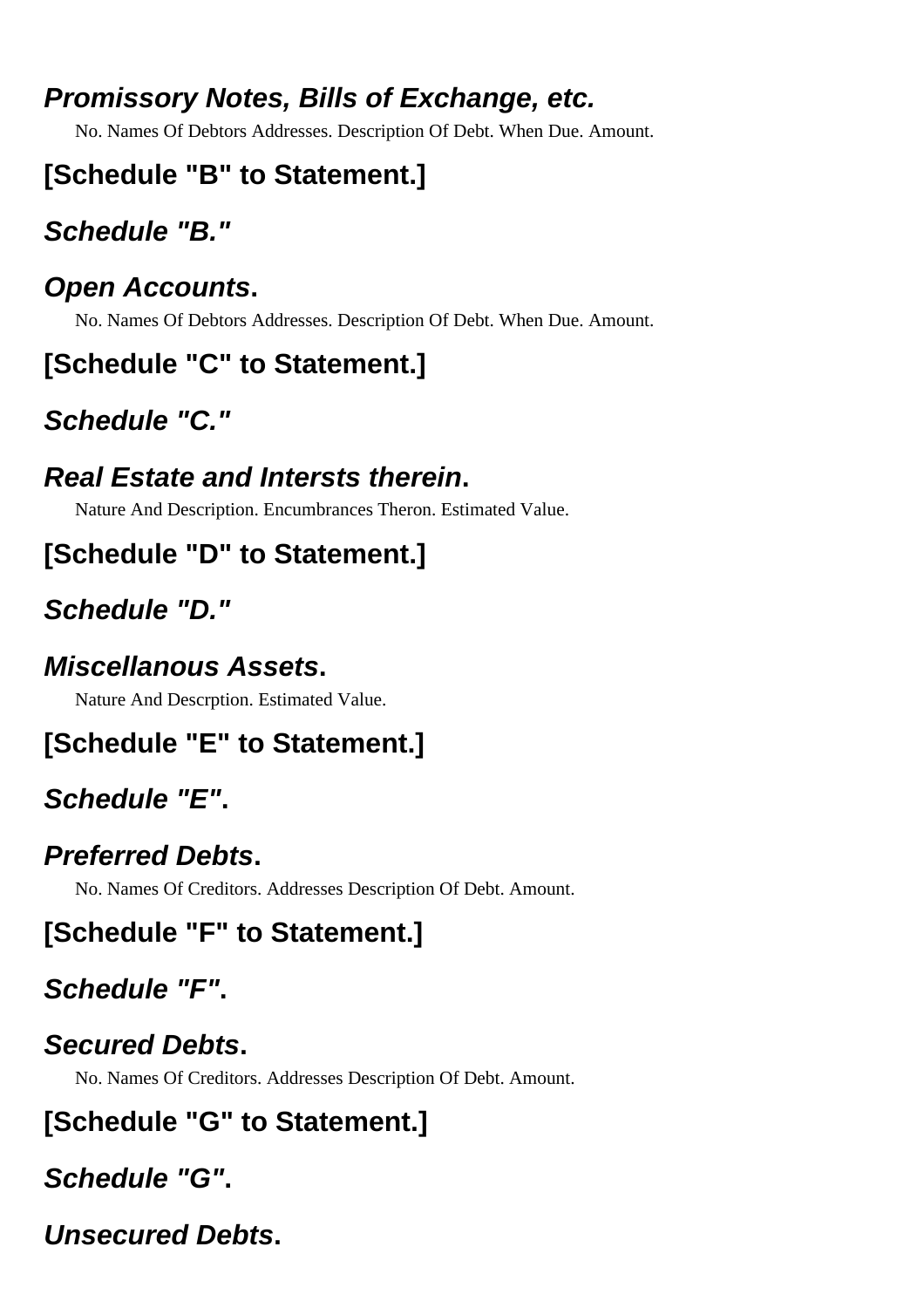### ***Promissory Notes, Bills of Exchange, etc.***

No. Names Of Debtors Addresses. Description Of Debt. When Due. Amount.

## [Schedule "B" to Statement.]

### ***Schedule "B."***

### ***Open Accounts*.**

No. Names Of Debtors Addresses. Description Of Debt. When Due. Amount.

## [Schedule "C" to Statement.]

### ***Schedule "C."***

### ***Real Estate and Intersts therein*.**

Nature And Description. Encumbrances Theron. Estimated Value.

## [Schedule "D" to Statement.]

### ***Schedule "D."***

### ***Miscellanous Assets*.**

Nature And Descrption. Estimated Value.

## [Schedule "E" to Statement.]

### ***Schedule "E"*.**

### ***Preferred Debts*.**

No. Names Of Creditors. Addresses Description Of Debt. Amount.

## [Schedule "F" to Statement.]

### ***Schedule "F"*.**

### ***Secured Debts*.**

No. Names Of Creditors. Addresses Description Of Debt. Amount.

## [Schedule "G" to Statement.]

### ***Schedule "G"*.**

### ***Unsecured Debts*.**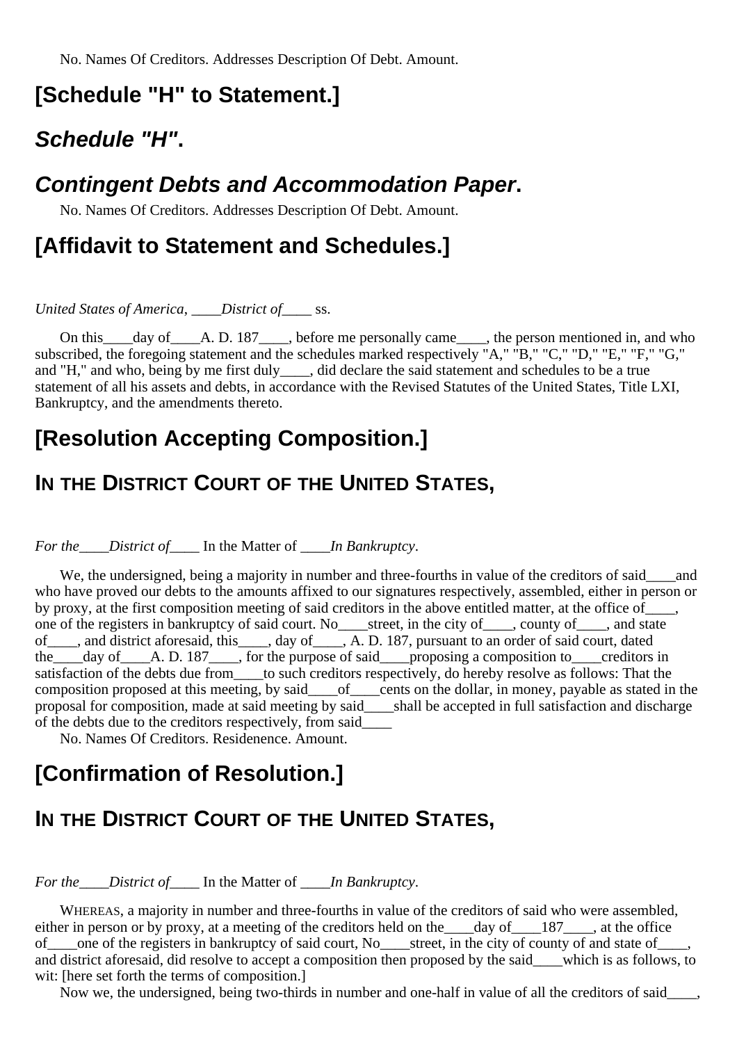No. Names Of Creditors. Addresses Description Of Debt. Amount.

## [Schedule "H" to Statement.]

## *Schedule "H".*

## *Contingent Debts and Accommodation Paper.*

No. Names Of Creditors. Addresses Description Of Debt. Amount.

## [Affidavit to Statement and Schedules.]

*United States of America*, ____*District of*____ ss.

On this____day of____A. D. 187____, before me personally came____, the person mentioned in, and who subscribed, the foregoing statement and the schedules marked respectively "A," "B," "C," "D," "E," "F," "G," and "H," and who, being by me first duly____, did declare the said statement and schedules to be a true statement of all his assets and debts, in accordance with the Revised Statutes of the United States, Title LXI, Bankruptcy, and the amendments thereto.

## [Resolution Accepting Composition.]

### IN THE DISTRICT COURT OF THE UNITED STATES,

*For the*____*District of*____ In the Matter of ____*In Bankruptcy*.

We, the undersigned, being a majority in number and three-fourths in value of the creditors of said____and who have proved our debts to the amounts affixed to our signatures respectively, assembled, either in person or by proxy, at the first composition meeting of said creditors in the above entitled matter, at the office of____, one of the registers in bankruptcy of said court. No____street, in the city of____, county of____, and state of____, and district aforesaid, this____, day of____, A. D. 187, pursuant to an order of said court, dated the____day of____A. D. 187____, for the purpose of said____proposing a composition to____creditors in satisfaction of the debts due from____to such creditors respectively, do hereby resolve as follows: That the composition proposed at this meeting, by said____of____cents on the dollar, in money, payable as stated in the proposal for composition, made at said meeting by said____shall be accepted in full satisfaction and discharge of the debts due to the creditors respectively, from said____

No. Names Of Creditors. Residenence. Amount.

## [Confirmation of Resolution.]

### IN THE DISTRICT COURT OF THE UNITED STATES,

*For the*____*District of*____ In the Matter of ____*In Bankruptcy*.

WHEREAS, a majority in number and three-fourths in value of the creditors of said who were assembled, either in person or by proxy, at a meeting of the creditors held on the____day of____187____, at the office of____one of the registers in bankruptcy of said court, No____street, in the city of county of and state of____, and district aforesaid, did resolve to accept a composition then proposed by the said____which is as follows, to wit: [here set forth the terms of composition.]

Now we, the undersigned, being two-thirds in number and one-half in value of all the creditors of said____,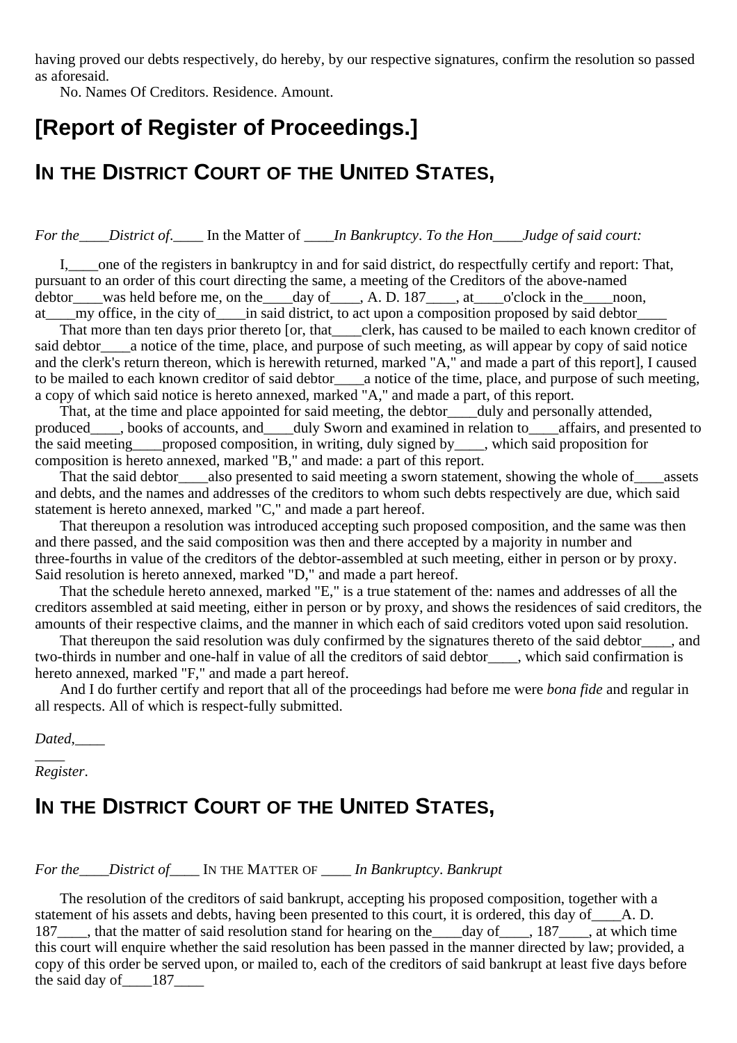having proved our debts respectively, do hereby, by our respective signatures, confirm the resolution so passed as aforesaid.

No. Names Of Creditors. Residence. Amount.

# [Report of Register of Proceedings.]

## IN THE DISTRICT COURT OF THE UNITED STATES,

*For the____District of.____* In the Matter of ____*In Bankruptcy. To the Hon____Judge of said court:*

I,____one of the registers in bankruptcy in and for said district, do respectfully certify and report: That, pursuant to an order of this court directing the same, a meeting of the Creditors of the above-named debtor____was held before me, on the____day of____, A. D. 187____, at____o'clock in the____noon, at____my office, in the city of____in said district, to act upon a composition proposed by said debtor____

That more than ten days prior thereto [or, that____clerk, has caused to be mailed to each known creditor of said debtor____a notice of the time, place, and purpose of such meeting, as will appear by copy of said notice and the clerk's return thereon, which is herewith returned, marked "A," and made a part of this report], I caused to be mailed to each known creditor of said debtor____a notice of the time, place, and purpose of such meeting, a copy of which said notice is hereto annexed, marked "A," and made a part, of this report.

That, at the time and place appointed for said meeting, the debtor____duly and personally attended, produced____, books of accounts, and____duly Sworn and examined in relation to____affairs, and presented to the said meeting____proposed composition, in writing, duly signed by____, which said proposition for composition is hereto annexed, marked "B," and made: a part of this report.

That the said debtor____also presented to said meeting a sworn statement, showing the whole of____assets and debts, and the names and addresses of the creditors to whom such debts respectively are due, which said statement is hereto annexed, marked "C," and made a part hereof.

That thereupon a resolution was introduced accepting such proposed composition, and the same was then and there passed, and the said composition was then and there accepted by a majority in number and three-fourths in value of the creditors of the debtor-assembled at such meeting, either in person or by proxy. Said resolution is hereto annexed, marked "D," and made a part hereof.

That the schedule hereto annexed, marked "E," is a true statement of the: names and addresses of all the creditors assembled at said meeting, either in person or by proxy, and shows the residences of said creditors, the amounts of their respective claims, and the manner in which each of said creditors voted upon said resolution.

That thereupon the said resolution was duly confirmed by the signatures thereto of the said debtor____, and two-thirds in number and one-half in value of all the creditors of said debtor____, which said confirmation is hereto annexed, marked "F," and made a part hereof.

And I do further certify and report that all of the proceedings had before me were *bona fide* and regular in all respects. All of which is respect-fully submitted.

*Dated,____*

____
*Register*.

## IN THE DISTRICT COURT OF THE UNITED STATES,

*For the____District of____* IN THE MATTER OF ____ *In Bankruptcy. Bankrupt*

The resolution of the creditors of said bankrupt, accepting his proposed composition, together with a statement of his assets and debts, having been presented to this court, it is ordered, this day of____A. D. 187____, that the matter of said resolution stand for hearing on the____day of____, 187____, at which time this court will enquire whether the said resolution has been passed in the manner directed by law; provided, a copy of this order be served upon, or mailed to, each of the creditors of said bankrupt at least five days before the said day of____187____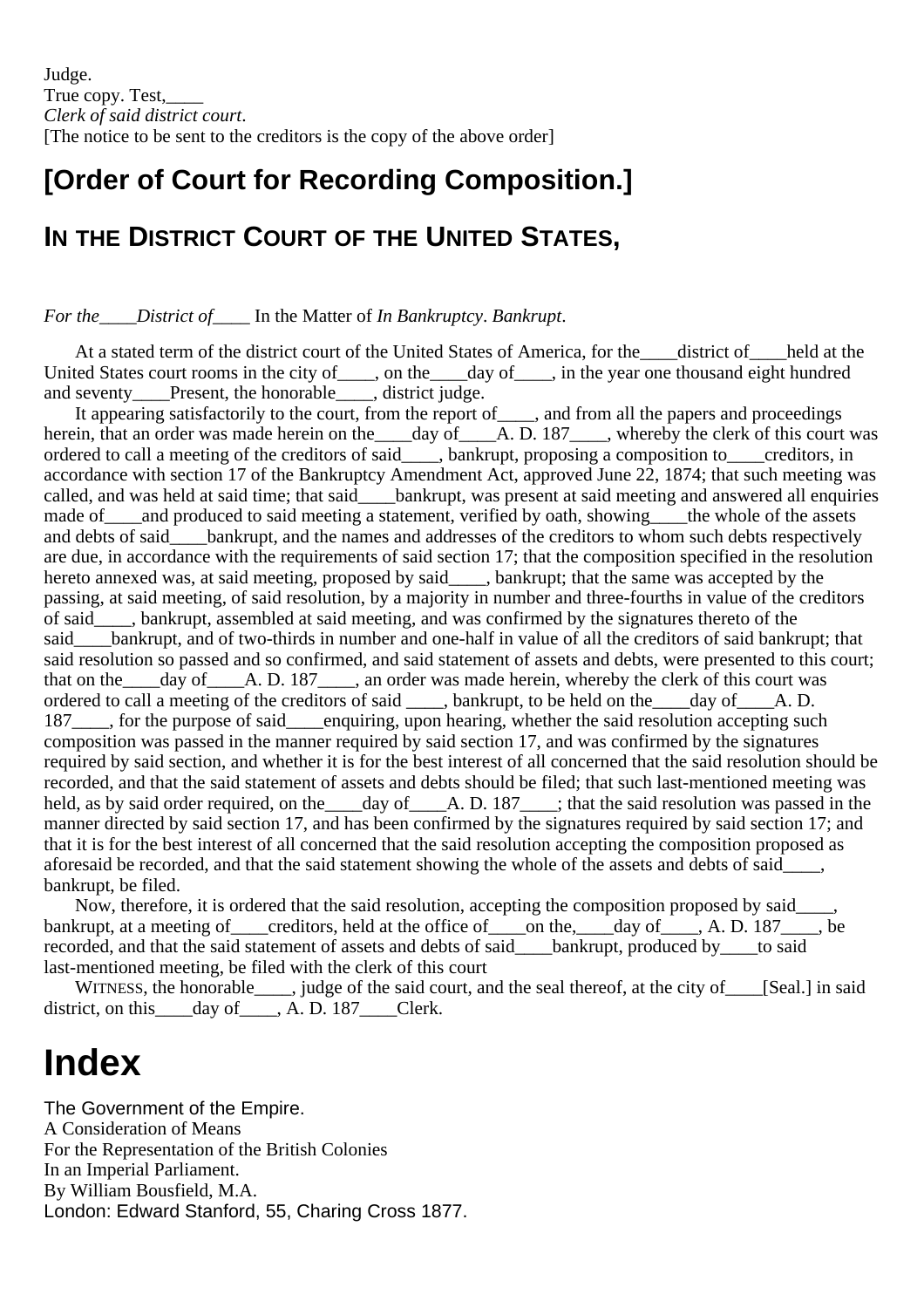Judge.
True copy. Test,____
*Clerk of said district court*.
[The notice to be sent to the creditors is the copy of the above order]

## [Order of Court for Recording Composition.]

### In the District Court of the United States,

*For the____District of____* In the Matter of *In Bankruptcy*. *Bankrupt*.

At a stated term of the district court of the United States of America, for the____district of____held at the United States court rooms in the city of____, on the____day of____, in the year one thousand eight hundred and seventy____Present, the honorable____, district judge.

It appearing satisfactorily to the court, from the report of____, and from all the papers and proceedings herein, that an order was made herein on the____day of____A. D. 187____, whereby the clerk of this court was ordered to call a meeting of the creditors of said____, bankrupt, proposing a composition to____creditors, in accordance with section 17 of the Bankruptcy Amendment Act, approved June 22, 1874; that such meeting was called, and was held at said time; that said____bankrupt, was present at said meeting and answered all enquiries made of____and produced to said meeting a statement, verified by oath, showing____the whole of the assets and debts of said____bankrupt, and the names and addresses of the creditors to whom such debts respectively are due, in accordance with the requirements of said section 17; that the composition specified in the resolution hereto annexed was, at said meeting, proposed by said____, bankrupt; that the same was accepted by the passing, at said meeting, of said resolution, by a majority in number and three-fourths in value of the creditors of said____, bankrupt, assembled at said meeting, and was confirmed by the signatures thereto of the said____bankrupt, and of two-thirds in number and one-half in value of all the creditors of said bankrupt; that said resolution so passed and so confirmed, and said statement of assets and debts, were presented to this court; that on the____day of____A. D. 187____, an order was made herein, whereby the clerk of this court was ordered to call a meeting of the creditors of said ____, bankrupt, to be held on the____day of____A. D. 187____, for the purpose of said____enquiring, upon hearing, whether the said resolution accepting such composition was passed in the manner required by said section 17, and was confirmed by the signatures required by said section, and whether it is for the best interest of all concerned that the said resolution should be recorded, and that the said statement of assets and debts should be filed; that such last-mentioned meeting was held, as by said order required, on the____day of____A. D. 187____; that the said resolution was passed in the manner directed by said section 17, and has been confirmed by the signatures required by said section 17; and that it is for the best interest of all concerned that the said resolution accepting the composition proposed as aforesaid be recorded, and that the said statement showing the whole of the assets and debts of said____, bankrupt, be filed.

Now, therefore, it is ordered that the said resolution, accepting the composition proposed by said____, bankrupt, at a meeting of____creditors, held at the office of____on the,____day of____, A. D. 187____, be recorded, and that the said statement of assets and debts of said____bankrupt, produced by____to said last-mentioned meeting, be filed with the clerk of this court

Witness, the honorable____, judge of the said court, and the seal thereof, at the city of____[Seal.] in said district, on this____day of____, A. D. 187____Clerk.

# Index

The Government of the Empire.
A Consideration of Means
For the Representation of the British Colonies
In an Imperial Parliament.
By William Bousfield, M.A.
London: Edward Stanford, 55, Charing Cross 1877.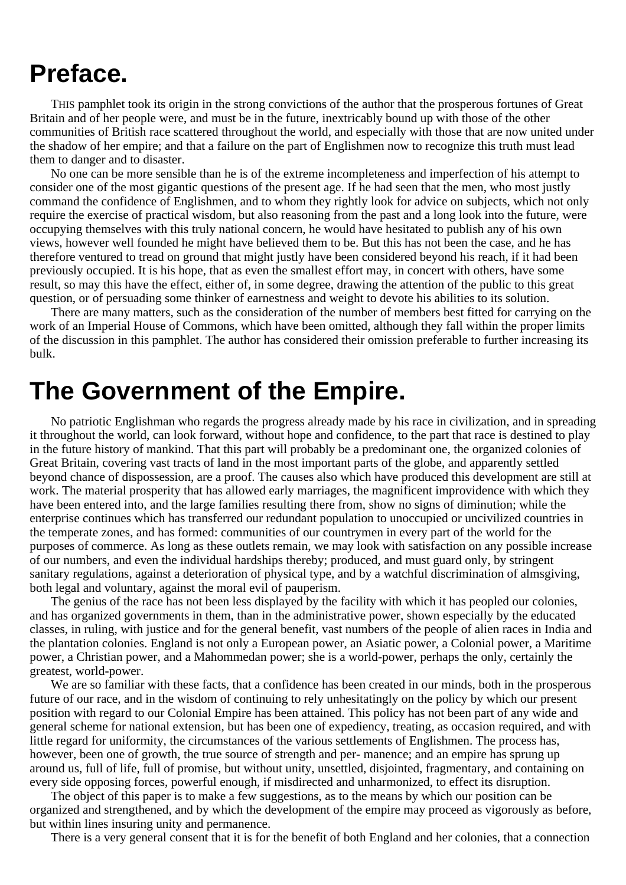# Preface.

THIS pamphlet took its origin in the strong convictions of the author that the prosperous fortunes of Great Britain and of her people were, and must be in the future, inextricably bound up with those of the other communities of British race scattered throughout the world, and especially with those that are now united under the shadow of her empire; and that a failure on the part of Englishmen now to recognize this truth must lead them to danger and to disaster.

No one can be more sensible than he is of the extreme incompleteness and imperfection of his attempt to consider one of the most gigantic questions of the present age. If he had seen that the men, who most justly command the confidence of Englishmen, and to whom they rightly look for advice on subjects, which not only require the exercise of practical wisdom, but also reasoning from the past and a long look into the future, were occupying themselves with this truly national concern, he would have hesitated to publish any of his own views, however well founded he might have believed them to be. But this has not been the case, and he has therefore ventured to tread on ground that might justly have been considered beyond his reach, if it had been previously occupied. It is his hope, that as even the smallest effort may, in concert with others, have some result, so may this have the effect, either of, in some degree, drawing the attention of the public to this great question, or of persuading some thinker of earnestness and weight to devote his abilities to its solution.

There are many matters, such as the consideration of the number of members best fitted for carrying on the work of an Imperial House of Commons, which have been omitted, although they fall within the proper limits of the discussion in this pamphlet. The author has considered their omission preferable to further increasing its bulk.

# The Government of the Empire.

No patriotic Englishman who regards the progress already made by his race in civilization, and in spreading it throughout the world, can look forward, without hope and confidence, to the part that race is destined to play in the future history of mankind. That this part will probably be a predominant one, the organized colonies of Great Britain, covering vast tracts of land in the most important parts of the globe, and apparently settled beyond chance of dispossession, are a proof. The causes also which have produced this development are still at work. The material prosperity that has allowed early marriages, the magnificent improvidence with which they have been entered into, and the large families resulting there from, show no signs of diminution; while the enterprise continues which has transferred our redundant population to unoccupied or uncivilized countries in the temperate zones, and has formed: communities of our countrymen in every part of the world for the purposes of commerce. As long as these outlets remain, we may look with satisfaction on any possible increase of our numbers, and even the individual hardships thereby; produced, and must guard only, by stringent sanitary regulations, against a deterioration of physical type, and by a watchful discrimination of almsgiving, both legal and voluntary, against the moral evil of pauperism.

The genius of the race has not been less displayed by the facility with which it has peopled our colonies, and has organized governments in them, than in the administrative power, shown especially by the educated classes, in ruling, with justice and for the general benefit, vast numbers of the people of alien races in India and the plantation colonies. England is not only a European power, an Asiatic power, a Colonial power, a Maritime power, a Christian power, and a Mahommedan power; she is a world-power, perhaps the only, certainly the greatest, world-power.

We are so familiar with these facts, that a confidence has been created in our minds, both in the prosperous future of our race, and in the wisdom of continuing to rely unhesitatingly on the policy by which our present position with regard to our Colonial Empire has been attained. This policy has not been part of any wide and general scheme for national extension, but has been one of expediency, treating, as occasion required, and with little regard for uniformity, the circumstances of the various settlements of Englishmen. The process has, however, been one of growth, the true source of strength and per- manence; and an empire has sprung up around us, full of life, full of promise, but without unity, unsettled, disjointed, fragmentary, and containing on every side opposing forces, powerful enough, if misdirected and unharmonized, to effect its disruption.

The object of this paper is to make a few suggestions, as to the means by which our position can be organized and strengthened, and by which the development of the empire may proceed as vigorously as before, but within lines insuring unity and permanence.

There is a very general consent that it is for the benefit of both England and her colonies, that a connection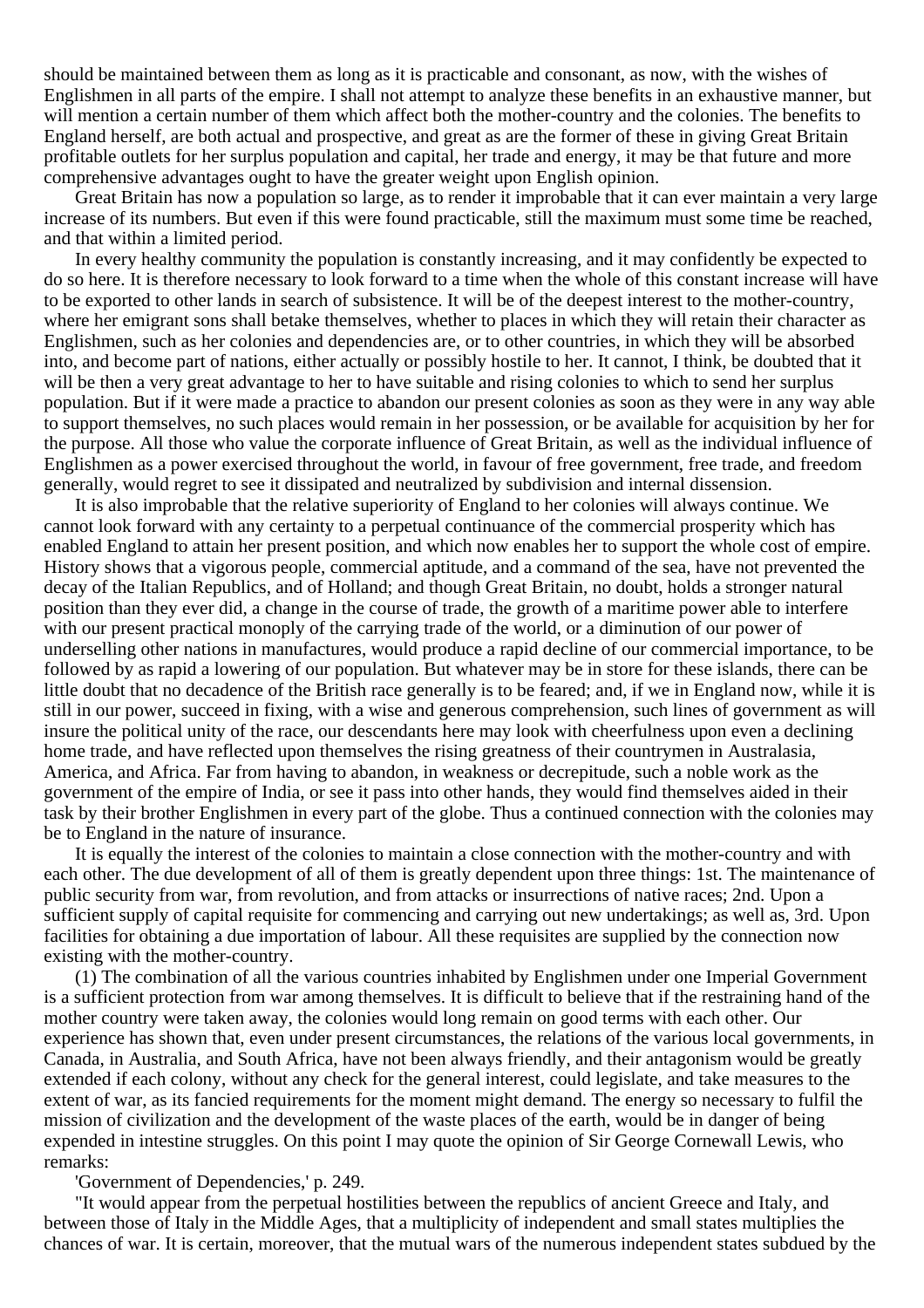should be maintained between them as long as it is practicable and consonant, as now, with the wishes of Englishmen in all parts of the empire. I shall not attempt to analyze these benefits in an exhaustive manner, but will mention a certain number of them which affect both the mother-country and the colonies. The benefits to England herself, are both actual and prospective, and great as are the former of these in giving Great Britain profitable outlets for her surplus population and capital, her trade and energy, it may be that future and more comprehensive advantages ought to have the greater weight upon English opinion.

Great Britain has now a population so large, as to render it improbable that it can ever maintain a very large increase of its numbers. But even if this were found practicable, still the maximum must some time be reached, and that within a limited period.

In every healthy community the population is constantly increasing, and it may confidently be expected to do so here. It is therefore necessary to look forward to a time when the whole of this constant increase will have to be exported to other lands in search of subsistence. It will be of the deepest interest to the mother-country, where her emigrant sons shall betake themselves, whether to places in which they will retain their character as Englishmen, such as her colonies and dependencies are, or to other countries, in which they will be absorbed into, and become part of nations, either actually or possibly hostile to her. It cannot, I think, be doubted that it will be then a very great advantage to her to have suitable and rising colonies to which to send her surplus population. But if it were made a practice to abandon our present colonies as soon as they were in any way able to support themselves, no such places would remain in her possession, or be available for acquisition by her for the purpose. All those who value the corporate influence of Great Britain, as well as the individual influence of Englishmen as a power exercised throughout the world, in favour of free government, free trade, and freedom generally, would regret to see it dissipated and neutralized by subdivision and internal dissension.

It is also improbable that the relative superiority of England to her colonies will always continue. We cannot look forward with any certainty to a perpetual continuance of the commercial prosperity which has enabled England to attain her present position, and which now enables her to support the whole cost of empire. History shows that a vigorous people, commercial aptitude, and a command of the sea, have not prevented the decay of the Italian Republics, and of Holland; and though Great Britain, no doubt, holds a stronger natural position than they ever did, a change in the course of trade, the growth of a maritime power able to interfere with our present practical monopoly of the carrying trade of the world, or a diminution of our power of underselling other nations in manufactures, would produce a rapid decline of our commercial importance, to be followed by as rapid a lowering of our population. But whatever may be in store for these islands, there can be little doubt that no decadence of the British race generally is to be feared; and, if we in England now, while it is still in our power, succeed in fixing, with a wise and generous comprehension, such lines of government as will insure the political unity of the race, our descendants here may look with cheerfulness upon even a declining home trade, and have reflected upon themselves the rising greatness of their countrymen in Australasia, America, and Africa. Far from having to abandon, in weakness or decrepitude, such a noble work as the government of the empire of India, or see it pass into other hands, they would find themselves aided in their task by their brother Englishmen in every part of the globe. Thus a continued connection with the colonies may be to England in the nature of insurance.

It is equally the interest of the colonies to maintain a close connection with the mother-country and with each other. The due development of all of them is greatly dependent upon three things: 1st. The maintenance of public security from war, from revolution, and from attacks or insurrections of native races; 2nd. Upon a sufficient supply of capital requisite for commencing and carrying out new undertakings; as well as, 3rd. Upon facilities for obtaining a due importation of labour. All these requisites are supplied by the connection now existing with the mother-country.

(1) The combination of all the various countries inhabited by Englishmen under one Imperial Government is a sufficient protection from war among themselves. It is difficult to believe that if the restraining hand of the mother country were taken away, the colonies would long remain on good terms with each other. Our experience has shown that, even under present circumstances, the relations of the various local governments, in Canada, in Australia, and South Africa, have not been always friendly, and their antagonism would be greatly extended if each colony, without any check for the general interest, could legislate, and take measures to the extent of war, as its fancied requirements for the moment might demand. The energy so necessary to fulfil the mission of civilization and the development of the waste places of the earth, would be in danger of being expended in intestine struggles. On this point I may quote the opinion of Sir George Cornewall Lewis, who remarks:

'Government of Dependencies,' p. 249.

"It would appear from the perpetual hostilities between the republics of ancient Greece and Italy, and between those of Italy in the Middle Ages, that a multiplicity of independent and small states multiplies the chances of war. It is certain, moreover, that the mutual wars of the numerous independent states subdued by the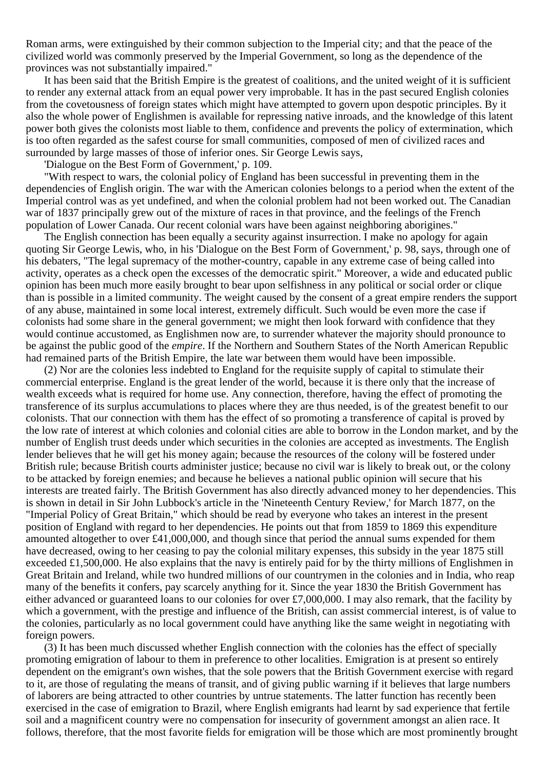Roman arms, were extinguished by their common subjection to the Imperial city; and that the peace of the civilized world was commonly preserved by the Imperial Government, so long as the dependence of the provinces was not substantially impaired."

It has been said that the British Empire is the greatest of coalitions, and the united weight of it is sufficient to render any external attack from an equal power very improbable. It has in the past secured English colonies from the covetousness of foreign states which might have attempted to govern upon despotic principles. By it also the whole power of Englishmen is available for repressing native inroads, and the knowledge of this latent power both gives the colonists most liable to them, confidence and prevents the policy of extermination, which is too often regarded as the safest course for small communities, composed of men of civilized races and surrounded by large masses of those of inferior ones. Sir George Lewis says,

'Dialogue on the Best Form of Government,' p. 109.

"With respect to wars, the colonial policy of England has been successful in preventing them in the dependencies of English origin. The war with the American colonies belongs to a period when the extent of the Imperial control was as yet undefined, and when the colonial problem had not been worked out. The Canadian war of 1837 principally grew out of the mixture of races in that province, and the feelings of the French population of Lower Canada. Our recent colonial wars have been against neighboring aborigines."

The English connection has been equally a security against insurrection. I make no apology for again quoting Sir George Lewis, who, in his 'Dialogue on the Best Form of Government,' p. 98, says, through one of his debaters, "The legal supremacy of the mother-country, capable in any extreme case of being called into activity, operates as a check open the excesses of the democratic spirit." Moreover, a wide and educated public opinion has been much more easily brought to bear upon selfishness in any political or social order or clique than is possible in a limited community. The weight caused by the consent of a great empire renders the support of any abuse, maintained in some local interest, extremely difficult. Such would be even more the case if colonists had some share in the general government; we might then look forward with confidence that they would continue accustomed, as Englishmen now are, to surrender whatever the majority should pronounce to be against the public good of the *empire*. If the Northern and Southern States of the North American Republic had remained parts of the British Empire, the late war between them would have been impossible.

(2) Nor are the colonies less indebted to England for the requisite supply of capital to stimulate their commercial enterprise. England is the great lender of the world, because it is there only that the increase of wealth exceeds what is required for home use. Any connection, therefore, having the effect of promoting the transference of its surplus accumulations to places where they are thus needed, is of the greatest benefit to our colonists. That our connection with them has the effect of so promoting a transference of capital is proved by the low rate of interest at which colonies and colonial cities are able to borrow in the London market, and by the number of English trust deeds under which securities in the colonies are accepted as investments. The English lender believes that he will get his money again; because the resources of the colony will be fostered under British rule; because British courts administer justice; because no civil war is likely to break out, or the colony to be attacked by foreign enemies; and because he believes a national public opinion will secure that his interests are treated fairly. The British Government has also directly advanced money to her dependencies. This is shown in detail in Sir John Lubbock's article in the 'Nineteenth Century Review,' for March 1877, on the "Imperial Policy of Great Britain," which should be read by everyone who takes an interest in the present position of England with regard to her dependencies. He points out that from 1859 to 1869 this expenditure amounted altogether to over £41,000,000, and though since that period the annual sums expended for them have decreased, owing to her ceasing to pay the colonial military expenses, this subsidy in the year 1875 still exceeded £1,500,000. He also explains that the navy is entirely paid for by the thirty millions of Englishmen in Great Britain and Ireland, while two hundred millions of our countrymen in the colonies and in India, who reap many of the benefits it confers, pay scarcely anything for it. Since the year 1830 the British Government has either advanced or guaranteed loans to our colonies for over £7,000,000. I may also remark, that the facility by which a government, with the prestige and influence of the British, can assist commercial interest, is of value to the colonies, particularly as no local government could have anything like the same weight in negotiating with foreign powers.

(3) It has been much discussed whether English connection with the colonies has the effect of specially promoting emigration of labour to them in preference to other localities. Emigration is at present so entirely dependent on the emigrant's own wishes, that the sole powers that the British Government exercise with regard to it, are those of regulating the means of transit, and of giving public warning if it believes that large numbers of laborers are being attracted to other countries by untrue statements. The latter function has recently been exercised in the case of emigration to Brazil, where English emigrants had learnt by sad experience that fertile soil and a magnificent country were no compensation for insecurity of government amongst an alien race. It follows, therefore, that the most favorite fields for emigration will be those which are most prominently brought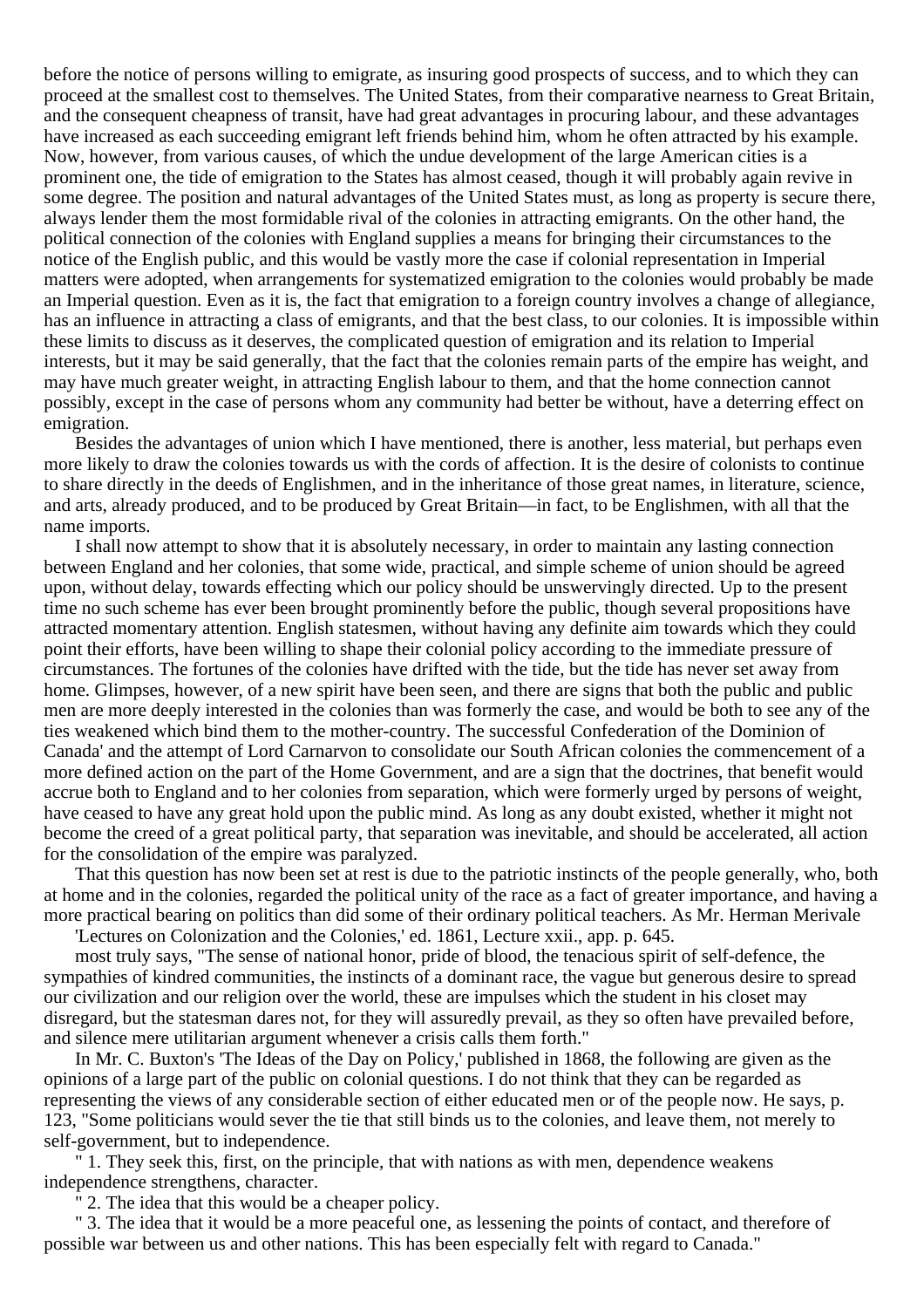before the notice of persons willing to emigrate, as insuring good prospects of success, and to which they can proceed at the smallest cost to themselves. The United States, from their comparative nearness to Great Britain, and the consequent cheapness of transit, have had great advantages in procuring labour, and these advantages have increased as each succeeding emigrant left friends behind him, whom he often attracted by his example. Now, however, from various causes, of which the undue development of the large American cities is a prominent one, the tide of emigration to the States has almost ceased, though it will probably again revive in some degree. The position and natural advantages of the United States must, as long as property is secure there, always lender them the most formidable rival of the colonies in attracting emigrants. On the other hand, the political connection of the colonies with England supplies a means for bringing their circumstances to the notice of the English public, and this would be vastly more the case if colonial representation in Imperial matters were adopted, when arrangements for systematized emigration to the colonies would probably be made an Imperial question. Even as it is, the fact that emigration to a foreign country involves a change of allegiance, has an influence in attracting a class of emigrants, and that the best class, to our colonies. It is impossible within these limits to discuss as it deserves, the complicated question of emigration and its relation to Imperial interests, but it may be said generally, that the fact that the colonies remain parts of the empire has weight, and may have much greater weight, in attracting English labour to them, and that the home connection cannot possibly, except in the case of persons whom any community had better be without, have a deterring effect on emigration.

Besides the advantages of union which I have mentioned, there is another, less material, but perhaps even more likely to draw the colonies towards us with the cords of affection. It is the desire of colonists to continue to share directly in the deeds of Englishmen, and in the inheritance of those great names, in literature, science, and arts, already produced, and to be produced by Great Britain—in fact, to be Englishmen, with all that the name imports.

I shall now attempt to show that it is absolutely necessary, in order to maintain any lasting connection between England and her colonies, that some wide, practical, and simple scheme of union should be agreed upon, without delay, towards effecting which our policy should be unswervingly directed. Up to the present time no such scheme has ever been brought prominently before the public, though several propositions have attracted momentary attention. English statesmen, without having any definite aim towards which they could point their efforts, have been willing to shape their colonial policy according to the immediate pressure of circumstances. The fortunes of the colonies have drifted with the tide, but the tide has never set away from home. Glimpses, however, of a new spirit have been seen, and there are signs that both the public and public men are more deeply interested in the colonies than was formerly the case, and would be both to see any of the ties weakened which bind them to the mother-country. The successful Confederation of the Dominion of Canada' and the attempt of Lord Carnarvon to consolidate our South African colonies the commencement of a more defined action on the part of the Home Government, and are a sign that the doctrines, that benefit would accrue both to England and to her colonies from separation, which were formerly urged by persons of weight, have ceased to have any great hold upon the public mind. As long as any doubt existed, whether it might not become the creed of a great political party, that separation was inevitable, and should be accelerated, all action for the consolidation of the empire was paralyzed.

That this question has now been set at rest is due to the patriotic instincts of the people generally, who, both at home and in the colonies, regarded the political unity of the race as a fact of greater importance, and having a more practical bearing on politics than did some of their ordinary political teachers. As Mr. Herman Merivale

'Lectures on Colonization and the Colonies,' ed. 1861, Lecture xxii., app. p. 645.

most truly says, "The sense of national honor, pride of blood, the tenacious spirit of self-defence, the sympathies of kindred communities, the instincts of a dominant race, the vague but generous desire to spread our civilization and our religion over the world, these are impulses which the student in his closet may disregard, but the statesman dares not, for they will assuredly prevail, as they so often have prevailed before, and silence mere utilitarian argument whenever a crisis calls them forth."

In Mr. C. Buxton's 'The Ideas of the Day on Policy,' published in 1868, the following are given as the opinions of a large part of the public on colonial questions. I do not think that they can be regarded as representing the views of any considerable section of either educated men or of the people now. He says, p. 123, "Some politicians would sever the tie that still binds us to the colonies, and leave them, not merely to self-government, but to independence.

" 1. They seek this, first, on the principle, that with nations as with men, dependence weakens independence strengthens, character.

" 2. The idea that this would be a cheaper policy.

" 3. The idea that it would be a more peaceful one, as lessening the points of contact, and therefore of possible war between us and other nations. This has been especially felt with regard to Canada."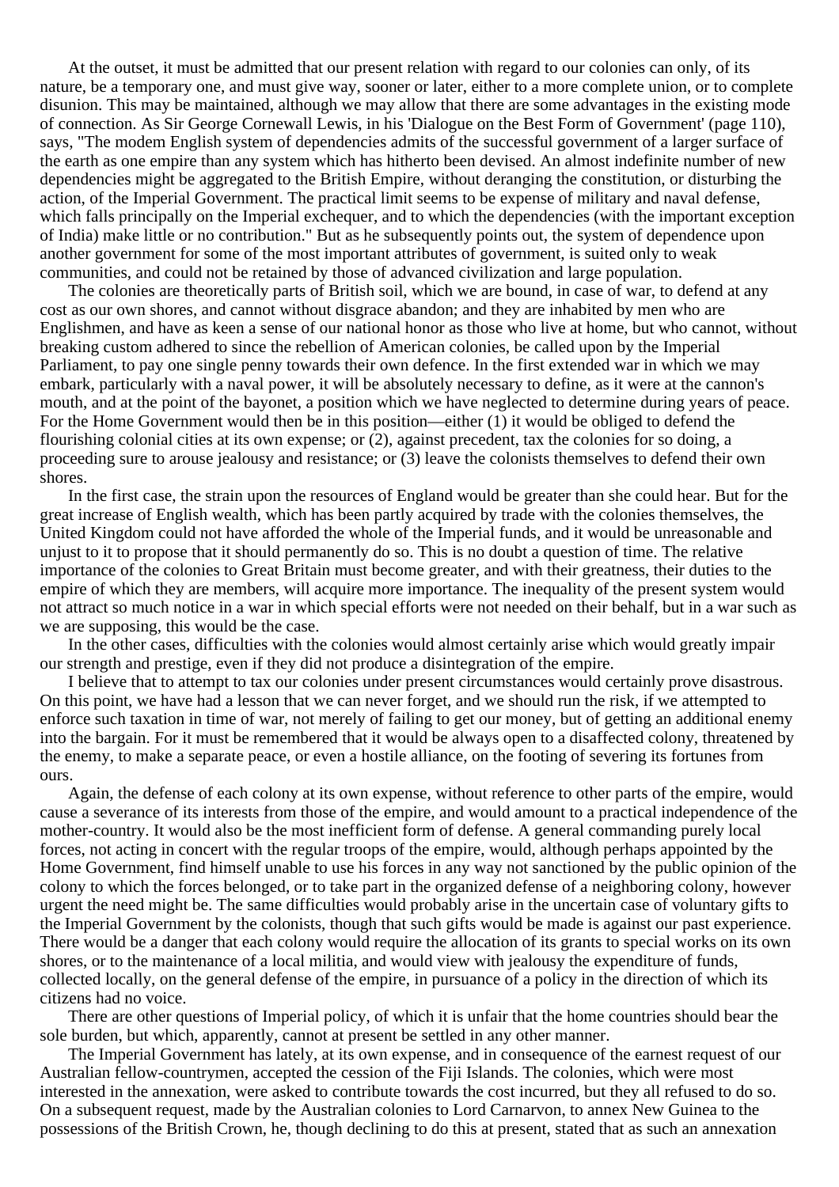At the outset, it must be admitted that our present relation with regard to our colonies can only, of its nature, be a temporary one, and must give way, sooner or later, either to a more complete union, or to complete disunion. This may be maintained, although we may allow that there are some advantages in the existing mode of connection. As Sir George Cornewall Lewis, in his 'Dialogue on the Best Form of Government' (page 110), says, "The modem English system of dependencies admits of the successful government of a larger surface of the earth as one empire than any system which has hitherto been devised. An almost indefinite number of new dependencies might be aggregated to the British Empire, without deranging the constitution, or disturbing the action, of the Imperial Government. The practical limit seems to be expense of military and naval defense, which falls principally on the Imperial exchequer, and to which the dependencies (with the important exception of India) make little or no contribution." But as he subsequently points out, the system of dependence upon another government for some of the most important attributes of government, is suited only to weak communities, and could not be retained by those of advanced civilization and large population.

The colonies are theoretically parts of British soil, which we are bound, in case of war, to defend at any cost as our own shores, and cannot without disgrace abandon; and they are inhabited by men who are Englishmen, and have as keen a sense of our national honor as those who live at home, but who cannot, without breaking custom adhered to since the rebellion of American colonies, be called upon by the Imperial Parliament, to pay one single penny towards their own defence. In the first extended war in which we may embark, particularly with a naval power, it will be absolutely necessary to define, as it were at the cannon's mouth, and at the point of the bayonet, a position which we have neglected to determine during years of peace. For the Home Government would then be in this position—either (1) it would be obliged to defend the flourishing colonial cities at its own expense; or (2), against precedent, tax the colonies for so doing, a proceeding sure to arouse jealousy and resistance; or (3) leave the colonists themselves to defend their own shores.

In the first case, the strain upon the resources of England would be greater than she could hear. But for the great increase of English wealth, which has been partly acquired by trade with the colonies themselves, the United Kingdom could not have afforded the whole of the Imperial funds, and it would be unreasonable and unjust to it to propose that it should permanently do so. This is no doubt a question of time. The relative importance of the colonies to Great Britain must become greater, and with their greatness, their duties to the empire of which they are members, will acquire more importance. The inequality of the present system would not attract so much notice in a war in which special efforts were not needed on their behalf, but in a war such as we are supposing, this would be the case.

In the other cases, difficulties with the colonies would almost certainly arise which would greatly impair our strength and prestige, even if they did not produce a disintegration of the empire.

I believe that to attempt to tax our colonies under present circumstances would certainly prove disastrous. On this point, we have had a lesson that we can never forget, and we should run the risk, if we attempted to enforce such taxation in time of war, not merely of failing to get our money, but of getting an additional enemy into the bargain. For it must be remembered that it would be always open to a disaffected colony, threatened by the enemy, to make a separate peace, or even a hostile alliance, on the footing of severing its fortunes from ours.

Again, the defense of each colony at its own expense, without reference to other parts of the empire, would cause a severance of its interests from those of the empire, and would amount to a practical independence of the mother-country. It would also be the most inefficient form of defense. A general commanding purely local forces, not acting in concert with the regular troops of the empire, would, although perhaps appointed by the Home Government, find himself unable to use his forces in any way not sanctioned by the public opinion of the colony to which the forces belonged, or to take part in the organized defense of a neighboring colony, however urgent the need might be. The same difficulties would probably arise in the uncertain case of voluntary gifts to the Imperial Government by the colonists, though that such gifts would be made is against our past experience. There would be a danger that each colony would require the allocation of its grants to special works on its own shores, or to the maintenance of a local militia, and would view with jealousy the expenditure of funds, collected locally, on the general defense of the empire, in pursuance of a policy in the direction of which its citizens had no voice.

There are other questions of Imperial policy, of which it is unfair that the home countries should bear the sole burden, but which, apparently, cannot at present be settled in any other manner.

The Imperial Government has lately, at its own expense, and in consequence of the earnest request of our Australian fellow-countrymen, accepted the cession of the Fiji Islands. The colonies, which were most interested in the annexation, were asked to contribute towards the cost incurred, but they all refused to do so. On a subsequent request, made by the Australian colonies to Lord Carnarvon, to annex New Guinea to the possessions of the British Crown, he, though declining to do this at present, stated that as such an annexation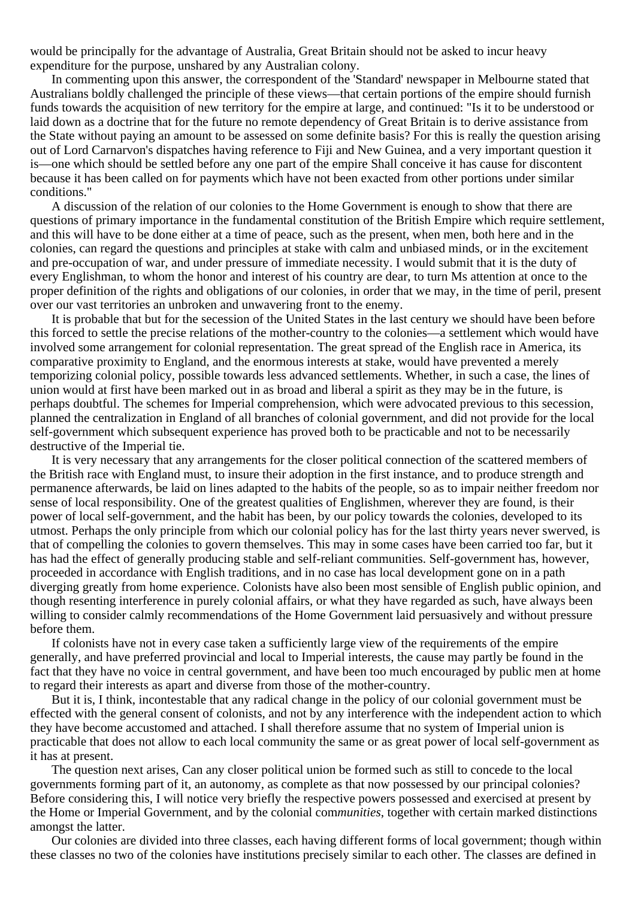would be principally for the advantage of Australia, Great Britain should not be asked to incur heavy expenditure for the purpose, unshared by any Australian colony.

In commenting upon this answer, the correspondent of the 'Standard' newspaper in Melbourne stated that Australians boldly challenged the principle of these views—that certain portions of the empire should furnish funds towards the acquisition of new territory for the empire at large, and continued: "Is it to be understood or laid down as a doctrine that for the future no remote dependency of Great Britain is to derive assistance from the State without paying an amount to be assessed on some definite basis? For this is really the question arising out of Lord Carnarvon's dispatches having reference to Fiji and New Guinea, and a very important question it is—one which should be settled before any one part of the empire Shall conceive it has cause for discontent because it has been called on for payments which have not been exacted from other portions under similar conditions."

A discussion of the relation of our colonies to the Home Government is enough to show that there are questions of primary importance in the fundamental constitution of the British Empire which require settlement, and this will have to be done either at a time of peace, such as the present, when men, both here and in the colonies, can regard the questions and principles at stake with calm and unbiased minds, or in the excitement and pre-occupation of war, and under pressure of immediate necessity. I would submit that it is the duty of every Englishman, to whom the honor and interest of his country are dear, to turn Ms attention at once to the proper definition of the rights and obligations of our colonies, in order that we may, in the time of peril, present over our vast territories an unbroken and unwavering front to the enemy.

It is probable that but for the secession of the United States in the last century we should have been before this forced to settle the precise relations of the mother-country to the colonies—a settlement which would have involved some arrangement for colonial representation. The great spread of the English race in America, its comparative proximity to England, and the enormous interests at stake, would have prevented a merely temporizing colonial policy, possible towards less advanced settlements. Whether, in such a case, the lines of union would at first have been marked out in as broad and liberal a spirit as they may be in the future, is perhaps doubtful. The schemes for Imperial comprehension, which were advocated previous to this secession, planned the centralization in England of all branches of colonial government, and did not provide for the local self-government which subsequent experience has proved both to be practicable and not to be necessarily destructive of the Imperial tie.

It is very necessary that any arrangements for the closer political connection of the scattered members of the British race with England must, to insure their adoption in the first instance, and to produce strength and permanence afterwards, be laid on lines adapted to the habits of the people, so as to impair neither freedom nor sense of local responsibility. One of the greatest qualities of Englishmen, wherever they are found, is their power of local self-government, and the habit has been, by our policy towards the colonies, developed to its utmost. Perhaps the only principle from which our colonial policy has for the last thirty years never swerved, is that of compelling the colonies to govern themselves. This may in some cases have been carried too far, but it has had the effect of generally producing stable and self-reliant communities. Self-government has, however, proceeded in accordance with English traditions, and in no case has local development gone on in a path diverging greatly from home experience. Colonists have also been most sensible of English public opinion, and though resenting interference in purely colonial affairs, or what they have regarded as such, have always been willing to consider calmly recommendations of the Home Government laid persuasively and without pressure before them.

If colonists have not in every case taken a sufficiently large view of the requirements of the empire generally, and have preferred provincial and local to Imperial interests, the cause may partly be found in the fact that they have no voice in central government, and have been too much encouraged by public men at home to regard their interests as apart and diverse from those of the mother-country.

But it is, I think, incontestable that any radical change in the policy of our colonial government must be effected with the general consent of colonists, and not by any interference with the independent action to which they have become accustomed and attached. I shall therefore assume that no system of Imperial union is practicable that does not allow to each local community the same or as great power of local self-government as it has at present.

The question next arises, Can any closer political union be formed such as still to concede to the local governments forming part of it, an autonomy, as complete as that now possessed by our principal colonies? Before considering this, I will notice very briefly the respective powers possessed and exercised at present by the Home or Imperial Government, and by the colonial com*munities*, together with certain marked distinctions amongst the latter.

Our colonies are divided into three classes, each having different forms of local government; though within these classes no two of the colonies have institutions precisely similar to each other. The classes are defined in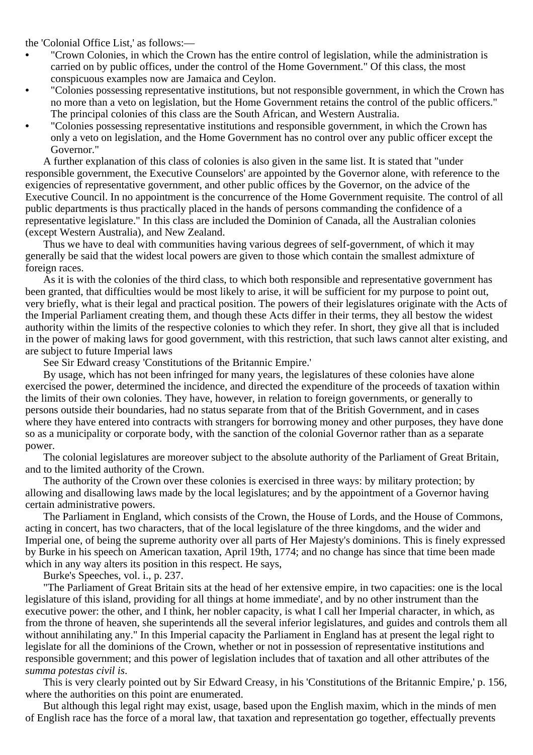the 'Colonial Office List,' as follows:—

- "Crown Colonies, in which the Crown has the entire control of legislation, while the administration is carried on by public offices, under the control of the Home Government." Of this class, the most conspicuous examples now are Jamaica and Ceylon.
- "Colonies possessing representative institutions, but not responsible government, in which the Crown has no more than a veto on legislation, but the Home Government retains the control of the public officers." The principal colonies of this class are the South African, and Western Australia.
- "Colonies possessing representative institutions and responsible government, in which the Crown has only a veto on legislation, and the Home Government has no control over any public officer except the Governor."

A further explanation of this class of colonies is also given in the same list. It is stated that "under responsible government, the Executive Counselors' are appointed by the Governor alone, with reference to the exigencies of representative government, and other public offices by the Governor, on the advice of the Executive Council. In no appointment is the concurrence of the Home Government requisite. The control of all public departments is thus practically placed in the hands of persons commanding the confidence of a representative legislature." In this class are included the Dominion of Canada, all the Australian colonies (except Western Australia), and New Zealand.

Thus we have to deal with communities having various degrees of self-government, of which it may generally be said that the widest local powers are given to those which contain the smallest admixture of foreign races.

As it is with the colonies of the third class, to which both responsible and representative government has been granted, that difficulties would be most likely to arise, it will be sufficient for my purpose to point out, very briefly, what is their legal and practical position. The powers of their legislatures originate with the Acts of the Imperial Parliament creating them, and though these Acts differ in their terms, they all bestow the widest authority within the limits of the respective colonies to which they refer. In short, they give all that is included in the power of making laws for good government, with this restriction, that such laws cannot alter existing, and are subject to future Imperial laws

See Sir Edward creasy 'Constitutions of the Britannic Empire.'

By usage, which has not been infringed for many years, the legislatures of these colonies have alone exercised the power, determined the incidence, and directed the expenditure of the proceeds of taxation within the limits of their own colonies. They have, however, in relation to foreign governments, or generally to persons outside their boundaries, had no status separate from that of the British Government, and in cases where they have entered into contracts with strangers for borrowing money and other purposes, they have done so as a municipality or corporate body, with the sanction of the colonial Governor rather than as a separate power.

The colonial legislatures are moreover subject to the absolute authority of the Parliament of Great Britain, and to the limited authority of the Crown.

The authority of the Crown over these colonies is exercised in three ways: by military protection; by allowing and disallowing laws made by the local legislatures; and by the appointment of a Governor having certain administrative powers.

The Parliament in England, which consists of the Crown, the House of Lords, and the House of Commons, acting in concert, has two characters, that of the local legislature of the three kingdoms, and the wider and Imperial one, of being the supreme authority over all parts of Her Majesty's dominions. This is finely expressed by Burke in his speech on American taxation, April 19th, 1774; and no change has since that time been made which in any way alters its position in this respect. He says,

Burke's Speeches, vol. i., p. 237.

"The Parliament of Great Britain sits at the head of her extensive empire, in two capacities: one is the local legislature of this island, providing for all things at home immediate', and by no other instrument than the executive power: the other, and I think, her nobler capacity, is what I call her Imperial character, in which, as from the throne of heaven, she superintends all the several inferior legislatures, and guides and controls them all without annihilating any." In this Imperial capacity the Parliament in England has at present the legal right to legislate for all the dominions of the Crown, whether or not in possession of representative institutions and responsible government; and this power of legislation includes that of taxation and all other attributes of the *summa potestas civil is*.

This is very clearly pointed out by Sir Edward Creasy, in his 'Constitutions of the Britannic Empire,' p. 156, where the authorities on this point are enumerated.

But although this legal right may exist, usage, based upon the English maxim, which in the minds of men of English race has the force of a moral law, that taxation and representation go together, effectually prevents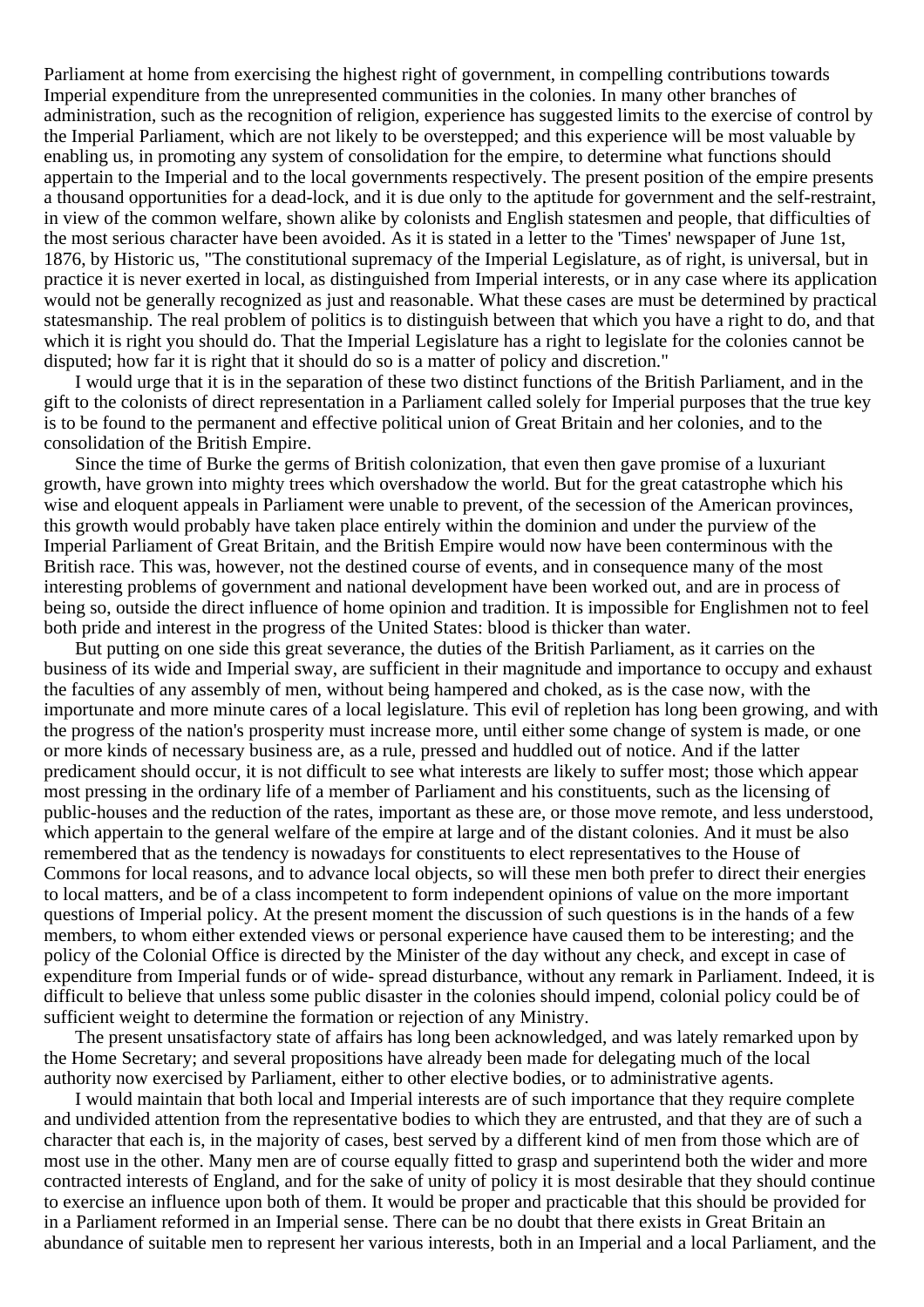Parliament at home from exercising the highest right of government, in compelling contributions towards Imperial expenditure from the unrepresented communities in the colonies. In many other branches of administration, such as the recognition of religion, experience has suggested limits to the exercise of control by the Imperial Parliament, which are not likely to be overstepped; and this experience will be most valuable by enabling us, in promoting any system of consolidation for the empire, to determine what functions should appertain to the Imperial and to the local governments respectively. The present position of the empire presents a thousand opportunities for a dead-lock, and it is due only to the aptitude for government and the self-restraint, in view of the common welfare, shown alike by colonists and English statesmen and people, that difficulties of the most serious character have been avoided. As it is stated in a letter to the 'Times' newspaper of June 1st, 1876, by Historic us, "The constitutional supremacy of the Imperial Legislature, as of right, is universal, but in practice it is never exerted in local, as distinguished from Imperial interests, or in any case where its application would not be generally recognized as just and reasonable. What these cases are must be determined by practical statesmanship. The real problem of politics is to distinguish between that which you have a right to do, and that which it is right you should do. That the Imperial Legislature has a right to legislate for the colonies cannot be disputed; how far it is right that it should do so is a matter of policy and discretion."

I would urge that it is in the separation of these two distinct functions of the British Parliament, and in the gift to the colonists of direct representation in a Parliament called solely for Imperial purposes that the true key is to be found to the permanent and effective political union of Great Britain and her colonies, and to the consolidation of the British Empire.

Since the time of Burke the germs of British colonization, that even then gave promise of a luxuriant growth, have grown into mighty trees which overshadow the world. But for the great catastrophe which his wise and eloquent appeals in Parliament were unable to prevent, of the secession of the American provinces, this growth would probably have taken place entirely within the dominion and under the purview of the Imperial Parliament of Great Britain, and the British Empire would now have been conterminous with the British race. This was, however, not the destined course of events, and in consequence many of the most interesting problems of government and national development have been worked out, and are in process of being so, outside the direct influence of home opinion and tradition. It is impossible for Englishmen not to feel both pride and interest in the progress of the United States: blood is thicker than water.

But putting on one side this great severance, the duties of the British Parliament, as it carries on the business of its wide and Imperial sway, are sufficient in their magnitude and importance to occupy and exhaust the faculties of any assembly of men, without being hampered and choked, as is the case now, with the importunate and more minute cares of a local legislature. This evil of repletion has long been growing, and with the progress of the nation's prosperity must increase more, until either some change of system is made, or one or more kinds of necessary business are, as a rule, pressed and huddled out of notice. And if the latter predicament should occur, it is not difficult to see what interests are likely to suffer most; those which appear most pressing in the ordinary life of a member of Parliament and his constituents, such as the licensing of public-houses and the reduction of the rates, important as these are, or those move remote, and less understood, which appertain to the general welfare of the empire at large and of the distant colonies. And it must be also remembered that as the tendency is nowadays for constituents to elect representatives to the House of Commons for local reasons, and to advance local objects, so will these men both prefer to direct their energies to local matters, and be of a class incompetent to form independent opinions of value on the more important questions of Imperial policy. At the present moment the discussion of such questions is in the hands of a few members, to whom either extended views or personal experience have caused them to be interesting; and the policy of the Colonial Office is directed by the Minister of the day without any check, and except in case of expenditure from Imperial funds or of wide- spread disturbance, without any remark in Parliament. Indeed, it is difficult to believe that unless some public disaster in the colonies should impend, colonial policy could be of sufficient weight to determine the formation or rejection of any Ministry.

The present unsatisfactory state of affairs has long been acknowledged, and was lately remarked upon by the Home Secretary; and several propositions have already been made for delegating much of the local authority now exercised by Parliament, either to other elective bodies, or to administrative agents.

I would maintain that both local and Imperial interests are of such importance that they require complete and undivided attention from the representative bodies to which they are entrusted, and that they are of such a character that each is, in the majority of cases, best served by a different kind of men from those which are of most use in the other. Many men are of course equally fitted to grasp and superintend both the wider and more contracted interests of England, and for the sake of unity of policy it is most desirable that they should continue to exercise an influence upon both of them. It would be proper and practicable that this should be provided for in a Parliament reformed in an Imperial sense. There can be no doubt that there exists in Great Britain an abundance of suitable men to represent her various interests, both in an Imperial and a local Parliament, and the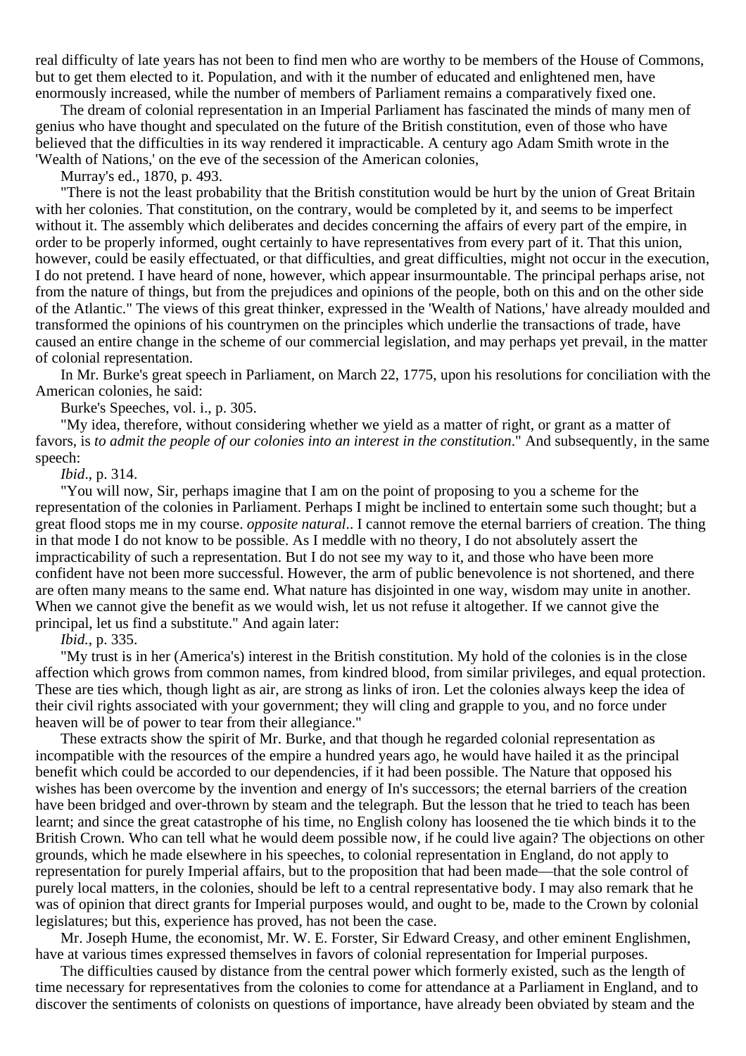real difficulty of late years has not been to find men who are worthy to be members of the House of Commons, but to get them elected to it. Population, and with it the number of educated and enlightened men, have enormously increased, while the number of members of Parliament remains a comparatively fixed one.

The dream of colonial representation in an Imperial Parliament has fascinated the minds of many men of genius who have thought and speculated on the future of the British constitution, even of those who have believed that the difficulties in its way rendered it impracticable. A century ago Adam Smith wrote in the 'Wealth of Nations,' on the eve of the secession of the American colonies,

Murray's ed., 1870, p. 493.

"There is not the least probability that the British constitution would be hurt by the union of Great Britain with her colonies. That constitution, on the contrary, would be completed by it, and seems to be imperfect without it. The assembly which deliberates and decides concerning the affairs of every part of the empire, in order to be properly informed, ought certainly to have representatives from every part of it. That this union, however, could be easily effectuated, or that difficulties, and great difficulties, might not occur in the execution, I do not pretend. I have heard of none, however, which appear insurmountable. The principal perhaps arise, not from the nature of things, but from the prejudices and opinions of the people, both on this and on the other side of the Atlantic." The views of this great thinker, expressed in the 'Wealth of Nations,' have already moulded and transformed the opinions of his countrymen on the principles which underlie the transactions of trade, have caused an entire change in the scheme of our commercial legislation, and may perhaps yet prevail, in the matter of colonial representation.

In Mr. Burke's great speech in Parliament, on March 22, 1775, upon his resolutions for conciliation with the American colonies, he said:

Burke's Speeches, vol. i., p. 305.

"My idea, therefore, without considering whether we yield as a matter of right, or grant as a matter of favors, is *to admit the people of our colonies into an interest in the constitution*." And subsequently, in the same speech:

*Ibid*., p. 314.

"You will now, Sir, perhaps imagine that I am on the point of proposing to you a scheme for the representation of the colonies in Parliament. Perhaps I might be inclined to entertain some such thought; but a great flood stops me in my course. *opposite natural*.. I cannot remove the eternal barriers of creation. The thing in that mode I do not know to be possible. As I meddle with no theory, I do not absolutely assert the impracticability of such a representation. But I do not see my way to it, and those who have been more confident have not been more successful. However, the arm of public benevolence is not shortened, and there are often many means to the same end. What nature has disjointed in one way, wisdom may unite in another. When we cannot give the benefit as we would wish, let us not refuse it altogether. If we cannot give the principal, let us find a substitute." And again later:

*Ibid.*, p. 335.

"My trust is in her (America's) interest in the British constitution. My hold of the colonies is in the close affection which grows from common names, from kindred blood, from similar privileges, and equal protection. These are ties which, though light as air, are strong as links of iron. Let the colonies always keep the idea of their civil rights associated with your government; they will cling and grapple to you, and no force under heaven will be of power to tear from their allegiance."

These extracts show the spirit of Mr. Burke, and that though he regarded colonial representation as incompatible with the resources of the empire a hundred years ago, he would have hailed it as the principal benefit which could be accorded to our dependencies, if it had been possible. The Nature that opposed his wishes has been overcome by the invention and energy of In's successors; the eternal barriers of the creation have been bridged and over-thrown by steam and the telegraph. But the lesson that he tried to teach has been learnt; and since the great catastrophe of his time, no English colony has loosened the tie which binds it to the British Crown. Who can tell what he would deem possible now, if he could live again? The objections on other grounds, which he made elsewhere in his speeches, to colonial representation in England, do not apply to representation for purely Imperial affairs, but to the proposition that had been made—that the sole control of purely local matters, in the colonies, should be left to a central representative body. I may also remark that he was of opinion that direct grants for Imperial purposes would, and ought to be, made to the Crown by colonial legislatures; but this, experience has proved, has not been the case.

Mr. Joseph Hume, the economist, Mr. W. E. Forster, Sir Edward Creasy, and other eminent Englishmen, have at various times expressed themselves in favors of colonial representation for Imperial purposes.

The difficulties caused by distance from the central power which formerly existed, such as the length of time necessary for representatives from the colonies to come for attendance at a Parliament in England, and to discover the sentiments of colonists on questions of importance, have already been obviated by steam and the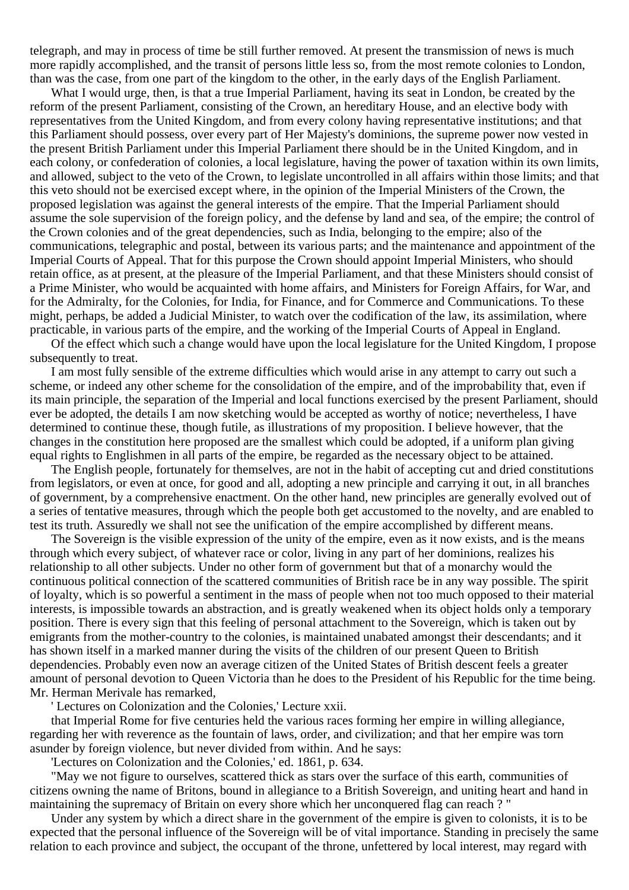telegraph, and may in process of time be still further removed. At present the transmission of news is much more rapidly accomplished, and the transit of persons little less so, from the most remote colonies to London, than was the case, from one part of the kingdom to the other, in the early days of the English Parliament.

What I would urge, then, is that a true Imperial Parliament, having its seat in London, be created by the reform of the present Parliament, consisting of the Crown, an hereditary House, and an elective body with representatives from the United Kingdom, and from every colony having representative institutions; and that this Parliament should possess, over every part of Her Majesty's dominions, the supreme power now vested in the present British Parliament under this Imperial Parliament there should be in the United Kingdom, and in each colony, or confederation of colonies, a local legislature, having the power of taxation within its own limits, and allowed, subject to the veto of the Crown, to legislate uncontrolled in all affairs within those limits; and that this veto should not be exercised except where, in the opinion of the Imperial Ministers of the Crown, the proposed legislation was against the general interests of the empire. That the Imperial Parliament should assume the sole supervision of the foreign policy, and the defense by land and sea, of the empire; the control of the Crown colonies and of the great dependencies, such as India, belonging to the empire; also of the communications, telegraphic and postal, between its various parts; and the maintenance and appointment of the Imperial Courts of Appeal. That for this purpose the Crown should appoint Imperial Ministers, who should retain office, as at present, at the pleasure of the Imperial Parliament, and that these Ministers should consist of a Prime Minister, who would be acquainted with home affairs, and Ministers for Foreign Affairs, for War, and for the Admiralty, for the Colonies, for India, for Finance, and for Commerce and Communications. To these might, perhaps, be added a Judicial Minister, to watch over the codification of the law, its assimilation, where practicable, in various parts of the empire, and the working of the Imperial Courts of Appeal in England.

Of the effect which such a change would have upon the local legislature for the United Kingdom, I propose subsequently to treat.

I am most fully sensible of the extreme difficulties which would arise in any attempt to carry out such a scheme, or indeed any other scheme for the consolidation of the empire, and of the improbability that, even if its main principle, the separation of the Imperial and local functions exercised by the present Parliament, should ever be adopted, the details I am now sketching would be accepted as worthy of notice; nevertheless, I have determined to continue these, though futile, as illustrations of my proposition. I believe however, that the changes in the constitution here proposed are the smallest which could be adopted, if a uniform plan giving equal rights to Englishmen in all parts of the empire, be regarded as the necessary object to be attained.

The English people, fortunately for themselves, are not in the habit of accepting cut and dried constitutions from legislators, or even at once, for good and all, adopting a new principle and carrying it out, in all branches of government, by a comprehensive enactment. On the other hand, new principles are generally evolved out of a series of tentative measures, through which the people both get accustomed to the novelty, and are enabled to test its truth. Assuredly we shall not see the unification of the empire accomplished by different means.

The Sovereign is the visible expression of the unity of the empire, even as it now exists, and is the means through which every subject, of whatever race or color, living in any part of his dominions, realizes his relationship to all other subjects. Under no other form of government but that of a monarchy would the continuous political connection of the scattered communities of British race be in any way possible. The spirit of loyalty, which is so powerful a sentiment in the mass of people when not too much opposed to their material interests, is impossible towards an abstraction, and is greatly weakened when its object holds only a temporary position. There is every sign that this feeling of personal attachment to the Sovereign, which is taken out by emigrants from the mother-country to the colonies, is maintained unabated amongst their descendants; and it has shown itself in a marked manner during the visits of the children of our present Queen to British dependencies. Probably even now an average citizen of the United States of British descent feels a greater amount of personal devotion to Queen Victoria than he does to the President of his Republic for the time being. Mr. Herman Merivale has remarked,

' Lectures on Colonization and the Colonies,' Lecture xxii.

that Imperial Rome for five centuries held the various races forming her empire in willing allegiance, regarding her with reverence as the fountain of laws, order, and civilization; and that her empire was torn asunder by foreign violence, but never divided from within. And he says:

'Lectures on Colonization and the Colonies,' ed. 1861, p. 634.

"May we not figure to ourselves, scattered thick as stars over the surface of this earth, communities of citizens owning the name of Britons, bound in allegiance to a British Sovereign, and uniting heart and hand in maintaining the supremacy of Britain on every shore which her unconquered flag can reach ? "

Under any system by which a direct share in the government of the empire is given to colonists, it is to be expected that the personal influence of the Sovereign will be of vital importance. Standing in precisely the same relation to each province and subject, the occupant of the throne, unfettered by local interest, may regard with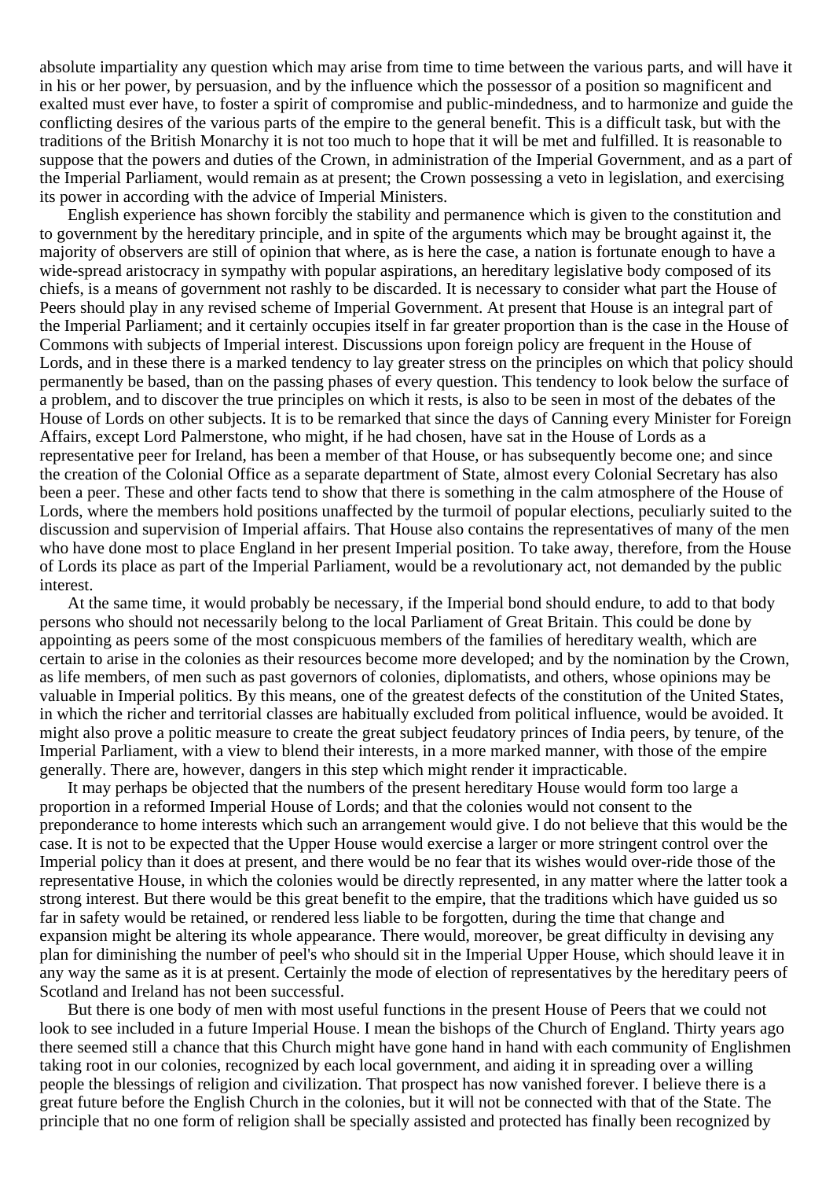absolute impartiality any question which may arise from time to time between the various parts, and will have it in his or her power, by persuasion, and by the influence which the possessor of a position so magnificent and exalted must ever have, to foster a spirit of compromise and public-mindedness, and to harmonize and guide the conflicting desires of the various parts of the empire to the general benefit. This is a difficult task, but with the traditions of the British Monarchy it is not too much to hope that it will be met and fulfilled. It is reasonable to suppose that the powers and duties of the Crown, in administration of the Imperial Government, and as a part of the Imperial Parliament, would remain as at present; the Crown possessing a veto in legislation, and exercising its power in according with the advice of Imperial Ministers.

English experience has shown forcibly the stability and permanence which is given to the constitution and to government by the hereditary principle, and in spite of the arguments which may be brought against it, the majority of observers are still of opinion that where, as is here the case, a nation is fortunate enough to have a wide-spread aristocracy in sympathy with popular aspirations, an hereditary legislative body composed of its chiefs, is a means of government not rashly to be discarded. It is necessary to consider what part the House of Peers should play in any revised scheme of Imperial Government. At present that House is an integral part of the Imperial Parliament; and it certainly occupies itself in far greater proportion than is the case in the House of Commons with subjects of Imperial interest. Discussions upon foreign policy are frequent in the House of Lords, and in these there is a marked tendency to lay greater stress on the principles on which that policy should permanently be based, than on the passing phases of every question. This tendency to look below the surface of a problem, and to discover the true principles on which it rests, is also to be seen in most of the debates of the House of Lords on other subjects. It is to be remarked that since the days of Canning every Minister for Foreign Affairs, except Lord Palmerstone, who might, if he had chosen, have sat in the House of Lords as a representative peer for Ireland, has been a member of that House, or has subsequently become one; and since the creation of the Colonial Office as a separate department of State, almost every Colonial Secretary has also been a peer. These and other facts tend to show that there is something in the calm atmosphere of the House of Lords, where the members hold positions unaffected by the turmoil of popular elections, peculiarly suited to the discussion and supervision of Imperial affairs. That House also contains the representatives of many of the men who have done most to place England in her present Imperial position. To take away, therefore, from the House of Lords its place as part of the Imperial Parliament, would be a revolutionary act, not demanded by the public interest.

At the same time, it would probably be necessary, if the Imperial bond should endure, to add to that body persons who should not necessarily belong to the local Parliament of Great Britain. This could be done by appointing as peers some of the most conspicuous members of the families of hereditary wealth, which are certain to arise in the colonies as their resources become more developed; and by the nomination by the Crown, as life members, of men such as past governors of colonies, diplomatists, and others, whose opinions may be valuable in Imperial politics. By this means, one of the greatest defects of the constitution of the United States, in which the richer and territorial classes are habitually excluded from political influence, would be avoided. It might also prove a politic measure to create the great subject feudatory princes of India peers, by tenure, of the Imperial Parliament, with a view to blend their interests, in a more marked manner, with those of the empire generally. There are, however, dangers in this step which might render it impracticable.

It may perhaps be objected that the numbers of the present hereditary House would form too large a proportion in a reformed Imperial House of Lords; and that the colonies would not consent to the preponderance to home interests which such an arrangement would give. I do not believe that this would be the case. It is not to be expected that the Upper House would exercise a larger or more stringent control over the Imperial policy than it does at present, and there would be no fear that its wishes would over-ride those of the representative House, in which the colonies would be directly represented, in any matter where the latter took a strong interest. But there would be this great benefit to the empire, that the traditions which have guided us so far in safety would be retained, or rendered less liable to be forgotten, during the time that change and expansion might be altering its whole appearance. There would, moreover, be great difficulty in devising any plan for diminishing the number of peel's who should sit in the Imperial Upper House, which should leave it in any way the same as it is at present. Certainly the mode of election of representatives by the hereditary peers of Scotland and Ireland has not been successful.

But there is one body of men with most useful functions in the present House of Peers that we could not look to see included in a future Imperial House. I mean the bishops of the Church of England. Thirty years ago there seemed still a chance that this Church might have gone hand in hand with each community of Englishmen taking root in our colonies, recognized by each local government, and aiding it in spreading over a willing people the blessings of religion and civilization. That prospect has now vanished forever. I believe there is a great future before the English Church in the colonies, but it will not be connected with that of the State. The principle that no one form of religion shall be specially assisted and protected has finally been recognized by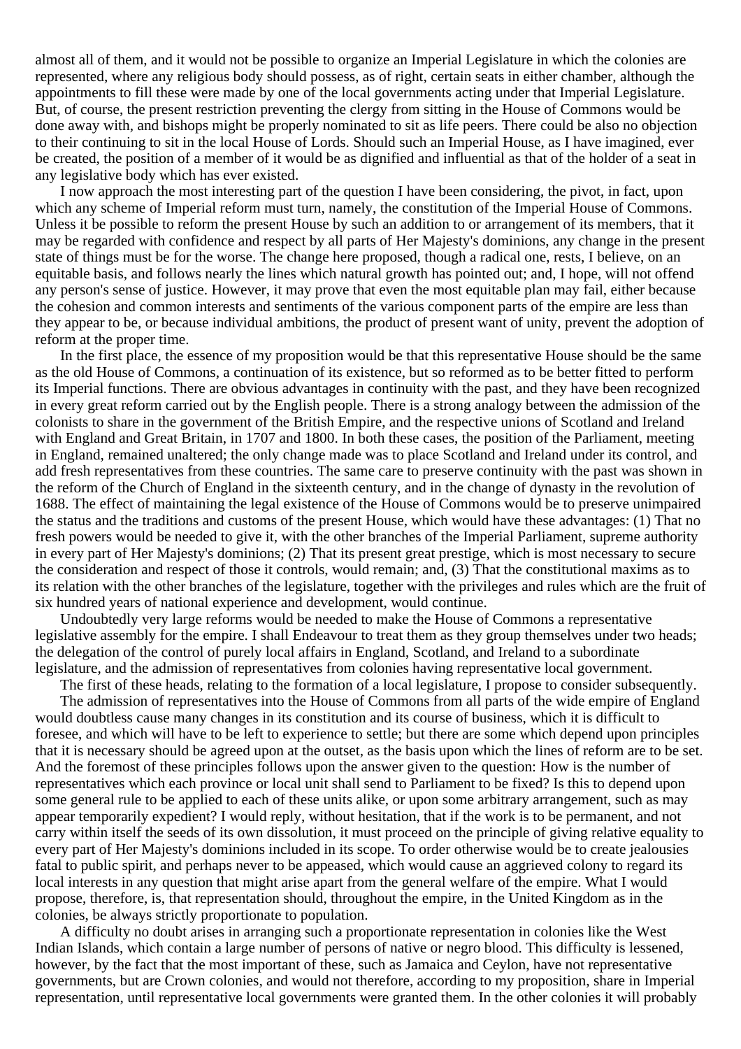almost all of them, and it would not be possible to organize an Imperial Legislature in which the colonies are represented, where any religious body should possess, as of right, certain seats in either chamber, although the appointments to fill these were made by one of the local governments acting under that Imperial Legislature. But, of course, the present restriction preventing the clergy from sitting in the House of Commons would be done away with, and bishops might be properly nominated to sit as life peers. There could be also no objection to their continuing to sit in the local House of Lords. Should such an Imperial House, as I have imagined, ever be created, the position of a member of it would be as dignified and influential as that of the holder of a seat in any legislative body which has ever existed.

I now approach the most interesting part of the question I have been considering, the pivot, in fact, upon which any scheme of Imperial reform must turn, namely, the constitution of the Imperial House of Commons. Unless it be possible to reform the present House by such an addition to or arrangement of its members, that it may be regarded with confidence and respect by all parts of Her Majesty's dominions, any change in the present state of things must be for the worse. The change here proposed, though a radical one, rests, I believe, on an equitable basis, and follows nearly the lines which natural growth has pointed out; and, I hope, will not offend any person's sense of justice. However, it may prove that even the most equitable plan may fail, either because the cohesion and common interests and sentiments of the various component parts of the empire are less than they appear to be, or because individual ambitions, the product of present want of unity, prevent the adoption of reform at the proper time.

In the first place, the essence of my proposition would be that this representative House should be the same as the old House of Commons, a continuation of its existence, but so reformed as to be better fitted to perform its Imperial functions. There are obvious advantages in continuity with the past, and they have been recognized in every great reform carried out by the English people. There is a strong analogy between the admission of the colonists to share in the government of the British Empire, and the respective unions of Scotland and Ireland with England and Great Britain, in 1707 and 1800. In both these cases, the position of the Parliament, meeting in England, remained unaltered; the only change made was to place Scotland and Ireland under its control, and add fresh representatives from these countries. The same care to preserve continuity with the past was shown in the reform of the Church of England in the sixteenth century, and in the change of dynasty in the revolution of 1688. The effect of maintaining the legal existence of the House of Commons would be to preserve unimpaired the status and the traditions and customs of the present House, which would have these advantages: (1) That no fresh powers would be needed to give it, with the other branches of the Imperial Parliament, supreme authority in every part of Her Majesty's dominions; (2) That its present great prestige, which is most necessary to secure the consideration and respect of those it controls, would remain; and, (3) That the constitutional maxims as to its relation with the other branches of the legislature, together with the privileges and rules which are the fruit of six hundred years of national experience and development, would continue.

Undoubtedly very large reforms would be needed to make the House of Commons a representative legislative assembly for the empire. I shall Endeavour to treat them as they group themselves under two heads; the delegation of the control of purely local affairs in England, Scotland, and Ireland to a subordinate legislature, and the admission of representatives from colonies having representative local government.

The first of these heads, relating to the formation of a local legislature, I propose to consider subsequently.

The admission of representatives into the House of Commons from all parts of the wide empire of England would doubtless cause many changes in its constitution and its course of business, which it is difficult to foresee, and which will have to be left to experience to settle; but there are some which depend upon principles that it is necessary should be agreed upon at the outset, as the basis upon which the lines of reform are to be set. And the foremost of these principles follows upon the answer given to the question: How is the number of representatives which each province or local unit shall send to Parliament to be fixed? Is this to depend upon some general rule to be applied to each of these units alike, or upon some arbitrary arrangement, such as may appear temporarily expedient? I would reply, without hesitation, that if the work is to be permanent, and not carry within itself the seeds of its own dissolution, it must proceed on the principle of giving relative equality to every part of Her Majesty's dominions included in its scope. To order otherwise would be to create jealousies fatal to public spirit, and perhaps never to be appeased, which would cause an aggrieved colony to regard its local interests in any question that might arise apart from the general welfare of the empire. What I would propose, therefore, is, that representation should, throughout the empire, in the United Kingdom as in the colonies, be always strictly proportionate to population.

A difficulty no doubt arises in arranging such a proportionate representation in colonies like the West Indian Islands, which contain a large number of persons of native or negro blood. This difficulty is lessened, however, by the fact that the most important of these, such as Jamaica and Ceylon, have not representative governments, but are Crown colonies, and would not therefore, according to my proposition, share in Imperial representation, until representative local governments were granted them. In the other colonies it will probably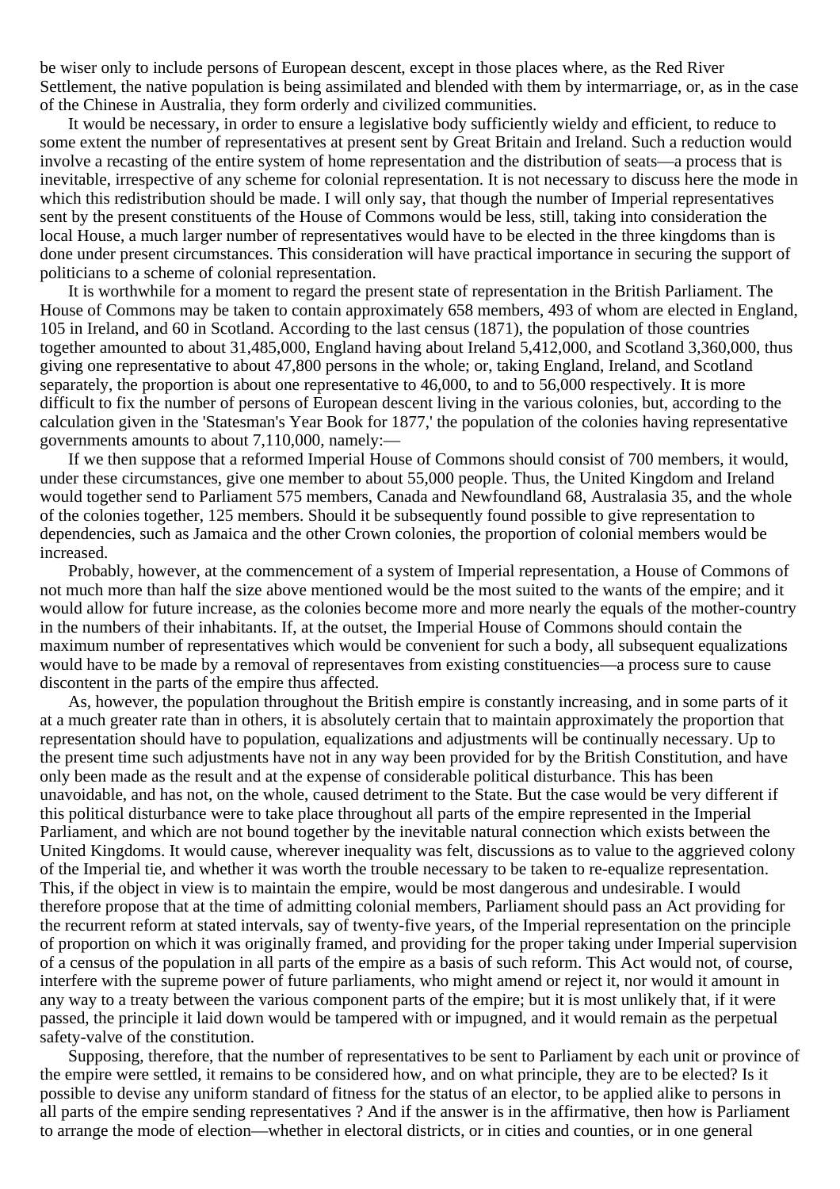be wiser only to include persons of European descent, except in those places where, as the Red River Settlement, the native population is being assimilated and blended with them by intermarriage, or, as in the case of the Chinese in Australia, they form orderly and civilized communities.

It would be necessary, in order to ensure a legislative body sufficiently wieldy and efficient, to reduce to some extent the number of representatives at present sent by Great Britain and Ireland. Such a reduction would involve a recasting of the entire system of home representation and the distribution of seats—a process that is inevitable, irrespective of any scheme for colonial representation. It is not necessary to discuss here the mode in which this redistribution should be made. I will only say, that though the number of Imperial representatives sent by the present constituents of the House of Commons would be less, still, taking into consideration the local House, a much larger number of representatives would have to be elected in the three kingdoms than is done under present circumstances. This consideration will have practical importance in securing the support of politicians to a scheme of colonial representation.

It is worthwhile for a moment to regard the present state of representation in the British Parliament. The House of Commons may be taken to contain approximately 658 members, 493 of whom are elected in England, 105 in Ireland, and 60 in Scotland. According to the last census (1871), the population of those countries together amounted to about 31,485,000, England having about Ireland 5,412,000, and Scotland 3,360,000, thus giving one representative to about 47,800 persons in the whole; or, taking England, Ireland, and Scotland separately, the proportion is about one representative to 46,000, to and to 56,000 respectively. It is more difficult to fix the number of persons of European descent living in the various colonies, but, according to the calculation given in the 'Statesman's Year Book for 1877,' the population of the colonies having representative governments amounts to about 7,110,000, namely:—

If we then suppose that a reformed Imperial House of Commons should consist of 700 members, it would, under these circumstances, give one member to about 55,000 people. Thus, the United Kingdom and Ireland would together send to Parliament 575 members, Canada and Newfoundland 68, Australasia 35, and the whole of the colonies together, 125 members. Should it be subsequently found possible to give representation to dependencies, such as Jamaica and the other Crown colonies, the proportion of colonial members would be increased.

Probably, however, at the commencement of a system of Imperial representation, a House of Commons of not much more than half the size above mentioned would be the most suited to the wants of the empire; and it would allow for future increase, as the colonies become more and more nearly the equals of the mother-country in the numbers of their inhabitants. If, at the outset, the Imperial House of Commons should contain the maximum number of representatives which would be convenient for such a body, all subsequent equalizations would have to be made by a removal of representaves from existing constituencies—a process sure to cause discontent in the parts of the empire thus affected.

As, however, the population throughout the British empire is constantly increasing, and in some parts of it at a much greater rate than in others, it is absolutely certain that to maintain approximately the proportion that representation should have to population, equalizations and adjustments will be continually necessary. Up to the present time such adjustments have not in any way been provided for by the British Constitution, and have only been made as the result and at the expense of considerable political disturbance. This has been unavoidable, and has not, on the whole, caused detriment to the State. But the case would be very different if this political disturbance were to take place throughout all parts of the empire represented in the Imperial Parliament, and which are not bound together by the inevitable natural connection which exists between the United Kingdoms. It would cause, wherever inequality was felt, discussions as to value to the aggrieved colony of the Imperial tie, and whether it was worth the trouble necessary to be taken to re-equalize representation. This, if the object in view is to maintain the empire, would be most dangerous and undesirable. I would therefore propose that at the time of admitting colonial members, Parliament should pass an Act providing for the recurrent reform at stated intervals, say of twenty-five years, of the Imperial representation on the principle of proportion on which it was originally framed, and providing for the proper taking under Imperial supervision of a census of the population in all parts of the empire as a basis of such reform. This Act would not, of course, interfere with the supreme power of future parliaments, who might amend or reject it, nor would it amount in any way to a treaty between the various component parts of the empire; but it is most unlikely that, if it were passed, the principle it laid down would be tampered with or impugned, and it would remain as the perpetual safety-valve of the constitution.

Supposing, therefore, that the number of representatives to be sent to Parliament by each unit or province of the empire were settled, it remains to be considered how, and on what principle, they are to be elected? Is it possible to devise any uniform standard of fitness for the status of an elector, to be applied alike to persons in all parts of the empire sending representatives ? And if the answer is in the affirmative, then how is Parliament to arrange the mode of election—whether in electoral districts, or in cities and counties, or in one general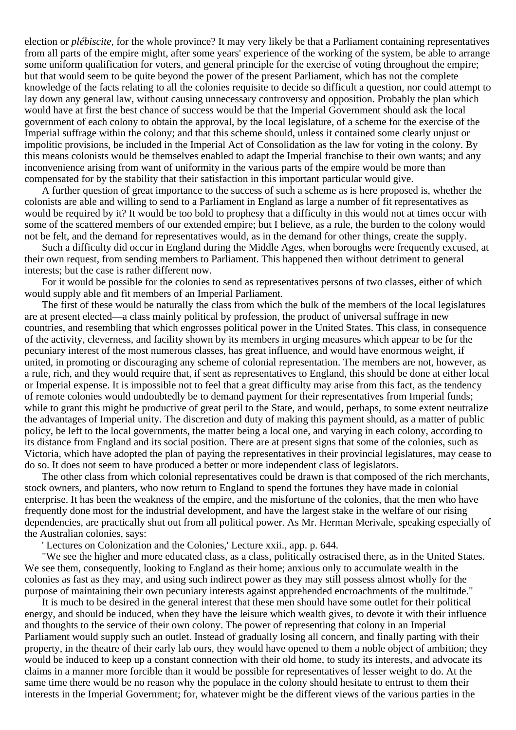election or *plébiscite*, for the whole province? It may very likely be that a Parliament containing representatives from all parts of the empire might, after some years' experience of the working of the system, be able to arrange some uniform qualification for voters, and general principle for the exercise of voting throughout the empire; but that would seem to be quite beyond the power of the present Parliament, which has not the complete knowledge of the facts relating to all the colonies requisite to decide so difficult a question, nor could attempt to lay down any general law, without causing unnecessary controversy and opposition. Probably the plan which would have at first the best chance of success would be that the Imperial Government should ask the local government of each colony to obtain the approval, by the local legislature, of a scheme for the exercise of the Imperial suffrage within the colony; and that this scheme should, unless it contained some clearly unjust or impolitic provisions, be included in the Imperial Act of Consolidation as the law for voting in the colony. By this means colonists would be themselves enabled to adapt the Imperial franchise to their own wants; and any inconvenience arising from want of uniformity in the various parts of the empire would be more than compensated for by the stability that their satisfaction in this important particular would give.

A further question of great importance to the success of such a scheme as is here proposed is, whether the colonists are able and willing to send to a Parliament in England as large a number of fit representatives as would be required by it? It would be too bold to prophesy that a difficulty in this would not at times occur with some of the scattered members of our extended empire; but I believe, as a rule, the burden to the colony would not be felt, and the demand for representatives would, as in the demand for other things, create the supply.

Such a difficulty did occur in England during the Middle Ages, when boroughs were frequently excused, at their own request, from sending members to Parliament. This happened then without detriment to general interests; but the case is rather different now.

For it would be possible for the colonies to send as representatives persons of two classes, either of which would supply able and fit members of an Imperial Parliament.

The first of these would be naturally the class from which the bulk of the members of the local legislatures are at present elected—a class mainly political by profession, the product of universal suffrage in new countries, and resembling that which engrosses political power in the United States. This class, in consequence of the activity, cleverness, and facility shown by its members in urging measures which appear to be for the pecuniary interest of the most numerous classes, has great influence, and would have enormous weight, if united, in promoting or discouraging any scheme of colonial representation. The members are not, however, as a rule, rich, and they would require that, if sent as representatives to England, this should be done at either local or Imperial expense. It is impossible not to feel that a great difficulty may arise from this fact, as the tendency of remote colonies would undoubtedly be to demand payment for their representatives from Imperial funds; while to grant this might be productive of great peril to the State, and would, perhaps, to some extent neutralize the advantages of Imperial unity. The discretion and duty of making this payment should, as a matter of public policy, be left to the local governments, the matter being a local one, and varying in each colony, according to its distance from England and its social position. There are at present signs that some of the colonies, such as Victoria, which have adopted the plan of paying the representatives in their provincial legislatures, may cease to do so. It does not seem to have produced a better or more independent class of legislators.

The other class from which colonial representatives could be drawn is that composed of the rich merchants, stock owners, and planters, who now return to England to spend the fortunes they have made in colonial enterprise. It has been the weakness of the empire, and the misfortune of the colonies, that the men who have frequently done most for the industrial development, and have the largest stake in the welfare of our rising dependencies, are practically shut out from all political power. As Mr. Herman Merivale, speaking especially of the Australian colonies, says:

' Lectures on Colonization and the Colonies,' Lecture xxii., app. p. 644.

"We see the higher and more educated class, as a class, politically ostracised there, as in the United States. We see them, consequently, looking to England as their home; anxious only to accumulate wealth in the colonies as fast as they may, and using such indirect power as they may still possess almost wholly for the purpose of maintaining their own pecuniary interests against apprehended encroachments of the multitude."

It is much to be desired in the general interest that these men should have some outlet for their political energy, and should be induced, when they have the leisure which wealth gives, to devote it with their influence and thoughts to the service of their own colony. The power of representing that colony in an Imperial Parliament would supply such an outlet. Instead of gradually losing all concern, and finally parting with their property, in the theatre of their early lab ours, they would have opened to them a noble object of ambition; they would be induced to keep up a constant connection with their old home, to study its interests, and advocate its claims in a manner more forcible than it would be possible for representatives of lesser weight to do. At the same time there would be no reason why the populace in the colony should hesitate to entrust to them their interests in the Imperial Government; for, whatever might be the different views of the various parties in the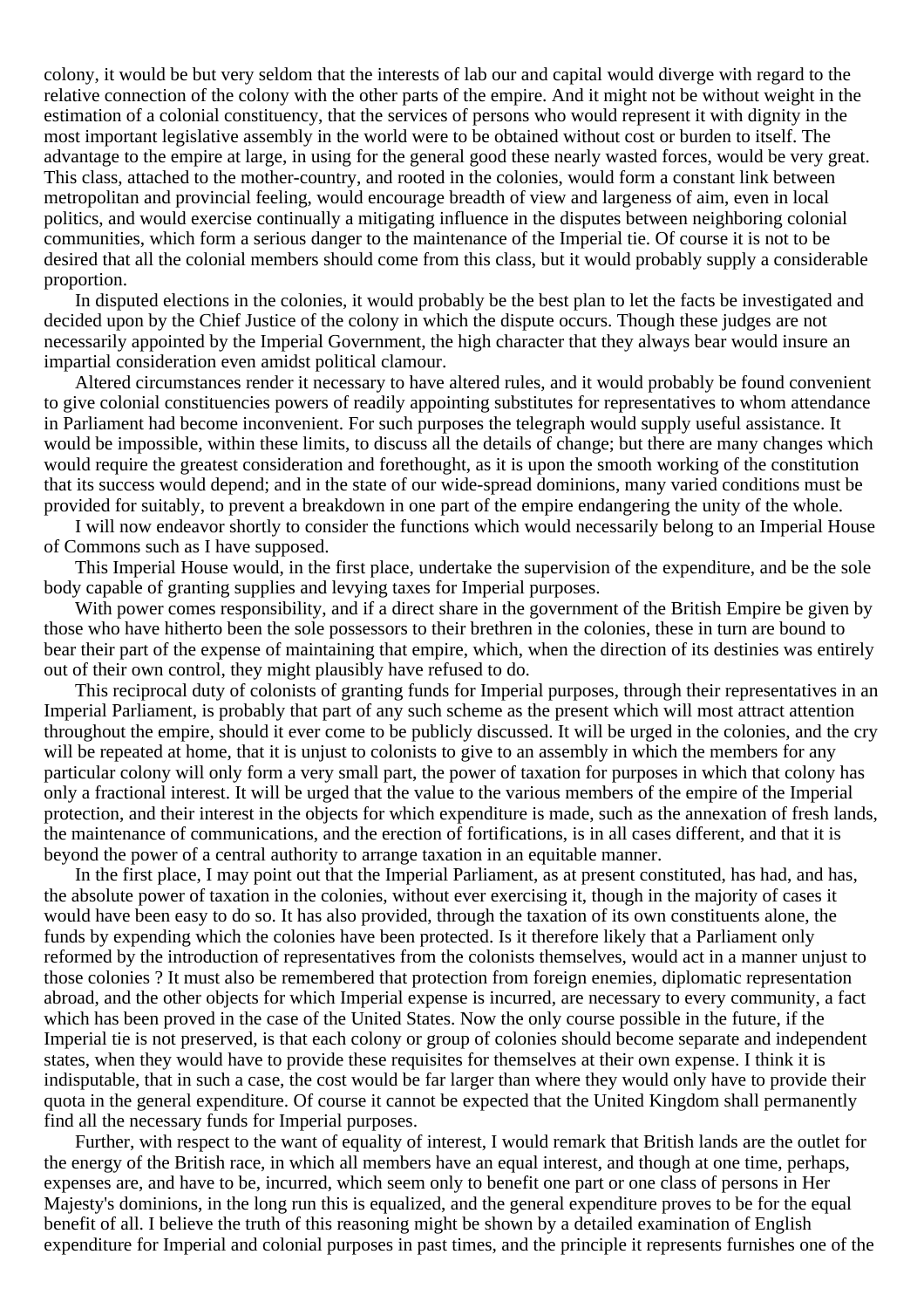colony, it would be but very seldom that the interests of lab our and capital would diverge with regard to the relative connection of the colony with the other parts of the empire. And it might not be without weight in the estimation of a colonial constituency, that the services of persons who would represent it with dignity in the most important legislative assembly in the world were to be obtained without cost or burden to itself. The advantage to the empire at large, in using for the general good these nearly wasted forces, would be very great. This class, attached to the mother-country, and rooted in the colonies, would form a constant link between metropolitan and provincial feeling, would encourage breadth of view and largeness of aim, even in local politics, and would exercise continually a mitigating influence in the disputes between neighboring colonial communities, which form a serious danger to the maintenance of the Imperial tie. Of course it is not to be desired that all the colonial members should come from this class, but it would probably supply a considerable proportion.

In disputed elections in the colonies, it would probably be the best plan to let the facts be investigated and decided upon by the Chief Justice of the colony in which the dispute occurs. Though these judges are not necessarily appointed by the Imperial Government, the high character that they always bear would insure an impartial consideration even amidst political clamour.

Altered circumstances render it necessary to have altered rules, and it would probably be found convenient to give colonial constituencies powers of readily appointing substitutes for representatives to whom attendance in Parliament had become inconvenient. For such purposes the telegraph would supply useful assistance. It would be impossible, within these limits, to discuss all the details of change; but there are many changes which would require the greatest consideration and forethought, as it is upon the smooth working of the constitution that its success would depend; and in the state of our wide-spread dominions, many varied conditions must be provided for suitably, to prevent a breakdown in one part of the empire endangering the unity of the whole.

I will now endeavor shortly to consider the functions which would necessarily belong to an Imperial House of Commons such as I have supposed.

This Imperial House would, in the first place, undertake the supervision of the expenditure, and be the sole body capable of granting supplies and levying taxes for Imperial purposes.

With power comes responsibility, and if a direct share in the government of the British Empire be given by those who have hitherto been the sole possessors to their brethren in the colonies, these in turn are bound to bear their part of the expense of maintaining that empire, which, when the direction of its destinies was entirely out of their own control, they might plausibly have refused to do.

This reciprocal duty of colonists of granting funds for Imperial purposes, through their representatives in an Imperial Parliament, is probably that part of any such scheme as the present which will most attract attention throughout the empire, should it ever come to be publicly discussed. It will be urged in the colonies, and the cry will be repeated at home, that it is unjust to colonists to give to an assembly in which the members for any particular colony will only form a very small part, the power of taxation for purposes in which that colony has only a fractional interest. It will be urged that the value to the various members of the empire of the Imperial protection, and their interest in the objects for which expenditure is made, such as the annexation of fresh lands, the maintenance of communications, and the erection of fortifications, is in all cases different, and that it is beyond the power of a central authority to arrange taxation in an equitable manner.

In the first place, I may point out that the Imperial Parliament, as at present constituted, has had, and has, the absolute power of taxation in the colonies, without ever exercising it, though in the majority of cases it would have been easy to do so. It has also provided, through the taxation of its own constituents alone, the funds by expending which the colonies have been protected. Is it therefore likely that a Parliament only reformed by the introduction of representatives from the colonists themselves, would act in a manner unjust to those colonies ? It must also be remembered that protection from foreign enemies, diplomatic representation abroad, and the other objects for which Imperial expense is incurred, are necessary to every community, a fact which has been proved in the case of the United States. Now the only course possible in the future, if the Imperial tie is not preserved, is that each colony or group of colonies should become separate and independent states, when they would have to provide these requisites for themselves at their own expense. I think it is indisputable, that in such a case, the cost would be far larger than where they would only have to provide their quota in the general expenditure. Of course it cannot be expected that the United Kingdom shall permanently find all the necessary funds for Imperial purposes.

Further, with respect to the want of equality of interest, I would remark that British lands are the outlet for the energy of the British race, in which all members have an equal interest, and though at one time, perhaps, expenses are, and have to be, incurred, which seem only to benefit one part or one class of persons in Her Majesty's dominions, in the long run this is equalized, and the general expenditure proves to be for the equal benefit of all. I believe the truth of this reasoning might be shown by a detailed examination of English expenditure for Imperial and colonial purposes in past times, and the principle it represents furnishes one of the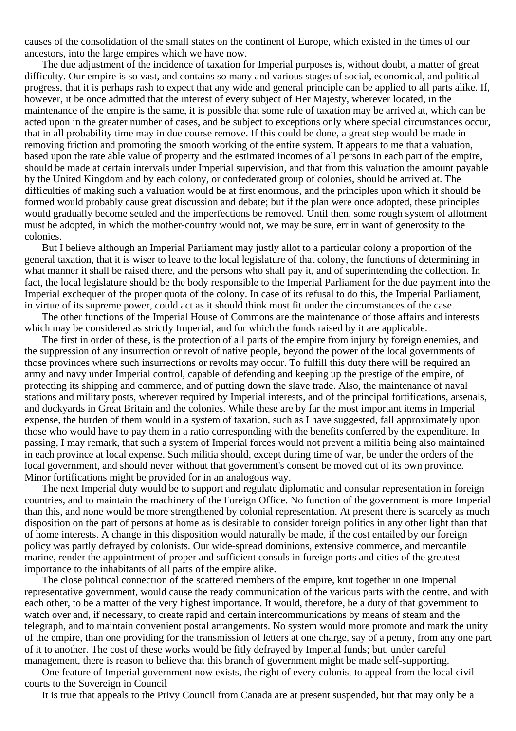causes of the consolidation of the small states on the continent of Europe, which existed in the times of our ancestors, into the large empires which we have now.

The due adjustment of the incidence of taxation for Imperial purposes is, without doubt, a matter of great difficulty. Our empire is so vast, and contains so many and various stages of social, economical, and political progress, that it is perhaps rash to expect that any wide and general principle can be applied to all parts alike. If, however, it be once admitted that the interest of every subject of Her Majesty, wherever located, in the maintenance of the empire is the same, it is possible that some rule of taxation may be arrived at, which can be acted upon in the greater number of cases, and be subject to exceptions only where special circumstances occur, that in all probability time may in due course remove. If this could be done, a great step would be made in removing friction and promoting the smooth working of the entire system. It appears to me that a valuation, based upon the rate able value of property and the estimated incomes of all persons in each part of the empire, should be made at certain intervals under Imperial supervision, and that from this valuation the amount payable by the United Kingdom and by each colony, or confederated group of colonies, should be arrived at. The difficulties of making such a valuation would be at first enormous, and the principles upon which it should be formed would probably cause great discussion and debate; but if the plan were once adopted, these principles would gradually become settled and the imperfections be removed. Until then, some rough system of allotment must be adopted, in which the mother-country would not, we may be sure, err in want of generosity to the colonies.

But I believe although an Imperial Parliament may justly allot to a particular colony a proportion of the general taxation, that it is wiser to leave to the local legislature of that colony, the functions of determining in what manner it shall be raised there, and the persons who shall pay it, and of superintending the collection. In fact, the local legislature should be the body responsible to the Imperial Parliament for the due payment into the Imperial exchequer of the proper quota of the colony. In case of its refusal to do this, the Imperial Parliament, in virtue of its supreme power, could act as it should think most fit under the circumstances of the case.

The other functions of the Imperial House of Commons are the maintenance of those affairs and interests which may be considered as strictly Imperial, and for which the funds raised by it are applicable.

The first in order of these, is the protection of all parts of the empire from injury by foreign enemies, and the suppression of any insurrection or revolt of native people, beyond the power of the local governments of those provinces where such insurrections or revolts may occur. To fulfill this duty there will be required an army and navy under Imperial control, capable of defending and keeping up the prestige of the empire, of protecting its shipping and commerce, and of putting down the slave trade. Also, the maintenance of naval stations and military posts, wherever required by Imperial interests, and of the principal fortifications, arsenals, and dockyards in Great Britain and the colonies. While these are by far the most important items in Imperial expense, the burden of them would in a system of taxation, such as I have suggested, fall approximately upon those who would have to pay them in a ratio corresponding with the benefits conferred by the expenditure. In passing, I may remark, that such a system of Imperial forces would not prevent a militia being also maintained in each province at local expense. Such militia should, except during time of war, be under the orders of the local government, and should never without that government's consent be moved out of its own province. Minor fortifications might be provided for in an analogous way.

The next Imperial duty would be to support and regulate diplomatic and consular representation in foreign countries, and to maintain the machinery of the Foreign Office. No function of the government is more Imperial than this, and none would be more strengthened by colonial representation. At present there is scarcely as much disposition on the part of persons at home as is desirable to consider foreign politics in any other light than that of home interests. A change in this disposition would naturally be made, if the cost entailed by our foreign policy was partly defrayed by colonists. Our wide-spread dominions, extensive commerce, and mercantile marine, render the appointment of proper and sufficient consuls in foreign ports and cities of the greatest importance to the inhabitants of all parts of the empire alike.

The close political connection of the scattered members of the empire, knit together in one Imperial representative government, would cause the ready communication of the various parts with the centre, and with each other, to be a matter of the very highest importance. It would, therefore, be a duty of that government to watch over and, if necessary, to create rapid and certain intercommunications by means of steam and the telegraph, and to maintain convenient postal arrangements. No system would more promote and mark the unity of the empire, than one providing for the transmission of letters at one charge, say of a penny, from any one part of it to another. The cost of these works would be fitly defrayed by Imperial funds; but, under careful management, there is reason to believe that this branch of government might be made self-supporting.

One feature of Imperial government now exists, the right of every colonist to appeal from the local civil courts to the Sovereign in Council

It is true that appeals to the Privy Council from Canada are at present suspended, but that may only be a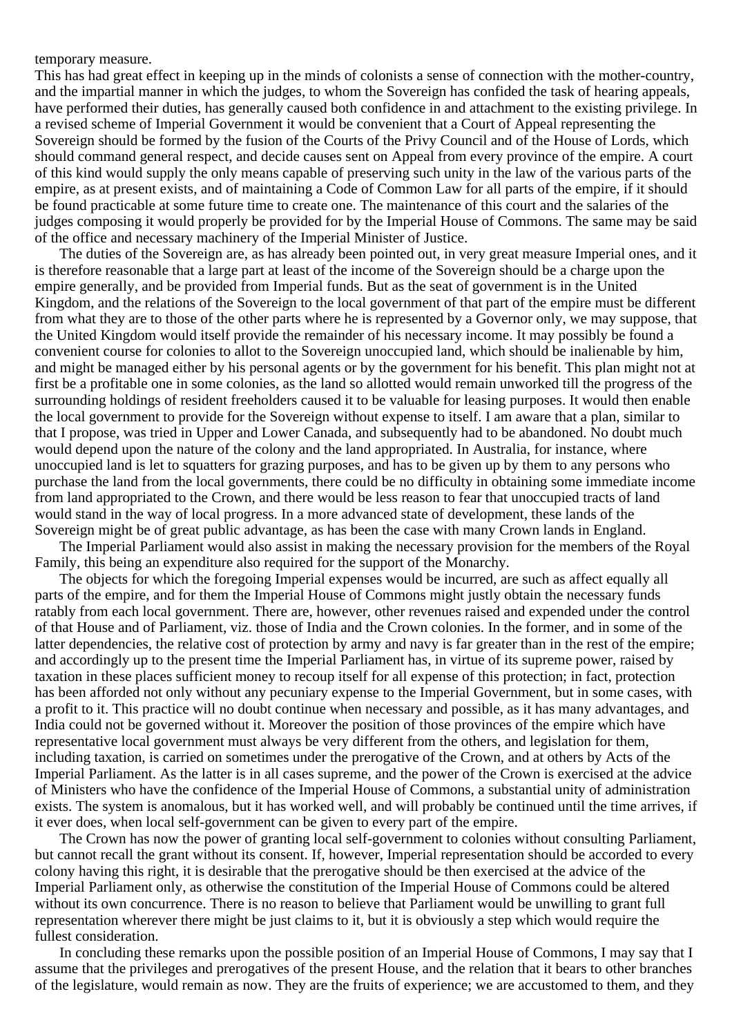temporary measure.

This has had great effect in keeping up in the minds of colonists a sense of connection with the mother-country, and the impartial manner in which the judges, to whom the Sovereign has confided the task of hearing appeals, have performed their duties, has generally caused both confidence in and attachment to the existing privilege. In a revised scheme of Imperial Government it would be convenient that a Court of Appeal representing the Sovereign should be formed by the fusion of the Courts of the Privy Council and of the House of Lords, which should command general respect, and decide causes sent on Appeal from every province of the empire. A court of this kind would supply the only means capable of preserving such unity in the law of the various parts of the empire, as at present exists, and of maintaining a Code of Common Law for all parts of the empire, if it should be found practicable at some future time to create one. The maintenance of this court and the salaries of the judges composing it would properly be provided for by the Imperial House of Commons. The same may be said of the office and necessary machinery of the Imperial Minister of Justice.

The duties of the Sovereign are, as has already been pointed out, in very great measure Imperial ones, and it is therefore reasonable that a large part at least of the income of the Sovereign should be a charge upon the empire generally, and be provided from Imperial funds. But as the seat of government is in the United Kingdom, and the relations of the Sovereign to the local government of that part of the empire must be different from what they are to those of the other parts where he is represented by a Governor only, we may suppose, that the United Kingdom would itself provide the remainder of his necessary income. It may possibly be found a convenient course for colonies to allot to the Sovereign unoccupied land, which should be inalienable by him, and might be managed either by his personal agents or by the government for his benefit. This plan might not at first be a profitable one in some colonies, as the land so allotted would remain unworked till the progress of the surrounding holdings of resident freeholders caused it to be valuable for leasing purposes. It would then enable the local government to provide for the Sovereign without expense to itself. I am aware that a plan, similar to that I propose, was tried in Upper and Lower Canada, and subsequently had to be abandoned. No doubt much would depend upon the nature of the colony and the land appropriated. In Australia, for instance, where unoccupied land is let to squatters for grazing purposes, and has to be given up by them to any persons who purchase the land from the local governments, there could be no difficulty in obtaining some immediate income from land appropriated to the Crown, and there would be less reason to fear that unoccupied tracts of land would stand in the way of local progress. In a more advanced state of development, these lands of the Sovereign might be of great public advantage, as has been the case with many Crown lands in England.

The Imperial Parliament would also assist in making the necessary provision for the members of the Royal Family, this being an expenditure also required for the support of the Monarchy.

The objects for which the foregoing Imperial expenses would be incurred, are such as affect equally all parts of the empire, and for them the Imperial House of Commons might justly obtain the necessary funds ratably from each local government. There are, however, other revenues raised and expended under the control of that House and of Parliament, viz. those of India and the Crown colonies. In the former, and in some of the latter dependencies, the relative cost of protection by army and navy is far greater than in the rest of the empire; and accordingly up to the present time the Imperial Parliament has, in virtue of its supreme power, raised by taxation in these places sufficient money to recoup itself for all expense of this protection; in fact, protection has been afforded not only without any pecuniary expense to the Imperial Government, but in some cases, with a profit to it. This practice will no doubt continue when necessary and possible, as it has many advantages, and India could not be governed without it. Moreover the position of those provinces of the empire which have representative local government must always be very different from the others, and legislation for them, including taxation, is carried on sometimes under the prerogative of the Crown, and at others by Acts of the Imperial Parliament. As the latter is in all cases supreme, and the power of the Crown is exercised at the advice of Ministers who have the confidence of the Imperial House of Commons, a substantial unity of administration exists. The system is anomalous, but it has worked well, and will probably be continued until the time arrives, if it ever does, when local self-government can be given to every part of the empire.

The Crown has now the power of granting local self-government to colonies without consulting Parliament, but cannot recall the grant without its consent. If, however, Imperial representation should be accorded to every colony having this right, it is desirable that the prerogative should be then exercised at the advice of the Imperial Parliament only, as otherwise the constitution of the Imperial House of Commons could be altered without its own concurrence. There is no reason to believe that Parliament would be unwilling to grant full representation wherever there might be just claims to it, but it is obviously a step which would require the fullest consideration.

In concluding these remarks upon the possible position of an Imperial House of Commons, I may say that I assume that the privileges and prerogatives of the present House, and the relation that it bears to other branches of the legislature, would remain as now. They are the fruits of experience; we are accustomed to them, and they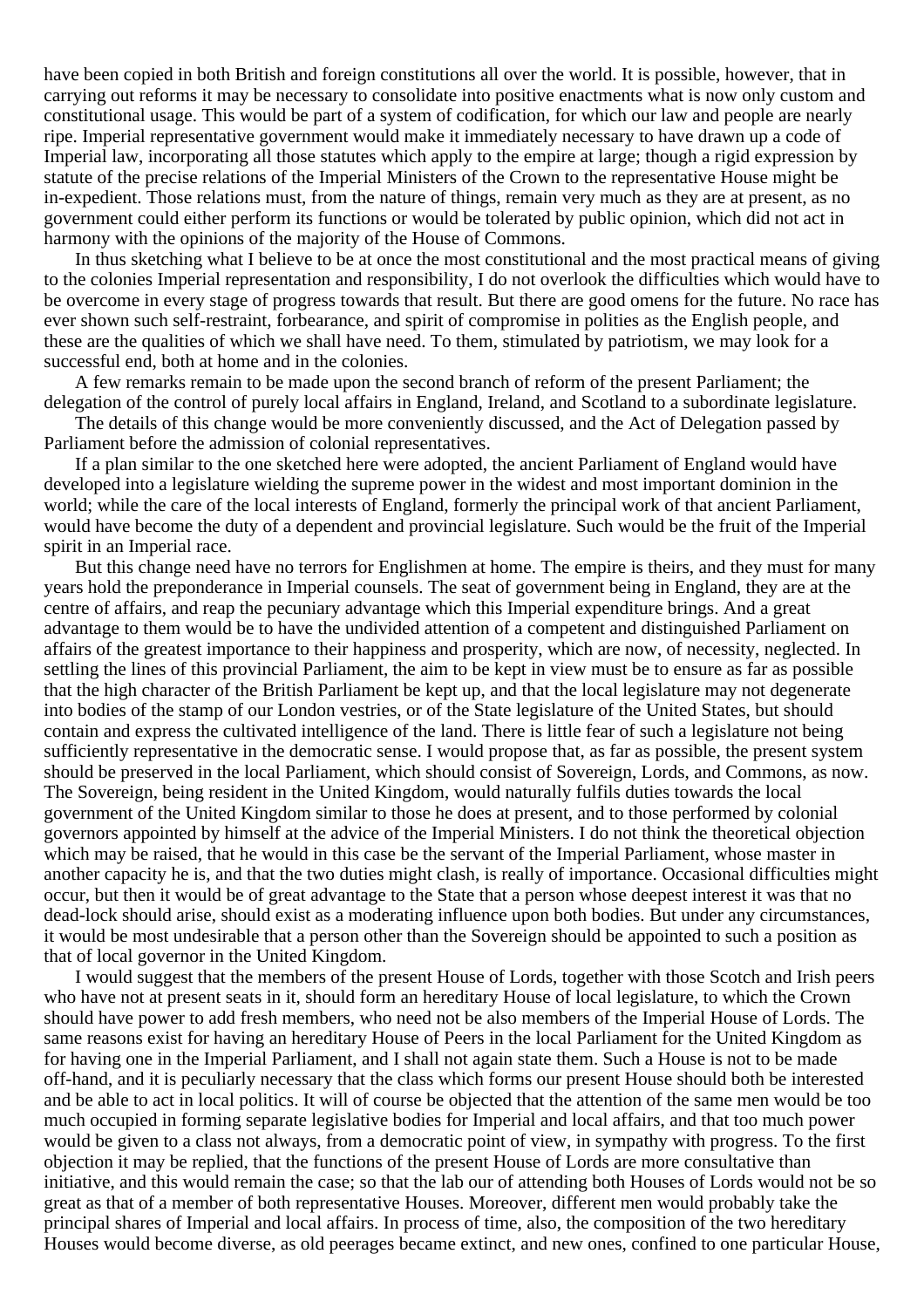have been copied in both British and foreign constitutions all over the world. It is possible, however, that in carrying out reforms it may be necessary to consolidate into positive enactments what is now only custom and constitutional usage. This would be part of a system of codification, for which our law and people are nearly ripe. Imperial representative government would make it immediately necessary to have drawn up a code of Imperial law, incorporating all those statutes which apply to the empire at large; though a rigid expression by statute of the precise relations of the Imperial Ministers of the Crown to the representative House might be in-expedient. Those relations must, from the nature of things, remain very much as they are at present, as no government could either perform its functions or would be tolerated by public opinion, which did not act in harmony with the opinions of the majority of the House of Commons.

In thus sketching what I believe to be at once the most constitutional and the most practical means of giving to the colonies Imperial representation and responsibility, I do not overlook the difficulties which would have to be overcome in every stage of progress towards that result. But there are good omens for the future. No race has ever shown such self-restraint, forbearance, and spirit of compromise in polities as the English people, and these are the qualities of which we shall have need. To them, stimulated by patriotism, we may look for a successful end, both at home and in the colonies.

A few remarks remain to be made upon the second branch of reform of the present Parliament; the delegation of the control of purely local affairs in England, Ireland, and Scotland to a subordinate legislature.

The details of this change would be more conveniently discussed, and the Act of Delegation passed by Parliament before the admission of colonial representatives.

If a plan similar to the one sketched here were adopted, the ancient Parliament of England would have developed into a legislature wielding the supreme power in the widest and most important dominion in the world; while the care of the local interests of England, formerly the principal work of that ancient Parliament, would have become the duty of a dependent and provincial legislature. Such would be the fruit of the Imperial spirit in an Imperial race.

But this change need have no terrors for Englishmen at home. The empire is theirs, and they must for many years hold the preponderance in Imperial counsels. The seat of government being in England, they are at the centre of affairs, and reap the pecuniary advantage which this Imperial expenditure brings. And a great advantage to them would be to have the undivided attention of a competent and distinguished Parliament on affairs of the greatest importance to their happiness and prosperity, which are now, of necessity, neglected. In settling the lines of this provincial Parliament, the aim to be kept in view must be to ensure as far as possible that the high character of the British Parliament be kept up, and that the local legislature may not degenerate into bodies of the stamp of our London vestries, or of the State legislature of the United States, but should contain and express the cultivated intelligence of the land. There is little fear of such a legislature not being sufficiently representative in the democratic sense. I would propose that, as far as possible, the present system should be preserved in the local Parliament, which should consist of Sovereign, Lords, and Commons, as now. The Sovereign, being resident in the United Kingdom, would naturally fulfils duties towards the local government of the United Kingdom similar to those he does at present, and to those performed by colonial governors appointed by himself at the advice of the Imperial Ministers. I do not think the theoretical objection which may be raised, that he would in this case be the servant of the Imperial Parliament, whose master in another capacity he is, and that the two duties might clash, is really of importance. Occasional difficulties might occur, but then it would be of great advantage to the State that a person whose deepest interest it was that no dead-lock should arise, should exist as a moderating influence upon both bodies. But under any circumstances, it would be most undesirable that a person other than the Sovereign should be appointed to such a position as that of local governor in the United Kingdom.

I would suggest that the members of the present House of Lords, together with those Scotch and Irish peers who have not at present seats in it, should form an hereditary House of local legislature, to which the Crown should have power to add fresh members, who need not be also members of the Imperial House of Lords. The same reasons exist for having an hereditary House of Peers in the local Parliament for the United Kingdom as for having one in the Imperial Parliament, and I shall not again state them. Such a House is not to be made off-hand, and it is peculiarly necessary that the class which forms our present House should both be interested and be able to act in local politics. It will of course be objected that the attention of the same men would be too much occupied in forming separate legislative bodies for Imperial and local affairs, and that too much power would be given to a class not always, from a democratic point of view, in sympathy with progress. To the first objection it may be replied, that the functions of the present House of Lords are more consultative than initiative, and this would remain the case; so that the lab our of attending both Houses of Lords would not be so great as that of a member of both representative Houses. Moreover, different men would probably take the principal shares of Imperial and local affairs. In process of time, also, the composition of the two hereditary Houses would become diverse, as old peerages became extinct, and new ones, confined to one particular House,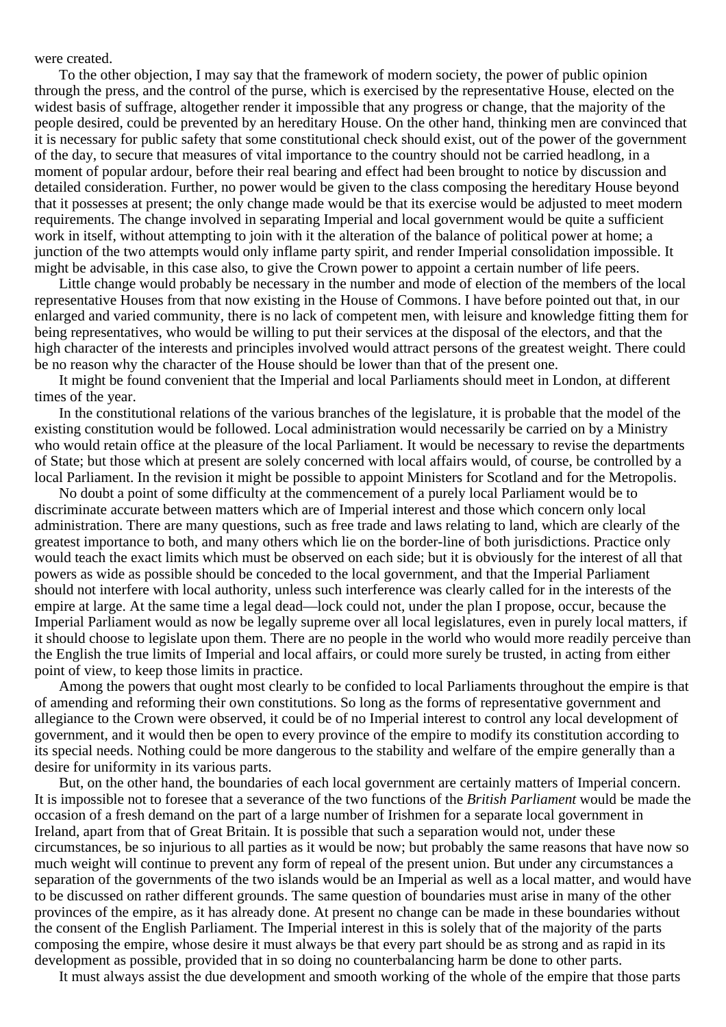were created.

To the other objection, I may say that the framework of modern society, the power of public opinion through the press, and the control of the purse, which is exercised by the representative House, elected on the widest basis of suffrage, altogether render it impossible that any progress or change, that the majority of the people desired, could be prevented by an hereditary House. On the other hand, thinking men are convinced that it is necessary for public safety that some constitutional check should exist, out of the power of the government of the day, to secure that measures of vital importance to the country should not be carried headlong, in a moment of popular ardour, before their real bearing and effect had been brought to notice by discussion and detailed consideration. Further, no power would be given to the class composing the hereditary House beyond that it possesses at present; the only change made would be that its exercise would be adjusted to meet modern requirements. The change involved in separating Imperial and local government would be quite a sufficient work in itself, without attempting to join with it the alteration of the balance of political power at home; a junction of the two attempts would only inflame party spirit, and render Imperial consolidation impossible. It might be advisable, in this case also, to give the Crown power to appoint a certain number of life peers.

Little change would probably be necessary in the number and mode of election of the members of the local representative Houses from that now existing in the House of Commons. I have before pointed out that, in our enlarged and varied community, there is no lack of competent men, with leisure and knowledge fitting them for being representatives, who would be willing to put their services at the disposal of the electors, and that the high character of the interests and principles involved would attract persons of the greatest weight. There could be no reason why the character of the House should be lower than that of the present one.

It might be found convenient that the Imperial and local Parliaments should meet in London, at different times of the year.

In the constitutional relations of the various branches of the legislature, it is probable that the model of the existing constitution would be followed. Local administration would necessarily be carried on by a Ministry who would retain office at the pleasure of the local Parliament. It would be necessary to revise the departments of State; but those which at present are solely concerned with local affairs would, of course, be controlled by a local Parliament. In the revision it might be possible to appoint Ministers for Scotland and for the Metropolis.

No doubt a point of some difficulty at the commencement of a purely local Parliament would be to discriminate accurate between matters which are of Imperial interest and those which concern only local administration. There are many questions, such as free trade and laws relating to land, which are clearly of the greatest importance to both, and many others which lie on the border-line of both jurisdictions. Practice only would teach the exact limits which must be observed on each side; but it is obviously for the interest of all that powers as wide as possible should be conceded to the local government, and that the Imperial Parliament should not interfere with local authority, unless such interference was clearly called for in the interests of the empire at large. At the same time a legal dead—lock could not, under the plan I propose, occur, because the Imperial Parliament would as now be legally supreme over all local legislatures, even in purely local matters, if it should choose to legislate upon them. There are no people in the world who would more readily perceive than the English the true limits of Imperial and local affairs, or could more surely be trusted, in acting from either point of view, to keep those limits in practice.

Among the powers that ought most clearly to be confided to local Parliaments throughout the empire is that of amending and reforming their own constitutions. So long as the forms of representative government and allegiance to the Crown were observed, it could be of no Imperial interest to control any local development of government, and it would then be open to every province of the empire to modify its constitution according to its special needs. Nothing could be more dangerous to the stability and welfare of the empire generally than a desire for uniformity in its various parts.

But, on the other hand, the boundaries of each local government are certainly matters of Imperial concern. It is impossible not to foresee that a severance of the two functions of the *British Parliament* would be made the occasion of a fresh demand on the part of a large number of Irishmen for a separate local government in Ireland, apart from that of Great Britain. It is possible that such a separation would not, under these circumstances, be so injurious to all parties as it would be now; but probably the same reasons that have now so much weight will continue to prevent any form of repeal of the present union. But under any circumstances a separation of the governments of the two islands would be an Imperial as well as a local matter, and would have to be discussed on rather different grounds. The same question of boundaries must arise in many of the other provinces of the empire, as it has already done. At present no change can be made in these boundaries without the consent of the English Parliament. The Imperial interest in this is solely that of the majority of the parts composing the empire, whose desire it must always be that every part should be as strong and as rapid in its development as possible, provided that in so doing no counterbalancing harm be done to other parts.

It must always assist the due development and smooth working of the whole of the empire that those parts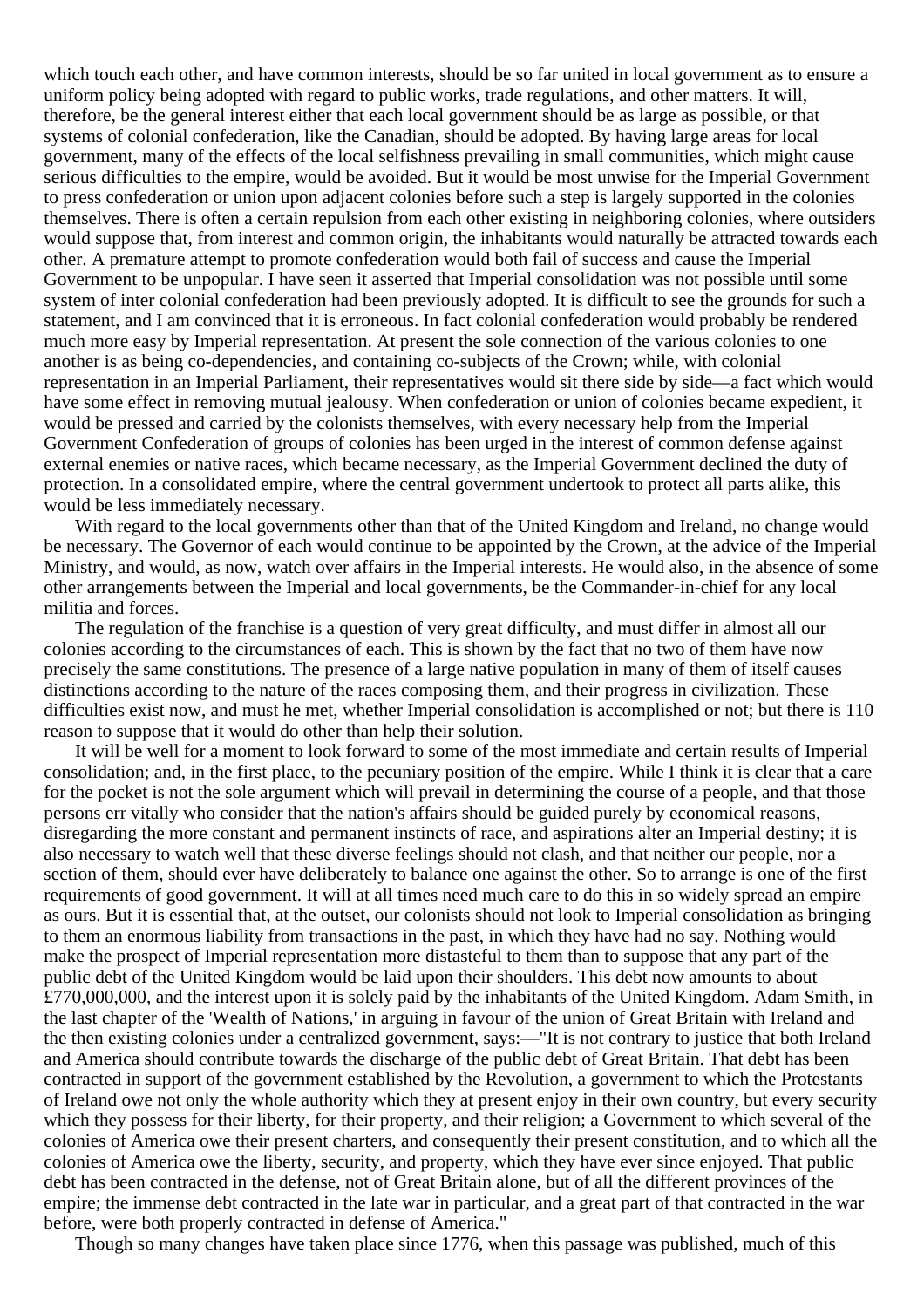which touch each other, and have common interests, should be so far united in local government as to ensure a uniform policy being adopted with regard to public works, trade regulations, and other matters. It will, therefore, be the general interest either that each local government should be as large as possible, or that systems of colonial confederation, like the Canadian, should be adopted. By having large areas for local government, many of the effects of the local selfishness prevailing in small communities, which might cause serious difficulties to the empire, would be avoided. But it would be most unwise for the Imperial Government to press confederation or union upon adjacent colonies before such a step is largely supported in the colonies themselves. There is often a certain repulsion from each other existing in neighboring colonies, where outsiders would suppose that, from interest and common origin, the inhabitants would naturally be attracted towards each other. A premature attempt to promote confederation would both fail of success and cause the Imperial Government to be unpopular. I have seen it asserted that Imperial consolidation was not possible until some system of inter colonial confederation had been previously adopted. It is difficult to see the grounds for such a statement, and I am convinced that it is erroneous. In fact colonial confederation would probably be rendered much more easy by Imperial representation. At present the sole connection of the various colonies to one another is as being co-dependencies, and containing co-subjects of the Crown; while, with colonial representation in an Imperial Parliament, their representatives would sit there side by side—a fact which would have some effect in removing mutual jealousy. When confederation or union of colonies became expedient, it would be pressed and carried by the colonists themselves, with every necessary help from the Imperial Government Confederation of groups of colonies has been urged in the interest of common defense against external enemies or native races, which became necessary, as the Imperial Government declined the duty of protection. In a consolidated empire, where the central government undertook to protect all parts alike, this would be less immediately necessary.

With regard to the local governments other than that of the United Kingdom and Ireland, no change would be necessary. The Governor of each would continue to be appointed by the Crown, at the advice of the Imperial Ministry, and would, as now, watch over affairs in the Imperial interests. He would also, in the absence of some other arrangements between the Imperial and local governments, be the Commander-in-chief for any local militia and forces.

The regulation of the franchise is a question of very great difficulty, and must differ in almost all our colonies according to the circumstances of each. This is shown by the fact that no two of them have now precisely the same constitutions. The presence of a large native population in many of them of itself causes distinctions according to the nature of the races composing them, and their progress in civilization. These difficulties exist now, and must he met, whether Imperial consolidation is accomplished or not; but there is 110 reason to suppose that it would do other than help their solution.

It will be well for a moment to look forward to some of the most immediate and certain results of Imperial consolidation; and, in the first place, to the pecuniary position of the empire. While I think it is clear that a care for the pocket is not the sole argument which will prevail in determining the course of a people, and that those persons err vitally who consider that the nation's affairs should be guided purely by economical reasons, disregarding the more constant and permanent instincts of race, and aspirations alter an Imperial destiny; it is also necessary to watch well that these diverse feelings should not clash, and that neither our people, nor a section of them, should ever have deliberately to balance one against the other. So to arrange is one of the first requirements of good government. It will at all times need much care to do this in so widely spread an empire as ours. But it is essential that, at the outset, our colonists should not look to Imperial consolidation as bringing to them an enormous liability from transactions in the past, in which they have had no say. Nothing would make the prospect of Imperial representation more distasteful to them than to suppose that any part of the public debt of the United Kingdom would be laid upon their shoulders. This debt now amounts to about £770,000,000, and the interest upon it is solely paid by the inhabitants of the United Kingdom. Adam Smith, in the last chapter of the 'Wealth of Nations,' in arguing in favour of the union of Great Britain with Ireland and the then existing colonies under a centralized government, says:—"It is not contrary to justice that both Ireland and America should contribute towards the discharge of the public debt of Great Britain. That debt has been contracted in support of the government established by the Revolution, a government to which the Protestants of Ireland owe not only the whole authority which they at present enjoy in their own country, but every security which they possess for their liberty, for their property, and their religion; a Government to which several of the colonies of America owe their present charters, and consequently their present constitution, and to which all the colonies of America owe the liberty, security, and property, which they have ever since enjoyed. That public debt has been contracted in the defense, not of Great Britain alone, but of all the different provinces of the empire; the immense debt contracted in the late war in particular, and a great part of that contracted in the war before, were both properly contracted in defense of America."

Though so many changes have taken place since 1776, when this passage was published, much of this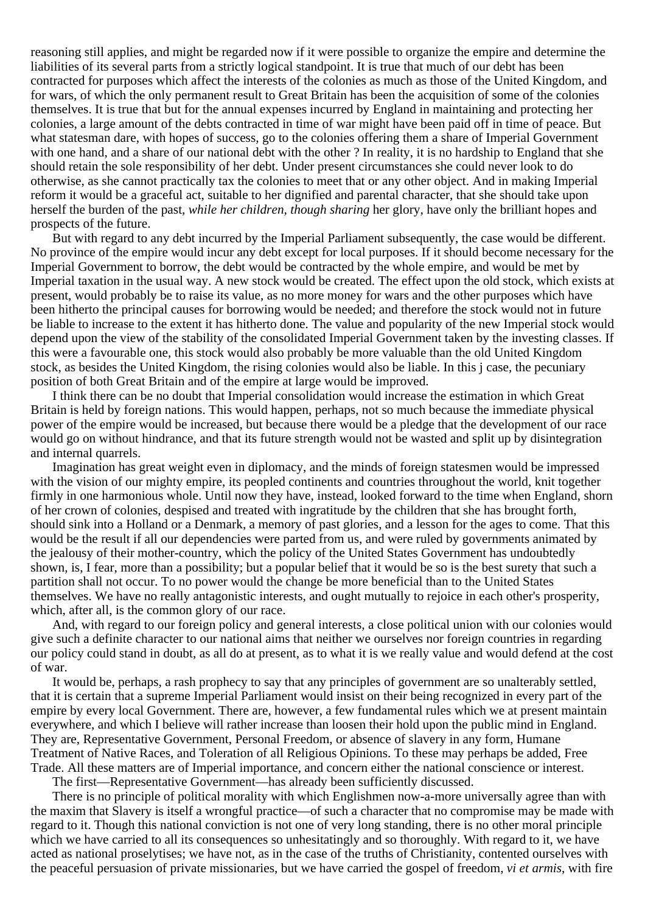reasoning still applies, and might be regarded now if it were possible to organize the empire and determine the liabilities of its several parts from a strictly logical standpoint. It is true that much of our debt has been contracted for purposes which affect the interests of the colonies as much as those of the United Kingdom, and for wars, of which the only permanent result to Great Britain has been the acquisition of some of the colonies themselves. It is true that but for the annual expenses incurred by England in maintaining and protecting her colonies, a large amount of the debts contracted in time of war might have been paid off in time of peace. But what statesman dare, with hopes of success, go to the colonies offering them a share of Imperial Government with one hand, and a share of our national debt with the other ? In reality, it is no hardship to England that she should retain the sole responsibility of her debt. Under present circumstances she could never look to do otherwise, as she cannot practically tax the colonies to meet that or any other object. And in making Imperial reform it would be a graceful act, suitable to her dignified and parental character, that she should take upon herself the burden of the past, *while her children, though sharing* her glory, have only the brilliant hopes and prospects of the future.

But with regard to any debt incurred by the Imperial Parliament subsequently, the case would be different. No province of the empire would incur any debt except for local purposes. If it should become necessary for the Imperial Government to borrow, the debt would be contracted by the whole empire, and would be met by Imperial taxation in the usual way. A new stock would be created. The effect upon the old stock, which exists at present, would probably be to raise its value, as no more money for wars and the other purposes which have been hitherto the principal causes for borrowing would be needed; and therefore the stock would not in future be liable to increase to the extent it has hitherto done. The value and popularity of the new Imperial stock would depend upon the view of the stability of the consolidated Imperial Government taken by the investing classes. If this were a favourable one, this stock would also probably be more valuable than the old United Kingdom stock, as besides the United Kingdom, the rising colonies would also be liable. In this j case, the pecuniary position of both Great Britain and of the empire at large would be improved.

I think there can be no doubt that Imperial consolidation would increase the estimation in which Great Britain is held by foreign nations. This would happen, perhaps, not so much because the immediate physical power of the empire would be increased, but because there would be a pledge that the development of our race would go on without hindrance, and that its future strength would not be wasted and split up by disintegration and internal quarrels.

Imagination has great weight even in diplomacy, and the minds of foreign statesmen would be impressed with the vision of our mighty empire, its peopled continents and countries throughout the world, knit together firmly in one harmonious whole. Until now they have, instead, looked forward to the time when England, shorn of her crown of colonies, despised and treated with ingratitude by the children that she has brought forth, should sink into a Holland or a Denmark, a memory of past glories, and a lesson for the ages to come. That this would be the result if all our dependencies were parted from us, and were ruled by governments animated by the jealousy of their mother-country, which the policy of the United States Government has undoubtedly shown, is, I fear, more than a possibility; but a popular belief that it would be so is the best surety that such a partition shall not occur. To no power would the change be more beneficial than to the United States themselves. We have no really antagonistic interests, and ought mutually to rejoice in each other's prosperity, which, after all, is the common glory of our race.

And, with regard to our foreign policy and general interests, a close political union with our colonies would give such a definite character to our national aims that neither we ourselves nor foreign countries in regarding our policy could stand in doubt, as all do at present, as to what it is we really value and would defend at the cost of war.

It would be, perhaps, a rash prophecy to say that any principles of government are so unalterably settled, that it is certain that a supreme Imperial Parliament would insist on their being recognized in every part of the empire by every local Government. There are, however, a few fundamental rules which we at present maintain everywhere, and which I believe will rather increase than loosen their hold upon the public mind in England. They are, Representative Government, Personal Freedom, or absence of slavery in any form, Humane Treatment of Native Races, and Toleration of all Religious Opinions. To these may perhaps be added, Free Trade. All these matters are of Imperial importance, and concern either the national conscience or interest.

The first—Representative Government—has already been sufficiently discussed.

There is no principle of political morality with which Englishmen now-a-more universally agree than with the maxim that Slavery is itself a wrongful practice—of such a character that no compromise may be made with regard to it. Though this national conviction is not one of very long standing, there is no other moral principle which we have carried to all its consequences so unhesitatingly and so thoroughly. With regard to it, we have acted as national proselytises; we have not, as in the case of the truths of Christianity, contented ourselves with the peaceful persuasion of private missionaries, but we have carried the gospel of freedom, *vi et armis*, with fire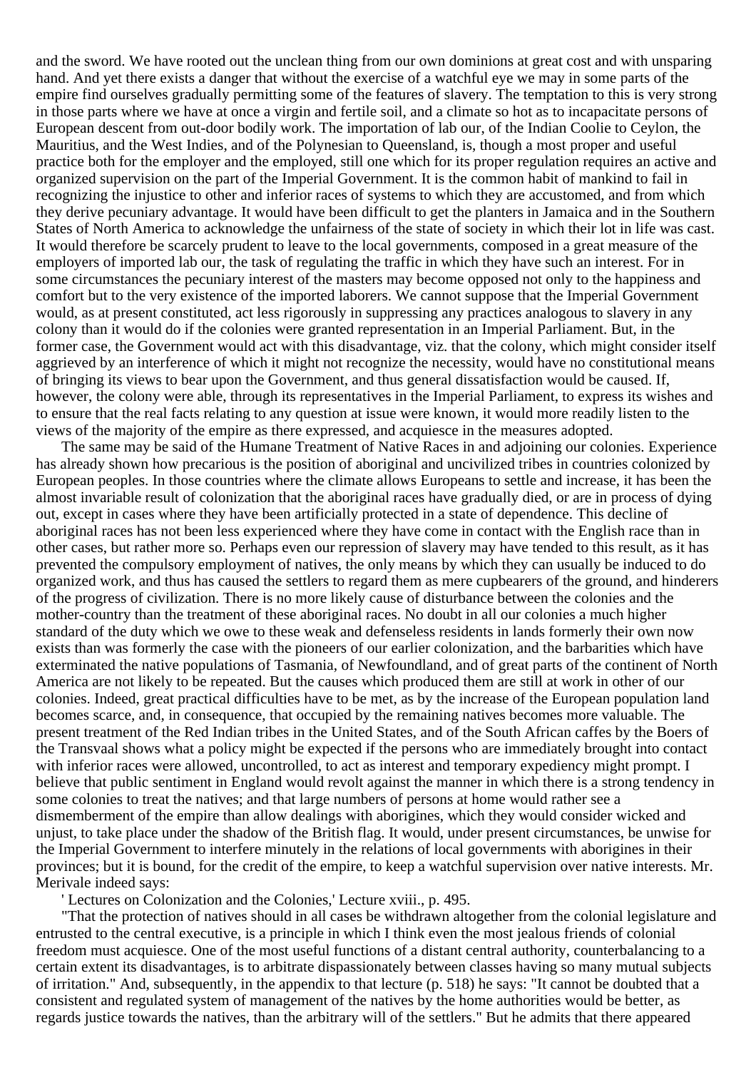and the sword. We have rooted out the unclean thing from our own dominions at great cost and with unsparing hand. And yet there exists a danger that without the exercise of a watchful eye we may in some parts of the empire find ourselves gradually permitting some of the features of slavery. The temptation to this is very strong in those parts where we have at once a virgin and fertile soil, and a climate so hot as to incapacitate persons of European descent from out-door bodily work. The importation of lab our, of the Indian Coolie to Ceylon, the Mauritius, and the West Indies, and of the Polynesian to Queensland, is, though a most proper and useful practice both for the employer and the employed, still one which for its proper regulation requires an active and organized supervision on the part of the Imperial Government. It is the common habit of mankind to fail in recognizing the injustice to other and inferior races of systems to which they are accustomed, and from which they derive pecuniary advantage. It would have been difficult to get the planters in Jamaica and in the Southern States of North America to acknowledge the unfairness of the state of society in which their lot in life was cast. It would therefore be scarcely prudent to leave to the local governments, composed in a great measure of the employers of imported lab our, the task of regulating the traffic in which they have such an interest. For in some circumstances the pecuniary interest of the masters may become opposed not only to the happiness and comfort but to the very existence of the imported laborers. We cannot suppose that the Imperial Government would, as at present constituted, act less rigorously in suppressing any practices analogous to slavery in any colony than it would do if the colonies were granted representation in an Imperial Parliament. But, in the former case, the Government would act with this disadvantage, viz. that the colony, which might consider itself aggrieved by an interference of which it might not recognize the necessity, would have no constitutional means of bringing its views to bear upon the Government, and thus general dissatisfaction would be caused. If, however, the colony were able, through its representatives in the Imperial Parliament, to express its wishes and to ensure that the real facts relating to any question at issue were known, it would more readily listen to the views of the majority of the empire as there expressed, and acquiesce in the measures adopted.

The same may be said of the Humane Treatment of Native Races in and adjoining our colonies. Experience has already shown how precarious is the position of aboriginal and uncivilized tribes in countries colonized by European peoples. In those countries where the climate allows Europeans to settle and increase, it has been the almost invariable result of colonization that the aboriginal races have gradually died, or are in process of dying out, except in cases where they have been artificially protected in a state of dependence. This decline of aboriginal races has not been less experienced where they have come in contact with the English race than in other cases, but rather more so. Perhaps even our repression of slavery may have tended to this result, as it has prevented the compulsory employment of natives, the only means by which they can usually be induced to do organized work, and thus has caused the settlers to regard them as mere cupbearers of the ground, and hinderers of the progress of civilization. There is no more likely cause of disturbance between the colonies and the mother-country than the treatment of these aboriginal races. No doubt in all our colonies a much higher standard of the duty which we owe to these weak and defenseless residents in lands formerly their own now exists than was formerly the case with the pioneers of our earlier colonization, and the barbarities which have exterminated the native populations of Tasmania, of Newfoundland, and of great parts of the continent of North America are not likely to be repeated. But the causes which produced them are still at work in other of our colonies. Indeed, great practical difficulties have to be met, as by the increase of the European population land becomes scarce, and, in consequence, that occupied by the remaining natives becomes more valuable. The present treatment of the Red Indian tribes in the United States, and of the South African caffes by the Boers of the Transvaal shows what a policy might be expected if the persons who are immediately brought into contact with inferior races were allowed, uncontrolled, to act as interest and temporary expediency might prompt. I believe that public sentiment in England would revolt against the manner in which there is a strong tendency in some colonies to treat the natives; and that large numbers of persons at home would rather see a dismemberment of the empire than allow dealings with aborigines, which they would consider wicked and unjust, to take place under the shadow of the British flag. It would, under present circumstances, be unwise for the Imperial Government to interfere minutely in the relations of local governments with aborigines in their provinces; but it is bound, for the credit of the empire, to keep a watchful supervision over native interests. Mr. Merivale indeed says:

' Lectures on Colonization and the Colonies,' Lecture xviii., p. 495.

"That the protection of natives should in all cases be withdrawn altogether from the colonial legislature and entrusted to the central executive, is a principle in which I think even the most jealous friends of colonial freedom must acquiesce. One of the most useful functions of a distant central authority, counterbalancing to a certain extent its disadvantages, is to arbitrate dispassionately between classes having so many mutual subjects of irritation." And, subsequently, in the appendix to that lecture (p. 518) he says: "It cannot be doubted that a consistent and regulated system of management of the natives by the home authorities would be better, as regards justice towards the natives, than the arbitrary will of the settlers." But he admits that there appeared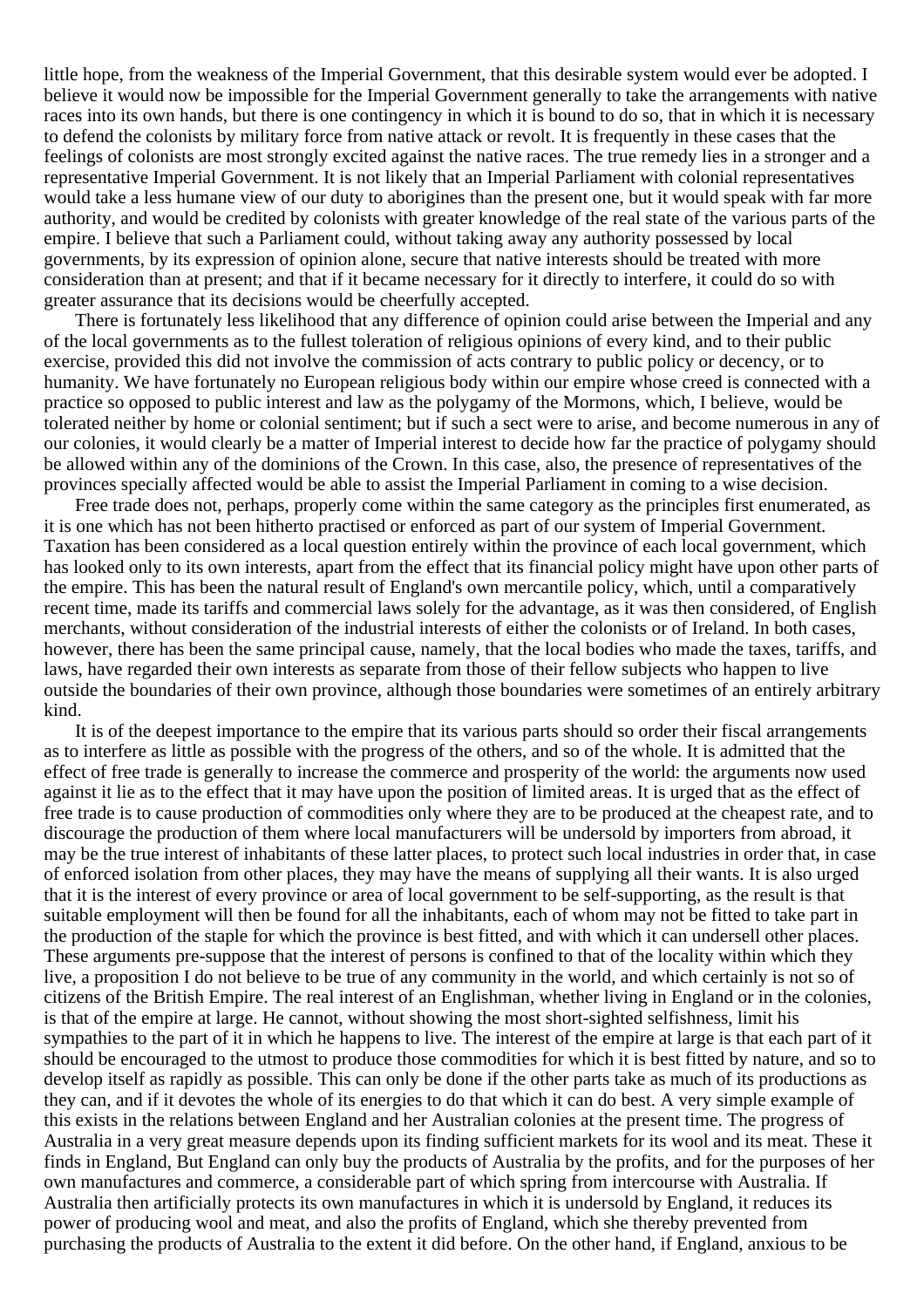little hope, from the weakness of the Imperial Government, that this desirable system would ever be adopted. I believe it would now be impossible for the Imperial Government generally to take the arrangements with native races into its own hands, but there is one contingency in which it is bound to do so, that in which it is necessary to defend the colonists by military force from native attack or revolt. It is frequently in these cases that the feelings of colonists are most strongly excited against the native races. The true remedy lies in a stronger and a representative Imperial Government. It is not likely that an Imperial Parliament with colonial representatives would take a less humane view of our duty to aborigines than the present one, but it would speak with far more authority, and would be credited by colonists with greater knowledge of the real state of the various parts of the empire. I believe that such a Parliament could, without taking away any authority possessed by local governments, by its expression of opinion alone, secure that native interests should be treated with more consideration than at present; and that if it became necessary for it directly to interfere, it could do so with greater assurance that its decisions would be cheerfully accepted.

There is fortunately less likelihood that any difference of opinion could arise between the Imperial and any of the local governments as to the fullest toleration of religious opinions of every kind, and to their public exercise, provided this did not involve the commission of acts contrary to public policy or decency, or to humanity. We have fortunately no European religious body within our empire whose creed is connected with a practice so opposed to public interest and law as the polygamy of the Mormons, which, I believe, would be tolerated neither by home or colonial sentiment; but if such a sect were to arise, and become numerous in any of our colonies, it would clearly be a matter of Imperial interest to decide how far the practice of polygamy should be allowed within any of the dominions of the Crown. In this case, also, the presence of representatives of the provinces specially affected would be able to assist the Imperial Parliament in coming to a wise decision.

Free trade does not, perhaps, properly come within the same category as the principles first enumerated, as it is one which has not been hitherto practised or enforced as part of our system of Imperial Government. Taxation has been considered as a local question entirely within the province of each local government, which has looked only to its own interests, apart from the effect that its financial policy might have upon other parts of the empire. This has been the natural result of England's own mercantile policy, which, until a comparatively recent time, made its tariffs and commercial laws solely for the advantage, as it was then considered, of English merchants, without consideration of the industrial interests of either the colonists or of Ireland. In both cases, however, there has been the same principal cause, namely, that the local bodies who made the taxes, tariffs, and laws, have regarded their own interests as separate from those of their fellow subjects who happen to live outside the boundaries of their own province, although those boundaries were sometimes of an entirely arbitrary kind.

It is of the deepest importance to the empire that its various parts should so order their fiscal arrangements as to interfere as little as possible with the progress of the others, and so of the whole. It is admitted that the effect of free trade is generally to increase the commerce and prosperity of the world: the arguments now used against it lie as to the effect that it may have upon the position of limited areas. It is urged that as the effect of free trade is to cause production of commodities only where they are to be produced at the cheapest rate, and to discourage the production of them where local manufacturers will be undersold by importers from abroad, it may be the true interest of inhabitants of these latter places, to protect such local industries in order that, in case of enforced isolation from other places, they may have the means of supplying all their wants. It is also urged that it is the interest of every province or area of local government to be self-supporting, as the result is that suitable employment will then be found for all the inhabitants, each of whom may not be fitted to take part in the production of the staple for which the province is best fitted, and with which it can undersell other places. These arguments pre-suppose that the interest of persons is confined to that of the locality within which they live, a proposition I do not believe to be true of any community in the world, and which certainly is not so of citizens of the British Empire. The real interest of an Englishman, whether living in England or in the colonies, is that of the empire at large. He cannot, without showing the most short-sighted selfishness, limit his sympathies to the part of it in which he happens to live. The interest of the empire at large is that each part of it should be encouraged to the utmost to produce those commodities for which it is best fitted by nature, and so to develop itself as rapidly as possible. This can only be done if the other parts take as much of its productions as they can, and if it devotes the whole of its energies to do that which it can do best. A very simple example of this exists in the relations between England and her Australian colonies at the present time. The progress of Australia in a very great measure depends upon its finding sufficient markets for its wool and its meat. These it finds in England, But England can only buy the products of Australia by the profits, and for the purposes of her own manufactures and commerce, a considerable part of which spring from intercourse with Australia. If Australia then artificially protects its own manufactures in which it is undersold by England, it reduces its power of producing wool and meat, and also the profits of England, which she thereby prevented from purchasing the products of Australia to the extent it did before. On the other hand, if England, anxious to be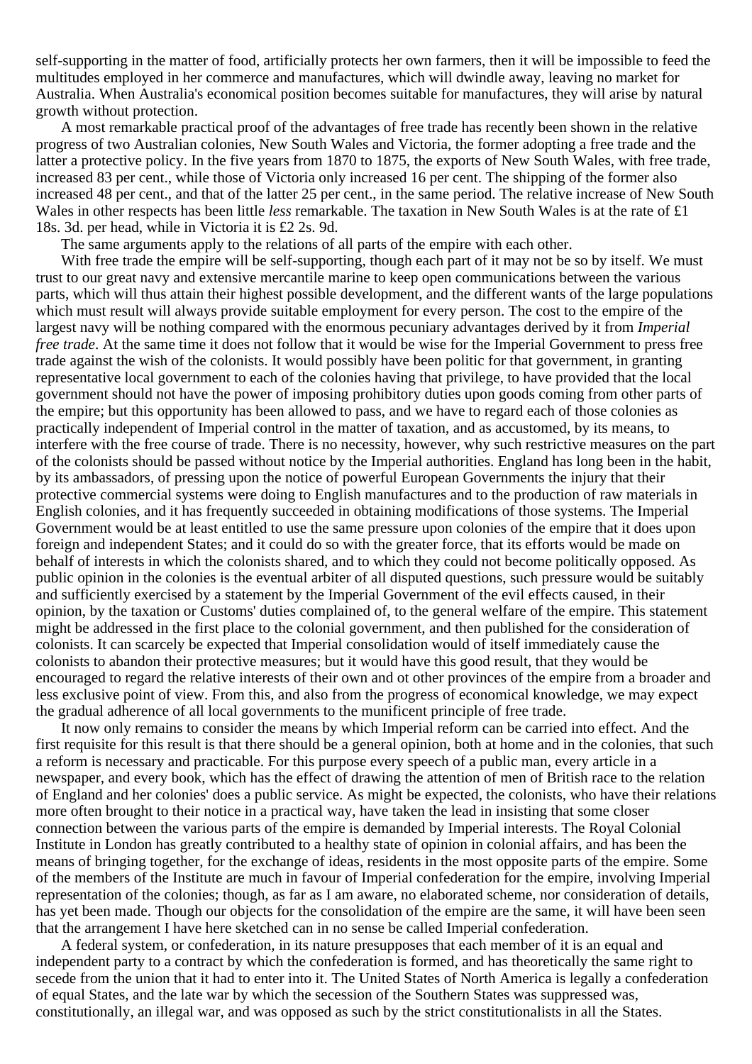self-supporting in the matter of food, artificially protects her own farmers, then it will be impossible to feed the multitudes employed in her commerce and manufactures, which will dwindle away, leaving no market for Australia. When Australia's economical position becomes suitable for manufactures, they will arise by natural growth without protection.

A most remarkable practical proof of the advantages of free trade has recently been shown in the relative progress of two Australian colonies, New South Wales and Victoria, the former adopting a free trade and the latter a protective policy. In the five years from 1870 to 1875, the exports of New South Wales, with free trade, increased 83 per cent., while those of Victoria only increased 16 per cent. The shipping of the former also increased 48 per cent., and that of the latter 25 per cent., in the same period. The relative increase of New South Wales in other respects has been little *less* remarkable. The taxation in New South Wales is at the rate of £1 18s. 3d. per head, while in Victoria it is £2 2s. 9d.

The same arguments apply to the relations of all parts of the empire with each other.

With free trade the empire will be self-supporting, though each part of it may not be so by itself. We must trust to our great navy and extensive mercantile marine to keep open communications between the various parts, which will thus attain their highest possible development, and the different wants of the large populations which must result will always provide suitable employment for every person. The cost to the empire of the largest navy will be nothing compared with the enormous pecuniary advantages derived by it from *Imperial free trade*. At the same time it does not follow that it would be wise for the Imperial Government to press free trade against the wish of the colonists. It would possibly have been politic for that government, in granting representative local government to each of the colonies having that privilege, to have provided that the local government should not have the power of imposing prohibitory duties upon goods coming from other parts of the empire; but this opportunity has been allowed to pass, and we have to regard each of those colonies as practically independent of Imperial control in the matter of taxation, and as accustomed, by its means, to interfere with the free course of trade. There is no necessity, however, why such restrictive measures on the part of the colonists should be passed without notice by the Imperial authorities. England has long been in the habit, by its ambassadors, of pressing upon the notice of powerful European Governments the injury that their protective commercial systems were doing to English manufactures and to the production of raw materials in English colonies, and it has frequently succeeded in obtaining modifications of those systems. The Imperial Government would be at least entitled to use the same pressure upon colonies of the empire that it does upon foreign and independent States; and it could do so with the greater force, that its efforts would be made on behalf of interests in which the colonists shared, and to which they could not become politically opposed. As public opinion in the colonies is the eventual arbiter of all disputed questions, such pressure would be suitably and sufficiently exercised by a statement by the Imperial Government of the evil effects caused, in their opinion, by the taxation or Customs' duties complained of, to the general welfare of the empire. This statement might be addressed in the first place to the colonial government, and then published for the consideration of colonists. It can scarcely be expected that Imperial consolidation would of itself immediately cause the colonists to abandon their protective measures; but it would have this good result, that they would be encouraged to regard the relative interests of their own and ot other provinces of the empire from a broader and less exclusive point of view. From this, and also from the progress of economical knowledge, we may expect the gradual adherence of all local governments to the munificent principle of free trade.

It now only remains to consider the means by which Imperial reform can be carried into effect. And the first requisite for this result is that there should be a general opinion, both at home and in the colonies, that such a reform is necessary and practicable. For this purpose every speech of a public man, every article in a newspaper, and every book, which has the effect of drawing the attention of men of British race to the relation of England and her colonies' does a public service. As might be expected, the colonists, who have their relations more often brought to their notice in a practical way, have taken the lead in insisting that some closer connection between the various parts of the empire is demanded by Imperial interests. The Royal Colonial Institute in London has greatly contributed to a healthy state of opinion in colonial affairs, and has been the means of bringing together, for the exchange of ideas, residents in the most opposite parts of the empire. Some of the members of the Institute are much in favour of Imperial confederation for the empire, involving Imperial representation of the colonies; though, as far as I am aware, no elaborated scheme, nor consideration of details, has yet been made. Though our objects for the consolidation of the empire are the same, it will have been seen that the arrangement I have here sketched can in no sense be called Imperial confederation.

A federal system, or confederation, in its nature presupposes that each member of it is an equal and independent party to a contract by which the confederation is formed, and has theoretically the same right to secede from the union that it had to enter into it. The United States of North America is legally a confederation of equal States, and the late war by which the secession of the Southern States was suppressed was, constitutionally, an illegal war, and was opposed as such by the strict constitutionalists in all the States.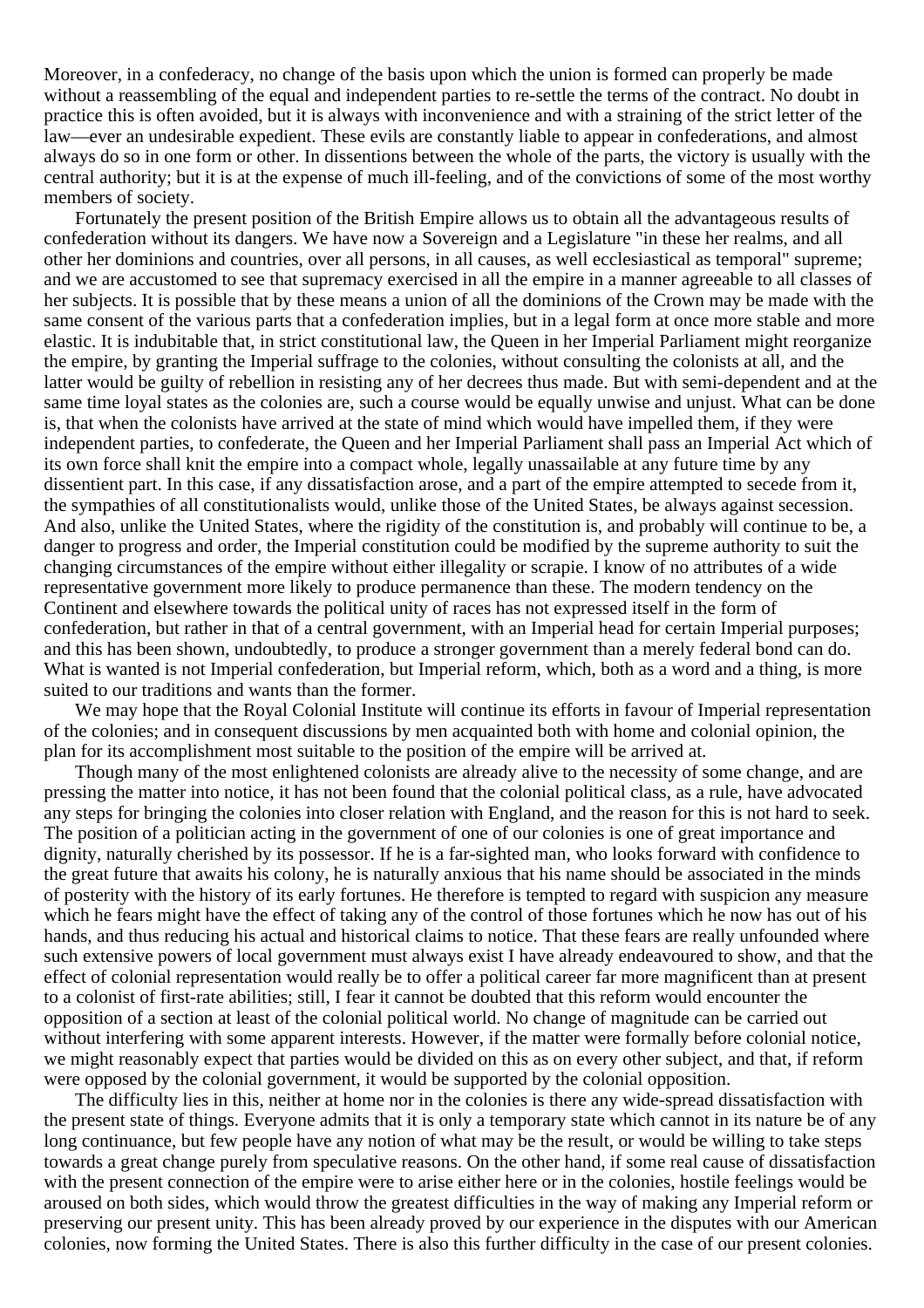Moreover, in a confederacy, no change of the basis upon which the union is formed can properly be made without a reassembling of the equal and independent parties to re-settle the terms of the contract. No doubt in practice this is often avoided, but it is always with inconvenience and with a straining of the strict letter of the law—ever an undesirable expedient. These evils are constantly liable to appear in confederations, and almost always do so in one form or other. In dissentions between the whole of the parts, the victory is usually with the central authority; but it is at the expense of much ill-feeling, and of the convictions of some of the most worthy members of society.

Fortunately the present position of the British Empire allows us to obtain all the advantageous results of confederation without its dangers. We have now a Sovereign and a Legislature "in these her realms, and all other her dominions and countries, over all persons, in all causes, as well ecclesiastical as temporal" supreme; and we are accustomed to see that supremacy exercised in all the empire in a manner agreeable to all classes of her subjects. It is possible that by these means a union of all the dominions of the Crown may be made with the same consent of the various parts that a confederation implies, but in a legal form at once more stable and more elastic. It is indubitable that, in strict constitutional law, the Queen in her Imperial Parliament might reorganize the empire, by granting the Imperial suffrage to the colonies, without consulting the colonists at all, and the latter would be guilty of rebellion in resisting any of her decrees thus made. But with semi-dependent and at the same time loyal states as the colonies are, such a course would be equally unwise and unjust. What can be done is, that when the colonists have arrived at the state of mind which would have impelled them, if they were independent parties, to confederate, the Queen and her Imperial Parliament shall pass an Imperial Act which of its own force shall knit the empire into a compact whole, legally unassailable at any future time by any dissentient part. In this case, if any dissatisfaction arose, and a part of the empire attempted to secede from it, the sympathies of all constitutionalists would, unlike those of the United States, be always against secession. And also, unlike the United States, where the rigidity of the constitution is, and probably will continue to be, a danger to progress and order, the Imperial constitution could be modified by the supreme authority to suit the changing circumstances of the empire without either illegality or scrapie. I know of no attributes of a wide representative government more likely to produce permanence than these. The modern tendency on the Continent and elsewhere towards the political unity of races has not expressed itself in the form of confederation, but rather in that of a central government, with an Imperial head for certain Imperial purposes; and this has been shown, undoubtedly, to produce a stronger government than a merely federal bond can do. What is wanted is not Imperial confederation, but Imperial reform, which, both as a word and a thing, is more suited to our traditions and wants than the former.

We may hope that the Royal Colonial Institute will continue its efforts in favour of Imperial representation of the colonies; and in consequent discussions by men acquainted both with home and colonial opinion, the plan for its accomplishment most suitable to the position of the empire will be arrived at.

Though many of the most enlightened colonists are already alive to the necessity of some change, and are pressing the matter into notice, it has not been found that the colonial political class, as a rule, have advocated any steps for bringing the colonies into closer relation with England, and the reason for this is not hard to seek. The position of a politician acting in the government of one of our colonies is one of great importance and dignity, naturally cherished by its possessor. If he is a far-sighted man, who looks forward with confidence to the great future that awaits his colony, he is naturally anxious that his name should be associated in the minds of posterity with the history of its early fortunes. He therefore is tempted to regard with suspicion any measure which he fears might have the effect of taking any of the control of those fortunes which he now has out of his hands, and thus reducing his actual and historical claims to notice. That these fears are really unfounded where such extensive powers of local government must always exist I have already endeavoured to show, and that the effect of colonial representation would really be to offer a political career far more magnificent than at present to a colonist of first-rate abilities; still, I fear it cannot be doubted that this reform would encounter the opposition of a section at least of the colonial political world. No change of magnitude can be carried out without interfering with some apparent interests. However, if the matter were formally before colonial notice, we might reasonably expect that parties would be divided on this as on every other subject, and that, if reform were opposed by the colonial government, it would be supported by the colonial opposition.

The difficulty lies in this, neither at home nor in the colonies is there any wide-spread dissatisfaction with the present state of things. Everyone admits that it is only a temporary state which cannot in its nature be of any long continuance, but few people have any notion of what may be the result, or would be willing to take steps towards a great change purely from speculative reasons. On the other hand, if some real cause of dissatisfaction with the present connection of the empire were to arise either here or in the colonies, hostile feelings would be aroused on both sides, which would throw the greatest difficulties in the way of making any Imperial reform or preserving our present unity. This has been already proved by our experience in the disputes with our American colonies, now forming the United States. There is also this further difficulty in the case of our present colonies.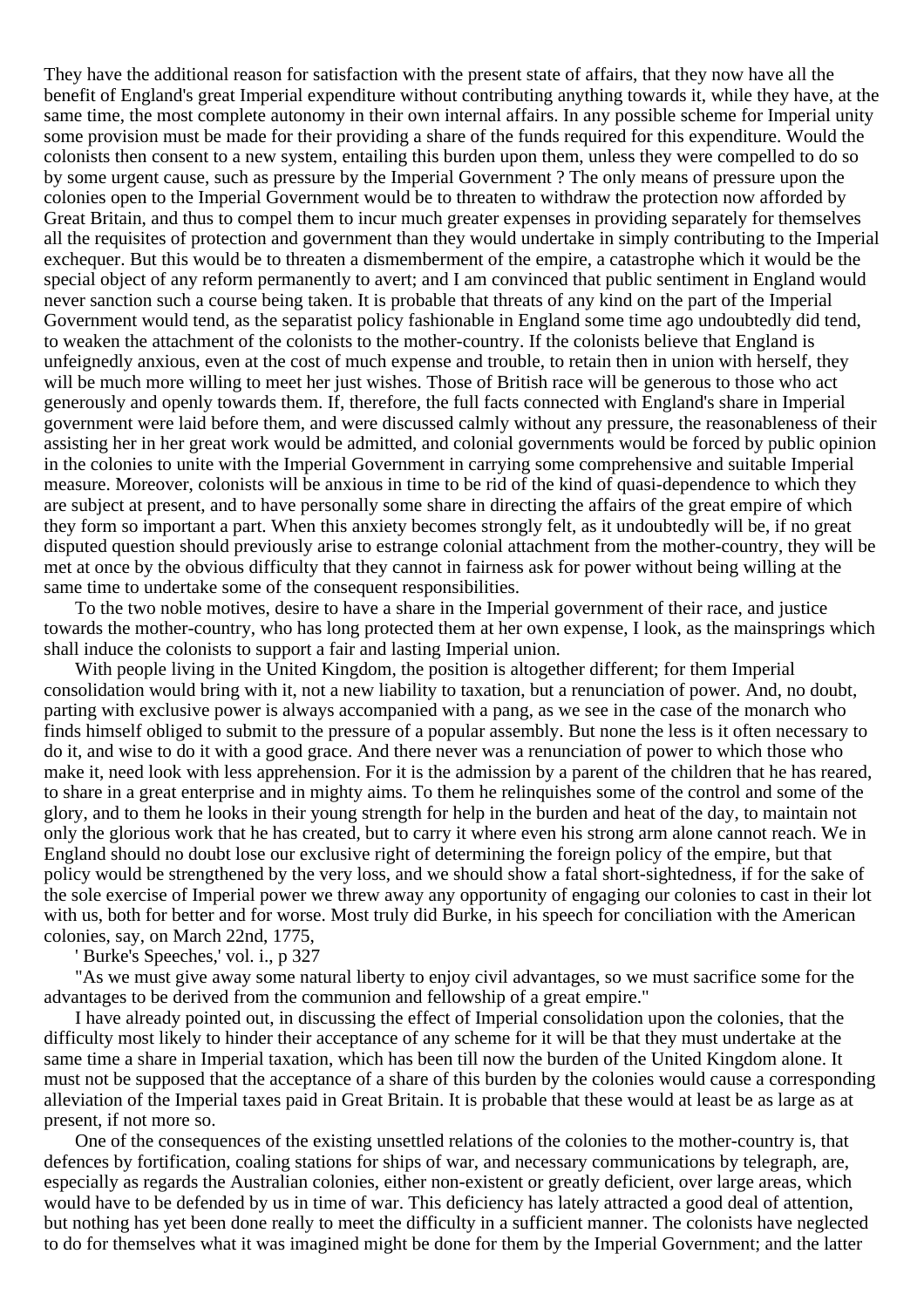They have the additional reason for satisfaction with the present state of affairs, that they now have all the benefit of England's great Imperial expenditure without contributing anything towards it, while they have, at the same time, the most complete autonomy in their own internal affairs. In any possible scheme for Imperial unity some provision must be made for their providing a share of the funds required for this expenditure. Would the colonists then consent to a new system, entailing this burden upon them, unless they were compelled to do so by some urgent cause, such as pressure by the Imperial Government ? The only means of pressure upon the colonies open to the Imperial Government would be to threaten to withdraw the protection now afforded by Great Britain, and thus to compel them to incur much greater expenses in providing separately for themselves all the requisites of protection and government than they would undertake in simply contributing to the Imperial exchequer. But this would be to threaten a dismemberment of the empire, a catastrophe which it would be the special object of any reform permanently to avert; and I am convinced that public sentiment in England would never sanction such a course being taken. It is probable that threats of any kind on the part of the Imperial Government would tend, as the separatist policy fashionable in England some time ago undoubtedly did tend, to weaken the attachment of the colonists to the mother-country. If the colonists believe that England is unfeignedly anxious, even at the cost of much expense and trouble, to retain then in union with herself, they will be much more willing to meet her just wishes. Those of British race will be generous to those who act generously and openly towards them. If, therefore, the full facts connected with England's share in Imperial government were laid before them, and were discussed calmly without any pressure, the reasonableness of their assisting her in her great work would be admitted, and colonial governments would be forced by public opinion in the colonies to unite with the Imperial Government in carrying some comprehensive and suitable Imperial measure. Moreover, colonists will be anxious in time to be rid of the kind of quasi-dependence to which they are subject at present, and to have personally some share in directing the affairs of the great empire of which they form so important a part. When this anxiety becomes strongly felt, as it undoubtedly will be, if no great disputed question should previously arise to estrange colonial attachment from the mother-country, they will be met at once by the obvious difficulty that they cannot in fairness ask for power without being willing at the same time to undertake some of the consequent responsibilities.

To the two noble motives, desire to have a share in the Imperial government of their race, and justice towards the mother-country, who has long protected them at her own expense, I look, as the mainsprings which shall induce the colonists to support a fair and lasting Imperial union.

With people living in the United Kingdom, the position is altogether different; for them Imperial consolidation would bring with it, not a new liability to taxation, but a renunciation of power. And, no doubt, parting with exclusive power is always accompanied with a pang, as we see in the case of the monarch who finds himself obliged to submit to the pressure of a popular assembly. But none the less is it often necessary to do it, and wise to do it with a good grace. And there never was a renunciation of power to which those who make it, need look with less apprehension. For it is the admission by a parent of the children that he has reared, to share in a great enterprise and in mighty aims. To them he relinquishes some of the control and some of the glory, and to them he looks in their young strength for help in the burden and heat of the day, to maintain not only the glorious work that he has created, but to carry it where even his strong arm alone cannot reach. We in England should no doubt lose our exclusive right of determining the foreign policy of the empire, but that policy would be strengthened by the very loss, and we should show a fatal short-sightedness, if for the sake of the sole exercise of Imperial power we threw away any opportunity of engaging our colonies to cast in their lot with us, both for better and for worse. Most truly did Burke, in his speech for conciliation with the American colonies, say, on March 22nd, 1775,

' Burke's Speeches,' vol. i., p 327

"As we must give away some natural liberty to enjoy civil advantages, so we must sacrifice some for the advantages to be derived from the communion and fellowship of a great empire."

I have already pointed out, in discussing the effect of Imperial consolidation upon the colonies, that the difficulty most likely to hinder their acceptance of any scheme for it will be that they must undertake at the same time a share in Imperial taxation, which has been till now the burden of the United Kingdom alone. It must not be supposed that the acceptance of a share of this burden by the colonies would cause a corresponding alleviation of the Imperial taxes paid in Great Britain. It is probable that these would at least be as large as at present, if not more so.

One of the consequences of the existing unsettled relations of the colonies to the mother-country is, that defences by fortification, coaling stations for ships of war, and necessary communications by telegraph, are, especially as regards the Australian colonies, either non-existent or greatly deficient, over large areas, which would have to be defended by us in time of war. This deficiency has lately attracted a good deal of attention, but nothing has yet been done really to meet the difficulty in a sufficient manner. The colonists have neglected to do for themselves what it was imagined might be done for them by the Imperial Government; and the latter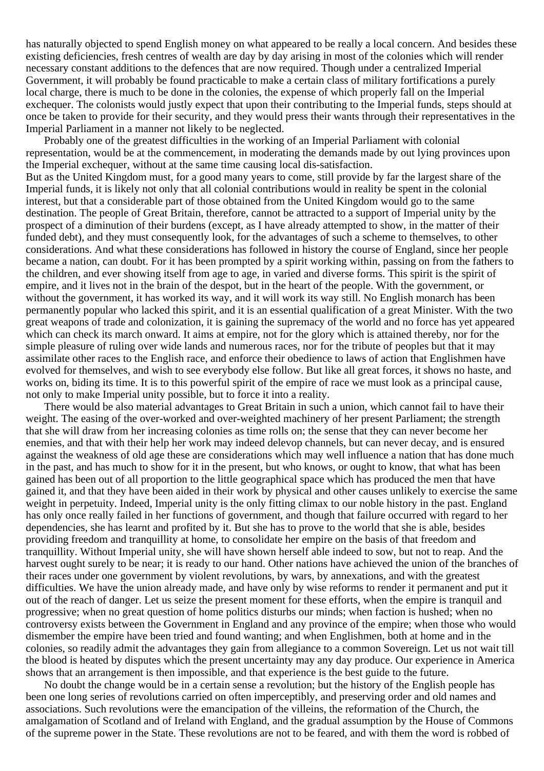has naturally objected to spend English money on what appeared to be really a local concern. And besides these existing deficiencies, fresh centres of wealth are day by day arising in most of the colonies which will render necessary constant additions to the defences that are now required. Though under a centralized Imperial Government, it will probably be found practicable to make a certain class of military fortifications a purely local charge, there is much to be done in the colonies, the expense of which properly fall on the Imperial exchequer. The colonists would justly expect that upon their contributing to the Imperial funds, steps should at once be taken to provide for their security, and they would press their wants through their representatives in the Imperial Parliament in a manner not likely to be neglected.

Probably one of the greatest difficulties in the working of an Imperial Parliament with colonial representation, would be at the commencement, in moderating the demands made by out lying provinces upon the Imperial exchequer, without at the same time causing local dis-satisfaction.

But as the United Kingdom must, for a good many years to come, still provide by far the largest share of the Imperial funds, it is likely not only that all colonial contributions would in reality be spent in the colonial interest, but that a considerable part of those obtained from the United Kingdom would go to the same destination. The people of Great Britain, therefore, cannot be attracted to a support of Imperial unity by the prospect of a diminution of their burdens (except, as I have already attempted to show, in the matter of their funded debt), and they must consequently look, for the advantages of such a scheme to themselves, to other considerations. And what these considerations has followed in history the course of England, since her people became a nation, can doubt. For it has been prompted by a spirit working within, passing on from the fathers to the children, and ever showing itself from age to age, in varied and diverse forms. This spirit is the spirit of empire, and it lives not in the brain of the despot, but in the heart of the people. With the government, or without the government, it has worked its way, and it will work its way still. No English monarch has been permanently popular who lacked this spirit, and it is an essential qualification of a great Minister. With the two great weapons of trade and colonization, it is gaining the supremacy of the world and no force has yet appeared which can check its march onward. It aims at empire, not for the glory which is attained thereby, nor for the simple pleasure of ruling over wide lands and numerous races, nor for the tribute of peoples but that it may assimilate other races to the English race, and enforce their obedience to laws of action that Englishmen have evolved for themselves, and wish to see everybody else follow. But like all great forces, it shows no haste, and works on, biding its time. It is to this powerful spirit of the empire of race we must look as a principal cause, not only to make Imperial unity possible, but to force it into a reality.

There would be also material advantages to Great Britain in such a union, which cannot fail to have their weight. The easing of the over-worked and over-weighted machinery of her present Parliament; the strength that she will draw from her increasing colonies as time rolls on; the sense that they can never become her enemies, and that with their help her work may indeed delevop channels, but can never decay, and is ensured against the weakness of old age these are considerations which may well influence a nation that has done much in the past, and has much to show for it in the present, but who knows, or ought to know, that what has been gained has been out of all proportion to the little geographical space which has produced the men that have gained it, and that they have been aided in their work by physical and other causes unlikely to exercise the same weight in perpetuity. Indeed, Imperial unity is the only fitting climax to our noble history in the past. England has only once really failed in her functions of government, and though that failure occurred with regard to her dependencies, she has learnt and profited by it. But she has to prove to the world that she is able, besides providing freedom and tranquillity at home, to consolidate her empire on the basis of that freedom and tranquillity. Without Imperial unity, she will have shown herself able indeed to sow, but not to reap. And the harvest ought surely to be near; it is ready to our hand. Other nations have achieved the union of the branches of their races under one government by violent revolutions, by wars, by annexations, and with the greatest difficulties. We have the union already made, and have only by wise reforms to render it permanent and put it out of the reach of danger. Let us seize the present moment for these efforts, when the empire is tranquil and progressive; when no great question of home politics disturbs our minds; when faction is hushed; when no controversy exists between the Government in England and any province of the empire; when those who would dismember the empire have been tried and found wanting; and when Englishmen, both at home and in the colonies, so readily admit the advantages they gain from allegiance to a common Sovereign. Let us not wait till the blood is heated by disputes which the present uncertainty may any day produce. Our experience in America shows that an arrangement is then impossible, and that experience is the best guide to the future.

No doubt the change would be in a certain sense a revolution; but the history of the English people has been one long series of revolutions carried on often imperceptibly, and preserving order and old names and associations. Such revolutions were the emancipation of the villeins, the reformation of the Church, the amalgamation of Scotland and of Ireland with England, and the gradual assumption by the House of Commons of the supreme power in the State. These revolutions are not to be feared, and with them the word is robbed of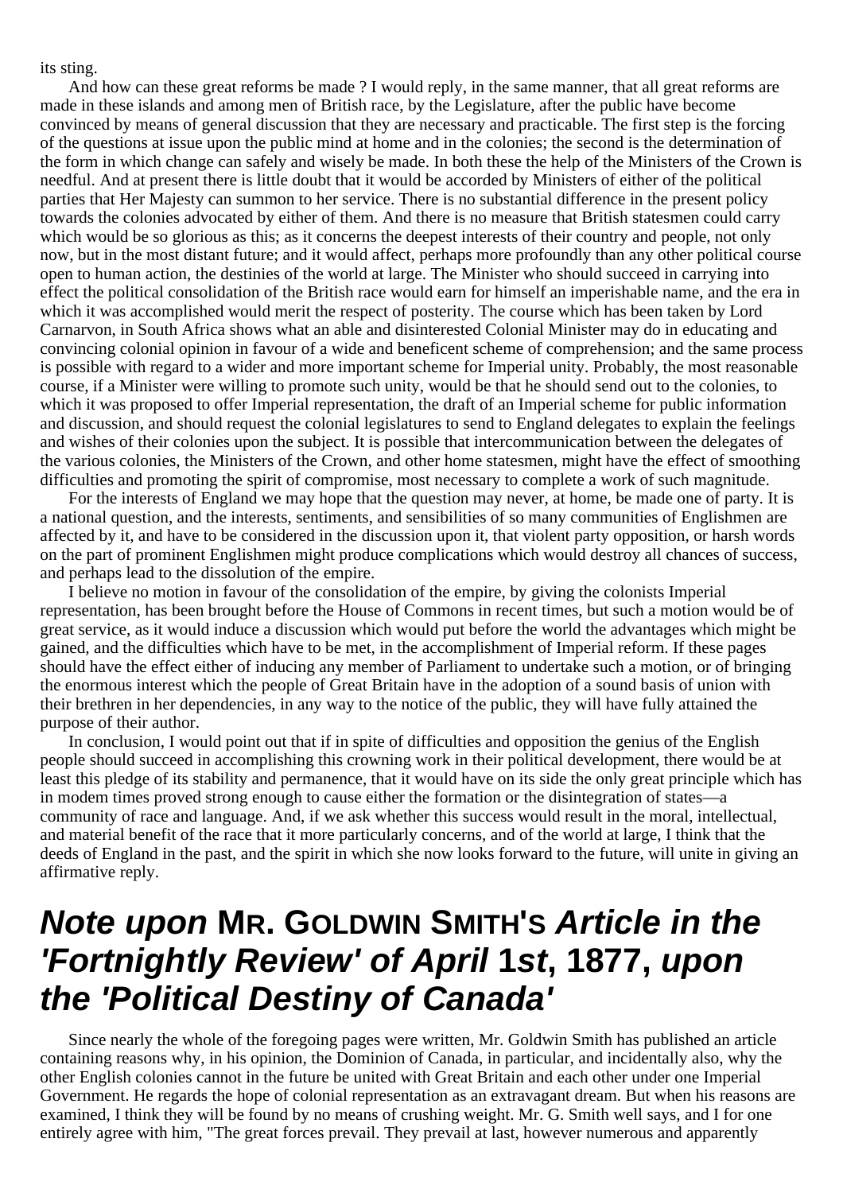its sting.

And how can these great reforms be made ? I would reply, in the same manner, that all great reforms are made in these islands and among men of British race, by the Legislature, after the public have become convinced by means of general discussion that they are necessary and practicable. The first step is the forcing of the questions at issue upon the public mind at home and in the colonies; the second is the determination of the form in which change can safely and wisely be made. In both these the help of the Ministers of the Crown is needful. And at present there is little doubt that it would be accorded by Ministers of either of the political parties that Her Majesty can summon to her service. There is no substantial difference in the present policy towards the colonies advocated by either of them. And there is no measure that British statesmen could carry which would be so glorious as this; as it concerns the deepest interests of their country and people, not only now, but in the most distant future; and it would affect, perhaps more profoundly than any other political course open to human action, the destinies of the world at large. The Minister who should succeed in carrying into effect the political consolidation of the British race would earn for himself an imperishable name, and the era in which it was accomplished would merit the respect of posterity. The course which has been taken by Lord Carnarvon, in South Africa shows what an able and disinterested Colonial Minister may do in educating and convincing colonial opinion in favour of a wide and beneficent scheme of comprehension; and the same process is possible with regard to a wider and more important scheme for Imperial unity. Probably, the most reasonable course, if a Minister were willing to promote such unity, would be that he should send out to the colonies, to which it was proposed to offer Imperial representation, the draft of an Imperial scheme for public information and discussion, and should request the colonial legislatures to send to England delegates to explain the feelings and wishes of their colonies upon the subject. It is possible that intercommunication between the delegates of the various colonies, the Ministers of the Crown, and other home statesmen, might have the effect of smoothing difficulties and promoting the spirit of compromise, most necessary to complete a work of such magnitude.

For the interests of England we may hope that the question may never, at home, be made one of party. It is a national question, and the interests, sentiments, and sensibilities of so many communities of Englishmen are affected by it, and have to be considered in the discussion upon it, that violent party opposition, or harsh words on the part of prominent Englishmen might produce complications which would destroy all chances of success, and perhaps lead to the dissolution of the empire.

I believe no motion in favour of the consolidation of the empire, by giving the colonists Imperial representation, has been brought before the House of Commons in recent times, but such a motion would be of great service, as it would induce a discussion which would put before the world the advantages which might be gained, and the difficulties which have to be met, in the accomplishment of Imperial reform. If these pages should have the effect either of inducing any member of Parliament to undertake such a motion, or of bringing the enormous interest which the people of Great Britain have in the adoption of a sound basis of union with their brethren in her dependencies, in any way to the notice of the public, they will have fully attained the purpose of their author.

In conclusion, I would point out that if in spite of difficulties and opposition the genius of the English people should succeed in accomplishing this crowning work in their political development, there would be at least this pledge of its stability and permanence, that it would have on its side the only great principle which has in modem times proved strong enough to cause either the formation or the disintegration of states—a community of race and language. And, if we ask whether this success would result in the moral, intellectual, and material benefit of the race that it more particularly concerns, and of the world at large, I think that the deeds of England in the past, and the spirit in which she now looks forward to the future, will unite in giving an affirmative reply.

# *Note upon* MR. GOLDWIN SMITH'S *Article in the 'Fortnightly Review' of April* 1*st*, 1877, *upon the 'Political Destiny of Canada'*

Since nearly the whole of the foregoing pages were written, Mr. Goldwin Smith has published an article containing reasons why, in his opinion, the Dominion of Canada, in particular, and incidentally also, why the other English colonies cannot in the future be united with Great Britain and each other under one Imperial Government. He regards the hope of colonial representation as an extravagant dream. But when his reasons are examined, I think they will be found by no means of crushing weight. Mr. G. Smith well says, and I for one entirely agree with him, "The great forces prevail. They prevail at last, however numerous and apparently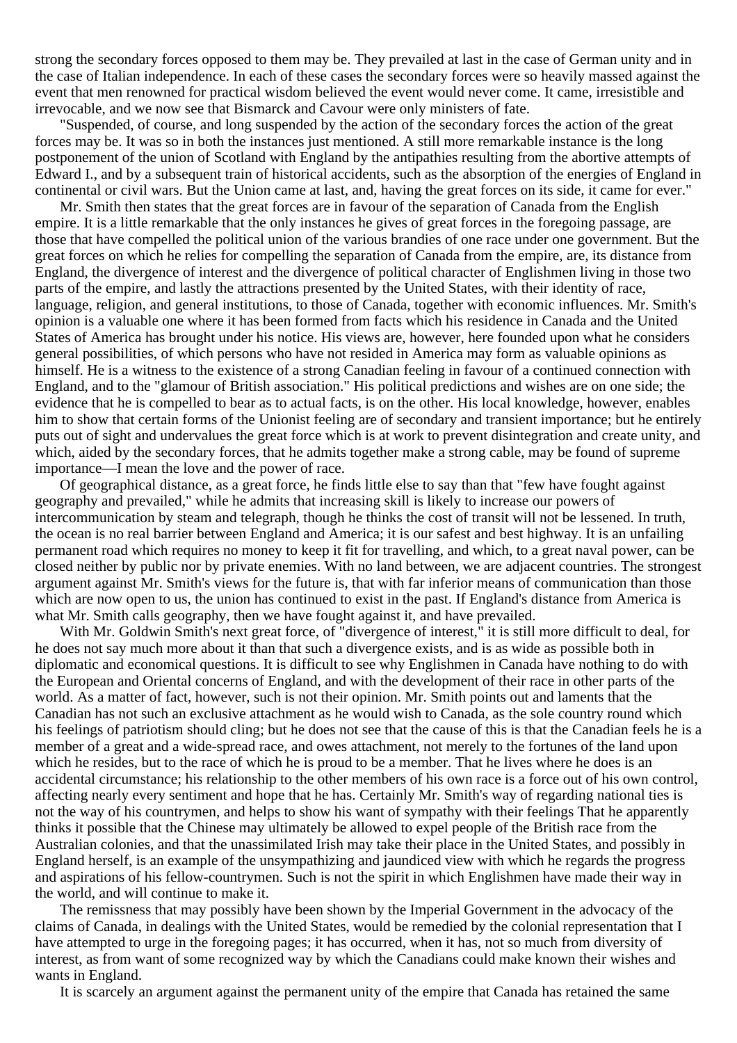strong the secondary forces opposed to them may be. They prevailed at last in the case of German unity and in the case of Italian independence. In each of these cases the secondary forces were so heavily massed against the event that men renowned for practical wisdom believed the event would never come. It came, irresistible and irrevocable, and we now see that Bismarck and Cavour were only ministers of fate.

"Suspended, of course, and long suspended by the action of the secondary forces the action of the great forces may be. It was so in both the instances just mentioned. A still more remarkable instance is the long postponement of the union of Scotland with England by the antipathies resulting from the abortive attempts of Edward I., and by a subsequent train of historical accidents, such as the absorption of the energies of England in continental or civil wars. But the Union came at last, and, having the great forces on its side, it came for ever."

Mr. Smith then states that the great forces are in favour of the separation of Canada from the English empire. It is a little remarkable that the only instances he gives of great forces in the foregoing passage, are those that have compelled the political union of the various brandies of one race under one government. But the great forces on which he relies for compelling the separation of Canada from the empire, are, its distance from England, the divergence of interest and the divergence of political character of Englishmen living in those two parts of the empire, and lastly the attractions presented by the United States, with their identity of race, language, religion, and general institutions, to those of Canada, together with economic influences. Mr. Smith's opinion is a valuable one where it has been formed from facts which his residence in Canada and the United States of America has brought under his notice. His views are, however, here founded upon what he considers general possibilities, of which persons who have not resided in America may form as valuable opinions as himself. He is a witness to the existence of a strong Canadian feeling in favour of a continued connection with England, and to the "glamour of British association." His political predictions and wishes are on one side; the evidence that he is compelled to bear as to actual facts, is on the other. His local knowledge, however, enables him to show that certain forms of the Unionist feeling are of secondary and transient importance; but he entirely puts out of sight and undervalues the great force which is at work to prevent disintegration and create unity, and which, aided by the secondary forces, that he admits together make a strong cable, may be found of supreme importance—I mean the love and the power of race.

Of geographical distance, as a great force, he finds little else to say than that "few have fought against geography and prevailed," while he admits that increasing skill is likely to increase our powers of intercommunication by steam and telegraph, though he thinks the cost of transit will not be lessened. In truth, the ocean is no real barrier between England and America; it is our safest and best highway. It is an unfailing permanent road which requires no money to keep it fit for travelling, and which, to a great naval power, can be closed neither by public nor by private enemies. With no land between, we are adjacent countries. The strongest argument against Mr. Smith's views for the future is, that with far inferior means of communication than those which are now open to us, the union has continued to exist in the past. If England's distance from America is what Mr. Smith calls geography, then we have fought against it, and have prevailed.

With Mr. Goldwin Smith's next great force, of "divergence of interest," it is still more difficult to deal, for he does not say much more about it than that such a divergence exists, and is as wide as possible both in diplomatic and economical questions. It is difficult to see why Englishmen in Canada have nothing to do with the European and Oriental concerns of England, and with the development of their race in other parts of the world. As a matter of fact, however, such is not their opinion. Mr. Smith points out and laments that the Canadian has not such an exclusive attachment as he would wish to Canada, as the sole country round which his feelings of patriotism should cling; but he does not see that the cause of this is that the Canadian feels he is a member of a great and a wide-spread race, and owes attachment, not merely to the fortunes of the land upon which he resides, but to the race of which he is proud to be a member. That he lives where he does is an accidental circumstance; his relationship to the other members of his own race is a force out of his own control, affecting nearly every sentiment and hope that he has. Certainly Mr. Smith's way of regarding national ties is not the way of his countrymen, and helps to show his want of sympathy with their feelings That he apparently thinks it possible that the Chinese may ultimately be allowed to expel people of the British race from the Australian colonies, and that the unassimilated Irish may take their place in the United States, and possibly in England herself, is an example of the unsympathizing and jaundiced view with which he regards the progress and aspirations of his fellow-countrymen. Such is not the spirit in which Englishmen have made their way in the world, and will continue to make it.

The remissness that may possibly have been shown by the Imperial Government in the advocacy of the claims of Canada, in dealings with the United States, would be remedied by the colonial representation that I have attempted to urge in the foregoing pages; it has occurred, when it has, not so much from diversity of interest, as from want of some recognized way by which the Canadians could make known their wishes and wants in England.

It is scarcely an argument against the permanent unity of the empire that Canada has retained the same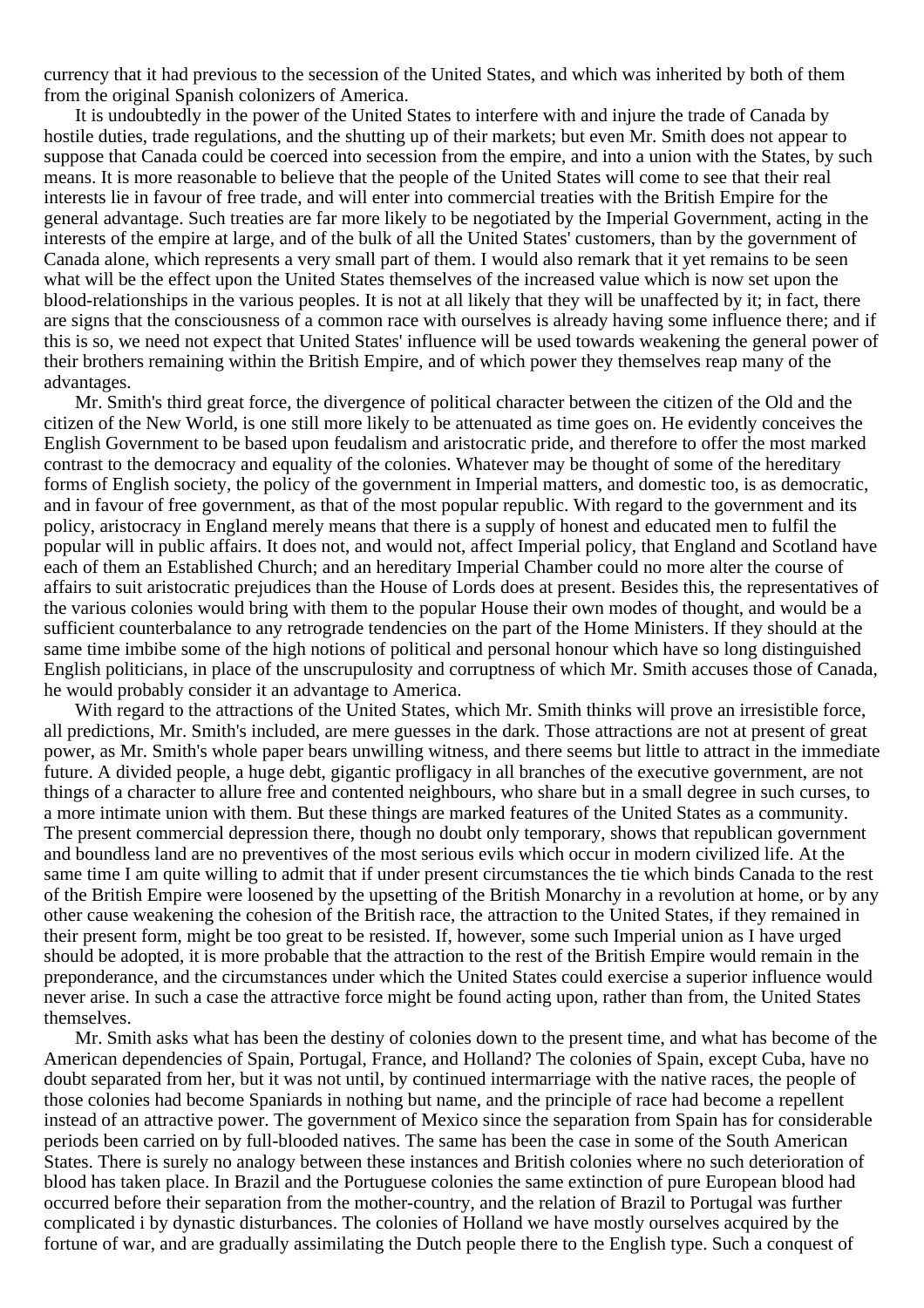currency that it had previous to the secession of the United States, and which was inherited by both of them from the original Spanish colonizers of America.

It is undoubtedly in the power of the United States to interfere with and injure the trade of Canada by hostile duties, trade regulations, and the shutting up of their markets; but even Mr. Smith does not appear to suppose that Canada could be coerced into secession from the empire, and into a union with the States, by such means. It is more reasonable to believe that the people of the United States will come to see that their real interests lie in favour of free trade, and will enter into commercial treaties with the British Empire for the general advantage. Such treaties are far more likely to be negotiated by the Imperial Government, acting in the interests of the empire at large, and of the bulk of all the United States' customers, than by the government of Canada alone, which represents a very small part of them. I would also remark that it yet remains to be seen what will be the effect upon the United States themselves of the increased value which is now set upon the blood-relationships in the various peoples. It is not at all likely that they will be unaffected by it; in fact, there are signs that the consciousness of a common race with ourselves is already having some influence there; and if this is so, we need not expect that United States' influence will be used towards weakening the general power of their brothers remaining within the British Empire, and of which power they themselves reap many of the advantages.

Mr. Smith's third great force, the divergence of political character between the citizen of the Old and the citizen of the New World, is one still more likely to be attenuated as time goes on. He evidently conceives the English Government to be based upon feudalism and aristocratic pride, and therefore to offer the most marked contrast to the democracy and equality of the colonies. Whatever may be thought of some of the hereditary forms of English society, the policy of the government in Imperial matters, and domestic too, is as democratic, and in favour of free government, as that of the most popular republic. With regard to the government and its policy, aristocracy in England merely means that there is a supply of honest and educated men to fulfil the popular will in public affairs. It does not, and would not, affect Imperial policy, that England and Scotland have each of them an Established Church; and an hereditary Imperial Chamber could no more alter the course of affairs to suit aristocratic prejudices than the House of Lords does at present. Besides this, the representatives of the various colonies would bring with them to the popular House their own modes of thought, and would be a sufficient counterbalance to any retrograde tendencies on the part of the Home Ministers. If they should at the same time imbibe some of the high notions of political and personal honour which have so long distinguished English politicians, in place of the unscrupulosity and corruptness of which Mr. Smith accuses those of Canada, he would probably consider it an advantage to America.

With regard to the attractions of the United States, which Mr. Smith thinks will prove an irresistible force, all predictions, Mr. Smith's included, are mere guesses in the dark. Those attractions are not at present of great power, as Mr. Smith's whole paper bears unwilling witness, and there seems but little to attract in the immediate future. A divided people, a huge debt, gigantic profligacy in all branches of the executive government, are not things of a character to allure free and contented neighbours, who share but in a small degree in such curses, to a more intimate union with them. But these things are marked features of the United States as a community. The present commercial depression there, though no doubt only temporary, shows that republican government and boundless land are no preventives of the most serious evils which occur in modern civilized life. At the same time I am quite willing to admit that if under present circumstances the tie which binds Canada to the rest of the British Empire were loosened by the upsetting of the British Monarchy in a revolution at home, or by any other cause weakening the cohesion of the British race, the attraction to the United States, if they remained in their present form, might be too great to be resisted. If, however, some such Imperial union as I have urged should be adopted, it is more probable that the attraction to the rest of the British Empire would remain in the preponderance, and the circumstances under which the United States could exercise a superior influence would never arise. In such a case the attractive force might be found acting upon, rather than from, the United States themselves.

Mr. Smith asks what has been the destiny of colonies down to the present time, and what has become of the American dependencies of Spain, Portugal, France, and Holland? The colonies of Spain, except Cuba, have no doubt separated from her, but it was not until, by continued intermarriage with the native races, the people of those colonies had become Spaniards in nothing but name, and the principle of race had become a repellent instead of an attractive power. The government of Mexico since the separation from Spain has for considerable periods been carried on by full-blooded natives. The same has been the case in some of the South American States. There is surely no analogy between these instances and British colonies where no such deterioration of blood has taken place. In Brazil and the Portuguese colonies the same extinction of pure European blood had occurred before their separation from the mother-country, and the relation of Brazil to Portugal was further complicated i by dynastic disturbances. The colonies of Holland we have mostly ourselves acquired by the fortune of war, and are gradually assimilating the Dutch people there to the English type. Such a conquest of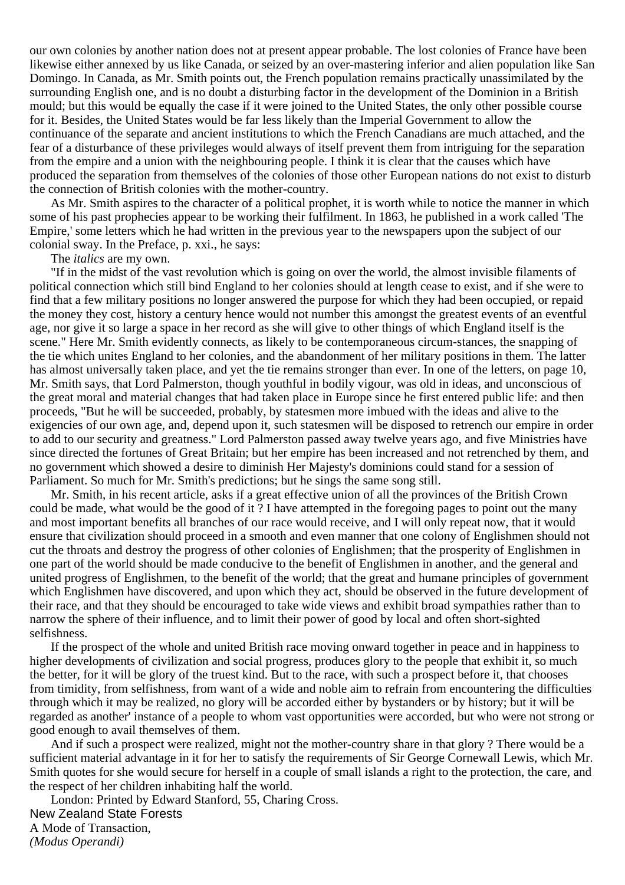our own colonies by another nation does not at present appear probable. The lost colonies of France have been likewise either annexed by us like Canada, or seized by an over-mastering inferior and alien population like San Domingo. In Canada, as Mr. Smith points out, the French population remains practically unassimilated by the surrounding English one, and is no doubt a disturbing factor in the development of the Dominion in a British mould; but this would be equally the case if it were joined to the United States, the only other possible course for it. Besides, the United States would be far less likely than the Imperial Government to allow the continuance of the separate and ancient institutions to which the French Canadians are much attached, and the fear of a disturbance of these privileges would always of itself prevent them from intriguing for the separation from the empire and a union with the neighbouring people. I think it is clear that the causes which have produced the separation from themselves of the colonies of those other European nations do not exist to disturb the connection of British colonies with the mother-country.

As Mr. Smith aspires to the character of a political prophet, it is worth while to notice the manner in which some of his past prophecies appear to be working their fulfilment. In 1863, he published in a work called 'The Empire,' some letters which he had written in the previous year to the newspapers upon the subject of our colonial sway. In the Preface, p. xxi., he says:

The *italics* are my own.

"If in the midst of the vast revolution which is going on over the world, the almost invisible filaments of political connection which still bind England to her colonies should at length cease to exist, and if she were to find that a few military positions no longer answered the purpose for which they had been occupied, or repaid the money they cost, history a century hence would not number this amongst the greatest events of an eventful age, nor give it so large a space in her record as she will give to other things of which England itself is the scene." Here Mr. Smith evidently connects, as likely to be contemporaneous circum-stances, the snapping of the tie which unites England to her colonies, and the abandonment of her military positions in them. The latter has almost universally taken place, and yet the tie remains stronger than ever. In one of the letters, on page 10, Mr. Smith says, that Lord Palmerston, though youthful in bodily vigour, was old in ideas, and unconscious of the great moral and material changes that had taken place in Europe since he first entered public life: and then proceeds, "But he will be succeeded, probably, by statesmen more imbued with the ideas and alive to the exigencies of our own age, and, depend upon it, such statesmen will be disposed to retrench our empire in order to add to our security and greatness." Lord Palmerston passed away twelve years ago, and five Ministries have since directed the fortunes of Great Britain; but her empire has been increased and not retrenched by them, and no government which showed a desire to diminish Her Majesty's dominions could stand for a session of Parliament. So much for Mr. Smith's predictions; but he sings the same song still.

Mr. Smith, in his recent article, asks if a great effective union of all the provinces of the British Crown could be made, what would be the good of it ? I have attempted in the foregoing pages to point out the many and most important benefits all branches of our race would receive, and I will only repeat now, that it would ensure that civilization should proceed in a smooth and even manner that one colony of Englishmen should not cut the throats and destroy the progress of other colonies of Englishmen; that the prosperity of Englishmen in one part of the world should be made conducive to the benefit of Englishmen in another, and the general and united progress of Englishmen, to the benefit of the world; that the great and humane principles of government which Englishmen have discovered, and upon which they act, should be observed in the future development of their race, and that they should be encouraged to take wide views and exhibit broad sympathies rather than to narrow the sphere of their influence, and to limit their power of good by local and often short-sighted selfishness.

If the prospect of the whole and united British race moving onward together in peace and in happiness to higher developments of civilization and social progress, produces glory to the people that exhibit it, so much the better, for it will be glory of the truest kind. But to the race, with such a prospect before it, that chooses from timidity, from selfishness, from want of a wide and noble aim to refrain from encountering the difficulties through which it may be realized, no glory will be accorded either by bystanders or by history; but it will be regarded as another' instance of a people to whom vast opportunities were accorded, but who were not strong or good enough to avail themselves of them.

And if such a prospect were realized, might not the mother-country share in that glory ? There would be a sufficient material advantage in it for her to satisfy the requirements of Sir George Cornewall Lewis, which Mr. Smith quotes for she would secure for herself in a couple of small islands a right to the protection, the care, and the respect of her children inhabiting half the world.

London: Printed by Edward Stanford, 55, Charing Cross.

# New Zealand State Forests

A Mode of Transaction,

*(Modus Operandi)*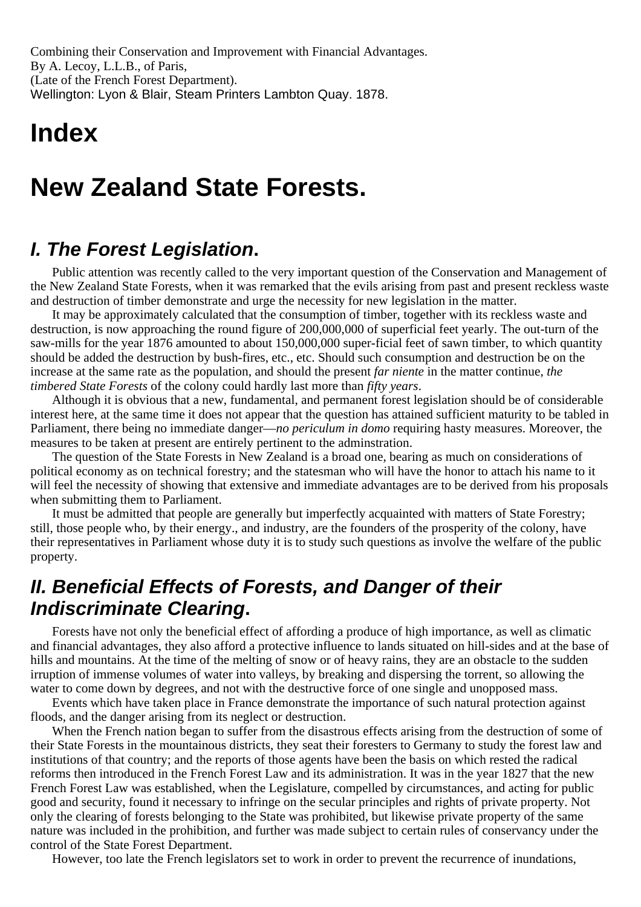Combining their Conservation and Improvement with Financial Advantages.
By A. Lecoy, L.L.B., of Paris,
(Late of the French Forest Department).
Wellington: Lyon & Blair, Steam Printers Lambton Quay. 1878.

# Index

# New Zealand State Forests.

## *I. The Forest Legislation*.

Public attention was recently called to the very important question of the Conservation and Management of the New Zealand State Forests, when it was remarked that the evils arising from past and present reckless waste and destruction of timber demonstrate and urge the necessity for new legislation in the matter.

It may be approximately calculated that the consumption of timber, together with its reckless waste and destruction, is now approaching the round figure of 200,000,000 of superficial feet yearly. The out-turn of the saw-mills for the year 1876 amounted to about 150,000,000 super-ficial feet of sawn timber, to which quantity should be added the destruction by bush-fires, etc., etc. Should such consumption and destruction be on the increase at the same rate as the population, and should the present *far niente* in the matter continue, *the timbered State Forests* of the colony could hardly last more than *fifty years*.

Although it is obvious that a new, fundamental, and permanent forest legislation should be of considerable interest here, at the same time it does not appear that the question has attained sufficient maturity to be tabled in Parliament, there being no immediate danger—*no periculum in domo* requiring hasty measures. Moreover, the measures to be taken at present are entirely pertinent to the adminstration.

The question of the State Forests in New Zealand is a broad one, bearing as much on considerations of political economy as on technical forestry; and the statesman who will have the honor to attach his name to it will feel the necessity of showing that extensive and immediate advantages are to be derived from his proposals when submitting them to Parliament.

It must be admitted that people are generally but imperfectly acquainted with matters of State Forestry; still, those people who, by their energy., and industry, are the founders of the prosperity of the colony, have their representatives in Parliament whose duty it is to study such questions as involve the welfare of the public property.

## *II. Beneficial Effects of Forests, and Danger of their Indiscriminate Clearing*.

Forests have not only the beneficial effect of affording a produce of high importance, as well as climatic and financial advantages, they also afford a protective influence to lands situated on hill-sides and at the base of hills and mountains. At the time of the melting of snow or of heavy rains, they are an obstacle to the sudden irruption of immense volumes of water into valleys, by breaking and dispersing the torrent, so allowing the water to come down by degrees, and not with the destructive force of one single and unopposed mass.

Events which have taken place in France demonstrate the importance of such natural protection against floods, and the danger arising from its neglect or destruction.

When the French nation began to suffer from the disastrous effects arising from the destruction of some of their State Forests in the mountainous districts, they seat their foresters to Germany to study the forest law and institutions of that country; and the reports of those agents have been the basis on which rested the radical reforms then introduced in the French Forest Law and its administration. It was in the year 1827 that the new French Forest Law was established, when the Legislature, compelled by circumstances, and acting for public good and security, found it necessary to infringe on the secular principles and rights of private property. Not only the clearing of forests belonging to the State was prohibited, but likewise private property of the same nature was included in the prohibition, and further was made subject to certain rules of conservancy under the control of the State Forest Department.

However, too late the French legislators set to work in order to prevent the recurrence of inundations,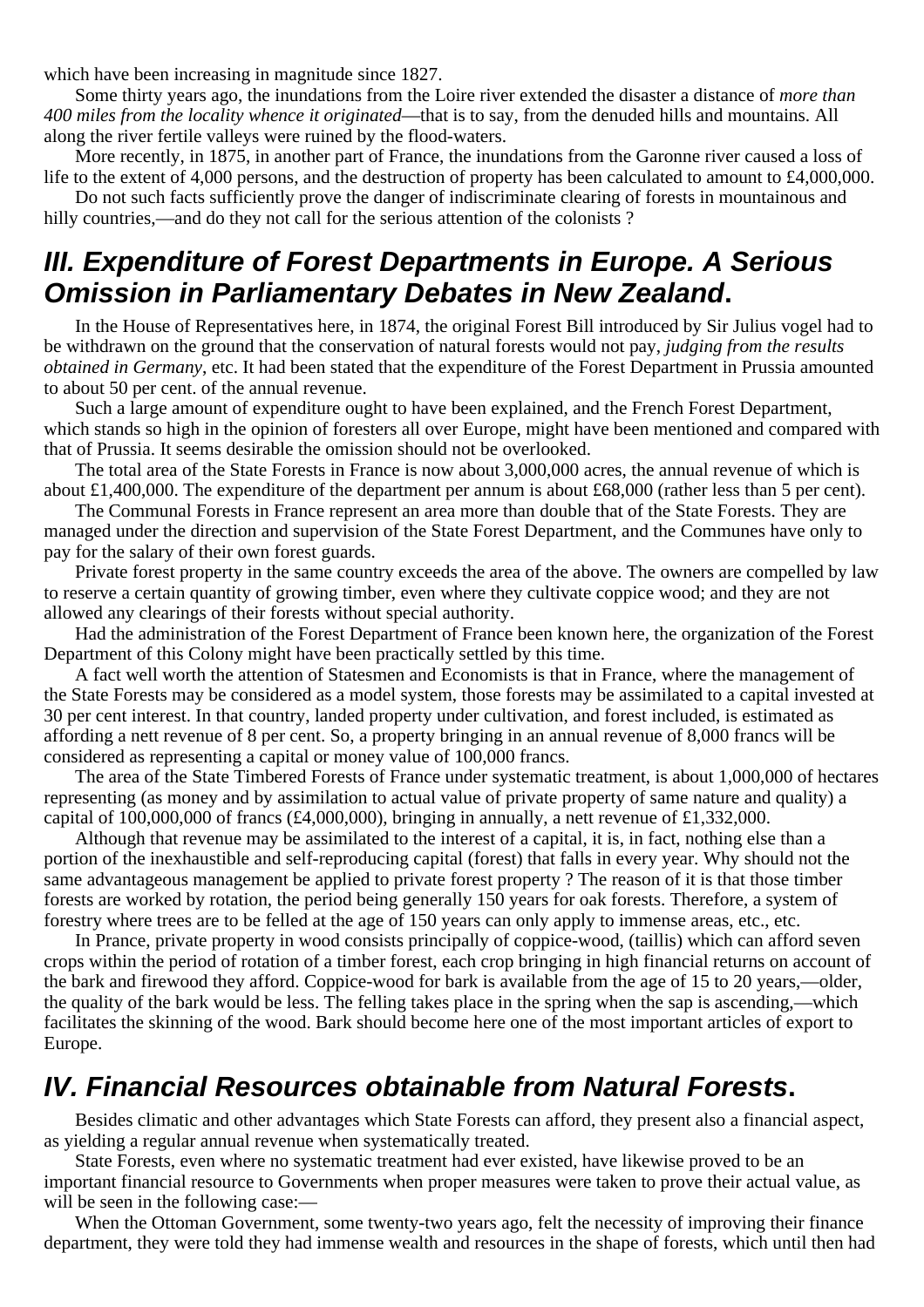which have been increasing in magnitude since 1827.

Some thirty years ago, the inundations from the Loire river extended the disaster a distance of *more than 400 miles from the locality whence it originated*—that is to say, from the denuded hills and mountains. All along the river fertile valleys were ruined by the flood-waters.

More recently, in 1875, in another part of France, the inundations from the Garonne river caused a loss of life to the extent of 4,000 persons, and the destruction of property has been calculated to amount to £4,000,000.

Do not such facts sufficiently prove the danger of indiscriminate clearing of forests in mountainous and hilly countries,—and do they not call for the serious attention of the colonists ?

## III. Expenditure of Forest Departments in Europe. A Serious Omission in Parliamentary Debates in New Zealand.

In the House of Representatives here, in 1874, the original Forest Bill introduced by Sir Julius vogel had to be withdrawn on the ground that the conservation of natural forests would not pay, *judging from the results obtained in Germany*, etc. It had been stated that the expenditure of the Forest Department in Prussia amounted to about 50 per cent. of the annual revenue.

Such a large amount of expenditure ought to have been explained, and the French Forest Department, which stands so high in the opinion of foresters all over Europe, might have been mentioned and compared with that of Prussia. It seems desirable the omission should not be overlooked.

The total area of the State Forests in France is now about 3,000,000 acres, the annual revenue of which is about £1,400,000. The expenditure of the department per annum is about £68,000 (rather less than 5 per cent).

The Communal Forests in France represent an area more than double that of the State Forests. They are managed under the direction and supervision of the State Forest Department, and the Communes have only to pay for the salary of their own forest guards.

Private forest property in the same country exceeds the area of the above. The owners are compelled by law to reserve a certain quantity of growing timber, even where they cultivate coppice wood; and they are not allowed any clearings of their forests without special authority.

Had the administration of the Forest Department of France been known here, the organization of the Forest Department of this Colony might have been practically settled by this time.

A fact well worth the attention of Statesmen and Economists is that in France, where the management of the State Forests may be considered as a model system, those forests may be assimilated to a capital invested at 30 per cent interest. In that country, landed property under cultivation, and forest included, is estimated as affording a nett revenue of 8 per cent. So, a property bringing in an annual revenue of 8,000 francs will be considered as representing a capital or money value of 100,000 francs.

The area of the State Timbered Forests of France under systematic treatment, is about 1,000,000 of hectares representing (as money and by assimilation to actual value of private property of same nature and quality) a capital of 100,000,000 of francs (£4,000,000), bringing in annually, a nett revenue of £1,332,000.

Although that revenue may be assimilated to the interest of a capital, it is, in fact, nothing else than a portion of the inexhaustible and self-reproducing capital (forest) that falls in every year. Why should not the same advantageous management be applied to private forest property ? The reason of it is that those timber forests are worked by rotation, the period being generally 150 years for oak forests. Therefore, a system of forestry where trees are to be felled at the age of 150 years can only apply to immense areas, etc., etc.

In Prance, private property in wood consists principally of coppice-wood, (taillis) which can afford seven crops within the period of rotation of a timber forest, each crop bringing in high financial returns on account of the bark and firewood they afford. Coppice-wood for bark is available from the age of 15 to 20 years,—older, the quality of the bark would be less. The felling takes place in the spring when the sap is ascending,—which facilitates the skinning of the wood. Bark should become here one of the most important articles of export to Europe.

## IV. Financial Resources obtainable from Natural Forests.

Besides climatic and other advantages which State Forests can afford, they present also a financial aspect, as yielding a regular annual revenue when systematically treated.

State Forests, even where no systematic treatment had ever existed, have likewise proved to be an important financial resource to Governments when proper measures were taken to prove their actual value, as will be seen in the following case:—

When the Ottoman Government, some twenty-two years ago, felt the necessity of improving their finance department, they were told they had immense wealth and resources in the shape of forests, which until then had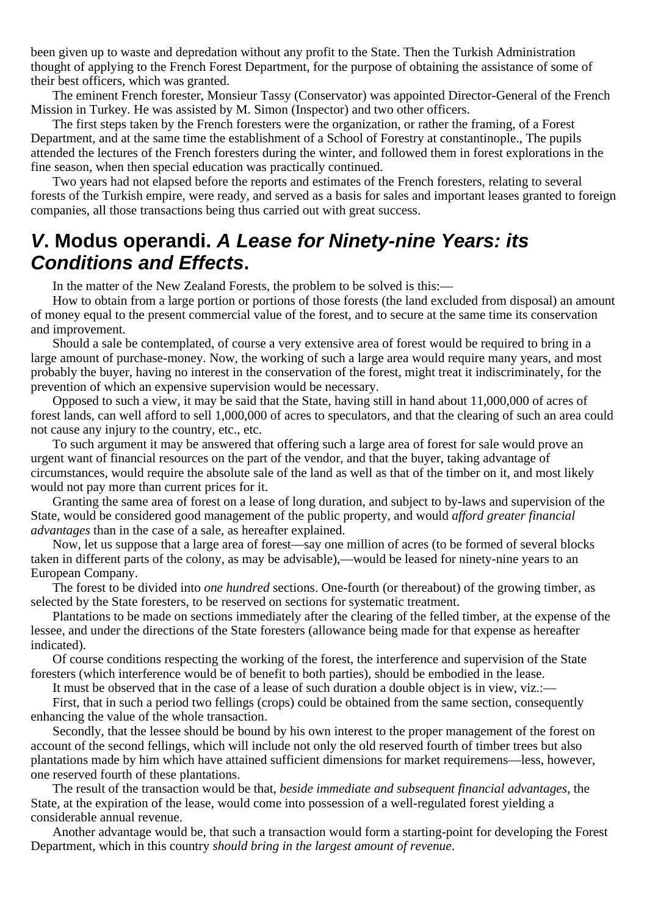been given up to waste and depredation without any profit to the State. Then the Turkish Administration thought of applying to the French Forest Department, for the purpose of obtaining the assistance of some of their best officers, which was granted.

The eminent French forester, Monsieur Tassy (Conservator) was appointed Director-General of the French Mission in Turkey. He was assisted by M. Simon (Inspector) and two other officers.

The first steps taken by the French foresters were the organization, or rather the framing, of a Forest Department, and at the same time the establishment of a School of Forestry at constantinople., The pupils attended the lectures of the French foresters during the winter, and followed them in forest explorations in the fine season, when then special education was practically continued.

Two years had not elapsed before the reports and estimates of the French foresters, relating to several forests of the Turkish empire, were ready, and served as a basis for sales and important leases granted to foreign companies, all those transactions being thus carried out with great success.

## *V*. Modus operandi. *A Lease for Ninety-nine Years: its Conditions and Effects*.

In the matter of the New Zealand Forests, the problem to be solved is this:—

How to obtain from a large portion or portions of those forests (the land excluded from disposal) an amount of money equal to the present commercial value of the forest, and to secure at the same time its conservation and improvement.

Should a sale be contemplated, of course a very extensive area of forest would be required to bring in a large amount of purchase-money. Now, the working of such a large area would require many years, and most probably the buyer, having no interest in the conservation of the forest, might treat it indiscriminately, for the prevention of which an expensive supervision would be necessary.

Opposed to such a view, it may be said that the State, having still in hand about 11,000,000 of acres of forest lands, can well afford to sell 1,000,000 of acres to speculators, and that the clearing of such an area could not cause any injury to the country, etc., etc.

To such argument it may be answered that offering such a large area of forest for sale would prove an urgent want of financial resources on the part of the vendor, and that the buyer, taking advantage of circumstances, would require the absolute sale of the land as well as that of the timber on it, and most likely would not pay more than current prices for it.

Granting the same area of forest on a lease of long duration, and subject to by-laws and supervision of the State, would be considered good management of the public property, and would *afford greater financial advantages* than in the case of a sale, as hereafter explained.

Now, let us suppose that a large area of forest—say one million of acres (to be formed of several blocks taken in different parts of the colony, as may be advisable),—would be leased for ninety-nine years to an European Company.

The forest to be divided into *one hundred* sections. One-fourth (or thereabout) of the growing timber, as selected by the State foresters, to be reserved on sections for systematic treatment.

Plantations to be made on sections immediately after the clearing of the felled timber, at the expense of the lessee, and under the directions of the State foresters (allowance being made for that expense as hereafter indicated).

Of course conditions respecting the working of the forest, the interference and supervision of the State foresters (which interference would be of benefit to both parties), should be embodied in the lease.

It must be observed that in the case of a lease of such duration a double object is in view, viz.:—

First, that in such a period two fellings (crops) could be obtained from the same section, consequently enhancing the value of the whole transaction.

Secondly, that the lessee should be bound by his own interest to the proper management of the forest on account of the second fellings, which will include not only the old reserved fourth of timber trees but also plantations made by him which have attained sufficient dimensions for market requiremens—less, however, one reserved fourth of these plantations.

The result of the transaction would be that, *beside immediate and subsequent financial advantages*, the State, at the expiration of the lease, would come into possession of a well-regulated forest yielding a considerable annual revenue.

Another advantage would be, that such a transaction would form a starting-point for developing the Forest Department, which in this country *should bring in the largest amount of revenue*.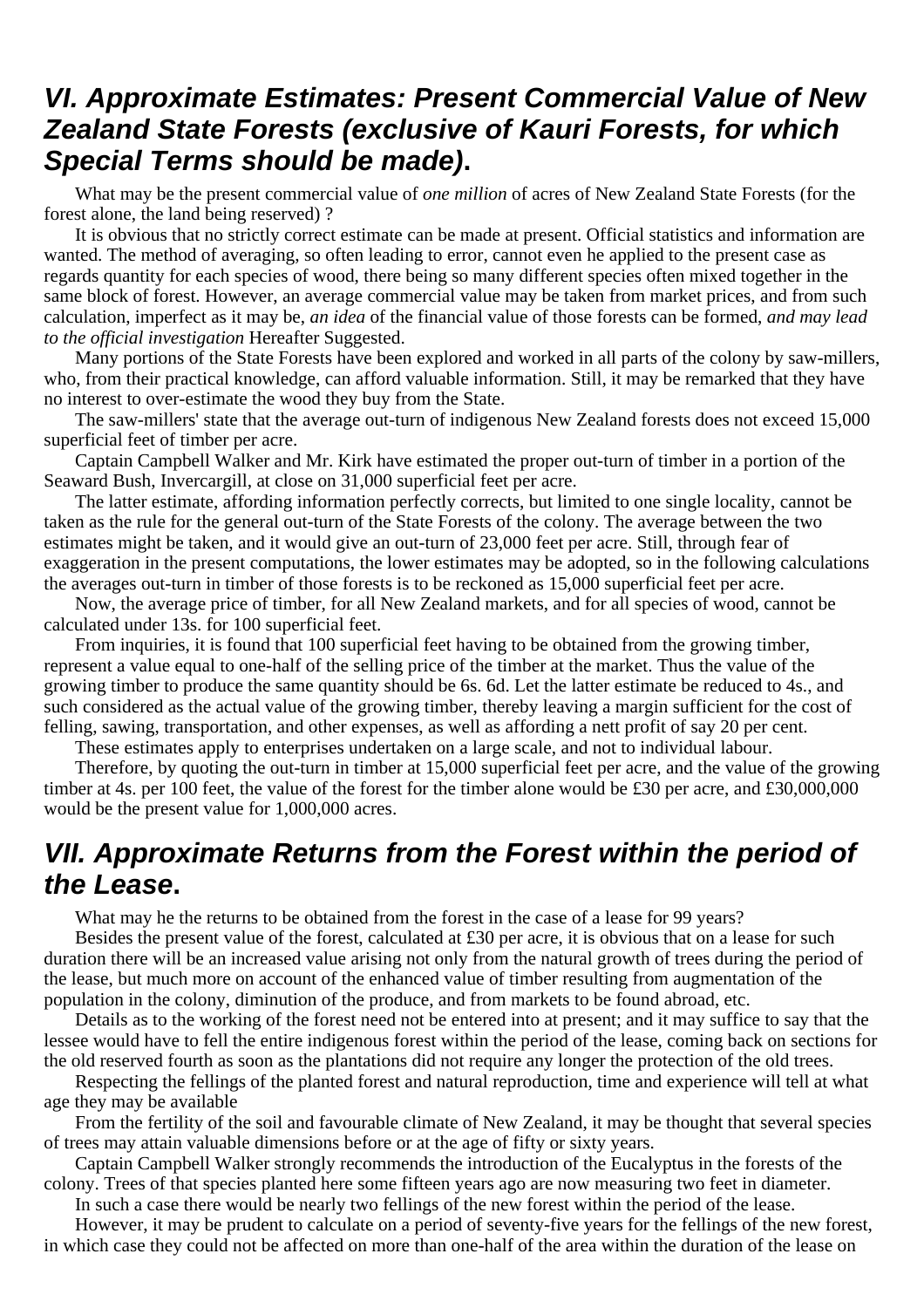## *VI. Approximate Estimates: Present Commercial Value of New Zealand State Forests (exclusive of Kauri Forests, for which Special Terms should be made)*.

What may be the present commercial value of *one million* of acres of New Zealand State Forests (for the forest alone, the land being reserved) ?

It is obvious that no strictly correct estimate can be made at present. Official statistics and information are wanted. The method of averaging, so often leading to error, cannot even he applied to the present case as regards quantity for each species of wood, there being so many different species often mixed together in the same block of forest. However, an average commercial value may be taken from market prices, and from such calculation, imperfect as it may be, *an idea* of the financial value of those forests can be formed, *and may lead to the official investigation* Hereafter Suggested.

Many portions of the State Forests have been explored and worked in all parts of the colony by saw-millers, who, from their practical knowledge, can afford valuable information. Still, it may be remarked that they have no interest to over-estimate the wood they buy from the State.

The saw-millers' state that the average out-turn of indigenous New Zealand forests does not exceed 15,000 superficial feet of timber per acre.

Captain Campbell Walker and Mr. Kirk have estimated the proper out-turn of timber in a portion of the Seaward Bush, Invercargill, at close on 31,000 superficial feet per acre.

The latter estimate, affording information perfectly corrects, but limited to one single locality, cannot be taken as the rule for the general out-turn of the State Forests of the colony. The average between the two estimates might be taken, and it would give an out-turn of 23,000 feet per acre. Still, through fear of exaggeration in the present computations, the lower estimates may be adopted, so in the following calculations the averages out-turn in timber of those forests is to be reckoned as 15,000 superficial feet per acre.

Now, the average price of timber, for all New Zealand markets, and for all species of wood, cannot be calculated under 13s. for 100 superficial feet.

From inquiries, it is found that 100 superficial feet having to be obtained from the growing timber, represent a value equal to one-half of the selling price of the timber at the market. Thus the value of the growing timber to produce the same quantity should be 6s. 6d. Let the latter estimate be reduced to 4s., and such considered as the actual value of the growing timber, thereby leaving a margin sufficient for the cost of felling, sawing, transportation, and other expenses, as well as affording a nett profit of say 20 per cent.

These estimates apply to enterprises undertaken on a large scale, and not to individual labour.

Therefore, by quoting the out-turn in timber at 15,000 superficial feet per acre, and the value of the growing timber at 4s. per 100 feet, the value of the forest for the timber alone would be £30 per acre, and £30,000,000 would be the present value for 1,000,000 acres.

## *VII. Approximate Returns from the Forest within the period of the Lease*.

What may he the returns to be obtained from the forest in the case of a lease for 99 years?

Besides the present value of the forest, calculated at £30 per acre, it is obvious that on a lease for such duration there will be an increased value arising not only from the natural growth of trees during the period of the lease, but much more on account of the enhanced value of timber resulting from augmentation of the population in the colony, diminution of the produce, and from markets to be found abroad, etc.

Details as to the working of the forest need not be entered into at present; and it may suffice to say that the lessee would have to fell the entire indigenous forest within the period of the lease, coming back on sections for the old reserved fourth as soon as the plantations did not require any longer the protection of the old trees.

Respecting the fellings of the planted forest and natural reproduction, time and experience will tell at what age they may be available

From the fertility of the soil and favourable climate of New Zealand, it may be thought that several species of trees may attain valuable dimensions before or at the age of fifty or sixty years.

Captain Campbell Walker strongly recommends the introduction of the Eucalyptus in the forests of the colony. Trees of that species planted here some fifteen years ago are now measuring two feet in diameter.

In such a case there would be nearly two fellings of the new forest within the period of the lease.

However, it may be prudent to calculate on a period of seventy-five years for the fellings of the new forest, in which case they could not be affected on more than one-half of the area within the duration of the lease on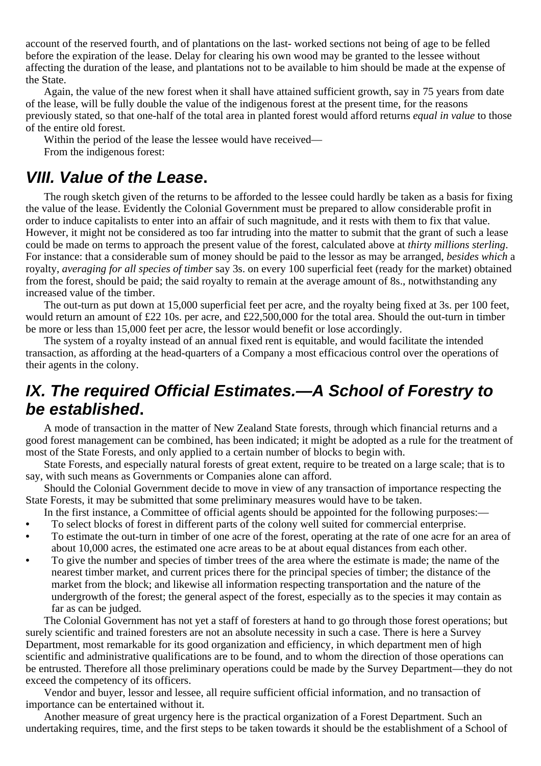account of the reserved fourth, and of plantations on the last- worked sections not being of age to be felled before the expiration of the lease. Delay for clearing his own wood may be granted to the lessee without affecting the duration of the lease, and plantations not to be available to him should be made at the expense of the State.

Again, the value of the new forest when it shall have attained sufficient growth, say in 75 years from date of the lease, will be fully double the value of the indigenous forest at the present time, for the reasons previously stated, so that one-half of the total area in planted forest would afford returns *equal in value* to those of the entire old forest.

Within the period of the lease the lessee would have received—

From the indigenous forest:

## VIII. Value of the Lease.

The rough sketch given of the returns to be afforded to the lessee could hardly be taken as a basis for fixing the value of the lease. Evidently the Colonial Government must be prepared to allow considerable profit in order to induce capitalists to enter into an affair of such magnitude, and it rests with them to fix that value. However, it might not be considered as too far intruding into the matter to submit that the grant of such a lease could be made on terms to approach the present value of the forest, calculated above at *thirty millions sterling*. For instance: that a considerable sum of money should be paid to the lessor as may be arranged, *besides which* a royalty, *averaging for all species of timber* say 3s. on every 100 superficial feet (ready for the market) obtained from the forest, should be paid; the said royalty to remain at the average amount of 8s., notwithstanding any increased value of the timber.

The out-turn as put down at 15,000 superficial feet per acre, and the royalty being fixed at 3s. per 100 feet, would return an amount of £22 10s. per acre, and £22,500,000 for the total area. Should the out-turn in timber be more or less than 15,000 feet per acre, the lessor would benefit or lose accordingly.

The system of a royalty instead of an annual fixed rent is equitable, and would facilitate the intended transaction, as affording at the head-quarters of a Company a most efficacious control over the operations of their agents in the colony.

## IX. The required Official Estimates.—A School of Forestry to be established.

A mode of transaction in the matter of New Zealand State forests, through which financial returns and a good forest management can be combined, has been indicated; it might be adopted as a rule for the treatment of most of the State Forests, and only applied to a certain number of blocks to begin with.

State Forests, and especially natural forests of great extent, require to be treated on a large scale; that is to say, with such means as Governments or Companies alone can afford.

Should the Colonial Government decide to move in view of any transaction of importance respecting the State Forests, it may be submitted that some preliminary measures would have to be taken.

In the first instance, a Committee of official agents should be appointed for the following purposes:—

- To select blocks of forest in different parts of the colony well suited for commercial enterprise.
- To estimate the out-turn in timber of one acre of the forest, operating at the rate of one acre for an area of about 10,000 acres, the estimated one acre areas to be at about equal distances from each other.
- To give the number and species of timber trees of the area where the estimate is made; the name of the nearest timber market, and current prices there for the principal species of timber; the distance of the market from the block; and likewise all information respecting transportation and the nature of the undergrowth of the forest; the general aspect of the forest, especially as to the species it may contain as far as can be judged.

The Colonial Government has not yet a staff of foresters at hand to go through those forest operations; but surely scientific and trained foresters are not an absolute necessity in such a case. There is here a Survey Department, most remarkable for its good organization and efficiency, in which department men of high scientific and administrative qualifications are to be found, and to whom the direction of those operations can be entrusted. Therefore all those preliminary operations could be made by the Survey Department—they do not exceed the competency of its officers.

Vendor and buyer, lessor and lessee, all require sufficient official information, and no transaction of importance can be entertained without it.

Another measure of great urgency here is the practical organization of a Forest Department. Such an undertaking requires, time, and the first steps to be taken towards it should be the establishment of a School of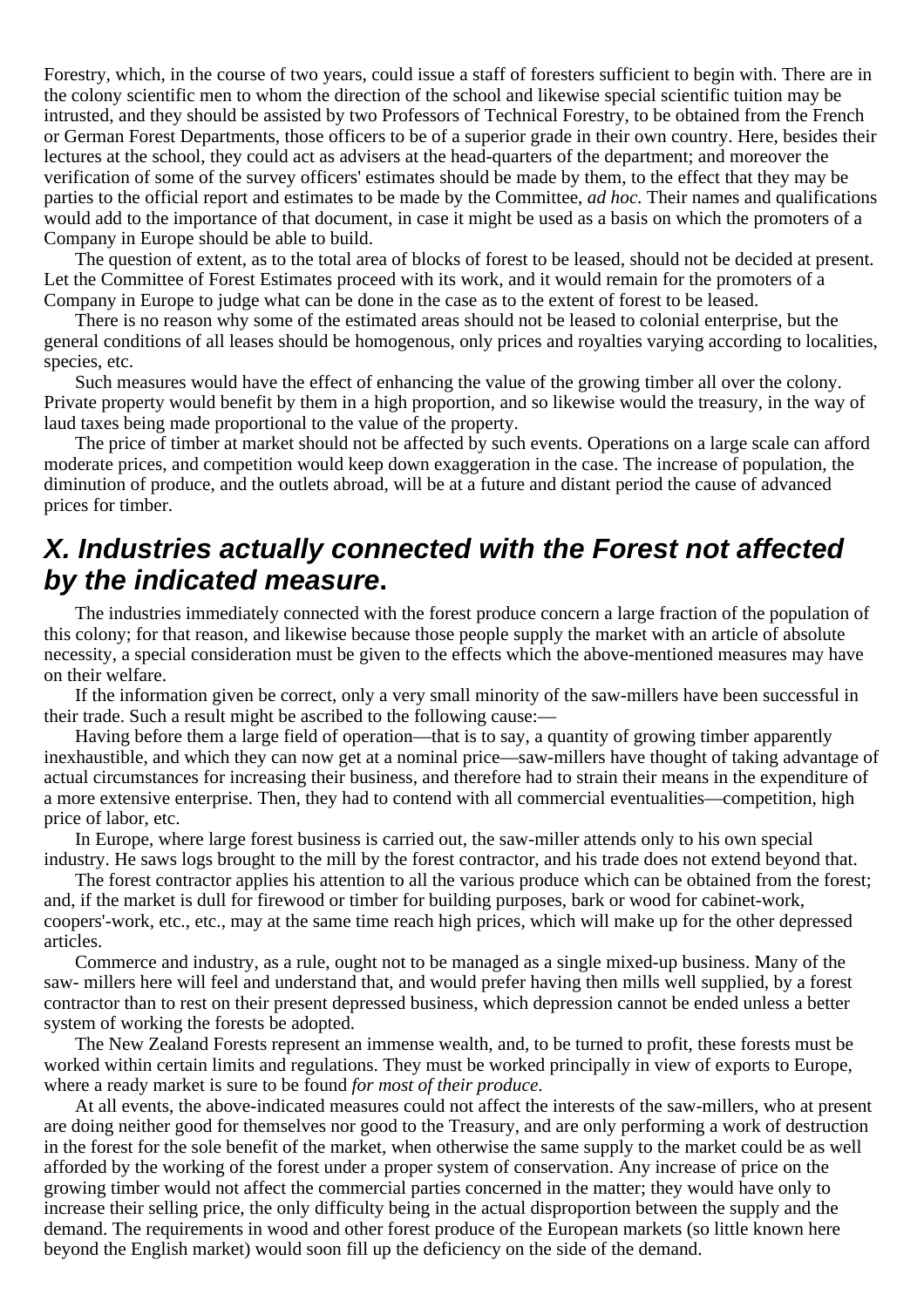Forestry, which, in the course of two years, could issue a staff of foresters sufficient to begin with. There are in the colony scientific men to whom the direction of the school and likewise special scientific tuition may be intrusted, and they should be assisted by two Professors of Technical Forestry, to be obtained from the French or German Forest Departments, those officers to be of a superior grade in their own country. Here, besides their lectures at the school, they could act as advisers at the head-quarters of the department; and moreover the verification of some of the survey officers' estimates should be made by them, to the effect that they may be parties to the official report and estimates to be made by the Committee, *ad hoc.* Their names and qualifications would add to the importance of that document, in case it might be used as a basis on which the promoters of a Company in Europe should be able to build.

The question of extent, as to the total area of blocks of forest to be leased, should not be decided at present. Let the Committee of Forest Estimates proceed with its work, and it would remain for the promoters of a Company in Europe to judge what can be done in the case as to the extent of forest to be leased.

There is no reason why some of the estimated areas should not be leased to colonial enterprise, but the general conditions of all leases should be homogenous, only prices and royalties varying according to localities, species, etc.

Such measures would have the effect of enhancing the value of the growing timber all over the colony. Private property would benefit by them in a high proportion, and so likewise would the treasury, in the way of laud taxes being made proportional to the value of the property.

The price of timber at market should not be affected by such events. Operations on a large scale can afford moderate prices, and competition would keep down exaggeration in the case. The increase of population, the diminution of produce, and the outlets abroad, will be at a future and distant period the cause of advanced prices for timber.

## X. Industries actually connected with the Forest not affected by the indicated measure.

The industries immediately connected with the forest produce concern a large fraction of the population of this colony; for that reason, and likewise because those people supply the market with an article of absolute necessity, a special consideration must be given to the effects which the above-mentioned measures may have on their welfare.

If the information given be correct, only a very small minority of the saw-millers have been successful in their trade. Such a result might be ascribed to the following cause:—

Having before them a large field of operation—that is to say, a quantity of growing timber apparently inexhaustible, and which they can now get at a nominal price—saw-millers have thought of taking advantage of actual circumstances for increasing their business, and therefore had to strain their means in the expenditure of a more extensive enterprise. Then, they had to contend with all commercial eventualities—competition, high price of labor, etc.

In Europe, where large forest business is carried out, the saw-miller attends only to his own special industry. He saws logs brought to the mill by the forest contractor, and his trade does not extend beyond that.

The forest contractor applies his attention to all the various produce which can be obtained from the forest; and, if the market is dull for firewood or timber for building purposes, bark or wood for cabinet-work, coopers'-work, etc., etc., may at the same time reach high prices, which will make up for the other depressed articles.

Commerce and industry, as a rule, ought not to be managed as a single mixed-up business. Many of the saw- millers here will feel and understand that, and would prefer having then mills well supplied, by a forest contractor than to rest on their present depressed business, which depression cannot be ended unless a better system of working the forests be adopted.

The New Zealand Forests represent an immense wealth, and, to be turned to profit, these forests must be worked within certain limits and regulations. They must be worked principally in view of exports to Europe, where a ready market is sure to be found *for most of their produce.*

At all events, the above-indicated measures could not affect the interests of the saw-millers, who at present are doing neither good for themselves nor good to the Treasury, and are only performing a work of destruction in the forest for the sole benefit of the market, when otherwise the same supply to the market could be as well afforded by the working of the forest under a proper system of conservation. Any increase of price on the growing timber would not affect the commercial parties concerned in the matter; they would have only to increase their selling price, the only difficulty being in the actual disproportion between the supply and the demand. The requirements in wood and other forest produce of the European markets (so little known here beyond the English market) would soon fill up the deficiency on the side of the demand.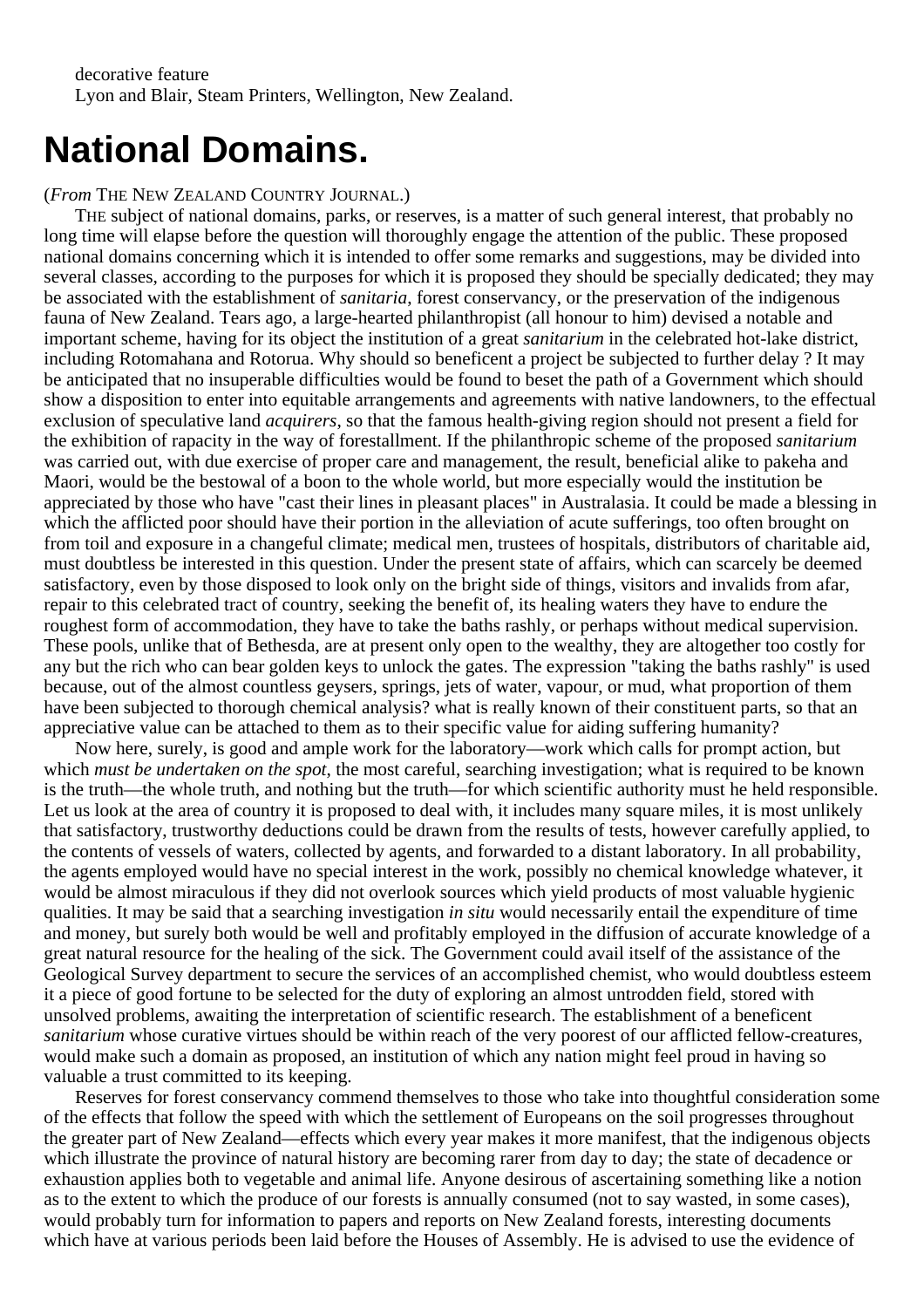decorative feature
Lyon and Blair, Steam Printers, Wellington, New Zealand.

# National Domains.

(*From* THE NEW ZEALAND COUNTRY JOURNAL.)

THE subject of national domains, parks, or reserves, is a matter of such general interest, that probably no long time will elapse before the question will thoroughly engage the attention of the public. These proposed national domains concerning which it is intended to offer some remarks and suggestions, may be divided into several classes, according to the purposes for which it is proposed they should be specially dedicated; they may be associated with the establishment of *sanitaria*, forest conservancy, or the preservation of the indigenous fauna of New Zealand. Tears ago, a large-hearted philanthropist (all honour to him) devised a notable and important scheme, having for its object the institution of a great *sanitarium* in the celebrated hot-lake district, including Rotomahana and Rotorua. Why should so beneficent a project be subjected to further delay ? It may be anticipated that no insuperable difficulties would be found to beset the path of a Government which should show a disposition to enter into equitable arrangements and agreements with native landowners, to the effectual exclusion of speculative land *acquirers*, so that the famous health-giving region should not present a field for the exhibition of rapacity in the way of forestallment. If the philanthropic scheme of the proposed *sanitarium* was carried out, with due exercise of proper care and management, the result, beneficial alike to pakeha and Maori, would be the bestowal of a boon to the whole world, but more especially would the institution be appreciated by those who have "cast their lines in pleasant places" in Australasia. It could be made a blessing in which the afflicted poor should have their portion in the alleviation of acute sufferings, too often brought on from toil and exposure in a changeful climate; medical men, trustees of hospitals, distributors of charitable aid, must doubtless be interested in this question. Under the present state of affairs, which can scarcely be deemed satisfactory, even by those disposed to look only on the bright side of things, visitors and invalids from afar, repair to this celebrated tract of country, seeking the benefit of, its healing waters they have to endure the roughest form of accommodation, they have to take the baths rashly, or perhaps without medical supervision. These pools, unlike that of Bethesda, are at present only open to the wealthy, they are altogether too costly for any but the rich who can bear golden keys to unlock the gates. The expression "taking the baths rashly" is used because, out of the almost countless geysers, springs, jets of water, vapour, or mud, what proportion of them have been subjected to thorough chemical analysis? what is really known of their constituent parts, so that an appreciative value can be attached to them as to their specific value for aiding suffering humanity?

Now here, surely, is good and ample work for the laboratory—work which calls for prompt action, but which *must be undertaken on the spot*, the most careful, searching investigation; what is required to be known is the truth—the whole truth, and nothing but the truth—for which scientific authority must he held responsible. Let us look at the area of country it is proposed to deal with, it includes many square miles, it is most unlikely that satisfactory, trustworthy deductions could be drawn from the results of tests, however carefully applied, to the contents of vessels of waters, collected by agents, and forwarded to a distant laboratory. In all probability, the agents employed would have no special interest in the work, possibly no chemical knowledge whatever, it would be almost miraculous if they did not overlook sources which yield products of most valuable hygienic qualities. It may be said that a searching investigation *in situ* would necessarily entail the expenditure of time and money, but surely both would be well and profitably employed in the diffusion of accurate knowledge of a great natural resource for the healing of the sick. The Government could avail itself of the assistance of the Geological Survey department to secure the services of an accomplished chemist, who would doubtless esteem it a piece of good fortune to be selected for the duty of exploring an almost untrodden field, stored with unsolved problems, awaiting the interpretation of scientific research. The establishment of a beneficent *sanitarium* whose curative virtues should be within reach of the very poorest of our afflicted fellow-creatures, would make such a domain as proposed, an institution of which any nation might feel proud in having so valuable a trust committed to its keeping.

Reserves for forest conservancy commend themselves to those who take into thoughtful consideration some of the effects that follow the speed with which the settlement of Europeans on the soil progresses throughout the greater part of New Zealand—effects which every year makes it more manifest, that the indigenous objects which illustrate the province of natural history are becoming rarer from day to day; the state of decadence or exhaustion applies both to vegetable and animal life. Anyone desirous of ascertaining something like a notion as to the extent to which the produce of our forests is annually consumed (not to say wasted, in some cases), would probably turn for information to papers and reports on New Zealand forests, interesting documents which have at various periods been laid before the Houses of Assembly. He is advised to use the evidence of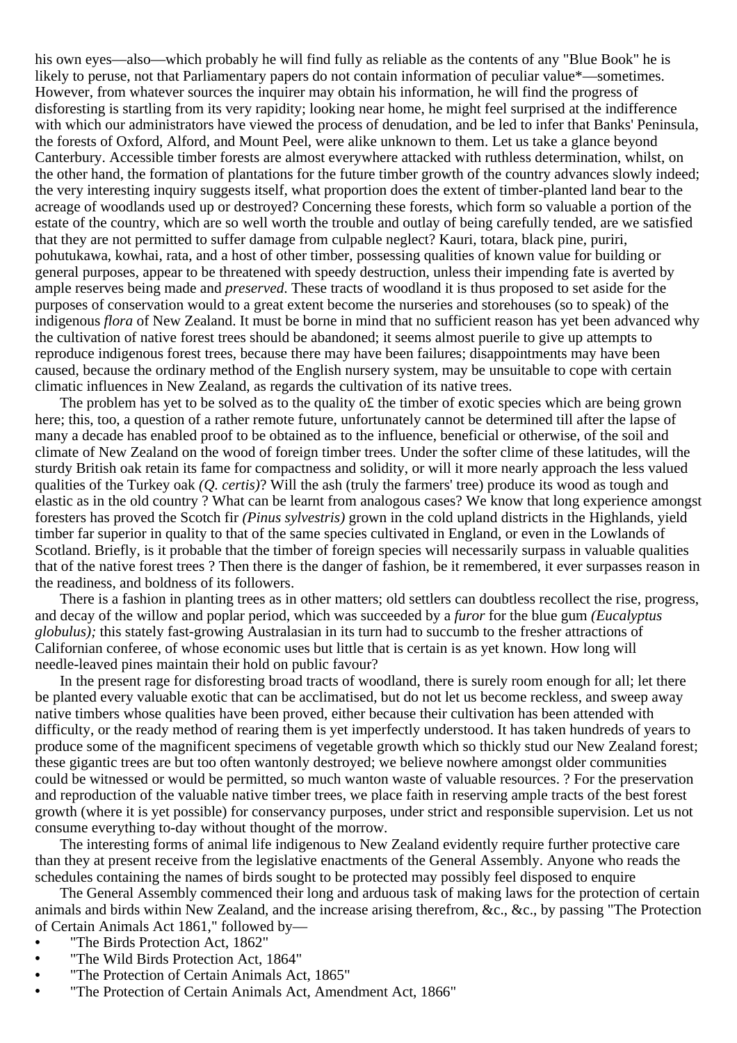his own eyes—also—which probably he will find fully as reliable as the contents of any "Blue Book" he is likely to peruse, not that Parliamentary papers do not contain information of peculiar value*—sometimes. However, from whatever sources the inquirer may obtain his information, he will find the progress of disforesting is startling from its very rapidity; looking near home, he might feel surprised at the indifference with which our administrators have viewed the process of denudation, and be led to infer that Banks' Peninsula, the forests of Oxford, Alford, and Mount Peel, were alike unknown to them. Let us take a glance beyond Canterbury. Accessible timber forests are almost everywhere attacked with ruthless determination, whilst, on the other hand, the formation of plantations for the future timber growth of the country advances slowly indeed; the very interesting inquiry suggests itself, what proportion does the extent of timber-planted land bear to the acreage of woodlands used up or destroyed? Concerning these forests, which form so valuable a portion of the estate of the country, which are so well worth the trouble and outlay of being carefully tended, are we satisfied that they are not permitted to suffer damage from culpable neglect? Kauri, totara, black pine, puriri, pohutukawa, kowhai, rata, and a host of other timber, possessing qualities of known value for building or general purposes, appear to be threatened with speedy destruction, unless their impending fate is averted by ample reserves being made and *preserved*. These tracts of woodland it is thus proposed to set aside for the purposes of conservation would to a great extent become the nurseries and storehouses (so to speak) of the indigenous *flora* of New Zealand. It must be borne in mind that no sufficient reason has yet been advanced why the cultivation of native forest trees should be abandoned; it seems almost puerile to give up attempts to reproduce indigenous forest trees, because there may have been failures; disappointments may have been caused, because the ordinary method of the English nursery system, may be unsuitable to cope with certain climatic influences in New Zealand, as regards the cultivation of its native trees.

The problem has yet to be solved as to the quality o£ the timber of exotic species which are being grown here; this, too, a question of a rather remote future, unfortunately cannot be determined till after the lapse of many a decade has enabled proof to be obtained as to the influence, beneficial or otherwise, of the soil and climate of New Zealand on the wood of foreign timber trees. Under the softer clime of these latitudes, will the sturdy British oak retain its fame for compactness and solidity, or will it more nearly approach the less valued qualities of the Turkey oak *(Q. certis)*? Will the ash (truly the farmers' tree) produce its wood as tough and elastic as in the old country ? What can be learnt from analogous cases? We know that long experience amongst foresters has proved the Scotch fir *(Pinus sylvestris)* grown in the cold upland districts in the Highlands, yield timber far superior in quality to that of the same species cultivated in England, or even in the Lowlands of Scotland. Briefly, is it probable that the timber of foreign species will necessarily surpass in valuable qualities that of the native forest trees ? Then there is the danger of fashion, be it remembered, it ever surpasses reason in the readiness, and boldness of its followers.

There is a fashion in planting trees as in other matters; old settlers can doubtless recollect the rise, progress, and decay of the willow and poplar period, which was succeeded by a *furor* for the blue gum *(Eucalyptus globulus);* this stately fast-growing Australasian in its turn had to succumb to the fresher attractions of Californian conferee, of whose economic uses but little that is certain is as yet known. How long will needle-leaved pines maintain their hold on public favour?

In the present rage for disforesting broad tracts of woodland, there is surely room enough for all; let there be planted every valuable exotic that can be acclimatised, but do not let us become reckless, and sweep away native timbers whose qualities have been proved, either because their cultivation has been attended with difficulty, or the ready method of rearing them is yet imperfectly understood. It has taken hundreds of years to produce some of the magnificent specimens of vegetable growth which so thickly stud our New Zealand forest; these gigantic trees are but too often wantonly destroyed; we believe nowhere amongst older communities could be witnessed or would be permitted, so much wanton waste of valuable resources. ? For the preservation and reproduction of the valuable native timber trees, we place faith in reserving ample tracts of the best forest growth (where it is yet possible) for conservancy purposes, under strict and responsible supervision. Let us not consume everything to-day without thought of the morrow.

The interesting forms of animal life indigenous to New Zealand evidently require further protective care than they at present receive from the legislative enactments of the General Assembly. Anyone who reads the schedules containing the names of birds sought to be protected may possibly feel disposed to enquire

The General Assembly commenced their long and arduous task of making laws for the protection of certain animals and birds within New Zealand, and the increase arising therefrom, &c., &c., by passing "The Protection of Certain Animals Act 1861," followed by—

- "The Birds Protection Act, 1862"
- "The Wild Birds Protection Act, 1864"
- "The Protection of Certain Animals Act, 1865"
- "The Protection of Certain Animals Act, Amendment Act, 1866"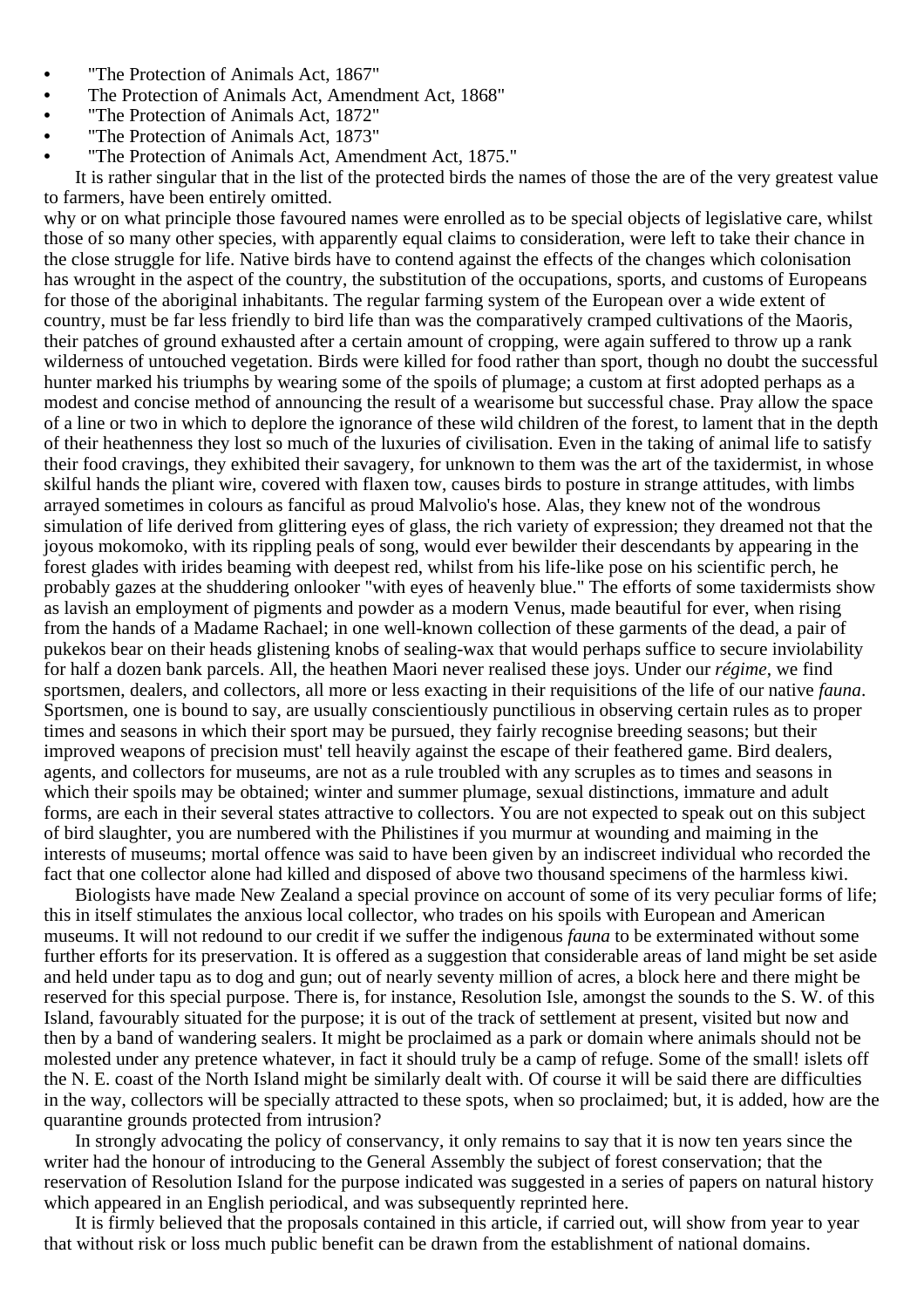- "The Protection of Animals Act, 1867"
- The Protection of Animals Act, Amendment Act, 1868"
- "The Protection of Animals Act, 1872"
- "The Protection of Animals Act, 1873"
- "The Protection of Animals Act, Amendment Act, 1875."

It is rather singular that in the list of the protected birds the names of those the are of the very greatest value to farmers, have been entirely omitted.

why or on what principle those favoured names were enrolled as to be special objects of legislative care, whilst those of so many other species, with apparently equal claims to consideration, were left to take their chance in the close struggle for life. Native birds have to contend against the effects of the changes which colonisation has wrought in the aspect of the country, the substitution of the occupations, sports, and customs of Europeans for those of the aboriginal inhabitants. The regular farming system of the European over a wide extent of country, must be far less friendly to bird life than was the comparatively cramped cultivations of the Maoris, their patches of ground exhausted after a certain amount of cropping, were again suffered to throw up a rank wilderness of untouched vegetation. Birds were killed for food rather than sport, though no doubt the successful hunter marked his triumphs by wearing some of the spoils of plumage; a custom at first adopted perhaps as a modest and concise method of announcing the result of a wearisome but successful chase. Pray allow the space of a line or two in which to deplore the ignorance of these wild children of the forest, to lament that in the depth of their heathenness they lost so much of the luxuries of civilisation. Even in the taking of animal life to satisfy their food cravings, they exhibited their savagery, for unknown to them was the art of the taxidermist, in whose skilful hands the pliant wire, covered with flaxen tow, causes birds to posture in strange attitudes, with limbs arrayed sometimes in colours as fanciful as proud Malvolio's hose. Alas, they knew not of the wondrous simulation of life derived from glittering eyes of glass, the rich variety of expression; they dreamed not that the joyous mokomoko, with its rippling peals of song, would ever bewilder their descendants by appearing in the forest glades with irides beaming with deepest red, whilst from his life-like pose on his scientific perch, he probably gazes at the shuddering onlooker "with eyes of heavenly blue." The efforts of some taxidermists show as lavish an employment of pigments and powder as a modern Venus, made beautiful for ever, when rising from the hands of a Madame Rachael; in one well-known collection of these garments of the dead, a pair of pukekos bear on their heads glistening knobs of sealing-wax that would perhaps suffice to secure inviolability for half a dozen bank parcels. All, the heathen Maori never realised these joys. Under our *régime*, we find sportsmen, dealers, and collectors, all more or less exacting in their requisitions of the life of our native *fauna*. Sportsmen, one is bound to say, are usually conscientiously punctilious in observing certain rules as to proper times and seasons in which their sport may be pursued, they fairly recognise breeding seasons; but their improved weapons of precision must' tell heavily against the escape of their feathered game. Bird dealers, agents, and collectors for museums, are not as a rule troubled with any scruples as to times and seasons in which their spoils may be obtained; winter and summer plumage, sexual distinctions, immature and adult forms, are each in their several states attractive to collectors. You are not expected to speak out on this subject of bird slaughter, you are numbered with the Philistines if you murmur at wounding and maiming in the interests of museums; mortal offence was said to have been given by an indiscreet individual who recorded the fact that one collector alone had killed and disposed of above two thousand specimens of the harmless kiwi.

Biologists have made New Zealand a special province on account of some of its very peculiar forms of life; this in itself stimulates the anxious local collector, who trades on his spoils with European and American museums. It will not redound to our credit if we suffer the indigenous *fauna* to be exterminated without some further efforts for its preservation. It is offered as a suggestion that considerable areas of land might be set aside and held under tapu as to dog and gun; out of nearly seventy million of acres, a block here and there might be reserved for this special purpose. There is, for instance, Resolution Isle, amongst the sounds to the S. W. of this Island, favourably situated for the purpose; it is out of the track of settlement at present, visited but now and then by a band of wandering sealers. It might be proclaimed as a park or domain where animals should not be molested under any pretence whatever, in fact it should truly be a camp of refuge. Some of the small! islets off the N. E. coast of the North Island might be similarly dealt with. Of course it will be said there are difficulties in the way, collectors will be specially attracted to these spots, when so proclaimed; but, it is added, how are the quarantine grounds protected from intrusion?

In strongly advocating the policy of conservancy, it only remains to say that it is now ten years since the writer had the honour of introducing to the General Assembly the subject of forest conservation; that the reservation of Resolution Island for the purpose indicated was suggested in a series of papers on natural history which appeared in an English periodical, and was subsequently reprinted here.

It is firmly believed that the proposals contained in this article, if carried out, will show from year to year that without risk or loss much public benefit can be drawn from the establishment of national domains.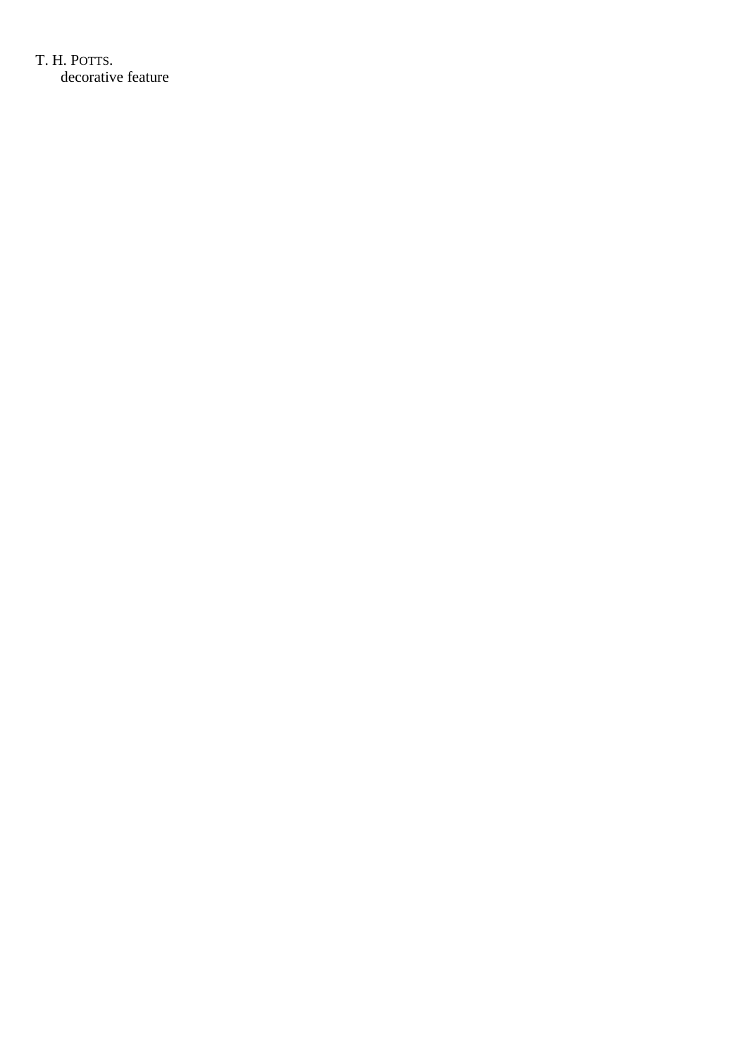T. H. Potts.

decorative feature